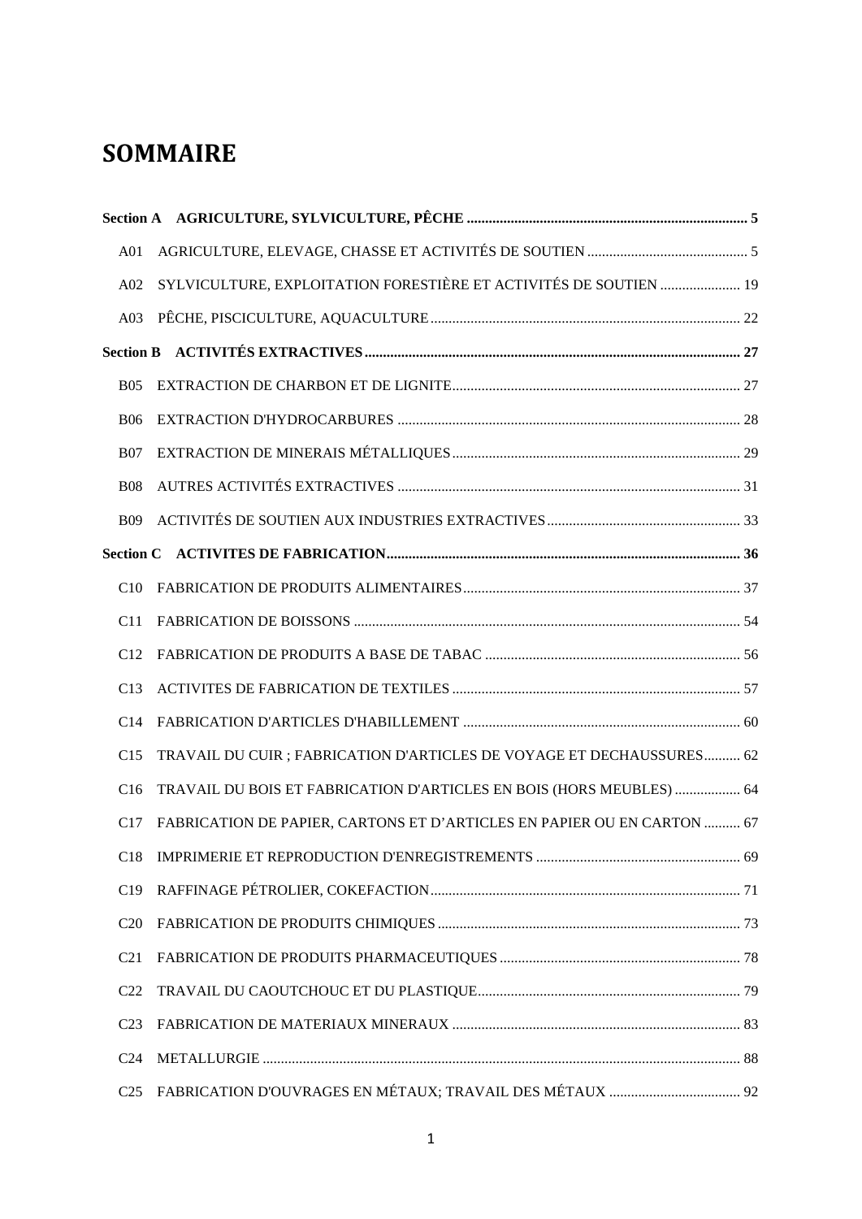# SOMMAIRE

**Section A AGRICULTURE, SYLVICULTURE, PÊCHE ............................................................................ 5**

A01 AGRICULTURE, ELEVAGE, CHASSE ET ACTIVITÉS DE SOUTIEN ............................................ 5

A02 SYLVICULTURE, EXPLOITATION FORESTIÈRE ET ACTIVITÉS DE SOUTIEN ...................... 19

A03 PÊCHE, PISCICULTURE, AQUACULTURE ..................................................................................... 22

**Section B ACTIVITÉS EXTRACTIVES ...................................................................................................... 27**

B05 EXTRACTION DE CHARBON ET DE LIGNITE ............................................................................... 27

B06 EXTRACTION D'HYDROCARBURES ............................................................................................. 28

B07 EXTRACTION DE MINERAIS MÉTALLIQUES ............................................................................... 29

B08 AUTRES ACTIVITÉS EXTRACTIVES .............................................................................................. 31

B09 ACTIVITÉS DE SOUTIEN AUX INDUSTRIES EXTRACTIVES ..................................................... 33

**Section C ACTIVITES DE FABRICATION ................................................................................................ 36**

C10 FABRICATION DE PRODUITS ALIMENTAIRES ............................................................................ 37

C11 FABRICATION DE BOISSONS .......................................................................................................... 54

C12 FABRICATION DE PRODUITS A BASE DE TABAC ...................................................................... 56

C13 ACTIVITES DE FABRICATION DE TEXTILES ............................................................................... 57

C14 FABRICATION D'ARTICLES D'HABILLEMENT ............................................................................ 60

C15 TRAVAIL DU CUIR ; FABRICATION D'ARTICLES DE VOYAGE ET DECHAUSSURES.......... 62

C16 TRAVAIL DU BOIS ET FABRICATION D'ARTICLES EN BOIS (HORS MEUBLES) .................. 64

C17 FABRICATION DE PAPIER, CARTONS ET D'ARTICLES EN PAPIER OU EN CARTON .......... 67

C18 IMPRIMERIE ET REPRODUCTION D'ENREGISTREMENTS ........................................................ 69

C19 RAFFINAGE PÉTROLIER, COKEFACTION ..................................................................................... 71

C20 FABRICATION DE PRODUITS CHIMIQUES ................................................................................... 73

C21 FABRICATION DE PRODUITS PHARMACEUTIQUES .................................................................. 78

C22 TRAVAIL DU CAOUTCHOUC ET DU PLASTIQUE ........................................................................ 79

C23 FABRICATION DE MATERIAUX MINERAUX ............................................................................... 83

C24 METALLURGIE .................................................................................................................................. 88

C25 FABRICATION D'OUVRAGES EN MÉTAUX; TRAVAIL DES MÉTAUX .................................... 92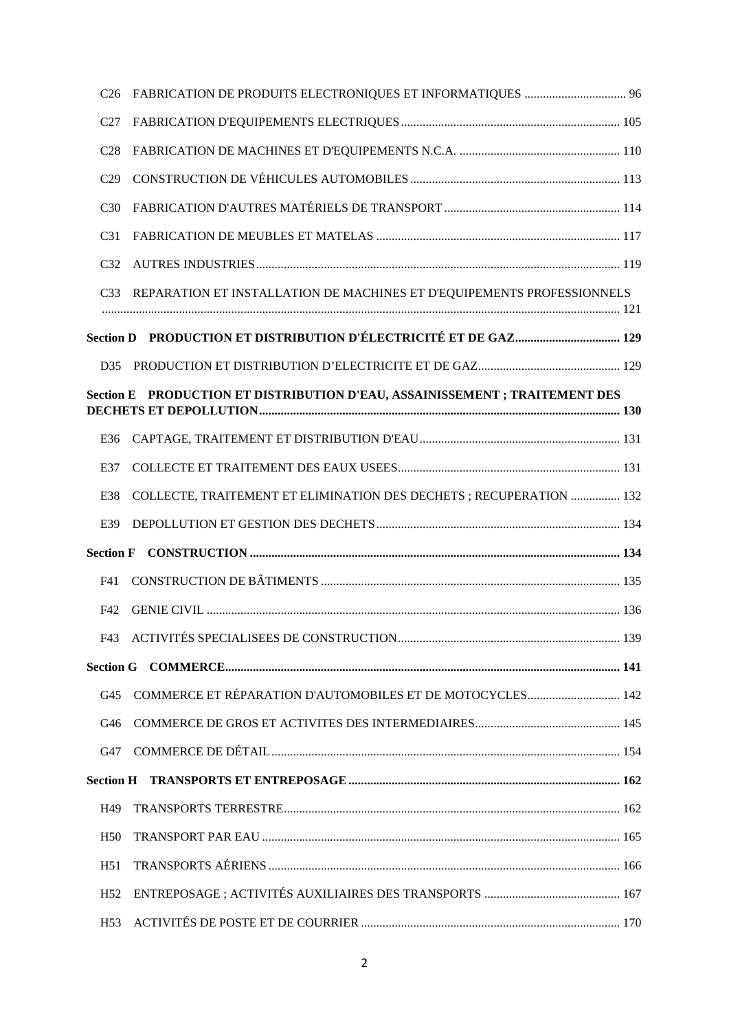C26 FABRICATION DE PRODUITS ELECTRONIQUES ET INFORMATIQUES ................................. 96

C27 FABRICATION D'EQUIPEMENTS ELECTRIQUES ...................................................................... 105

C28 FABRICATION DE MACHINES ET D'EQUIPEMENTS N.C.A. .................................................... 110

C29 CONSTRUCTION DE VÉHICULES AUTOMOBILES .................................................................... 113

C30 FABRICATION D'AUTRES MATÉRIELS DE TRANSPORT ......................................................... 114

C31 FABRICATION DE MEUBLES ET MATELAS ............................................................................... 117

C32 AUTRES INDUSTRIES ..................................................................................................................... 119

C33 REPARATION ET INSTALLATION DE MACHINES ET D'EQUIPEMENTS PROFESSIONNELS ........................................................................................................................................................ 121

**Section D PRODUCTION ET DISTRIBUTION D'ÉLECTRICITÉ ET DE GAZ ................................. 129**

D35 PRODUCTION ET DISTRIBUTION D'ELECTRICITE ET DE GAZ ............................................. 129

**Section E PRODUCTION ET DISTRIBUTION D'EAU, ASSAINISSEMENT ; TRAITEMENT DES DECHETS ET DEPOLLUTION ..................................................................................................................... 130**

E36 CAPTAGE, TRAITEMENT ET DISTRIBUTION D'EAU ................................................................ 131

E37 COLLECTE ET TRAITEMENT DES EAUX USEES ........................................................................ 131

E38 COLLECTE, TRAITEMENT ET ELIMINATION DES DECHETS ; RECUPERATION ................ 132

E39 DEPOLLUTION ET GESTION DES DECHETS ............................................................................... 134

**Section F CONSTRUCTION ......................................................................................................................... 134**

F41 CONSTRUCTION DE BÂTIMENTS ................................................................................................. 135

F42 GENIE CIVIL ..................................................................................................................................... 136

F43 ACTIVITÉS SPECIALISEES DE CONSTRUCTION ........................................................................ 139

**Section G COMMERCE ................................................................................................................................. 141**

G45 COMMERCE ET RÉPARATION D'AUTOMOBILES ET DE MOTOCYCLES ............................. 142

G46 COMMERCE DE GROS ET ACTIVITES DES INTERMEDIAIRES .............................................. 145

G47 COMMERCE DE DÉTAIL ................................................................................................................. 154

**Section H TRANSPORTS ET ENTREPOSAGE ......................................................................................... 162**

H49 TRANSPORTS TERRESTRE ............................................................................................................. 162

H50 TRANSPORT PAR EAU .................................................................................................................... 165

H51 TRANSPORTS AÉRIENS .................................................................................................................. 166

H52 ENTREPOSAGE ; ACTIVITÉS AUXILIAIRES DES TRANSPORTS ........................................... 167

H53 ACTIVITÉS DE POSTE ET DE COURRIER .................................................................................... 170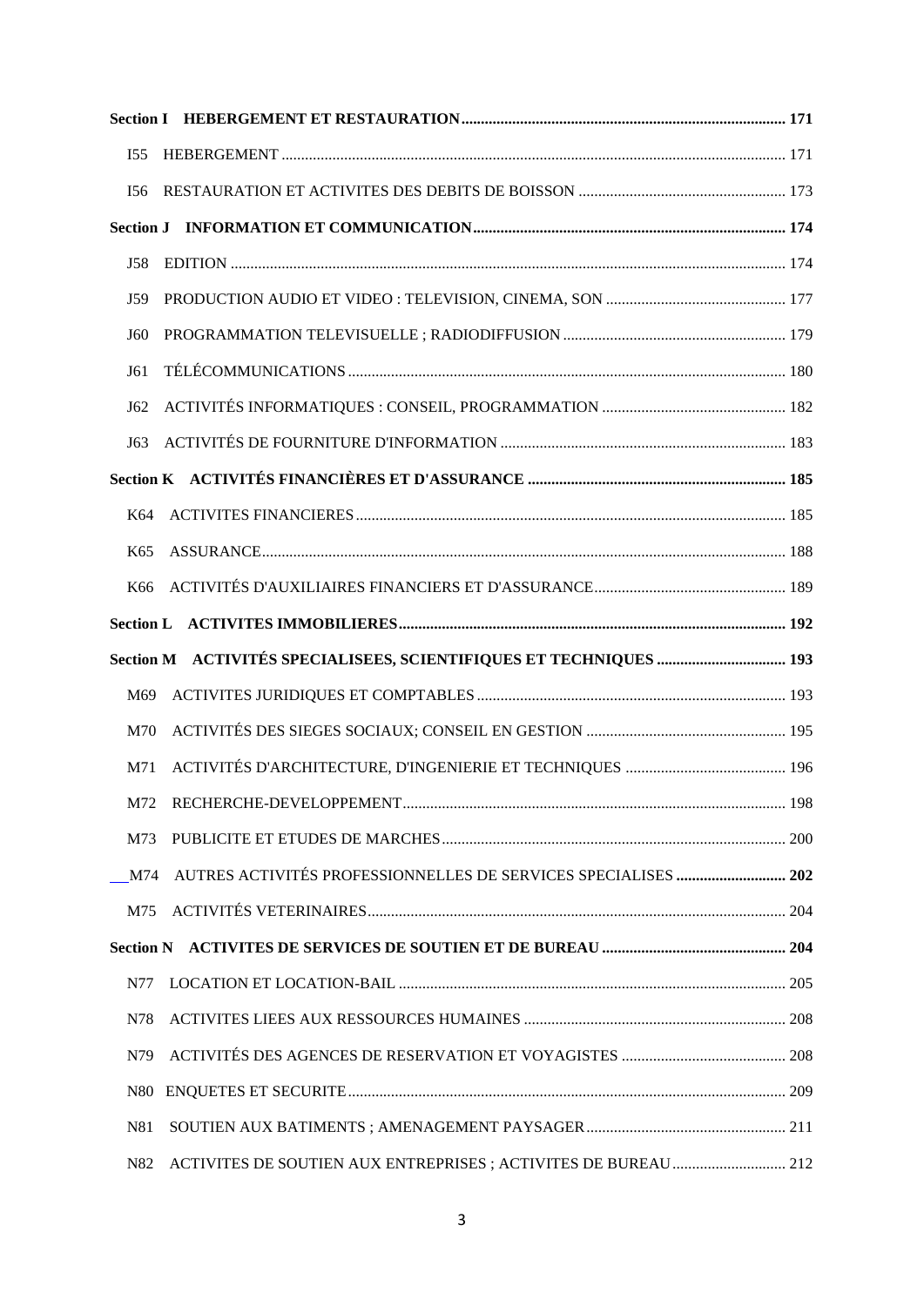**Section I HEBERGEMENT ET RESTAURATION** .................................................................................. **171**

I55 HEBERGEMENT ................................................................................................................................ 171

I56 RESTAURATION ET ACTIVITES DES DEBITS DE BOISSON ..................................................... 173

**Section J INFORMATION ET COMMUNICATION** ............................................................................... **174**

J58 EDITION ............................................................................................................................................ 174

J59 PRODUCTION AUDIO ET VIDEO : TELEVISION, CINEMA, SON ............................................. 177

J60 PROGRAMMATION TELEVISUELLE ; RADIODIFFUSION ......................................................... 179

J61 TÉLÉCOMMUNICATIONS ............................................................................................................... 180

J62 ACTIVITÉS INFORMATIQUES : CONSEIL, PROGRAMMATION ............................................... 182

J63 ACTIVITÉS DE FOURNITURE D'INFORMATION ......................................................................... 183

**Section K ACTIVITÉS FINANCIÈRES ET D'ASSURANCE** ................................................................. **185**

K64 ACTIVITES FINANCIERES ............................................................................................................. 185

K65 ASSURANCE ..................................................................................................................................... 188

K66 ACTIVITÉS D'AUXILIAIRES FINANCIERS ET D'ASSURANCE ................................................. 189

**Section L ACTIVITES IMMOBILIERES** .................................................................................................. **192**

**Section M ACTIVITÉS SPECIALISEES, SCIENTIFIQUES ET TECHNIQUES** ................................. **193**

M69 ACTIVITES JURIDIQUES ET COMPTABLES ............................................................................... 193

M70 ACTIVITÉS DES SIEGES SOCIAUX; CONSEIL EN GESTION ................................................... 195

M71 ACTIVITÉS D'ARCHITECTURE, D'INGENIERIE ET TECHNIQUES ......................................... 196

M72 RECHERCHE-DEVELOPPEMENT ................................................................................................. 198

M73 PUBLICITE ET ETUDES DE MARCHES ........................................................................................ 200

M74 AUTRES ACTIVITÉS PROFESSIONNELLES DE SERVICES SPECIALISES ............................ **202**

M75 ACTIVITÉS VETERINAIRES ........................................................................................................... 204

**Section N ACTIVITES DE SERVICES DE SOUTIEN ET DE BUREAU** ............................................... **204**

N77 LOCATION ET LOCATION-BAIL ................................................................................................... 205

N78 ACTIVITES LIEES AUX RESSOURCES HUMAINES ................................................................... 208

N79 ACTIVITÉS DES AGENCES DE RESERVATION ET VOYAGISTES .......................................... 208

N80 ENQUETES ET SECURITE ................................................................................................................ 209

N81 SOUTIEN AUX BATIMENTS ; AMENAGEMENT PAYSAGER ................................................... 211

N82 ACTIVITES DE SOUTIEN AUX ENTREPRISES ; ACTIVITES DE BUREAU ............................ 212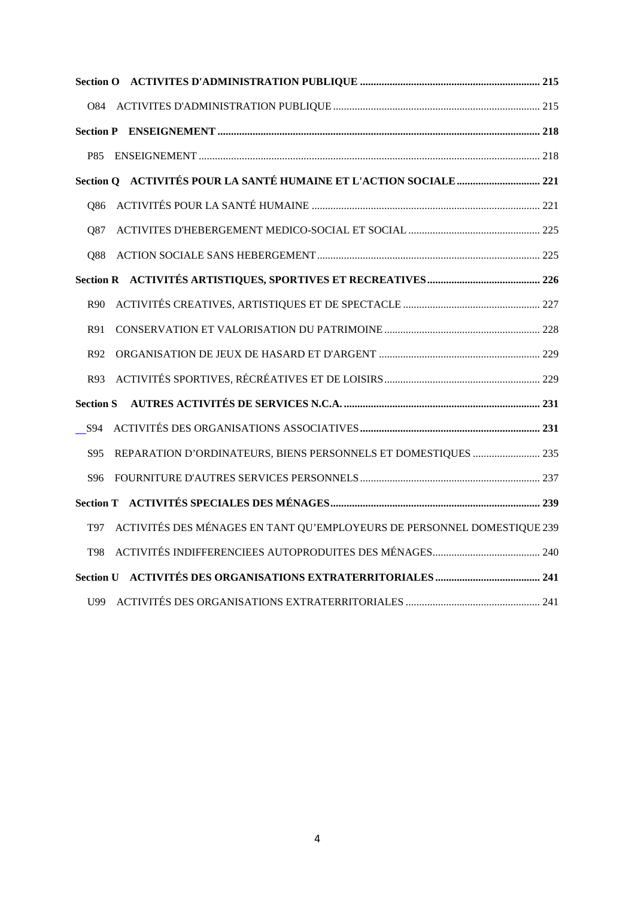**Section O ACTIVITES D'ADMINISTRATION PUBLIQUE .................................................................. 215**

O84 ACTIVITES D'ADMINISTRATION PUBLIQUE ............................................................................ 215

**Section P ENSEIGNEMENT ....................................................................................................................... 218**

P85 ENSEIGNEMENT .............................................................................................................................. 218

**Section Q ACTIVITÉS POUR LA SANTÉ HUMAINE ET L'ACTION SOCIALE ............................... 221**

Q86 ACTIVITÉS POUR LA SANTÉ HUMAINE .................................................................................... 221

Q87 ACTIVITES D'HEBERGEMENT MEDICO-SOCIAL ET SOCIAL ................................................. 225

Q88 ACTION SOCIALE SANS HEBERGEMENT .................................................................................. 225

**Section R ACTIVITÉS ARTISTIQUES, SPORTIVES ET RECREATIVES .......................................... 226**

R90 ACTIVITÉS CREATIVES, ARTISTIQUES ET DE SPECTACLE .................................................. 227

R91 CONSERVATION ET VALORISATION DU PATRIMOINE .......................................................... 228

R92 ORGANISATION DE JEUX DE HASARD ET D'ARGENT ........................................................... 229

R93 ACTIVITÉS SPORTIVES, RÉCRÉATIVES ET DE LOISIRS .......................................................... 229

**Section S AUTRES ACTIVITÉS DE SERVICES N.C.A. ......................................................................... 231**

S94 ACTIVITÉS DES ORGANISATIONS ASSOCIATIVES **.................................................................. 231**

S95 REPARATION D'ORDINATEURS, BIENS PERSONNELS ET DOMESTIQUES ......................... 235

S96 FOURNITURE D'AUTRES SERVICES PERSONNELS .................................................................. 237

**Section T ACTIVITÉS SPECIALES DES MÉNAGES ............................................................................. 239**

T97 ACTIVITÉS DES MÉNAGES EN TANT QU'EMPLOYEURS DE PERSONNEL DOMESTIQUE 239

T98 ACTIVITÉS INDIFFERENCIEES AUTOPRODUITES DES MÉNAGES ........................................ 240

**Section U ACTIVITÉS DES ORGANISATIONS EXTRATERRITORIALES ....................................... 241**

U99 ACTIVITÉS DES ORGANISATIONS EXTRATERRITORIALES .................................................. 241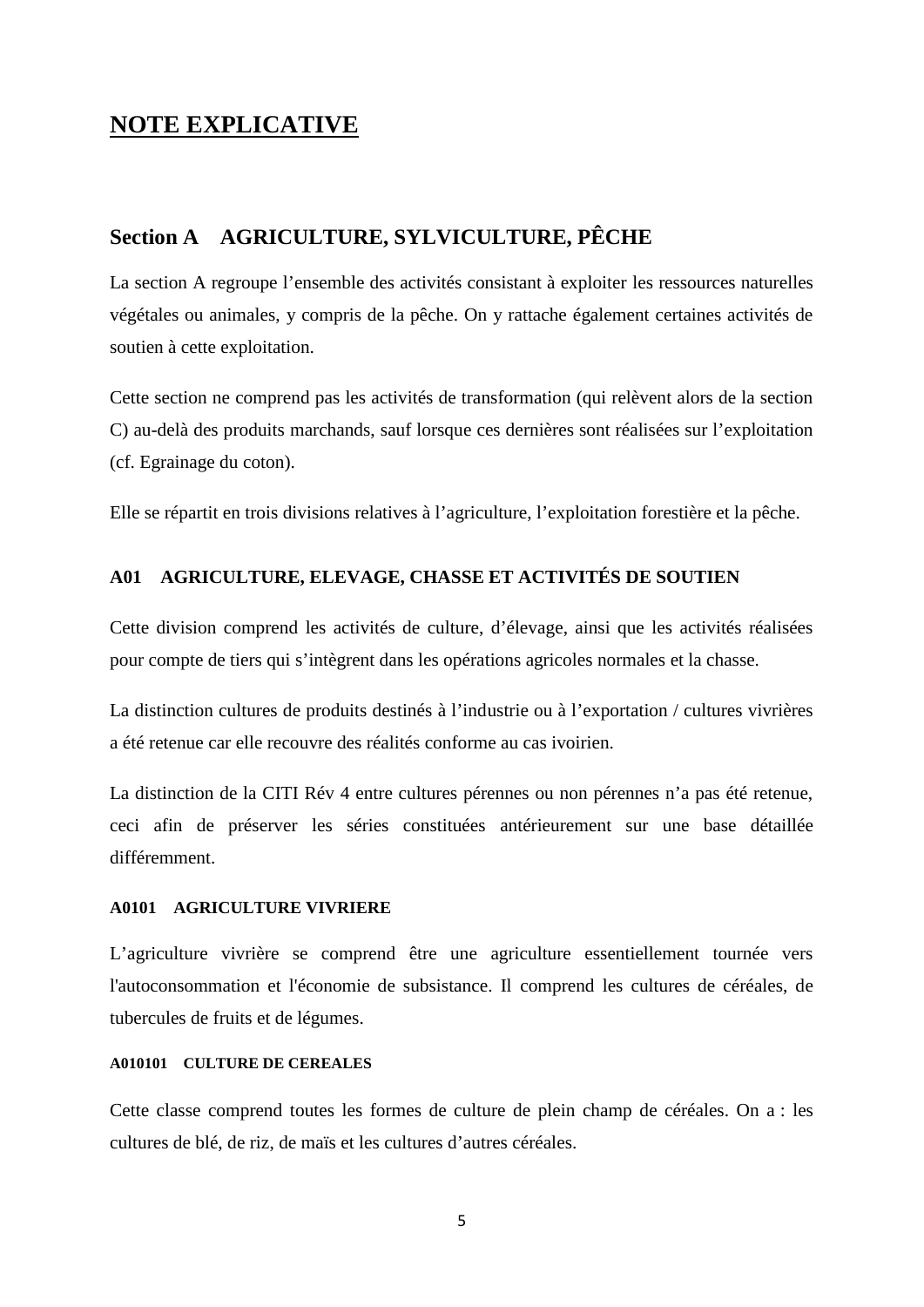# NOTE EXPLICATIVE

## Section A AGRICULTURE, SYLVICULTURE, PÊCHE

La section A regroupe l'ensemble des activités consistant à exploiter les ressources naturelles végétales ou animales, y compris de la pêche. On y rattache également certaines activités de soutien à cette exploitation.

Cette section ne comprend pas les activités de transformation (qui relèvent alors de la section C) au-delà des produits marchands, sauf lorsque ces dernières sont réalisées sur l'exploitation (cf. Egrainage du coton).

Elle se répartit en trois divisions relatives à l'agriculture, l'exploitation forestière et la pêche.

### A01 AGRICULTURE, ELEVAGE, CHASSE ET ACTIVITÉS DE SOUTIEN

Cette division comprend les activités de culture, d'élevage, ainsi que les activités réalisées pour compte de tiers qui s'intègrent dans les opérations agricoles normales et la chasse.

La distinction cultures de produits destinés à l'industrie ou à l'exportation / cultures vivrières a été retenue car elle recouvre des réalités conforme au cas ivoirien.

La distinction de la CITI Rév 4 entre cultures pérennes ou non pérennes n'a pas été retenue, ceci afin de préserver les séries constituées antérieurement sur une base détaillée différemment.

#### A0101 AGRICULTURE VIVRIERE

L'agriculture vivrière se comprend être une agriculture essentiellement tournée vers l'autoconsommation et l'économie de subsistance. Il comprend les cultures de céréales, de tubercules de fruits et de légumes.

##### A010101 CULTURE DE CEREALES

Cette classe comprend toutes les formes de culture de plein champ de céréales. On a : les cultures de blé, de riz, de maïs et les cultures d'autres céréales.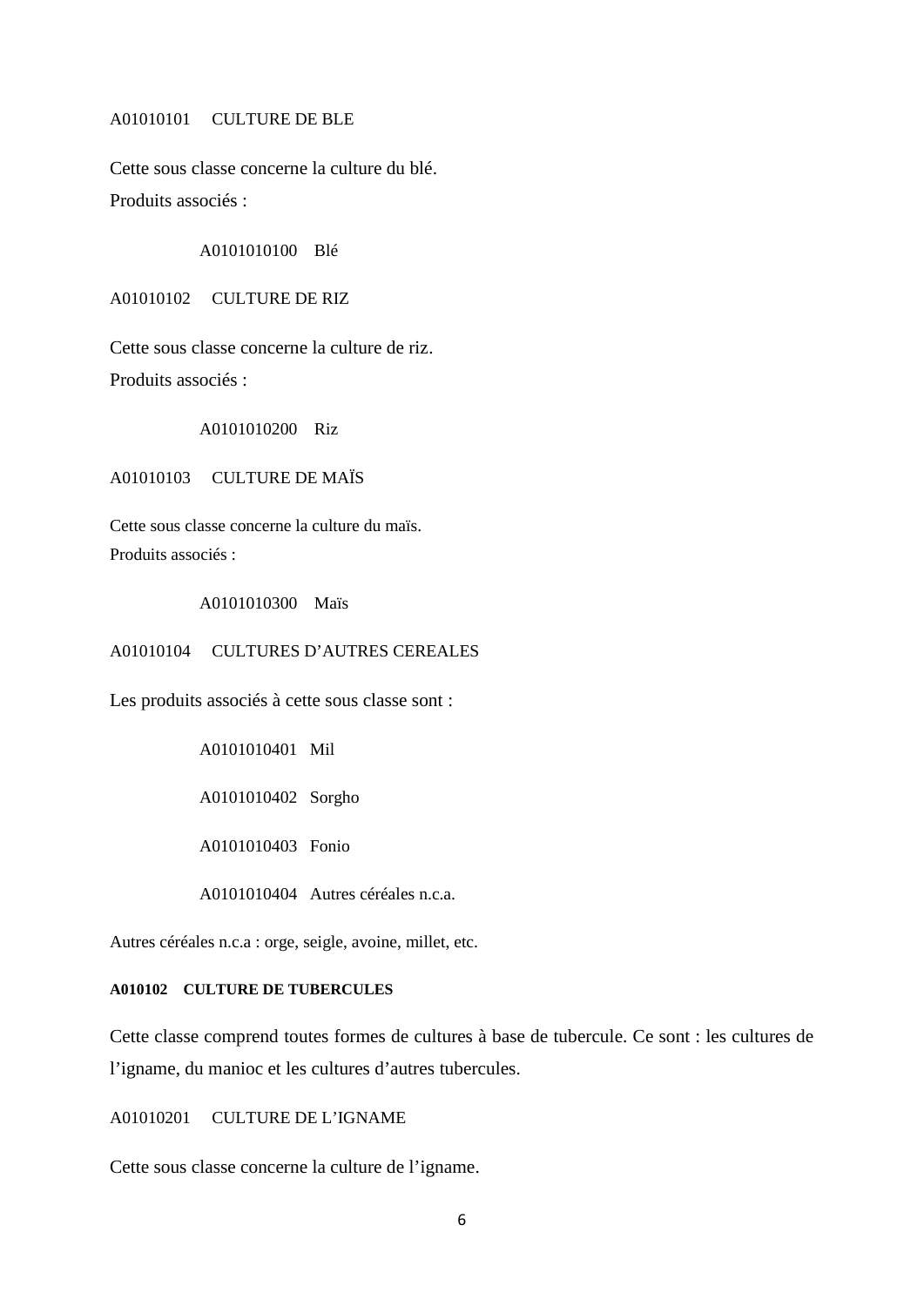A01010101 CULTURE DE BLE

Cette sous classe concerne la culture du blé.
Produits associés :

A0101010100 Blé

A01010102 CULTURE DE RIZ

Cette sous classe concerne la culture de riz.
Produits associés :

A0101010200 Riz

A01010103 CULTURE DE MAÏS

Cette sous classe concerne la culture du maïs.
Produits associés :

A0101010300 Maïs

A01010104 CULTURES D'AUTRES CEREALES

Les produits associés à cette sous classe sont :

A0101010401 Mil

A0101010402 Sorgho

A0101010403 Fonio

A0101010404 Autres céréales n.c.a.

Autres céréales n.c.a : orge, seigle, avoine, millet, etc.

**A010102 CULTURE DE TUBERCULES**

Cette classe comprend toutes formes de cultures à base de tubercule. Ce sont : les cultures de l'igname, du manioc et les cultures d'autres tubercules.

A01010201 CULTURE DE L'IGNAME

Cette sous classe concerne la culture de l'igname.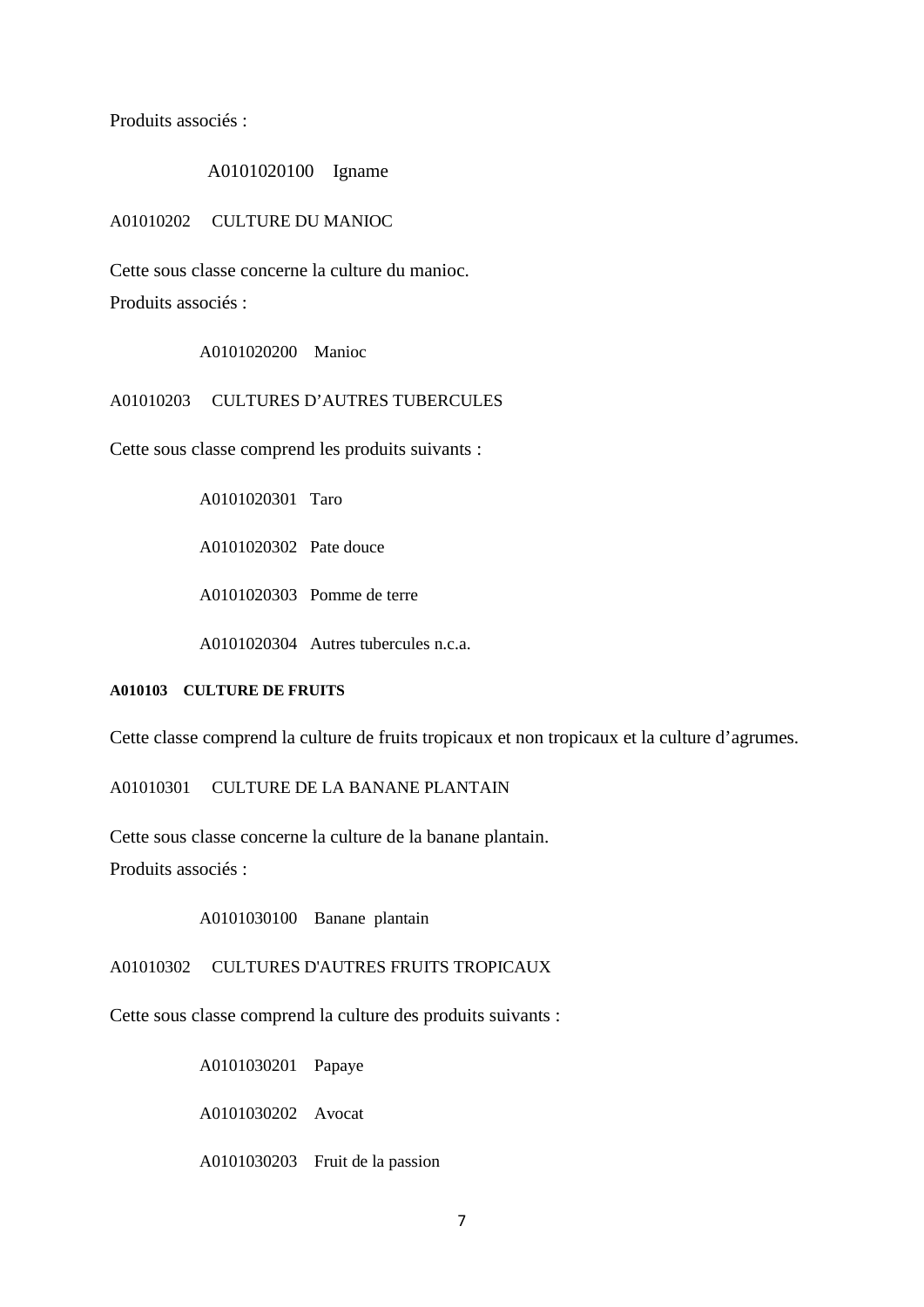Produits associés :

A0101020100 Igname

A01010202 CULTURE DU MANIOC

Cette sous classe concerne la culture du manioc.
Produits associés :

A0101020200 Manioc

A01010203 CULTURES D'AUTRES TUBERCULES

Cette sous classe comprend les produits suivants :

A0101020301 Taro

A0101020302 Pate douce

A0101020303 Pomme de terre

A0101020304 Autres tubercules n.c.a.

**A010103 CULTURE DE FRUITS**

Cette classe comprend la culture de fruits tropicaux et non tropicaux et la culture d'agrumes.

A01010301 CULTURE DE LA BANANE PLANTAIN

Cette sous classe concerne la culture de la banane plantain.
Produits associés :

A0101030100 Banane plantain

A01010302 CULTURES D'AUTRES FRUITS TROPICAUX

Cette sous classe comprend la culture des produits suivants :

A0101030201 Papaye

A0101030202 Avocat

A0101030203 Fruit de la passion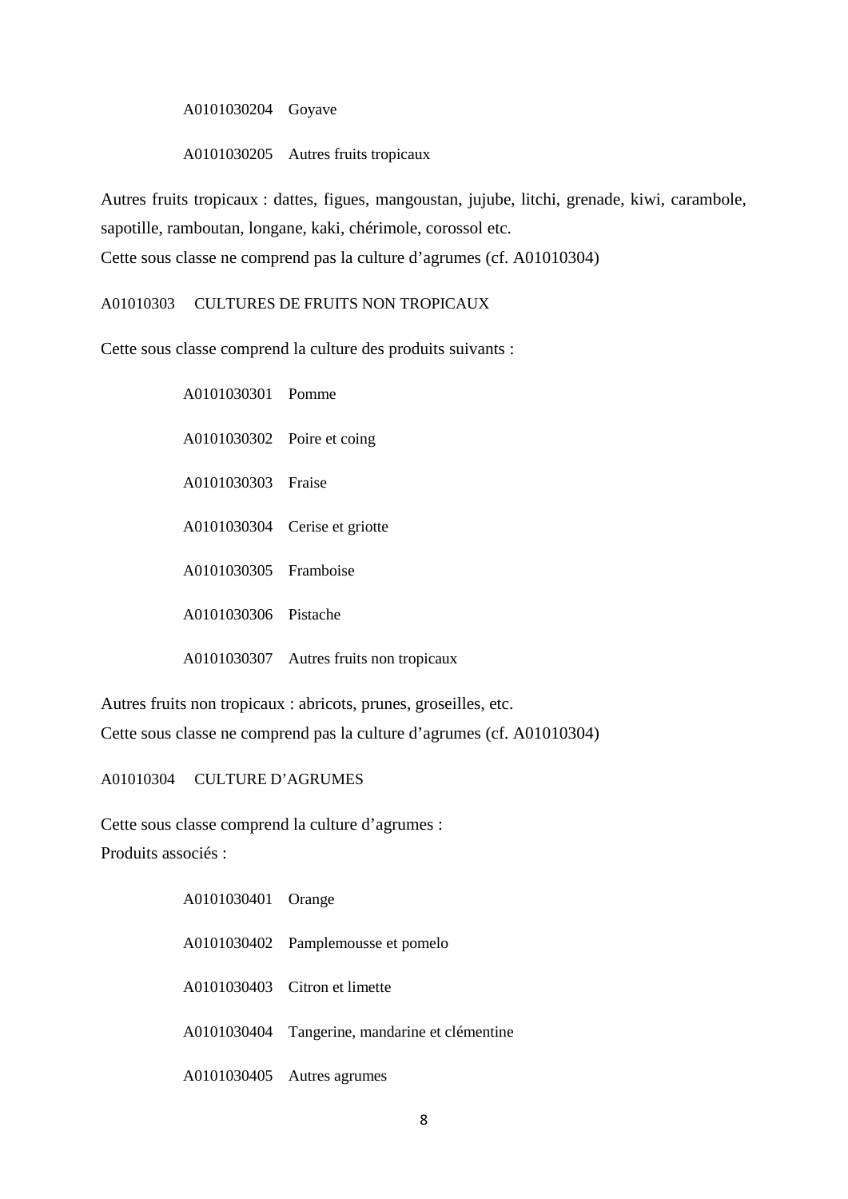A0101030204 Goyave

A0101030205 Autres fruits tropicaux

Autres fruits tropicaux : dattes, figues, mangoustan, jujube, litchi, grenade, kiwi, carambole, sapotille, ramboutan, longane, kaki, chérimole, corossol etc.
Cette sous classe ne comprend pas la culture d'agrumes (cf. A01010304)

A01010303 CULTURES DE FRUITS NON TROPICAUX

Cette sous classe comprend la culture des produits suivants :

A0101030301 Pomme

A0101030302 Poire et coing

A0101030303 Fraise

A0101030304 Cerise et griotte

A0101030305 Framboise

A0101030306 Pistache

A0101030307 Autres fruits non tropicaux

Autres fruits non tropicaux : abricots, prunes, groseilles, etc.
Cette sous classe ne comprend pas la culture d'agrumes (cf. A01010304)

A01010304 CULTURE D'AGRUMES

Cette sous classe comprend la culture d'agrumes :
Produits associés :

A0101030401 Orange

A0101030402 Pamplemousse et pomelo

A0101030403 Citron et limette

A0101030404 Tangerine, mandarine et clémentine

A0101030405 Autres agrumes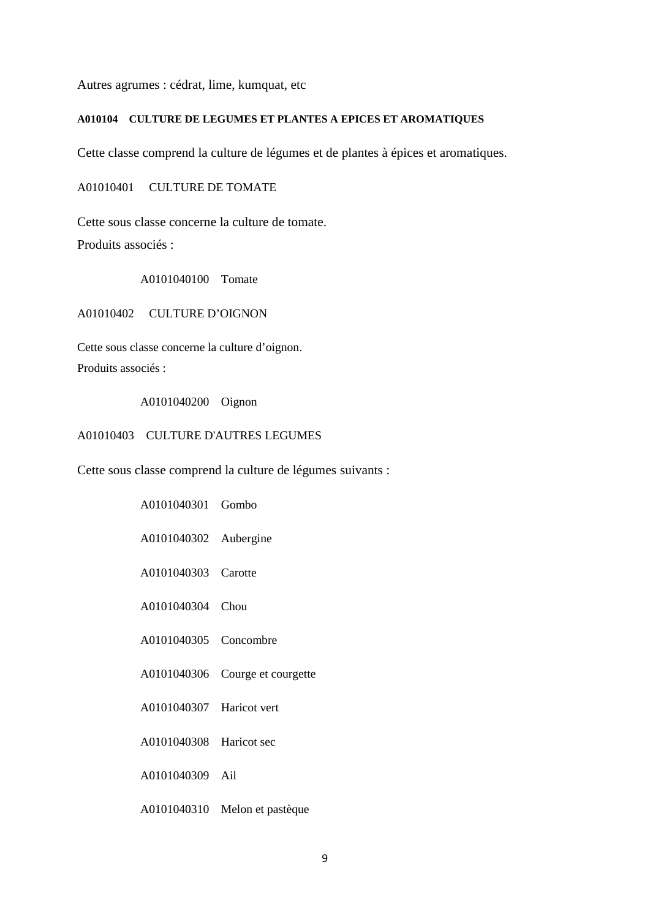Autres agrumes : cédrat, lime, kumquat, etc

#### A010104 CULTURE DE LEGUMES ET PLANTES A EPICES ET AROMATIQUES

Cette classe comprend la culture de légumes et de plantes à épices et aromatiques.

A01010401 CULTURE DE TOMATE

Cette sous classe concerne la culture de tomate.
Produits associés :

A0101040100 Tomate

A01010402 CULTURE D'OIGNON

Cette sous classe concerne la culture d'oignon.
Produits associés :

A0101040200 Oignon

A01010403 CULTURE D'AUTRES LEGUMES

Cette sous classe comprend la culture de légumes suivants :

A0101040301 Gombo

A0101040302 Aubergine

A0101040303 Carotte

A0101040304 Chou

A0101040305 Concombre

A0101040306 Courge et courgette

A0101040307 Haricot vert

A0101040308 Haricot sec

A0101040309 Ail

A0101040310 Melon et pastèque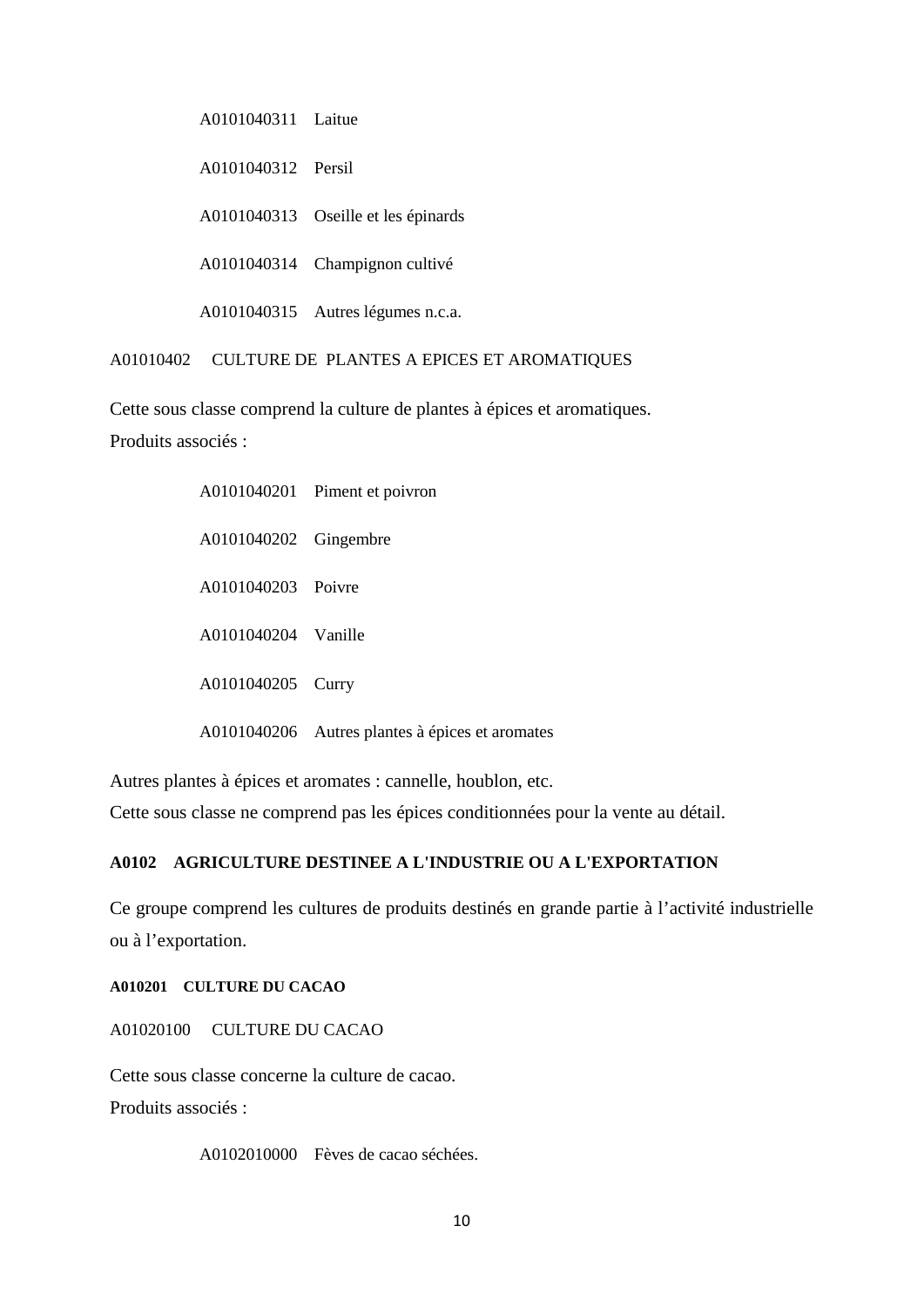A0101040311 Laitue

A0101040312 Persil

A0101040313 Oseille et les épinards

A0101040314 Champignon cultivé

A0101040315 Autres légumes n.c.a.

A01010402 CULTURE DE PLANTES A EPICES ET AROMATIQUES

Cette sous classe comprend la culture de plantes à épices et aromatiques.
Produits associés :

A0101040201 Piment et poivron

A0101040202 Gingembre

A0101040203 Poivre

A0101040204 Vanille

A0101040205 Curry

A0101040206 Autres plantes à épices et aromates

Autres plantes à épices et aromates : cannelle, houblon, etc.
Cette sous classe ne comprend pas les épices conditionnées pour la vente au détail.

### A0102 AGRICULTURE DESTINEE A L'INDUSTRIE OU A L'EXPORTATION

Ce groupe comprend les cultures de produits destinés en grande partie à l'activité industrielle ou à l'exportation.

#### A010201 CULTURE DU CACAO

A01020100 CULTURE DU CACAO

Cette sous classe concerne la culture de cacao.
Produits associés :

A0102010000 Fèves de cacao séchées.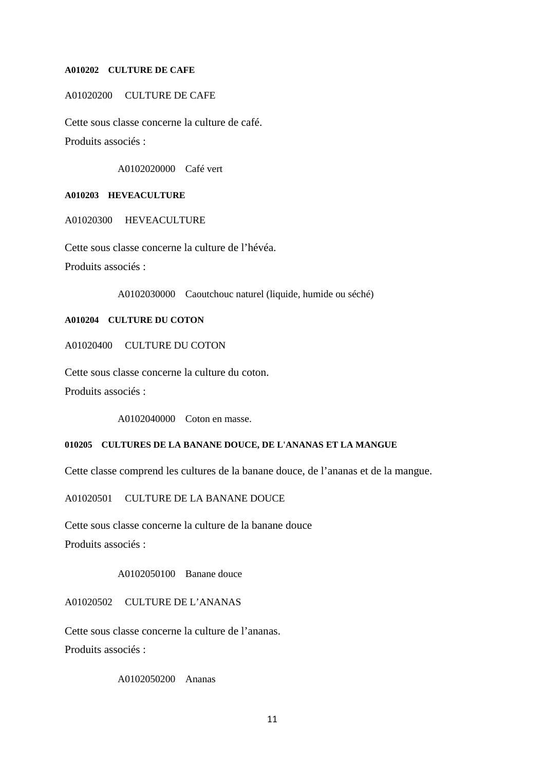#### A010202 CULTURE DE CAFE

A01020200 CULTURE DE CAFE

Cette sous classe concerne la culture de café.

Produits associés :

A0102020000 Café vert

#### A010203 HEVEACULTURE

A01020300 HEVEACULTURE

Cette sous classe concerne la culture de l'hévéa.

Produits associés :

A0102030000 Caoutchouc naturel (liquide, humide ou séché)

#### A010204 CULTURE DU COTON

A01020400 CULTURE DU COTON

Cette sous classe concerne la culture du coton.

Produits associés :

A0102040000 Coton en masse.

#### 010205 CULTURES DE LA BANANE DOUCE, DE L'ANANAS ET LA MANGUE

Cette classe comprend les cultures de la banane douce, de l'ananas et de la mangue.

A01020501 CULTURE DE LA BANANE DOUCE

Cette sous classe concerne la culture de la banane douce

Produits associés :

A0102050100 Banane douce

A01020502 CULTURE DE L'ANANAS

Cette sous classe concerne la culture de l'ananas.

Produits associés :

A0102050200 Ananas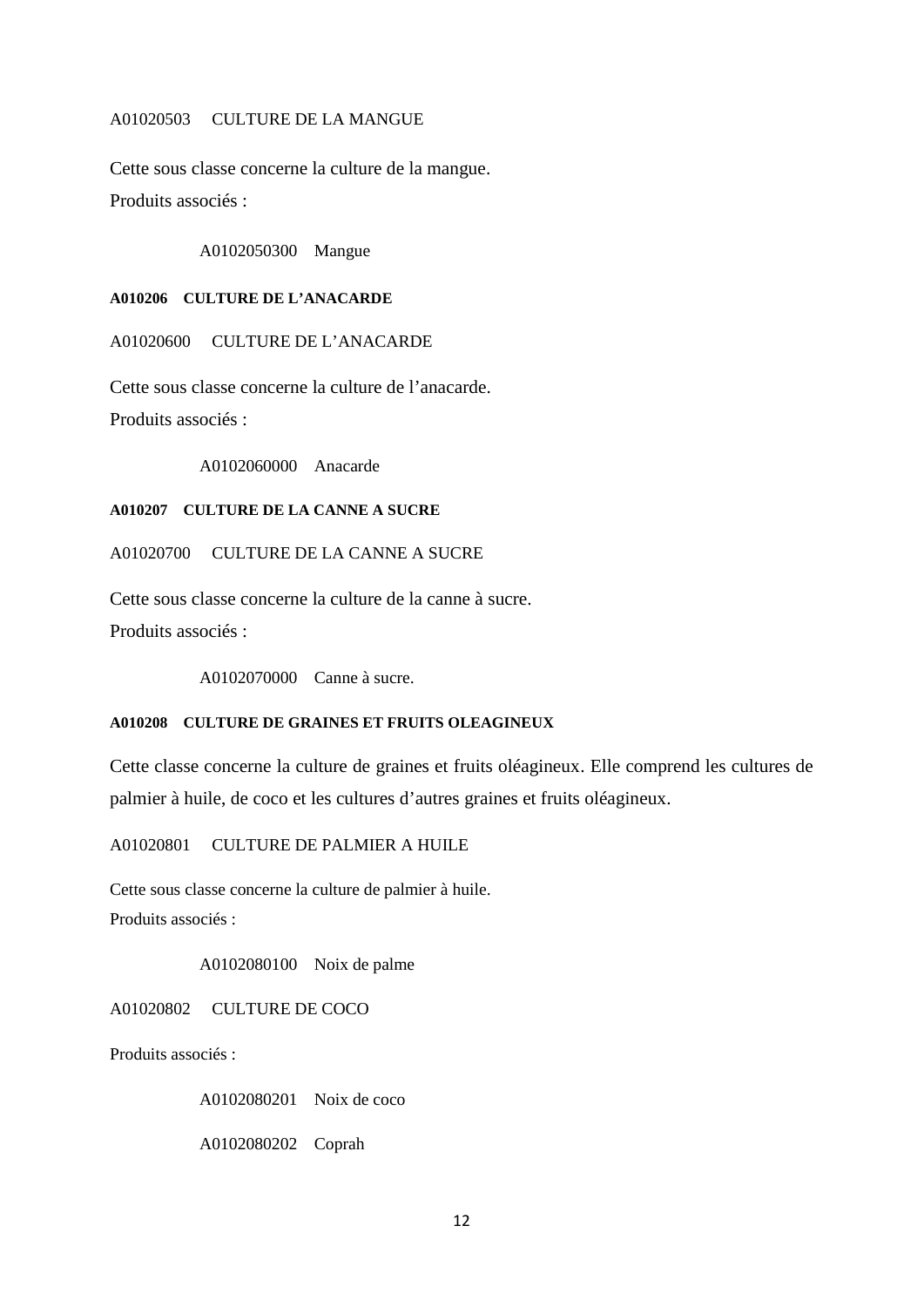A01020503 CULTURE DE LA MANGUE

Cette sous classe concerne la culture de la mangue.

Produits associés :

A0102050300 Mangue

**A010206 CULTURE DE L'ANACARDE**

A01020600 CULTURE DE L'ANACARDE

Cette sous classe concerne la culture de l'anacarde.

Produits associés :

A0102060000 Anacarde

**A010207 CULTURE DE LA CANNE A SUCRE**

A01020700 CULTURE DE LA CANNE A SUCRE

Cette sous classe concerne la culture de la canne à sucre.

Produits associés :

A0102070000 Canne à sucre.

**A010208 CULTURE DE GRAINES ET FRUITS OLEAGINEUX**

Cette classe concerne la culture de graines et fruits oléagineux. Elle comprend les cultures de palmier à huile, de coco et les cultures d'autres graines et fruits oléagineux.

A01020801 CULTURE DE PALMIER A HUILE

Cette sous classe concerne la culture de palmier à huile.

Produits associés :

A0102080100 Noix de palme

A01020802 CULTURE DE COCO

Produits associés :

A0102080201 Noix de coco

A0102080202 Coprah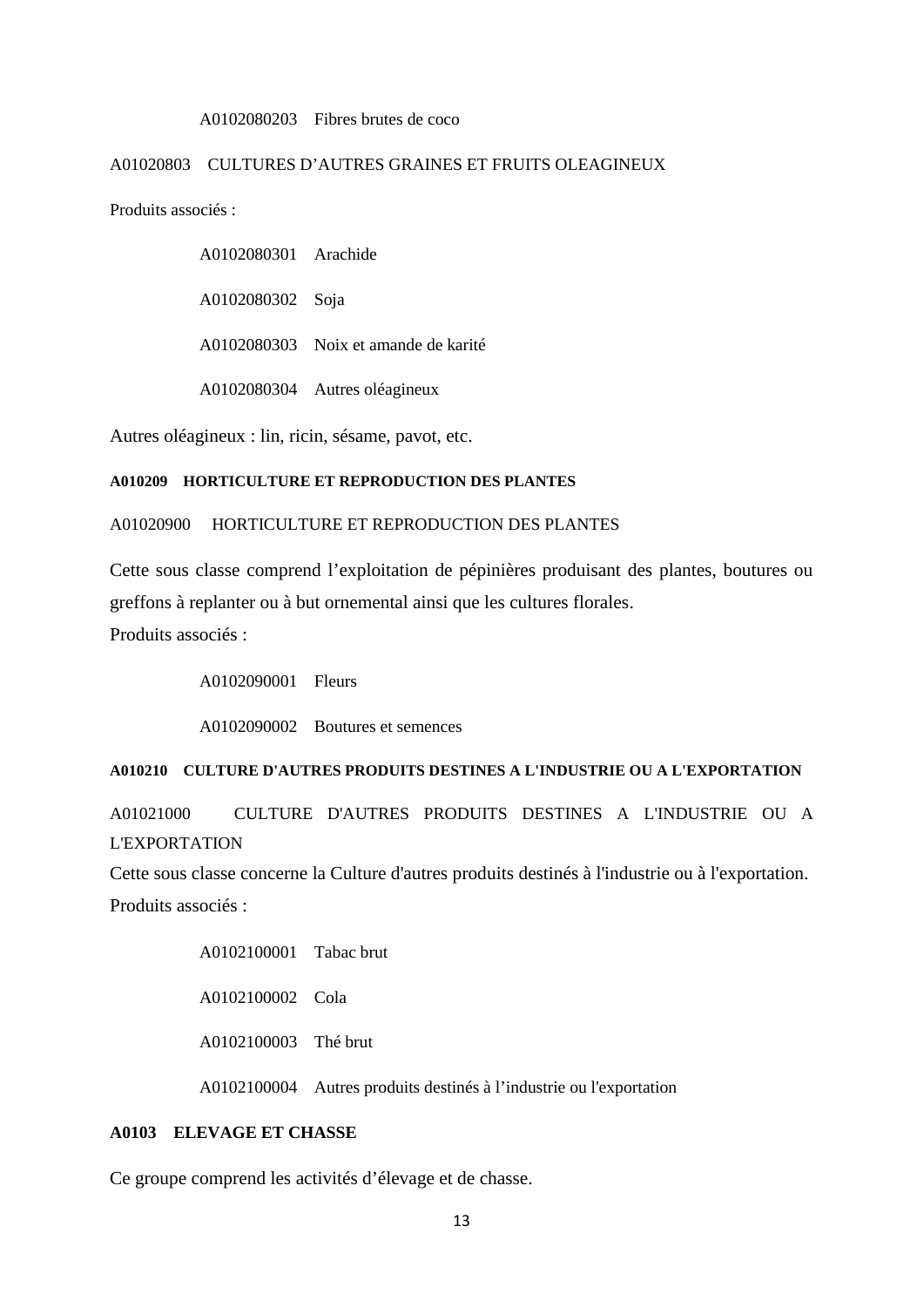A0102080203 Fibres brutes de coco

A01020803 CULTURES D'AUTRES GRAINES ET FRUITS OLEAGINEUX

Produits associés :

A0102080301 Arachide

A0102080302 Soja

A0102080303 Noix et amande de karité

A0102080304 Autres oléagineux

Autres oléagineux : lin, ricin, sésame, pavot, etc.

#### A010209 HORTICULTURE ET REPRODUCTION DES PLANTES

A01020900 HORTICULTURE ET REPRODUCTION DES PLANTES

Cette sous classe comprend l'exploitation de pépinières produisant des plantes, boutures ou greffons à replanter ou à but ornemental ainsi que les cultures florales.

Produits associés :

A0102090001 Fleurs

A0102090002 Boutures et semences

#### A010210 CULTURE D'AUTRES PRODUITS DESTINES A L'INDUSTRIE OU A L'EXPORTATION

A01021000 CULTURE D'AUTRES PRODUITS DESTINES A L'INDUSTRIE OU A L'EXPORTATION

Cette sous classe concerne la Culture d'autres produits destinés à l'industrie ou à l'exportation.

Produits associés :

A0102100001 Tabac brut

A0102100002 Cola

A0102100003 Thé brut

A0102100004 Autres produits destinés à l'industrie ou l'exportation

### A0103 ELEVAGE ET CHASSE

Ce groupe comprend les activités d'élevage et de chasse.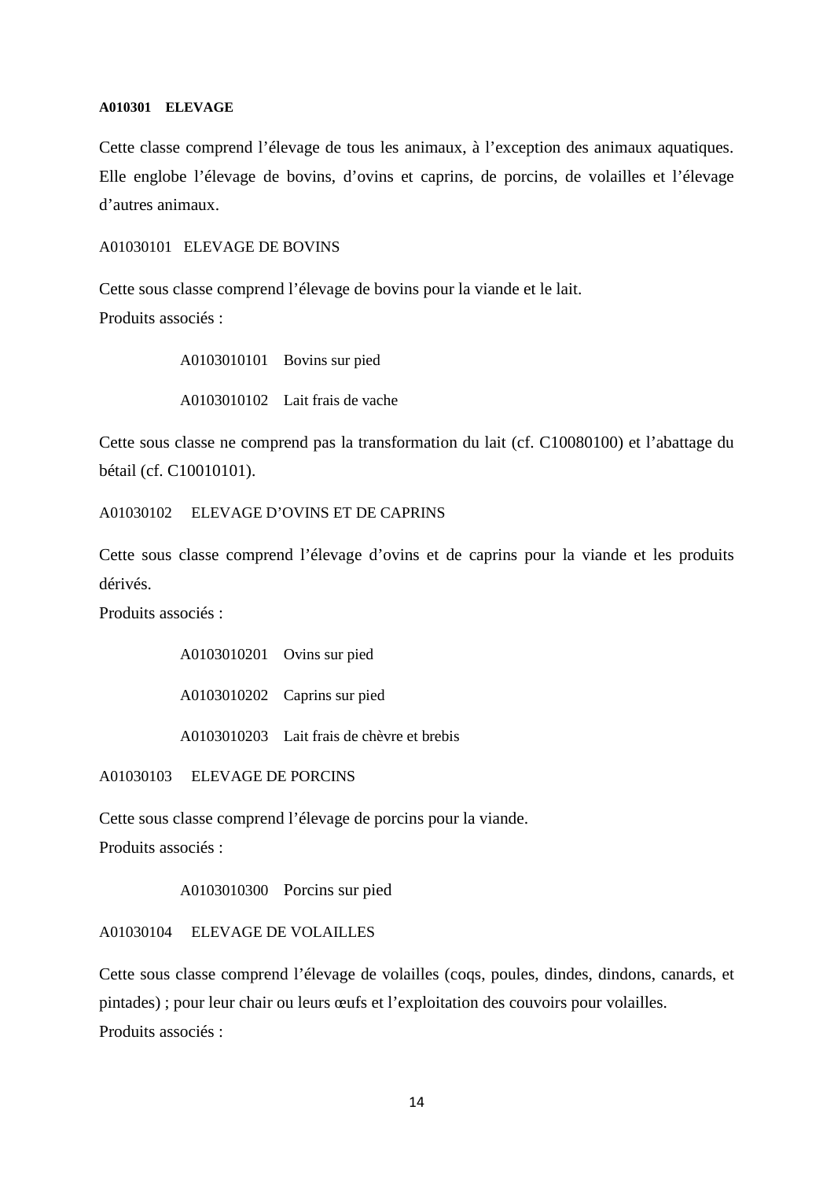**A010301 ELEVAGE**

Cette classe comprend l'élevage de tous les animaux, à l'exception des animaux aquatiques. Elle englobe l'élevage de bovins, d'ovins et caprins, de porcins, de volailles et l'élevage d'autres animaux.

A01030101 ELEVAGE DE BOVINS

Cette sous classe comprend l'élevage de bovins pour la viande et le lait.
Produits associés :

A0103010101 Bovins sur pied

A0103010102 Lait frais de vache

Cette sous classe ne comprend pas la transformation du lait (cf. C10080100) et l'abattage du bétail (cf. C10010101).

A01030102 ELEVAGE D'OVINS ET DE CAPRINS

Cette sous classe comprend l'élevage d'ovins et de caprins pour la viande et les produits dérivés.
Produits associés :

A0103010201 Ovins sur pied

A0103010202 Caprins sur pied

A0103010203 Lait frais de chèvre et brebis

A01030103 ELEVAGE DE PORCINS

Cette sous classe comprend l'élevage de porcins pour la viande.
Produits associés :

A0103010300 Porcins sur pied

A01030104 ELEVAGE DE VOLAILLES

Cette sous classe comprend l'élevage de volailles (coqs, poules, dindes, dindons, canards, et pintades) ; pour leur chair ou leurs œufs et l'exploitation des couvoirs pour volailles.
Produits associés :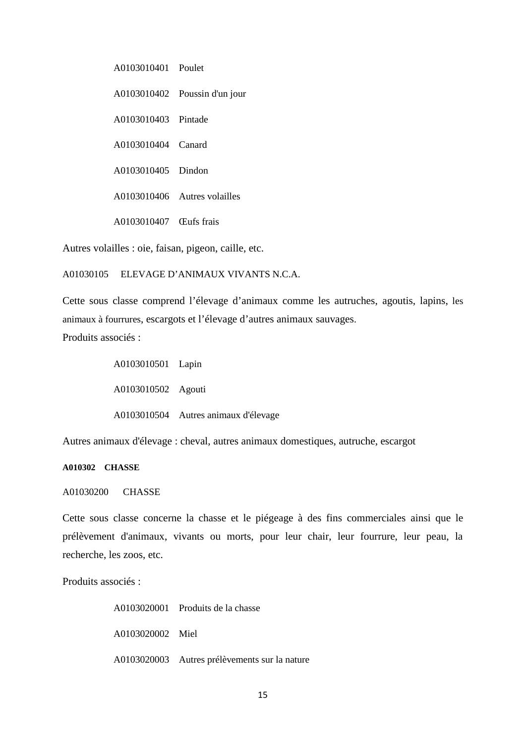A0103010401 Poulet

A0103010402 Poussin d'un jour

A0103010403 Pintade

A0103010404 Canard

A0103010405 Dindon

A0103010406 Autres volailles

A0103010407 Œufs frais

Autres volailles : oie, faisan, pigeon, caille, etc.

A01030105 ELEVAGE D’ANIMAUX VIVANTS N.C.A.

Cette sous classe comprend l’élevage d’animaux comme les autruches, agoutis, lapins, les animaux à fourrures, escargots et l’élevage d’autres animaux sauvages.
Produits associés :

A0103010501 Lapin

A0103010502 Agouti

A0103010504 Autres animaux d'élevage

Autres animaux d'élevage : cheval, autres animaux domestiques, autruche, escargot

**A010302 CHASSE**

A01030200 CHASSE

Cette sous classe concerne la chasse et le piégeage à des fins commerciales ainsi que le prélèvement d'animaux, vivants ou morts, pour leur chair, leur fourrure, leur peau, la recherche, les zoos, etc.

Produits associés :

A0103020001 Produits de la chasse

A0103020002 Miel

A0103020003 Autres prélèvements sur la nature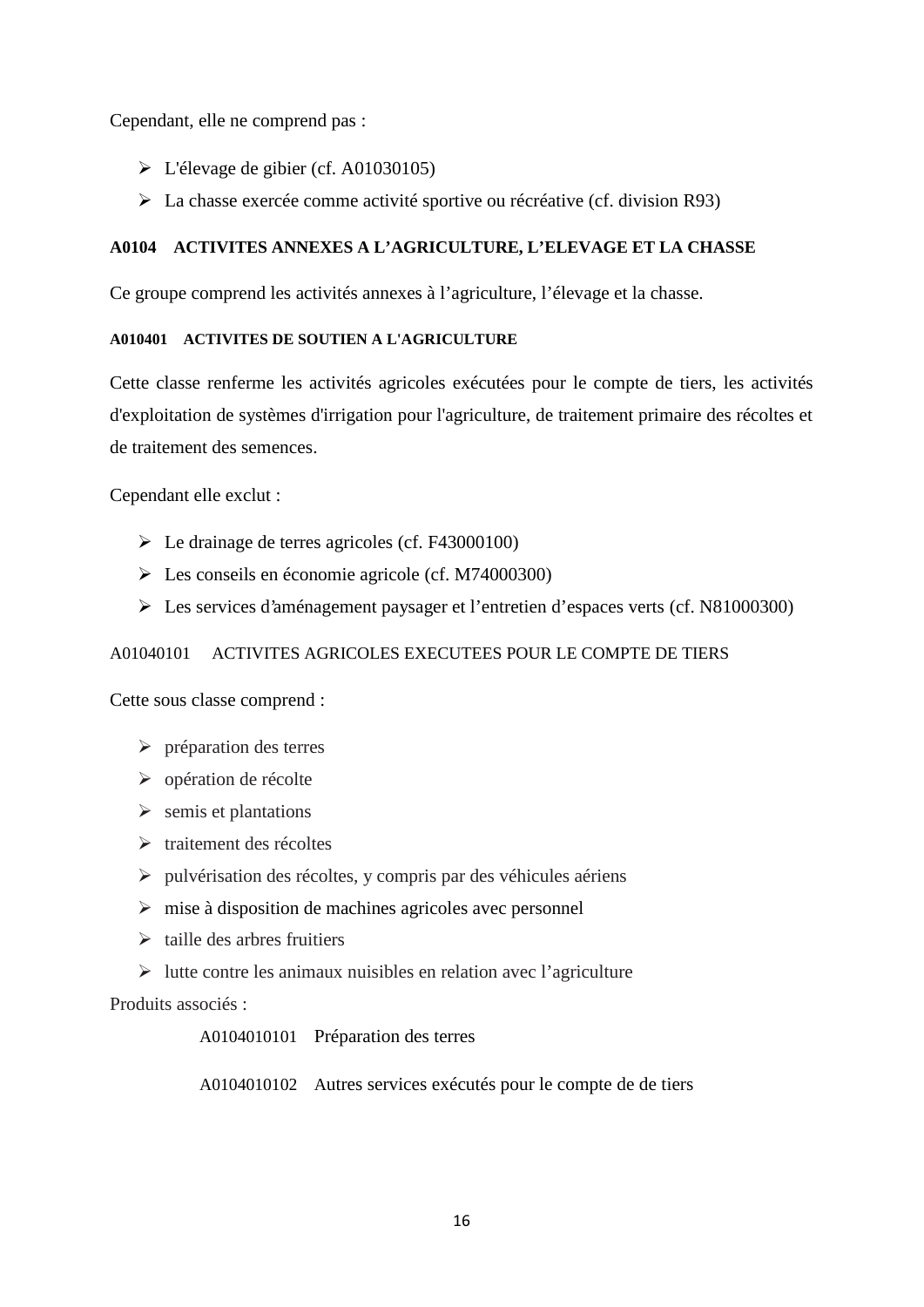Cependant, elle ne comprend pas :

- L'élevage de gibier (cf. A01030105)
- La chasse exercée comme activité sportive ou récréative (cf. division R93)

### A0104 ACTIVITES ANNEXES A L'AGRICULTURE, L'ELEVAGE ET LA CHASSE

Ce groupe comprend les activités annexes à l'agriculture, l'élevage et la chasse.

#### A010401 ACTIVITES DE SOUTIEN A L'AGRICULTURE

Cette classe renferme les activités agricoles exécutées pour le compte de tiers, les activités d'exploitation de systèmes d'irrigation pour l'agriculture, de traitement primaire des récoltes et de traitement des semences.

Cependant elle exclut :

- Le drainage de terres agricoles (cf. F43000100)
- Les conseils en économie agricole (cf. M74000300)
- Les services d'aménagement paysager et l'entretien d'espaces verts (cf. N81000300)

A01040101 ACTIVITES AGRICOLES EXECUTEES POUR LE COMPTE DE TIERS

Cette sous classe comprend :

- préparation des terres
- opération de récolte
- semis et plantations
- traitement des récoltes
- pulvérisation des récoltes, y compris par des véhicules aériens
- mise à disposition de machines agricoles avec personnel
- taille des arbres fruitiers
- lutte contre les animaux nuisibles en relation avec l'agriculture

Produits associés :

A0104010101 Préparation des terres

A0104010102 Autres services exécutés pour le compte de de tiers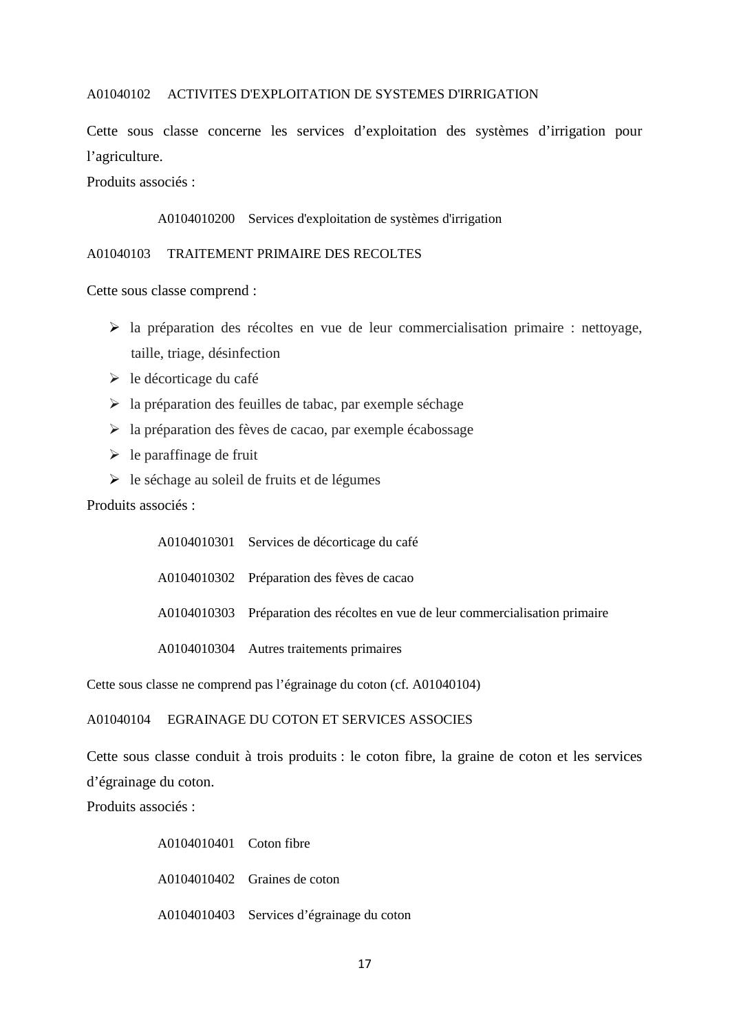A01040102 ACTIVITES D'EXPLOITATION DE SYSTEMES D'IRRIGATION

Cette sous classe concerne les services d’exploitation des systèmes d’irrigation pour l’agriculture.

Produits associés :

> A0104010200 Services d'exploitation de systèmes d'irrigation

A01040103 TRAITEMENT PRIMAIRE DES RECOLTES

Cette sous classe comprend :

- la préparation des récoltes en vue de leur commercialisation primaire : nettoyage, taille, triage, désinfection
- le décorticage du café
- la préparation des feuilles de tabac, par exemple séchage
- la préparation des fèves de cacao, par exemple écabossage
- le paraffinage de fruit
- le séchage au soleil de fruits et de légumes

Produits associés :

> A0104010301 Services de décorticage du café
>
> A0104010302 Préparation des fèves de cacao
>
> A0104010303 Préparation des récoltes en vue de leur commercialisation primaire
>
> A0104010304 Autres traitements primaires

Cette sous classe ne comprend pas l’égrainage du coton (cf. A01040104)

A01040104 EGRAINAGE DU COTON ET SERVICES ASSOCIES

Cette sous classe conduit à trois produits : le coton fibre, la graine de coton et les services d’égrainage du coton.

Produits associés :

> A0104010401 Coton fibre
>
> A0104010402 Graines de coton
>
> A0104010403 Services d’égrainage du coton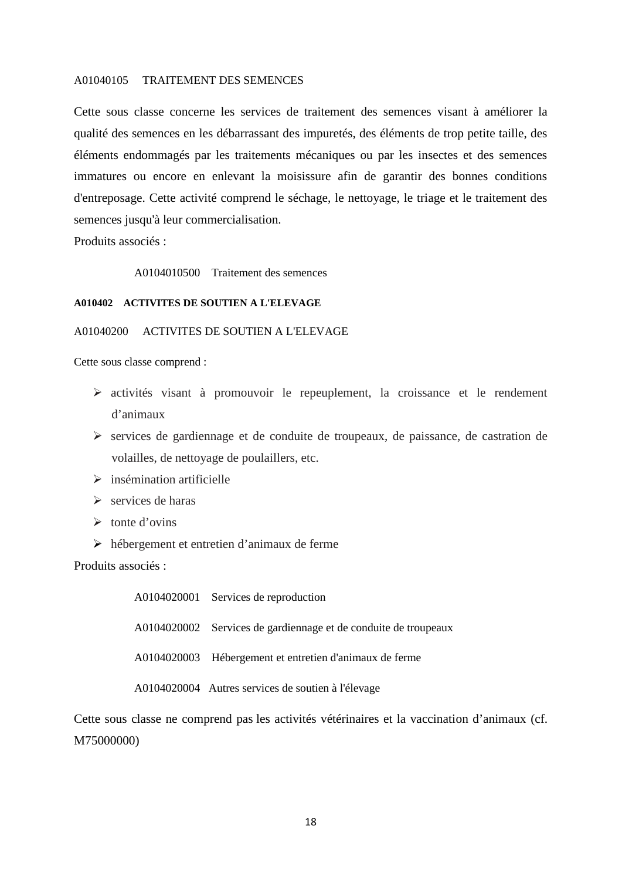A01040105 TRAITEMENT DES SEMENCES

Cette sous classe concerne les services de traitement des semences visant à améliorer la qualité des semences en les débarrassant des impuretés, des éléments de trop petite taille, des éléments endommagés par les traitements mécaniques ou par les insectes et des semences immatures ou encore en enlevant la moisissure afin de garantir des bonnes conditions d'entreposage. Cette activité comprend le séchage, le nettoyage, le triage et le traitement des semences jusqu'à leur commercialisation.

Produits associés :

A0104010500 Traitement des semences

**A010402 ACTIVITES DE SOUTIEN A L'ELEVAGE**

A01040200 ACTIVITES DE SOUTIEN A L'ELEVAGE

Cette sous classe comprend :

- activités visant à promouvoir le repeuplement, la croissance et le rendement d'animaux
- services de gardiennage et de conduite de troupeaux, de paissance, de castration de volailles, de nettoyage de poulaillers, etc.
- insémination artificielle
- services de haras
- tonte d'ovins
- hébergement et entretien d'animaux de ferme

Produits associés :

A0104020001 Services de reproduction

A0104020002 Services de gardiennage et de conduite de troupeaux

A0104020003 Hébergement et entretien d'animaux de ferme

A0104020004 Autres services de soutien à l'élevage

Cette sous classe ne comprend pas les activités vétérinaires et la vaccination d'animaux (cf. M75000000)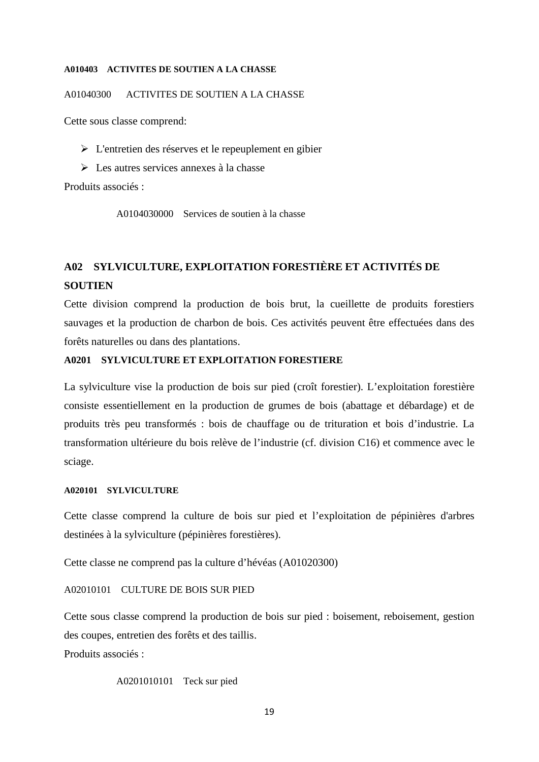#### A010403 ACTIVITES DE SOUTIEN A LA CHASSE

A01040300 ACTIVITES DE SOUTIEN A LA CHASSE

Cette sous classe comprend:

- L'entretien des réserves et le repeuplement en gibier
- Les autres services annexes à la chasse

Produits associés :

A0104030000 Services de soutien à la chasse

## A02 SYLVICULTURE, EXPLOITATION FORESTIÈRE ET ACTIVITÉS DE SOUTIEN

Cette division comprend la production de bois brut, la cueillette de produits forestiers sauvages et la production de charbon de bois. Ces activités peuvent être effectuées dans des forêts naturelles ou dans des plantations.

### A0201 SYLVICULTURE ET EXPLOITATION FORESTIERE

La sylviculture vise la production de bois sur pied (croît forestier). L'exploitation forestière consiste essentiellement en la production de grumes de bois (abattage et débardage) et de produits très peu transformés : bois de chauffage ou de trituration et bois d'industrie. La transformation ultérieure du bois relève de l'industrie (cf. division C16) et commence avec le sciage.

#### A020101 SYLVICULTURE

Cette classe comprend la culture de bois sur pied et l'exploitation de pépinières d'arbres destinées à la sylviculture (pépinières forestières).

Cette classe ne comprend pas la culture d'hévéas (A01020300)

A02010101 CULTURE DE BOIS SUR PIED

Cette sous classe comprend la production de bois sur pied : boisement, reboisement, gestion des coupes, entretien des forêts et des taillis.

Produits associés :

A0201010101 Teck sur pied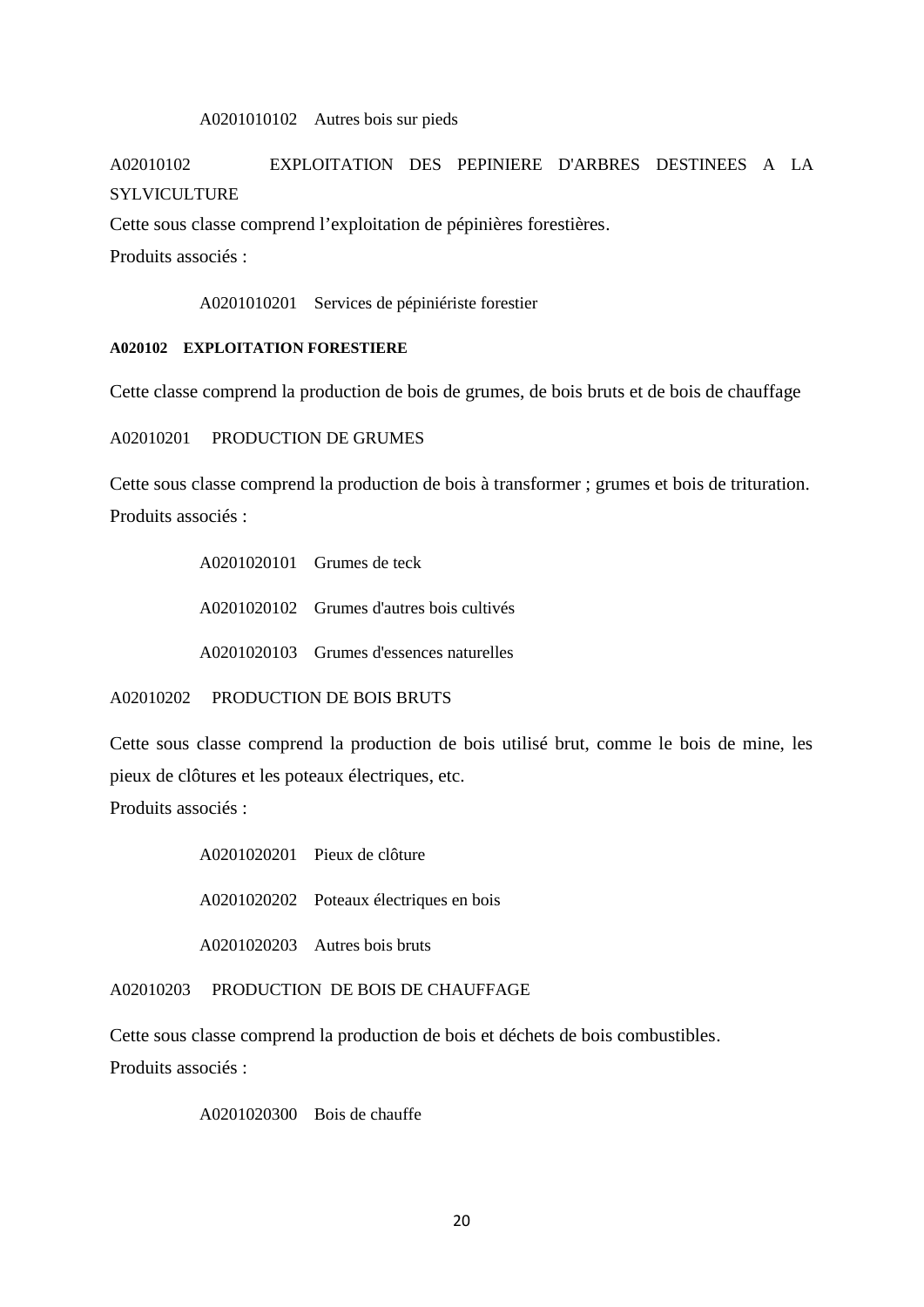A0201010102 Autres bois sur pieds

A02010102 EXPLOITATION DES PEPINIERE D'ARBRES DESTINEES A LA SYLVICULTURE

Cette sous classe comprend l'exploitation de pépinières forestières.

Produits associés :

A0201010201 Services de pépiniériste forestier

**A020102 EXPLOITATION FORESTIERE**

Cette classe comprend la production de bois de grumes, de bois bruts et de bois de chauffage

A02010201 PRODUCTION DE GRUMES

Cette sous classe comprend la production de bois à transformer ; grumes et bois de trituration.

Produits associés :

A0201020101 Grumes de teck

A0201020102 Grumes d'autres bois cultivés

A0201020103 Grumes d'essences naturelles

A02010202 PRODUCTION DE BOIS BRUTS

Cette sous classe comprend la production de bois utilisé brut, comme le bois de mine, les pieux de clôtures et les poteaux électriques, etc.

Produits associés :

A0201020201 Pieux de clôture

A0201020202 Poteaux électriques en bois

A0201020203 Autres bois bruts

A02010203 PRODUCTION DE BOIS DE CHAUFFAGE

Cette sous classe comprend la production de bois et déchets de bois combustibles.

Produits associés :

A0201020300 Bois de chauffe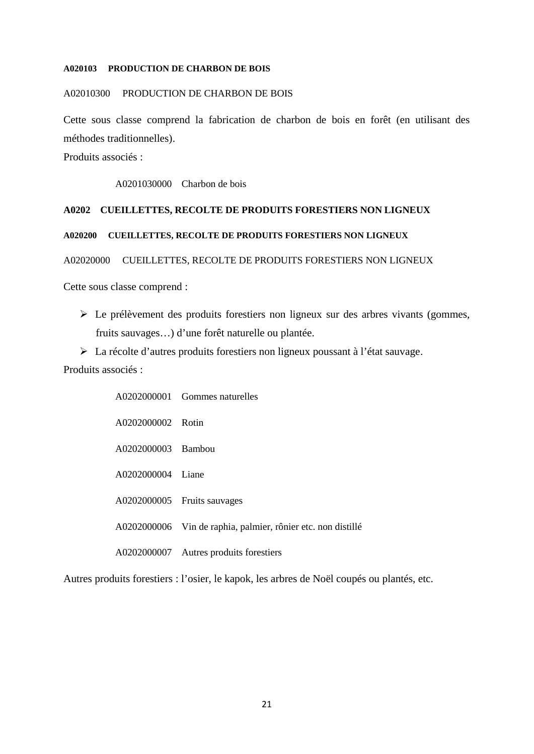#### A020103 PRODUCTION DE CHARBON DE BOIS

A02010300 PRODUCTION DE CHARBON DE BOIS

Cette sous classe comprend la fabrication de charbon de bois en forêt (en utilisant des méthodes traditionnelles).

Produits associés :

A0201030000 Charbon de bois

### A0202 CUEILLETTES, RECOLTE DE PRODUITS FORESTIERS NON LIGNEUX

#### A020200 CUEILLETTES, RECOLTE DE PRODUITS FORESTIERS NON LIGNEUX

A02020000 CUEILLETTES, RECOLTE DE PRODUITS FORESTIERS NON LIGNEUX

Cette sous classe comprend :

- Le prélèvement des produits forestiers non ligneux sur des arbres vivants (gommes, fruits sauvages…) d'une forêt naturelle ou plantée.
- La récolte d'autres produits forestiers non ligneux poussant à l'état sauvage.

Produits associés :

A0202000001 Gommes naturelles

A0202000002 Rotin

A0202000003 Bambou

A0202000004 Liane

A0202000005 Fruits sauvages

A0202000006 Vin de raphia, palmier, rônier etc. non distillé

A0202000007 Autres produits forestiers

Autres produits forestiers : l'osier, le kapok, les arbres de Noël coupés ou plantés, etc.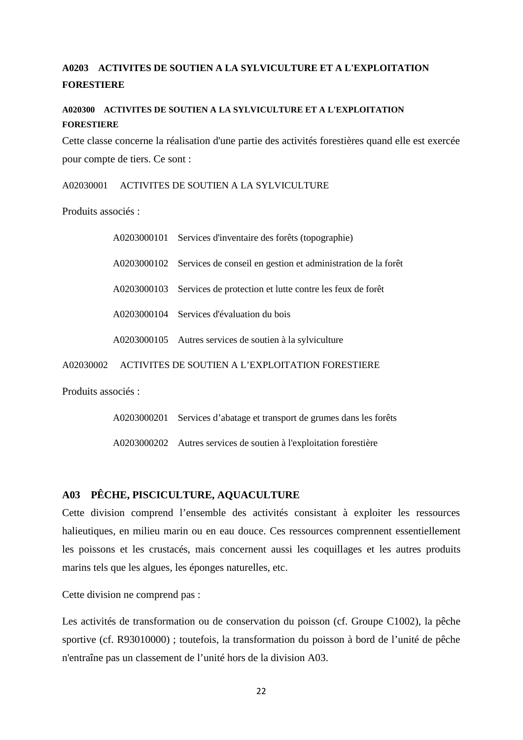### A0203 ACTIVITES DE SOUTIEN A LA SYLVICULTURE ET A L'EXPLOITATION FORESTIERE

#### A020300 ACTIVITES DE SOUTIEN A LA SYLVICULTURE ET A L'EXPLOITATION FORESTIERE

Cette classe concerne la réalisation d'une partie des activités forestières quand elle est exercée pour compte de tiers. Ce sont :

A02030001 ACTIVITES DE SOUTIEN A LA SYLVICULTURE

Produits associés :

- A0203000101 Services d'inventaire des forêts (topographie)
- A0203000102 Services de conseil en gestion et administration de la forêt
- A0203000103 Services de protection et lutte contre les feux de forêt
- A0203000104 Services d'évaluation du bois
- A0203000105 Autres services de soutien à la sylviculture

A02030002 ACTIVITES DE SOUTIEN A L'EXPLOITATION FORESTIERE

Produits associés :

- A0203000201 Services d'abatage et transport de grumes dans les forêts
- A0203000202 Autres services de soutien à l'exploitation forestière

### A03 PÊCHE, PISCICULTURE, AQUACULTURE

Cette division comprend l'ensemble des activités consistant à exploiter les ressources halieutiques, en milieu marin ou en eau douce. Ces ressources comprennent essentiellement les poissons et les crustacés, mais concernent aussi les coquillages et les autres produits marins tels que les algues, les éponges naturelles, etc.

Cette division ne comprend pas :

Les activités de transformation ou de conservation du poisson (cf. Groupe C1002), la pêche sportive (cf. R93010000) ; toutefois, la transformation du poisson à bord de l'unité de pêche n'entraîne pas un classement de l'unité hors de la division A03.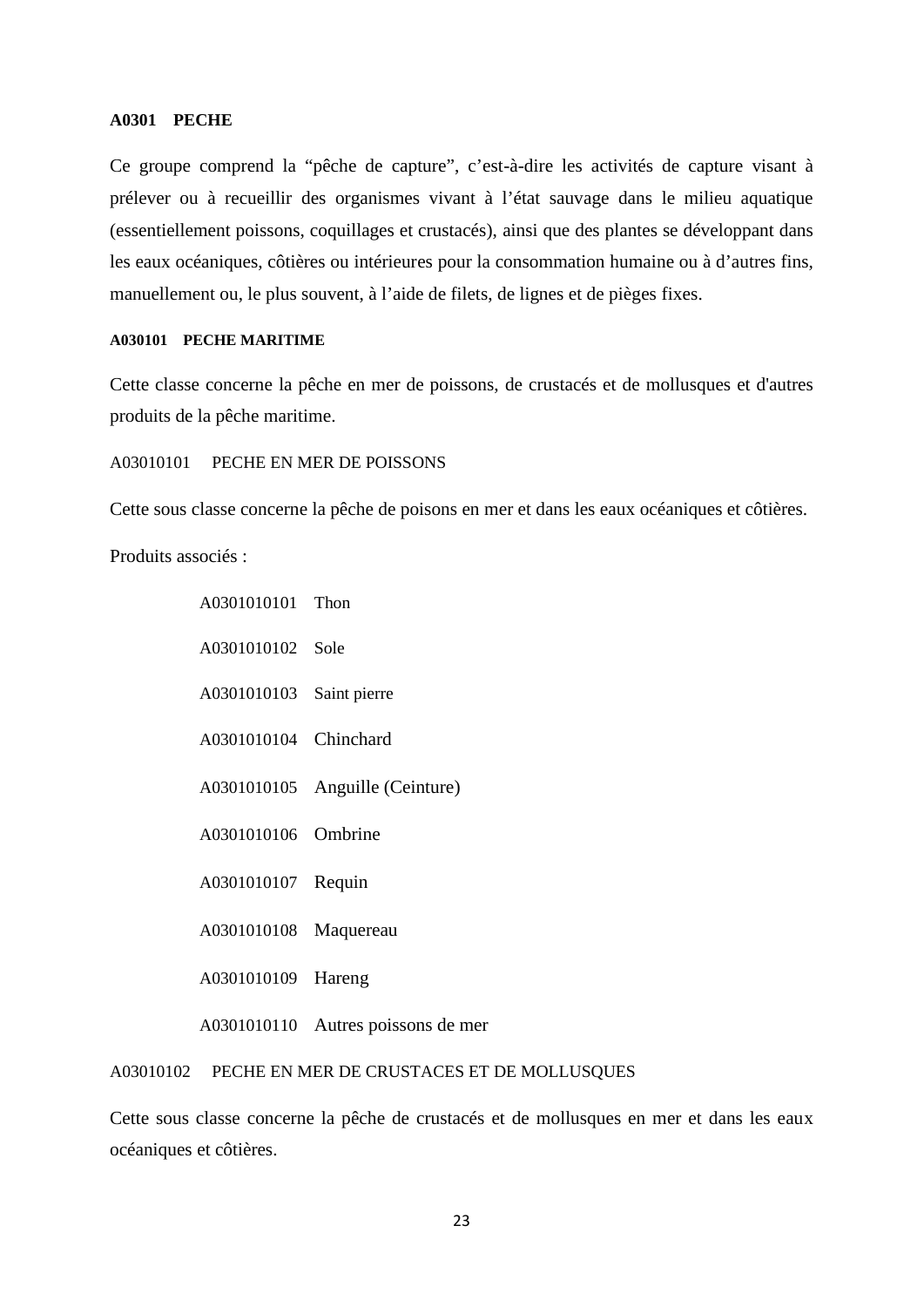**A0301 PECHE**

Ce groupe comprend la “pêche de capture”, c’est-à-dire les activités de capture visant à prélever ou à recueillir des organismes vivant à l’état sauvage dans le milieu aquatique (essentiellement poissons, coquillages et crustacés), ainsi que des plantes se développant dans les eaux océaniques, côtières ou intérieures pour la consommation humaine ou à d’autres fins, manuellement ou, le plus souvent, à l’aide de filets, de lignes et de pièges fixes.

**A030101 PECHE MARITIME**

Cette classe concerne la pêche en mer de poissons, de crustacés et de mollusques et d'autres produits de la pêche maritime.

A03010101 PECHE EN MER DE POISSONS

Cette sous classe concerne la pêche de poisons en mer et dans les eaux océaniques et côtières.

Produits associés :

- A0301010101 Thon
- A0301010102 Sole
- A0301010103 Saint pierre
- A0301010104 Chinchard
- A0301010105 Anguille (Ceinture)
- A0301010106 Ombrine
- A0301010107 Requin
- A0301010108 Maquereau
- A0301010109 Hareng
- A0301010110 Autres poissons de mer

A03010102 PECHE EN MER DE CRUSTACES ET DE MOLLUSQUES

Cette sous classe concerne la pêche de crustacés et de mollusques en mer et dans les eaux océaniques et côtières.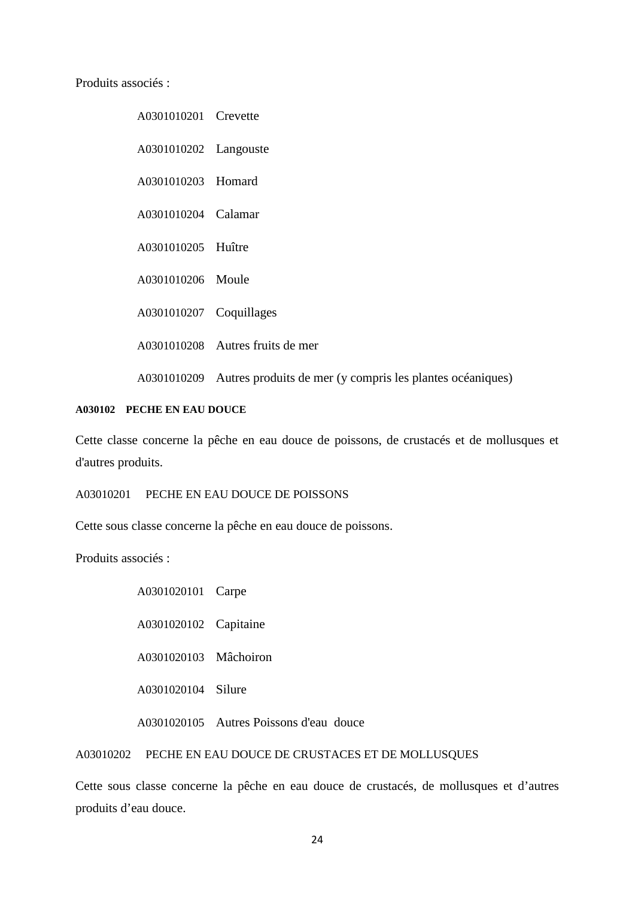Produits associés :

A0301010201 Crevette

A0301010202 Langouste

A0301010203 Homard

A0301010204 Calamar

A0301010205 Huître

A0301010206 Moule

A0301010207 Coquillages

A0301010208 Autres fruits de mer

A0301010209 Autres produits de mer (y compris les plantes océaniques)

#### A030102 PECHE EN EAU DOUCE

Cette classe concerne la pêche en eau douce de poissons, de crustacés et de mollusques et d'autres produits.

A03010201 PECHE EN EAU DOUCE DE POISSONS

Cette sous classe concerne la pêche en eau douce de poissons.

Produits associés :

A0301020101 Carpe

A0301020102 Capitaine

A0301020103 Mâchoiron

A0301020104 Silure

A0301020105 Autres Poissons d'eau douce

A03010202 PECHE EN EAU DOUCE DE CRUSTACES ET DE MOLLUSQUES

Cette sous classe concerne la pêche en eau douce de crustacés, de mollusques et d'autres produits d'eau douce.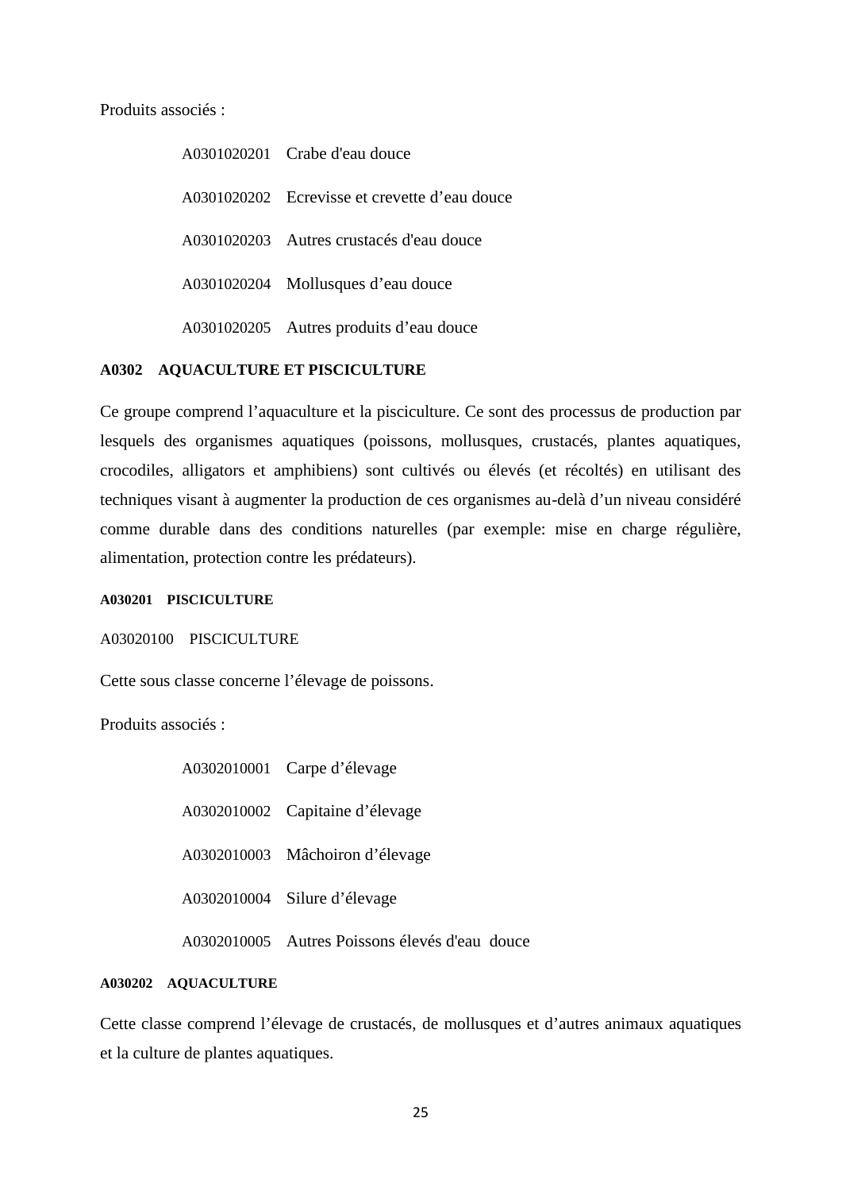Produits associés :

- A0301020201 Crabe d'eau douce
- A0301020202 Ecrevisse et crevette d'eau douce
- A0301020203 Autres crustacés d'eau douce
- A0301020204 Mollusques d'eau douce
- A0301020205 Autres produits d'eau douce

### A0302 AQUACULTURE ET PISCICULTURE

Ce groupe comprend l'aquaculture et la pisciculture. Ce sont des processus de production par lesquels des organismes aquatiques (poissons, mollusques, crustacés, plantes aquatiques, crocodiles, alligators et amphibiens) sont cultivés ou élevés (et récoltés) en utilisant des techniques visant à augmenter la production de ces organismes au-delà d'un niveau considéré comme durable dans des conditions naturelles (par exemple: mise en charge régulière, alimentation, protection contre les prédateurs).

#### A030201 PISCICULTURE

A03020100 PISCICULTURE

Cette sous classe concerne l'élevage de poissons.

Produits associés :

- A0302010001 Carpe d'élevage
- A0302010002 Capitaine d'élevage
- A0302010003 Mâchoiron d'élevage
- A0302010004 Silure d'élevage
- A0302010005 Autres Poissons élevés d'eau douce

#### A030202 AQUACULTURE

Cette classe comprend l'élevage de crustacés, de mollusques et d'autres animaux aquatiques et la culture de plantes aquatiques.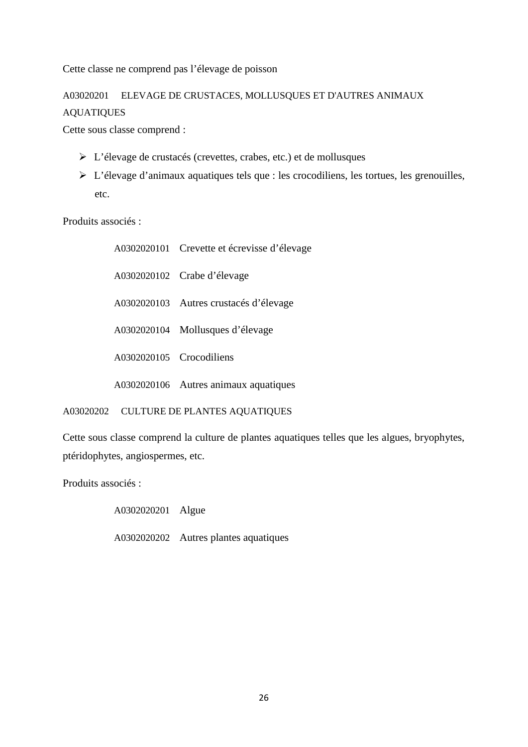Cette classe ne comprend pas l'élevage de poisson

A03020201 ELEVAGE DE CRUSTACES, MOLLUSQUES ET D'AUTRES ANIMAUX AQUATIQUES

Cette sous classe comprend :

- L'élevage de crustacés (crevettes, crabes, etc.) et de mollusques
- L'élevage d'animaux aquatiques tels que : les crocodiliens, les tortues, les grenouilles, etc.

Produits associés :

A0302020101 Crevette et écrevisse d'élevage

A0302020102 Crabe d'élevage

A0302020103 Autres crustacés d'élevage

A0302020104 Mollusques d'élevage

A0302020105 Crocodiliens

A0302020106 Autres animaux aquatiques

A03020202 CULTURE DE PLANTES AQUATIQUES

Cette sous classe comprend la culture de plantes aquatiques telles que les algues, bryophytes, ptéridophytes, angiospermes, etc.

Produits associés :

A0302020201 Algue

A0302020202 Autres plantes aquatiques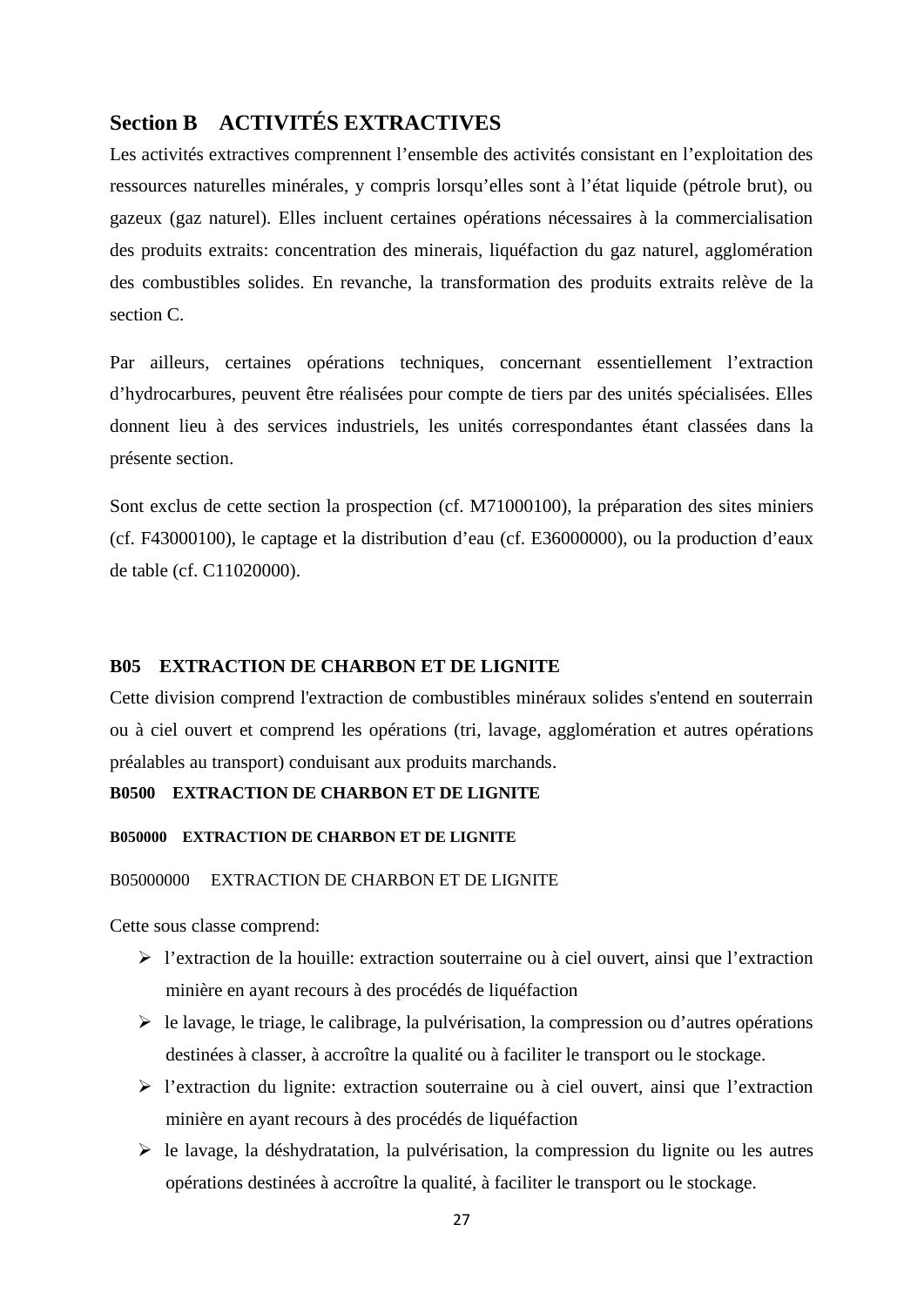## Section B ACTIVITÉS EXTRACTIVES

Les activités extractives comprennent l'ensemble des activités consistant en l'exploitation des ressources naturelles minérales, y compris lorsqu'elles sont à l'état liquide (pétrole brut), ou gazeux (gaz naturel). Elles incluent certaines opérations nécessaires à la commercialisation des produits extraits: concentration des minerais, liquéfaction du gaz naturel, agglomération des combustibles solides. En revanche, la transformation des produits extraits relève de la section C.

Par ailleurs, certaines opérations techniques, concernant essentiellement l'extraction d'hydrocarbures, peuvent être réalisées pour compte de tiers par des unités spécialisées. Elles donnent lieu à des services industriels, les unités correspondantes étant classées dans la présente section.

Sont exclus de cette section la prospection (cf. M71000100), la préparation des sites miniers (cf. F43000100), le captage et la distribution d'eau (cf. E36000000), ou la production d'eaux de table (cf. C11020000).

### B05 EXTRACTION DE CHARBON ET DE LIGNITE

Cette division comprend l'extraction de combustibles minéraux solides s'entend en souterrain ou à ciel ouvert et comprend les opérations (tri, lavage, agglomération et autres opérations préalables au transport) conduisant aux produits marchands.

#### B0500 EXTRACTION DE CHARBON ET DE LIGNITE

##### B050000 EXTRACTION DE CHARBON ET DE LIGNITE

B05000000 EXTRACTION DE CHARBON ET DE LIGNITE

Cette sous classe comprend:

- l'extraction de la houille: extraction souterraine ou à ciel ouvert, ainsi que l'extraction minière en ayant recours à des procédés de liquéfaction
- le lavage, le triage, le calibrage, la pulvérisation, la compression ou d'autres opérations destinées à classer, à accroître la qualité ou à faciliter le transport ou le stockage.
- l'extraction du lignite: extraction souterraine ou à ciel ouvert, ainsi que l'extraction minière en ayant recours à des procédés de liquéfaction
- le lavage, la déshydratation, la pulvérisation, la compression du lignite ou les autres opérations destinées à accroître la qualité, à faciliter le transport ou le stockage.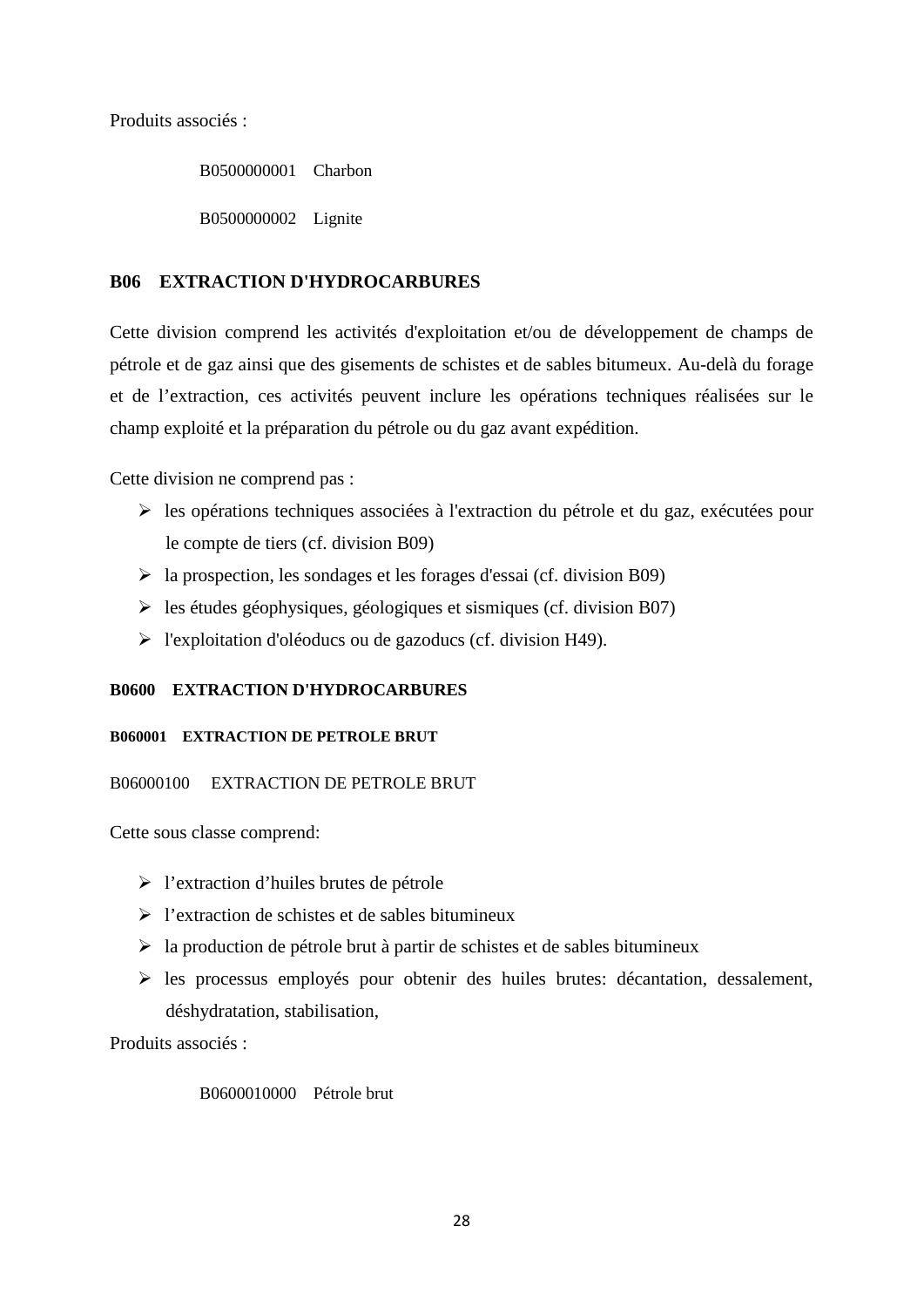Produits associés :

B0500000001 Charbon

B0500000002 Lignite

## B06 EXTRACTION D'HYDROCARBURES

Cette division comprend les activités d'exploitation et/ou de développement de champs de pétrole et de gaz ainsi que des gisements de schistes et de sables bitumeux. Au-delà du forage et de l’extraction, ces activités peuvent inclure les opérations techniques réalisées sur le champ exploité et la préparation du pétrole ou du gaz avant expédition.

Cette division ne comprend pas :

- les opérations techniques associées à l'extraction du pétrole et du gaz, exécutées pour le compte de tiers (cf. division B09)
- la prospection, les sondages et les forages d'essai (cf. division B09)
- les études géophysiques, géologiques et sismiques (cf. division B07)
- l'exploitation d'oléoducs ou de gazoducs (cf. division H49).

### B0600 EXTRACTION D'HYDROCARBURES

#### B060001 EXTRACTION DE PETROLE BRUT

B06000100 EXTRACTION DE PETROLE BRUT

Cette sous classe comprend:

- l’extraction d’huiles brutes de pétrole
- l’extraction de schistes et de sables bitumineux
- la production de pétrole brut à partir de schistes et de sables bitumineux
- les processus employés pour obtenir des huiles brutes: décantation, dessalement, déshydratation, stabilisation,

Produits associés :

B0600010000 Pétrole brut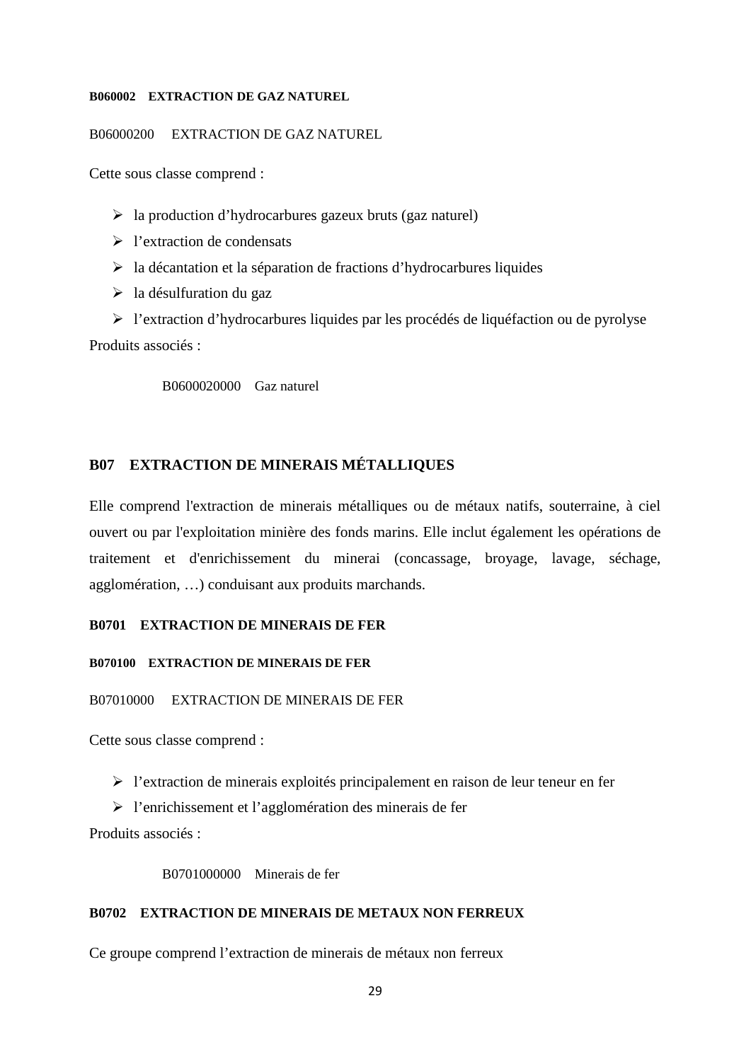**B060002 EXTRACTION DE GAZ NATUREL**

B06000200 EXTRACTION DE GAZ NATUREL

Cette sous classe comprend :

- la production d'hydrocarbures gazeux bruts (gaz naturel)
- l'extraction de condensats
- la décantation et la séparation de fractions d'hydrocarbures liquides
- la désulfuration du gaz
- l'extraction d'hydrocarbures liquides par les procédés de liquéfaction ou de pyrolyse

Produits associés :

B0600020000 Gaz naturel

## B07 EXTRACTION DE MINERAIS MÉTALLIQUES

Elle comprend l'extraction de minerais métalliques ou de métaux natifs, souterraine, à ciel ouvert ou par l'exploitation minière des fonds marins. Elle inclut également les opérations de traitement et d'enrichissement du minerai (concassage, broyage, lavage, séchage, agglomération, …) conduisant aux produits marchands.

### B0701 EXTRACTION DE MINERAIS DE FER

**B070100 EXTRACTION DE MINERAIS DE FER**

B07010000 EXTRACTION DE MINERAIS DE FER

Cette sous classe comprend :

- l'extraction de minerais exploités principalement en raison de leur teneur en fer
- l'enrichissement et l'agglomération des minerais de fer

Produits associés :

B0701000000 Minerais de fer

### B0702 EXTRACTION DE MINERAIS DE METAUX NON FERREUX

Ce groupe comprend l'extraction de minerais de métaux non ferreux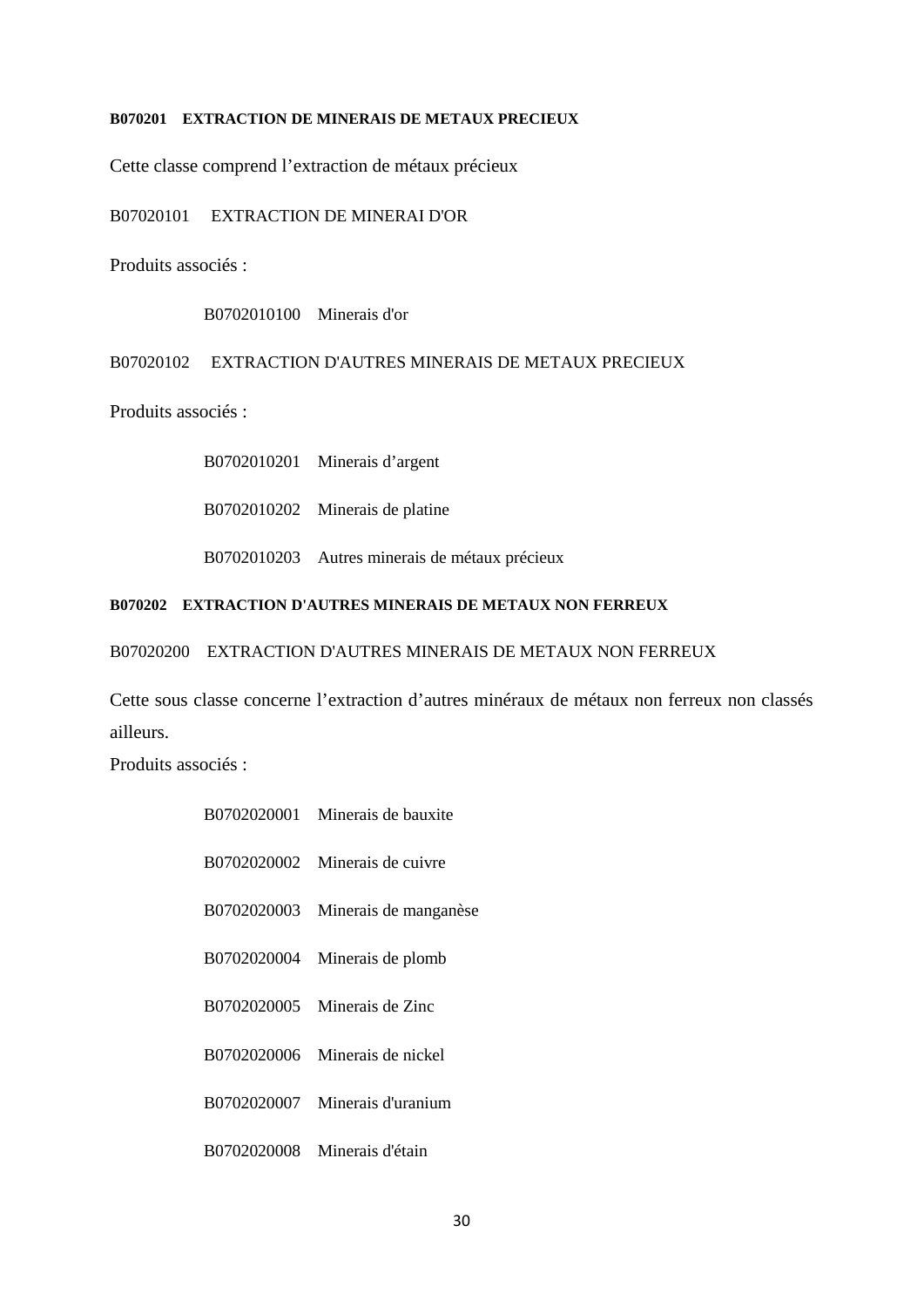**B070201 EXTRACTION DE MINERAIS DE METAUX PRECIEUX**

Cette classe comprend l'extraction de métaux précieux

B07020101 EXTRACTION DE MINERAI D'OR

Produits associés :

B0702010100 Minerais d'or

B07020102 EXTRACTION D'AUTRES MINERAIS DE METAUX PRECIEUX

Produits associés :

B0702010201 Minerais d'argent

B0702010202 Minerais de platine

B0702010203 Autres minerais de métaux précieux

**B070202 EXTRACTION D'AUTRES MINERAIS DE METAUX NON FERREUX**

B07020200 EXTRACTION D'AUTRES MINERAIS DE METAUX NON FERREUX

Cette sous classe concerne l'extraction d'autres minéraux de métaux non ferreux non classés ailleurs.

Produits associés :

B0702020001 Minerais de bauxite

B0702020002 Minerais de cuivre

B0702020003 Minerais de manganèse

B0702020004 Minerais de plomb

B0702020005 Minerais de Zinc

B0702020006 Minerais de nickel

B0702020007 Minerais d'uranium

B0702020008 Minerais d'étain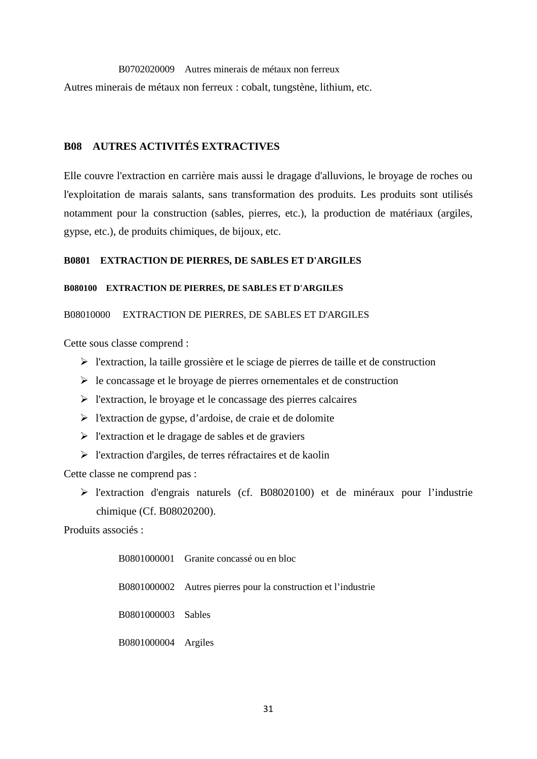B0702020009 Autres minerais de métaux non ferreux

Autres minerais de métaux non ferreux : cobalt, tungstène, lithium, etc.

## B08 AUTRES ACTIVITÉS EXTRACTIVES

Elle couvre l'extraction en carrière mais aussi le dragage d'alluvions, le broyage de roches ou l'exploitation de marais salants, sans transformation des produits. Les produits sont utilisés notamment pour la construction (sables, pierres, etc.), la production de matériaux (argiles, gypse, etc.), de produits chimiques, de bijoux, etc.

### B0801 EXTRACTION DE PIERRES, DE SABLES ET D'ARGILES

#### B080100 EXTRACTION DE PIERRES, DE SABLES ET D'ARGILES

B08010000 EXTRACTION DE PIERRES, DE SABLES ET D'ARGILES

Cette sous classe comprend :

- l'extraction, la taille grossière et le sciage de pierres de taille et de construction
- le concassage et le broyage de pierres ornementales et de construction
- l'extraction, le broyage et le concassage des pierres calcaires
- l'extraction de gypse, d'ardoise, de craie et de dolomite
- l'extraction et le dragage de sables et de graviers
- l'extraction d'argiles, de terres réfractaires et de kaolin

Cette classe ne comprend pas :

- l'extraction d'engrais naturels (cf. B08020100) et de minéraux pour l'industrie chimique (Cf. B08020200).

Produits associés :

B0801000001 Granite concassé ou en bloc

B0801000002 Autres pierres pour la construction et l'industrie

B0801000003 Sables

B0801000004 Argiles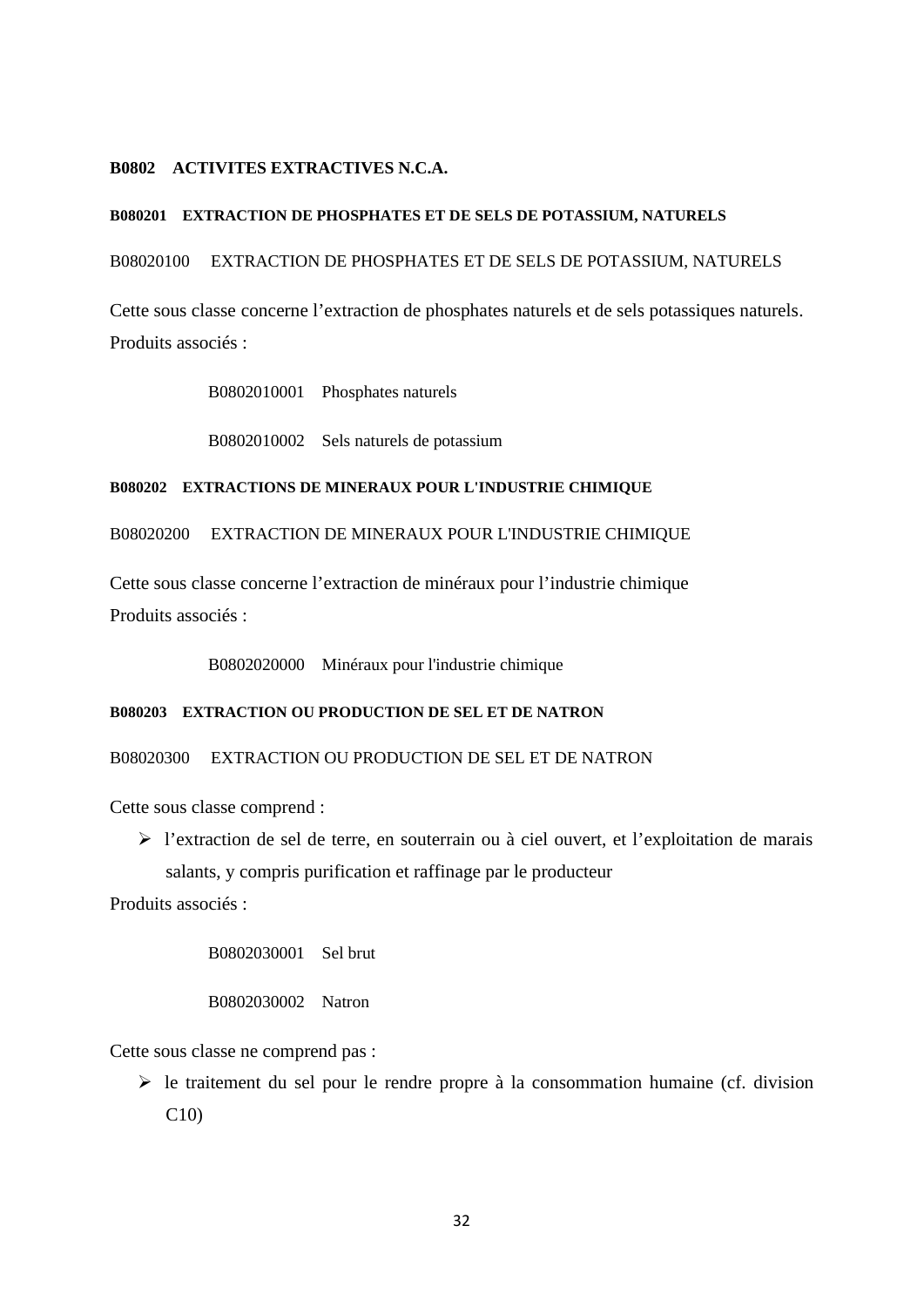## B0802 ACTIVITES EXTRACTIVES N.C.A.

### B080201 EXTRACTION DE PHOSPHATES ET DE SELS DE POTASSIUM, NATURELS

B08020100 EXTRACTION DE PHOSPHATES ET DE SELS DE POTASSIUM, NATURELS

Cette sous classe concerne l'extraction de phosphates naturels et de sels potassiques naturels.
Produits associés :

B0802010001 Phosphates naturels

B0802010002 Sels naturels de potassium

### B080202 EXTRACTIONS DE MINERAUX POUR L'INDUSTRIE CHIMIQUE

B08020200 EXTRACTION DE MINERAUX POUR L'INDUSTRIE CHIMIQUE

Cette sous classe concerne l'extraction de minéraux pour l'industrie chimique
Produits associés :

B0802020000 Minéraux pour l'industrie chimique

### B080203 EXTRACTION OU PRODUCTION DE SEL ET DE NATRON

B08020300 EXTRACTION OU PRODUCTION DE SEL ET DE NATRON

Cette sous classe comprend :

- l'extraction de sel de terre, en souterrain ou à ciel ouvert, et l'exploitation de marais salants, y compris purification et raffinage par le producteur

Produits associés :

B0802030001 Sel brut

B0802030002 Natron

Cette sous classe ne comprend pas :

- le traitement du sel pour le rendre propre à la consommation humaine (cf. division C10)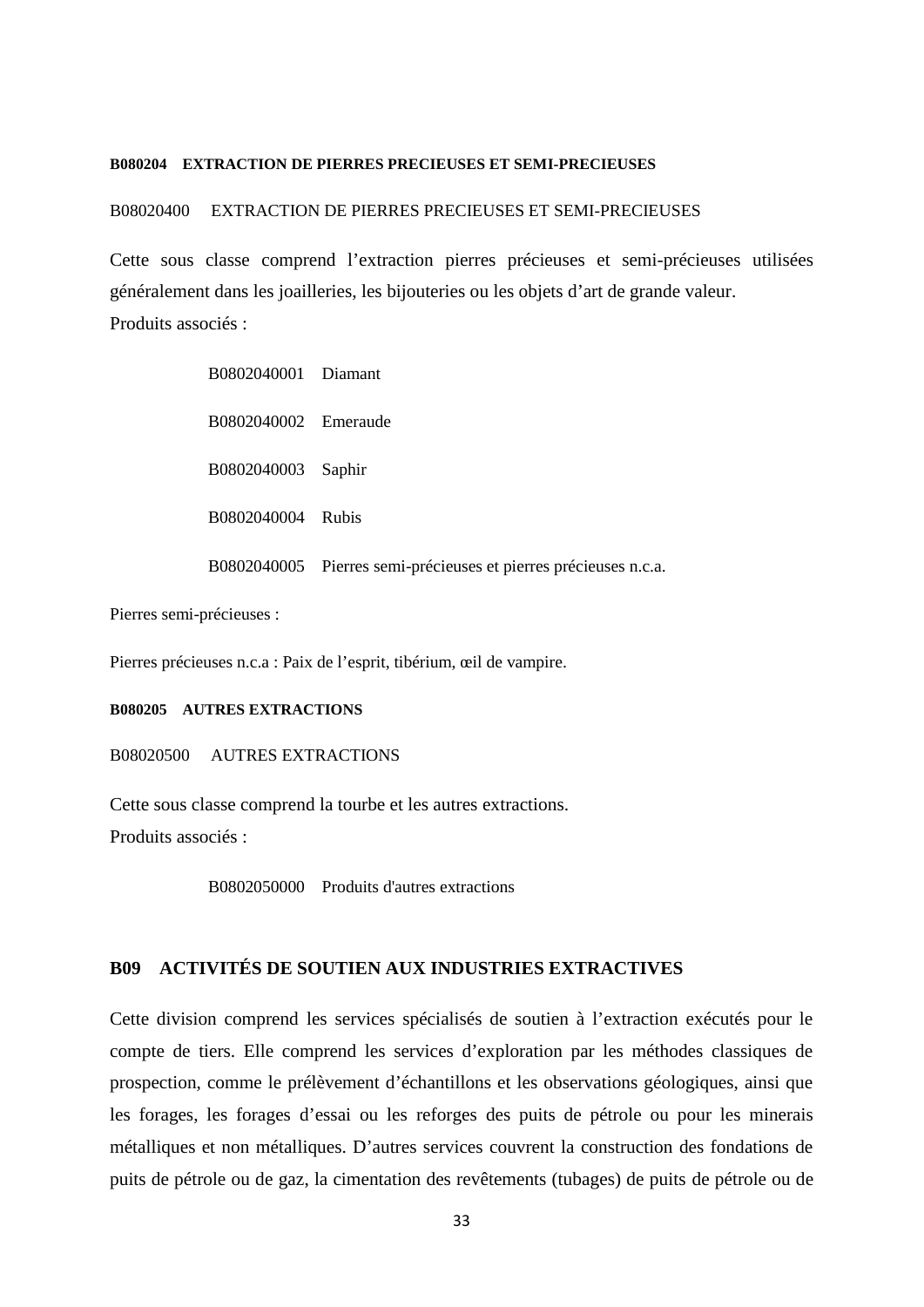**B080204 EXTRACTION DE PIERRES PRECIEUSES ET SEMI-PRECIEUSES**

B08020400 EXTRACTION DE PIERRES PRECIEUSES ET SEMI-PRECIEUSES

Cette sous classe comprend l'extraction pierres précieuses et semi-précieuses utilisées généralement dans les joailleries, les bijouteries ou les objets d'art de grande valeur.
Produits associés :

B0802040001 Diamant

B0802040002 Emeraude

B0802040003 Saphir

B0802040004 Rubis

B0802040005 Pierres semi-précieuses et pierres précieuses n.c.a.

Pierres semi-précieuses :

Pierres précieuses n.c.a : Paix de l'esprit, tibérium, œil de vampire.

**B080205 AUTRES EXTRACTIONS**

B08020500 AUTRES EXTRACTIONS

Cette sous classe comprend la tourbe et les autres extractions.
Produits associés :

B0802050000 Produits d'autres extractions

## B09 ACTIVITÉS DE SOUTIEN AUX INDUSTRIES EXTRACTIVES

Cette division comprend les services spécialisés de soutien à l'extraction exécutés pour le compte de tiers. Elle comprend les services d'exploration par les méthodes classiques de prospection, comme le prélèvement d'échantillons et les observations géologiques, ainsi que les forages, les forages d'essai ou les reforges des puits de pétrole ou pour les minerais métalliques et non métalliques. D'autres services couvrent la construction des fondations de puits de pétrole ou de gaz, la cimentation des revêtements (tubages) de puits de pétrole ou de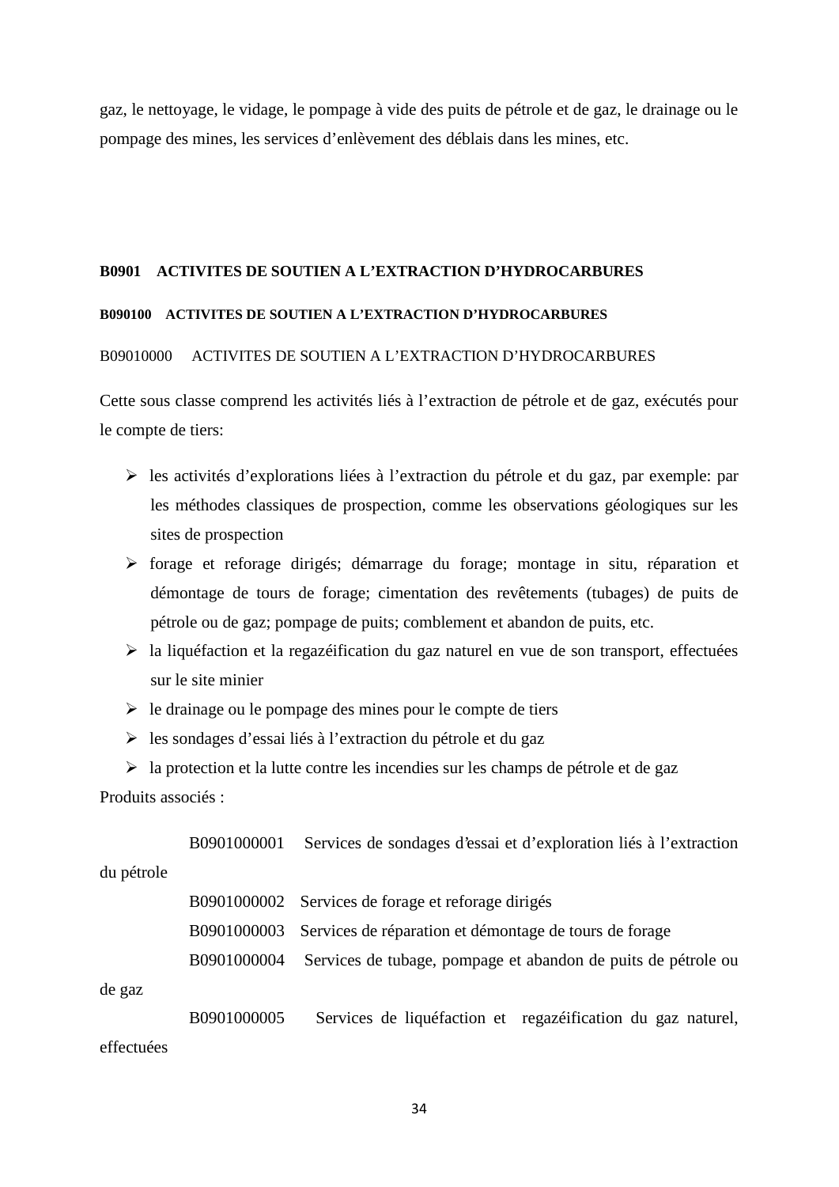gaz, le nettoyage, le vidage, le pompage à vide des puits de pétrole et de gaz, le drainage ou le pompage des mines, les services d'enlèvement des déblais dans les mines, etc.

**B0901 ACTIVITES DE SOUTIEN A L'EXTRACTION D'HYDROCARBURES**

**B090100 ACTIVITES DE SOUTIEN A L'EXTRACTION D'HYDROCARBURES**

B09010000 ACTIVITES DE SOUTIEN A L'EXTRACTION D'HYDROCARBURES

Cette sous classe comprend les activités liés à l'extraction de pétrole et de gaz, exécutés pour le compte de tiers:

- les activités d'explorations liées à l'extraction du pétrole et du gaz, par exemple: par les méthodes classiques de prospection, comme les observations géologiques sur les sites de prospection
- forage et reforage dirigés; démarrage du forage; montage in situ, réparation et démontage de tours de forage; cimentation des revêtements (tubages) de puits de pétrole ou de gaz; pompage de puits; comblement et abandon de puits, etc.
- la liquéfaction et la regazéification du gaz naturel en vue de son transport, effectuées sur le site minier
- le drainage ou le pompage des mines pour le compte de tiers
- les sondages d'essai liés à l'extraction du pétrole et du gaz
- la protection et la lutte contre les incendies sur les champs de pétrole et de gaz

Produits associés :

B0901000001 Services de sondages d'essai et d'exploration liés à l'extraction du pétrole

B0901000002 Services de forage et reforage dirigés

B0901000003 Services de réparation et démontage de tours de forage

B0901000004 Services de tubage, pompage et abandon de puits de pétrole ou de gaz

B0901000005 Services de liquéfaction et regazéification du gaz naturel, effectuées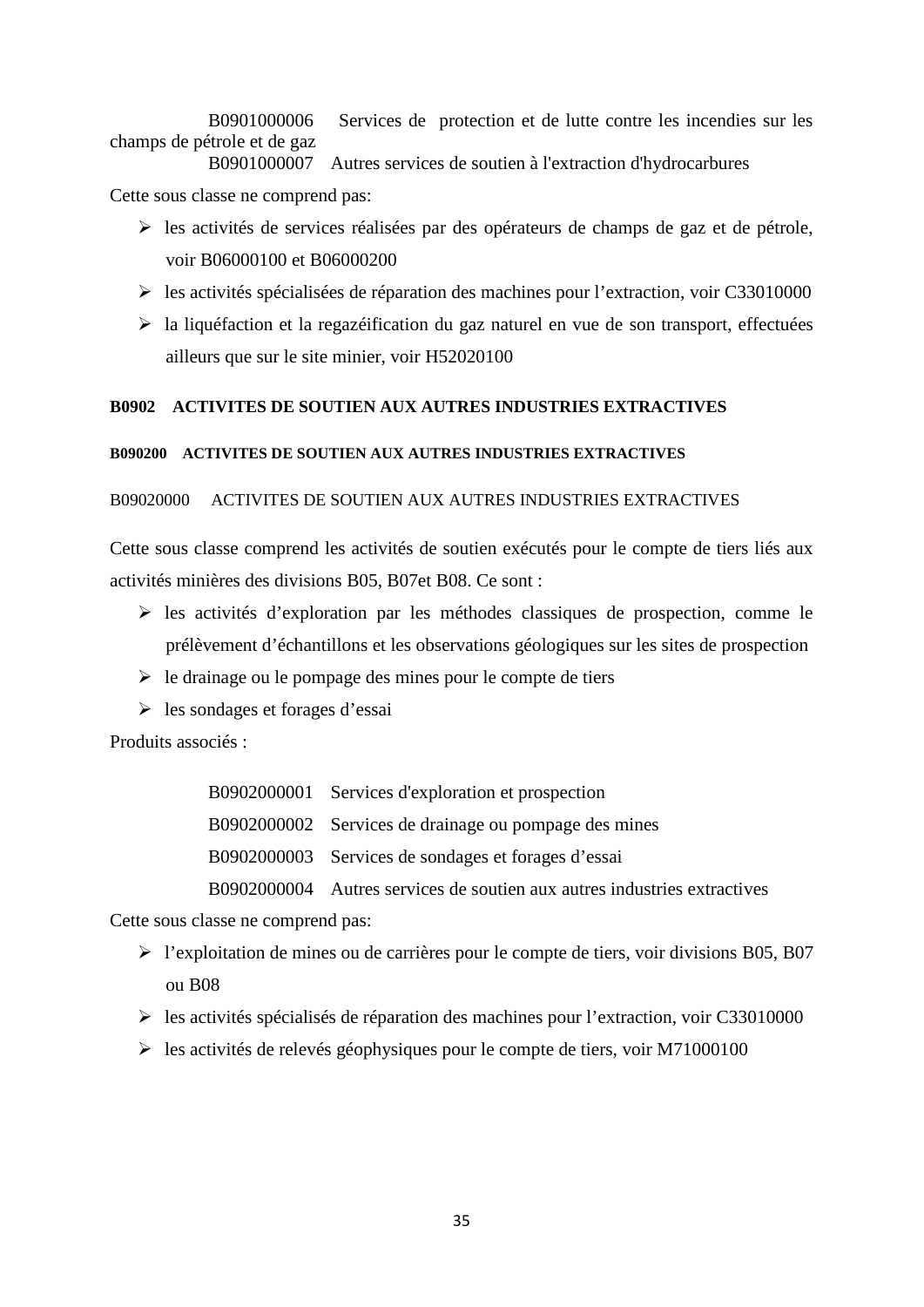B0901000006 Services de protection et de lutte contre les incendies sur les champs de pétrole et de gaz

B0901000007 Autres services de soutien à l'extraction d'hydrocarbures

Cette sous classe ne comprend pas:

- les activités de services réalisées par des opérateurs de champs de gaz et de pétrole, voir B06000100 et B06000200
- les activités spécialisées de réparation des machines pour l'extraction, voir C33010000
- la liquéfaction et la regazéification du gaz naturel en vue de son transport, effectuées ailleurs que sur le site minier, voir H52020100

## B0902 ACTIVITES DE SOUTIEN AUX AUTRES INDUSTRIES EXTRACTIVES

### B090200 ACTIVITES DE SOUTIEN AUX AUTRES INDUSTRIES EXTRACTIVES

B09020000 ACTIVITES DE SOUTIEN AUX AUTRES INDUSTRIES EXTRACTIVES

Cette sous classe comprend les activités de soutien exécutés pour le compte de tiers liés aux activités minières des divisions B05, B07et B08. Ce sont :

- les activités d'exploration par les méthodes classiques de prospection, comme le prélèvement d'échantillons et les observations géologiques sur les sites de prospection
- le drainage ou le pompage des mines pour le compte de tiers
- les sondages et forages d'essai

Produits associés :

B0902000001 Services d'exploration et prospection

B0902000002 Services de drainage ou pompage des mines

B0902000003 Services de sondages et forages d'essai

B0902000004 Autres services de soutien aux autres industries extractives

Cette sous classe ne comprend pas:

- l'exploitation de mines ou de carrières pour le compte de tiers, voir divisions B05, B07 ou B08
- les activités spécialisés de réparation des machines pour l'extraction, voir C33010000
- les activités de relevés géophysiques pour le compte de tiers, voir M71000100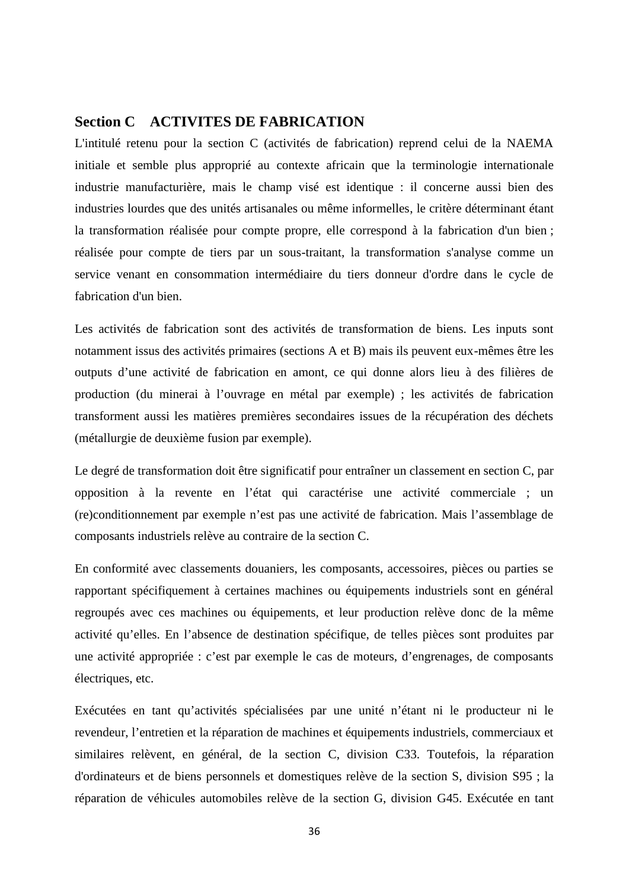## Section C ACTIVITES DE FABRICATION

L'intitulé retenu pour la section C (activités de fabrication) reprend celui de la NAEMA initiale et semble plus approprié au contexte africain que la terminologie internationale industrie manufacturière, mais le champ visé est identique : il concerne aussi bien des industries lourdes que des unités artisanales ou même informelles, le critère déterminant étant la transformation réalisée pour compte propre, elle correspond à la fabrication d'un bien ; réalisée pour compte de tiers par un sous-traitant, la transformation s'analyse comme un service venant en consommation intermédiaire du tiers donneur d'ordre dans le cycle de fabrication d'un bien.

Les activités de fabrication sont des activités de transformation de biens. Les inputs sont notamment issus des activités primaires (sections A et B) mais ils peuvent eux-mêmes être les outputs d'une activité de fabrication en amont, ce qui donne alors lieu à des filières de production (du minerai à l'ouvrage en métal par exemple) ; les activités de fabrication transforment aussi les matières premières secondaires issues de la récupération des déchets (métallurgie de deuxième fusion par exemple).

Le degré de transformation doit être significatif pour entraîner un classement en section C, par opposition à la revente en l'état qui caractérise une activité commerciale ; un (re)conditionnement par exemple n'est pas une activité de fabrication. Mais l'assemblage de composants industriels relève au contraire de la section C.

En conformité avec classements douaniers, les composants, accessoires, pièces ou parties se rapportant spécifiquement à certaines machines ou équipements industriels sont en général regroupés avec ces machines ou équipements, et leur production relève donc de la même activité qu'elles. En l'absence de destination spécifique, de telles pièces sont produites par une activité appropriée : c'est par exemple le cas de moteurs, d'engrenages, de composants électriques, etc.

Exécutées en tant qu'activités spécialisées par une unité n'étant ni le producteur ni le revendeur, l'entretien et la réparation de machines et équipements industriels, commerciaux et similaires relèvent, en général, de la section C, division C33. Toutefois, la réparation d'ordinateurs et de biens personnels et domestiques relève de la section S, division S95 ; la réparation de véhicules automobiles relève de la section G, division G45. Exécutée en tant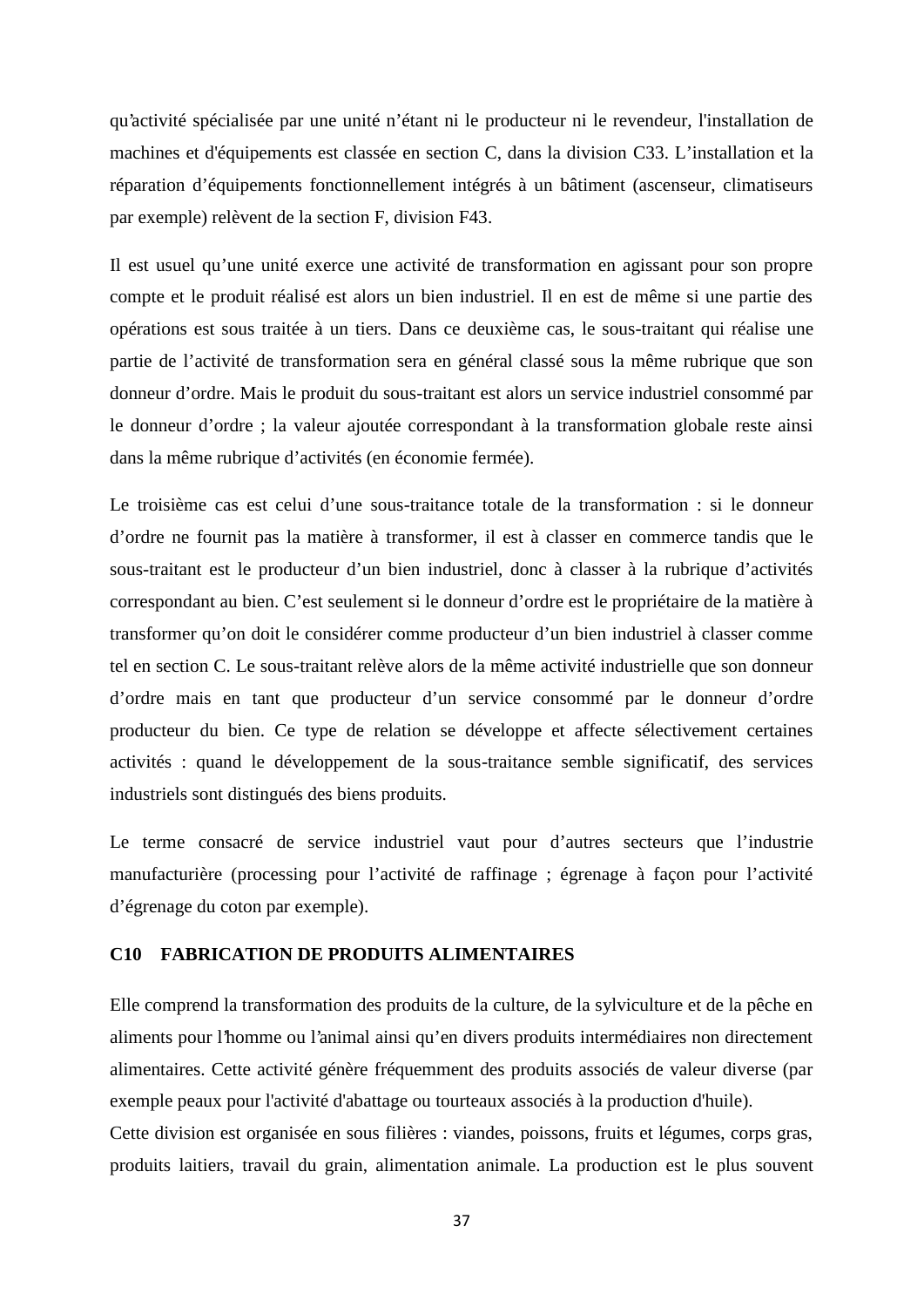qu'activité spécialisée par une unité n'étant ni le producteur ni le revendeur, l'installation de machines et d'équipements est classée en section C, dans la division C33. L'installation et la réparation d'équipements fonctionnellement intégrés à un bâtiment (ascenseur, climatiseurs par exemple) relèvent de la section F, division F43.

Il est usuel qu'une unité exerce une activité de transformation en agissant pour son propre compte et le produit réalisé est alors un bien industriel. Il en est de même si une partie des opérations est sous traitée à un tiers. Dans ce deuxième cas, le sous-traitant qui réalise une partie de l'activité de transformation sera en général classé sous la même rubrique que son donneur d'ordre. Mais le produit du sous-traitant est alors un service industriel consommé par le donneur d'ordre ; la valeur ajoutée correspondant à la transformation globale reste ainsi dans la même rubrique d'activités (en économie fermée).

Le troisième cas est celui d'une sous-traitance totale de la transformation : si le donneur d'ordre ne fournit pas la matière à transformer, il est à classer en commerce tandis que le sous-traitant est le producteur d'un bien industriel, donc à classer à la rubrique d'activités correspondant au bien. C'est seulement si le donneur d'ordre est le propriétaire de la matière à transformer qu'on doit le considérer comme producteur d'un bien industriel à classer comme tel en section C. Le sous-traitant relève alors de la même activité industrielle que son donneur d'ordre mais en tant que producteur d'un service consommé par le donneur d'ordre producteur du bien. Ce type de relation se développe et affecte sélectivement certaines activités : quand le développement de la sous-traitance semble significatif, des services industriels sont distingués des biens produits.

Le terme consacré de service industriel vaut pour d'autres secteurs que l'industrie manufacturière (processing pour l'activité de raffinage ; égrenage à façon pour l'activité d'égrenage du coton par exemple).

### C10 FABRICATION DE PRODUITS ALIMENTAIRES

Elle comprend la transformation des produits de la culture, de la sylviculture et de la pêche en aliments pour l'homme ou l'animal ainsi qu'en divers produits intermédiaires non directement alimentaires. Cette activité génère fréquemment des produits associés de valeur diverse (par exemple peaux pour l'activité d'abattage ou tourteaux associés à la production d'huile).
Cette division est organisée en sous filières : viandes, poissons, fruits et légumes, corps gras, produits laitiers, travail du grain, alimentation animale. La production est le plus souvent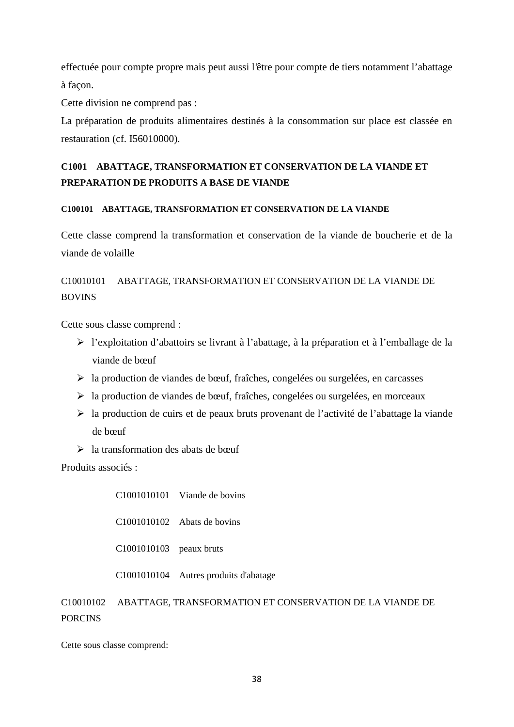effectuée pour compte propre mais peut aussi l'être pour compte de tiers notamment l'abattage à façon.

Cette division ne comprend pas :

La préparation de produits alimentaires destinés à la consommation sur place est classée en restauration (cf. I56010000).

## C1001 ABATTAGE, TRANSFORMATION ET CONSERVATION DE LA VIANDE ET PREPARATION DE PRODUITS A BASE DE VIANDE

### C100101 ABATTAGE, TRANSFORMATION ET CONSERVATION DE LA VIANDE

Cette classe comprend la transformation et conservation de la viande de boucherie et de la viande de volaille

C10010101 ABATTAGE, TRANSFORMATION ET CONSERVATION DE LA VIANDE DE BOVINS

Cette sous classe comprend :

- l'exploitation d'abattoirs se livrant à l'abattage, à la préparation et à l'emballage de la viande de bœuf
- la production de viandes de bœuf, fraîches, congelées ou surgelées, en carcasses
- la production de viandes de bœuf, fraîches, congelées ou surgelées, en morceaux
- la production de cuirs et de peaux bruts provenant de l'activité de l'abattage la viande de bœuf
- la transformation des abats de bœuf

Produits associés :

C1001010101 Viande de bovins

C1001010102 Abats de bovins

C1001010103 peaux bruts

C1001010104 Autres produits d'abatage

C10010102 ABATTAGE, TRANSFORMATION ET CONSERVATION DE LA VIANDE DE PORCINS

Cette sous classe comprend: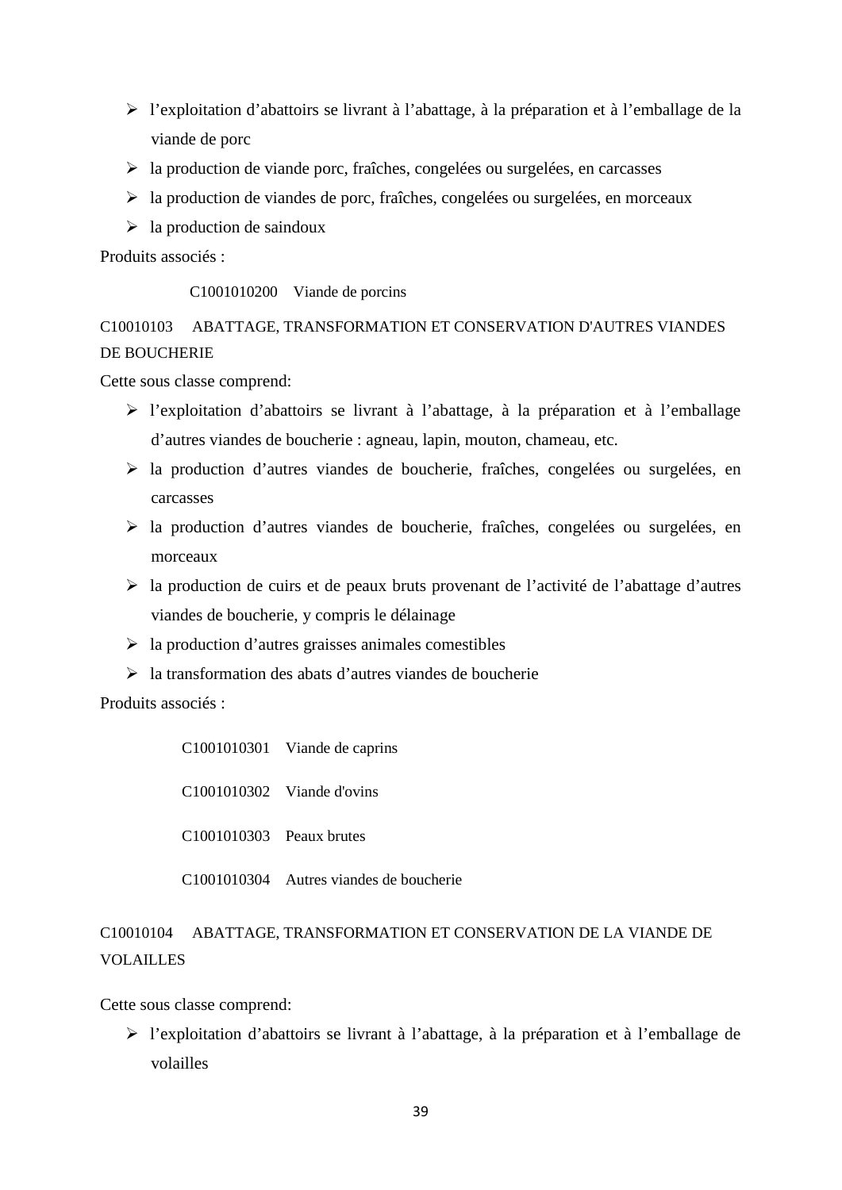- l'exploitation d'abattoirs se livrant à l'abattage, à la préparation et à l'emballage de la viande de porc
- la production de viande porc, fraîches, congelées ou surgelées, en carcasses
- la production de viandes de porc, fraîches, congelées ou surgelées, en morceaux
- la production de saindoux

Produits associés :

C1001010200 Viande de porcins

C10010103 ABATTAGE, TRANSFORMATION ET CONSERVATION D'AUTRES VIANDES DE BOUCHERIE

Cette sous classe comprend:

- l'exploitation d'abattoirs se livrant à l'abattage, à la préparation et à l'emballage d'autres viandes de boucherie : agneau, lapin, mouton, chameau, etc.
- la production d'autres viandes de boucherie, fraîches, congelées ou surgelées, en carcasses
- la production d'autres viandes de boucherie, fraîches, congelées ou surgelées, en morceaux
- la production de cuirs et de peaux bruts provenant de l'activité de l'abattage d'autres viandes de boucherie, y compris le délainage
- la production d'autres graisses animales comestibles
- la transformation des abats d'autres viandes de boucherie

Produits associés :

C1001010301 Viande de caprins

C1001010302 Viande d'ovins

C1001010303 Peaux brutes

C1001010304 Autres viandes de boucherie

C10010104 ABATTAGE, TRANSFORMATION ET CONSERVATION DE LA VIANDE DE VOLAILLES

Cette sous classe comprend:

- l'exploitation d'abattoirs se livrant à l'abattage, à la préparation et à l'emballage de volailles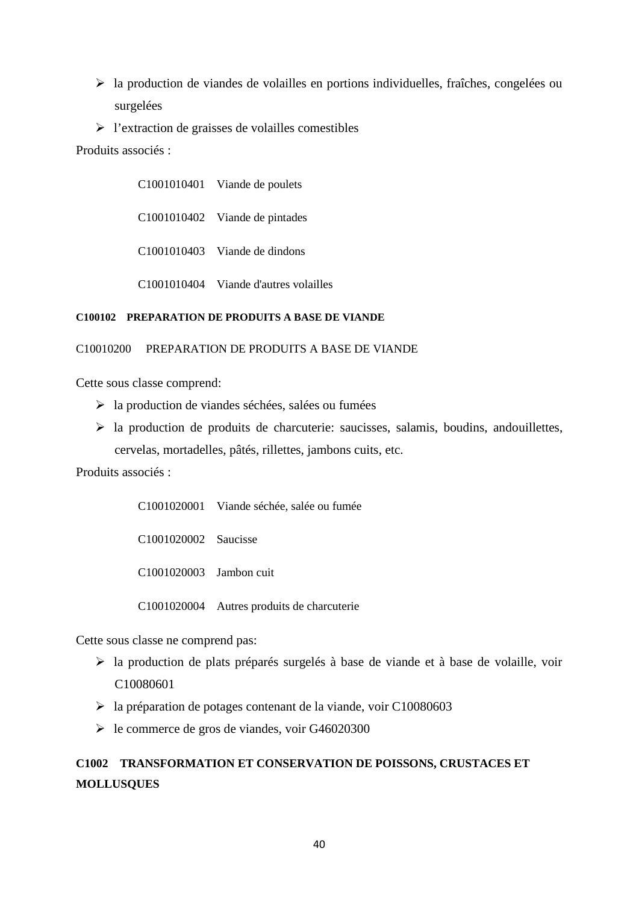- la production de viandes de volailles en portions individuelles, fraîches, congelées ou surgelées
- l'extraction de graisses de volailles comestibles

Produits associés :

C1001010401 Viande de poulets

C1001010402 Viande de pintades

C1001010403 Viande de dindons

C1001010404 Viande d'autres volailles

#### C100102 PREPARATION DE PRODUITS A BASE DE VIANDE

C10010200 PREPARATION DE PRODUITS A BASE DE VIANDE

Cette sous classe comprend:

- la production de viandes séchées, salées ou fumées
- la production de produits de charcuterie: saucisses, salamis, boudins, andouillettes, cervelas, mortadelles, pâtés, rillettes, jambons cuits, etc.

Produits associés :

C1001020001 Viande séchée, salée ou fumée

C1001020002 Saucisse

C1001020003 Jambon cuit

C1001020004 Autres produits de charcuterie

Cette sous classe ne comprend pas:

- la production de plats préparés surgelés à base de viande et à base de volaille, voir C10080601
- la préparation de potages contenant de la viande, voir C10080603
- le commerce de gros de viandes, voir G46020300

### C1002 TRANSFORMATION ET CONSERVATION DE POISSONS, CRUSTACES ET MOLLUSQUES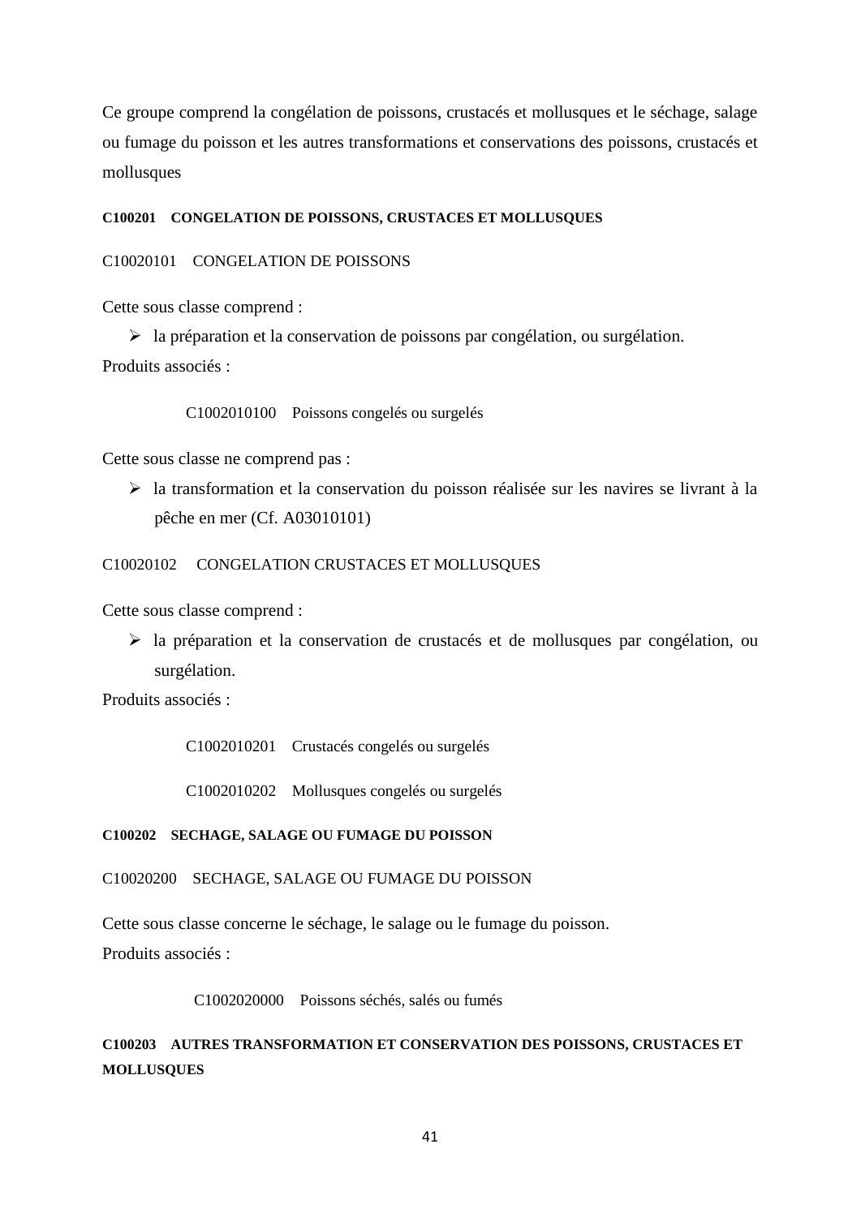Ce groupe comprend la congélation de poissons, crustacés et mollusques et le séchage, salage ou fumage du poisson et les autres transformations et conservations des poissons, crustacés et mollusques

#### C100201 CONGELATION DE POISSONS, CRUSTACES ET MOLLUSQUES

C10020101 CONGELATION DE POISSONS

Cette sous classe comprend :

- la préparation et la conservation de poissons par congélation, ou surgélation.

Produits associés :

C1002010100 Poissons congelés ou surgelés

Cette sous classe ne comprend pas :

- la transformation et la conservation du poisson réalisée sur les navires se livrant à la pêche en mer (Cf. A03010101)

C10020102 CONGELATION CRUSTACES ET MOLLUSQUES

Cette sous classe comprend :

- la préparation et la conservation de crustacés et de mollusques par congélation, ou surgélation.

Produits associés :

C1002010201 Crustacés congelés ou surgelés

C1002010202 Mollusques congelés ou surgelés

#### C100202 SECHAGE, SALAGE OU FUMAGE DU POISSON

C10020200 SECHAGE, SALAGE OU FUMAGE DU POISSON

Cette sous classe concerne le séchage, le salage ou le fumage du poisson.

Produits associés :

C1002020000 Poissons séchés, salés ou fumés

#### C100203 AUTRES TRANSFORMATION ET CONSERVATION DES POISSONS, CRUSTACES ET MOLLUSQUES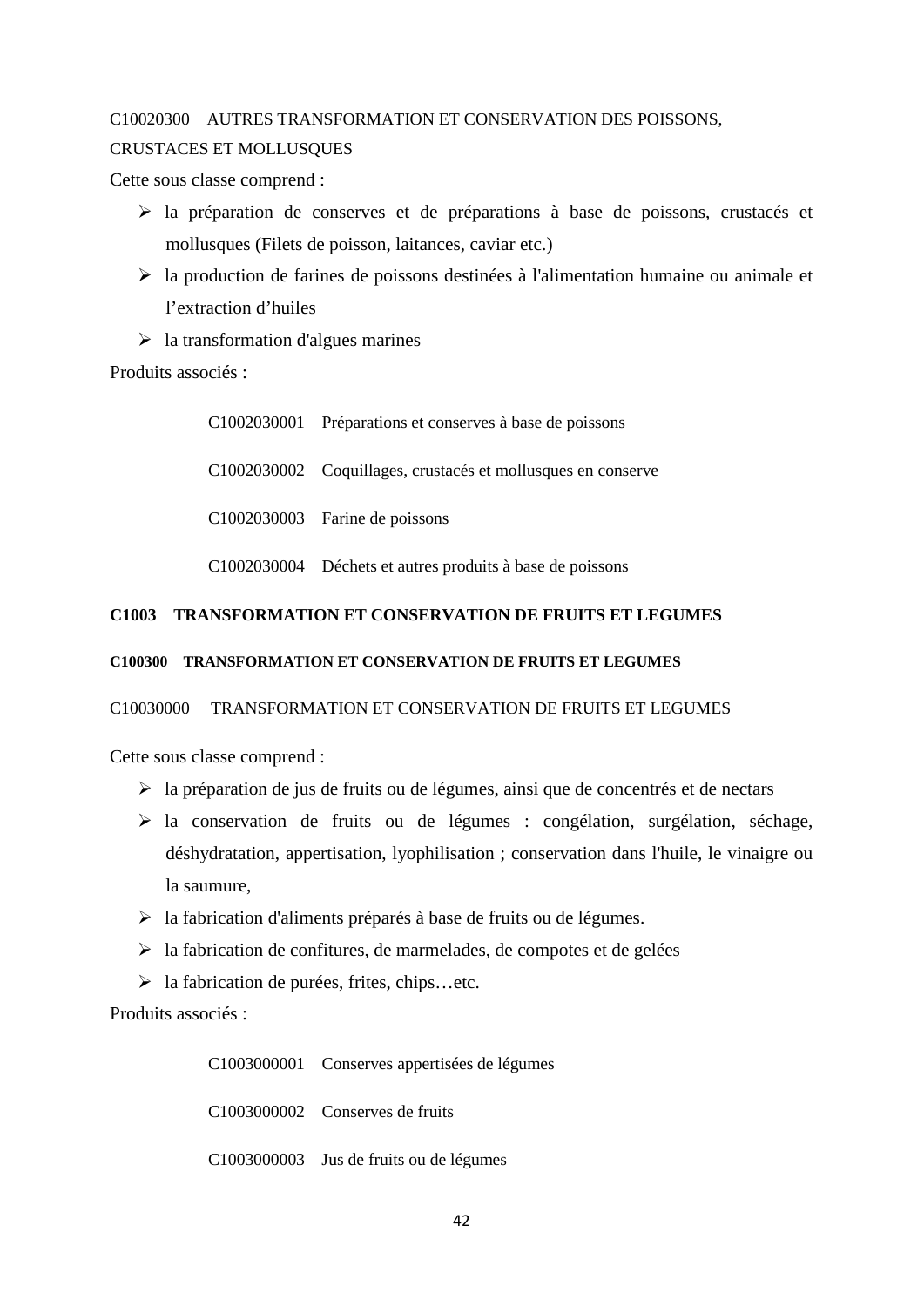C10020300 AUTRES TRANSFORMATION ET CONSERVATION DES POISSONS, CRUSTACES ET MOLLUSQUES

Cette sous classe comprend :

- la préparation de conserves et de préparations à base de poissons, crustacés et mollusques (Filets de poisson, laitances, caviar etc.)
- la production de farines de poissons destinées à l'alimentation humaine ou animale et l'extraction d'huiles
- la transformation d'algues marines

Produits associés :

C1002030001 Préparations et conserves à base de poissons

C1002030002 Coquillages, crustacés et mollusques en conserve

C1002030003 Farine de poissons

C1002030004 Déchets et autres produits à base de poissons

**C1003 TRANSFORMATION ET CONSERVATION DE FRUITS ET LEGUMES**

**C100300 TRANSFORMATION ET CONSERVATION DE FRUITS ET LEGUMES**

C10030000 TRANSFORMATION ET CONSERVATION DE FRUITS ET LEGUMES

Cette sous classe comprend :

- la préparation de jus de fruits ou de légumes, ainsi que de concentrés et de nectars
- la conservation de fruits ou de légumes : congélation, surgélation, séchage, déshydratation, appertisation, lyophilisation ; conservation dans l'huile, le vinaigre ou la saumure,
- la fabrication d'aliments préparés à base de fruits ou de légumes.
- la fabrication de confitures, de marmelades, de compotes et de gelées
- la fabrication de purées, frites, chips…etc.

Produits associés :

C1003000001 Conserves appertisées de légumes

C1003000002 Conserves de fruits

C1003000003 Jus de fruits ou de légumes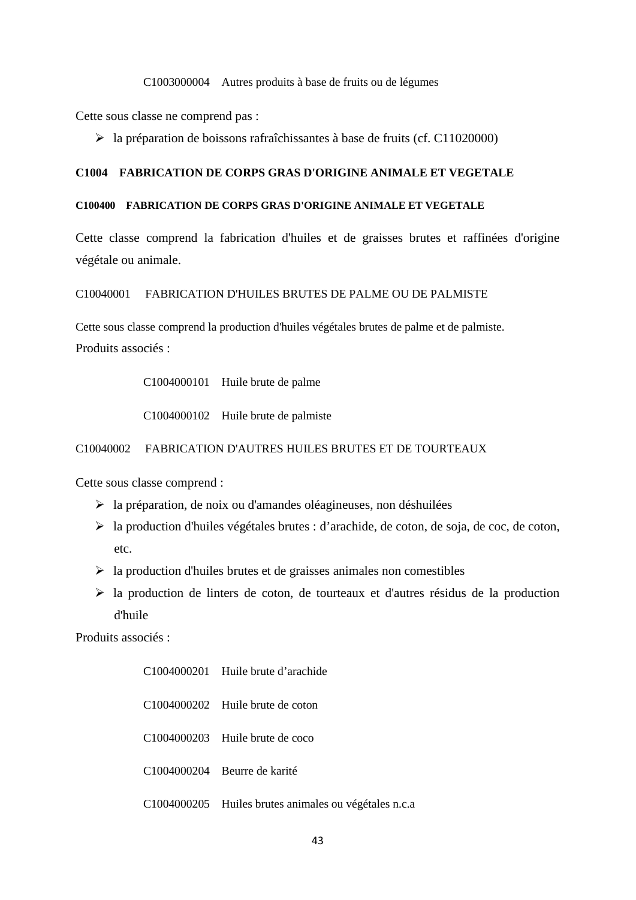C1003000004    Autres produits à base de fruits ou de légumes

Cette sous classe ne comprend pas :

- la préparation de boissons rafraîchissantes à base de fruits (cf. C11020000)

### C1004    FABRICATION DE CORPS GRAS D'ORIGINE ANIMALE ET VEGETALE

#### C100400    FABRICATION DE CORPS GRAS D'ORIGINE ANIMALE ET VEGETALE

Cette classe comprend la fabrication d'huiles et de graisses brutes et raffinées d'origine végétale ou animale.

C10040001    FABRICATION D'HUILES BRUTES DE PALME OU DE PALMISTE

Cette sous classe comprend la production d'huiles végétales brutes de palme et de palmiste.

Produits associés :

C1004000101    Huile brute de palme

C1004000102    Huile brute de palmiste

C10040002    FABRICATION D'AUTRES HUILES BRUTES ET DE TOURTEAUX

Cette sous classe comprend :

- la préparation, de noix ou d'amandes oléagineuses, non déshuilées
- la production d'huiles végétales brutes : d'arachide, de coton, de soja, de coc, de coton, etc.
- la production d'huiles brutes et de graisses animales non comestibles
- la production de linters de coton, de tourteaux et d'autres résidus de la production d'huile

Produits associés :

C1004000201    Huile brute d'arachide

C1004000202    Huile brute de coton

C1004000203    Huile brute de coco

C1004000204    Beurre de karité

C1004000205    Huiles brutes animales ou végétales n.c.a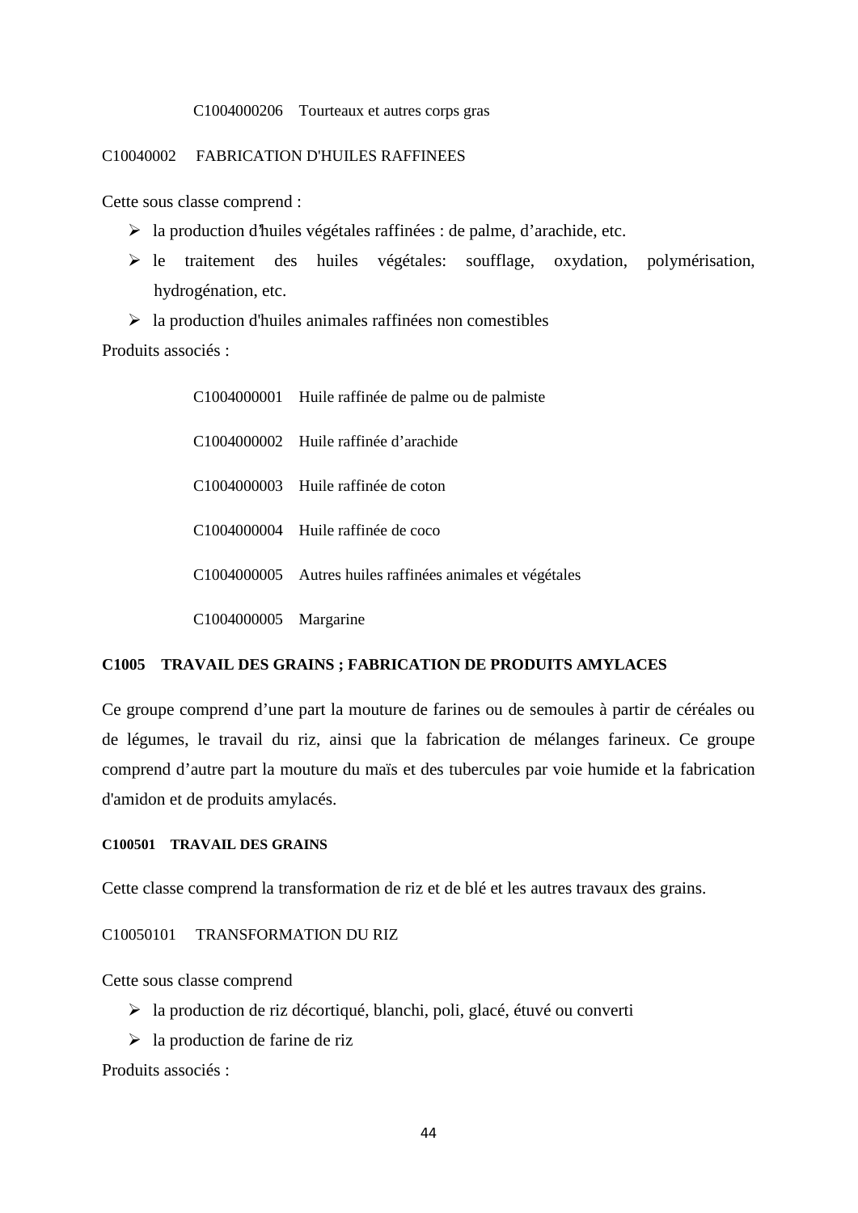C1004000206 Tourteaux et autres corps gras

C10040002 FABRICATION D'HUILES RAFFINEES

Cette sous classe comprend :

- la production d'huiles végétales raffinées : de palme, d'arachide, etc.
- le traitement des huiles végétales: soufflage, oxydation, polymérisation, hydrogénation, etc.
- la production d'huiles animales raffinées non comestibles

Produits associés :

C1004000001 Huile raffinée de palme ou de palmiste

C1004000002 Huile raffinée d'arachide

C1004000003 Huile raffinée de coton

C1004000004 Huile raffinée de coco

C1004000005 Autres huiles raffinées animales et végétales

C1004000005 Margarine

**C1005 TRAVAIL DES GRAINS ; FABRICATION DE PRODUITS AMYLACES**

Ce groupe comprend d'une part la mouture de farines ou de semoules à partir de céréales ou de légumes, le travail du riz, ainsi que la fabrication de mélanges farineux. Ce groupe comprend d'autre part la mouture du maïs et des tubercules par voie humide et la fabrication d'amidon et de produits amylacés.

**C100501 TRAVAIL DES GRAINS**

Cette classe comprend la transformation de riz et de blé et les autres travaux des grains.

C10050101 TRANSFORMATION DU RIZ

Cette sous classe comprend

- la production de riz décortiqué, blanchi, poli, glacé, étuvé ou converti
- la production de farine de riz

Produits associés :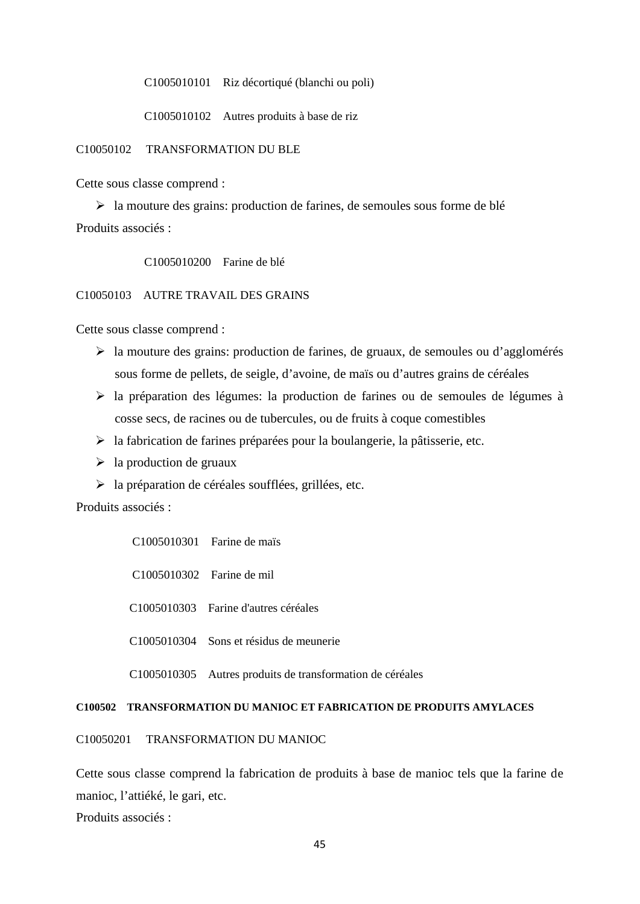C1005010101 Riz décortiqué (blanchi ou poli)

C1005010102 Autres produits à base de riz

C10050102 TRANSFORMATION DU BLE

Cette sous classe comprend :

- la mouture des grains: production de farines, de semoules sous forme de blé

Produits associés :

C1005010200 Farine de blé

C10050103 AUTRE TRAVAIL DES GRAINS

Cette sous classe comprend :

- la mouture des grains: production de farines, de gruaux, de semoules ou d'agglomérés sous forme de pellets, de seigle, d'avoine, de maïs ou d'autres grains de céréales
- la préparation des légumes: la production de farines ou de semoules de légumes à cosse secs, de racines ou de tubercules, ou de fruits à coque comestibles
- la fabrication de farines préparées pour la boulangerie, la pâtisserie, etc.
- la production de gruaux
- la préparation de céréales soufflées, grillées, etc.

Produits associés :

C1005010301 Farine de maïs

C1005010302 Farine de mil

C1005010303 Farine d'autres céréales

C1005010304 Sons et résidus de meunerie

C1005010305 Autres produits de transformation de céréales

**C100502 TRANSFORMATION DU MANIOC ET FABRICATION DE PRODUITS AMYLACES**

C10050201 TRANSFORMATION DU MANIOC

Cette sous classe comprend la fabrication de produits à base de manioc tels que la farine de manioc, l'attiéké, le gari, etc.

Produits associés :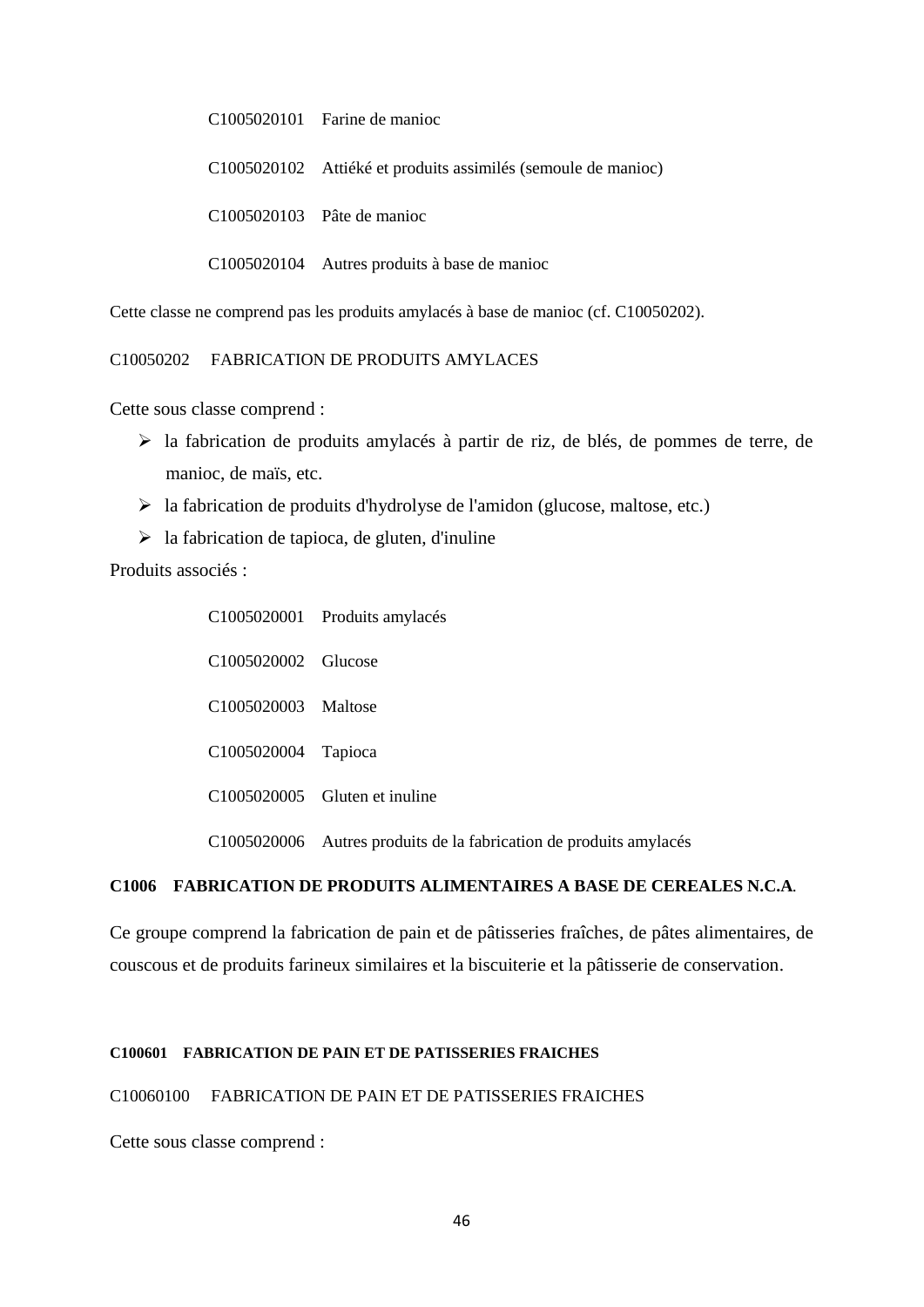C1005020101 Farine de manioc

C1005020102 Attiéké et produits assimilés (semoule de manioc)

C1005020103 Pâte de manioc

C1005020104 Autres produits à base de manioc

Cette classe ne comprend pas les produits amylacés à base de manioc (cf. C10050202).

C10050202 FABRICATION DE PRODUITS AMYLACES

Cette sous classe comprend :

- la fabrication de produits amylacés à partir de riz, de blés, de pommes de terre, de manioc, de maïs, etc.
- la fabrication de produits d'hydrolyse de l'amidon (glucose, maltose, etc.)
- la fabrication de tapioca, de gluten, d'inuline

Produits associés :

C1005020001 Produits amylacés

C1005020002 Glucose

C1005020003 Maltose

C1005020004 Tapioca

C1005020005 Gluten et inuline

C1005020006 Autres produits de la fabrication de produits amylacés

**C1006 FABRICATION DE PRODUITS ALIMENTAIRES A BASE DE CEREALES N.C.A.**

Ce groupe comprend la fabrication de pain et de pâtisseries fraîches, de pâtes alimentaires, de couscous et de produits farineux similaires et la biscuiterie et la pâtisserie de conservation.

**C100601 FABRICATION DE PAIN ET DE PATISSERIES FRAICHES**

C10060100 FABRICATION DE PAIN ET DE PATISSERIES FRAICHES

Cette sous classe comprend :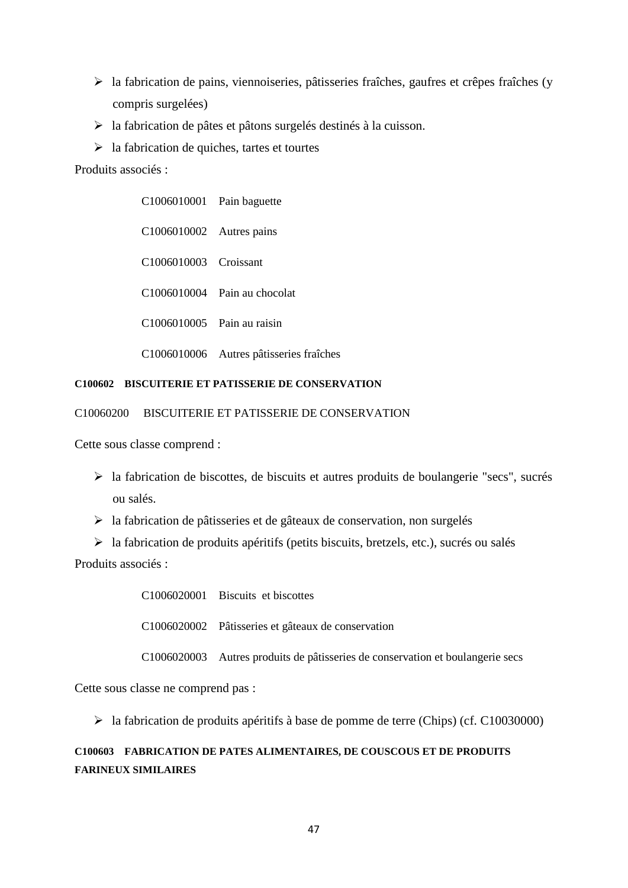- la fabrication de pains, viennoiseries, pâtisseries fraîches, gaufres et crêpes fraîches (y compris surgelées)
- la fabrication de pâtes et pâtons surgelés destinés à la cuisson.
- la fabrication de quiches, tartes et tourtes

Produits associés :

| | |
|---|---|
| C1006010001 | Pain baguette |
| C1006010002 | Autres pains |
| C1006010003 | Croissant |
| C1006010004 | Pain au chocolat |
| C1006010005 | Pain au raisin |
| C1006010006 | Autres pâtisseries fraîches |

**C100602 BISCUITERIE ET PATISSERIE DE CONSERVATION**

C10060200 BISCUITERIE ET PATISSERIE DE CONSERVATION

Cette sous classe comprend :

- la fabrication de biscottes, de biscuits et autres produits de boulangerie "secs", sucrés ou salés.
- la fabrication de pâtisseries et de gâteaux de conservation, non surgelés
- la fabrication de produits apéritifs (petits biscuits, bretzels, etc.), sucrés ou salés

Produits associés :

| | |
|---|---|
| C1006020001 | Biscuits et biscottes |
| C1006020002 | Pâtisseries et gâteaux de conservation |
| C1006020003 | Autres produits de pâtisseries de conservation et boulangerie secs |

Cette sous classe ne comprend pas :

- la fabrication de produits apéritifs à base de pomme de terre (Chips) (cf. C10030000)

**C100603 FABRICATION DE PATES ALIMENTAIRES, DE COUSCOUS ET DE PRODUITS FARINEUX SIMILAIRES**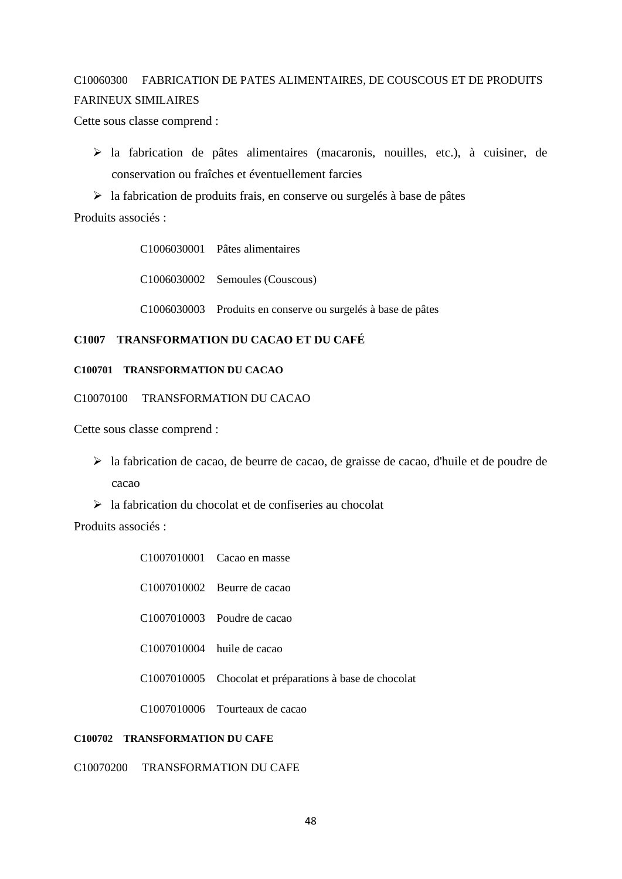C10060300 FABRICATION DE PATES ALIMENTAIRES, DE COUSCOUS ET DE PRODUITS FARINEUX SIMILAIRES

Cette sous classe comprend :

- la fabrication de pâtes alimentaires (macaronis, nouilles, etc.), à cuisiner, de conservation ou fraîches et éventuellement farcies
- la fabrication de produits frais, en conserve ou surgelés à base de pâtes

Produits associés :

C1006030001 Pâtes alimentaires

C1006030002 Semoules (Couscous)

C1006030003 Produits en conserve ou surgelés à base de pâtes

## C1007 TRANSFORMATION DU CACAO ET DU CAFÉ

### C100701 TRANSFORMATION DU CACAO

C10070100 TRANSFORMATION DU CACAO

Cette sous classe comprend :

- la fabrication de cacao, de beurre de cacao, de graisse de cacao, d'huile et de poudre de cacao
- la fabrication du chocolat et de confiseries au chocolat

Produits associés :

C1007010001 Cacao en masse

C1007010002 Beurre de cacao

C1007010003 Poudre de cacao

C1007010004 huile de cacao

C1007010005 Chocolat et préparations à base de chocolat

C1007010006 Tourteaux de cacao

### C100702 TRANSFORMATION DU CAFE

C10070200 TRANSFORMATION DU CAFE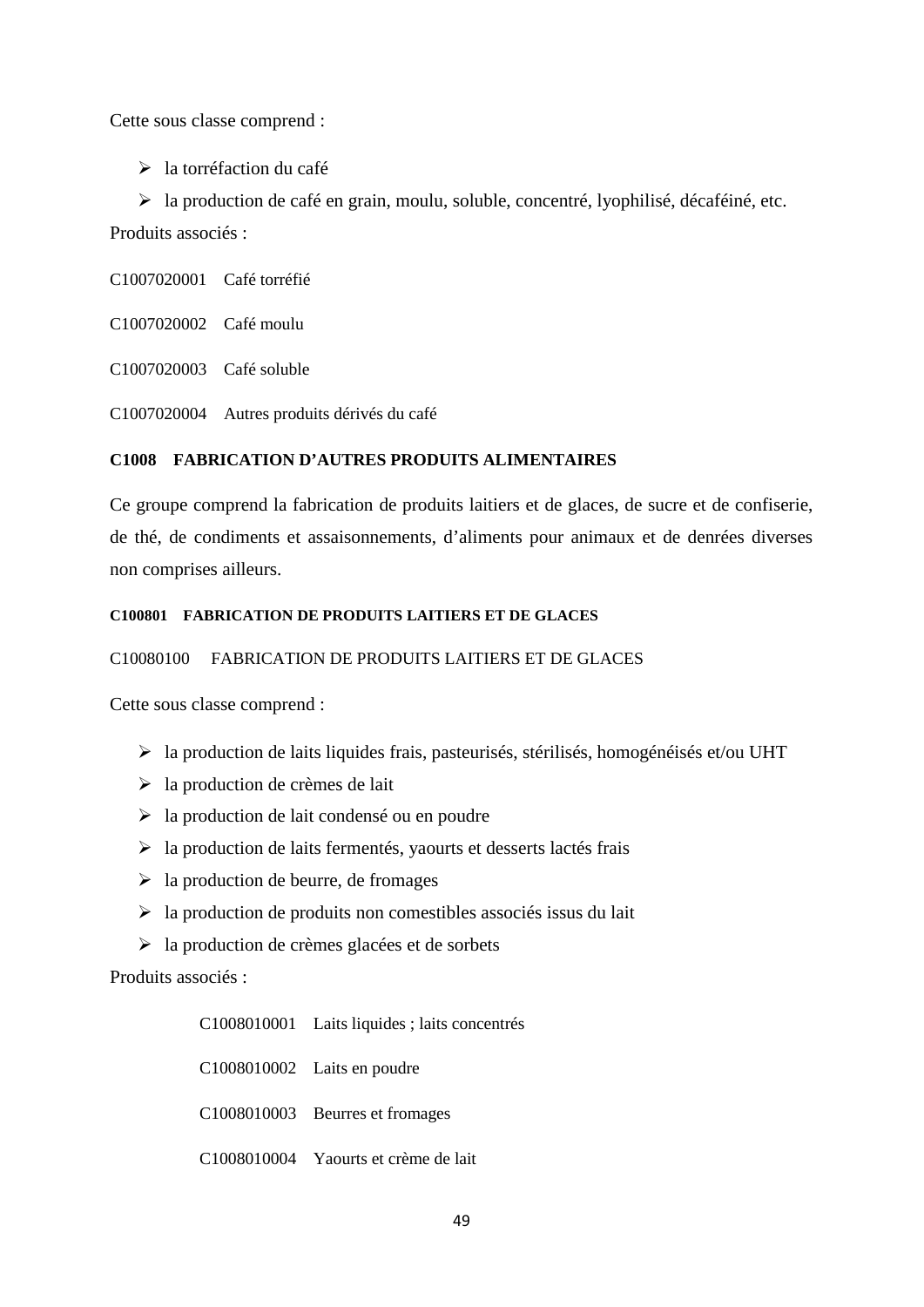Cette sous classe comprend :

- la torréfaction du café
- la production de café en grain, moulu, soluble, concentré, lyophilisé, décaféiné, etc.

Produits associés :

C1007020001 Café torréfié

C1007020002 Café moulu

C1007020003 Café soluble

C1007020004 Autres produits dérivés du café

### C1008 FABRICATION D'AUTRES PRODUITS ALIMENTAIRES

Ce groupe comprend la fabrication de produits laitiers et de glaces, de sucre et de confiserie, de thé, de condiments et assaisonnements, d'aliments pour animaux et de denrées diverses non comprises ailleurs.

#### C100801 FABRICATION DE PRODUITS LAITIERS ET DE GLACES

C10080100 FABRICATION DE PRODUITS LAITIERS ET DE GLACES

Cette sous classe comprend :

- la production de laits liquides frais, pasteurisés, stérilisés, homogénéisés et/ou UHT
- la production de crèmes de lait
- la production de lait condensé ou en poudre
- la production de laits fermentés, yaourts et desserts lactés frais
- la production de beurre, de fromages
- la production de produits non comestibles associés issus du lait
- la production de crèmes glacées et de sorbets

Produits associés :

C1008010001 Laits liquides ; laits concentrés

C1008010002 Laits en poudre

C1008010003 Beurres et fromages

C1008010004 Yaourts et crème de lait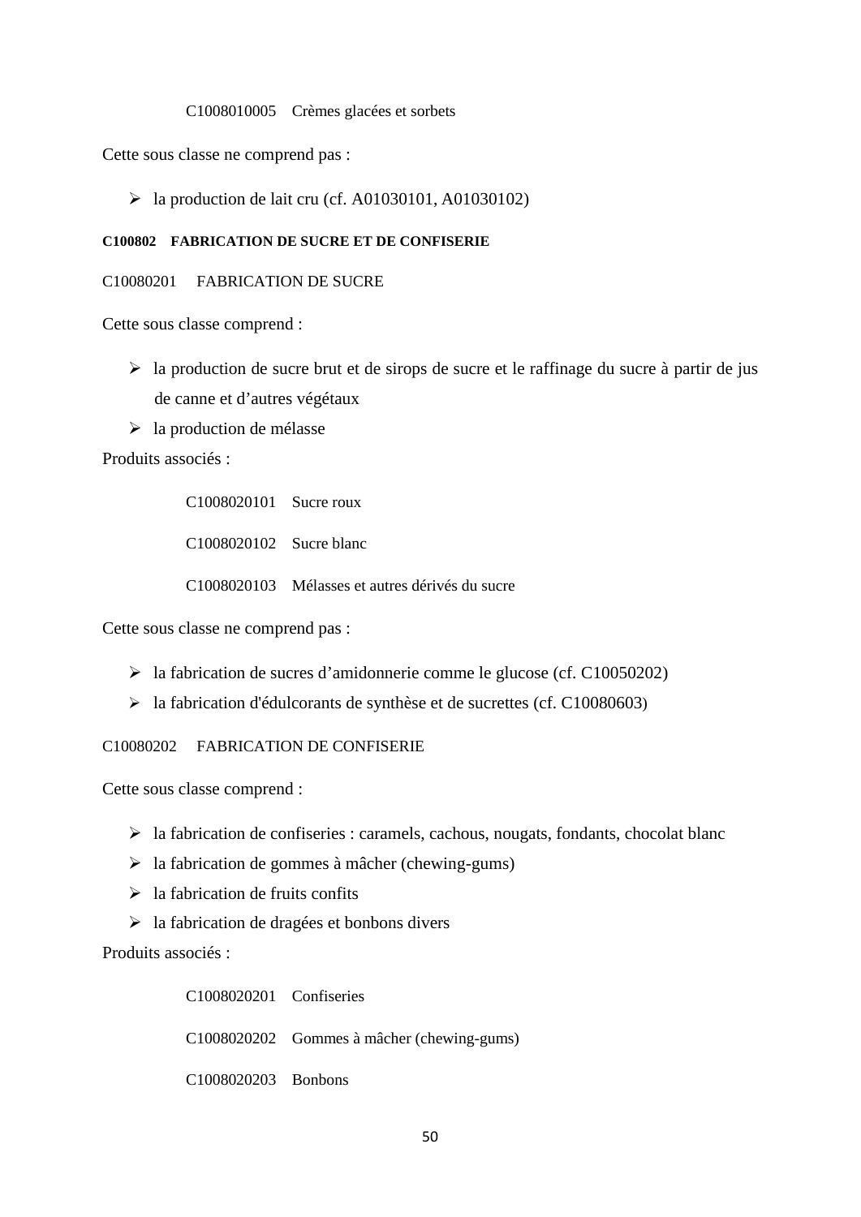C1008010005 Crèmes glacées et sorbets

Cette sous classe ne comprend pas :

- la production de lait cru (cf. A01030101, A01030102)

#### C100802 FABRICATION DE SUCRE ET DE CONFISERIE

C10080201 FABRICATION DE SUCRE

Cette sous classe comprend :

- la production de sucre brut et de sirops de sucre et le raffinage du sucre à partir de jus de canne et d'autres végétaux
- la production de mélasse

Produits associés :

C1008020101 Sucre roux

C1008020102 Sucre blanc

C1008020103 Mélasses et autres dérivés du sucre

Cette sous classe ne comprend pas :

- la fabrication de sucres d'amidonnerie comme le glucose (cf. C10050202)
- la fabrication d'édulcorants de synthèse et de sucrettes (cf. C10080603)

C10080202 FABRICATION DE CONFISERIE

Cette sous classe comprend :

- la fabrication de confiseries : caramels, cachous, nougats, fondants, chocolat blanc
- la fabrication de gommes à mâcher (chewing-gums)
- la fabrication de fruits confits
- la fabrication de dragées et bonbons divers

Produits associés :

C1008020201 Confiseries

C1008020202 Gommes à mâcher (chewing-gums)

C1008020203 Bonbons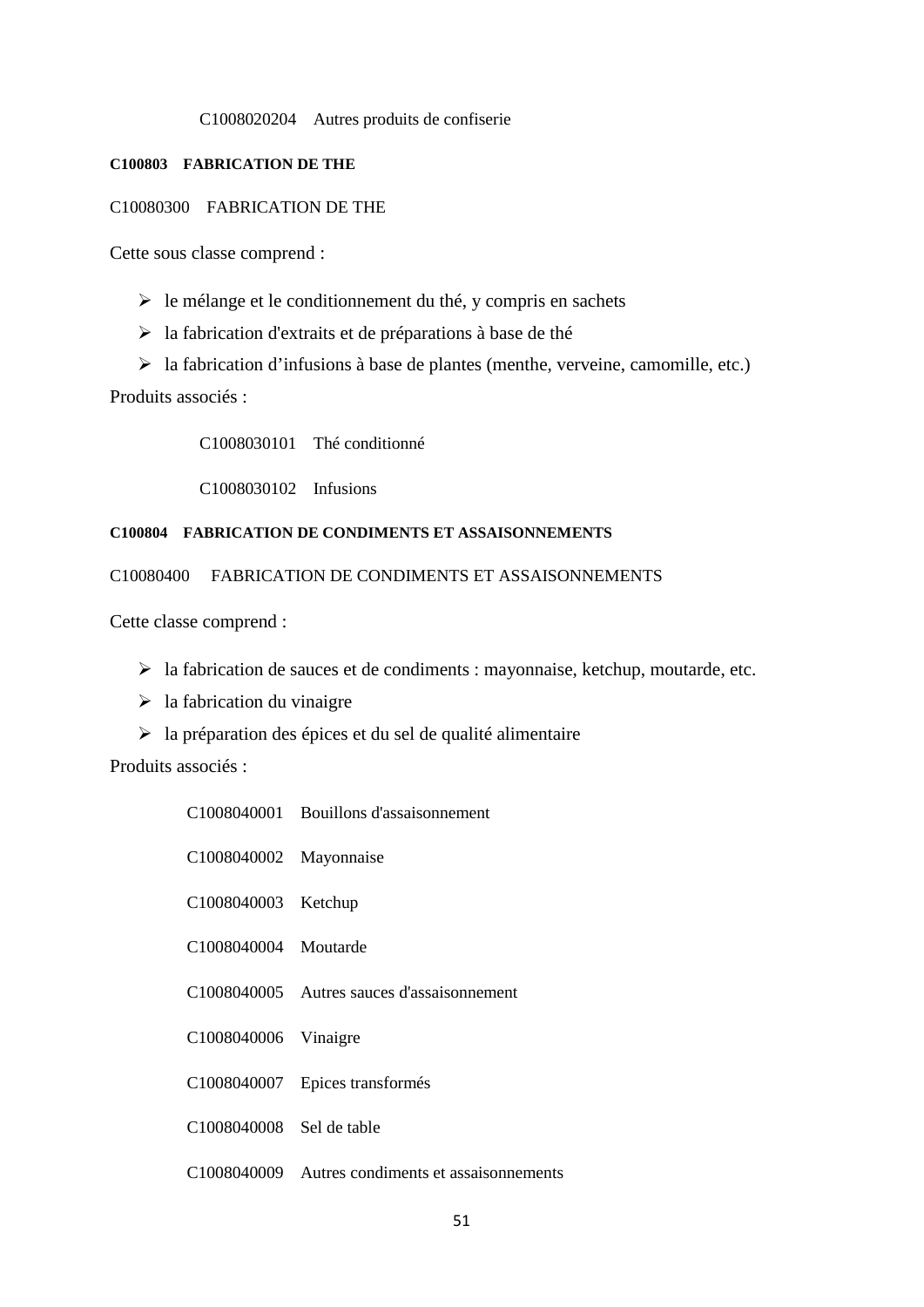C1008020204 Autres produits de confiserie

#### C100803 FABRICATION DE THE

C10080300 FABRICATION DE THE

Cette sous classe comprend :

- le mélange et le conditionnement du thé, y compris en sachets
- la fabrication d'extraits et de préparations à base de thé
- la fabrication d'infusions à base de plantes (menthe, verveine, camomille, etc.)

Produits associés :

C1008030101 Thé conditionné

C1008030102 Infusions

#### C100804 FABRICATION DE CONDIMENTS ET ASSAISONNEMENTS

C10080400 FABRICATION DE CONDIMENTS ET ASSAISONNEMENTS

Cette classe comprend :

- la fabrication de sauces et de condiments : mayonnaise, ketchup, moutarde, etc.
- la fabrication du vinaigre
- la préparation des épices et du sel de qualité alimentaire

Produits associés :

C1008040001 Bouillons d'assaisonnement

C1008040002 Mayonnaise

C1008040003 Ketchup

C1008040004 Moutarde

C1008040005 Autres sauces d'assaisonnement

C1008040006 Vinaigre

C1008040007 Epices transformés

C1008040008 Sel de table

C1008040009 Autres condiments et assaisonnements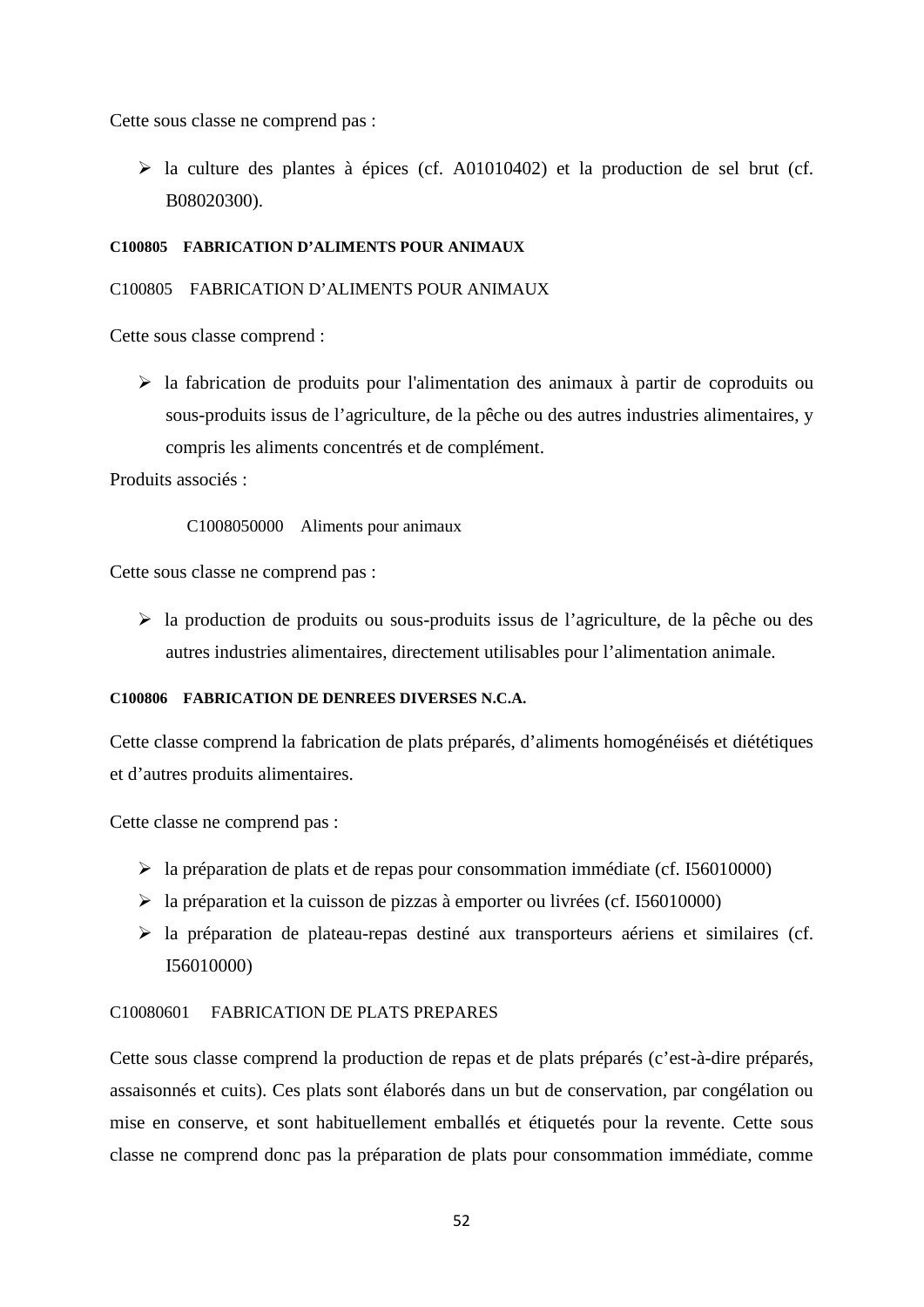Cette sous classe ne comprend pas :

- la culture des plantes à épices (cf. A01010402) et la production de sel brut (cf. B08020300).

#### **C100805 FABRICATION D'ALIMENTS POUR ANIMAUX**

C100805 FABRICATION D'ALIMENTS POUR ANIMAUX

Cette sous classe comprend :

- la fabrication de produits pour l'alimentation des animaux à partir de coproduits ou sous-produits issus de l'agriculture, de la pêche ou des autres industries alimentaires, y compris les aliments concentrés et de complément.

Produits associés :

C1008050000 Aliments pour animaux

Cette sous classe ne comprend pas :

- la production de produits ou sous-produits issus de l'agriculture, de la pêche ou des autres industries alimentaires, directement utilisables pour l'alimentation animale.

#### **C100806 FABRICATION DE DENREES DIVERSES N.C.A.**

Cette classe comprend la fabrication de plats préparés, d'aliments homogénéisés et diététiques et d'autres produits alimentaires.

Cette classe ne comprend pas :

- la préparation de plats et de repas pour consommation immédiate (cf. I56010000)
- la préparation et la cuisson de pizzas à emporter ou livrées (cf. I56010000)
- la préparation de plateau-repas destiné aux transporteurs aériens et similaires (cf. I56010000)

C10080601 FABRICATION DE PLATS PREPARES

Cette sous classe comprend la production de repas et de plats préparés (c'est-à-dire préparés, assaisonnés et cuits). Ces plats sont élaborés dans un but de conservation, par congélation ou mise en conserve, et sont habituellement emballés et étiquetés pour la revente. Cette sous classe ne comprend donc pas la préparation de plats pour consommation immédiate, comme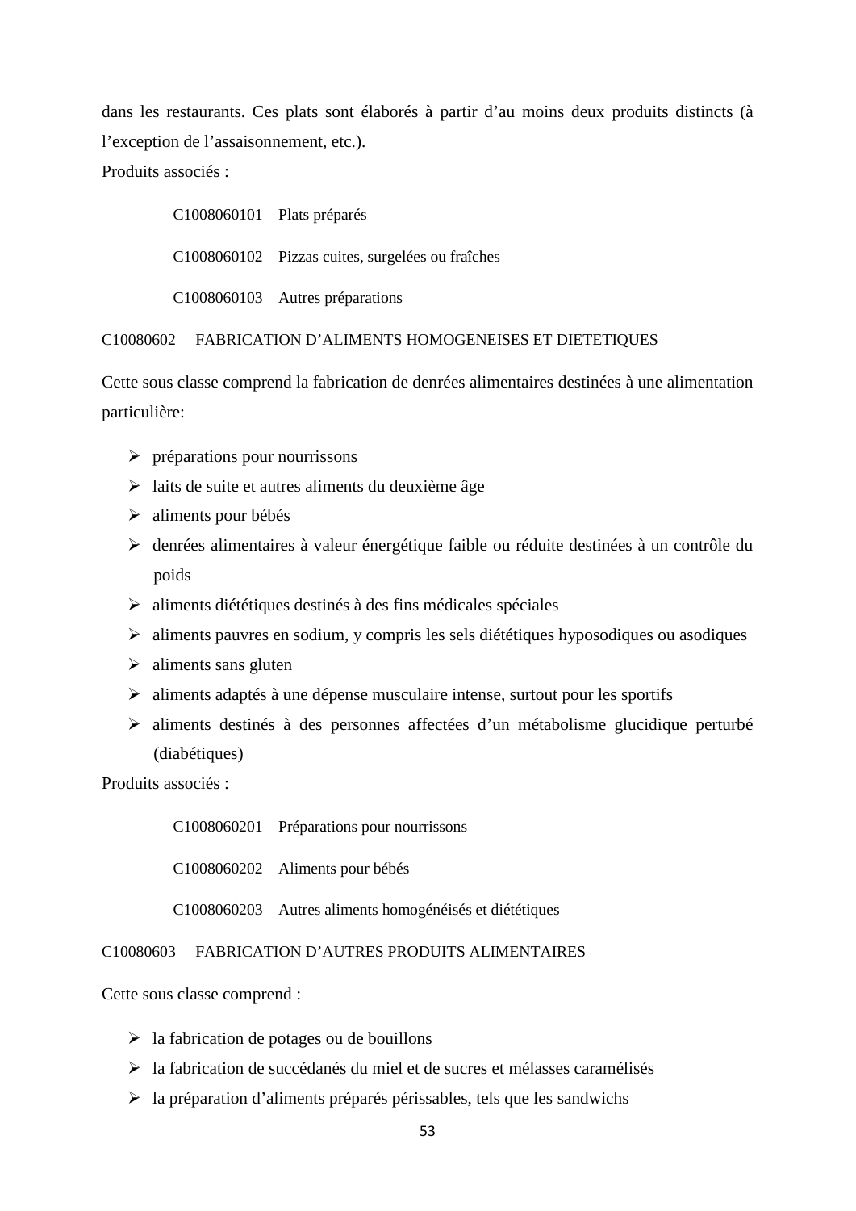dans les restaurants. Ces plats sont élaborés à partir d'au moins deux produits distincts (à l'exception de l'assaisonnement, etc.).

Produits associés :

C1008060101 Plats préparés

C1008060102 Pizzas cuites, surgelées ou fraîches

C1008060103 Autres préparations

C10080602 FABRICATION D'ALIMENTS HOMOGENEISES ET DIETETIQUES

Cette sous classe comprend la fabrication de denrées alimentaires destinées à une alimentation particulière:

- préparations pour nourrissons
- laits de suite et autres aliments du deuxième âge
- aliments pour bébés
- denrées alimentaires à valeur énergétique faible ou réduite destinées à un contrôle du poids
- aliments diététiques destinés à des fins médicales spéciales
- aliments pauvres en sodium, y compris les sels diététiques hyposodiques ou asodiques
- aliments sans gluten
- aliments adaptés à une dépense musculaire intense, surtout pour les sportifs
- aliments destinés à des personnes affectées d'un métabolisme glucidique perturbé (diabétiques)

Produits associés :

C1008060201 Préparations pour nourrissons

C1008060202 Aliments pour bébés

C1008060203 Autres aliments homogénéisés et diététiques

C10080603 FABRICATION D'AUTRES PRODUITS ALIMENTAIRES

Cette sous classe comprend :

- la fabrication de potages ou de bouillons
- la fabrication de succédanés du miel et de sucres et mélasses caramélisés
- la préparation d'aliments préparés périssables, tels que les sandwichs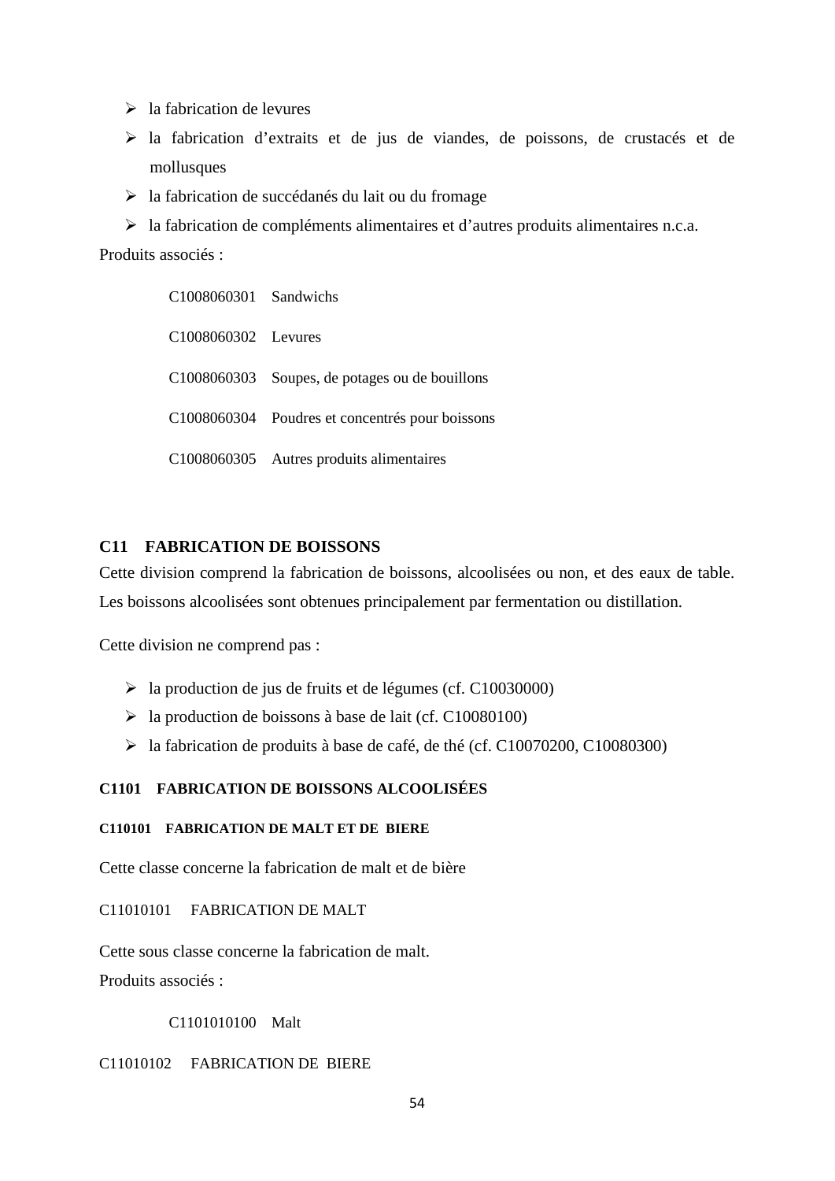- la fabrication de levures
- la fabrication d'extraits et de jus de viandes, de poissons, de crustacés et de mollusques
- la fabrication de succédanés du lait ou du fromage
- la fabrication de compléments alimentaires et d'autres produits alimentaires n.c.a.

Produits associés :

C1008060301 Sandwichs

C1008060302 Levures

C1008060303 Soupes, de potages ou de bouillons

C1008060304 Poudres et concentrés pour boissons

C1008060305 Autres produits alimentaires

## C11 FABRICATION DE BOISSONS

Cette division comprend la fabrication de boissons, alcoolisées ou non, et des eaux de table. Les boissons alcoolisées sont obtenues principalement par fermentation ou distillation.

Cette division ne comprend pas :

- la production de jus de fruits et de légumes (cf. C10030000)
- la production de boissons à base de lait (cf. C10080100)
- la fabrication de produits à base de café, de thé (cf. C10070200, C10080300)

### C1101 FABRICATION DE BOISSONS ALCOOLISÉES

#### C110101 FABRICATION DE MALT ET DE BIERE

Cette classe concerne la fabrication de malt et de bière

C11010101 FABRICATION DE MALT

Cette sous classe concerne la fabrication de malt.

Produits associés :

C1101010100 Malt

C11010102 FABRICATION DE BIERE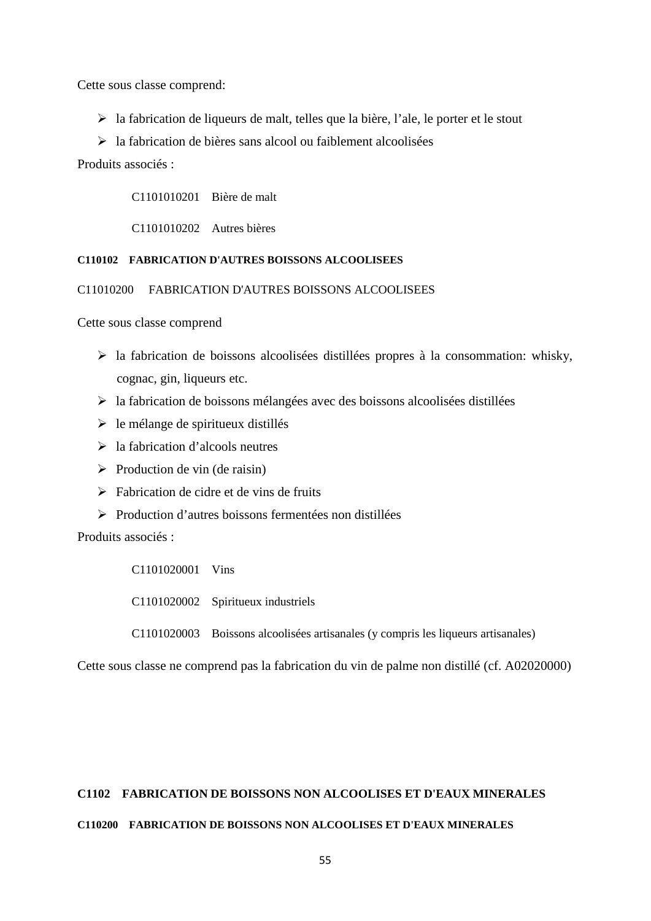Cette sous classe comprend:

- la fabrication de liqueurs de malt, telles que la bière, l'ale, le porter et le stout
- la fabrication de bières sans alcool ou faiblement alcoolisées

Produits associés :

C1101010201 Bière de malt

C1101010202 Autres bières

#### C110102 FABRICATION D'AUTRES BOISSONS ALCOOLISEES

C11010200 FABRICATION D'AUTRES BOISSONS ALCOOLISEES

Cette sous classe comprend

- la fabrication de boissons alcoolisées distillées propres à la consommation: whisky, cognac, gin, liqueurs etc.
- la fabrication de boissons mélangées avec des boissons alcoolisées distillées
- le mélange de spiritueux distillés
- la fabrication d'alcools neutres
- Production de vin (de raisin)
- Fabrication de cidre et de vins de fruits
- Production d'autres boissons fermentées non distillées

Produits associés :

C1101020001 Vins

C1101020002 Spiritueux industriels

C1101020003 Boissons alcoolisées artisanales (y compris les liqueurs artisanales)

Cette sous classe ne comprend pas la fabrication du vin de palme non distillé (cf. A02020000)

### C1102 FABRICATION DE BOISSONS NON ALCOOLISES ET D'EAUX MINERALES

#### C110200 FABRICATION DE BOISSONS NON ALCOOLISES ET D'EAUX MINERALES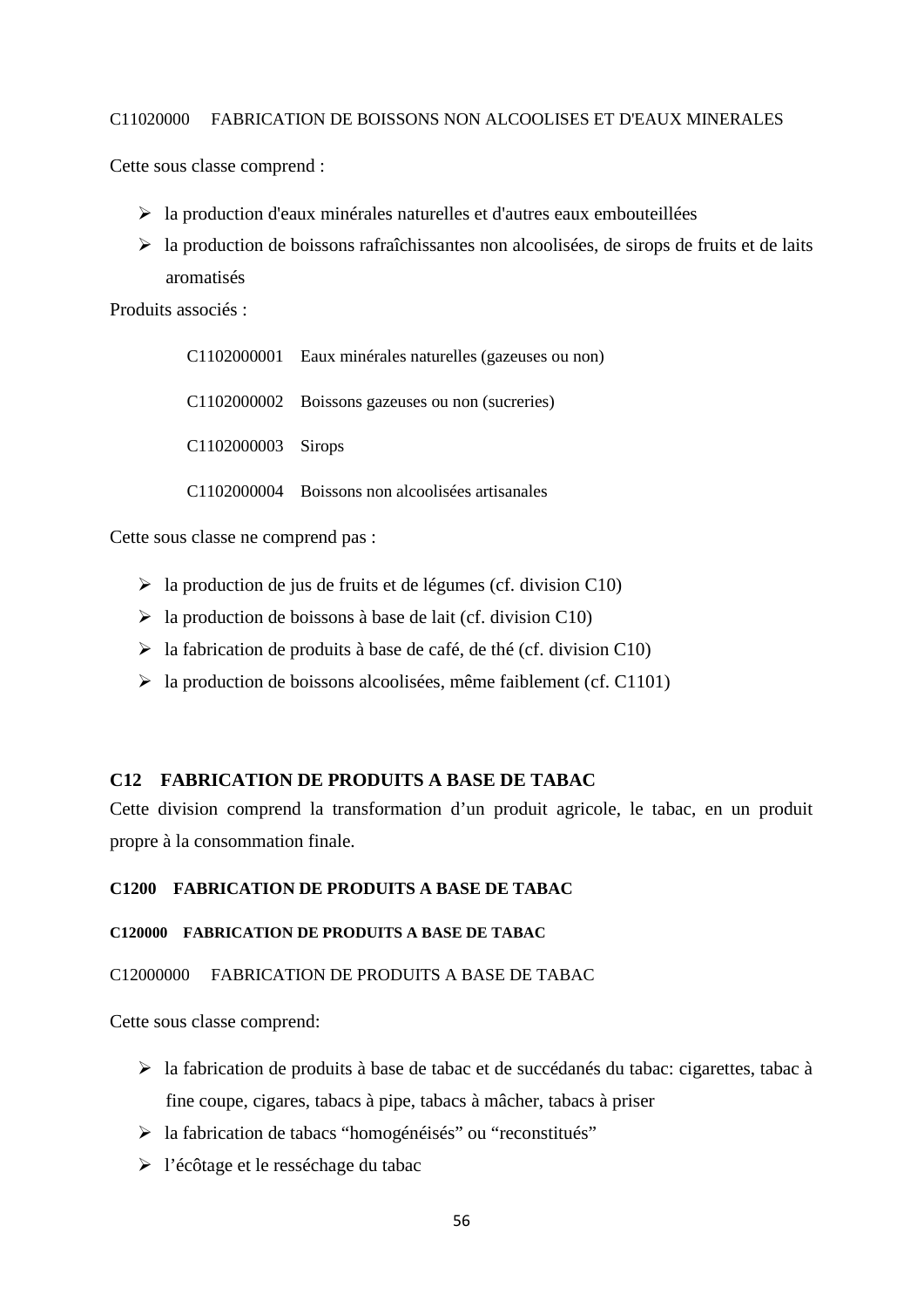C11020000 FABRICATION DE BOISSONS NON ALCOOLISES ET D'EAUX MINERALES

Cette sous classe comprend :

- la production d'eaux minérales naturelles et d'autres eaux embouteillées
- la production de boissons rafraîchissantes non alcoolisées, de sirops de fruits et de laits aromatisés

Produits associés :

C1102000001 Eaux minérales naturelles (gazeuses ou non)

C1102000002 Boissons gazeuses ou non (sucreries)

C1102000003 Sirops

C1102000004 Boissons non alcoolisées artisanales

Cette sous classe ne comprend pas :

- la production de jus de fruits et de légumes (cf. division C10)
- la production de boissons à base de lait (cf. division C10)
- la fabrication de produits à base de café, de thé (cf. division C10)
- la production de boissons alcoolisées, même faiblement (cf. C1101)

## C12 FABRICATION DE PRODUITS A BASE DE TABAC

Cette division comprend la transformation d'un produit agricole, le tabac, en un produit propre à la consommation finale.

### C1200 FABRICATION DE PRODUITS A BASE DE TABAC

#### C120000 FABRICATION DE PRODUITS A BASE DE TABAC

C12000000 FABRICATION DE PRODUITS A BASE DE TABAC

Cette sous classe comprend:

- la fabrication de produits à base de tabac et de succédanés du tabac: cigarettes, tabac à fine coupe, cigares, tabacs à pipe, tabacs à mâcher, tabacs à priser
- la fabrication de tabacs "homogénéisés" ou "reconstitués"
- l'écôtage et le resséchage du tabac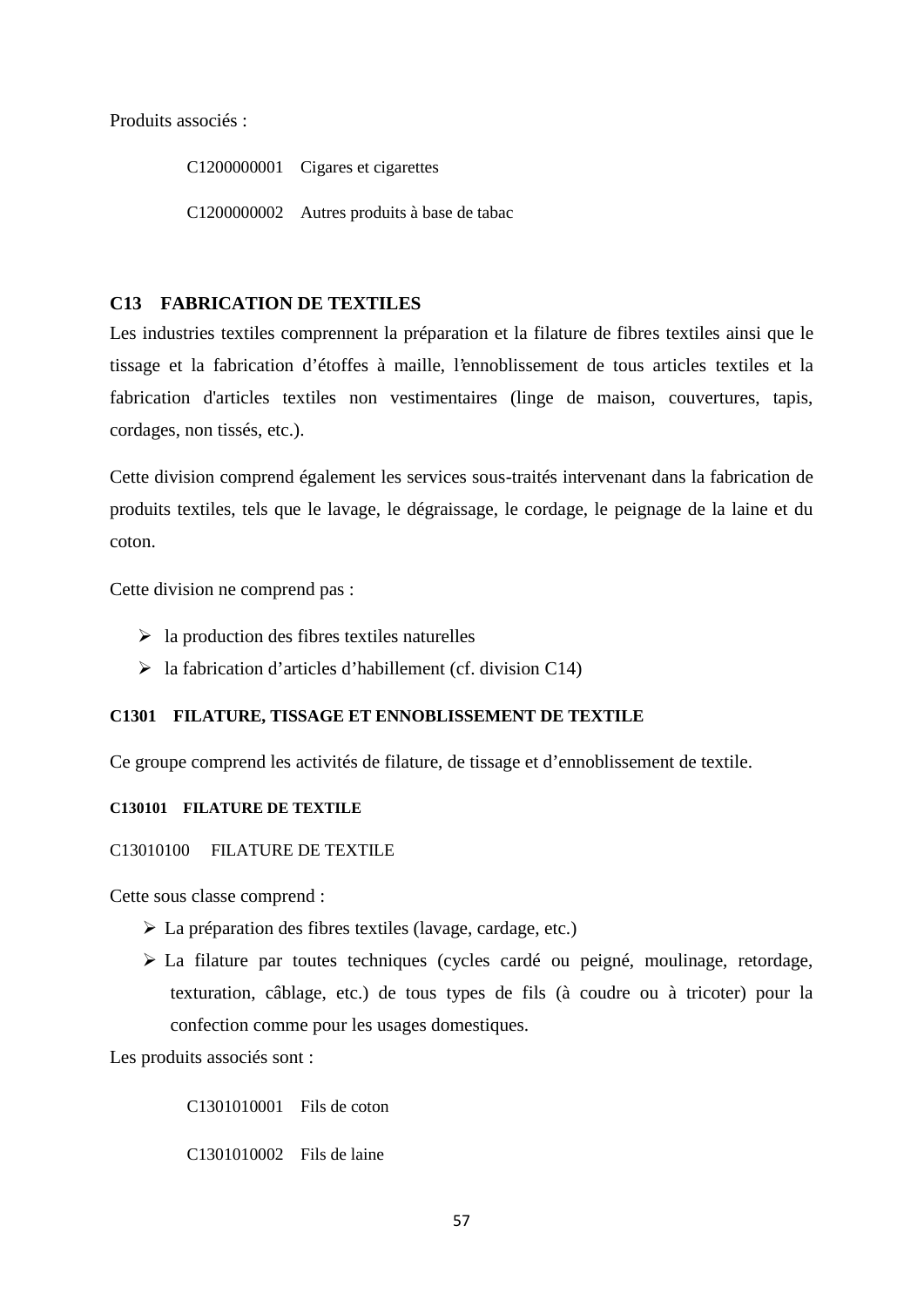Produits associés :

C1200000001 Cigares et cigarettes

C1200000002 Autres produits à base de tabac

## C13 FABRICATION DE TEXTILES

Les industries textiles comprennent la préparation et la filature de fibres textiles ainsi que le tissage et la fabrication d'étoffes à maille, l'ennoblissement de tous articles textiles et la fabrication d'articles textiles non vestimentaires (linge de maison, couvertures, tapis, cordages, non tissés, etc.).

Cette division comprend également les services sous-traités intervenant dans la fabrication de produits textiles, tels que le lavage, le dégraissage, le cordage, le peignage de la laine et du coton.

Cette division ne comprend pas :

- la production des fibres textiles naturelles
- la fabrication d'articles d'habillement (cf. division C14)

### C1301 FILATURE, TISSAGE ET ENNOBLISSEMENT DE TEXTILE

Ce groupe comprend les activités de filature, de tissage et d'ennoblissement de textile.

#### C130101 FILATURE DE TEXTILE

C13010100 FILATURE DE TEXTILE

Cette sous classe comprend :

- La préparation des fibres textiles (lavage, cardage, etc.)
- La filature par toutes techniques (cycles cardé ou peigné, moulinage, retordage, texturation, câblage, etc.) de tous types de fils (à coudre ou à tricoter) pour la confection comme pour les usages domestiques.

Les produits associés sont :

C1301010001 Fils de coton

C1301010002 Fils de laine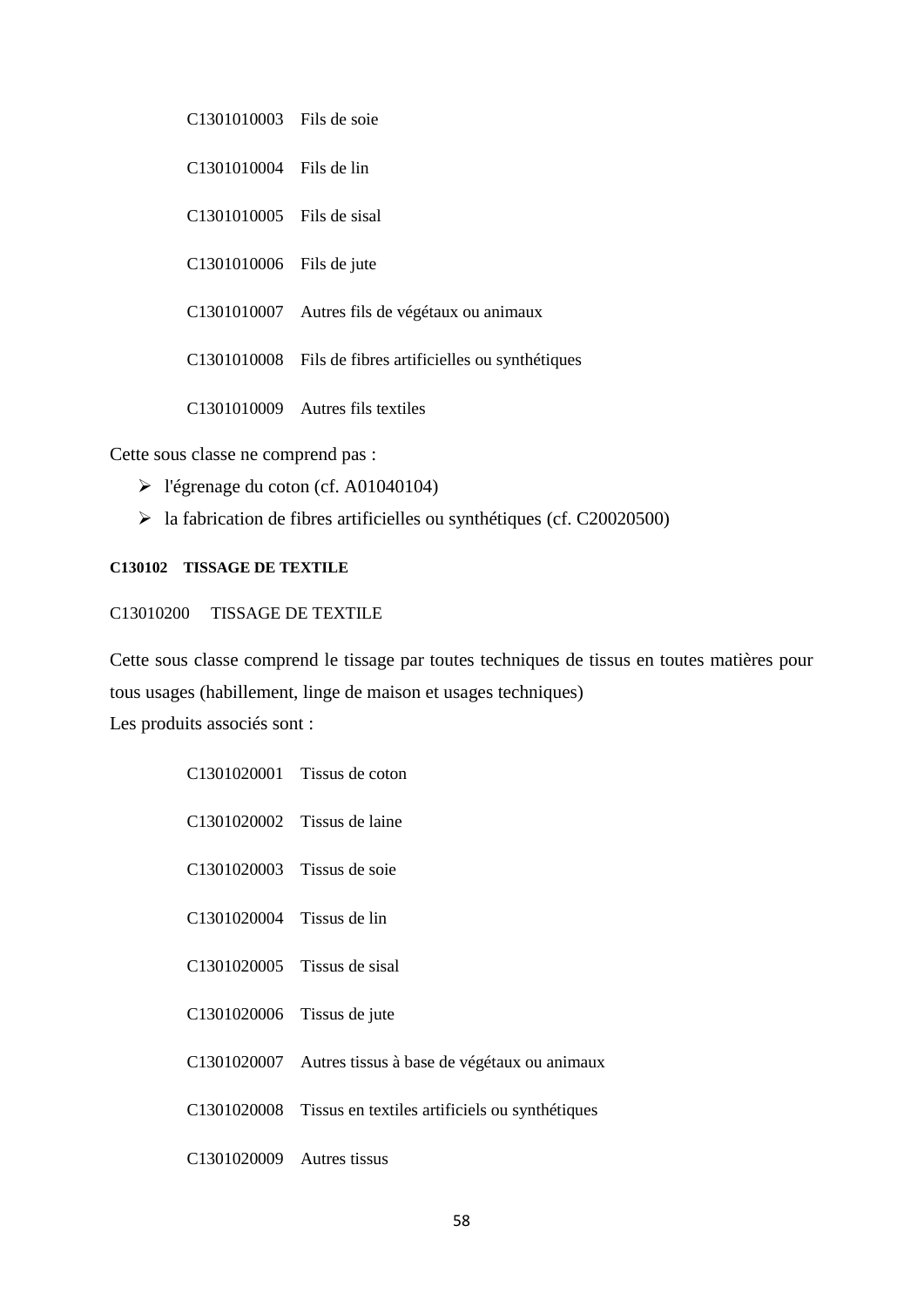C1301010003 Fils de soie

C1301010004 Fils de lin

C1301010005 Fils de sisal

C1301010006 Fils de jute

C1301010007 Autres fils de végétaux ou animaux

C1301010008 Fils de fibres artificielles ou synthétiques

C1301010009 Autres fils textiles

Cette sous classe ne comprend pas :

- l'égrenage du coton (cf. A01040104)
- la fabrication de fibres artificielles ou synthétiques (cf. C20020500)

#### C130102 TISSAGE DE TEXTILE

C13010200 TISSAGE DE TEXTILE

Cette sous classe comprend le tissage par toutes techniques de tissus en toutes matières pour tous usages (habillement, linge de maison et usages techniques)
Les produits associés sont :

C1301020001 Tissus de coton

C1301020002 Tissus de laine

C1301020003 Tissus de soie

C1301020004 Tissus de lin

C1301020005 Tissus de sisal

C1301020006 Tissus de jute

C1301020007 Autres tissus à base de végétaux ou animaux

C1301020008 Tissus en textiles artificiels ou synthétiques

C1301020009 Autres tissus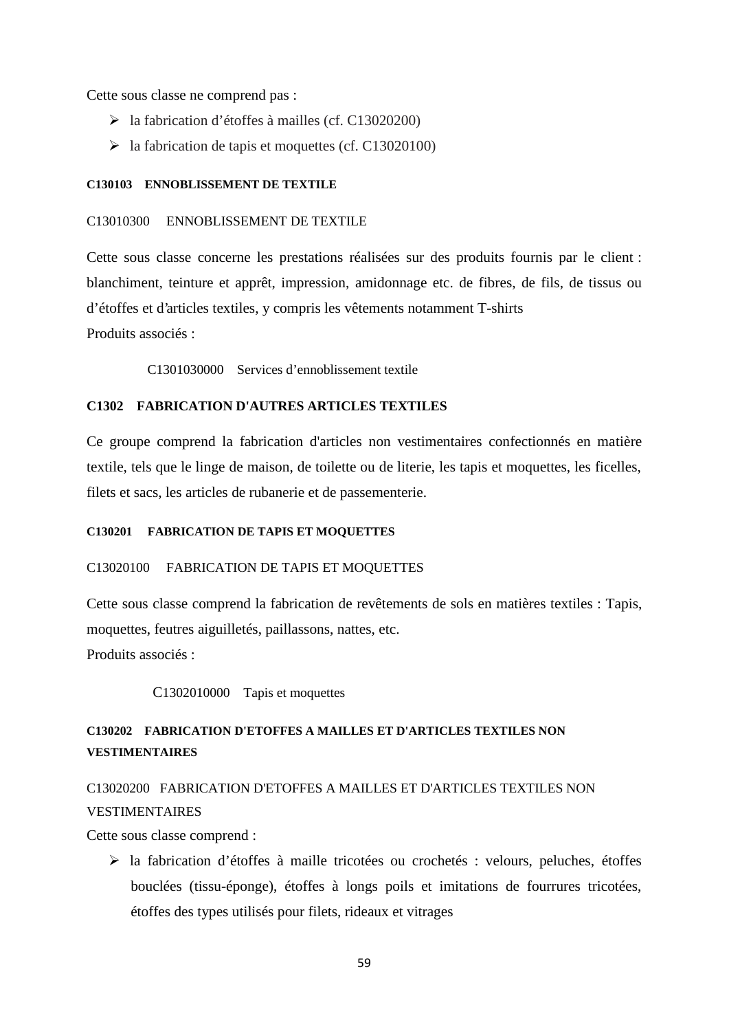Cette sous classe ne comprend pas :

- la fabrication d'étoffes à mailles (cf. C13020200)
- la fabrication de tapis et moquettes (cf. C13020100)

#### C130103 ENNOBLISSEMENT DE TEXTILE

C13010300 ENNOBLISSEMENT DE TEXTILE

Cette sous classe concerne les prestations réalisées sur des produits fournis par le client : blanchiment, teinture et apprêt, impression, amidonnage etc. de fibres, de fils, de tissus ou d'étoffes et d'articles textiles, y compris les vêtements notamment T-shirts

Produits associés :

C1301030000 Services d'ennoblissement textile

### C1302 FABRICATION D'AUTRES ARTICLES TEXTILES

Ce groupe comprend la fabrication d'articles non vestimentaires confectionnés en matière textile, tels que le linge de maison, de toilette ou de literie, les tapis et moquettes, les ficelles, filets et sacs, les articles de rubanerie et de passementerie.

#### C130201 FABRICATION DE TAPIS ET MOQUETTES

C13020100 FABRICATION DE TAPIS ET MOQUETTES

Cette sous classe comprend la fabrication de revêtements de sols en matières textiles : Tapis, moquettes, feutres aiguilletés, paillassons, nattes, etc.

Produits associés :

C1302010000 Tapis et moquettes

#### C130202 FABRICATION D'ETOFFES A MAILLES ET D'ARTICLES TEXTILES NON VESTIMENTAIRES

C13020200 FABRICATION D'ETOFFES A MAILLES ET D'ARTICLES TEXTILES NON VESTIMENTAIRES

Cette sous classe comprend :

- la fabrication d'étoffes à maille tricotées ou crochetés : velours, peluches, étoffes bouclées (tissu-éponge), étoffes à longs poils et imitations de fourrures tricotées, étoffes des types utilisés pour filets, rideaux et vitrages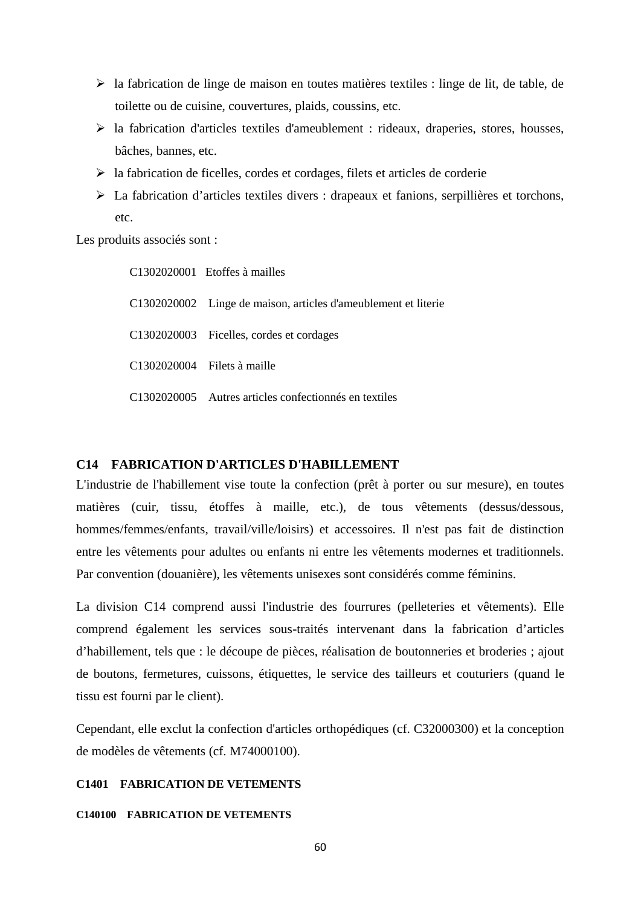- la fabrication de linge de maison en toutes matières textiles : linge de lit, de table, de toilette ou de cuisine, couvertures, plaids, coussins, etc.
- la fabrication d'articles textiles d'ameublement : rideaux, draperies, stores, housses, bâches, bannes, etc.
- la fabrication de ficelles, cordes et cordages, filets et articles de corderie
- La fabrication d'articles textiles divers : drapeaux et fanions, serpillières et torchons, etc.

Les produits associés sont :

C1302020001 Etoffes à mailles

C1302020002 Linge de maison, articles d'ameublement et literie

C1302020003 Ficelles, cordes et cordages

C1302020004 Filets à maille

C1302020005 Autres articles confectionnés en textiles

## C14 FABRICATION D'ARTICLES D'HABILLEMENT

L'industrie de l'habillement vise toute la confection (prêt à porter ou sur mesure), en toutes matières (cuir, tissu, étoffes à maille, etc.), de tous vêtements (dessus/dessous, hommes/femmes/enfants, travail/ville/loisirs) et accessoires. Il n'est pas fait de distinction entre les vêtements pour adultes ou enfants ni entre les vêtements modernes et traditionnels. Par convention (douanière), les vêtements unisexes sont considérés comme féminins.

La division C14 comprend aussi l'industrie des fourrures (pelleteries et vêtements). Elle comprend également les services sous-traités intervenant dans la fabrication d'articles d'habillement, tels que : le découpe de pièces, réalisation de boutonneries et broderies ; ajout de boutons, fermetures, cuissons, étiquettes, le service des tailleurs et couturiers (quand le tissu est fourni par le client).

Cependant, elle exclut la confection d'articles orthopédiques (cf. C32000300) et la conception de modèles de vêtements (cf. M74000100).

### C1401 FABRICATION DE VETEMENTS

#### C140100 FABRICATION DE VETEMENTS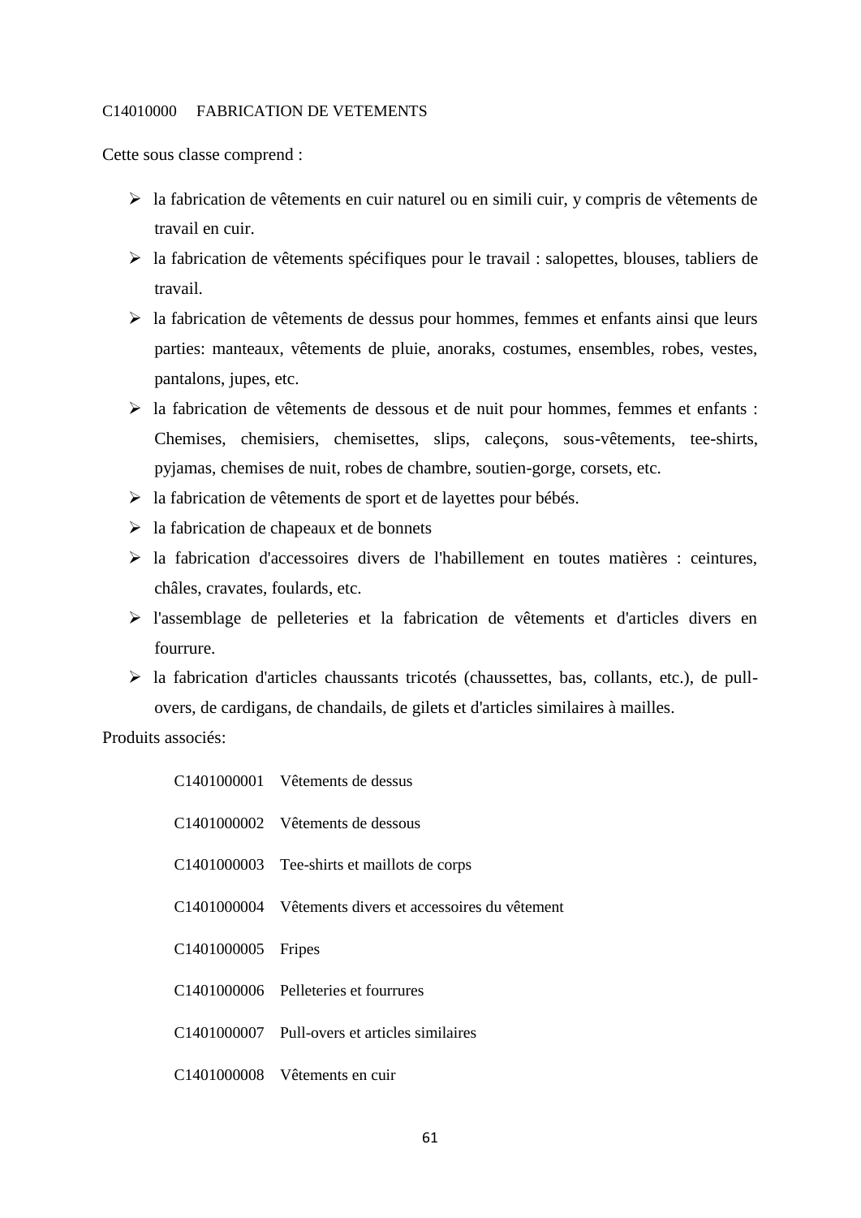C14010000 FABRICATION DE VETEMENTS

Cette sous classe comprend :

- la fabrication de vêtements en cuir naturel ou en simili cuir, y compris de vêtements de travail en cuir.
- la fabrication de vêtements spécifiques pour le travail : salopettes, blouses, tabliers de travail.
- la fabrication de vêtements de dessus pour hommes, femmes et enfants ainsi que leurs parties: manteaux, vêtements de pluie, anoraks, costumes, ensembles, robes, vestes, pantalons, jupes, etc.
- la fabrication de vêtements de dessous et de nuit pour hommes, femmes et enfants : Chemises, chemisiers, chemisettes, slips, caleçons, sous-vêtements, tee-shirts, pyjamas, chemises de nuit, robes de chambre, soutien-gorge, corsets, etc.
- la fabrication de vêtements de sport et de layettes pour bébés.
- la fabrication de chapeaux et de bonnets
- la fabrication d'accessoires divers de l'habillement en toutes matières : ceintures, châles, cravates, foulards, etc.
- l'assemblage de pelleteries et la fabrication de vêtements et d'articles divers en fourrure.
- la fabrication d'articles chaussants tricotés (chaussettes, bas, collants, etc.), de pull-overs, de cardigans, de chandails, de gilets et d'articles similaires à mailles.

Produits associés:

C1401000001 Vêtements de dessus

C1401000002 Vêtements de dessous

C1401000003 Tee-shirts et maillots de corps

C1401000004 Vêtements divers et accessoires du vêtement

C1401000005 Fripes

C1401000006 Pelleteries et fourrures

C1401000007 Pull-overs et articles similaires

C1401000008 Vêtements en cuir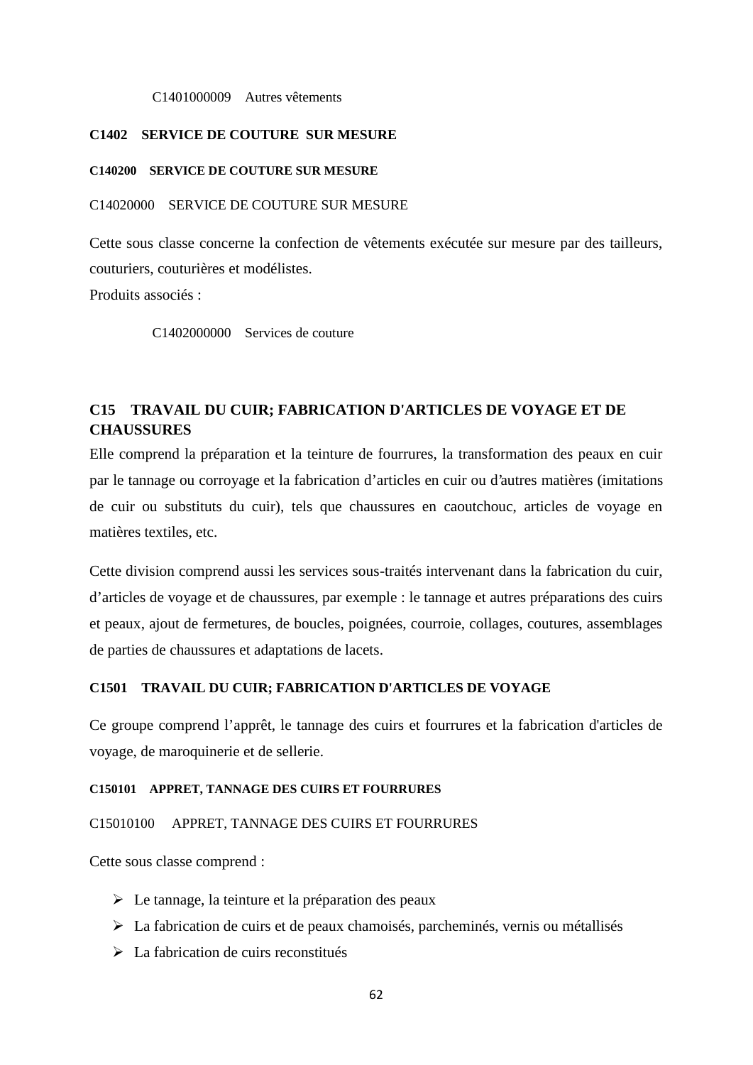C1401000009 Autres vêtements

#### C1402 SERVICE DE COUTURE SUR MESURE

##### C140200 SERVICE DE COUTURE SUR MESURE

C14020000 SERVICE DE COUTURE SUR MESURE

Cette sous classe concerne la confection de vêtements exécutée sur mesure par des tailleurs, couturiers, couturières et modélistes.
Produits associés :

C1402000000 Services de couture

### C15 TRAVAIL DU CUIR; FABRICATION D'ARTICLES DE VOYAGE ET DE CHAUSSURES

Elle comprend la préparation et la teinture de fourrures, la transformation des peaux en cuir par le tannage ou corroyage et la fabrication d'articles en cuir ou d'autres matières (imitations de cuir ou substituts du cuir), tels que chaussures en caoutchouc, articles de voyage en matières textiles, etc.

Cette division comprend aussi les services sous-traités intervenant dans la fabrication du cuir, d'articles de voyage et de chaussures, par exemple : le tannage et autres préparations des cuirs et peaux, ajout de fermetures, de boucles, poignées, courroie, collages, coutures, assemblages de parties de chaussures et adaptations de lacets.

#### C1501 TRAVAIL DU CUIR; FABRICATION D'ARTICLES DE VOYAGE

Ce groupe comprend l'apprêt, le tannage des cuirs et fourrures et la fabrication d'articles de voyage, de maroquinerie et de sellerie.

##### C150101 APPRET, TANNAGE DES CUIRS ET FOURRURES

C15010100 APPRET, TANNAGE DES CUIRS ET FOURRURES

Cette sous classe comprend :

- Le tannage, la teinture et la préparation des peaux
- La fabrication de cuirs et de peaux chamoisés, parcheminés, vernis ou métallisés
- La fabrication de cuirs reconstitués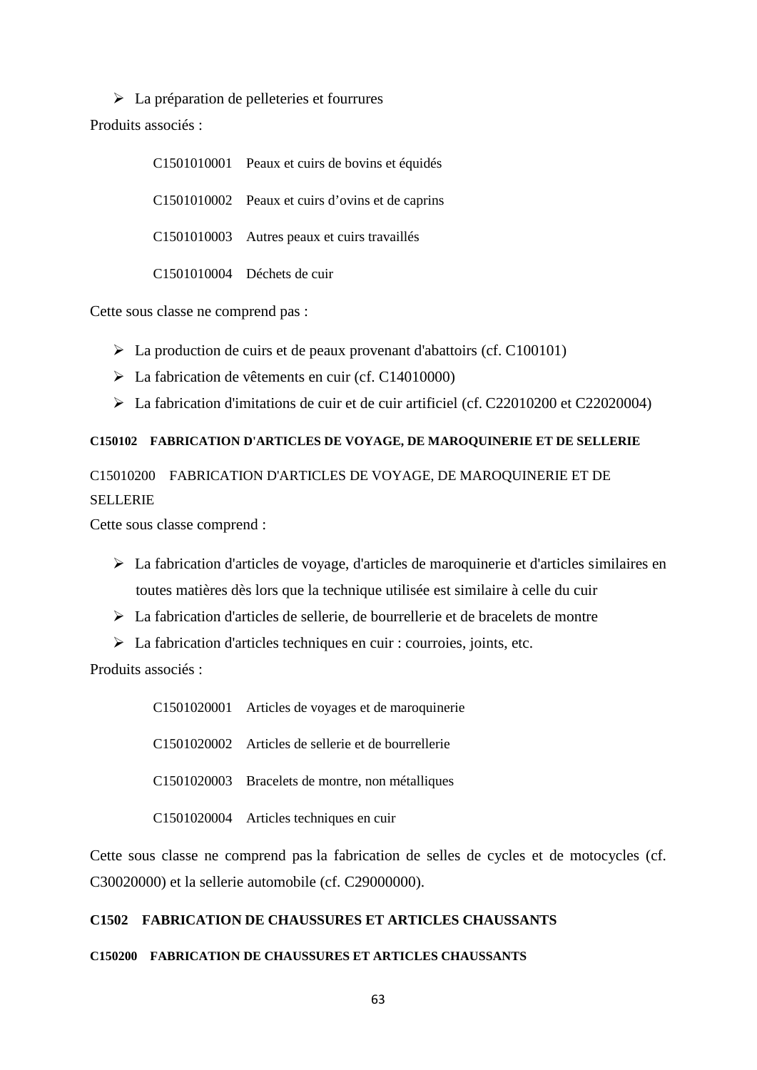- La préparation de pelleteries et fourrures

Produits associés :

C1501010001 Peaux et cuirs de bovins et équidés

C1501010002 Peaux et cuirs d'ovins et de caprins

C1501010003 Autres peaux et cuirs travaillés

C1501010004 Déchets de cuir

Cette sous classe ne comprend pas :

- La production de cuirs et de peaux provenant d'abattoirs (cf. C100101)
- La fabrication de vêtements en cuir (cf. C14010000)
- La fabrication d'imitations de cuir et de cuir artificiel (cf. C22010200 et C22020004)

#### C150102 FABRICATION D'ARTICLES DE VOYAGE, DE MAROQUINERIE ET DE SELLERIE

C15010200 FABRICATION D'ARTICLES DE VOYAGE, DE MAROQUINERIE ET DE SELLERIE

Cette sous classe comprend :

- La fabrication d'articles de voyage, d'articles de maroquinerie et d'articles similaires en toutes matières dès lors que la technique utilisée est similaire à celle du cuir
- La fabrication d'articles de sellerie, de bourrellerie et de bracelets de montre
- La fabrication d'articles techniques en cuir : courroies, joints, etc.

Produits associés :

C1501020001 Articles de voyages et de maroquinerie

C1501020002 Articles de sellerie et de bourrellerie

C1501020003 Bracelets de montre, non métalliques

C1501020004 Articles techniques en cuir

Cette sous classe ne comprend pas la fabrication de selles de cycles et de motocycles (cf. C30020000) et la sellerie automobile (cf. C29000000).

### C1502 FABRICATION DE CHAUSSURES ET ARTICLES CHAUSSANTS

#### C150200 FABRICATION DE CHAUSSURES ET ARTICLES CHAUSSANTS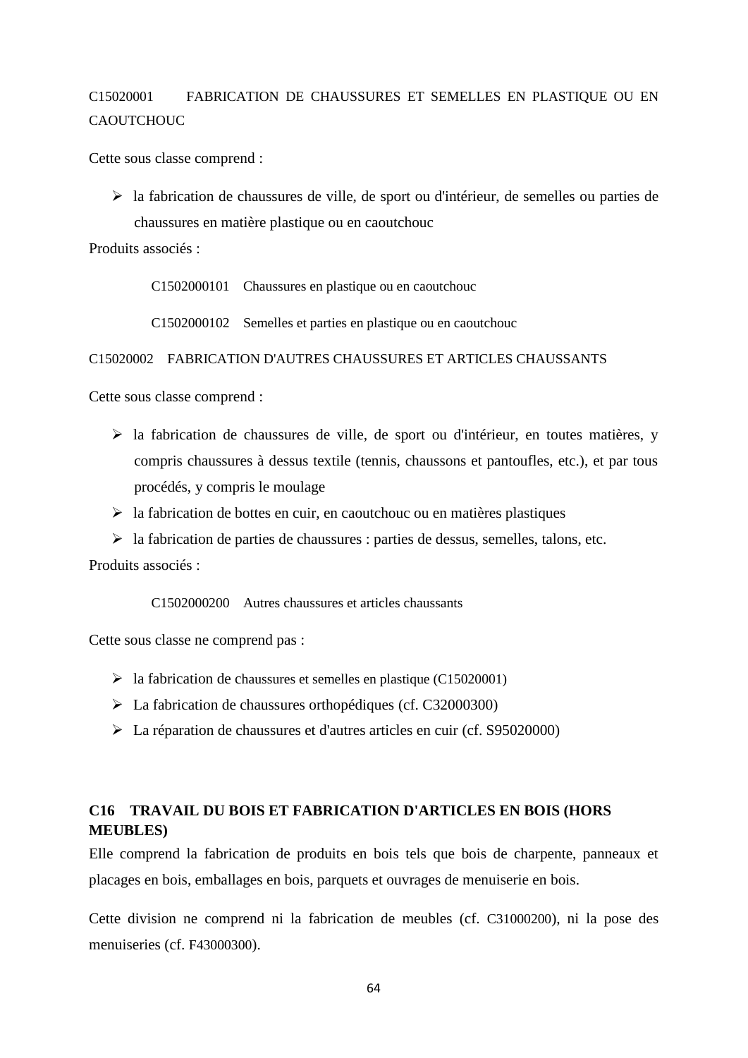C15020001 FABRICATION DE CHAUSSURES ET SEMELLES EN PLASTIQUE OU EN CAOUTCHOUC

Cette sous classe comprend :

- la fabrication de chaussures de ville, de sport ou d'intérieur, de semelles ou parties de chaussures en matière plastique ou en caoutchouc

Produits associés :

C1502000101 Chaussures en plastique ou en caoutchouc

C1502000102 Semelles et parties en plastique ou en caoutchouc

C15020002 FABRICATION D'AUTRES CHAUSSURES ET ARTICLES CHAUSSANTS

Cette sous classe comprend :

- la fabrication de chaussures de ville, de sport ou d'intérieur, en toutes matières, y compris chaussures à dessus textile (tennis, chaussons et pantoufles, etc.), et par tous procédés, y compris le moulage
- la fabrication de bottes en cuir, en caoutchouc ou en matières plastiques
- la fabrication de parties de chaussures : parties de dessus, semelles, talons, etc.

Produits associés :

C1502000200 Autres chaussures et articles chaussants

Cette sous classe ne comprend pas :

- la fabrication de chaussures et semelles en plastique (C15020001)
- La fabrication de chaussures orthopédiques (cf. C32000300)
- La réparation de chaussures et d'autres articles en cuir (cf. S95020000)

## C16 TRAVAIL DU BOIS ET FABRICATION D'ARTICLES EN BOIS (HORS MEUBLES)

Elle comprend la fabrication de produits en bois tels que bois de charpente, panneaux et placages en bois, emballages en bois, parquets et ouvrages de menuiserie en bois.

Cette division ne comprend ni la fabrication de meubles (cf. C31000200), ni la pose des menuiseries (cf. F43000300).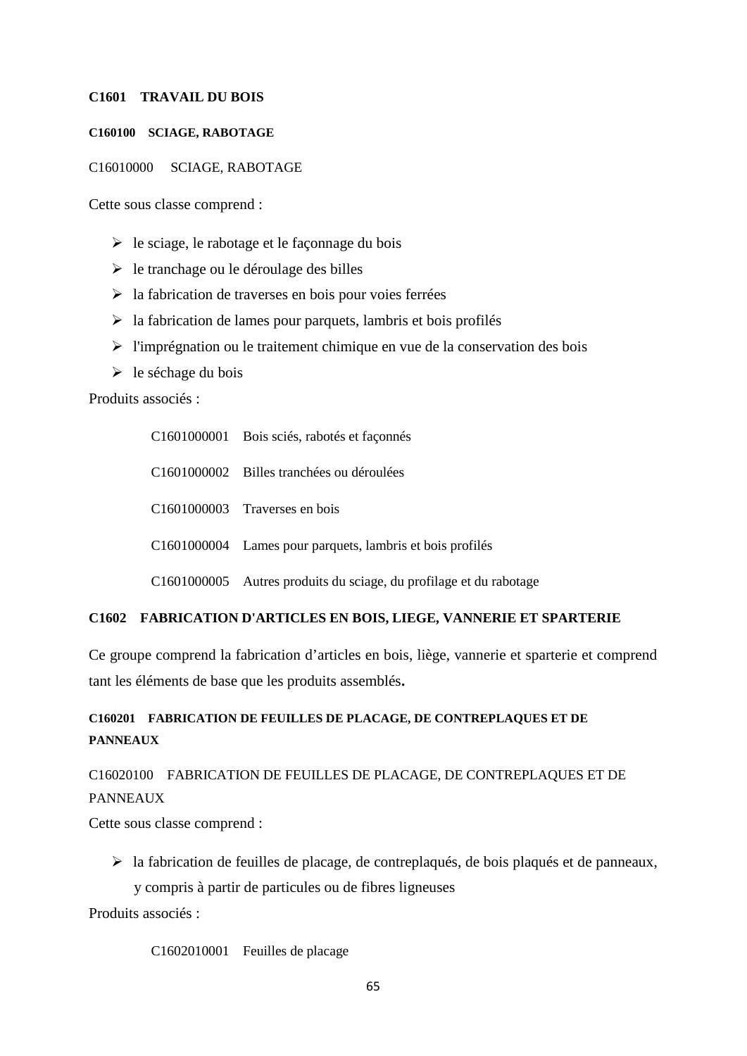## C1601 TRAVAIL DU BOIS

### C160100 SCIAGE, RABOTAGE

C16010000 SCIAGE, RABOTAGE

Cette sous classe comprend :

- le sciage, le rabotage et le façonnage du bois
- le tranchage ou le déroulage des billes
- la fabrication de traverses en bois pour voies ferrées
- la fabrication de lames pour parquets, lambris et bois profilés
- l'imprégnation ou le traitement chimique en vue de la conservation des bois
- le séchage du bois

Produits associés :

C1601000001 Bois sciés, rabotés et façonnés

C1601000002 Billes tranchées ou déroulées

C1601000003 Traverses en bois

C1601000004 Lames pour parquets, lambris et bois profilés

C1601000005 Autres produits du sciage, du profilage et du rabotage

## C1602 FABRICATION D'ARTICLES EN BOIS, LIEGE, VANNERIE ET SPARTERIE

Ce groupe comprend la fabrication d'articles en bois, liège, vannerie et sparterie et comprend tant les éléments de base que les produits assemblés**.**

### C160201 FABRICATION DE FEUILLES DE PLACAGE, DE CONTREPLAQUES ET DE PANNEAUX

C16020100 FABRICATION DE FEUILLES DE PLACAGE, DE CONTREPLAQUES ET DE PANNEAUX

Cette sous classe comprend :

- la fabrication de feuilles de placage, de contreplaqués, de bois plaqués et de panneaux, y compris à partir de particules ou de fibres ligneuses

Produits associés :

C1602010001 Feuilles de placage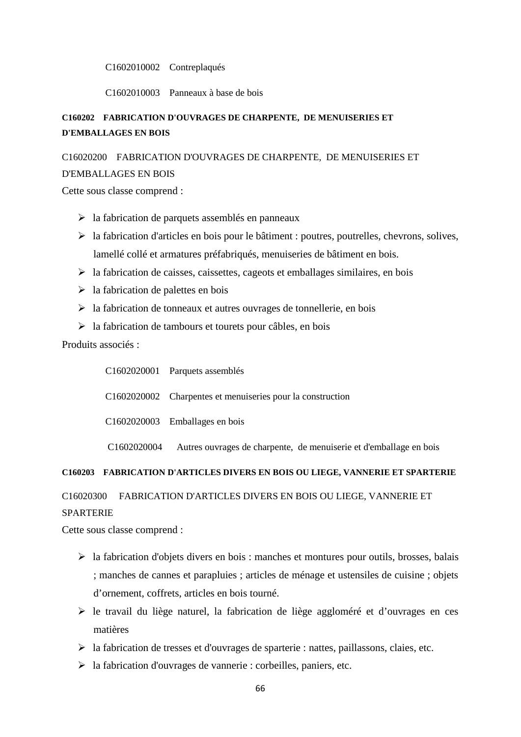C1602010002 Contreplaqués

C1602010003 Panneaux à base de bois

**C160202 FABRICATION D'OUVRAGES DE CHARPENTE, DE MENUISERIES ET D'EMBALLAGES EN BOIS**

C16020200 FABRICATION D'OUVRAGES DE CHARPENTE, DE MENUISERIES ET D'EMBALLAGES EN BOIS

Cette sous classe comprend :

- la fabrication de parquets assemblés en panneaux
- la fabrication d'articles en bois pour le bâtiment : poutres, poutrelles, chevrons, solives, lamellé collé et armatures préfabriqués, menuiseries de bâtiment en bois.
- la fabrication de caisses, caissettes, cageots et emballages similaires, en bois
- la fabrication de palettes en bois
- la fabrication de tonneaux et autres ouvrages de tonnellerie, en bois
- la fabrication de tambours et tourets pour câbles, en bois

Produits associés :

C1602020001 Parquets assemblés

C1602020002 Charpentes et menuiseries pour la construction

C1602020003 Emballages en bois

C1602020004 Autres ouvrages de charpente, de menuiserie et d'emballage en bois

**C160203 FABRICATION D'ARTICLES DIVERS EN BOIS OU LIEGE, VANNERIE ET SPARTERIE**

C16020300 FABRICATION D'ARTICLES DIVERS EN BOIS OU LIEGE, VANNERIE ET SPARTERIE

Cette sous classe comprend :

- la fabrication d'objets divers en bois : manches et montures pour outils, brosses, balais ; manches de cannes et parapluies ; articles de ménage et ustensiles de cuisine ; objets d'ornement, coffrets, articles en bois tourné.
- le travail du liège naturel, la fabrication de liège aggloméré et d'ouvrages en ces matières
- la fabrication de tresses et d'ouvrages de sparterie : nattes, paillassons, claies, etc.
- la fabrication d'ouvrages de vannerie : corbeilles, paniers, etc.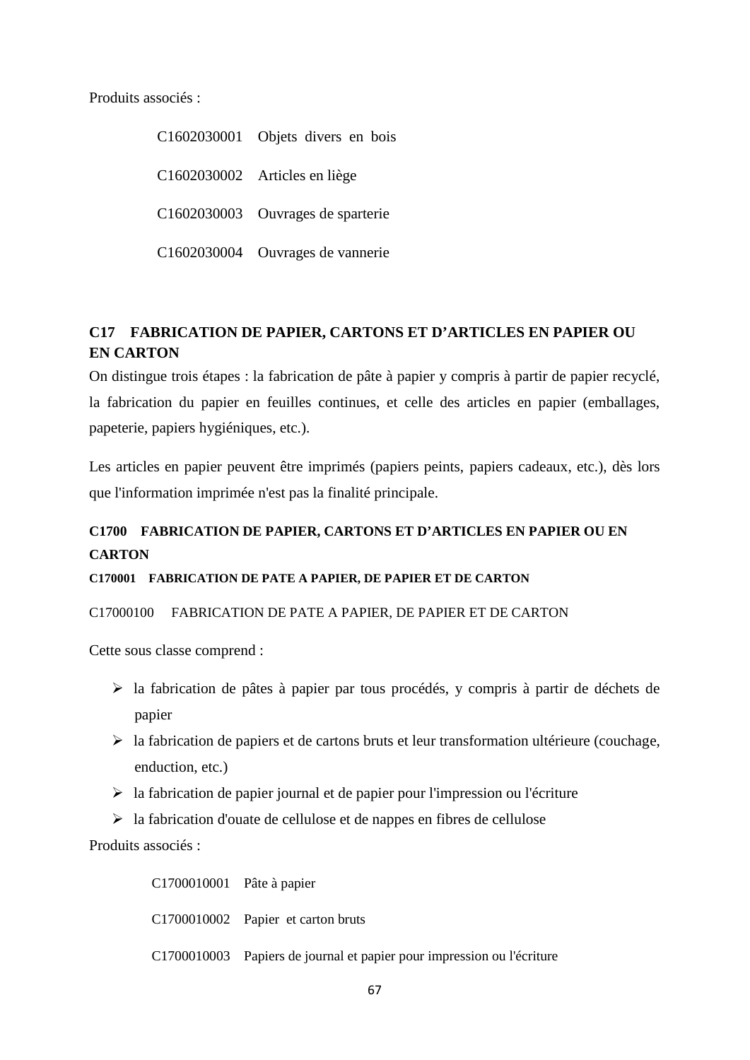Produits associés :

C1602030001 Objets divers en bois

C1602030002 Articles en liège

C1602030003 Ouvrages de sparterie

C1602030004 Ouvrages de vannerie

## C17 FABRICATION DE PAPIER, CARTONS ET D'ARTICLES EN PAPIER OU EN CARTON

On distingue trois étapes : la fabrication de pâte à papier y compris à partir de papier recyclé, la fabrication du papier en feuilles continues, et celle des articles en papier (emballages, papeterie, papiers hygiéniques, etc.).

Les articles en papier peuvent être imprimés (papiers peints, papiers cadeaux, etc.), dès lors que l'information imprimée n'est pas la finalité principale.

### C1700 FABRICATION DE PAPIER, CARTONS ET D'ARTICLES EN PAPIER OU EN CARTON

#### C170001 FABRICATION DE PATE A PAPIER, DE PAPIER ET DE CARTON

C17000100 FABRICATION DE PATE A PAPIER, DE PAPIER ET DE CARTON

Cette sous classe comprend :

- la fabrication de pâtes à papier par tous procédés, y compris à partir de déchets de papier
- la fabrication de papiers et de cartons bruts et leur transformation ultérieure (couchage, enduction, etc.)
- la fabrication de papier journal et de papier pour l'impression ou l'écriture
- la fabrication d'ouate de cellulose et de nappes en fibres de cellulose

Produits associés :

C1700010001 Pâte à papier

C1700010002 Papier et carton bruts

C1700010003 Papiers de journal et papier pour impression ou l'écriture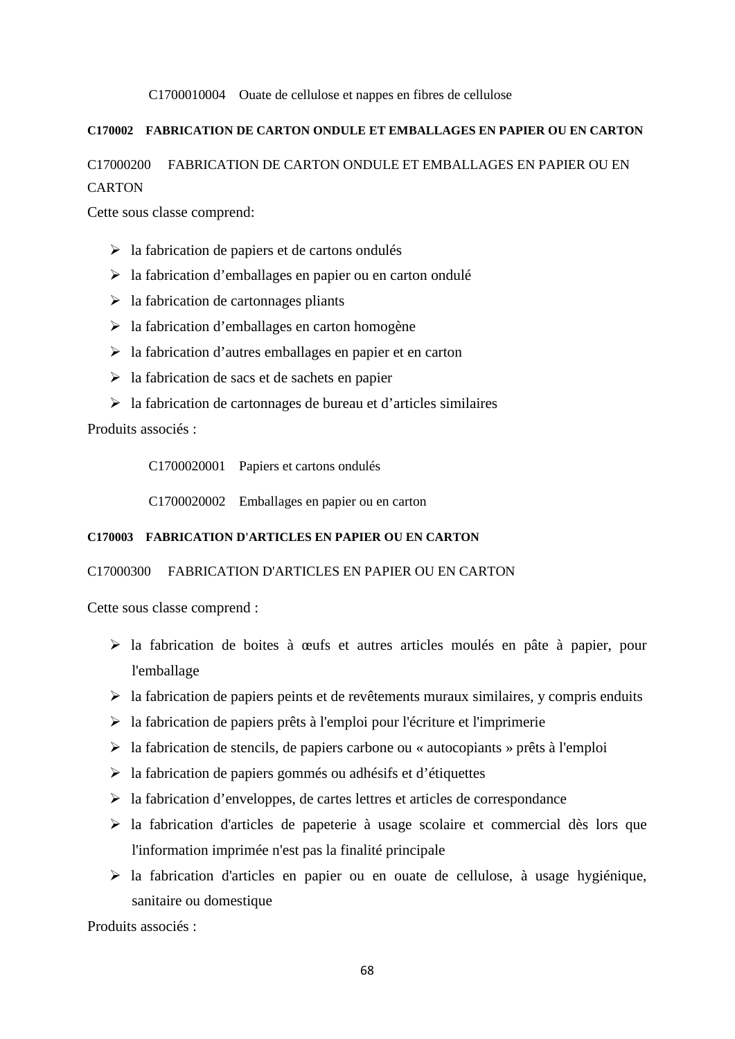C1700010004 Ouate de cellulose et nappes en fibres de cellulose

**C170002 FABRICATION DE CARTON ONDULE ET EMBALLAGES EN PAPIER OU EN CARTON**

C17000200 FABRICATION DE CARTON ONDULE ET EMBALLAGES EN PAPIER OU EN CARTON

Cette sous classe comprend:

- la fabrication de papiers et de cartons ondulés
- la fabrication d'emballages en papier ou en carton ondulé
- la fabrication de cartonnages pliants
- la fabrication d'emballages en carton homogène
- la fabrication d'autres emballages en papier et en carton
- la fabrication de sacs et de sachets en papier
- la fabrication de cartonnages de bureau et d'articles similaires

Produits associés :

C1700020001 Papiers et cartons ondulés

C1700020002 Emballages en papier ou en carton

**C170003 FABRICATION D'ARTICLES EN PAPIER OU EN CARTON**

C17000300 FABRICATION D'ARTICLES EN PAPIER OU EN CARTON

Cette sous classe comprend :

- la fabrication de boites à œufs et autres articles moulés en pâte à papier, pour l'emballage
- la fabrication de papiers peints et de revêtements muraux similaires, y compris enduits
- la fabrication de papiers prêts à l'emploi pour l'écriture et l'imprimerie
- la fabrication de stencils, de papiers carbone ou « autocopiants » prêts à l'emploi
- la fabrication de papiers gommés ou adhésifs et d'étiquettes
- la fabrication d'enveloppes, de cartes lettres et articles de correspondance
- la fabrication d'articles de papeterie à usage scolaire et commercial dès lors que l'information imprimée n'est pas la finalité principale
- la fabrication d'articles en papier ou en ouate de cellulose, à usage hygiénique, sanitaire ou domestique

Produits associés :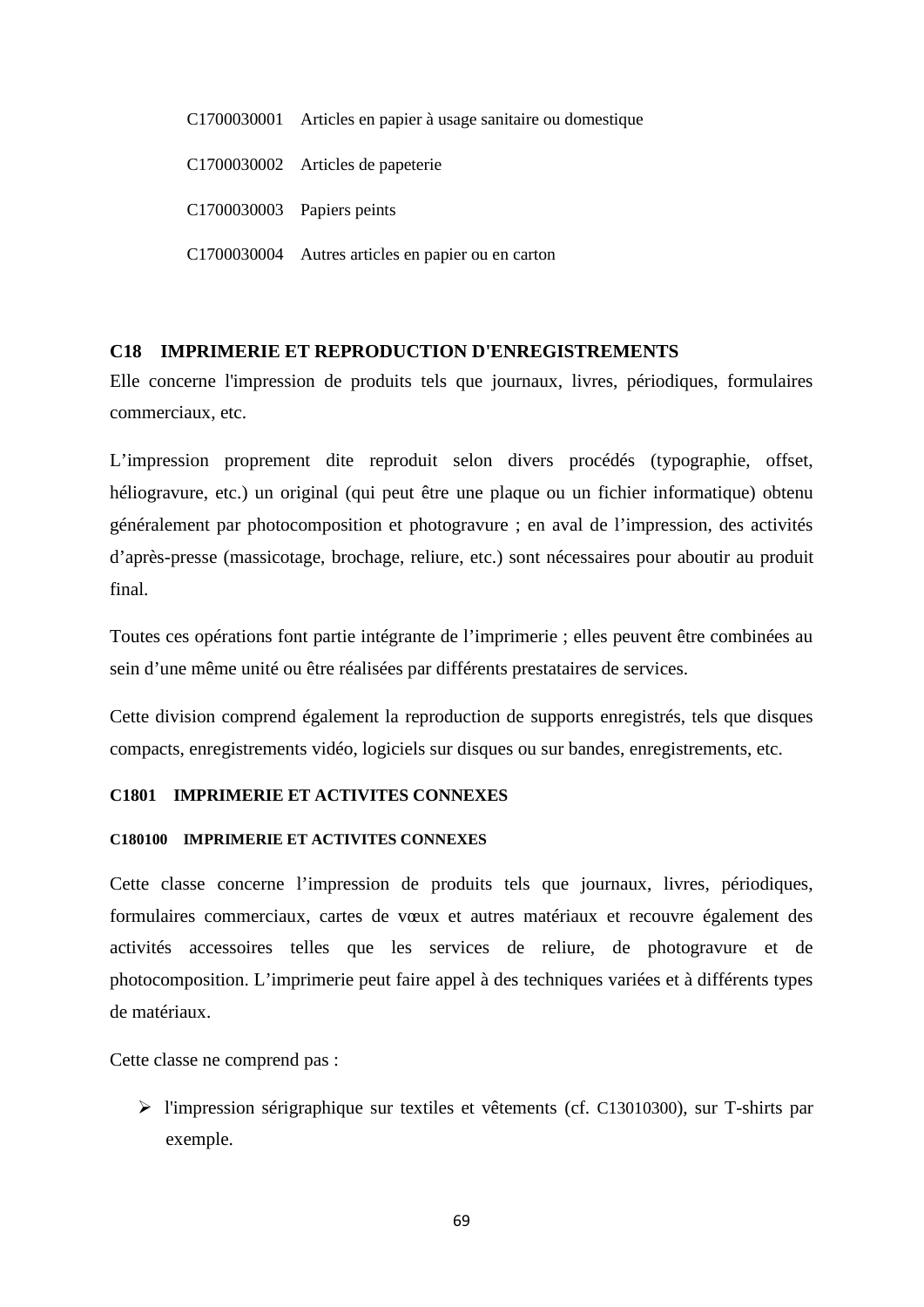C1700030001 Articles en papier à usage sanitaire ou domestique

C1700030002 Articles de papeterie

C1700030003 Papiers peints

C1700030004 Autres articles en papier ou en carton

## C18 IMPRIMERIE ET REPRODUCTION D'ENREGISTREMENTS

Elle concerne l'impression de produits tels que journaux, livres, périodiques, formulaires commerciaux, etc.

L'impression proprement dite reproduit selon divers procédés (typographie, offset, héliogravure, etc.) un original (qui peut être une plaque ou un fichier informatique) obtenu généralement par photocomposition et photogravure ; en aval de l'impression, des activités d'après-presse (massicotage, brochage, reliure, etc.) sont nécessaires pour aboutir au produit final.

Toutes ces opérations font partie intégrante de l'imprimerie ; elles peuvent être combinées au sein d'une même unité ou être réalisées par différents prestataires de services.

Cette division comprend également la reproduction de supports enregistrés, tels que disques compacts, enregistrements vidéo, logiciels sur disques ou sur bandes, enregistrements, etc.

### C1801 IMPRIMERIE ET ACTIVITES CONNEXES

#### C180100 IMPRIMERIE ET ACTIVITES CONNEXES

Cette classe concerne l'impression de produits tels que journaux, livres, périodiques, formulaires commerciaux, cartes de vœux et autres matériaux et recouvre également des activités accessoires telles que les services de reliure, de photogravure et de photocomposition. L'imprimerie peut faire appel à des techniques variées et à différents types de matériaux.

Cette classe ne comprend pas :

- l'impression sérigraphique sur textiles et vêtements (cf. C13010300), sur T-shirts par exemple.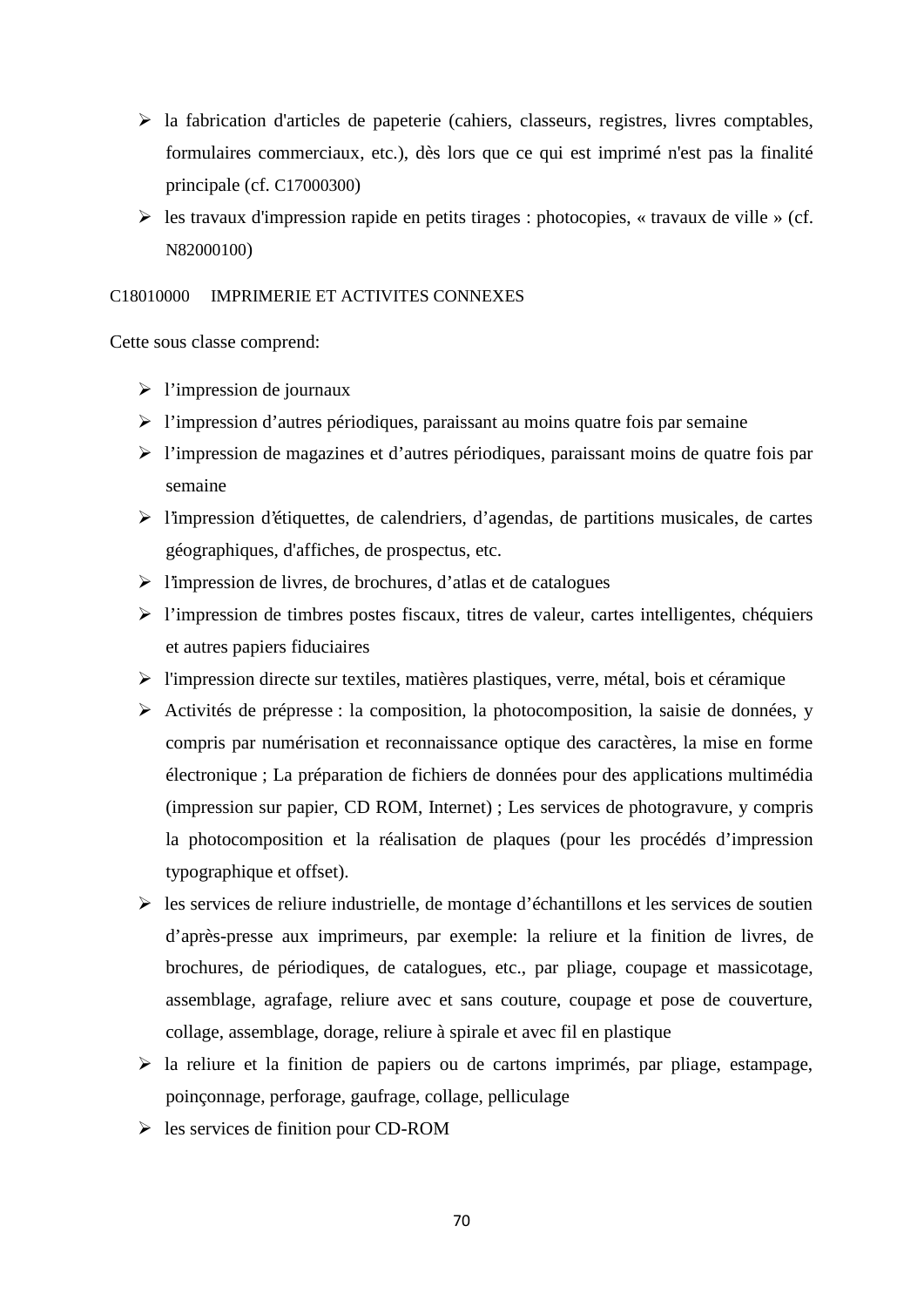- la fabrication d'articles de papeterie (cahiers, classeurs, registres, livres comptables, formulaires commerciaux, etc.), dès lors que ce qui est imprimé n'est pas la finalité principale (cf. C17000300)
- les travaux d'impression rapide en petits tirages : photocopies, « travaux de ville » (cf. N82000100)

C18010000 IMPRIMERIE ET ACTIVITES CONNEXES

Cette sous classe comprend:

- l'impression de journaux
- l'impression d'autres périodiques, paraissant au moins quatre fois par semaine
- l'impression de magazines et d'autres périodiques, paraissant moins de quatre fois par semaine
- l'impression d'étiquettes, de calendriers, d'agendas, de partitions musicales, de cartes géographiques, d'affiches, de prospectus, etc.
- l'impression de livres, de brochures, d'atlas et de catalogues
- l'impression de timbres postes fiscaux, titres de valeur, cartes intelligentes, chéquiers et autres papiers fiduciaires
- l'impression directe sur textiles, matières plastiques, verre, métal, bois et céramique
- Activités de prépresse : la composition, la photocomposition, la saisie de données, y compris par numérisation et reconnaissance optique des caractères, la mise en forme électronique ; La préparation de fichiers de données pour des applications multimédia (impression sur papier, CD ROM, Internet) ; Les services de photogravure, y compris la photocomposition et la réalisation de plaques (pour les procédés d'impression typographique et offset).
- les services de reliure industrielle, de montage d'échantillons et les services de soutien d'après-presse aux imprimeurs, par exemple: la reliure et la finition de livres, de brochures, de périodiques, de catalogues, etc., par pliage, coupage et massicotage, assemblage, agrafage, reliure avec et sans couture, coupage et pose de couverture, collage, assemblage, dorage, reliure à spirale et avec fil en plastique
- la reliure et la finition de papiers ou de cartons imprimés, par pliage, estampage, poinçonnage, perforage, gaufrage, collage, pelliculage
- les services de finition pour CD-ROM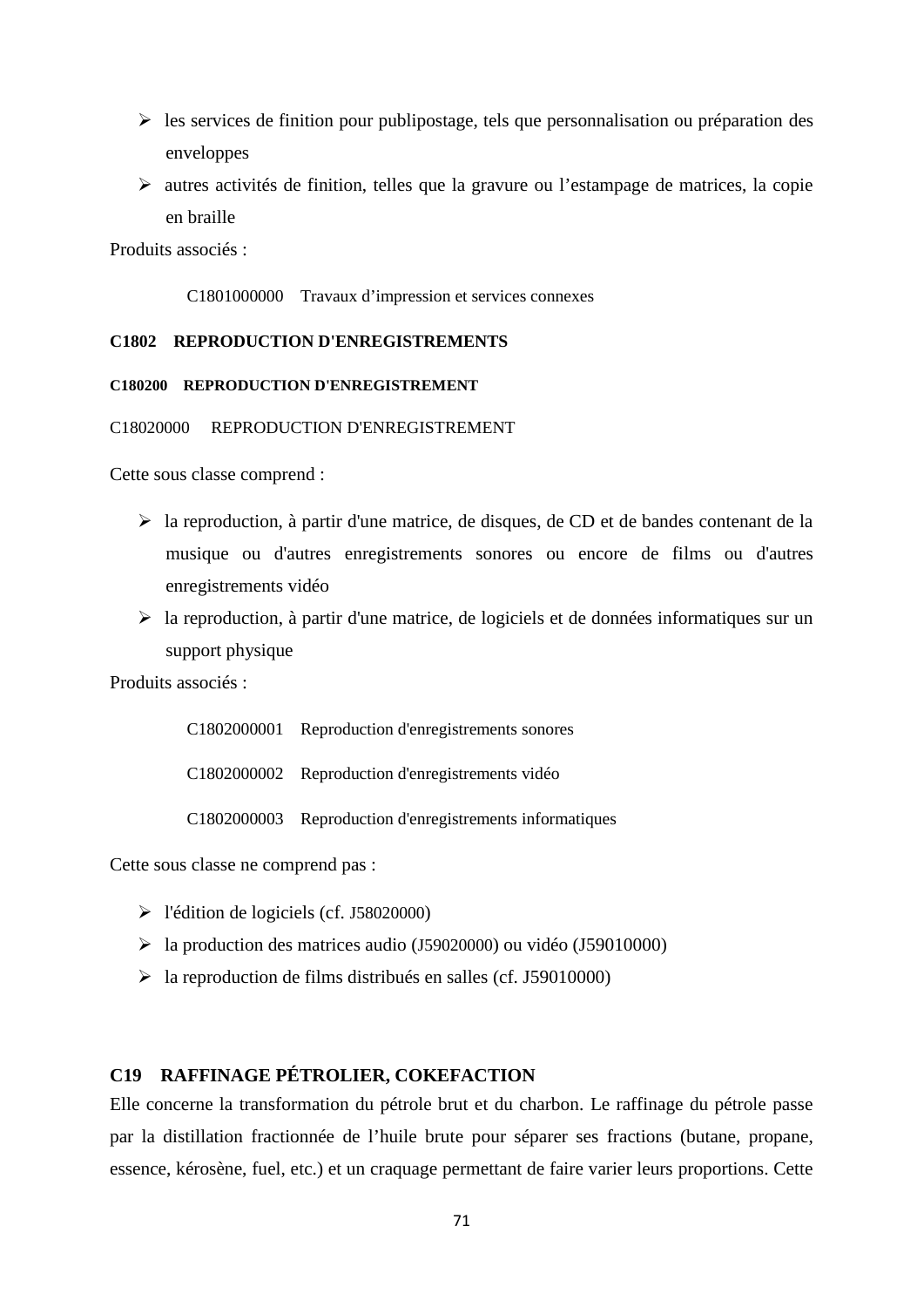- les services de finition pour publipostage, tels que personnalisation ou préparation des enveloppes
- autres activités de finition, telles que la gravure ou l'estampage de matrices, la copie en braille

Produits associés :

C1801000000 Travaux d'impression et services connexes

#### C1802 REPRODUCTION D'ENREGISTREMENTS

##### C180200 REPRODUCTION D'ENREGISTREMENT

C18020000 REPRODUCTION D'ENREGISTREMENT

Cette sous classe comprend :

- la reproduction, à partir d'une matrice, de disques, de CD et de bandes contenant de la musique ou d'autres enregistrements sonores ou encore de films ou d'autres enregistrements vidéo
- la reproduction, à partir d'une matrice, de logiciels et de données informatiques sur un support physique

Produits associés :

C1802000001 Reproduction d'enregistrements sonores

C1802000002 Reproduction d'enregistrements vidéo

C1802000003 Reproduction d'enregistrements informatiques

Cette sous classe ne comprend pas :

- l'édition de logiciels (cf. J58020000)
- la production des matrices audio (J59020000) ou vidéo (J59010000)
- la reproduction de films distribués en salles (cf. J59010000)

### C19 RAFFINAGE PÉTROLIER, COKEFACTION

Elle concerne la transformation du pétrole brut et du charbon. Le raffinage du pétrole passe par la distillation fractionnée de l'huile brute pour séparer ses fractions (butane, propane, essence, kérosène, fuel, etc.) et un craquage permettant de faire varier leurs proportions. Cette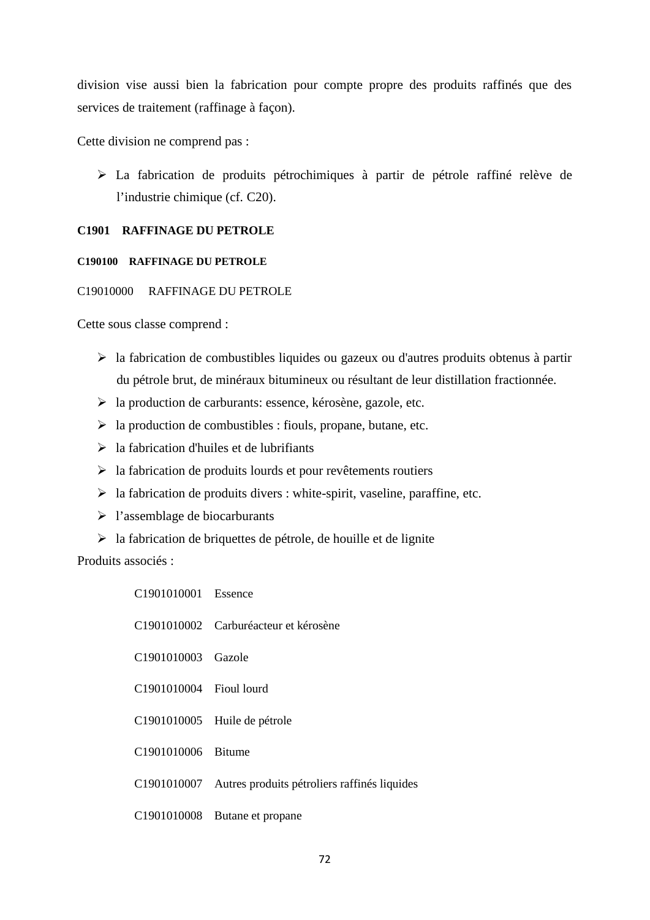division vise aussi bien la fabrication pour compte propre des produits raffinés que des services de traitement (raffinage à façon).

Cette division ne comprend pas :

- La fabrication de produits pétrochimiques à partir de pétrole raffiné relève de l’industrie chimique (cf. C20).

**C1901 RAFFINAGE DU PETROLE**

**C190100 RAFFINAGE DU PETROLE**

C19010000 RAFFINAGE DU PETROLE

Cette sous classe comprend :

- la fabrication de combustibles liquides ou gazeux ou d'autres produits obtenus à partir du pétrole brut, de minéraux bitumineux ou résultant de leur distillation fractionnée.
- la production de carburants: essence, kérosène, gazole, etc.
- la production de combustibles : fiouls, propane, butane, etc.
- la fabrication d'huiles et de lubrifiants
- la fabrication de produits lourds et pour revêtements routiers
- la fabrication de produits divers : white-spirit, vaseline, paraffine, etc.
- l’assemblage de biocarburants
- la fabrication de briquettes de pétrole, de houille et de lignite

Produits associés :

C1901010001 Essence

C1901010002 Carburéacteur et kérosène

C1901010003 Gazole

C1901010004 Fioul lourd

C1901010005 Huile de pétrole

C1901010006 Bitume

C1901010007 Autres produits pétroliers raffinés liquides

C1901010008 Butane et propane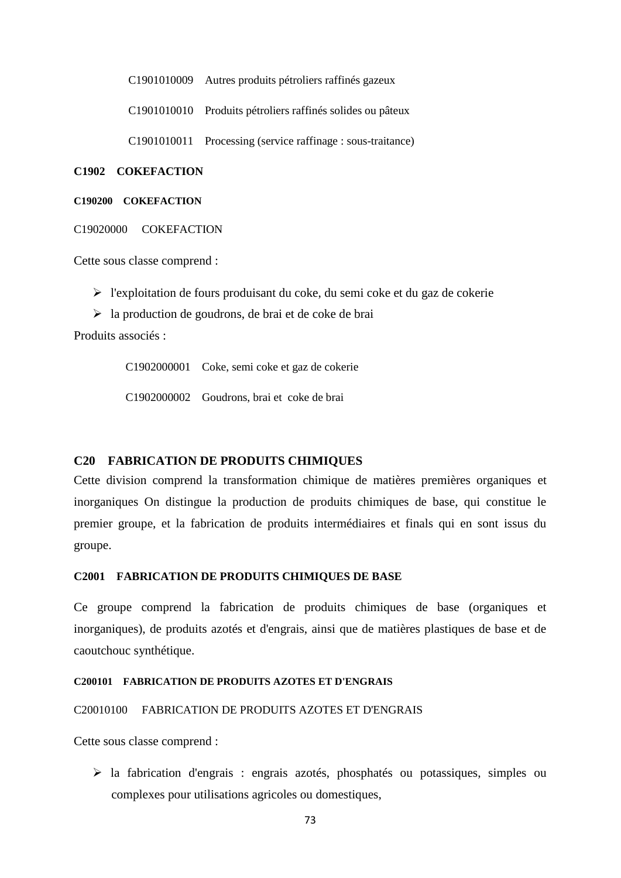C1901010009 Autres produits pétroliers raffinés gazeux

C1901010010 Produits pétroliers raffinés solides ou pâteux

C1901010011 Processing (service raffinage : sous-traitance)

### C1902 COKEFACTION

#### C190200 COKEFACTION

C19020000 COKEFACTION

Cette sous classe comprend :

- l'exploitation de fours produisant du coke, du semi coke et du gaz de cokerie
- la production de goudrons, de brai et de coke de brai

Produits associés :

C1902000001 Coke, semi coke et gaz de cokerie

C1902000002 Goudrons, brai et coke de brai

## C20 FABRICATION DE PRODUITS CHIMIQUES

Cette division comprend la transformation chimique de matières premières organiques et inorganiques On distingue la production de produits chimiques de base, qui constitue le premier groupe, et la fabrication de produits intermédiaires et finals qui en sont issus du groupe.

### C2001 FABRICATION DE PRODUITS CHIMIQUES DE BASE

Ce groupe comprend la fabrication de produits chimiques de base (organiques et inorganiques), de produits azotés et d'engrais, ainsi que de matières plastiques de base et de caoutchouc synthétique.

#### C200101 FABRICATION DE PRODUITS AZOTES ET D'ENGRAIS

C20010100 FABRICATION DE PRODUITS AZOTES ET D'ENGRAIS

Cette sous classe comprend :

- la fabrication d'engrais : engrais azotés, phosphatés ou potassiques, simples ou complexes pour utilisations agricoles ou domestiques,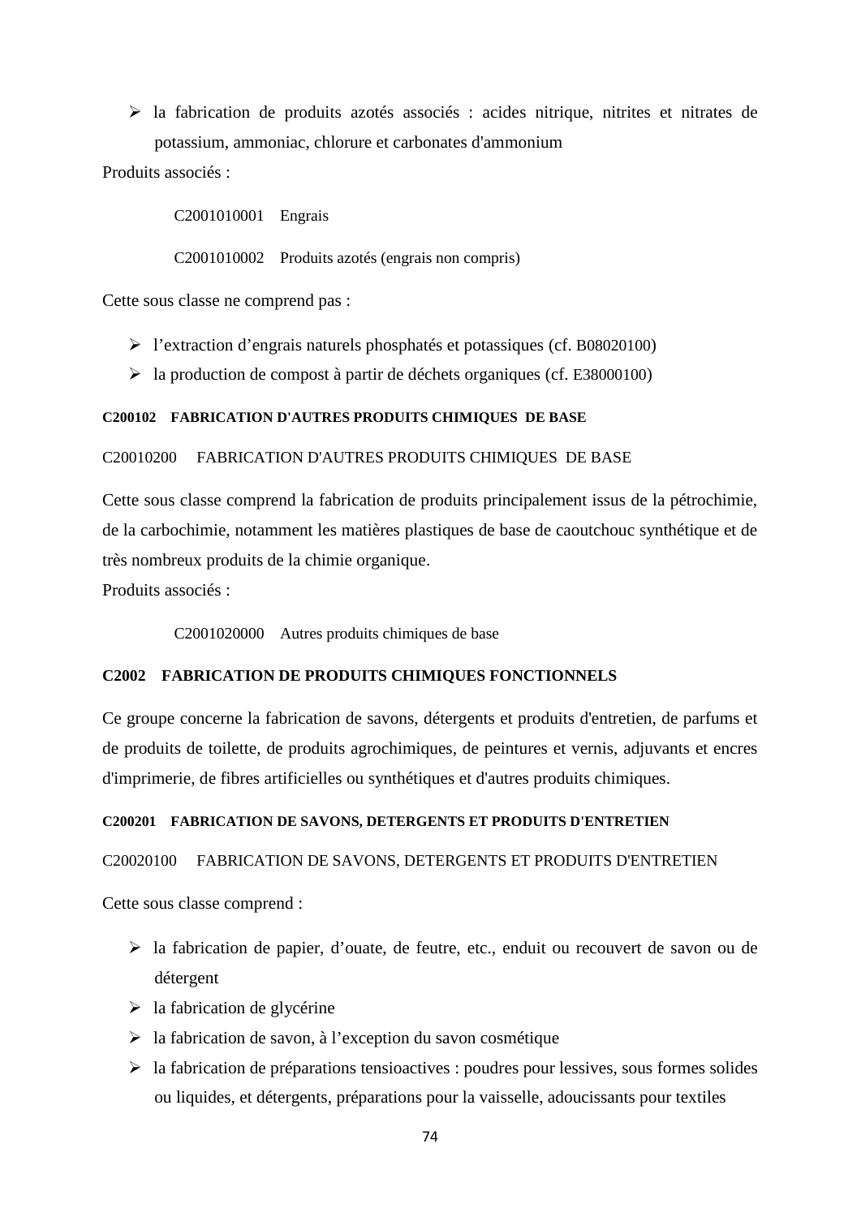- la fabrication de produits azotés associés : acides nitrique, nitrites et nitrates de potassium, ammoniac, chlorure et carbonates d'ammonium

Produits associés :

C2001010001 Engrais

C2001010002 Produits azotés (engrais non compris)

Cette sous classe ne comprend pas :

- l'extraction d'engrais naturels phosphatés et potassiques (cf. B08020100)
- la production de compost à partir de déchets organiques (cf. E38000100)

**C200102 FABRICATION D'AUTRES PRODUITS CHIMIQUES DE BASE**

C20010200 FABRICATION D'AUTRES PRODUITS CHIMIQUES DE BASE

Cette sous classe comprend la fabrication de produits principalement issus de la pétrochimie, de la carbochimie, notamment les matières plastiques de base de caoutchouc synthétique et de très nombreux produits de la chimie organique.

Produits associés :

C2001020000 Autres produits chimiques de base

**C2002 FABRICATION DE PRODUITS CHIMIQUES FONCTIONNELS**

Ce groupe concerne la fabrication de savons, détergents et produits d'entretien, de parfums et de produits de toilette, de produits agrochimiques, de peintures et vernis, adjuvants et encres d'imprimerie, de fibres artificielles ou synthétiques et d'autres produits chimiques.

**C200201 FABRICATION DE SAVONS, DETERGENTS ET PRODUITS D'ENTRETIEN**

C20020100 FABRICATION DE SAVONS, DETERGENTS ET PRODUITS D'ENTRETIEN

Cette sous classe comprend :

- la fabrication de papier, d'ouate, de feutre, etc., enduit ou recouvert de savon ou de détergent
- la fabrication de glycérine
- la fabrication de savon, à l'exception du savon cosmétique
- la fabrication de préparations tensioactives : poudres pour lessives, sous formes solides ou liquides, et détergents, préparations pour la vaisselle, adoucissants pour textiles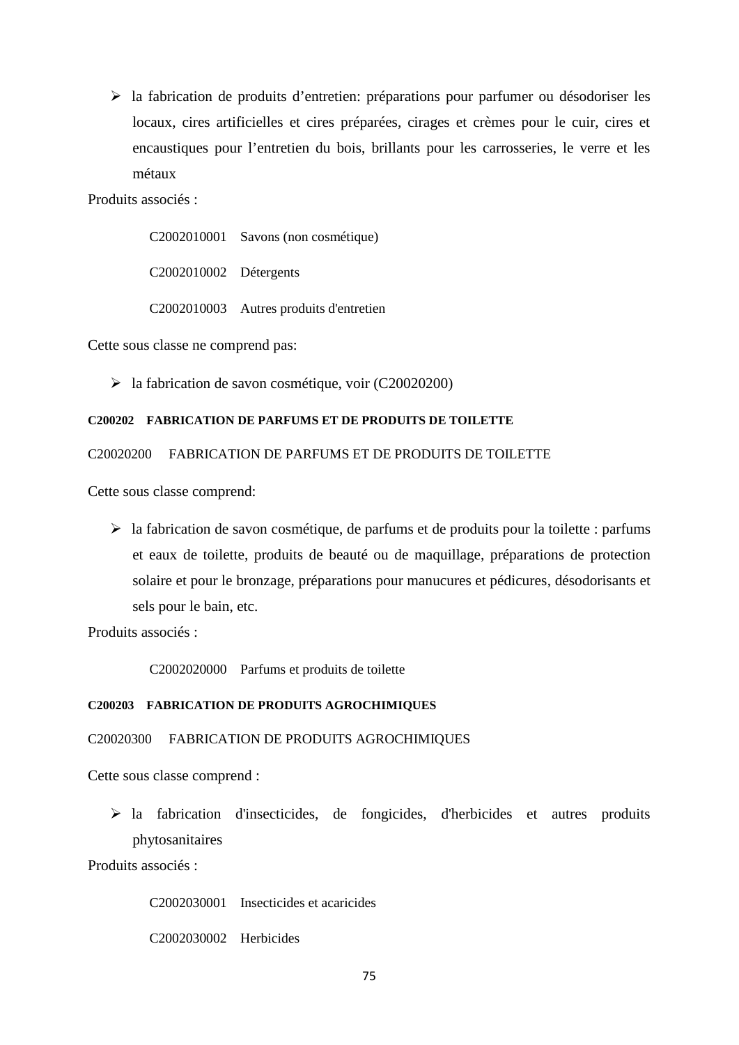- la fabrication de produits d’entretien: préparations pour parfumer ou désodoriser les locaux, cires artificielles et cires préparées, cirages et crèmes pour le cuir, cires et encaustiques pour l’entretien du bois, brillants pour les carrosseries, le verre et les métaux

Produits associés :

C2002010001 Savons (non cosmétique)

C2002010002 Détergents

C2002010003 Autres produits d'entretien

Cette sous classe ne comprend pas:

- la fabrication de savon cosmétique, voir (C20020200)

#### C200202 FABRICATION DE PARFUMS ET DE PRODUITS DE TOILETTE

C20020200 FABRICATION DE PARFUMS ET DE PRODUITS DE TOILETTE

Cette sous classe comprend:

- la fabrication de savon cosmétique, de parfums et de produits pour la toilette : parfums et eaux de toilette, produits de beauté ou de maquillage, préparations de protection solaire et pour le bronzage, préparations pour manucures et pédicures, désodorisants et sels pour le bain, etc.

Produits associés :

C2002020000 Parfums et produits de toilette

#### C200203 FABRICATION DE PRODUITS AGROCHIMIQUES

C20020300 FABRICATION DE PRODUITS AGROCHIMIQUES

Cette sous classe comprend :

- la fabrication d'insecticides, de fongicides, d'herbicides et autres produits phytosanitaires

Produits associés :

C2002030001 Insecticides et acaricides

C2002030002 Herbicides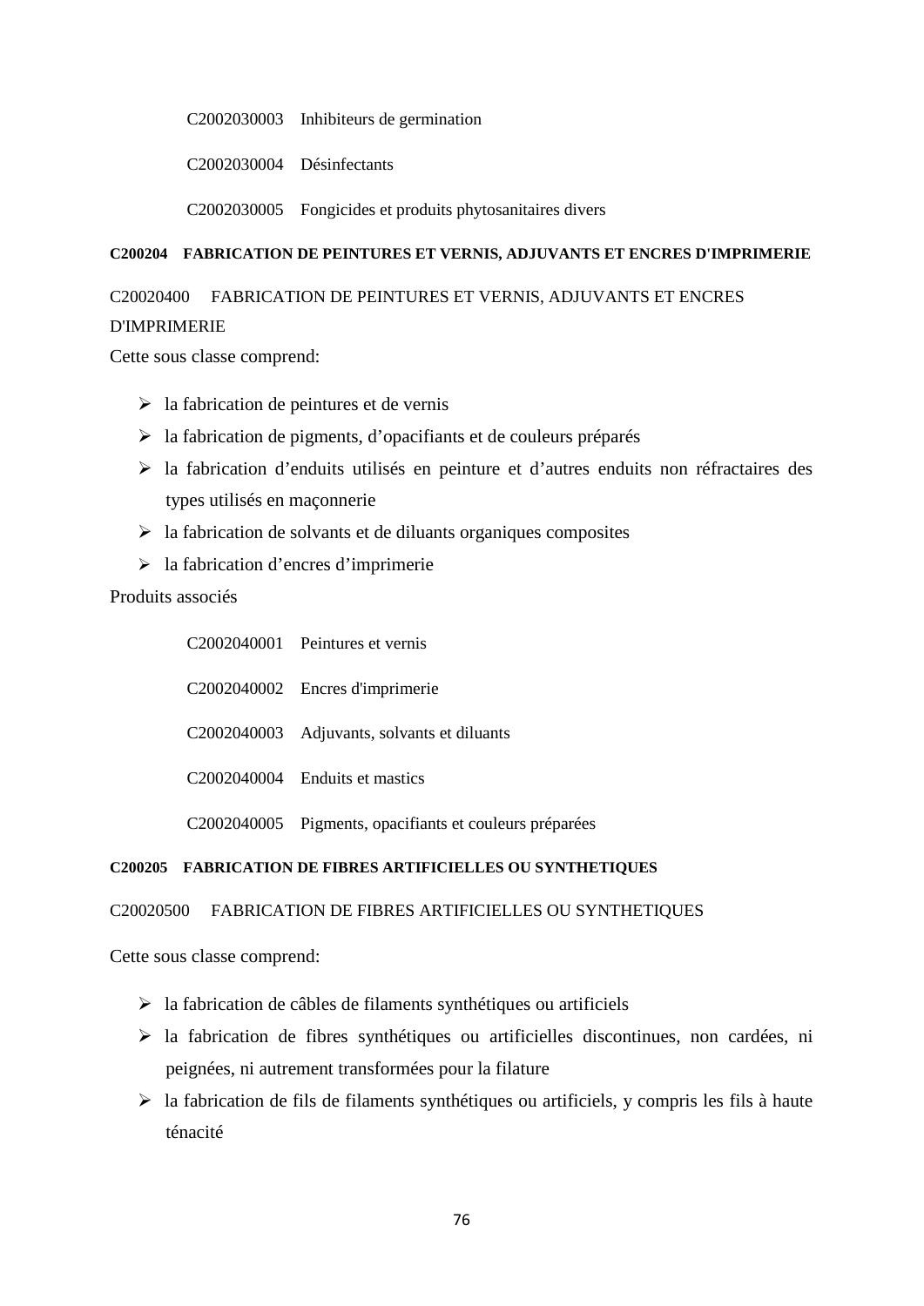C2002030003 Inhibiteurs de germination

C2002030004 Désinfectants

C2002030005 Fongicides et produits phytosanitaires divers

**C200204 FABRICATION DE PEINTURES ET VERNIS, ADJUVANTS ET ENCRES D'IMPRIMERIE**

C20020400 FABRICATION DE PEINTURES ET VERNIS, ADJUVANTS ET ENCRES D'IMPRIMERIE

Cette sous classe comprend:

- la fabrication de peintures et de vernis
- la fabrication de pigments, d'opacifiants et de couleurs préparés
- la fabrication d'enduits utilisés en peinture et d'autres enduits non réfractaires des types utilisés en maçonnerie
- la fabrication de solvants et de diluants organiques composites
- la fabrication d'encres d'imprimerie

Produits associés

C2002040001 Peintures et vernis

C2002040002 Encres d'imprimerie

C2002040003 Adjuvants, solvants et diluants

C2002040004 Enduits et mastics

C2002040005 Pigments, opacifiants et couleurs préparées

**C200205 FABRICATION DE FIBRES ARTIFICIELLES OU SYNTHETIQUES**

C20020500 FABRICATION DE FIBRES ARTIFICIELLES OU SYNTHETIQUES

Cette sous classe comprend:

- la fabrication de câbles de filaments synthétiques ou artificiels
- la fabrication de fibres synthétiques ou artificielles discontinues, non cardées, ni peignées, ni autrement transformées pour la filature
- la fabrication de fils de filaments synthétiques ou artificiels, y compris les fils à haute ténacité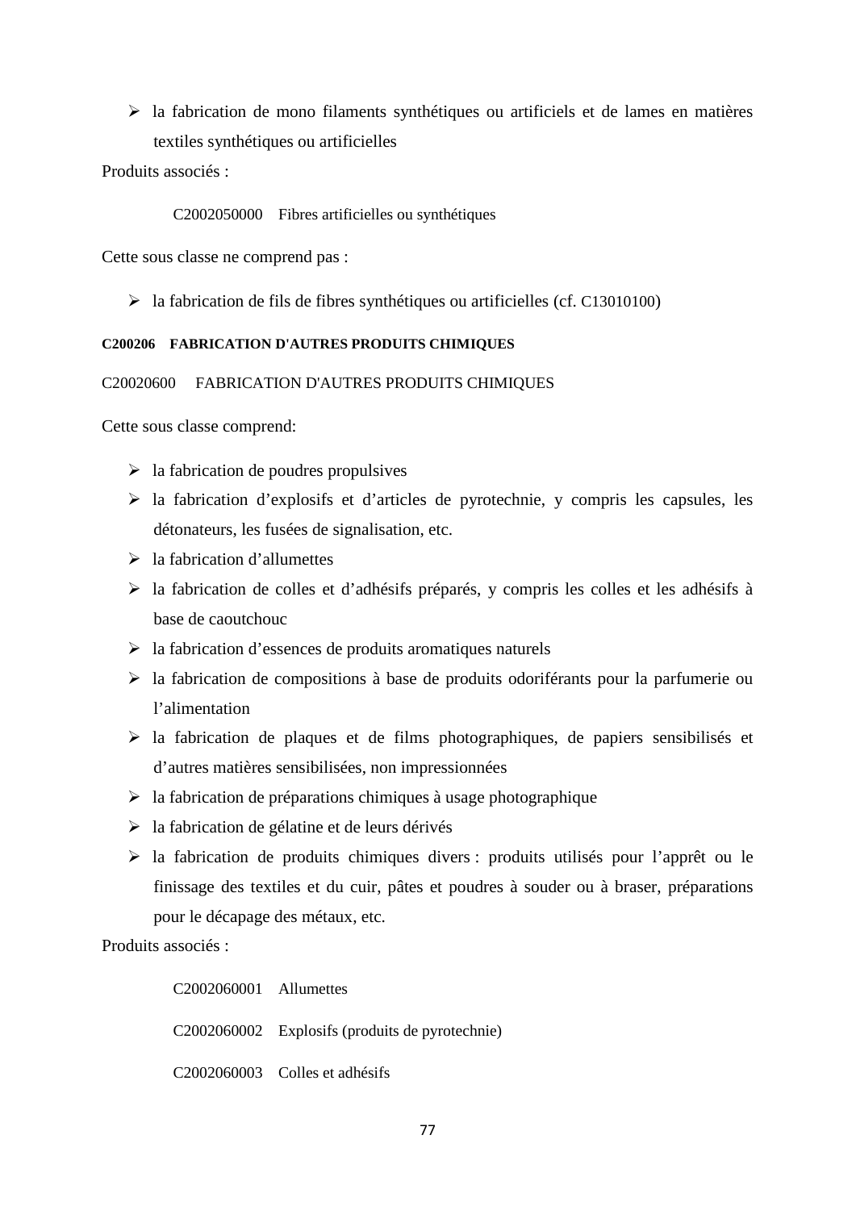- la fabrication de mono filaments synthétiques ou artificiels et de lames en matières textiles synthétiques ou artificielles

Produits associés :

C2002050000 Fibres artificielles ou synthétiques

Cette sous classe ne comprend pas :

- la fabrication de fils de fibres synthétiques ou artificielles (cf. C13010100)

**C200206 FABRICATION D'AUTRES PRODUITS CHIMIQUES**

C20020600 FABRICATION D'AUTRES PRODUITS CHIMIQUES

Cette sous classe comprend:

- la fabrication de poudres propulsives
- la fabrication d'explosifs et d'articles de pyrotechnie, y compris les capsules, les détonateurs, les fusées de signalisation, etc.
- la fabrication d'allumettes
- la fabrication de colles et d'adhésifs préparés, y compris les colles et les adhésifs à base de caoutchouc
- la fabrication d'essences de produits aromatiques naturels
- la fabrication de compositions à base de produits odoriférants pour la parfumerie ou l'alimentation
- la fabrication de plaques et de films photographiques, de papiers sensibilisés et d'autres matières sensibilisées, non impressionnées
- la fabrication de préparations chimiques à usage photographique
- la fabrication de gélatine et de leurs dérivés
- la fabrication de produits chimiques divers : produits utilisés pour l'apprêt ou le finissage des textiles et du cuir, pâtes et poudres à souder ou à braser, préparations pour le décapage des métaux, etc.

Produits associés :

C2002060001 Allumettes

C2002060002 Explosifs (produits de pyrotechnie)

C2002060003 Colles et adhésifs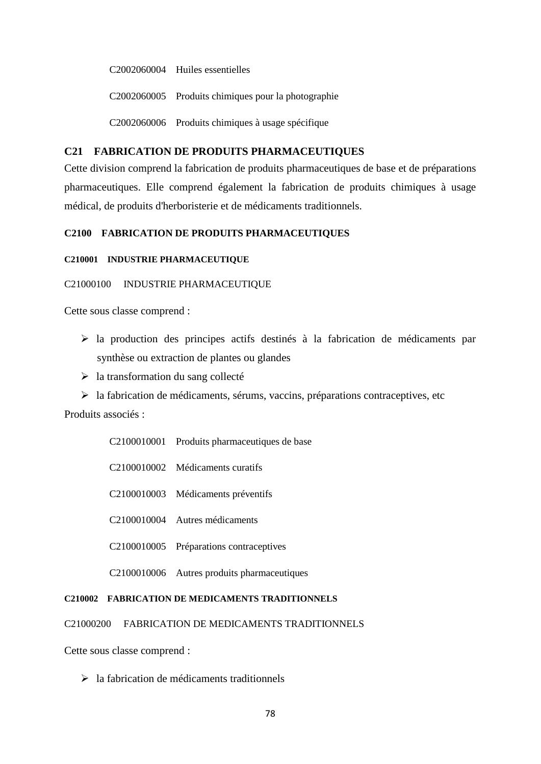C2002060004 Huiles essentielles

C2002060005 Produits chimiques pour la photographie

C2002060006 Produits chimiques à usage spécifique

## C21 FABRICATION DE PRODUITS PHARMACEUTIQUES

Cette division comprend la fabrication de produits pharmaceutiques de base et de préparations pharmaceutiques. Elle comprend également la fabrication de produits chimiques à usage médical, de produits d'herboristerie et de médicaments traditionnels.

### C2100 FABRICATION DE PRODUITS PHARMACEUTIQUES

#### C210001 INDUSTRIE PHARMACEUTIQUE

C21000100 INDUSTRIE PHARMACEUTIQUE

Cette sous classe comprend :

- la production des principes actifs destinés à la fabrication de médicaments par synthèse ou extraction de plantes ou glandes
- la transformation du sang collecté
- la fabrication de médicaments, sérums, vaccins, préparations contraceptives, etc

Produits associés :

C2100010001 Produits pharmaceutiques de base

C2100010002 Médicaments curatifs

C2100010003 Médicaments préventifs

C2100010004 Autres médicaments

C2100010005 Préparations contraceptives

C2100010006 Autres produits pharmaceutiques

#### C210002 FABRICATION DE MEDICAMENTS TRADITIONNELS

C21000200 FABRICATION DE MEDICAMENTS TRADITIONNELS

Cette sous classe comprend :

- la fabrication de médicaments traditionnels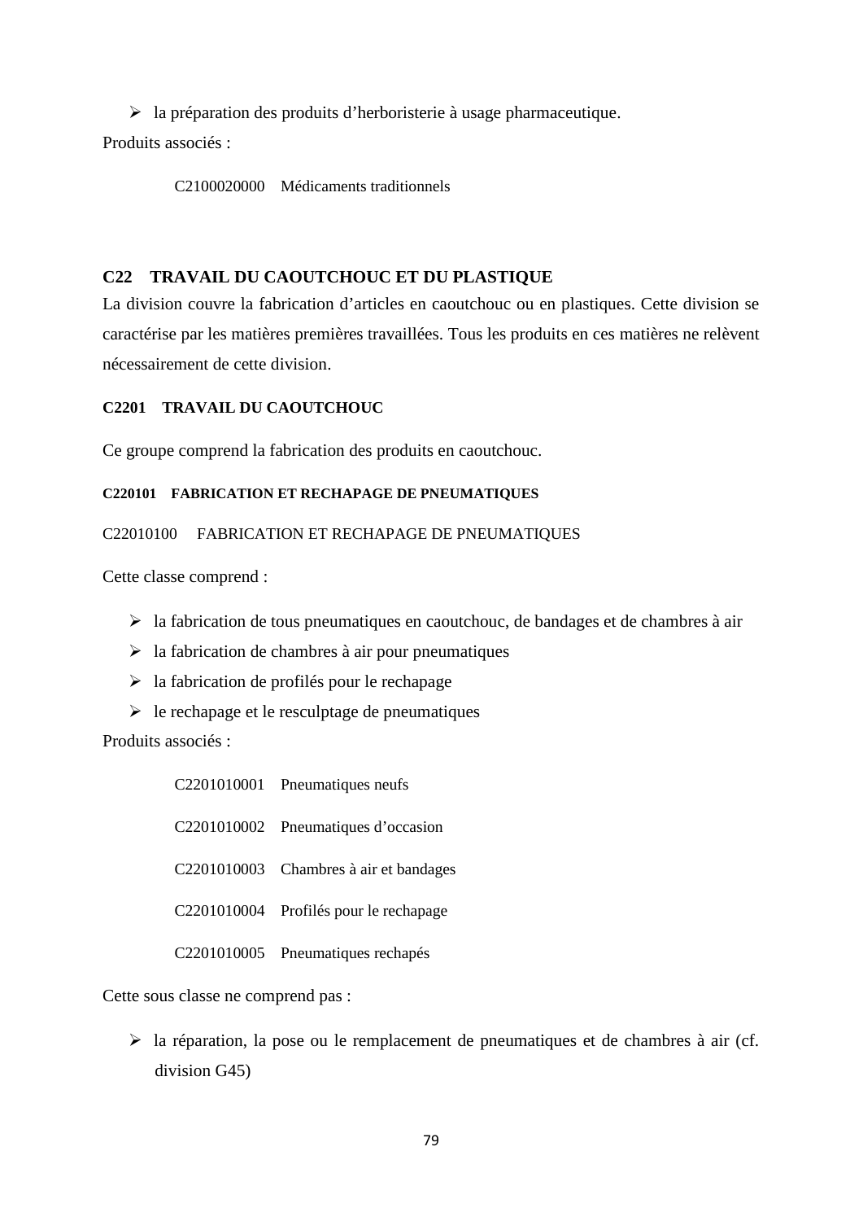- la préparation des produits d'herboristerie à usage pharmaceutique.

Produits associés :

C2100020000 Médicaments traditionnels

## C22 TRAVAIL DU CAOUTCHOUC ET DU PLASTIQUE

La division couvre la fabrication d'articles en caoutchouc ou en plastiques. Cette division se caractérise par les matières premières travaillées. Tous les produits en ces matières ne relèvent nécessairement de cette division.

### C2201 TRAVAIL DU CAOUTCHOUC

Ce groupe comprend la fabrication des produits en caoutchouc.

#### C220101 FABRICATION ET RECHAPAGE DE PNEUMATIQUES

C22010100 FABRICATION ET RECHAPAGE DE PNEUMATIQUES

Cette classe comprend :

- la fabrication de tous pneumatiques en caoutchouc, de bandages et de chambres à air
- la fabrication de chambres à air pour pneumatiques
- la fabrication de profilés pour le rechapage
- le rechapage et le resculptage de pneumatiques

Produits associés :

C2201010001 Pneumatiques neufs

C2201010002 Pneumatiques d'occasion

C2201010003 Chambres à air et bandages

C2201010004 Profilés pour le rechapage

C2201010005 Pneumatiques rechapés

Cette sous classe ne comprend pas :

- la réparation, la pose ou le remplacement de pneumatiques et de chambres à air (cf. division G45)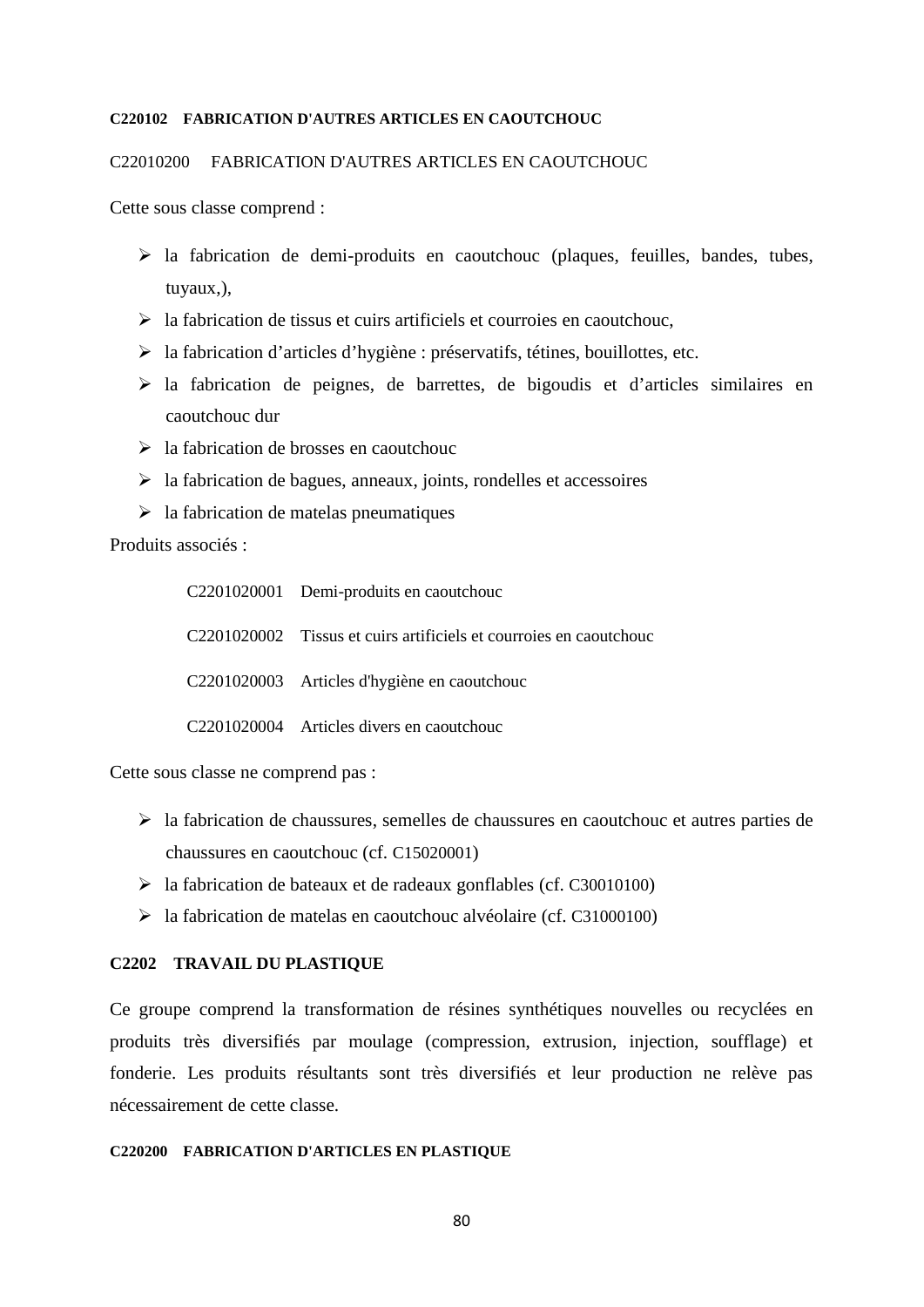**C220102 FABRICATION D'AUTRES ARTICLES EN CAOUTCHOUC**

C22010200 FABRICATION D'AUTRES ARTICLES EN CAOUTCHOUC

Cette sous classe comprend :

- la fabrication de demi-produits en caoutchouc (plaques, feuilles, bandes, tubes, tuyaux,),
- la fabrication de tissus et cuirs artificiels et courroies en caoutchouc,
- la fabrication d'articles d'hygiène : préservatifs, tétines, bouillottes, etc.
- la fabrication de peignes, de barrettes, de bigoudis et d'articles similaires en caoutchouc dur
- la fabrication de brosses en caoutchouc
- la fabrication de bagues, anneaux, joints, rondelles et accessoires
- la fabrication de matelas pneumatiques

Produits associés :

C2201020001 Demi-produits en caoutchouc

C2201020002 Tissus et cuirs artificiels et courroies en caoutchouc

C2201020003 Articles d'hygiène en caoutchouc

C2201020004 Articles divers en caoutchouc

Cette sous classe ne comprend pas :

- la fabrication de chaussures, semelles de chaussures en caoutchouc et autres parties de chaussures en caoutchouc (cf. C15020001)
- la fabrication de bateaux et de radeaux gonflables (cf. C30010100)
- la fabrication de matelas en caoutchouc alvéolaire (cf. C31000100)

**C2202 TRAVAIL DU PLASTIQUE**

Ce groupe comprend la transformation de résines synthétiques nouvelles ou recyclées en produits très diversifiés par moulage (compression, extrusion, injection, soufflage) et fonderie. Les produits résultants sont très diversifiés et leur production ne relève pas nécessairement de cette classe.

**C220200 FABRICATION D'ARTICLES EN PLASTIQUE**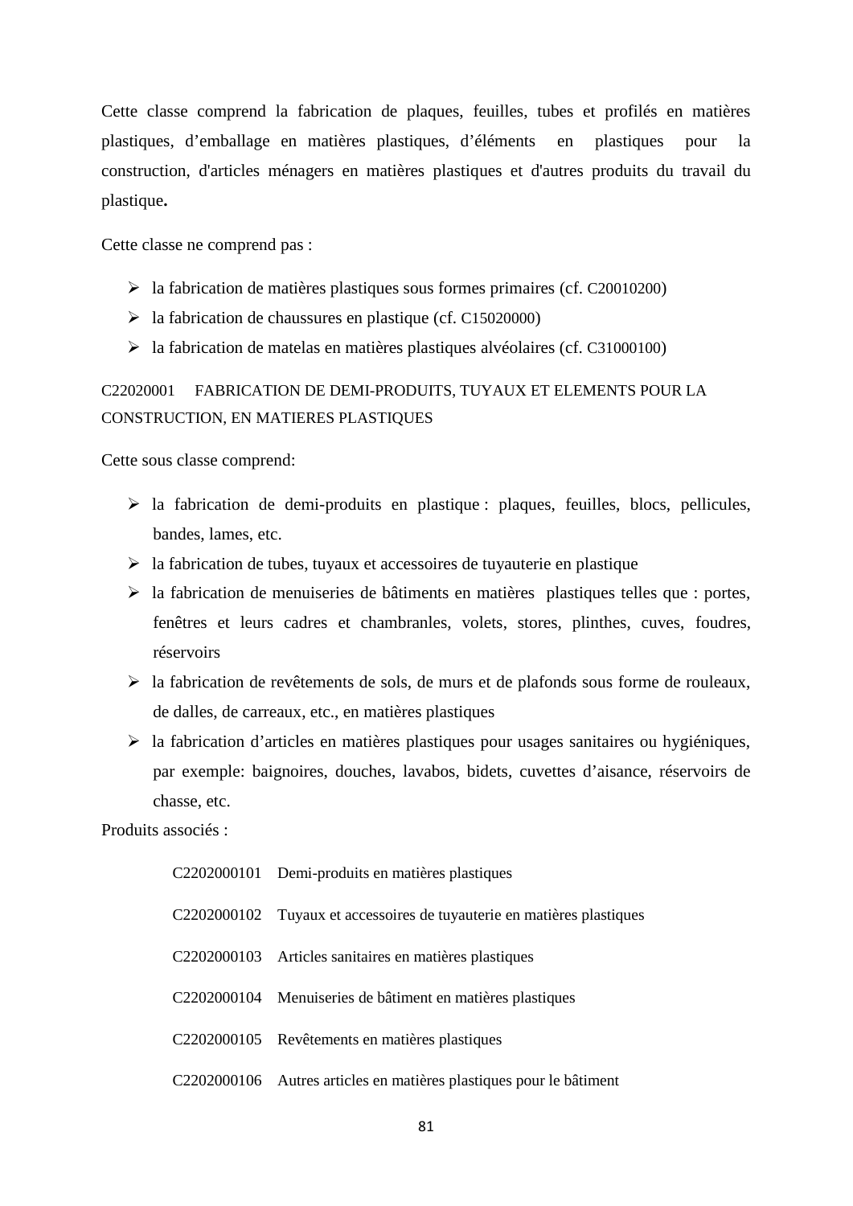Cette classe comprend la fabrication de plaques, feuilles, tubes et profilés en matières plastiques, d'emballage en matières plastiques, d'éléments en plastiques pour la construction, d'articles ménagers en matières plastiques et d'autres produits du travail du plastique**.**

Cette classe ne comprend pas :

- la fabrication de matières plastiques sous formes primaires (cf. C20010200)
- la fabrication de chaussures en plastique (cf. C15020000)
- la fabrication de matelas en matières plastiques alvéolaires (cf. C31000100)

C22020001 FABRICATION DE DEMI-PRODUITS, TUYAUX ET ELEMENTS POUR LA CONSTRUCTION, EN MATIERES PLASTIQUES

Cette sous classe comprend:

- la fabrication de demi-produits en plastique : plaques, feuilles, blocs, pellicules, bandes, lames, etc.
- la fabrication de tubes, tuyaux et accessoires de tuyauterie en plastique
- la fabrication de menuiseries de bâtiments en matières plastiques telles que : portes, fenêtres et leurs cadres et chambranles, volets, stores, plinthes, cuves, foudres, réservoirs
- la fabrication de revêtements de sols, de murs et de plafonds sous forme de rouleaux, de dalles, de carreaux, etc., en matières plastiques
- la fabrication d'articles en matières plastiques pour usages sanitaires ou hygiéniques, par exemple: baignoires, douches, lavabos, bidets, cuvettes d'aisance, réservoirs de chasse, etc.

Produits associés :

C2202000101 Demi-produits en matières plastiques

C2202000102 Tuyaux et accessoires de tuyauterie en matières plastiques

C2202000103 Articles sanitaires en matières plastiques

C2202000104 Menuiseries de bâtiment en matières plastiques

C2202000105 Revêtements en matières plastiques

C2202000106 Autres articles en matières plastiques pour le bâtiment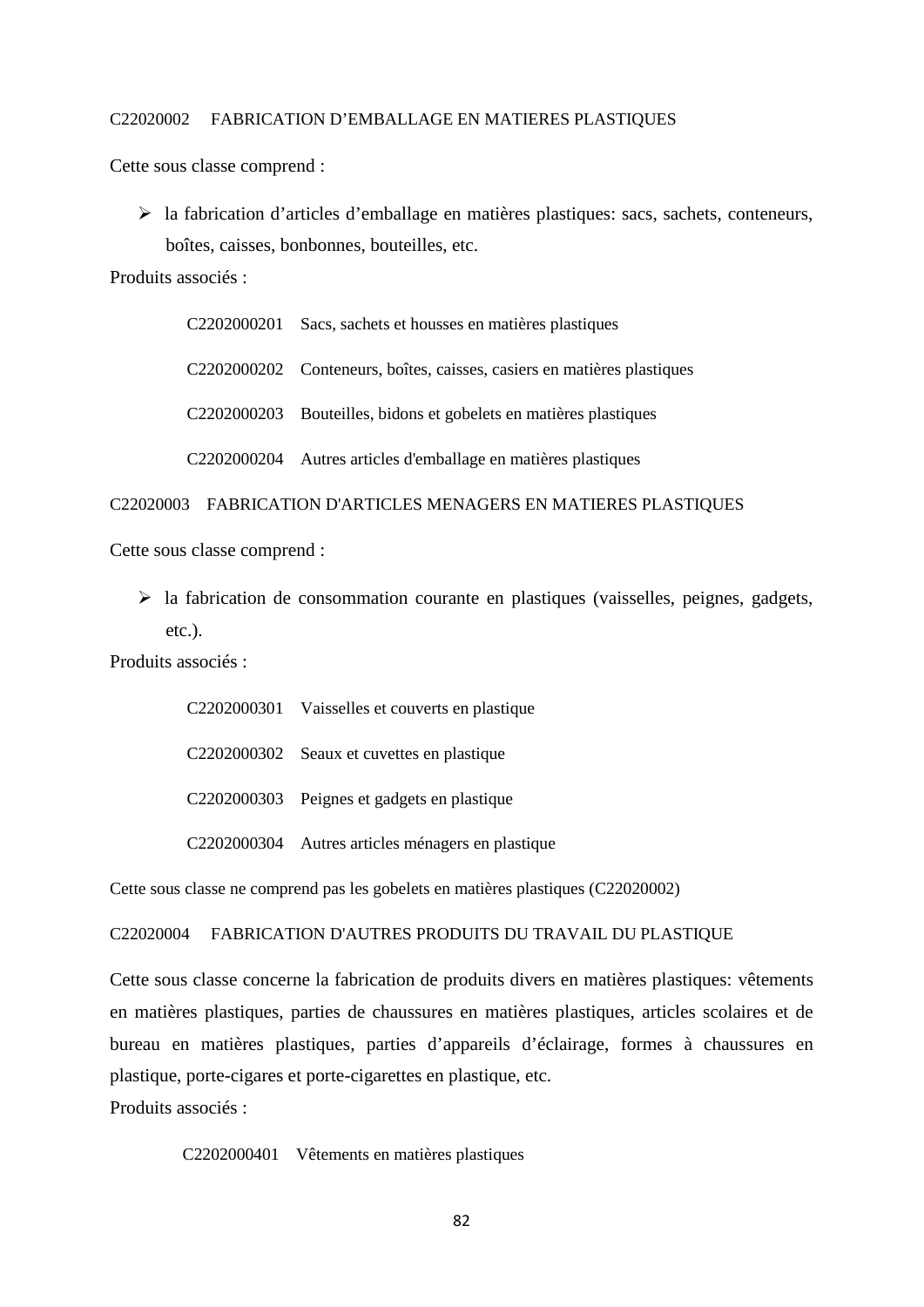C22020002 FABRICATION D'EMBALLAGE EN MATIERES PLASTIQUES

Cette sous classe comprend :

- la fabrication d'articles d'emballage en matières plastiques: sacs, sachets, conteneurs, boîtes, caisses, bonbonnes, bouteilles, etc.

Produits associés :

C2202000201 Sacs, sachets et housses en matières plastiques

C2202000202 Conteneurs, boîtes, caisses, casiers en matières plastiques

C2202000203 Bouteilles, bidons et gobelets en matières plastiques

C2202000204 Autres articles d'emballage en matières plastiques

C22020003 FABRICATION D'ARTICLES MENAGERS EN MATIERES PLASTIQUES

Cette sous classe comprend :

- la fabrication de consommation courante en plastiques (vaisselles, peignes, gadgets, etc.).

Produits associés :

C2202000301 Vaisselles et couverts en plastique

C2202000302 Seaux et cuvettes en plastique

C2202000303 Peignes et gadgets en plastique

C2202000304 Autres articles ménagers en plastique

Cette sous classe ne comprend pas les gobelets en matières plastiques (C22020002)

C22020004 FABRICATION D'AUTRES PRODUITS DU TRAVAIL DU PLASTIQUE

Cette sous classe concerne la fabrication de produits divers en matières plastiques: vêtements en matières plastiques, parties de chaussures en matières plastiques, articles scolaires et de bureau en matières plastiques, parties d'appareils d'éclairage, formes à chaussures en plastique, porte-cigares et porte-cigarettes en plastique, etc.

Produits associés :

C2202000401 Vêtements en matières plastiques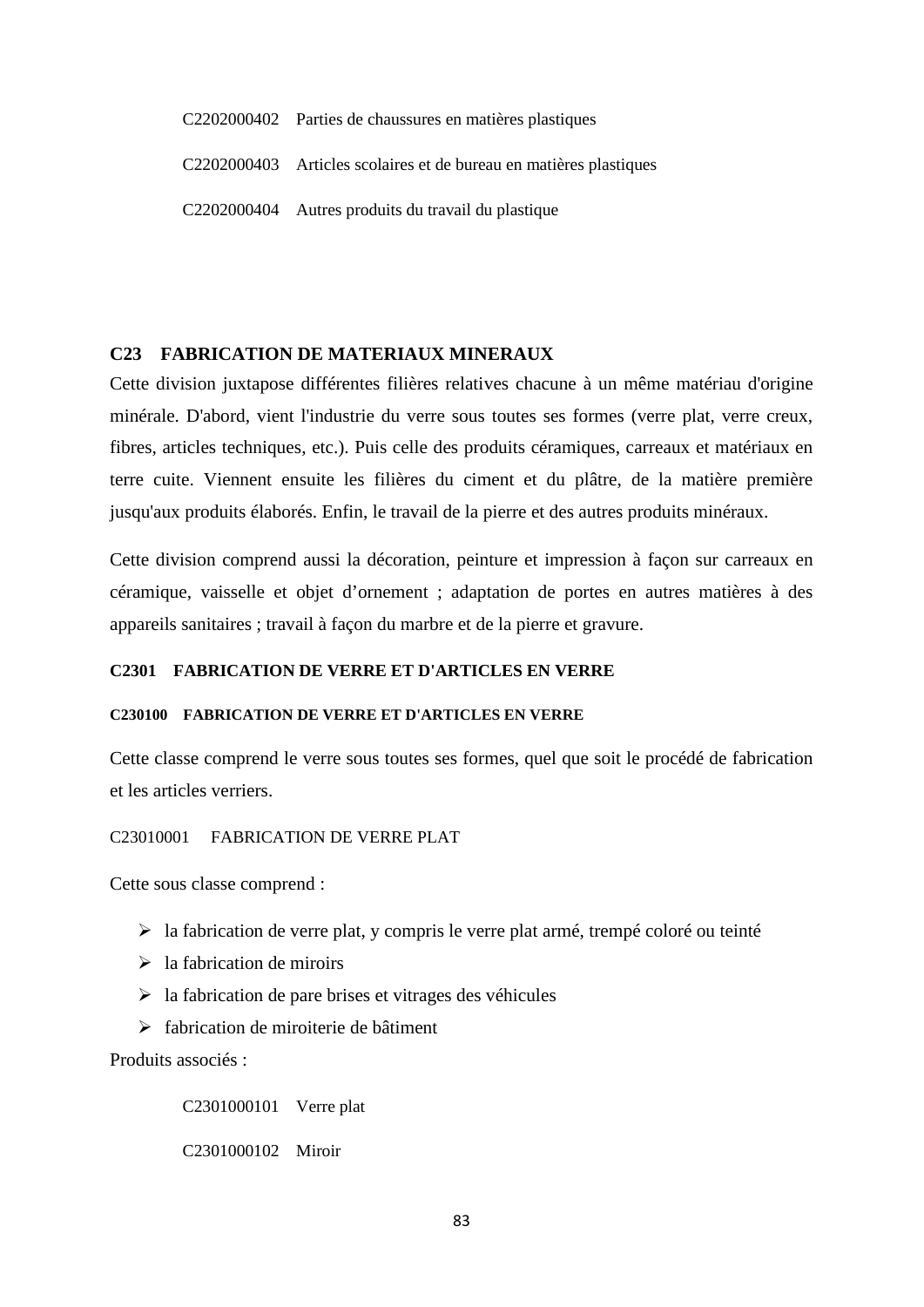C2202000402 Parties de chaussures en matières plastiques

C2202000403 Articles scolaires et de bureau en matières plastiques

C2202000404 Autres produits du travail du plastique

## C23 FABRICATION DE MATERIAUX MINERAUX

Cette division juxtapose différentes filières relatives chacune à un même matériau d'origine minérale. D'abord, vient l'industrie du verre sous toutes ses formes (verre plat, verre creux, fibres, articles techniques, etc.). Puis celle des produits céramiques, carreaux et matériaux en terre cuite. Viennent ensuite les filières du ciment et du plâtre, de la matière première jusqu'aux produits élaborés. Enfin, le travail de la pierre et des autres produits minéraux.

Cette division comprend aussi la décoration, peinture et impression à façon sur carreaux en céramique, vaisselle et objet d'ornement ; adaptation de portes en autres matières à des appareils sanitaires ; travail à façon du marbre et de la pierre et gravure.

### C2301 FABRICATION DE VERRE ET D'ARTICLES EN VERRE

#### C230100 FABRICATION DE VERRE ET D'ARTICLES EN VERRE

Cette classe comprend le verre sous toutes ses formes, quel que soit le procédé de fabrication et les articles verriers.

C23010001 FABRICATION DE VERRE PLAT

Cette sous classe comprend :

- la fabrication de verre plat, y compris le verre plat armé, trempé coloré ou teinté
- la fabrication de miroirs
- la fabrication de pare brises et vitrages des véhicules
- fabrication de miroiterie de bâtiment

Produits associés :

C2301000101 Verre plat

C2301000102 Miroir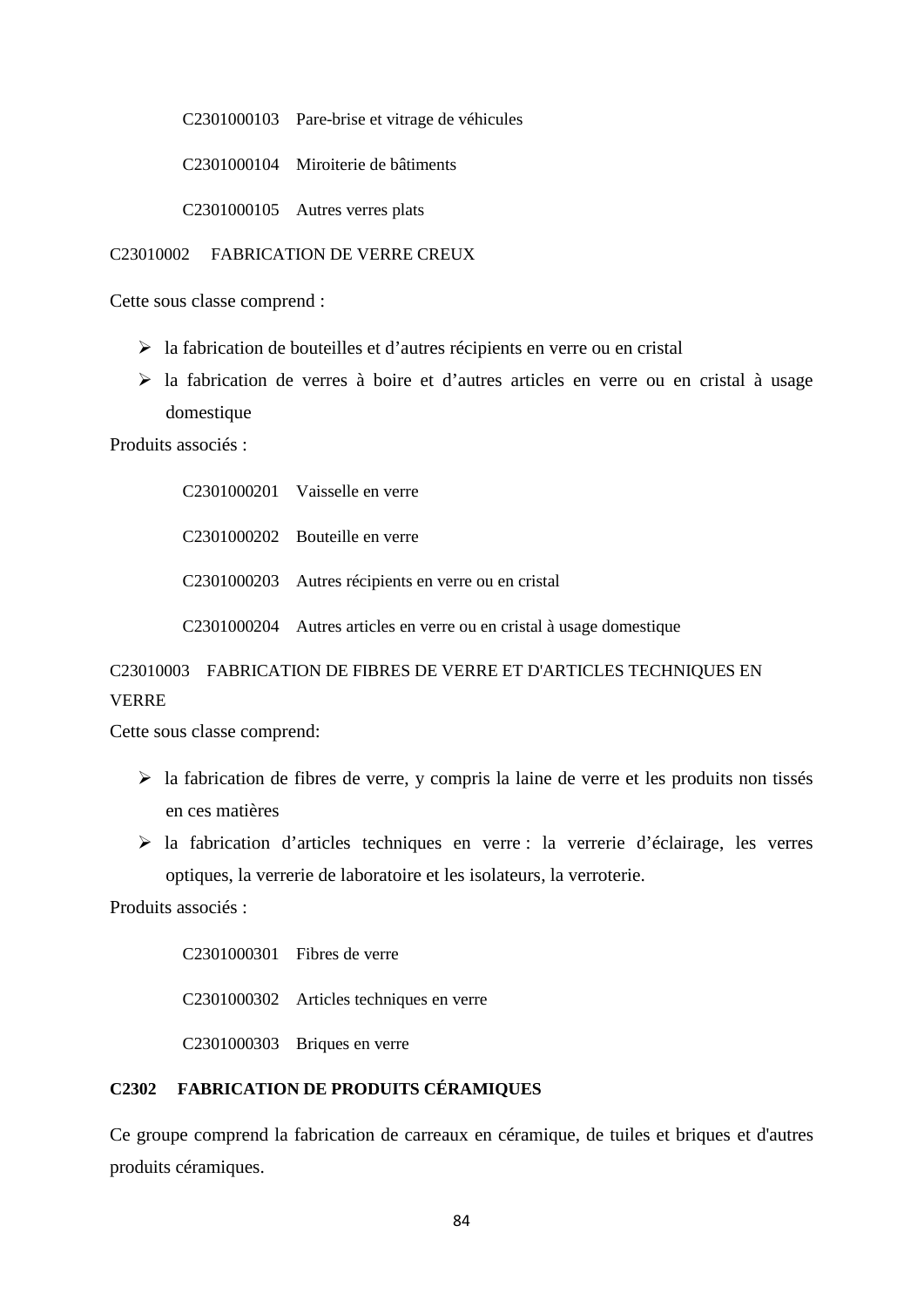C2301000103 Pare-brise et vitrage de véhicules

C2301000104 Miroiterie de bâtiments

C2301000105 Autres verres plats

C23010002 FABRICATION DE VERRE CREUX

Cette sous classe comprend :

- la fabrication de bouteilles et d'autres récipients en verre ou en cristal
- la fabrication de verres à boire et d'autres articles en verre ou en cristal à usage domestique

Produits associés :

C2301000201 Vaisselle en verre

C2301000202 Bouteille en verre

C2301000203 Autres récipients en verre ou en cristal

C2301000204 Autres articles en verre ou en cristal à usage domestique

C23010003 FABRICATION DE FIBRES DE VERRE ET D'ARTICLES TECHNIQUES EN VERRE

Cette sous classe comprend:

- la fabrication de fibres de verre, y compris la laine de verre et les produits non tissés en ces matières
- la fabrication d'articles techniques en verre : la verrerie d'éclairage, les verres optiques, la verrerie de laboratoire et les isolateurs, la verroterie.

Produits associés :

C2301000301 Fibres de verre

C2301000302 Articles techniques en verre

C2301000303 Briques en verre

**C2302 FABRICATION DE PRODUITS CÉRAMIQUES**

Ce groupe comprend la fabrication de carreaux en céramique, de tuiles et briques et d'autres produits céramiques.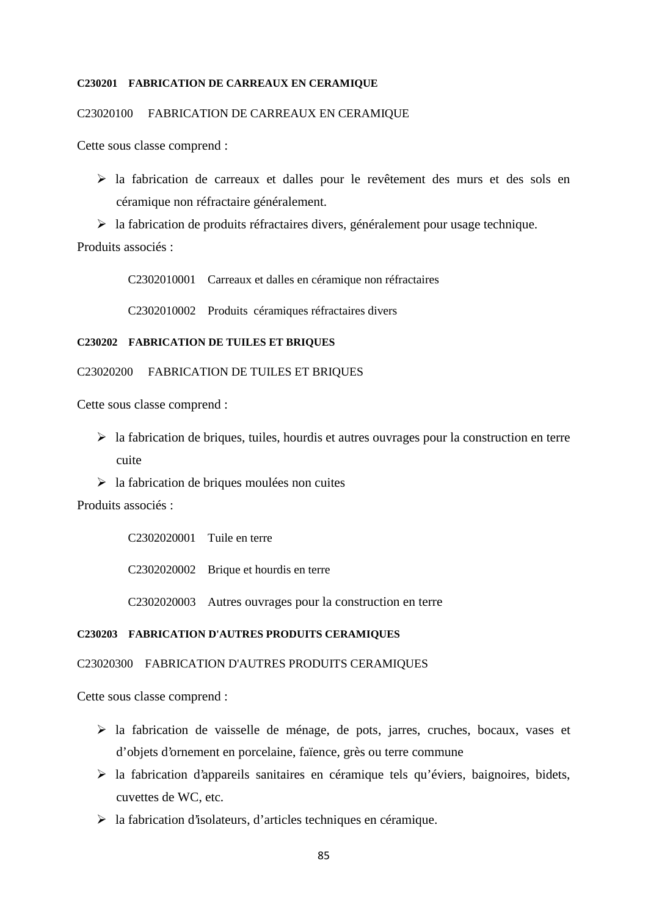**C230201 FABRICATION DE CARREAUX EN CERAMIQUE**

C23020100 FABRICATION DE CARREAUX EN CERAMIQUE

Cette sous classe comprend :

- la fabrication de carreaux et dalles pour le revêtement des murs et des sols en céramique non réfractaire généralement.
- la fabrication de produits réfractaires divers, généralement pour usage technique.

Produits associés :

C2302010001 Carreaux et dalles en céramique non réfractaires

C2302010002 Produits céramiques réfractaires divers

**C230202 FABRICATION DE TUILES ET BRIQUES**

C23020200 FABRICATION DE TUILES ET BRIQUES

Cette sous classe comprend :

- la fabrication de briques, tuiles, hourdis et autres ouvrages pour la construction en terre cuite
- la fabrication de briques moulées non cuites

Produits associés :

C2302020001 Tuile en terre

C2302020002 Brique et hourdis en terre

C2302020003 Autres ouvrages pour la construction en terre

**C230203 FABRICATION D'AUTRES PRODUITS CERAMIQUES**

C23020300 FABRICATION D'AUTRES PRODUITS CERAMIQUES

Cette sous classe comprend :

- la fabrication de vaisselle de ménage, de pots, jarres, cruches, bocaux, vases et d'objets d'ornement en porcelaine, faïence, grès ou terre commune
- la fabrication d'appareils sanitaires en céramique tels qu'éviers, baignoires, bidets, cuvettes de WC, etc.
- la fabrication d'isolateurs, d'articles techniques en céramique.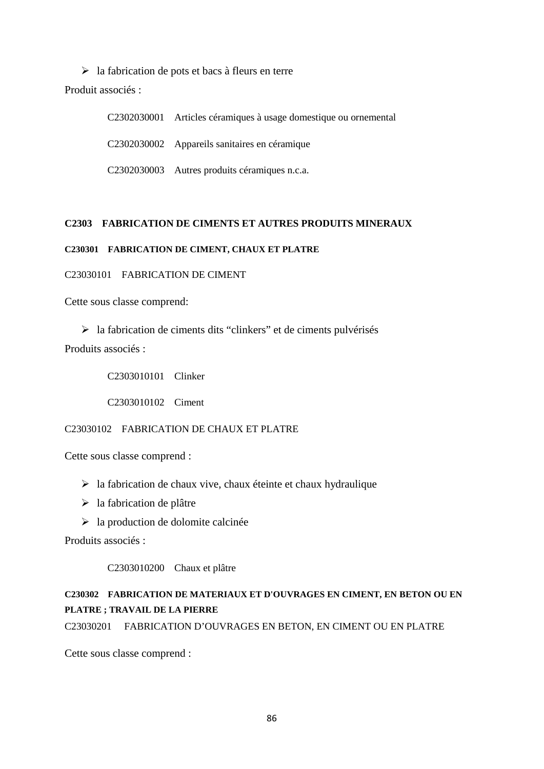- la fabrication de pots et bacs à fleurs en terre

Produit associés :

C2302030001 Articles céramiques à usage domestique ou ornemental

C2302030002 Appareils sanitaires en céramique

C2302030003 Autres produits céramiques n.c.a.

## C2303 FABRICATION DE CIMENTS ET AUTRES PRODUITS MINERAUX

### C230301 FABRICATION DE CIMENT, CHAUX ET PLATRE

C23030101 FABRICATION DE CIMENT

Cette sous classe comprend:

- la fabrication de ciments dits “clinkers” et de ciments pulvérisés

Produits associés :

C2303010101 Clinker

C2303010102 Ciment

C23030102 FABRICATION DE CHAUX ET PLATRE

Cette sous classe comprend :

- la fabrication de chaux vive, chaux éteinte et chaux hydraulique
- la fabrication de plâtre
- la production de dolomite calcinée

Produits associés :

C2303010200 Chaux et plâtre

### C230302 FABRICATION DE MATERIAUX ET D'OUVRAGES EN CIMENT, EN BETON OU EN PLATRE ; TRAVAIL DE LA PIERRE

C23030201 FABRICATION D’OUVRAGES EN BETON, EN CIMENT OU EN PLATRE

Cette sous classe comprend :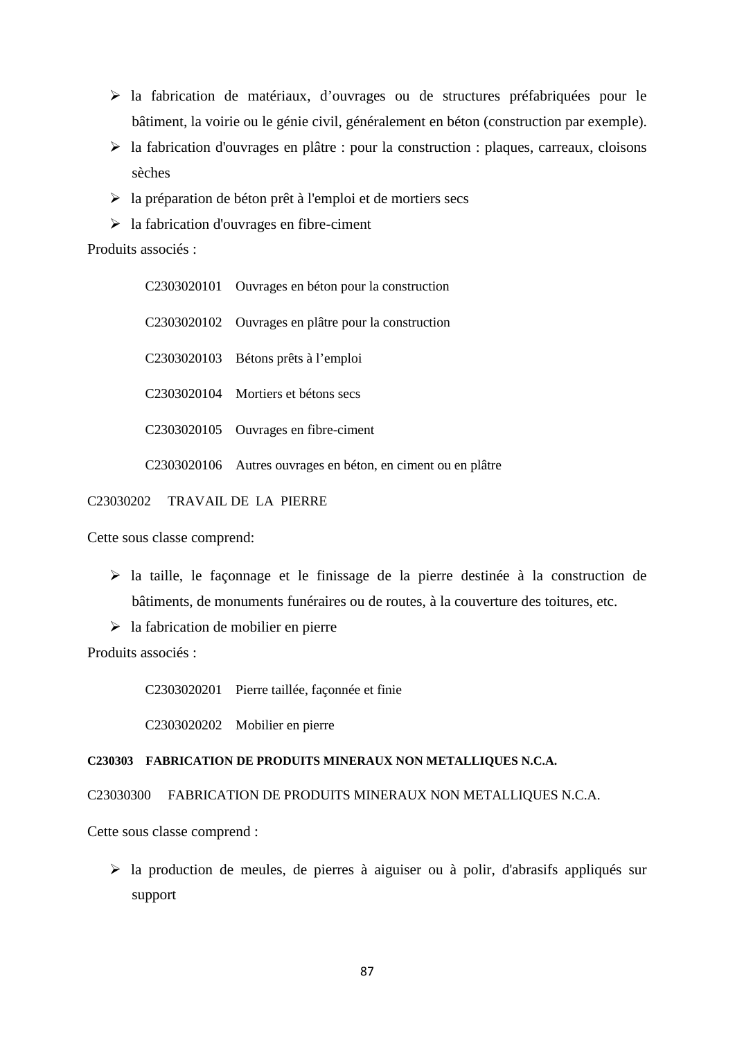- la fabrication de matériaux, d'ouvrages ou de structures préfabriquées pour le bâtiment, la voirie ou le génie civil, généralement en béton (construction par exemple).
- la fabrication d'ouvrages en plâtre : pour la construction : plaques, carreaux, cloisons sèches
- la préparation de béton prêt à l'emploi et de mortiers secs
- la fabrication d'ouvrages en fibre-ciment

Produits associés :

C2303020101 Ouvrages en béton pour la construction

C2303020102 Ouvrages en plâtre pour la construction

C2303020103 Bétons prêts à l'emploi

C2303020104 Mortiers et bétons secs

C2303020105 Ouvrages en fibre-ciment

C2303020106 Autres ouvrages en béton, en ciment ou en plâtre

C23030202 TRAVAIL DE LA PIERRE

Cette sous classe comprend:

- la taille, le façonnage et le finissage de la pierre destinée à la construction de bâtiments, de monuments funéraires ou de routes, à la couverture des toitures, etc.
- la fabrication de mobilier en pierre

Produits associés :

C2303020201 Pierre taillée, façonnée et finie

C2303020202 Mobilier en pierre

**C230303 FABRICATION DE PRODUITS MINERAUX NON METALLIQUES N.C.A.**

C23030300 FABRICATION DE PRODUITS MINERAUX NON METALLIQUES N.C.A.

Cette sous classe comprend :

- la production de meules, de pierres à aiguiser ou à polir, d'abrasifs appliqués sur support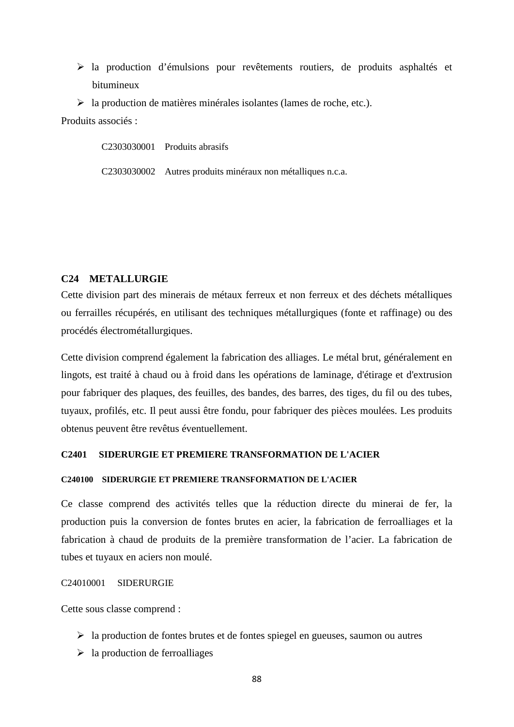- la production d’émulsions pour revêtements routiers, de produits asphaltés et bitumineux
- la production de matières minérales isolantes (lames de roche, etc.).

Produits associés :

C2303030001 Produits abrasifs

C2303030002 Autres produits minéraux non métalliques n.c.a.

## C24 METALLURGIE

Cette division part des minerais de métaux ferreux et non ferreux et des déchets métalliques ou ferrailles récupérés, en utilisant des techniques métallurgiques (fonte et raffinage) ou des procédés électrométallurgiques.

Cette division comprend également la fabrication des alliages. Le métal brut, généralement en lingots, est traité à chaud ou à froid dans les opérations de laminage, d'étirage et d'extrusion pour fabriquer des plaques, des feuilles, des bandes, des barres, des tiges, du fil ou des tubes, tuyaux, profilés, etc. Il peut aussi être fondu, pour fabriquer des pièces moulées. Les produits obtenus peuvent être revêtus éventuellement.

### C2401 SIDERURGIE ET PREMIERE TRANSFORMATION DE L'ACIER

#### C240100 SIDERURGIE ET PREMIERE TRANSFORMATION DE L'ACIER

Ce classe comprend des activités telles que la réduction directe du minerai de fer, la production puis la conversion de fontes brutes en acier, la fabrication de ferroalliages et la fabrication à chaud de produits de la première transformation de l’acier. La fabrication de tubes et tuyaux en aciers non moulé.

C24010001 SIDERURGIE

Cette sous classe comprend :

- la production de fontes brutes et de fontes spiegel en gueuses, saumon ou autres
- la production de ferroalliages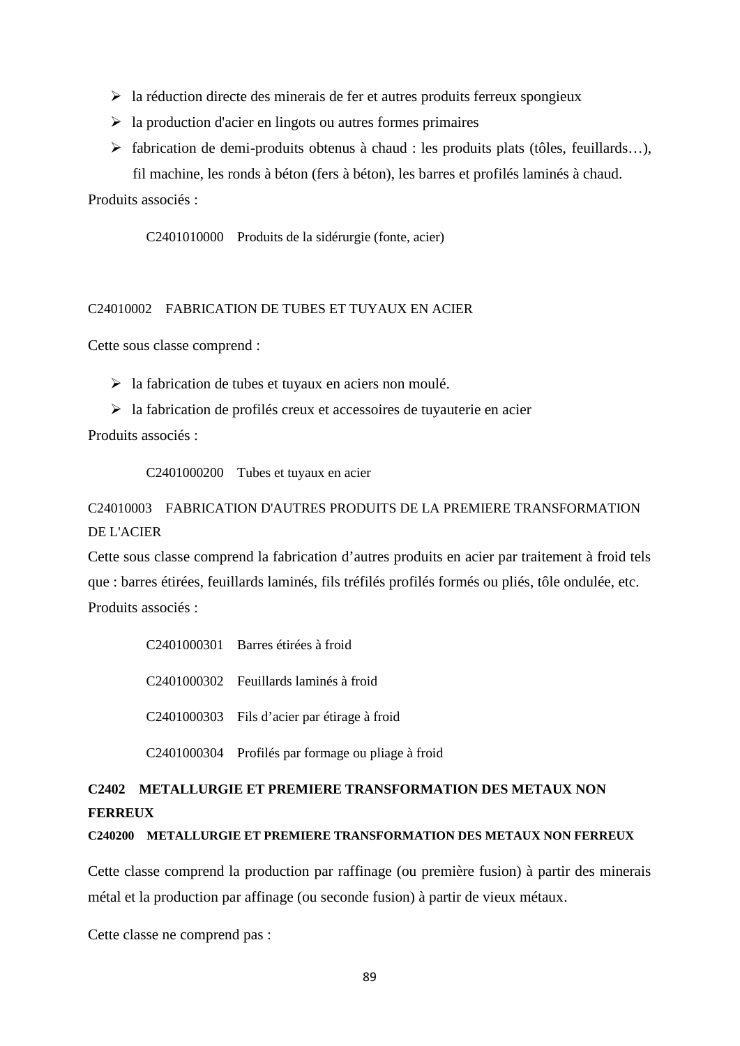- la réduction directe des minerais de fer et autres produits ferreux spongieux
- la production d'acier en lingots ou autres formes primaires
- fabrication de demi-produits obtenus à chaud : les produits plats (tôles, feuillards…), fil machine, les ronds à béton (fers à béton), les barres et profilés laminés à chaud.

Produits associés :

C2401010000 Produits de la sidérurgie (fonte, acier)

C24010002 FABRICATION DE TUBES ET TUYAUX EN ACIER

Cette sous classe comprend :

- la fabrication de tubes et tuyaux en aciers non moulé.
- la fabrication de profilés creux et accessoires de tuyauterie en acier

Produits associés :

C2401000200 Tubes et tuyaux en acier

C24010003 FABRICATION D'AUTRES PRODUITS DE LA PREMIERE TRANSFORMATION DE L'ACIER

Cette sous classe comprend la fabrication d'autres produits en acier par traitement à froid tels que : barres étirées, feuillards laminés, fils tréfilés profilés formés ou pliés, tôle ondulée, etc.

Produits associés :

C2401000301 Barres étirées à froid

C2401000302 Feuillards laminés à froid

C2401000303 Fils d'acier par étirage à froid

C2401000304 Profilés par formage ou pliage à froid

## C2402 METALLURGIE ET PREMIERE TRANSFORMATION DES METAUX NON FERREUX

### C240200 METALLURGIE ET PREMIERE TRANSFORMATION DES METAUX NON FERREUX

Cette classe comprend la production par raffinage (ou première fusion) à partir des minerais métal et la production par affinage (ou seconde fusion) à partir de vieux métaux.

Cette classe ne comprend pas :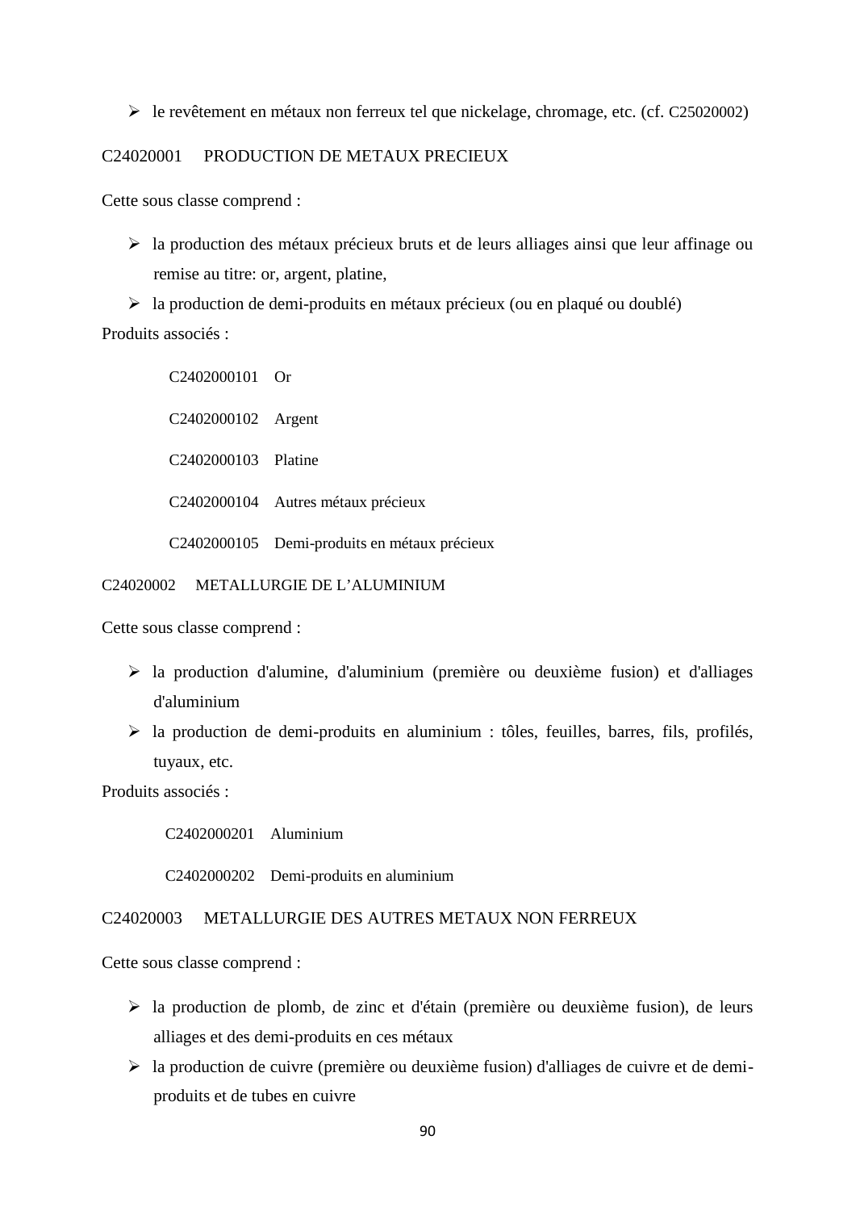- le revêtement en métaux non ferreux tel que nickelage, chromage, etc. (cf. C25020002)

C24020001 PRODUCTION DE METAUX PRECIEUX

Cette sous classe comprend :

- la production des métaux précieux bruts et de leurs alliages ainsi que leur affinage ou remise au titre: or, argent, platine,
- la production de demi-produits en métaux précieux (ou en plaqué ou doublé)

Produits associés :

C2402000101 Or

C2402000102 Argent

C2402000103 Platine

C2402000104 Autres métaux précieux

C2402000105 Demi-produits en métaux précieux

C24020002 METALLURGIE DE L'ALUMINIUM

Cette sous classe comprend :

- la production d'alumine, d'aluminium (première ou deuxième fusion) et d'alliages d'aluminium
- la production de demi-produits en aluminium : tôles, feuilles, barres, fils, profilés, tuyaux, etc.

Produits associés :

C2402000201 Aluminium

C2402000202 Demi-produits en aluminium

C24020003 METALLURGIE DES AUTRES METAUX NON FERREUX

Cette sous classe comprend :

- la production de plomb, de zinc et d'étain (première ou deuxième fusion), de leurs alliages et des demi-produits en ces métaux
- la production de cuivre (première ou deuxième fusion) d'alliages de cuivre et de demi-produits et de tubes en cuivre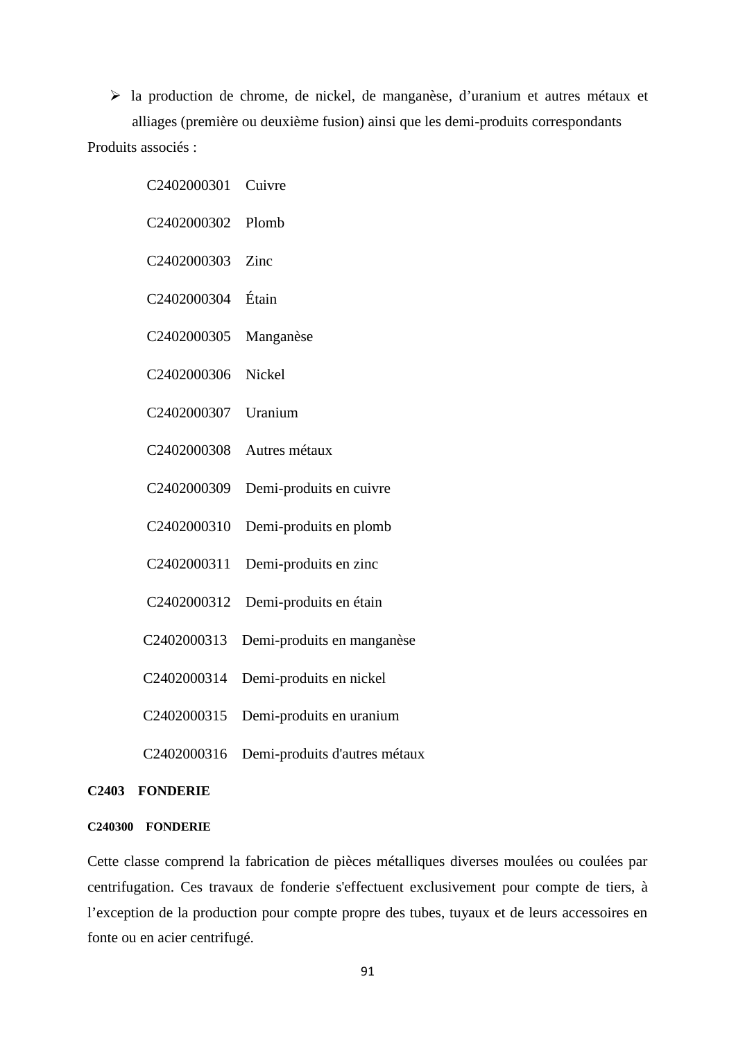- la production de chrome, de nickel, de manganèse, d’uranium et autres métaux et alliages (première ou deuxième fusion) ainsi que les demi-produits correspondants

Produits associés :

C2402000301 Cuivre

C2402000302 Plomb

C2402000303 Zinc

C2402000304 Étain

C2402000305 Manganèse

C2402000306 Nickel

C2402000307 Uranium

C2402000308 Autres métaux

C2402000309 Demi-produits en cuivre

C2402000310 Demi-produits en plomb

C2402000311 Demi-produits en zinc

C2402000312 Demi-produits en étain

C2402000313 Demi-produits en manganèse

C2402000314 Demi-produits en nickel

C2402000315 Demi-produits en uranium

C2402000316 Demi-produits d'autres métaux

**C2403 FONDERIE**

**C240300 FONDERIE**

Cette classe comprend la fabrication de pièces métalliques diverses moulées ou coulées par centrifugation. Ces travaux de fonderie s'effectuent exclusivement pour compte de tiers, à l’exception de la production pour compte propre des tubes, tuyaux et de leurs accessoires en fonte ou en acier centrifugé.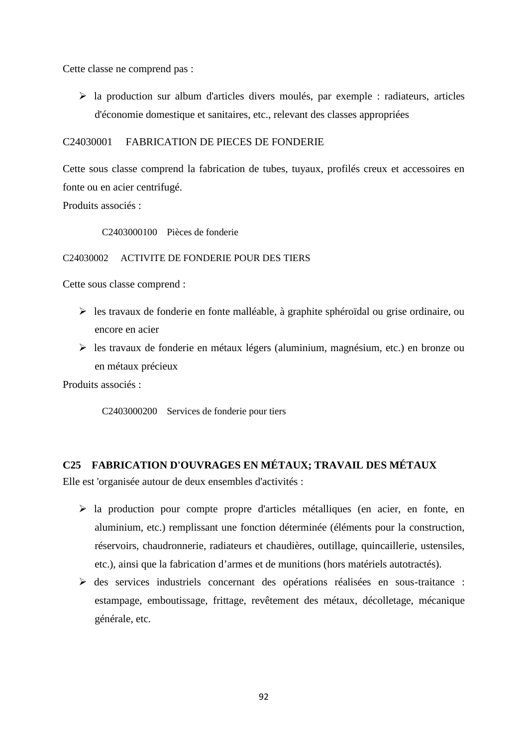Cette classe ne comprend pas :

- la production sur album d'articles divers moulés, par exemple : radiateurs, articles d'économie domestique et sanitaires, etc., relevant des classes appropriées

C24030001 FABRICATION DE PIECES DE FONDERIE

Cette sous classe comprend la fabrication de tubes, tuyaux, profilés creux et accessoires en fonte ou en acier centrifugé.
Produits associés :

C2403000100 Pièces de fonderie

C24030002 ACTIVITE DE FONDERIE POUR DES TIERS

Cette sous classe comprend :

- les travaux de fonderie en fonte malléable, à graphite sphéroïdal ou grise ordinaire, ou encore en acier
- les travaux de fonderie en métaux légers (aluminium, magnésium, etc.) en bronze ou en métaux précieux

Produits associés :

C2403000200 Services de fonderie pour tiers

**C25 FABRICATION D'OUVRAGES EN MÉTAUX; TRAVAIL DES MÉTAUX**

Elle est 'organisée autour de deux ensembles d'activités :

- la production pour compte propre d'articles métalliques (en acier, en fonte, en aluminium, etc.) remplissant une fonction déterminée (éléments pour la construction, réservoirs, chaudronnerie, radiateurs et chaudières, outillage, quincaillerie, ustensiles, etc.), ainsi que la fabrication d'armes et de munitions (hors matériels autotractés).
- des services industriels concernant des opérations réalisées en sous-traitance : estampage, emboutissage, frittage, revêtement des métaux, décolletage, mécanique générale, etc.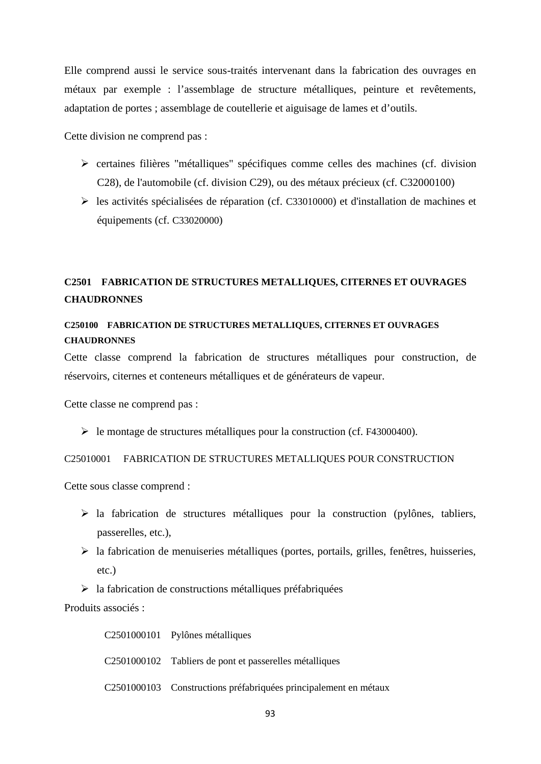Elle comprend aussi le service sous-traités intervenant dans la fabrication des ouvrages en métaux par exemple : l'assemblage de structure métalliques, peinture et revêtements, adaptation de portes ; assemblage de coutellerie et aiguisage de lames et d'outils.

Cette division ne comprend pas :

- certaines filières "métalliques" spécifiques comme celles des machines (cf. division C28), de l'automobile (cf. division C29), ou des métaux précieux (cf. C32000100)
- les activités spécialisées de réparation (cf. C33010000) et d'installation de machines et équipements (cf. C33020000)

## C2501 FABRICATION DE STRUCTURES METALLIQUES, CITERNES ET OUVRAGES CHAUDRONNES

### C250100 FABRICATION DE STRUCTURES METALLIQUES, CITERNES ET OUVRAGES CHAUDRONNES

Cette classe comprend la fabrication de structures métalliques pour construction, de réservoirs, citernes et conteneurs métalliques et de générateurs de vapeur.

Cette classe ne comprend pas :

- le montage de structures métalliques pour la construction (cf. F43000400).

C25010001 FABRICATION DE STRUCTURES METALLIQUES POUR CONSTRUCTION

Cette sous classe comprend :

- la fabrication de structures métalliques pour la construction (pylônes, tabliers, passerelles, etc.),
- la fabrication de menuiseries métalliques (portes, portails, grilles, fenêtres, huisseries, etc.)
- la fabrication de constructions métalliques préfabriquées

Produits associés :

C2501000101 Pylônes métalliques

C2501000102 Tabliers de pont et passerelles métalliques

C2501000103 Constructions préfabriquées principalement en métaux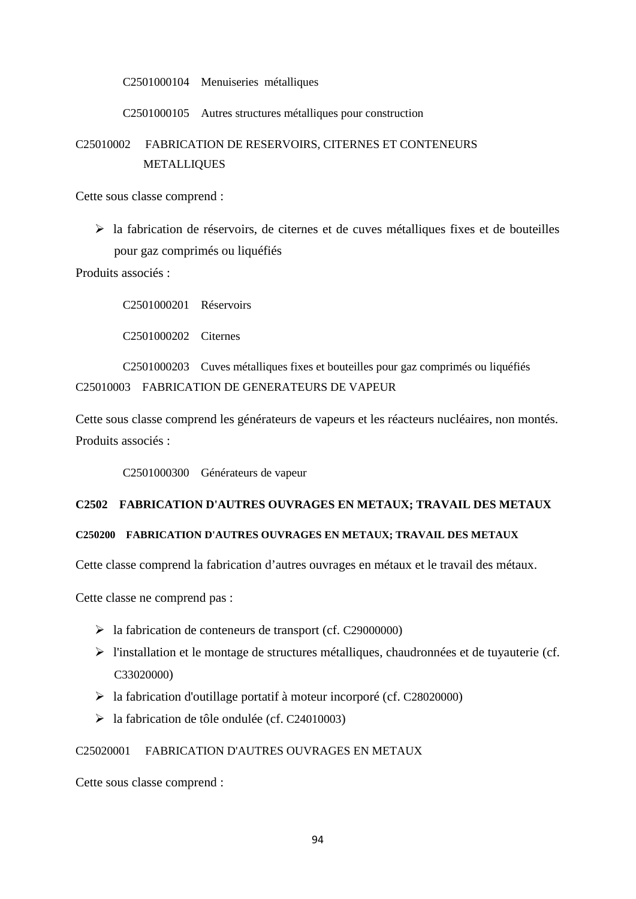C2501000104 Menuiseries métalliques

C2501000105 Autres structures métalliques pour construction

C25010002 FABRICATION DE RESERVOIRS, CITERNES ET CONTENEURS METALLIQUES

Cette sous classe comprend :

- la fabrication de réservoirs, de citernes et de cuves métalliques fixes et de bouteilles pour gaz comprimés ou liquéfiés

Produits associés :

C2501000201 Réservoirs

C2501000202 Citernes

C2501000203 Cuves métalliques fixes et bouteilles pour gaz comprimés ou liquéfiés

C25010003 FABRICATION DE GENERATEURS DE VAPEUR

Cette sous classe comprend les générateurs de vapeurs et les réacteurs nucléaires, non montés.
Produits associés :

C2501000300 Générateurs de vapeur

**C2502 FABRICATION D'AUTRES OUVRAGES EN METAUX; TRAVAIL DES METAUX**

**C250200 FABRICATION D'AUTRES OUVRAGES EN METAUX; TRAVAIL DES METAUX**

Cette classe comprend la fabrication d'autres ouvrages en métaux et le travail des métaux.

Cette classe ne comprend pas :

- la fabrication de conteneurs de transport (cf. C29000000)
- l'installation et le montage de structures métalliques, chaudronnées et de tuyauterie (cf. C33020000)
- la fabrication d'outillage portatif à moteur incorporé (cf. C28020000)
- la fabrication de tôle ondulée (cf. C24010003)

C25020001 FABRICATION D'AUTRES OUVRAGES EN METAUX

Cette sous classe comprend :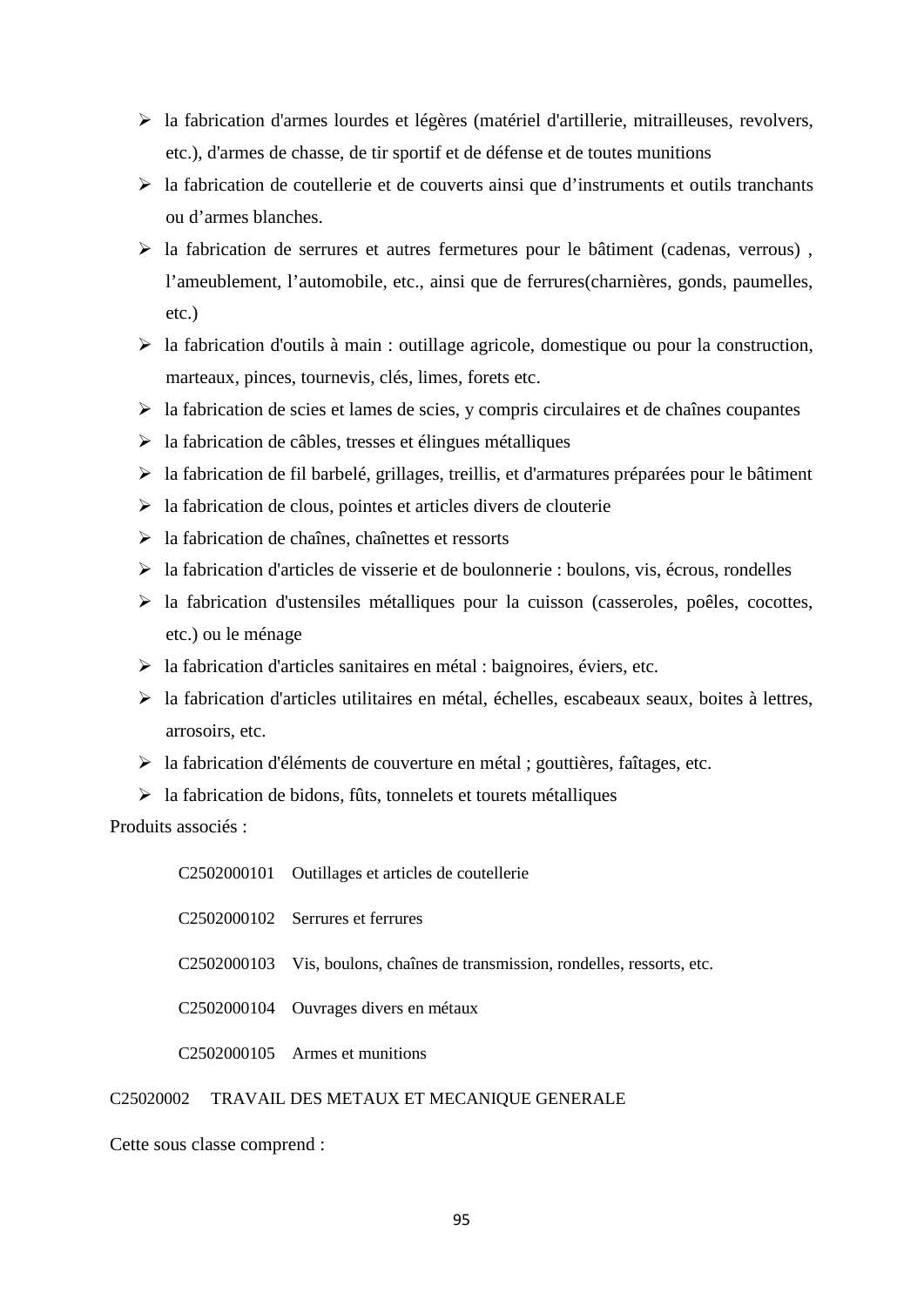- la fabrication d'armes lourdes et légères (matériel d'artillerie, mitrailleuses, revolvers, etc.), d'armes de chasse, de tir sportif et de défense et de toutes munitions
- la fabrication de coutellerie et de couverts ainsi que d’instruments et outils tranchants ou d’armes blanches.
- la fabrication de serrures et autres fermetures pour le bâtiment (cadenas, verrous) , l’ameublement, l’automobile, etc., ainsi que de ferrures(charnières, gonds, paumelles, etc.)
- la fabrication d'outils à main : outillage agricole, domestique ou pour la construction, marteaux, pinces, tournevis, clés, limes, forets etc.
- la fabrication de scies et lames de scies, y compris circulaires et de chaînes coupantes
- la fabrication de câbles, tresses et élingues métalliques
- la fabrication de fil barbelé, grillages, treillis, et d'armatures préparées pour le bâtiment
- la fabrication de clous, pointes et articles divers de clouterie
- la fabrication de chaînes, chaînettes et ressorts
- la fabrication d'articles de visserie et de boulonnerie : boulons, vis, écrous, rondelles
- la fabrication d'ustensiles métalliques pour la cuisson (casseroles, poêles, cocottes, etc.) ou le ménage
- la fabrication d'articles sanitaires en métal : baignoires, éviers, etc.
- la fabrication d'articles utilitaires en métal, échelles, escabeaux seaux, boites à lettres, arrosoirs, etc.
- la fabrication d'éléments de couverture en métal ; gouttières, faîtages, etc.
- la fabrication de bidons, fûts, tonnelets et tourets métalliques

Produits associés :

C2502000101 Outillages et articles de coutellerie

C2502000102 Serrures et ferrures

C2502000103 Vis, boulons, chaînes de transmission, rondelles, ressorts, etc.

C2502000104 Ouvrages divers en métaux

C2502000105 Armes et munitions

C25020002 TRAVAIL DES METAUX ET MECANIQUE GENERALE

Cette sous classe comprend :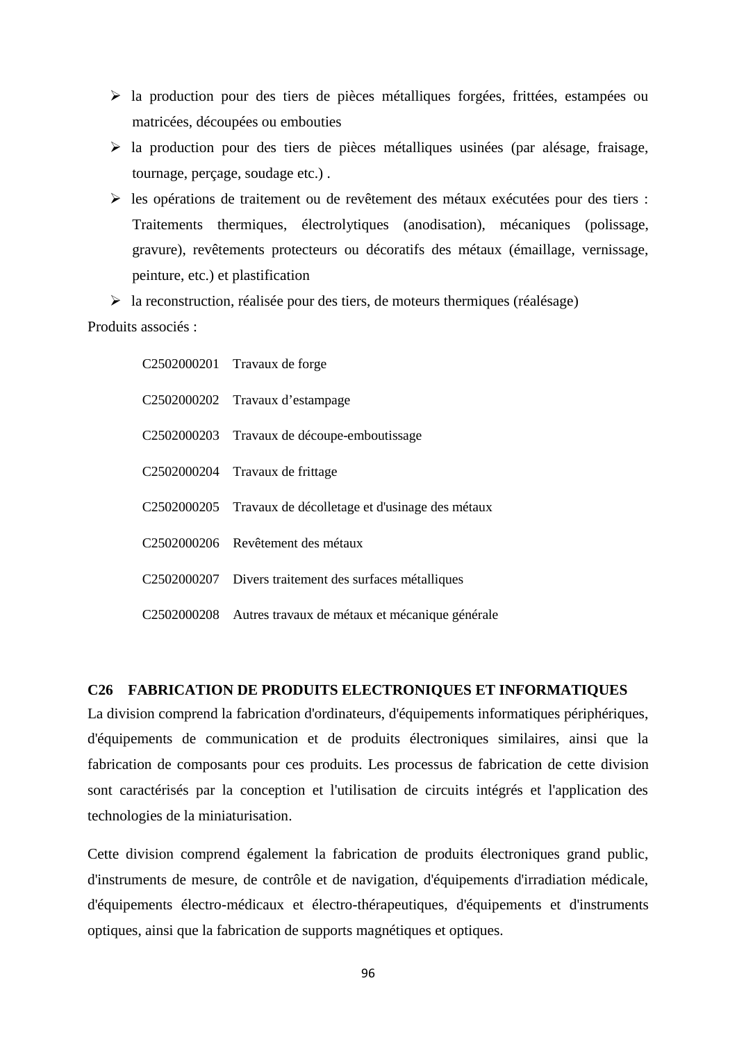- la production pour des tiers de pièces métalliques forgées, frittées, estampées ou matricées, découpées ou embouties
- la production pour des tiers de pièces métalliques usinées (par alésage, fraisage, tournage, perçage, soudage etc.) .
- les opérations de traitement ou de revêtement des métaux exécutées pour des tiers : Traitements thermiques, électrolytiques (anodisation), mécaniques (polissage, gravure), revêtements protecteurs ou décoratifs des métaux (émaillage, vernissage, peinture, etc.) et plastification
- la reconstruction, réalisée pour des tiers, de moteurs thermiques (réalésage)

Produits associés :

| | |
|---|---|
| C2502000201 | Travaux de forge |
| C2502000202 | Travaux d'estampage |
| C2502000203 | Travaux de découpe-emboutissage |
| C2502000204 | Travaux de frittage |
| C2502000205 | Travaux de décolletage et d'usinage des métaux |
| C2502000206 | Revêtement des métaux |
| C2502000207 | Divers traitement des surfaces métalliques |
| C2502000208 | Autres travaux de métaux et mécanique générale |

## C26 FABRICATION DE PRODUITS ELECTRONIQUES ET INFORMATIQUES

La division comprend la fabrication d'ordinateurs, d'équipements informatiques périphériques, d'équipements de communication et de produits électroniques similaires, ainsi que la fabrication de composants pour ces produits. Les processus de fabrication de cette division sont caractérisés par la conception et l'utilisation de circuits intégrés et l'application des technologies de la miniaturisation.

Cette division comprend également la fabrication de produits électroniques grand public, d'instruments de mesure, de contrôle et de navigation, d'équipements d'irradiation médicale, d'équipements électro-médicaux et électro-thérapeutiques, d'équipements et d'instruments optiques, ainsi que la fabrication de supports magnétiques et optiques.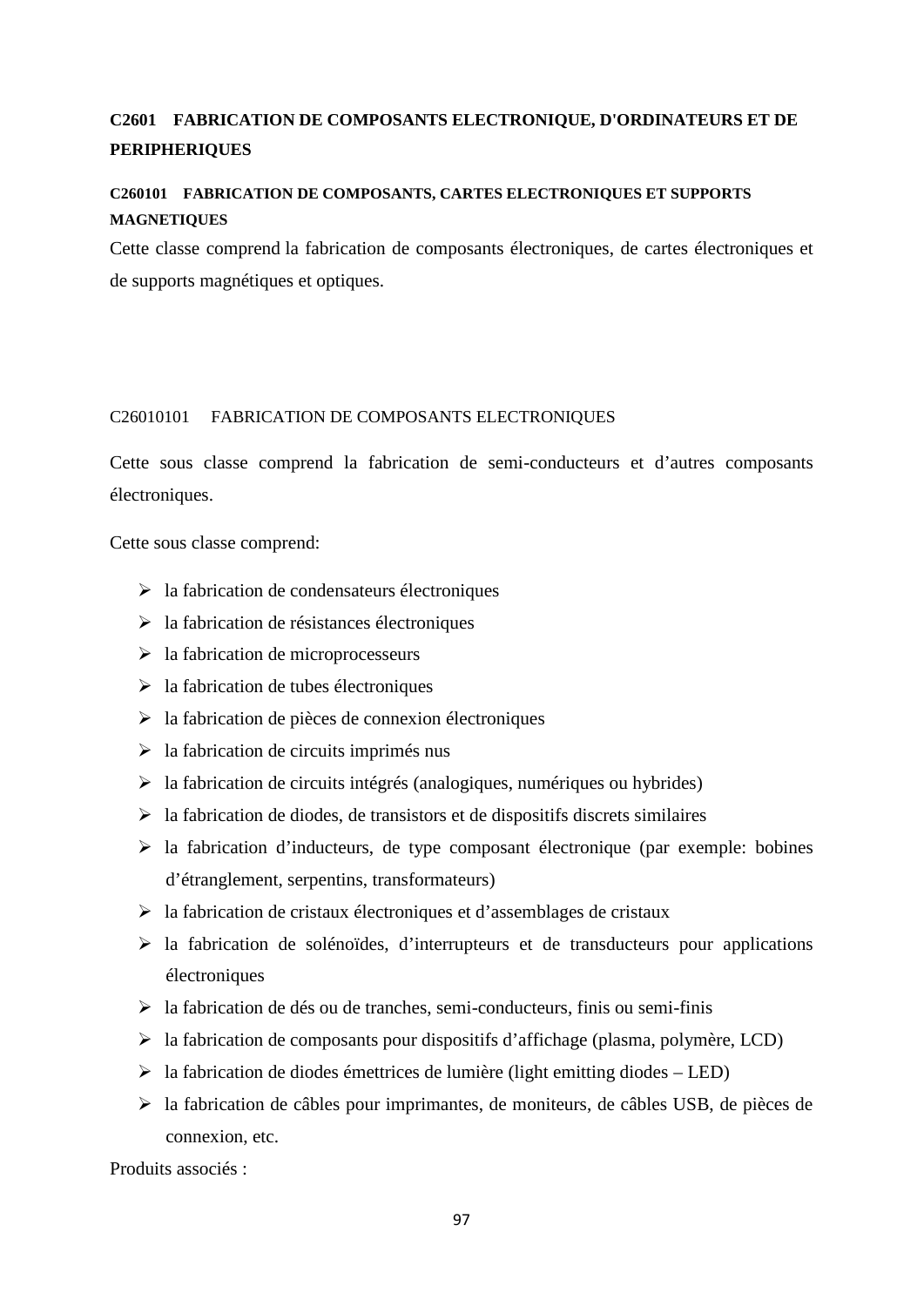## C2601 FABRICATION DE COMPOSANTS ELECTRONIQUE, D'ORDINATEURS ET DE PERIPHERIQUES

### C260101 FABRICATION DE COMPOSANTS, CARTES ELECTRONIQUES ET SUPPORTS MAGNETIQUES

Cette classe comprend la fabrication de composants électroniques, de cartes électroniques et de supports magnétiques et optiques.

#### C26010101 FABRICATION DE COMPOSANTS ELECTRONIQUES

Cette sous classe comprend la fabrication de semi-conducteurs et d'autres composants électroniques.

Cette sous classe comprend:

- la fabrication de condensateurs électroniques
- la fabrication de résistances électroniques
- la fabrication de microprocesseurs
- la fabrication de tubes électroniques
- la fabrication de pièces de connexion électroniques
- la fabrication de circuits imprimés nus
- la fabrication de circuits intégrés (analogiques, numériques ou hybrides)
- la fabrication de diodes, de transistors et de dispositifs discrets similaires
- la fabrication d'inducteurs, de type composant électronique (par exemple: bobines d'étranglement, serpentins, transformateurs)
- la fabrication de cristaux électroniques et d'assemblages de cristaux
- la fabrication de solénoïdes, d'interrupteurs et de transducteurs pour applications électroniques
- la fabrication de dés ou de tranches, semi-conducteurs, finis ou semi-finis
- la fabrication de composants pour dispositifs d'affichage (plasma, polymère, LCD)
- la fabrication de diodes émettrices de lumière (light emitting diodes – LED)
- la fabrication de câbles pour imprimantes, de moniteurs, de câbles USB, de pièces de connexion, etc.

Produits associés :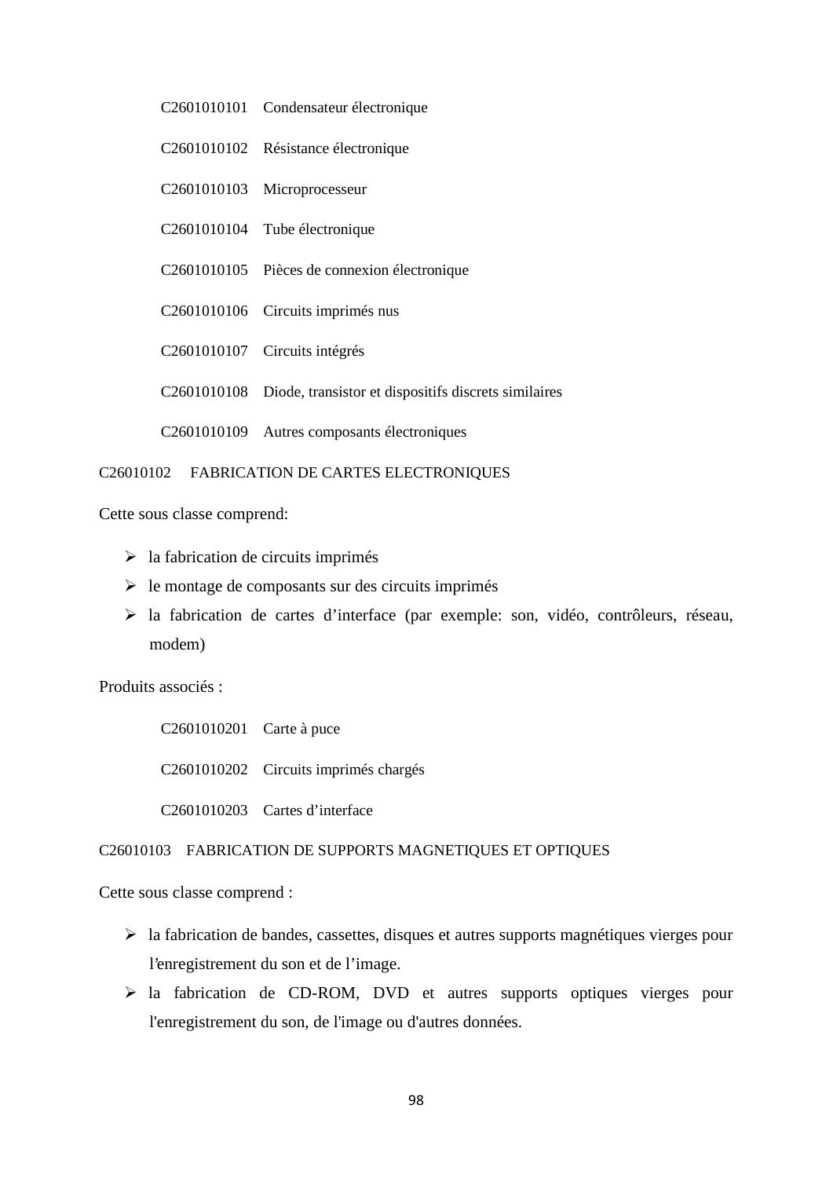C2601010101 Condensateur électronique

C2601010102 Résistance électronique

C2601010103 Microprocesseur

C2601010104 Tube électronique

C2601010105 Pièces de connexion électronique

C2601010106 Circuits imprimés nus

C2601010107 Circuits intégrés

C2601010108 Diode, transistor et dispositifs discrets similaires

C2601010109 Autres composants électroniques

C26010102 FABRICATION DE CARTES ELECTRONIQUES

Cette sous classe comprend:

- la fabrication de circuits imprimés
- le montage de composants sur des circuits imprimés
- la fabrication de cartes d'interface (par exemple: son, vidéo, contrôleurs, réseau, modem)

Produits associés :

C2601010201 Carte à puce

C2601010202 Circuits imprimés chargés

C2601010203 Cartes d'interface

C26010103 FABRICATION DE SUPPORTS MAGNETIQUES ET OPTIQUES

Cette sous classe comprend :

- la fabrication de bandes, cassettes, disques et autres supports magnétiques vierges pour l'enregistrement du son et de l'image.
- la fabrication de CD-ROM, DVD et autres supports optiques vierges pour l'enregistrement du son, de l'image ou d'autres données.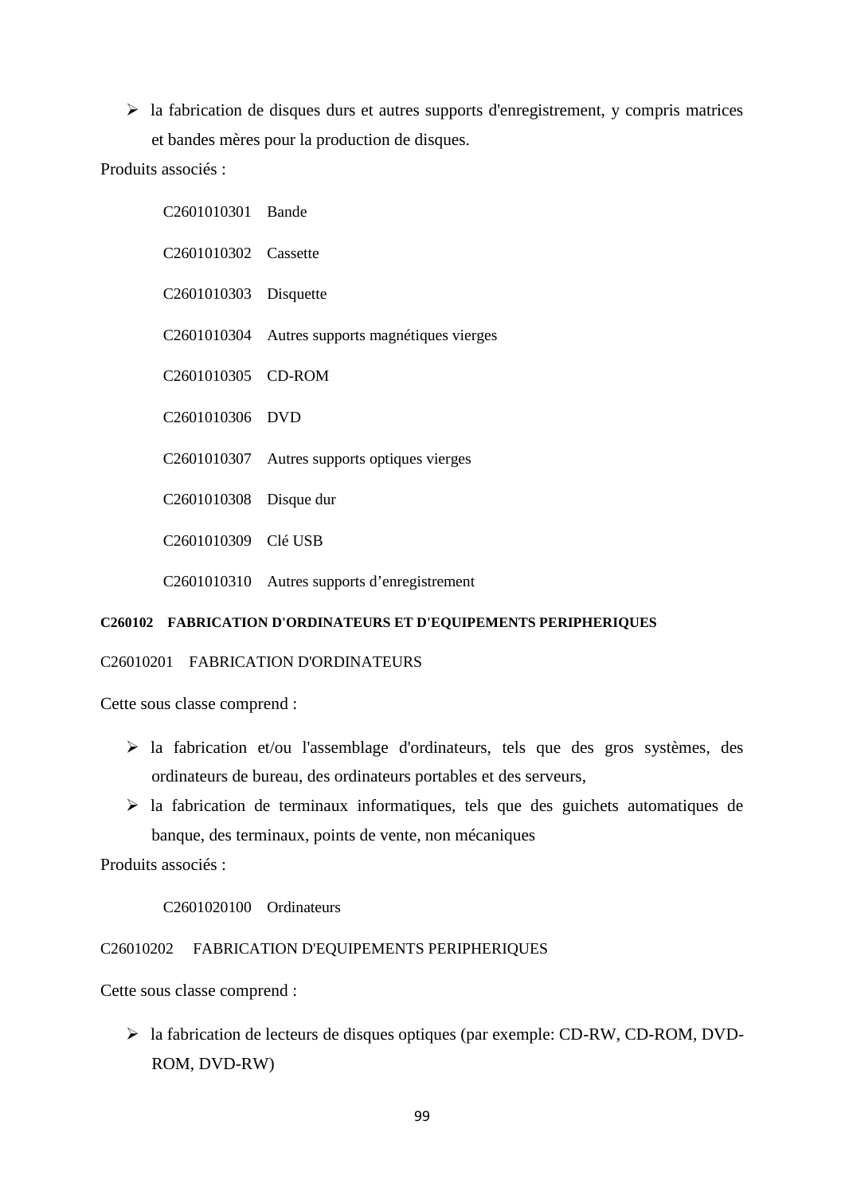- la fabrication de disques durs et autres supports d'enregistrement, y compris matrices et bandes mères pour la production de disques.

Produits associés :

C2601010301 Bande

C2601010302 Cassette

C2601010303 Disquette

C2601010304 Autres supports magnétiques vierges

C2601010305 CD-ROM

C2601010306 DVD

C2601010307 Autres supports optiques vierges

C2601010308 Disque dur

C2601010309 Clé USB

C2601010310 Autres supports d'enregistrement

**C260102 FABRICATION D'ORDINATEURS ET D'EQUIPEMENTS PERIPHERIQUES**

C26010201 FABRICATION D'ORDINATEURS

Cette sous classe comprend :

- la fabrication et/ou l'assemblage d'ordinateurs, tels que des gros systèmes, des ordinateurs de bureau, des ordinateurs portables et des serveurs,
- la fabrication de terminaux informatiques, tels que des guichets automatiques de banque, des terminaux, points de vente, non mécaniques

Produits associés :

C2601020100 Ordinateurs

C26010202 FABRICATION D'EQUIPEMENTS PERIPHERIQUES

Cette sous classe comprend :

- la fabrication de lecteurs de disques optiques (par exemple: CD-RW, CD-ROM, DVD-ROM, DVD-RW)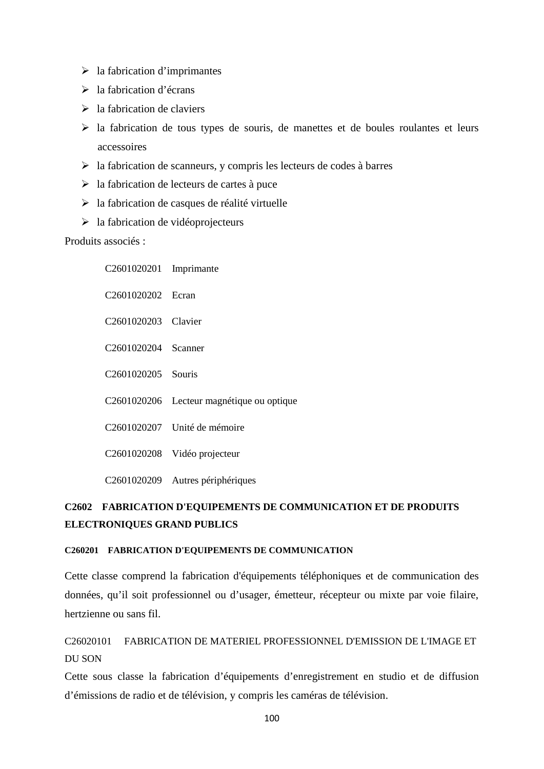- la fabrication d'imprimantes
- la fabrication d'écrans
- la fabrication de claviers
- la fabrication de tous types de souris, de manettes et de boules roulantes et leurs accessoires
- la fabrication de scanneurs, y compris les lecteurs de codes à barres
- la fabrication de lecteurs de cartes à puce
- la fabrication de casques de réalité virtuelle
- la fabrication de vidéoprojecteurs

Produits associés :

| | |
|---|---|
| C2601020201 | Imprimante |
| C2601020202 | Ecran |
| C2601020203 | Clavier |
| C2601020204 | Scanner |
| C2601020205 | Souris |
| C2601020206 | Lecteur magnétique ou optique |
| C2601020207 | Unité de mémoire |
| C2601020208 | Vidéo projecteur |
| C2601020209 | Autres périphériques |

## C2602 FABRICATION D'EQUIPEMENTS DE COMMUNICATION ET DE PRODUITS ELECTRONIQUES GRAND PUBLICS

### C260201 FABRICATION D'EQUIPEMENTS DE COMMUNICATION

Cette classe comprend la fabrication d'équipements téléphoniques et de communication des données, qu'il soit professionnel ou d'usager, émetteur, récepteur ou mixte par voie filaire, hertzienne ou sans fil.

C26020101 FABRICATION DE MATERIEL PROFESSIONNEL D'EMISSION DE L'IMAGE ET DU SON

Cette sous classe la fabrication d'équipements d'enregistrement en studio et de diffusion d'émissions de radio et de télévision, y compris les caméras de télévision.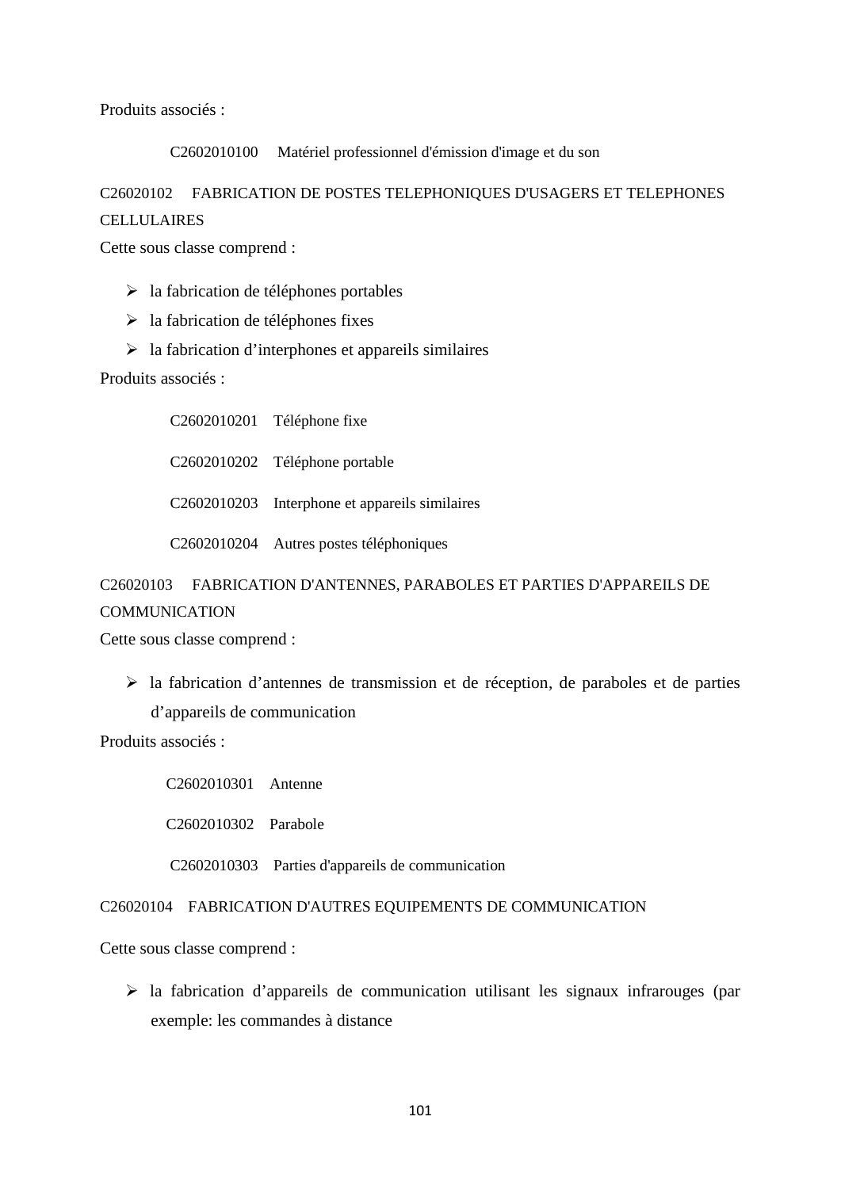Produits associés :

C2602010100 Matériel professionnel d'émission d'image et du son

C26020102 FABRICATION DE POSTES TELEPHONIQUES D'USAGERS ET TELEPHONES CELLULAIRES

Cette sous classe comprend :

- la fabrication de téléphones portables
- la fabrication de téléphones fixes
- la fabrication d'interphones et appareils similaires

Produits associés :

C2602010201 Téléphone fixe

C2602010202 Téléphone portable

C2602010203 Interphone et appareils similaires

C2602010204 Autres postes téléphoniques

C26020103 FABRICATION D'ANTENNES, PARABOLES ET PARTIES D'APPAREILS DE COMMUNICATION

Cette sous classe comprend :

- la fabrication d'antennes de transmission et de réception, de paraboles et de parties d'appareils de communication

Produits associés :

C2602010301 Antenne

C2602010302 Parabole

C2602010303 Parties d'appareils de communication

C26020104 FABRICATION D'AUTRES EQUIPEMENTS DE COMMUNICATION

Cette sous classe comprend :

- la fabrication d'appareils de communication utilisant les signaux infrarouges (par exemple: les commandes à distance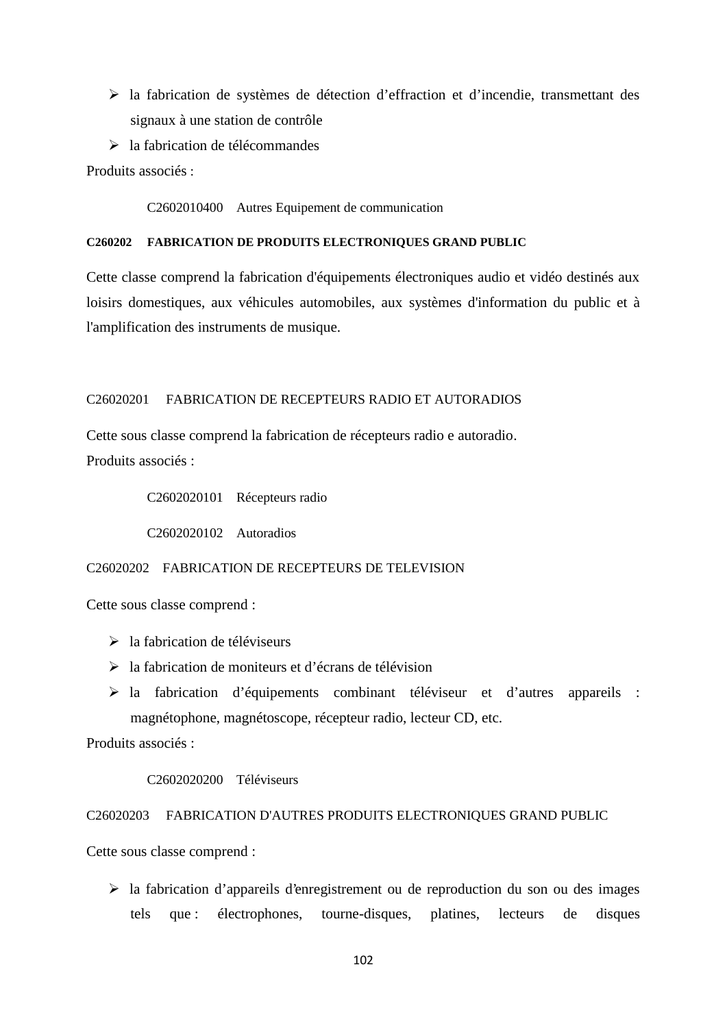- la fabrication de systèmes de détection d'effraction et d'incendie, transmettant des signaux à une station de contrôle
- la fabrication de télécommandes

Produits associés :

C2602010400 Autres Equipement de communication

**C260202 FABRICATION DE PRODUITS ELECTRONIQUES GRAND PUBLIC**

Cette classe comprend la fabrication d'équipements électroniques audio et vidéo destinés aux loisirs domestiques, aux véhicules automobiles, aux systèmes d'information du public et à l'amplification des instruments de musique.

C26020201 FABRICATION DE RECEPTEURS RADIO ET AUTORADIOS

Cette sous classe comprend la fabrication de récepteurs radio e autoradio.
Produits associés :

C2602020101 Récepteurs radio

C2602020102 Autoradios

C26020202 FABRICATION DE RECEPTEURS DE TELEVISION

Cette sous classe comprend :

- la fabrication de téléviseurs
- la fabrication de moniteurs et d'écrans de télévision
- la fabrication d'équipements combinant téléviseur et d'autres appareils : magnétophone, magnétoscope, récepteur radio, lecteur CD, etc.

Produits associés :

C2602020200 Téléviseurs

C26020203 FABRICATION D'AUTRES PRODUITS ELECTRONIQUES GRAND PUBLIC

Cette sous classe comprend :

- la fabrication d'appareils d'enregistrement ou de reproduction du son ou des images tels que : électrophones, tourne-disques, platines, lecteurs de disques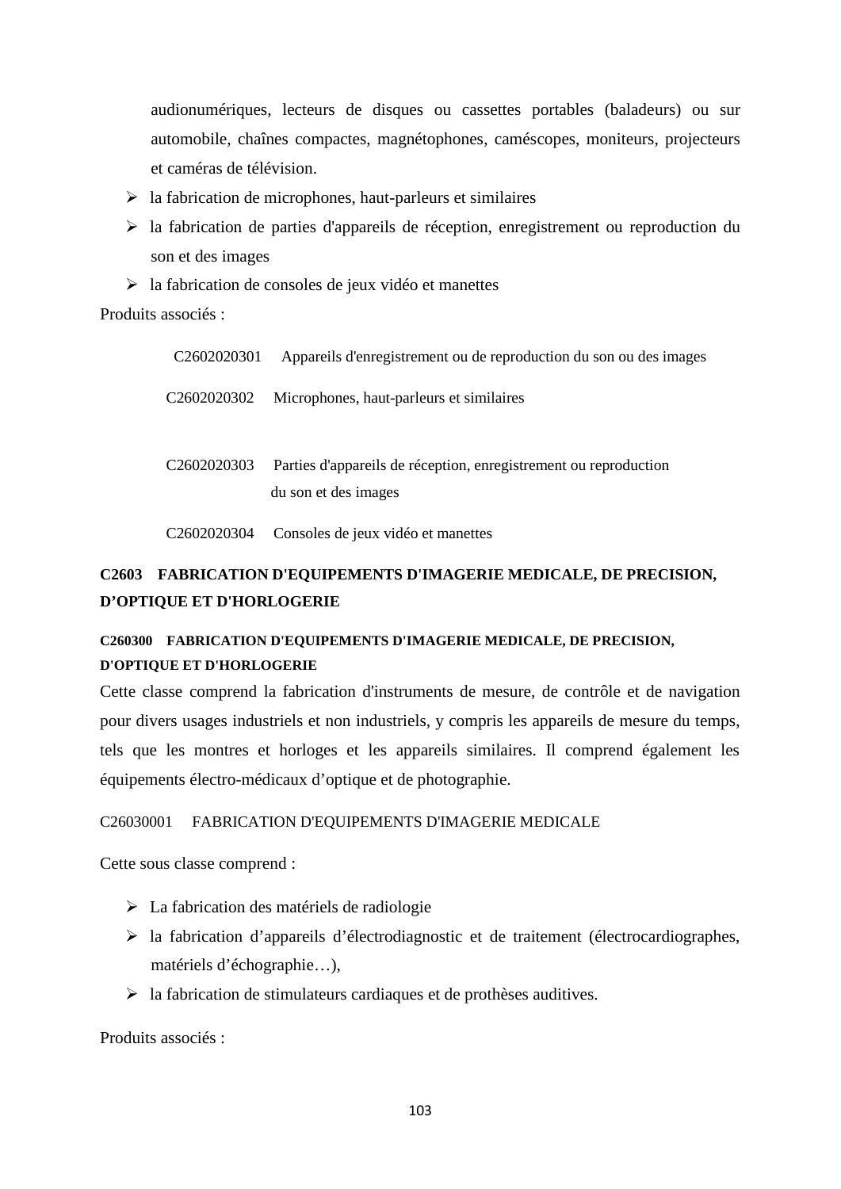audionumériques, lecteurs de disques ou cassettes portables (baladeurs) ou sur automobile, chaînes compactes, magnétophones, caméscopes, moniteurs, projecteurs et caméras de télévision.

- la fabrication de microphones, haut-parleurs et similaires
- la fabrication de parties d'appareils de réception, enregistrement ou reproduction du son et des images
- la fabrication de consoles de jeux vidéo et manettes

Produits associés :

| | |
|---|---|
| C2602020301 | Appareils d'enregistrement ou de reproduction du son ou des images |
| C2602020302 | Microphones, haut-parleurs et similaires |
| C2602020303 | Parties d'appareils de réception, enregistrement ou reproduction du son et des images |
| C2602020304 | Consoles de jeux vidéo et manettes |

## C2603 FABRICATION D'EQUIPEMENTS D'IMAGERIE MEDICALE, DE PRECISION, D'OPTIQUE ET D'HORLOGERIE

### C260300 FABRICATION D'EQUIPEMENTS D'IMAGERIE MEDICALE, DE PRECISION, D'OPTIQUE ET D'HORLOGERIE

Cette classe comprend la fabrication d'instruments de mesure, de contrôle et de navigation pour divers usages industriels et non industriels, y compris les appareils de mesure du temps, tels que les montres et horloges et les appareils similaires. Il comprend également les équipements électro-médicaux d'optique et de photographie.

C26030001 FABRICATION D'EQUIPEMENTS D'IMAGERIE MEDICALE

Cette sous classe comprend :

- La fabrication des matériels de radiologie
- la fabrication d'appareils d'électrodiagnostic et de traitement (électrocardiographes, matériels d'échographie…),
- la fabrication de stimulateurs cardiaques et de prothèses auditives.

Produits associés :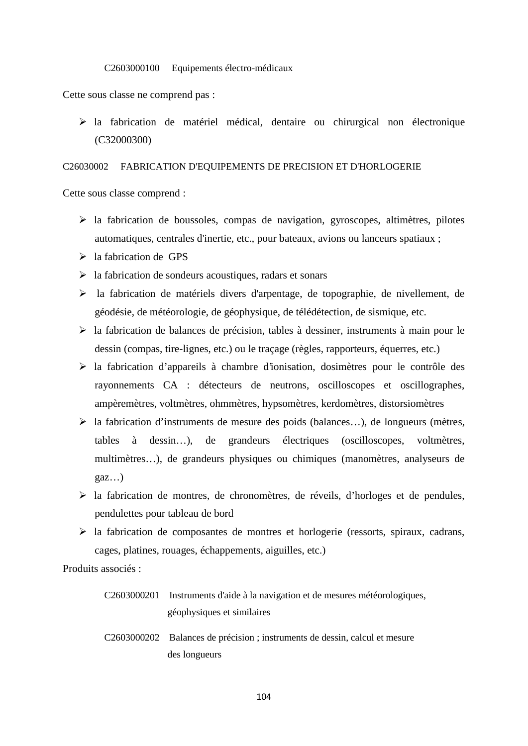C2603000100 Equipements électro-médicaux

Cette sous classe ne comprend pas :

- la fabrication de matériel médical, dentaire ou chirurgical non électronique (C32000300)

C26030002 FABRICATION D'EQUIPEMENTS DE PRECISION ET D'HORLOGERIE

Cette sous classe comprend :

- la fabrication de boussoles, compas de navigation, gyroscopes, altimètres, pilotes automatiques, centrales d'inertie, etc., pour bateaux, avions ou lanceurs spatiaux ;
- la fabrication de GPS
- la fabrication de sondeurs acoustiques, radars et sonars
- la fabrication de matériels divers d'arpentage, de topographie, de nivellement, de géodésie, de météorologie, de géophysique, de télédétection, de sismique, etc.
- la fabrication de balances de précision, tables à dessiner, instruments à main pour le dessin (compas, tire-lignes, etc.) ou le traçage (règles, rapporteurs, équerres, etc.)
- la fabrication d'appareils à chambre d'ionisation, dosimètres pour le contrôle des rayonnements CA : détecteurs de neutrons, oscilloscopes et oscillographes, ampèremètres, voltmètres, ohmmètres, hypsomètres, kerdomètres, distorsiomètres
- la fabrication d'instruments de mesure des poids (balances…), de longueurs (mètres, tables à dessin…), de grandeurs électriques (oscilloscopes, voltmètres, multimètres…), de grandeurs physiques ou chimiques (manomètres, analyseurs de gaz…)
- la fabrication de montres, de chronomètres, de réveils, d'horloges et de pendules, pendulettes pour tableau de bord
- la fabrication de composantes de montres et horlogerie (ressorts, spiraux, cadrans, cages, platines, rouages, échappements, aiguilles, etc.)

Produits associés :

C2603000201 Instruments d'aide à la navigation et de mesures météorologiques, géophysiques et similaires

C2603000202 Balances de précision ; instruments de dessin, calcul et mesure des longueurs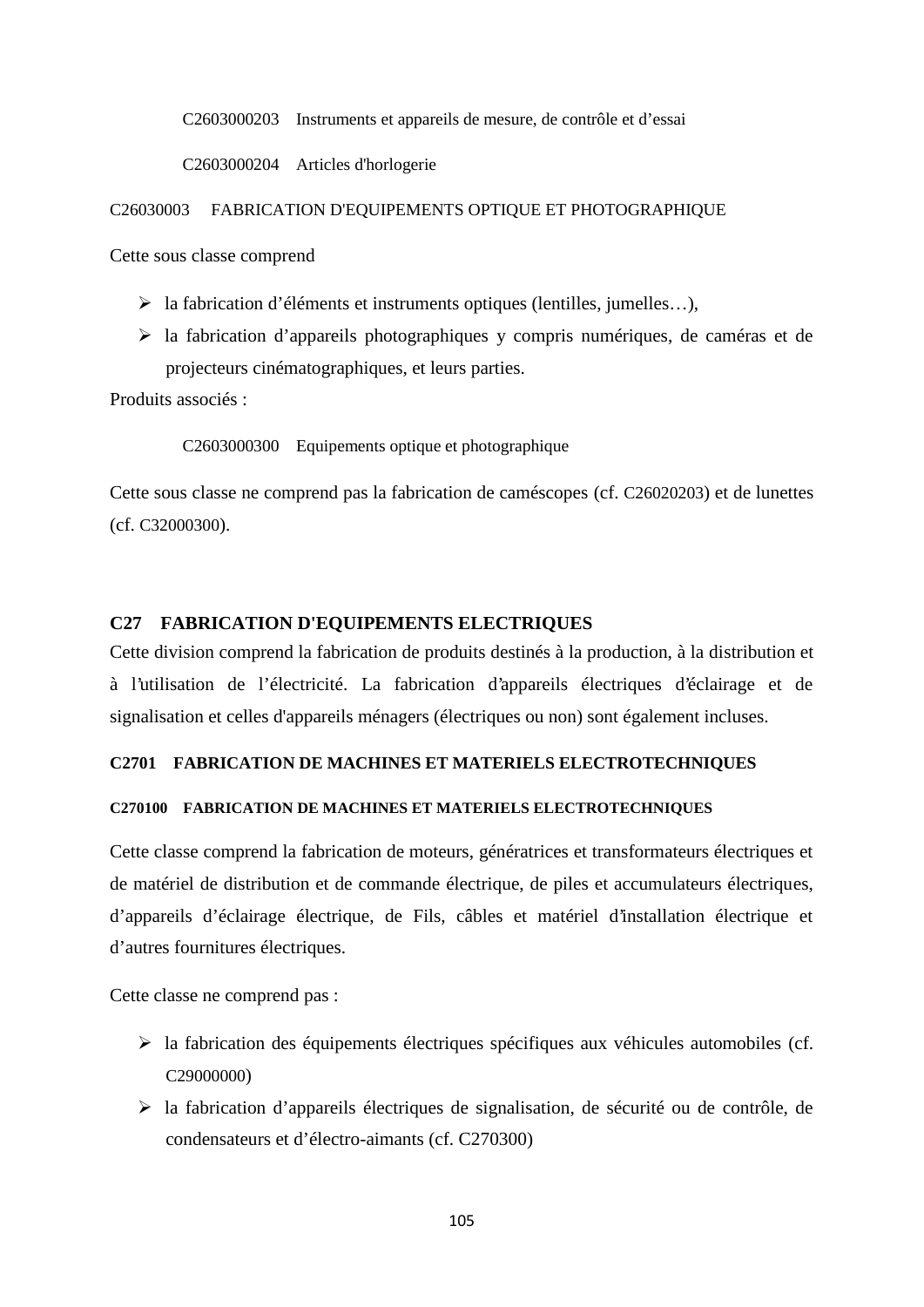C2603000203 Instruments et appareils de mesure, de contrôle et d'essai

C2603000204 Articles d'horlogerie

C26030003 FABRICATION D'EQUIPEMENTS OPTIQUE ET PHOTOGRAPHIQUE

Cette sous classe comprend

- la fabrication d'éléments et instruments optiques (lentilles, jumelles…),
- la fabrication d'appareils photographiques y compris numériques, de caméras et de projecteurs cinématographiques, et leurs parties.

Produits associés :

C2603000300 Equipements optique et photographique

Cette sous classe ne comprend pas la fabrication de caméscopes (cf. C26020203) et de lunettes (cf. C32000300).

## C27 FABRICATION D'EQUIPEMENTS ELECTRIQUES

Cette division comprend la fabrication de produits destinés à la production, à la distribution et à l'utilisation de l'électricité. La fabrication d'appareils électriques d'éclairage et de signalisation et celles d'appareils ménagers (électriques ou non) sont également incluses.

### C2701 FABRICATION DE MACHINES ET MATERIELS ELECTROTECHNIQUES

#### C270100 FABRICATION DE MACHINES ET MATERIELS ELECTROTECHNIQUES

Cette classe comprend la fabrication de moteurs, génératrices et transformateurs électriques et de matériel de distribution et de commande électrique, de piles et accumulateurs électriques, d'appareils d'éclairage électrique, de Fils, câbles et matériel d'installation électrique et d'autres fournitures électriques.

Cette classe ne comprend pas :

- la fabrication des équipements électriques spécifiques aux véhicules automobiles (cf. C29000000)
- la fabrication d'appareils électriques de signalisation, de sécurité ou de contrôle, de condensateurs et d'électro-aimants (cf. C270300)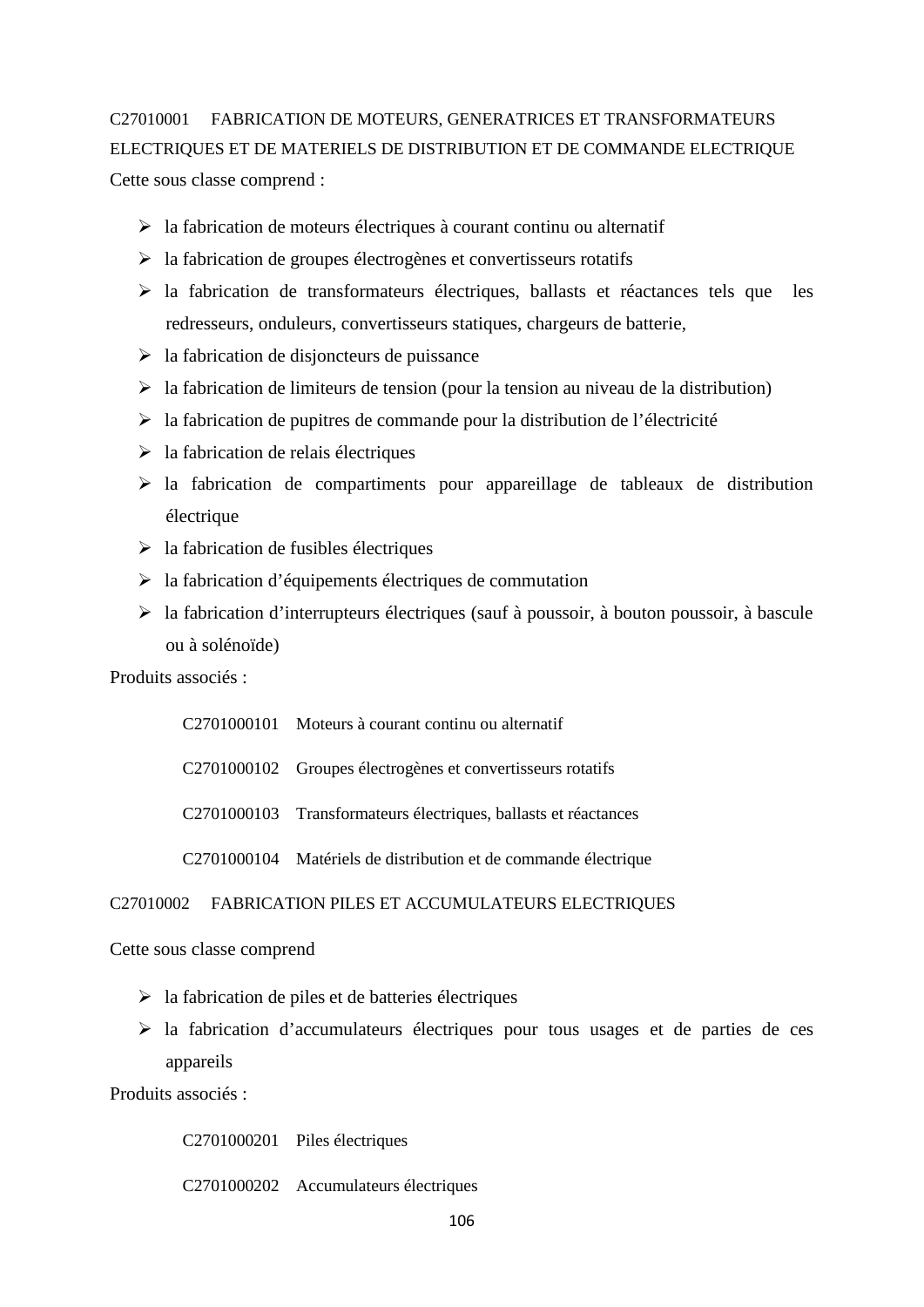C27010001 FABRICATION DE MOTEURS, GENERATRICES ET TRANSFORMATEURS ELECTRIQUES ET DE MATERIELS DE DISTRIBUTION ET DE COMMANDE ELECTRIQUE

Cette sous classe comprend :

- la fabrication de moteurs électriques à courant continu ou alternatif
- la fabrication de groupes électrogènes et convertisseurs rotatifs
- la fabrication de transformateurs électriques, ballasts et réactances tels que les redresseurs, onduleurs, convertisseurs statiques, chargeurs de batterie,
- la fabrication de disjoncteurs de puissance
- la fabrication de limiteurs de tension (pour la tension au niveau de la distribution)
- la fabrication de pupitres de commande pour la distribution de l'électricité
- la fabrication de relais électriques
- la fabrication de compartiments pour appareillage de tableaux de distribution électrique
- la fabrication de fusibles électriques
- la fabrication d'équipements électriques de commutation
- la fabrication d'interrupteurs électriques (sauf à poussoir, à bouton poussoir, à bascule ou à solénoïde)

Produits associés :

C2701000101 Moteurs à courant continu ou alternatif

C2701000102 Groupes électrogènes et convertisseurs rotatifs

C2701000103 Transformateurs électriques, ballasts et réactances

C2701000104 Matériels de distribution et de commande électrique

C27010002 FABRICATION PILES ET ACCUMULATEURS ELECTRIQUES

Cette sous classe comprend

- la fabrication de piles et de batteries électriques
- la fabrication d'accumulateurs électriques pour tous usages et de parties de ces appareils

Produits associés :

C2701000201 Piles électriques

C2701000202 Accumulateurs électriques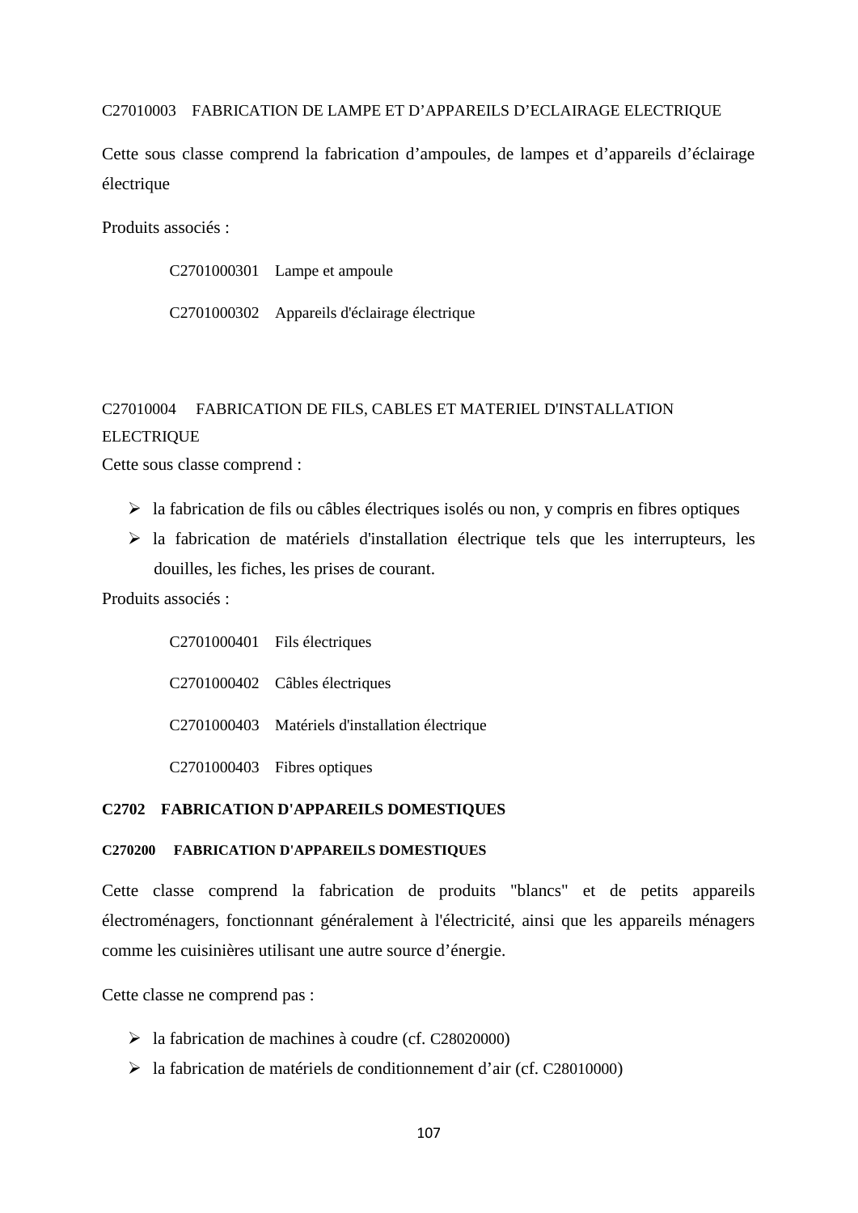C27010003 FABRICATION DE LAMPE ET D'APPAREILS D'ECLAIRAGE ELECTRIQUE

Cette sous classe comprend la fabrication d'ampoules, de lampes et d'appareils d'éclairage électrique

Produits associés :

C2701000301 Lampe et ampoule

C2701000302 Appareils d'éclairage électrique

C27010004 FABRICATION DE FILS, CABLES ET MATERIEL D'INSTALLATION ELECTRIQUE

Cette sous classe comprend :

- la fabrication de fils ou câbles électriques isolés ou non, y compris en fibres optiques
- la fabrication de matériels d'installation électrique tels que les interrupteurs, les douilles, les fiches, les prises de courant.

Produits associés :

C2701000401 Fils électriques

C2701000402 Câbles électriques

C2701000403 Matériels d'installation électrique

C2701000403 Fibres optiques

## C2702 FABRICATION D'APPAREILS DOMESTIQUES

### C270200 FABRICATION D'APPAREILS DOMESTIQUES

Cette classe comprend la fabrication de produits "blancs" et de petits appareils électroménagers, fonctionnant généralement à l'électricité, ainsi que les appareils ménagers comme les cuisinières utilisant une autre source d'énergie.

Cette classe ne comprend pas :

- la fabrication de machines à coudre (cf. C28020000)
- la fabrication de matériels de conditionnement d'air (cf. C28010000)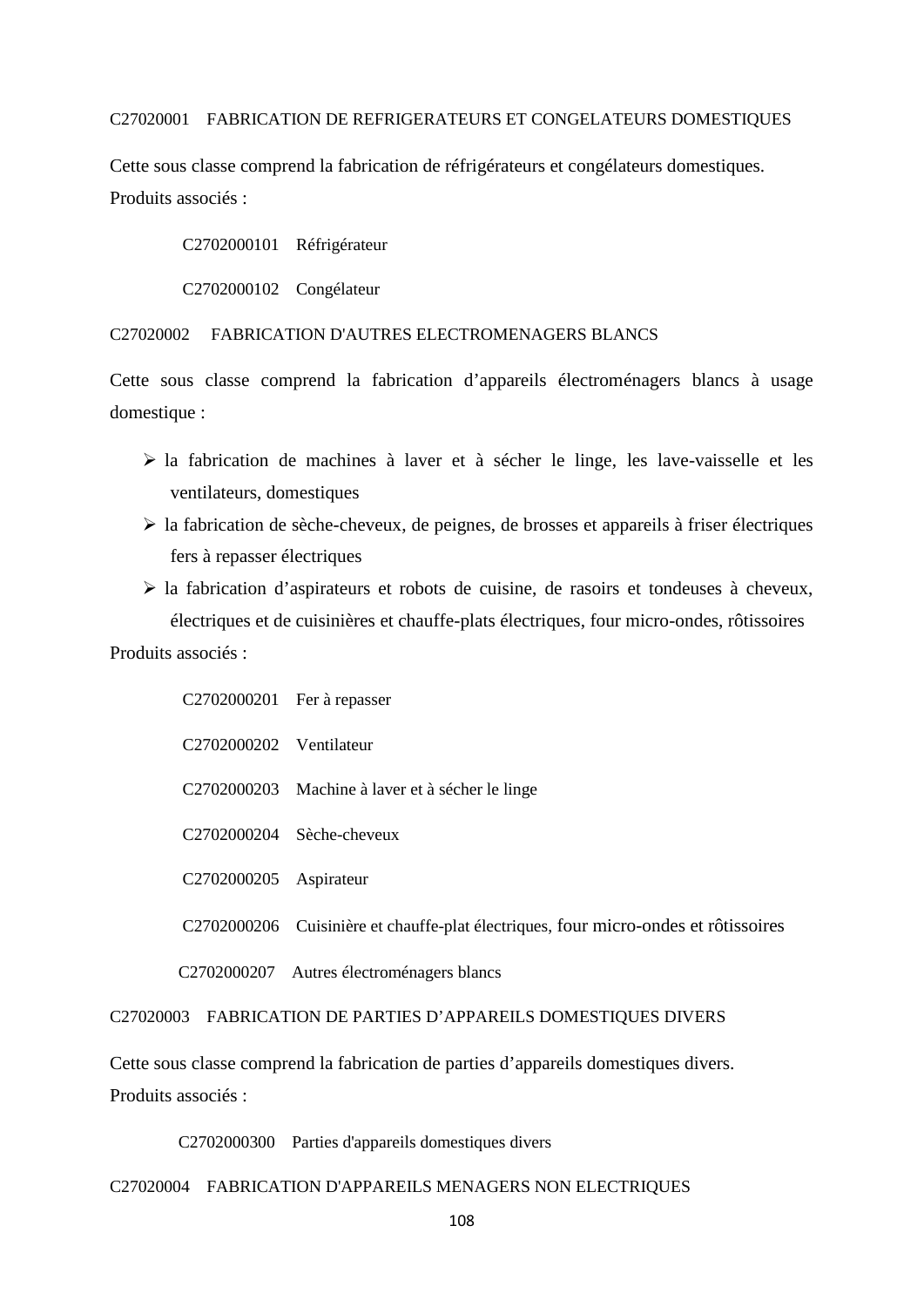C27020001    FABRICATION DE REFRIGERATEURS ET CONGELATEURS DOMESTIQUES

Cette sous classe comprend la fabrication de réfrigérateurs et congélateurs domestiques.
Produits associés :

C2702000101    Réfrigérateur

C2702000102    Congélateur

C27020002    FABRICATION D'AUTRES ELECTROMENAGERS BLANCS

Cette sous classe comprend la fabrication d'appareils électroménagers blancs à usage domestique :

- la fabrication de machines à laver et à sécher le linge, les lave-vaisselle et les ventilateurs, domestiques
- la fabrication de sèche-cheveux, de peignes, de brosses et appareils à friser électriques fers à repasser électriques
- la fabrication d'aspirateurs et robots de cuisine, de rasoirs et tondeuses à cheveux, électriques et de cuisinières et chauffe-plats électriques, four micro-ondes, rôtissoires

Produits associés :

C2702000201    Fer à repasser

C2702000202    Ventilateur

C2702000203    Machine à laver et à sécher le linge

C2702000204    Sèche-cheveux

C2702000205    Aspirateur

C2702000206    Cuisinière et chauffe-plat électriques, four micro-ondes et rôtissoires

C2702000207    Autres électroménagers blancs

C27020003    FABRICATION DE PARTIES D'APPAREILS DOMESTIQUES DIVERS

Cette sous classe comprend la fabrication de parties d'appareils domestiques divers.
Produits associés :

C2702000300    Parties d'appareils domestiques divers

C27020004    FABRICATION D'APPAREILS MENAGERS NON ELECTRIQUES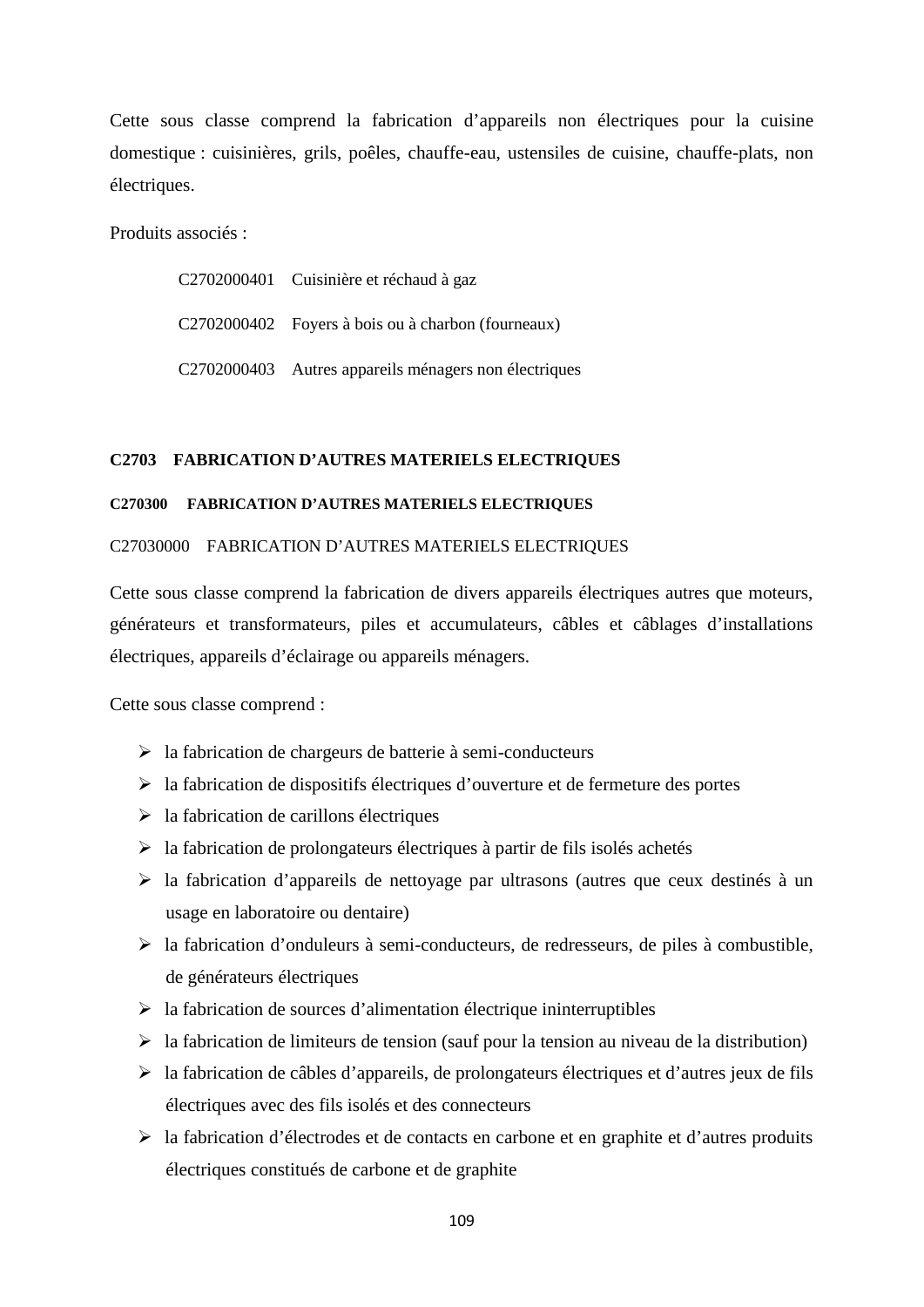Cette sous classe comprend la fabrication d'appareils non électriques pour la cuisine domestique : cuisinières, grils, poêles, chauffe-eau, ustensiles de cuisine, chauffe-plats, non électriques.

Produits associés :

C2702000401 Cuisinière et réchaud à gaz

C2702000402 Foyers à bois ou à charbon (fourneaux)

C2702000403 Autres appareils ménagers non électriques

## C2703 FABRICATION D'AUTRES MATERIELS ELECTRIQUES

### C270300 FABRICATION D'AUTRES MATERIELS ELECTRIQUES

C27030000 FABRICATION D'AUTRES MATERIELS ELECTRIQUES

Cette sous classe comprend la fabrication de divers appareils électriques autres que moteurs, générateurs et transformateurs, piles et accumulateurs, câbles et câblages d'installations électriques, appareils d'éclairage ou appareils ménagers.

Cette sous classe comprend :

- la fabrication de chargeurs de batterie à semi-conducteurs
- la fabrication de dispositifs électriques d'ouverture et de fermeture des portes
- la fabrication de carillons électriques
- la fabrication de prolongateurs électriques à partir de fils isolés achetés
- la fabrication d'appareils de nettoyage par ultrasons (autres que ceux destinés à un usage en laboratoire ou dentaire)
- la fabrication d'onduleurs à semi-conducteurs, de redresseurs, de piles à combustible, de générateurs électriques
- la fabrication de sources d'alimentation électrique ininterruptibles
- la fabrication de limiteurs de tension (sauf pour la tension au niveau de la distribution)
- la fabrication de câbles d'appareils, de prolongateurs électriques et d'autres jeux de fils électriques avec des fils isolés et des connecteurs
- la fabrication d'électrodes et de contacts en carbone et en graphite et d'autres produits électriques constitués de carbone et de graphite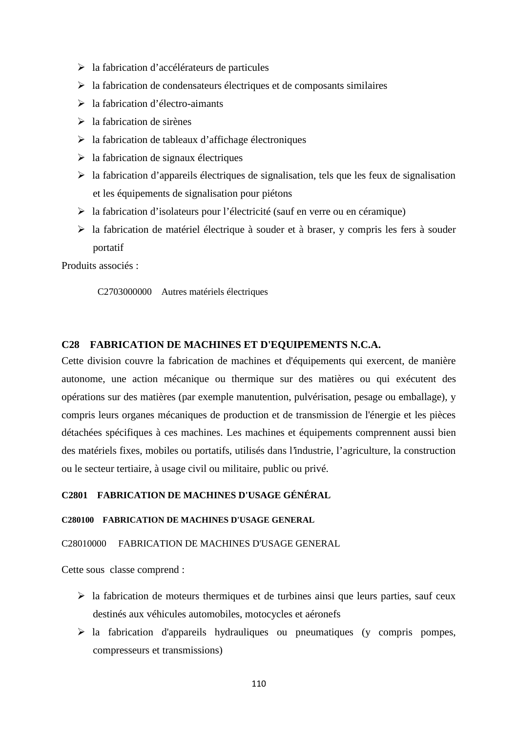- la fabrication d'accélérateurs de particules
- la fabrication de condensateurs électriques et de composants similaires
- la fabrication d'électro-aimants
- la fabrication de sirènes
- la fabrication de tableaux d'affichage électroniques
- la fabrication de signaux électriques
- la fabrication d'appareils électriques de signalisation, tels que les feux de signalisation et les équipements de signalisation pour piétons
- la fabrication d'isolateurs pour l'électricité (sauf en verre ou en céramique)
- la fabrication de matériel électrique à souder et à braser, y compris les fers à souder portatif

Produits associés :

C2703000000 Autres matériels électriques

## C28 FABRICATION DE MACHINES ET D'EQUIPEMENTS N.C.A.

Cette division couvre la fabrication de machines et d'équipements qui exercent, de manière autonome, une action mécanique ou thermique sur des matières ou qui exécutent des opérations sur des matières (par exemple manutention, pulvérisation, pesage ou emballage), y compris leurs organes mécaniques de production et de transmission de l'énergie et les pièces détachées spécifiques à ces machines. Les machines et équipements comprennent aussi bien des matériels fixes, mobiles ou portatifs, utilisés dans l'industrie, l'agriculture, la construction ou le secteur tertiaire, à usage civil ou militaire, public ou privé.

### C2801 FABRICATION DE MACHINES D'USAGE GÉNÉRAL

#### C280100 FABRICATION DE MACHINES D'USAGE GENERAL

C28010000 FABRICATION DE MACHINES D'USAGE GENERAL

Cette sous classe comprend :

- la fabrication de moteurs thermiques et de turbines ainsi que leurs parties, sauf ceux destinés aux véhicules automobiles, motocycles et aéronefs
- la fabrication d'appareils hydrauliques ou pneumatiques (y compris pompes, compresseurs et transmissions)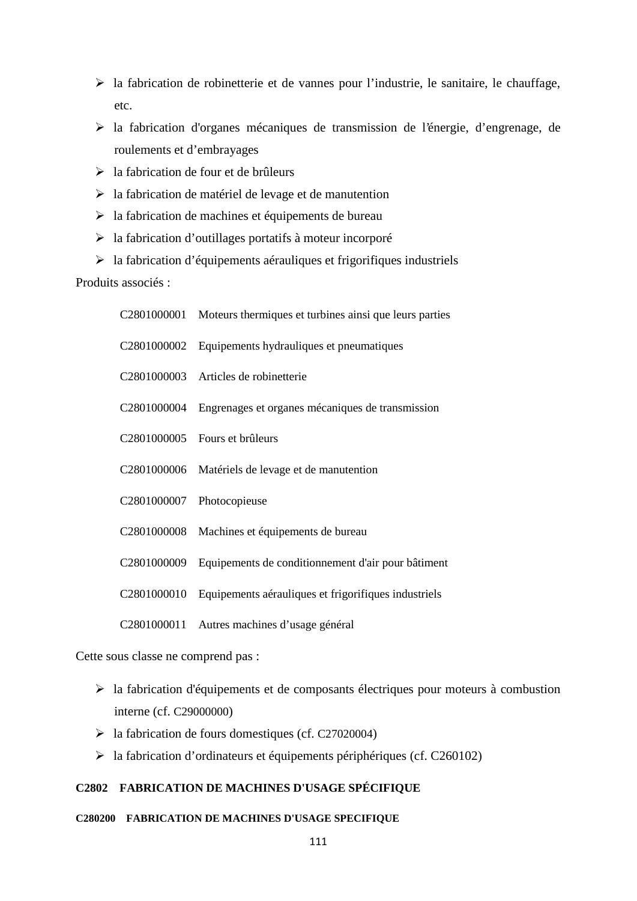- la fabrication de robinetterie et de vannes pour l'industrie, le sanitaire, le chauffage, etc.
- la fabrication d'organes mécaniques de transmission de l'énergie, d'engrenage, de roulements et d'embrayages
- la fabrication de four et de brûleurs
- la fabrication de matériel de levage et de manutention
- la fabrication de machines et équipements de bureau
- la fabrication d'outillages portatifs à moteur incorporé
- la fabrication d'équipements aérauliques et frigorifiques industriels

Produits associés :

| | |
|---|---|
| C2801000001 | Moteurs thermiques et turbines ainsi que leurs parties |
| C2801000002 | Equipements hydrauliques et pneumatiques |
| C2801000003 | Articles de robinetterie |
| C2801000004 | Engrenages et organes mécaniques de transmission |
| C2801000005 | Fours et brûleurs |
| C2801000006 | Matériels de levage et de manutention |
| C2801000007 | Photocopieuse |
| C2801000008 | Machines et équipements de bureau |
| C2801000009 | Equipements de conditionnement d'air pour bâtiment |
| C2801000010 | Equipements aérauliques et frigorifiques industriels |
| C2801000011 | Autres machines d'usage général |

Cette sous classe ne comprend pas :

- la fabrication d'équipements et de composants électriques pour moteurs à combustion interne (cf. C29000000)
- la fabrication de fours domestiques (cf. C27020004)
- la fabrication d'ordinateurs et équipements périphériques (cf. C260102)

### C2802 FABRICATION DE MACHINES D'USAGE SPÉCIFIQUE

#### C280200 FABRICATION DE MACHINES D'USAGE SPECIFIQUE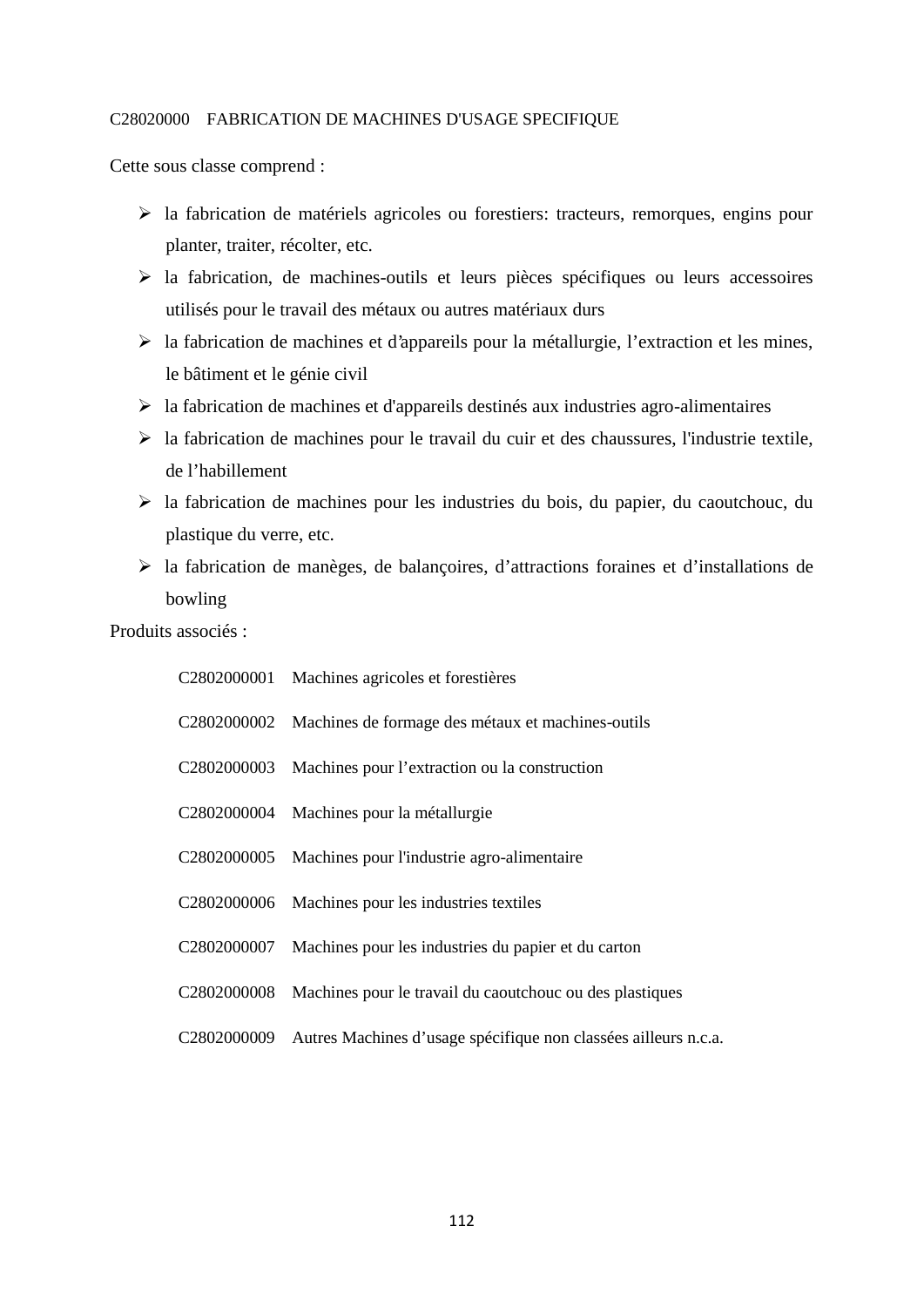C28020000 FABRICATION DE MACHINES D'USAGE SPECIFIQUE

Cette sous classe comprend :

- la fabrication de matériels agricoles ou forestiers: tracteurs, remorques, engins pour planter, traiter, récolter, etc.
- la fabrication, de machines-outils et leurs pièces spécifiques ou leurs accessoires utilisés pour le travail des métaux ou autres matériaux durs
- la fabrication de machines et d'appareils pour la métallurgie, l'extraction et les mines, le bâtiment et le génie civil
- la fabrication de machines et d'appareils destinés aux industries agro-alimentaires
- la fabrication de machines pour le travail du cuir et des chaussures, l'industrie textile, de l'habillement
- la fabrication de machines pour les industries du bois, du papier, du caoutchouc, du plastique du verre, etc.
- la fabrication de manèges, de balançoires, d'attractions foraines et d'installations de bowling

Produits associés :

| | |
|---|---|
| C2802000001 | Machines agricoles et forestières |
| C2802000002 | Machines de formage des métaux et machines-outils |
| C2802000003 | Machines pour l'extraction ou la construction |
| C2802000004 | Machines pour la métallurgie |
| C2802000005 | Machines pour l'industrie agro-alimentaire |
| C2802000006 | Machines pour les industries textiles |
| C2802000007 | Machines pour les industries du papier et du carton |
| C2802000008 | Machines pour le travail du caoutchouc ou des plastiques |
| C2802000009 | Autres Machines d'usage spécifique non classées ailleurs n.c.a. |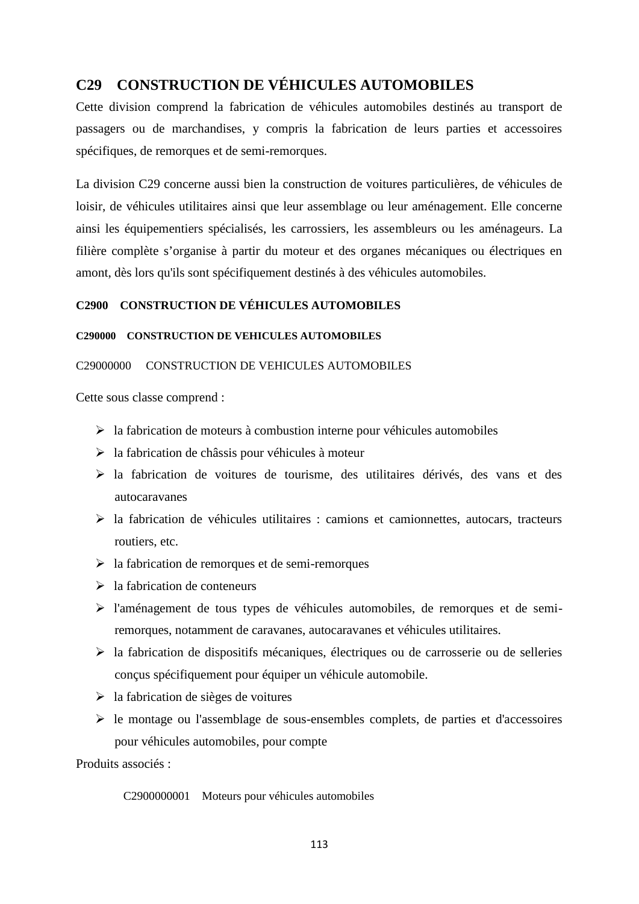## C29 CONSTRUCTION DE VÉHICULES AUTOMOBILES

Cette division comprend la fabrication de véhicules automobiles destinés au transport de passagers ou de marchandises, y compris la fabrication de leurs parties et accessoires spécifiques, de remorques et de semi-remorques.

La division C29 concerne aussi bien la construction de voitures particulières, de véhicules de loisir, de véhicules utilitaires ainsi que leur assemblage ou leur aménagement. Elle concerne ainsi les équipementiers spécialisés, les carrossiers, les assembleurs ou les aménageurs. La filière complète s'organise à partir du moteur et des organes mécaniques ou électriques en amont, dès lors qu'ils sont spécifiquement destinés à des véhicules automobiles.

### C2900 CONSTRUCTION DE VÉHICULES AUTOMOBILES

#### C290000 CONSTRUCTION DE VEHICULES AUTOMOBILES

C29000000 CONSTRUCTION DE VEHICULES AUTOMOBILES

Cette sous classe comprend :

- la fabrication de moteurs à combustion interne pour véhicules automobiles
- la fabrication de châssis pour véhicules à moteur
- la fabrication de voitures de tourisme, des utilitaires dérivés, des vans et des autocaravanes
- la fabrication de véhicules utilitaires : camions et camionnettes, autocars, tracteurs routiers, etc.
- la fabrication de remorques et de semi-remorques
- la fabrication de conteneurs
- l'aménagement de tous types de véhicules automobiles, de remorques et de semi-remorques, notamment de caravanes, autocaravanes et véhicules utilitaires.
- la fabrication de dispositifs mécaniques, électriques ou de carrosserie ou de selleries conçus spécifiquement pour équiper un véhicule automobile.
- la fabrication de sièges de voitures
- le montage ou l'assemblage de sous-ensembles complets, de parties et d'accessoires pour véhicules automobiles, pour compte

Produits associés :

C2900000001 Moteurs pour véhicules automobiles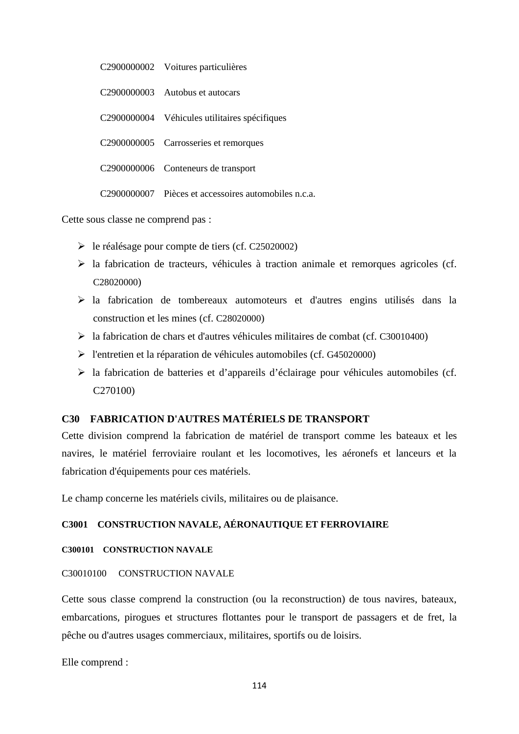C2900000002 Voitures particulières

C2900000003 Autobus et autocars

C2900000004 Véhicules utilitaires spécifiques

C2900000005 Carrosseries et remorques

C2900000006 Conteneurs de transport

C2900000007 Pièces et accessoires automobiles n.c.a.

Cette sous classe ne comprend pas :

- le réalésage pour compte de tiers (cf. C25020002)
- la fabrication de tracteurs, véhicules à traction animale et remorques agricoles (cf. C28020000)
- la fabrication de tombereaux automoteurs et d'autres engins utilisés dans la construction et les mines (cf. C28020000)
- la fabrication de chars et d'autres véhicules militaires de combat (cf. C30010400)
- l'entretien et la réparation de véhicules automobiles (cf. G45020000)
- la fabrication de batteries et d'appareils d'éclairage pour véhicules automobiles (cf. C270100)

## C30 FABRICATION D'AUTRES MATÉRIELS DE TRANSPORT

Cette division comprend la fabrication de matériel de transport comme les bateaux et les navires, le matériel ferroviaire roulant et les locomotives, les aéronefs et lanceurs et la fabrication d'équipements pour ces matériels.

Le champ concerne les matériels civils, militaires ou de plaisance.

### C3001 CONSTRUCTION NAVALE, AÉRONAUTIQUE ET FERROVIAIRE

#### C300101 CONSTRUCTION NAVALE

C30010100 CONSTRUCTION NAVALE

Cette sous classe comprend la construction (ou la reconstruction) de tous navires, bateaux, embarcations, pirogues et structures flottantes pour le transport de passagers et de fret, la pêche ou d'autres usages commerciaux, militaires, sportifs ou de loisirs.

Elle comprend :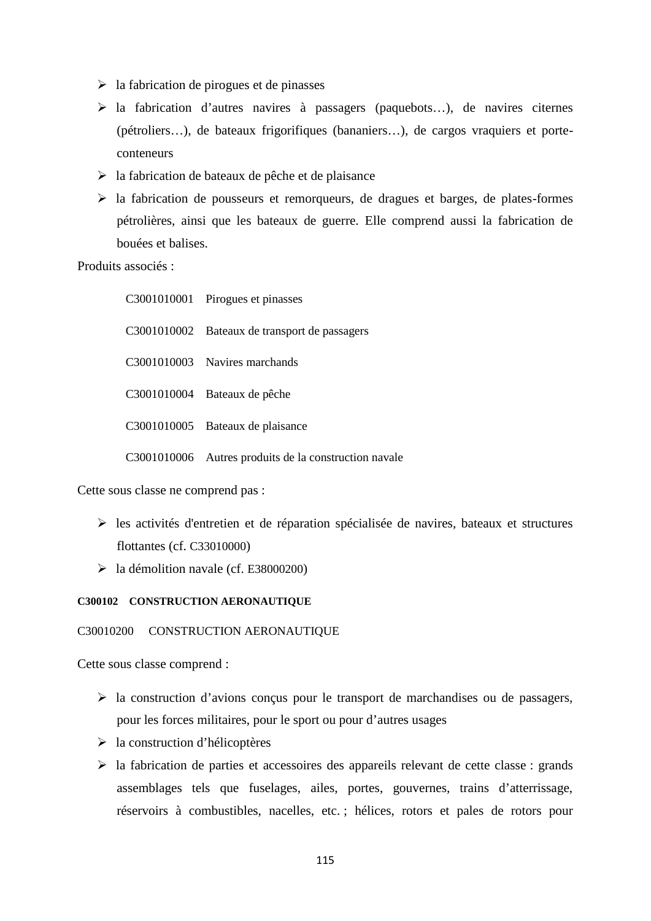- la fabrication de pirogues et de pinasses
- la fabrication d’autres navires à passagers (paquebots…), de navires citernes (pétroliers…), de bateaux frigorifiques (bananiers…), de cargos vraquiers et porte-conteneurs
- la fabrication de bateaux de pêche et de plaisance
- la fabrication de pousseurs et remorqueurs, de dragues et barges, de plates-formes pétrolières, ainsi que les bateaux de guerre. Elle comprend aussi la fabrication de bouées et balises.

Produits associés :

| | |
|---|---|
| C3001010001 | Pirogues et pinasses |
| C3001010002 | Bateaux de transport de passagers |
| C3001010003 | Navires marchands |
| C3001010004 | Bateaux de pêche |
| C3001010005 | Bateaux de plaisance |
| C3001010006 | Autres produits de la construction navale |

Cette sous classe ne comprend pas :

- les activités d'entretien et de réparation spécialisée de navires, bateaux et structures flottantes (cf. C33010000)
- la démolition navale (cf. E38000200)

**C300102 CONSTRUCTION AERONAUTIQUE**

C30010200 CONSTRUCTION AERONAUTIQUE

Cette sous classe comprend :

- la construction d’avions conçus pour le transport de marchandises ou de passagers, pour les forces militaires, pour le sport ou pour d’autres usages
- la construction d’hélicoptères
- la fabrication de parties et accessoires des appareils relevant de cette classe : grands assemblages tels que fuselages, ailes, portes, gouvernes, trains d’atterrissage, réservoirs à combustibles, nacelles, etc. ; hélices, rotors et pales de rotors pour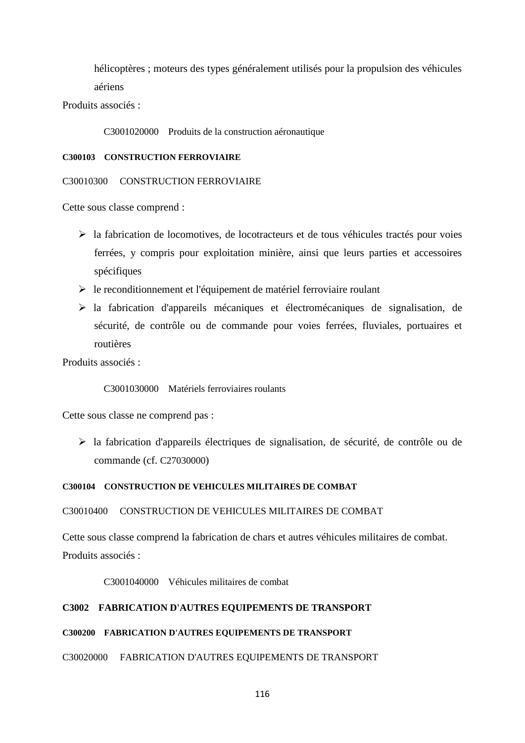hélicoptères ; moteurs des types généralement utilisés pour la propulsion des véhicules aériens

Produits associés :

C3001020000 Produits de la construction aéronautique

#### C300103 CONSTRUCTION FERROVIAIRE

C30010300 CONSTRUCTION FERROVIAIRE

Cette sous classe comprend :

- la fabrication de locomotives, de locotracteurs et de tous véhicules tractés pour voies ferrées, y compris pour exploitation minière, ainsi que leurs parties et accessoires spécifiques
- le reconditionnement et l'équipement de matériel ferroviaire roulant
- la fabrication d'appareils mécaniques et électromécaniques de signalisation, de sécurité, de contrôle ou de commande pour voies ferrées, fluviales, portuaires et routières

Produits associés :

C3001030000 Matériels ferroviaires roulants

Cette sous classe ne comprend pas :

- la fabrication d'appareils électriques de signalisation, de sécurité, de contrôle ou de commande (cf. C27030000)

#### C300104 CONSTRUCTION DE VEHICULES MILITAIRES DE COMBAT

C30010400 CONSTRUCTION DE VEHICULES MILITAIRES DE COMBAT

Cette sous classe comprend la fabrication de chars et autres véhicules militaires de combat.

Produits associés :

C3001040000 Véhicules militaires de combat

### C3002 FABRICATION D'AUTRES EQUIPEMENTS DE TRANSPORT

#### C300200 FABRICATION D'AUTRES EQUIPEMENTS DE TRANSPORT

C30020000 FABRICATION D'AUTRES EQUIPEMENTS DE TRANSPORT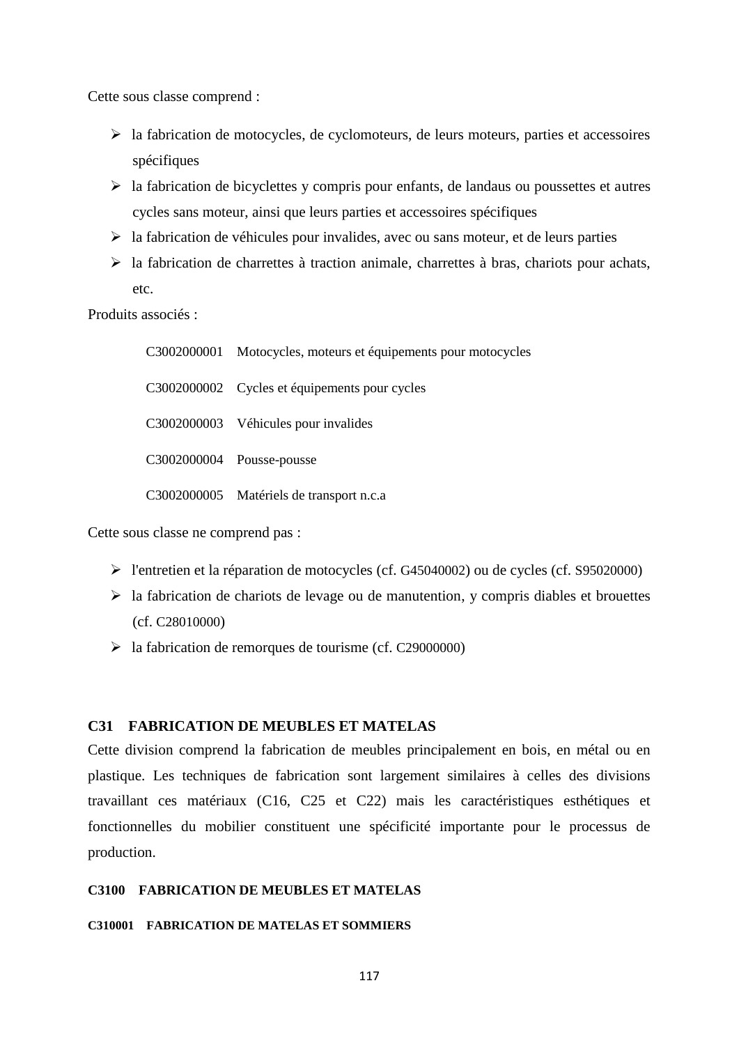Cette sous classe comprend :

- la fabrication de motocycles, de cyclomoteurs, de leurs moteurs, parties et accessoires spécifiques
- la fabrication de bicyclettes y compris pour enfants, de landaus ou poussettes et autres cycles sans moteur, ainsi que leurs parties et accessoires spécifiques
- la fabrication de véhicules pour invalides, avec ou sans moteur, et de leurs parties
- la fabrication de charrettes à traction animale, charrettes à bras, chariots pour achats, etc.

Produits associés :

| | |
|---|---|
| C3002000001 | Motocycles, moteurs et équipements pour motocycles |
| C3002000002 | Cycles et équipements pour cycles |
| C3002000003 | Véhicules pour invalides |
| C3002000004 | Pousse-pousse |
| C3002000005 | Matériels de transport n.c.a |

Cette sous classe ne comprend pas :

- l'entretien et la réparation de motocycles (cf. G45040002) ou de cycles (cf. S95020000)
- la fabrication de chariots de levage ou de manutention, y compris diables et brouettes (cf. C28010000)
- la fabrication de remorques de tourisme (cf. C29000000)

## C31 FABRICATION DE MEUBLES ET MATELAS

Cette division comprend la fabrication de meubles principalement en bois, en métal ou en plastique. Les techniques de fabrication sont largement similaires à celles des divisions travaillant ces matériaux (C16, C25 et C22) mais les caractéristiques esthétiques et fonctionnelles du mobilier constituent une spécificité importante pour le processus de production.

### C3100 FABRICATION DE MEUBLES ET MATELAS

#### C310001 FABRICATION DE MATELAS ET SOMMIERS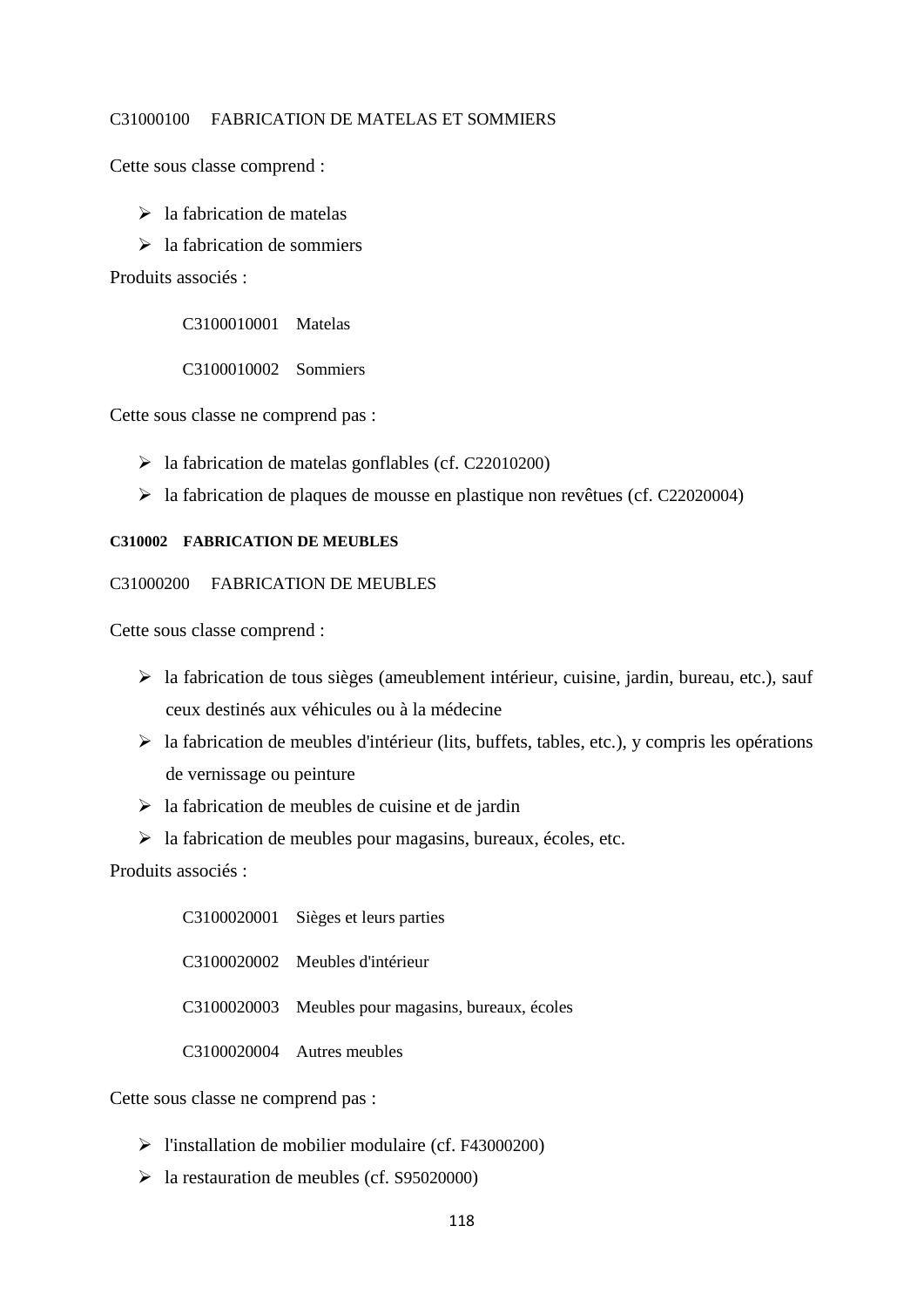C31000100 FABRICATION DE MATELAS ET SOMMIERS

Cette sous classe comprend :

- la fabrication de matelas
- la fabrication de sommiers

Produits associés :

C3100010001 Matelas

C3100010002 Sommiers

Cette sous classe ne comprend pas :

- la fabrication de matelas gonflables (cf. C22010200)
- la fabrication de plaques de mousse en plastique non revêtues (cf. C22020004)

**C310002 FABRICATION DE MEUBLES**

C31000200 FABRICATION DE MEUBLES

Cette sous classe comprend :

- la fabrication de tous sièges (ameublement intérieur, cuisine, jardin, bureau, etc.), sauf ceux destinés aux véhicules ou à la médecine
- la fabrication de meubles d'intérieur (lits, buffets, tables, etc.), y compris les opérations de vernissage ou peinture
- la fabrication de meubles de cuisine et de jardin
- la fabrication de meubles pour magasins, bureaux, écoles, etc.

Produits associés :

C3100020001 Sièges et leurs parties

C3100020002 Meubles d'intérieur

C3100020003 Meubles pour magasins, bureaux, écoles

C3100020004 Autres meubles

Cette sous classe ne comprend pas :

- l'installation de mobilier modulaire (cf. F43000200)
- la restauration de meubles (cf. S95020000)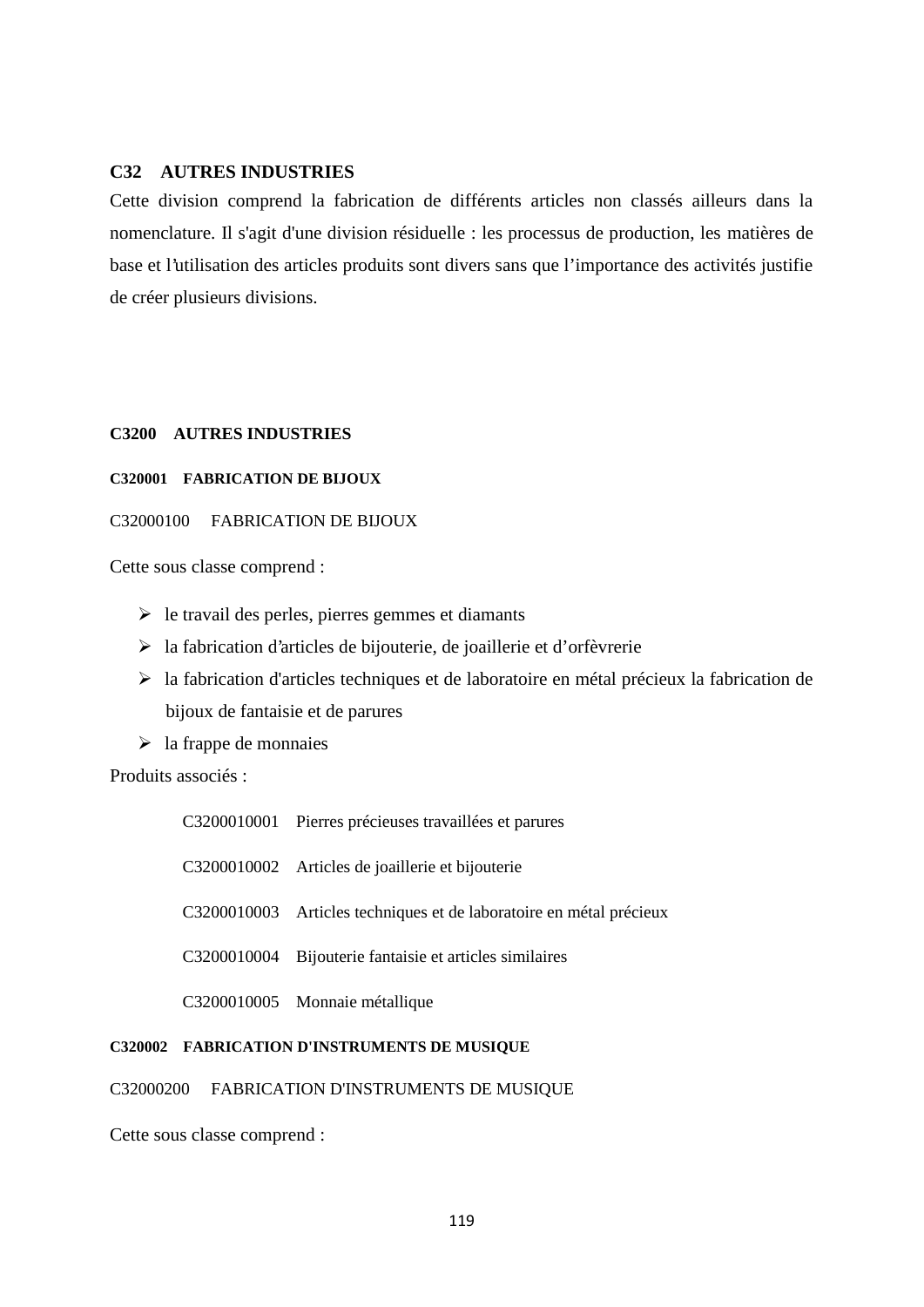## C32 AUTRES INDUSTRIES

Cette division comprend la fabrication de différents articles non classés ailleurs dans la nomenclature. Il s'agit d'une division résiduelle : les processus de production, les matières de base et l'utilisation des articles produits sont divers sans que l'importance des activités justifie de créer plusieurs divisions.

### C3200 AUTRES INDUSTRIES

#### C320001 FABRICATION DE BIJOUX

C32000100 FABRICATION DE BIJOUX

Cette sous classe comprend :

- le travail des perles, pierres gemmes et diamants
- la fabrication d'articles de bijouterie, de joaillerie et d'orfèvrerie
- la fabrication d'articles techniques et de laboratoire en métal précieux la fabrication de bijoux de fantaisie et de parures
- la frappe de monnaies

Produits associés :

C3200010001 Pierres précieuses travaillées et parures

C3200010002 Articles de joaillerie et bijouterie

C3200010003 Articles techniques et de laboratoire en métal précieux

C3200010004 Bijouterie fantaisie et articles similaires

C3200010005 Monnaie métallique

#### C320002 FABRICATION D'INSTRUMENTS DE MUSIQUE

C32000200 FABRICATION D'INSTRUMENTS DE MUSIQUE

Cette sous classe comprend :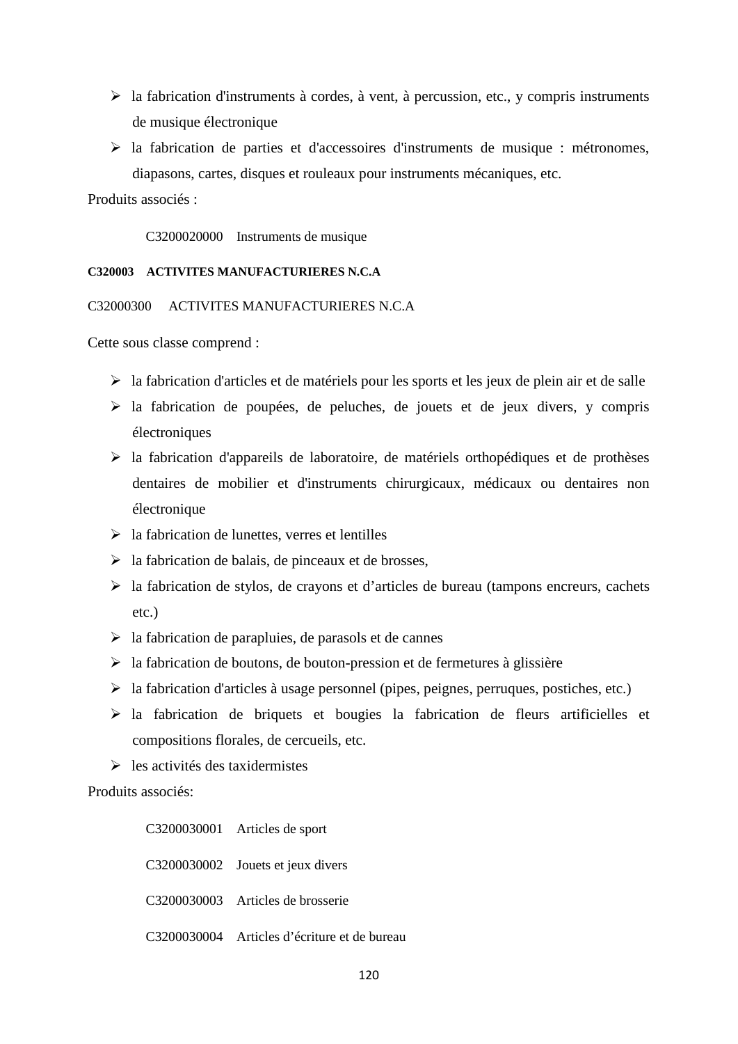- la fabrication d'instruments à cordes, à vent, à percussion, etc., y compris instruments de musique électronique
- la fabrication de parties et d'accessoires d'instruments de musique : métronomes, diapasons, cartes, disques et rouleaux pour instruments mécaniques, etc.

Produits associés :

C3200020000 Instruments de musique

**C320003 ACTIVITES MANUFACTURIERES N.C.A**

C32000300 ACTIVITES MANUFACTURIERES N.C.A

Cette sous classe comprend :

- la fabrication d'articles et de matériels pour les sports et les jeux de plein air et de salle
- la fabrication de poupées, de peluches, de jouets et de jeux divers, y compris électroniques
- la fabrication d'appareils de laboratoire, de matériels orthopédiques et de prothèses dentaires de mobilier et d'instruments chirurgicaux, médicaux ou dentaires non électronique
- la fabrication de lunettes, verres et lentilles
- la fabrication de balais, de pinceaux et de brosses,
- la fabrication de stylos, de crayons et d'articles de bureau (tampons encreurs, cachets etc.)
- la fabrication de parapluies, de parasols et de cannes
- la fabrication de boutons, de bouton-pression et de fermetures à glissière
- la fabrication d'articles à usage personnel (pipes, peignes, perruques, postiches, etc.)
- la fabrication de briquets et bougies la fabrication de fleurs artificielles et compositions florales, de cercueils, etc.
- les activités des taxidermistes

Produits associés:

C3200030001 Articles de sport

C3200030002 Jouets et jeux divers

C3200030003 Articles de brosserie

C3200030004 Articles d'écriture et de bureau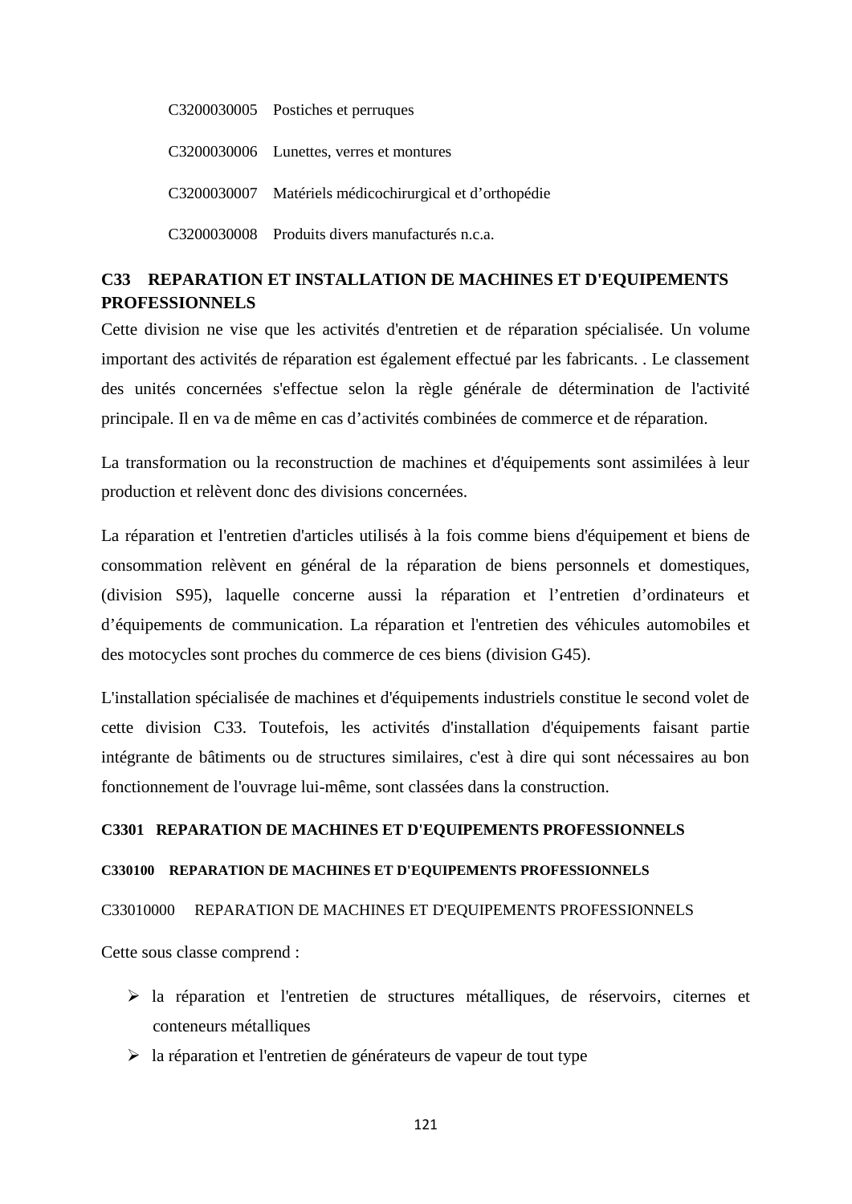C3200030005 Postiches et perruques

C3200030006 Lunettes, verres et montures

C3200030007 Matériels médicochirurgical et d'orthopédie

C3200030008 Produits divers manufacturés n.c.a.

## C33 REPARATION ET INSTALLATION DE MACHINES ET D'EQUIPEMENTS PROFESSIONNELS

Cette division ne vise que les activités d'entretien et de réparation spécialisée. Un volume important des activités de réparation est également effectué par les fabricants. . Le classement des unités concernées s'effectue selon la règle générale de détermination de l'activité principale. Il en va de même en cas d'activités combinées de commerce et de réparation.

La transformation ou la reconstruction de machines et d'équipements sont assimilées à leur production et relèvent donc des divisions concernées.

La réparation et l'entretien d'articles utilisés à la fois comme biens d'équipement et biens de consommation relèvent en général de la réparation de biens personnels et domestiques, (division S95), laquelle concerne aussi la réparation et l'entretien d'ordinateurs et d'équipements de communication. La réparation et l'entretien des véhicules automobiles et des motocycles sont proches du commerce de ces biens (division G45).

L'installation spécialisée de machines et d'équipements industriels constitue le second volet de cette division C33. Toutefois, les activités d'installation d'équipements faisant partie intégrante de bâtiments ou de structures similaires, c'est à dire qui sont nécessaires au bon fonctionnement de l'ouvrage lui-même, sont classées dans la construction.

### C3301 REPARATION DE MACHINES ET D'EQUIPEMENTS PROFESSIONNELS

#### C330100 REPARATION DE MACHINES ET D'EQUIPEMENTS PROFESSIONNELS

C33010000 REPARATION DE MACHINES ET D'EQUIPEMENTS PROFESSIONNELS

Cette sous classe comprend :

- la réparation et l'entretien de structures métalliques, de réservoirs, citernes et conteneurs métalliques
- la réparation et l'entretien de générateurs de vapeur de tout type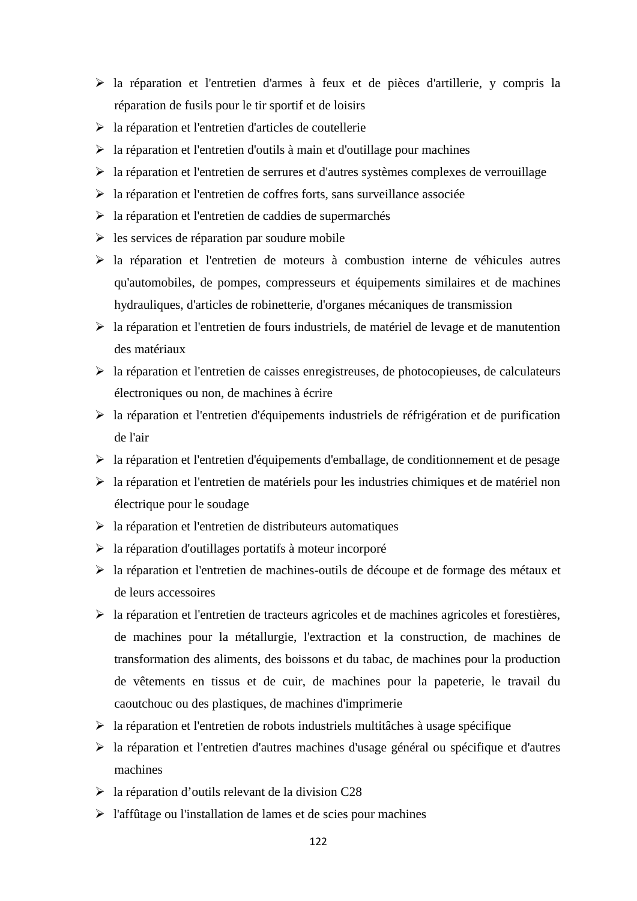- la réparation et l'entretien d'armes à feux et de pièces d'artillerie, y compris la réparation de fusils pour le tir sportif et de loisirs
- la réparation et l'entretien d'articles de coutellerie
- la réparation et l'entretien d'outils à main et d'outillage pour machines
- la réparation et l'entretien de serrures et d'autres systèmes complexes de verrouillage
- la réparation et l'entretien de coffres forts, sans surveillance associée
- la réparation et l'entretien de caddies de supermarchés
- les services de réparation par soudure mobile
- la réparation et l'entretien de moteurs à combustion interne de véhicules autres qu'automobiles, de pompes, compresseurs et équipements similaires et de machines hydrauliques, d'articles de robinetterie, d'organes mécaniques de transmission
- la réparation et l'entretien de fours industriels, de matériel de levage et de manutention des matériaux
- la réparation et l'entretien de caisses enregistreuses, de photocopieuses, de calculateurs électroniques ou non, de machines à écrire
- la réparation et l'entretien d'équipements industriels de réfrigération et de purification de l'air
- la réparation et l'entretien d'équipements d'emballage, de conditionnement et de pesage
- la réparation et l'entretien de matériels pour les industries chimiques et de matériel non électrique pour le soudage
- la réparation et l'entretien de distributeurs automatiques
- la réparation d'outillages portatifs à moteur incorporé
- la réparation et l'entretien de machines-outils de découpe et de formage des métaux et de leurs accessoires
- la réparation et l'entretien de tracteurs agricoles et de machines agricoles et forestières, de machines pour la métallurgie, l'extraction et la construction, de machines de transformation des aliments, des boissons et du tabac, de machines pour la production de vêtements en tissus et de cuir, de machines pour la papeterie, le travail du caoutchouc ou des plastiques, de machines d'imprimerie
- la réparation et l'entretien de robots industriels multitâches à usage spécifique
- la réparation et l'entretien d'autres machines d'usage général ou spécifique et d'autres machines
- la réparation d'outils relevant de la division C28
- l'affûtage ou l'installation de lames et de scies pour machines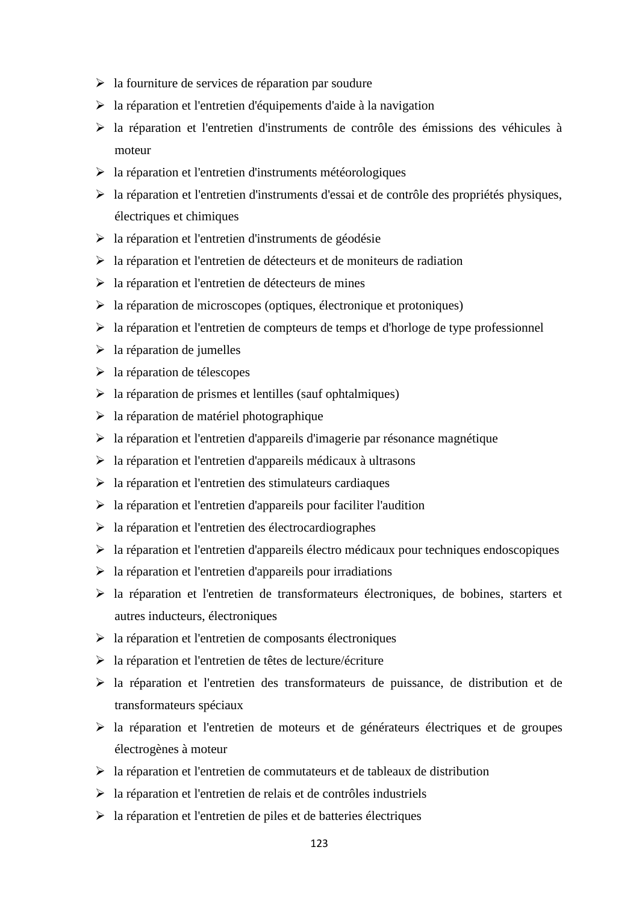- la fourniture de services de réparation par soudure
- la réparation et l'entretien d'équipements d'aide à la navigation
- la réparation et l'entretien d'instruments de contrôle des émissions des véhicules à moteur
- la réparation et l'entretien d'instruments météorologiques
- la réparation et l'entretien d'instruments d'essai et de contrôle des propriétés physiques, électriques et chimiques
- la réparation et l'entretien d'instruments de géodésie
- la réparation et l'entretien de détecteurs et de moniteurs de radiation
- la réparation et l'entretien de détecteurs de mines
- la réparation de microscopes (optiques, électronique et protoniques)
- la réparation et l'entretien de compteurs de temps et d'horloge de type professionnel
- la réparation de jumelles
- la réparation de télescopes
- la réparation de prismes et lentilles (sauf ophtalmiques)
- la réparation de matériel photographique
- la réparation et l'entretien d'appareils d'imagerie par résonance magnétique
- la réparation et l'entretien d'appareils médicaux à ultrasons
- la réparation et l'entretien des stimulateurs cardiaques
- la réparation et l'entretien d'appareils pour faciliter l'audition
- la réparation et l'entretien des électrocardiographes
- la réparation et l'entretien d'appareils électro médicaux pour techniques endoscopiques
- la réparation et l'entretien d'appareils pour irradiations
- la réparation et l'entretien de transformateurs électroniques, de bobines, starters et autres inducteurs, électroniques
- la réparation et l'entretien de composants électroniques
- la réparation et l'entretien de têtes de lecture/écriture
- la réparation et l'entretien des transformateurs de puissance, de distribution et de transformateurs spéciaux
- la réparation et l'entretien de moteurs et de générateurs électriques et de groupes électrogènes à moteur
- la réparation et l'entretien de commutateurs et de tableaux de distribution
- la réparation et l'entretien de relais et de contrôles industriels
- la réparation et l'entretien de piles et de batteries électriques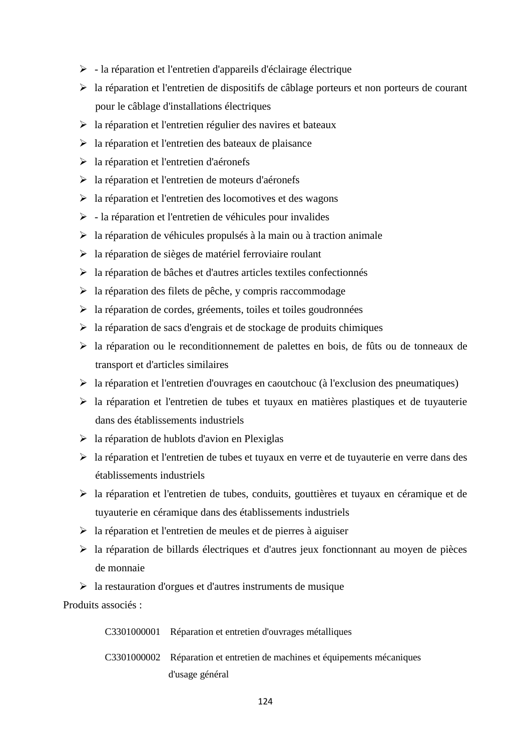- - la réparation et l'entretien d'appareils d'éclairage électrique
- la réparation et l'entretien de dispositifs de câblage porteurs et non porteurs de courant pour le câblage d'installations électriques
- la réparation et l'entretien régulier des navires et bateaux
- la réparation et l'entretien des bateaux de plaisance
- la réparation et l'entretien d'aéronefs
- la réparation et l'entretien de moteurs d'aéronefs
- la réparation et l'entretien des locomotives et des wagons
- - la réparation et l'entretien de véhicules pour invalides
- la réparation de véhicules propulsés à la main ou à traction animale
- la réparation de sièges de matériel ferroviaire roulant
- la réparation de bâches et d'autres articles textiles confectionnés
- la réparation des filets de pêche, y compris raccommodage
- la réparation de cordes, gréements, toiles et toiles goudronnées
- la réparation de sacs d'engrais et de stockage de produits chimiques
- la réparation ou le reconditionnement de palettes en bois, de fûts ou de tonneaux de transport et d'articles similaires
- la réparation et l'entretien d'ouvrages en caoutchouc (à l'exclusion des pneumatiques)
- la réparation et l'entretien de tubes et tuyaux en matières plastiques et de tuyauterie dans des établissements industriels
- la réparation de hublots d'avion en Plexiglas
- la réparation et l'entretien de tubes et tuyaux en verre et de tuyauterie en verre dans des établissements industriels
- la réparation et l'entretien de tubes, conduits, gouttières et tuyaux en céramique et de tuyauterie en céramique dans des établissements industriels
- la réparation et l'entretien de meules et de pierres à aiguiser
- la réparation de billards électriques et d'autres jeux fonctionnant au moyen de pièces de monnaie
- la restauration d'orgues et d'autres instruments de musique

Produits associés :

C3301000001 Réparation et entretien d'ouvrages métalliques

C3301000002 Réparation et entretien de machines et équipements mécaniques d'usage général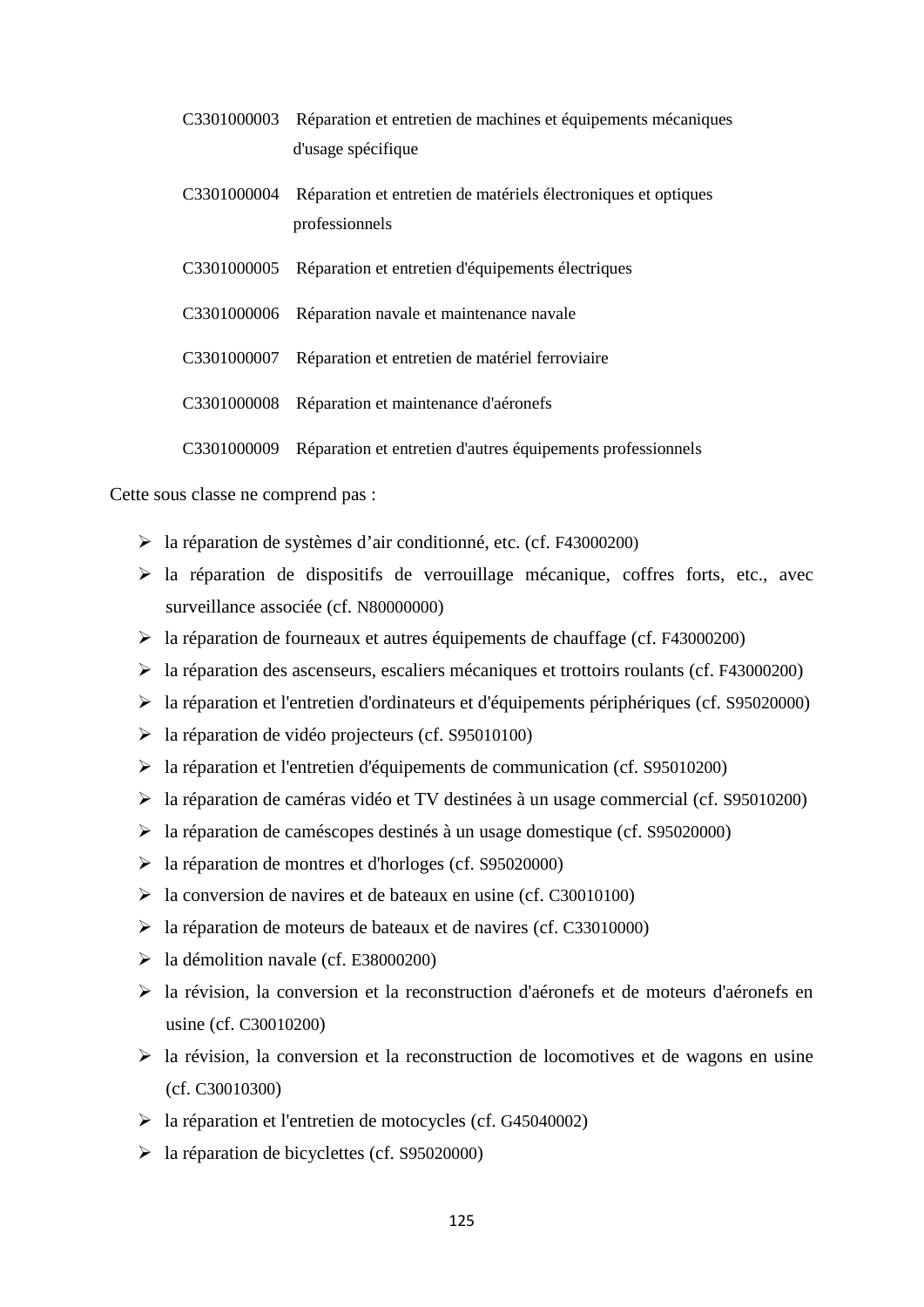C3301000003 Réparation et entretien de machines et équipements mécaniques d'usage spécifique

C3301000004 Réparation et entretien de matériels électroniques et optiques professionnels

C3301000005 Réparation et entretien d'équipements électriques

C3301000006 Réparation navale et maintenance navale

C3301000007 Réparation et entretien de matériel ferroviaire

C3301000008 Réparation et maintenance d'aéronefs

C3301000009 Réparation et entretien d'autres équipements professionnels

Cette sous classe ne comprend pas :

- la réparation de systèmes d'air conditionné, etc. (cf. F43000200)
- la réparation de dispositifs de verrouillage mécanique, coffres forts, etc., avec surveillance associée (cf. N80000000)
- la réparation de fourneaux et autres équipements de chauffage (cf. F43000200)
- la réparation des ascenseurs, escaliers mécaniques et trottoirs roulants (cf. F43000200)
- la réparation et l'entretien d'ordinateurs et d'équipements périphériques (cf. S95020000)
- la réparation de vidéo projecteurs (cf. S95010100)
- la réparation et l'entretien d'équipements de communication (cf. S95010200)
- la réparation de caméras vidéo et TV destinées à un usage commercial (cf. S95010200)
- la réparation de caméscopes destinés à un usage domestique (cf. S95020000)
- la réparation de montres et d'horloges (cf. S95020000)
- la conversion de navires et de bateaux en usine (cf. C30010100)
- la réparation de moteurs de bateaux et de navires (cf. C33010000)
- la démolition navale (cf. E38000200)
- la révision, la conversion et la reconstruction d'aéronefs et de moteurs d'aéronefs en usine (cf. C30010200)
- la révision, la conversion et la reconstruction de locomotives et de wagons en usine (cf. C30010300)
- la réparation et l'entretien de motocycles (cf. G45040002)
- la réparation de bicyclettes (cf. S95020000)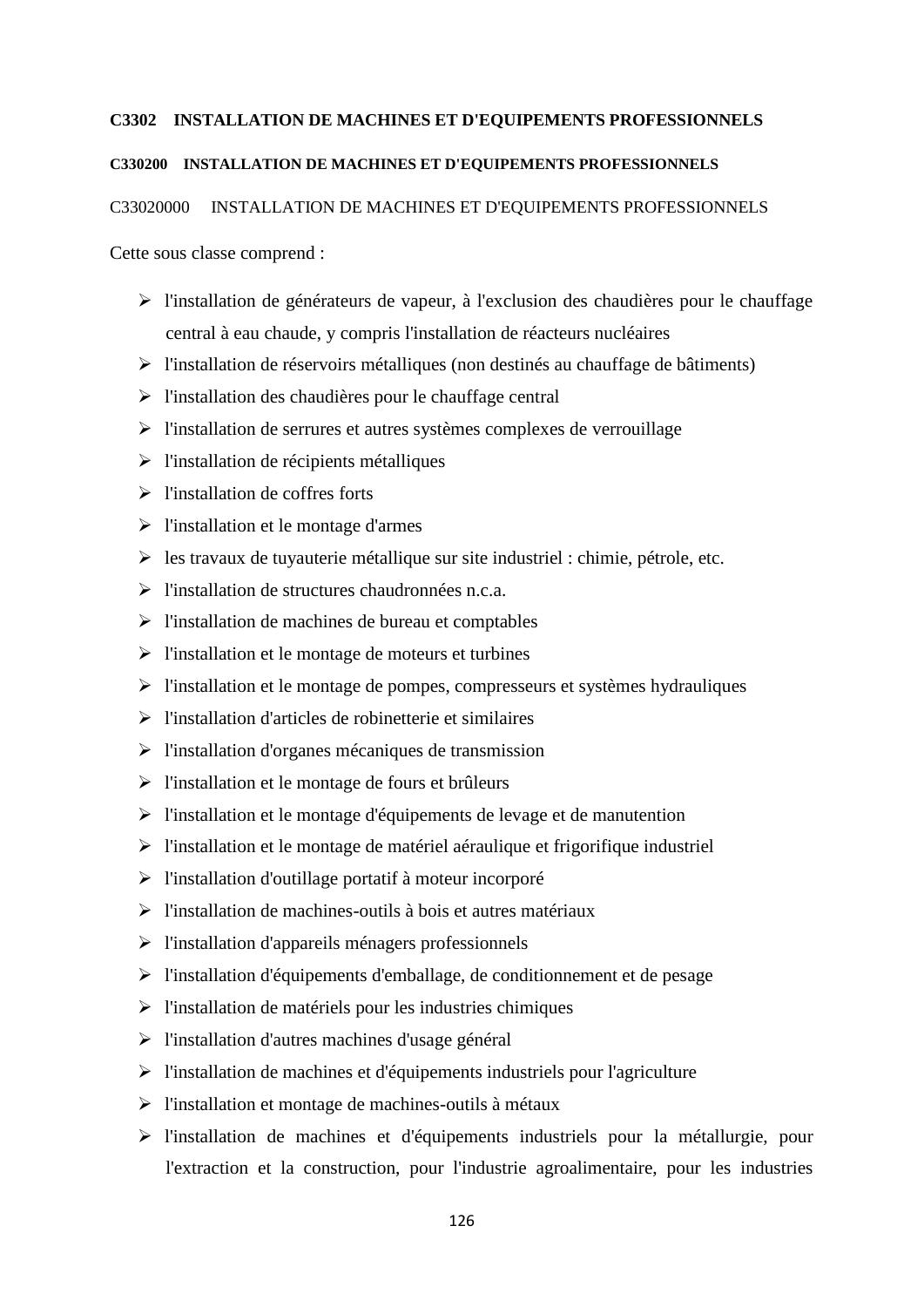**C3302 INSTALLATION DE MACHINES ET D'EQUIPEMENTS PROFESSIONNELS**

**C330200 INSTALLATION DE MACHINES ET D'EQUIPEMENTS PROFESSIONNELS**

C33020000 INSTALLATION DE MACHINES ET D'EQUIPEMENTS PROFESSIONNELS

Cette sous classe comprend :

- l'installation de générateurs de vapeur, à l'exclusion des chaudières pour le chauffage central à eau chaude, y compris l'installation de réacteurs nucléaires
- l'installation de réservoirs métalliques (non destinés au chauffage de bâtiments)
- l'installation des chaudières pour le chauffage central
- l'installation de serrures et autres systèmes complexes de verrouillage
- l'installation de récipients métalliques
- l'installation de coffres forts
- l'installation et le montage d'armes
- les travaux de tuyauterie métallique sur site industriel : chimie, pétrole, etc.
- l'installation de structures chaudronnées n.c.a.
- l'installation de machines de bureau et comptables
- l'installation et le montage de moteurs et turbines
- l'installation et le montage de pompes, compresseurs et systèmes hydrauliques
- l'installation d'articles de robinetterie et similaires
- l'installation d'organes mécaniques de transmission
- l'installation et le montage de fours et brûleurs
- l'installation et le montage d'équipements de levage et de manutention
- l'installation et le montage de matériel aéraulique et frigorifique industriel
- l'installation d'outillage portatif à moteur incorporé
- l'installation de machines-outils à bois et autres matériaux
- l'installation d'appareils ménagers professionnels
- l'installation d'équipements d'emballage, de conditionnement et de pesage
- l'installation de matériels pour les industries chimiques
- l'installation d'autres machines d'usage général
- l'installation de machines et d'équipements industriels pour l'agriculture
- l'installation et montage de machines-outils à métaux
- l'installation de machines et d'équipements industriels pour la métallurgie, pour l'extraction et la construction, pour l'industrie agroalimentaire, pour les industries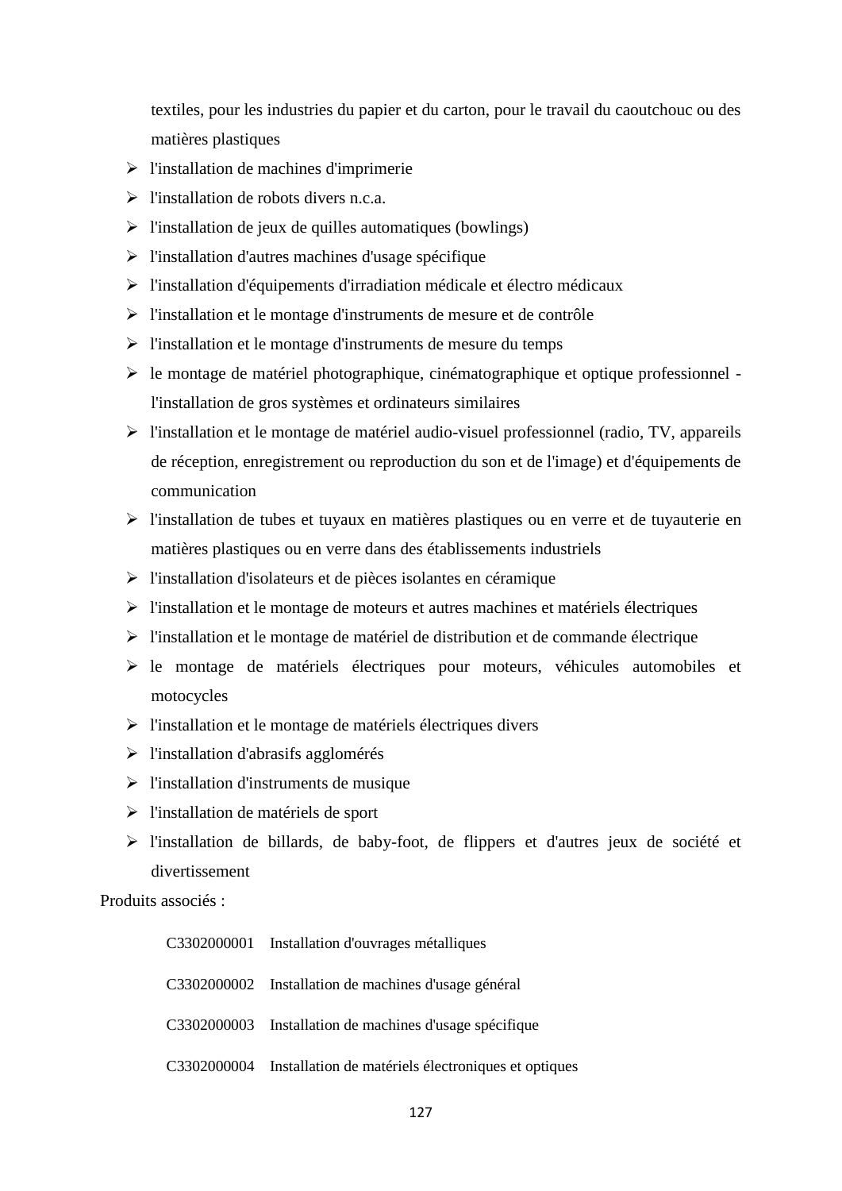textiles, pour les industries du papier et du carton, pour le travail du caoutchouc ou des matières plastiques

- l'installation de machines d'imprimerie
- l'installation de robots divers n.c.a.
- l'installation de jeux de quilles automatiques (bowlings)
- l'installation d'autres machines d'usage spécifique
- l'installation d'équipements d'irradiation médicale et électro médicaux
- l'installation et le montage d'instruments de mesure et de contrôle
- l'installation et le montage d'instruments de mesure du temps
- le montage de matériel photographique, cinématographique et optique professionnel - l'installation de gros systèmes et ordinateurs similaires
- l'installation et le montage de matériel audio-visuel professionnel (radio, TV, appareils de réception, enregistrement ou reproduction du son et de l'image) et d'équipements de communication
- l'installation de tubes et tuyaux en matières plastiques ou en verre et de tuyauterie en matières plastiques ou en verre dans des établissements industriels
- l'installation d'isolateurs et de pièces isolantes en céramique
- l'installation et le montage de moteurs et autres machines et matériels électriques
- l'installation et le montage de matériel de distribution et de commande électrique
- le montage de matériels électriques pour moteurs, véhicules automobiles et motocycles
- l'installation et le montage de matériels électriques divers
- l'installation d'abrasifs agglomérés
- l'installation d'instruments de musique
- l'installation de matériels de sport
- l'installation de billards, de baby-foot, de flippers et d'autres jeux de société et divertissement

Produits associés :

C3302000001 Installation d'ouvrages métalliques

C3302000002 Installation de machines d'usage général

C3302000003 Installation de machines d'usage spécifique

C3302000004 Installation de matériels électroniques et optiques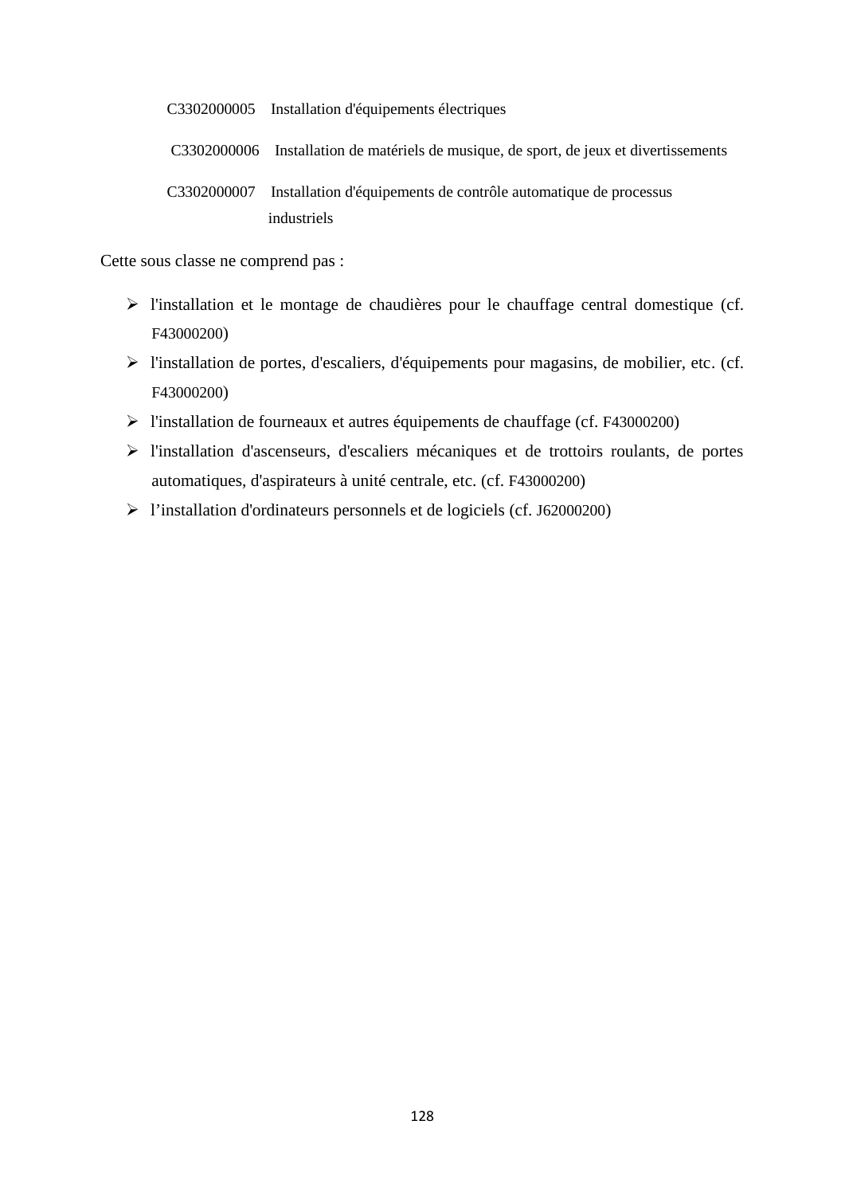C3302000005 Installation d'équipements électriques

C3302000006 Installation de matériels de musique, de sport, de jeux et divertissements

C3302000007 Installation d'équipements de contrôle automatique de processus industriels

Cette sous classe ne comprend pas :

- l'installation et le montage de chaudières pour le chauffage central domestique (cf. F43000200)
- l'installation de portes, d'escaliers, d'équipements pour magasins, de mobilier, etc. (cf. F43000200)
- l'installation de fourneaux et autres équipements de chauffage (cf. F43000200)
- l'installation d'ascenseurs, d'escaliers mécaniques et de trottoirs roulants, de portes automatiques, d'aspirateurs à unité centrale, etc. (cf. F43000200)
- l'installation d'ordinateurs personnels et de logiciels (cf. J62000200)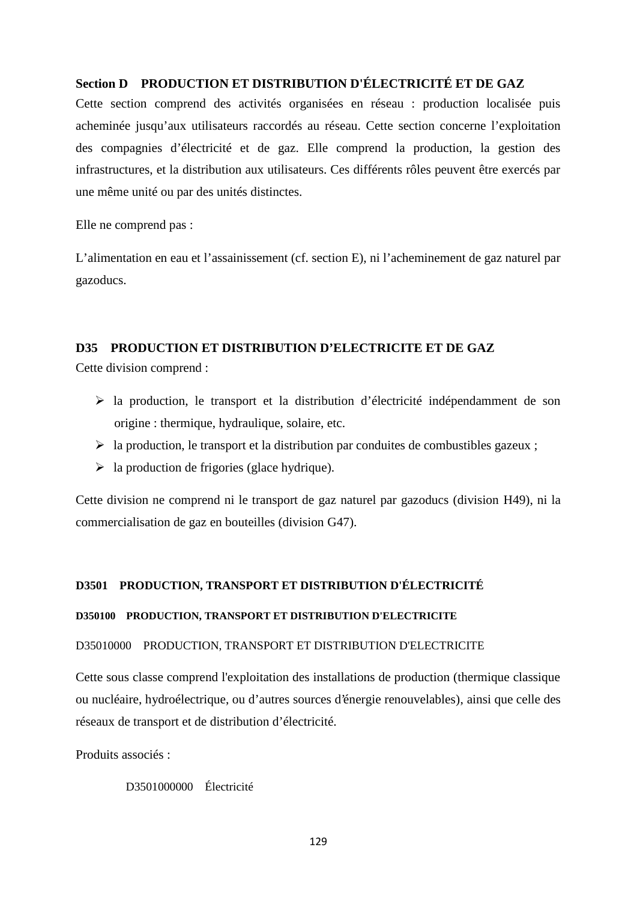## Section D PRODUCTION ET DISTRIBUTION D'ÉLECTRICITÉ ET DE GAZ

Cette section comprend des activités organisées en réseau : production localisée puis acheminée jusqu'aux utilisateurs raccordés au réseau. Cette section concerne l'exploitation des compagnies d'électricité et de gaz. Elle comprend la production, la gestion des infrastructures, et la distribution aux utilisateurs. Ces différents rôles peuvent être exercés par une même unité ou par des unités distinctes.

Elle ne comprend pas :

L'alimentation en eau et l'assainissement (cf. section E), ni l'acheminement de gaz naturel par gazoducs.

### D35 PRODUCTION ET DISTRIBUTION D'ELECTRICITE ET DE GAZ

Cette division comprend :

- la production, le transport et la distribution d'électricité indépendamment de son origine : thermique, hydraulique, solaire, etc.
- la production, le transport et la distribution par conduites de combustibles gazeux ;
- la production de frigories (glace hydrique).

Cette division ne comprend ni le transport de gaz naturel par gazoducs (division H49), ni la commercialisation de gaz en bouteilles (division G47).

#### D3501 PRODUCTION, TRANSPORT ET DISTRIBUTION D'ÉLECTRICITÉ

##### D350100 PRODUCTION, TRANSPORT ET DISTRIBUTION D'ELECTRICITE

D35010000 PRODUCTION, TRANSPORT ET DISTRIBUTION D'ELECTRICITE

Cette sous classe comprend l'exploitation des installations de production (thermique classique ou nucléaire, hydroélectrique, ou d'autres sources d'énergie renouvelables), ainsi que celle des réseaux de transport et de distribution d'électricité.

Produits associés :

D3501000000 Électricité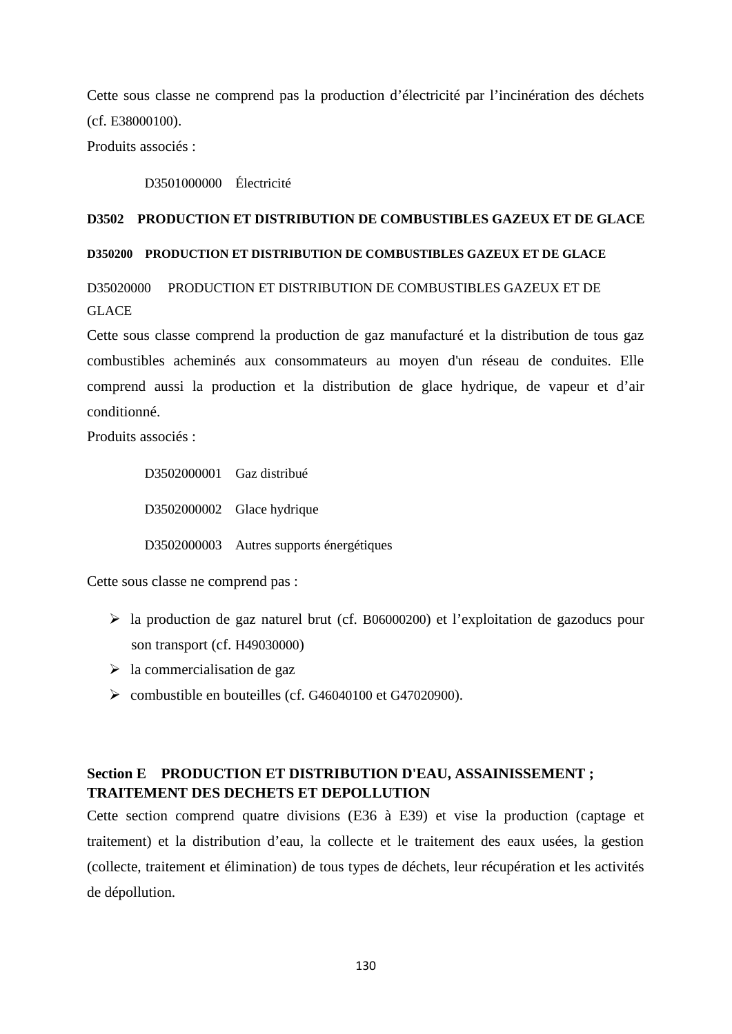Cette sous classe ne comprend pas la production d'électricité par l'incinération des déchets (cf. E38000100).

Produits associés :

D3501000000 Électricité

**D3502 PRODUCTION ET DISTRIBUTION DE COMBUSTIBLES GAZEUX ET DE GLACE**

**D350200 PRODUCTION ET DISTRIBUTION DE COMBUSTIBLES GAZEUX ET DE GLACE**

D35020000 PRODUCTION ET DISTRIBUTION DE COMBUSTIBLES GAZEUX ET DE GLACE

Cette sous classe comprend la production de gaz manufacturé et la distribution de tous gaz combustibles acheminés aux consommateurs au moyen d'un réseau de conduites. Elle comprend aussi la production et la distribution de glace hydrique, de vapeur et d'air conditionné.

Produits associés :

D3502000001 Gaz distribué

D3502000002 Glace hydrique

D3502000003 Autres supports énergétiques

Cette sous classe ne comprend pas :

- la production de gaz naturel brut (cf. B06000200) et l'exploitation de gazoducs pour son transport (cf. H49030000)
- la commercialisation de gaz
- combustible en bouteilles (cf. G46040100 et G47020900).

## Section E PRODUCTION ET DISTRIBUTION D'EAU, ASSAINISSEMENT ; TRAITEMENT DES DECHETS ET DEPOLLUTION

Cette section comprend quatre divisions (E36 à E39) et vise la production (captage et traitement) et la distribution d'eau, la collecte et le traitement des eaux usées, la gestion (collecte, traitement et élimination) de tous types de déchets, leur récupération et les activités de dépollution.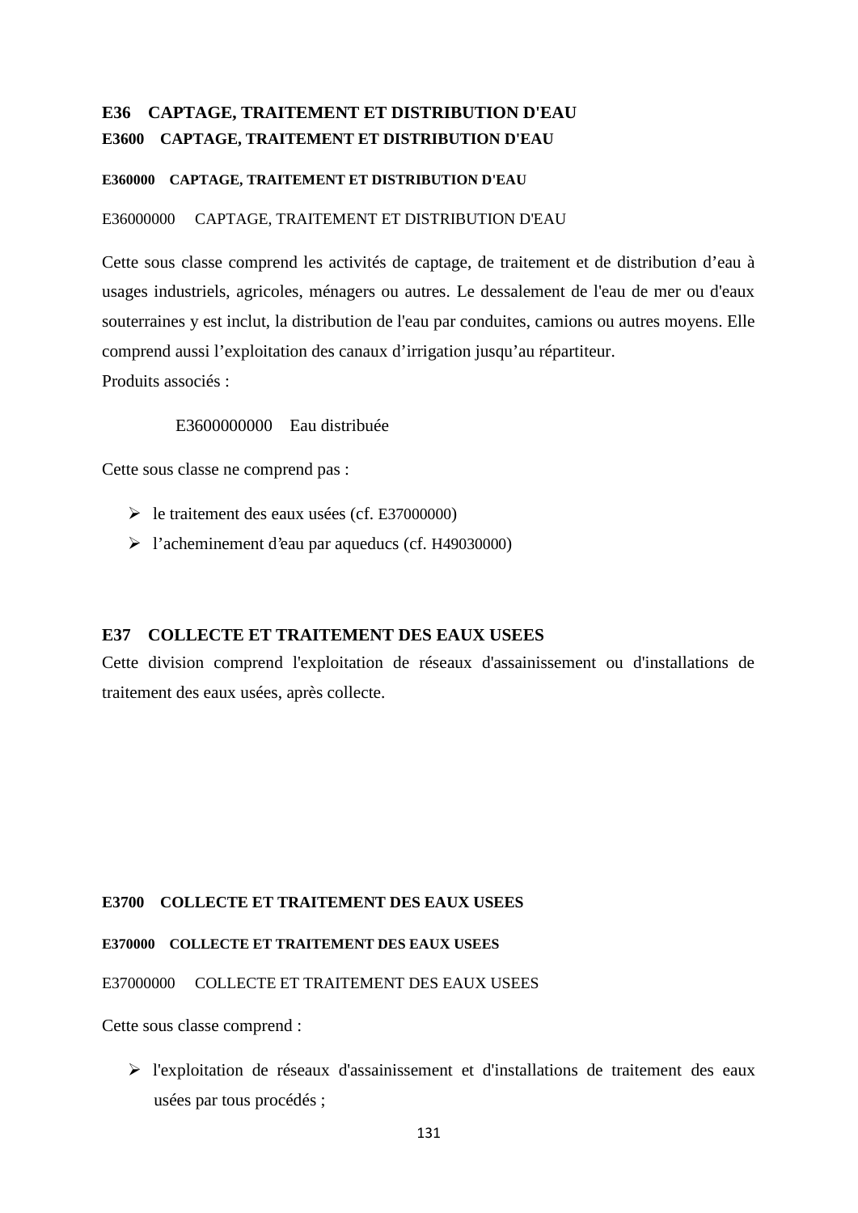## E36 CAPTAGE, TRAITEMENT ET DISTRIBUTION D'EAU

### E3600 CAPTAGE, TRAITEMENT ET DISTRIBUTION D'EAU

#### E360000 CAPTAGE, TRAITEMENT ET DISTRIBUTION D'EAU

E36000000 CAPTAGE, TRAITEMENT ET DISTRIBUTION D'EAU

Cette sous classe comprend les activités de captage, de traitement et de distribution d’eau à usages industriels, agricoles, ménagers ou autres. Le dessalement de l'eau de mer ou d'eaux souterraines y est inclut, la distribution de l'eau par conduites, camions ou autres moyens. Elle comprend aussi l’exploitation des canaux d’irrigation jusqu’au répartiteur.
Produits associés :

E3600000000 Eau distribuée

Cette sous classe ne comprend pas :

- le traitement des eaux usées (cf. E37000000)
- l’acheminement d’eau par aqueducs (cf. H49030000)

## E37 COLLECTE ET TRAITEMENT DES EAUX USEES

Cette division comprend l'exploitation de réseaux d'assainissement ou d'installations de traitement des eaux usées, après collecte.

### E3700 COLLECTE ET TRAITEMENT DES EAUX USEES

#### E370000 COLLECTE ET TRAITEMENT DES EAUX USEES

E37000000 COLLECTE ET TRAITEMENT DES EAUX USEES

Cette sous classe comprend :

- l'exploitation de réseaux d'assainissement et d'installations de traitement des eaux usées par tous procédés ;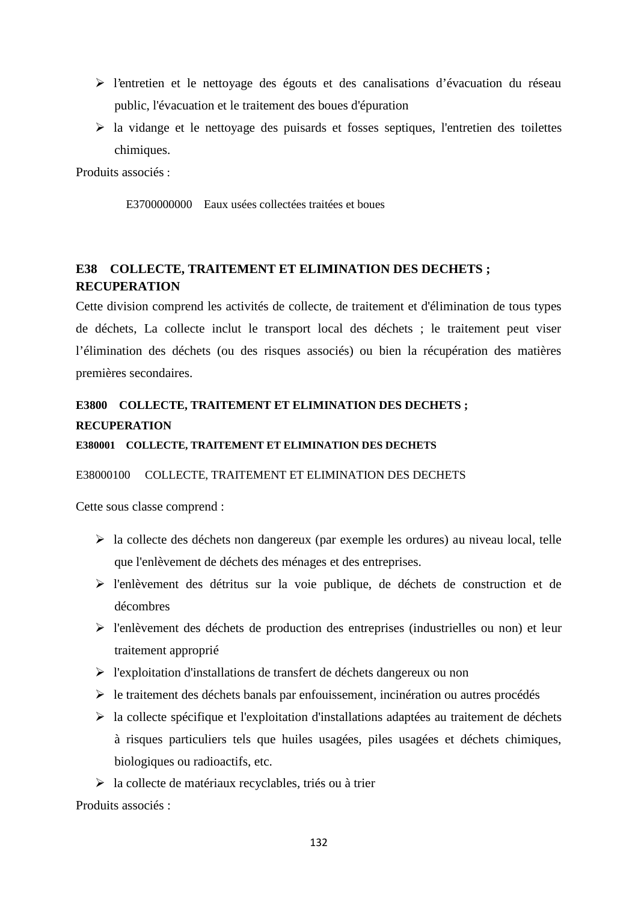- l'entretien et le nettoyage des égouts et des canalisations d'évacuation du réseau public, l'évacuation et le traitement des boues d'épuration
- la vidange et le nettoyage des puisards et fosses septiques, l'entretien des toilettes chimiques.

Produits associés :

E3700000000 Eaux usées collectées traitées et boues

## E38 COLLECTE, TRAITEMENT ET ELIMINATION DES DECHETS ; RECUPERATION

Cette division comprend les activités de collecte, de traitement et d'élimination de tous types de déchets, La collecte inclut le transport local des déchets ; le traitement peut viser l'élimination des déchets (ou des risques associés) ou bien la récupération des matières premières secondaires.

### E3800 COLLECTE, TRAITEMENT ET ELIMINATION DES DECHETS ; RECUPERATION

#### E380001 COLLECTE, TRAITEMENT ET ELIMINATION DES DECHETS

E38000100 COLLECTE, TRAITEMENT ET ELIMINATION DES DECHETS

Cette sous classe comprend :

- la collecte des déchets non dangereux (par exemple les ordures) au niveau local, telle que l'enlèvement de déchets des ménages et des entreprises.
- l'enlèvement des détritus sur la voie publique, de déchets de construction et de décombres
- l'enlèvement des déchets de production des entreprises (industrielles ou non) et leur traitement approprié
- l'exploitation d'installations de transfert de déchets dangereux ou non
- le traitement des déchets banals par enfouissement, incinération ou autres procédés
- la collecte spécifique et l'exploitation d'installations adaptées au traitement de déchets à risques particuliers tels que huiles usagées, piles usagées et déchets chimiques, biologiques ou radioactifs, etc.
- la collecte de matériaux recyclables, triés ou à trier

Produits associés :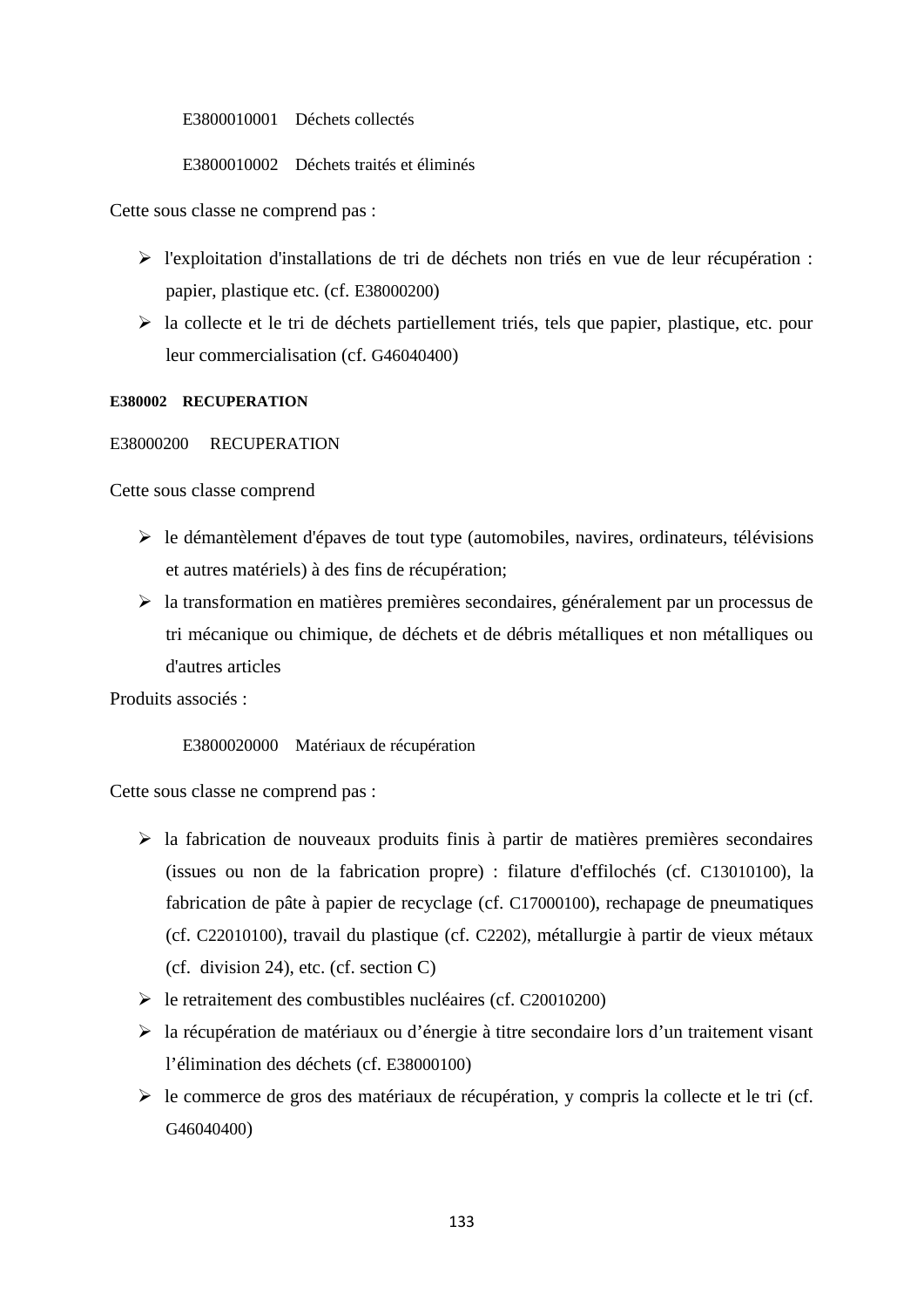E3800010001 Déchets collectés

E3800010002 Déchets traités et éliminés

Cette sous classe ne comprend pas :

- l'exploitation d'installations de tri de déchets non triés en vue de leur récupération : papier, plastique etc. (cf. E38000200)
- la collecte et le tri de déchets partiellement triés, tels que papier, plastique, etc. pour leur commercialisation (cf. G46040400)

**E380002 RECUPERATION**

E38000200 RECUPERATION

Cette sous classe comprend

- le démantèlement d'épaves de tout type (automobiles, navires, ordinateurs, télévisions et autres matériels) à des fins de récupération;
- la transformation en matières premières secondaires, généralement par un processus de tri mécanique ou chimique, de déchets et de débris métalliques et non métalliques ou d'autres articles

Produits associés :

E3800020000 Matériaux de récupération

Cette sous classe ne comprend pas :

- la fabrication de nouveaux produits finis à partir de matières premières secondaires (issues ou non de la fabrication propre) : filature d'effilochés (cf. C13010100), la fabrication de pâte à papier de recyclage (cf. C17000100), rechapage de pneumatiques (cf. C22010100), travail du plastique (cf. C2202), métallurgie à partir de vieux métaux (cf. division 24), etc. (cf. section C)
- le retraitement des combustibles nucléaires (cf. C20010200)
- la récupération de matériaux ou d'énergie à titre secondaire lors d'un traitement visant l'élimination des déchets (cf. E38000100)
- le commerce de gros des matériaux de récupération, y compris la collecte et le tri (cf. G46040400)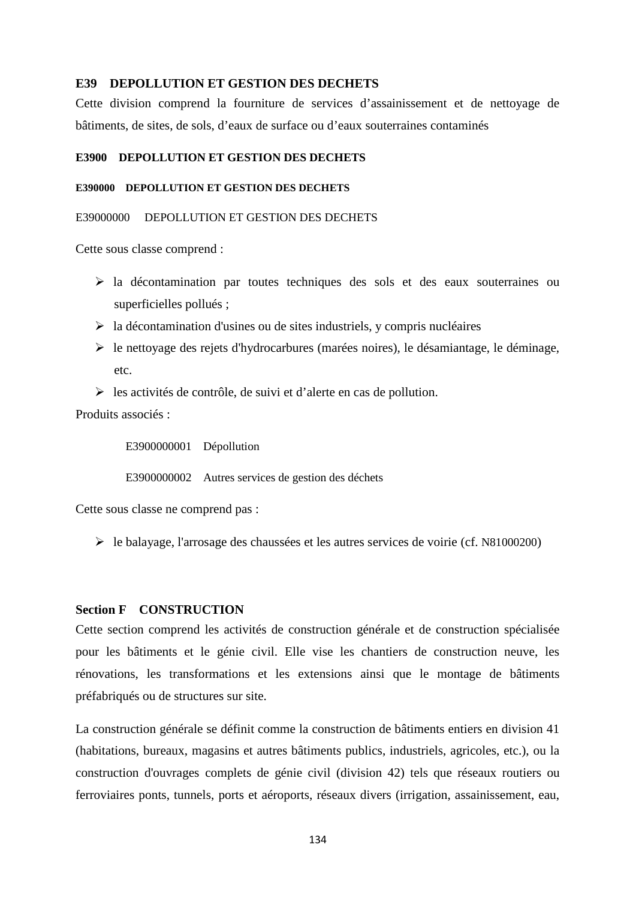**E39 DEPOLLUTION ET GESTION DES DECHETS**

Cette division comprend la fourniture de services d'assainissement et de nettoyage de bâtiments, de sites, de sols, d'eaux de surface ou d'eaux souterraines contaminés

**E3900 DEPOLLUTION ET GESTION DES DECHETS**

**E390000 DEPOLLUTION ET GESTION DES DECHETS**

E39000000 DEPOLLUTION ET GESTION DES DECHETS

Cette sous classe comprend :

- la décontamination par toutes techniques des sols et des eaux souterraines ou superficielles pollués ;
- la décontamination d'usines ou de sites industriels, y compris nucléaires
- le nettoyage des rejets d'hydrocarbures (marées noires), le désamiantage, le déminage, etc.
- les activités de contrôle, de suivi et d'alerte en cas de pollution.

Produits associés :

E3900000001 Dépollution

E3900000002 Autres services de gestion des déchets

Cette sous classe ne comprend pas :

- le balayage, l'arrosage des chaussées et les autres services de voirie (cf. N81000200)

**Section F CONSTRUCTION**

Cette section comprend les activités de construction générale et de construction spécialisée pour les bâtiments et le génie civil. Elle vise les chantiers de construction neuve, les rénovations, les transformations et les extensions ainsi que le montage de bâtiments préfabriqués ou de structures sur site.

La construction générale se définit comme la construction de bâtiments entiers en division 41 (habitations, bureaux, magasins et autres bâtiments publics, industriels, agricoles, etc.), ou la construction d'ouvrages complets de génie civil (division 42) tels que réseaux routiers ou ferroviaires ponts, tunnels, ports et aéroports, réseaux divers (irrigation, assainissement, eau,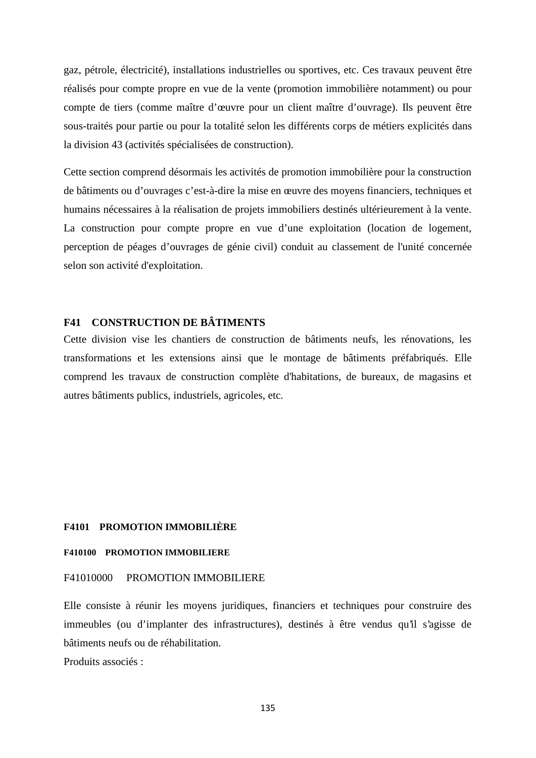gaz, pétrole, électricité), installations industrielles ou sportives, etc. Ces travaux peuvent être réalisés pour compte propre en vue de la vente (promotion immobilière notamment) ou pour compte de tiers (comme maître d'œuvre pour un client maître d'ouvrage). Ils peuvent être sous-traités pour partie ou pour la totalité selon les différents corps de métiers explicités dans la division 43 (activités spécialisées de construction).

Cette section comprend désormais les activités de promotion immobilière pour la construction de bâtiments ou d'ouvrages c'est-à-dire la mise en œuvre des moyens financiers, techniques et humains nécessaires à la réalisation de projets immobiliers destinés ultérieurement à la vente. La construction pour compte propre en vue d'une exploitation (location de logement, perception de péages d'ouvrages de génie civil) conduit au classement de l'unité concernée selon son activité d'exploitation.

## F41 CONSTRUCTION DE BÂTIMENTS

Cette division vise les chantiers de construction de bâtiments neufs, les rénovations, les transformations et les extensions ainsi que le montage de bâtiments préfabriqués. Elle comprend les travaux de construction complète d'habitations, de bureaux, de magasins et autres bâtiments publics, industriels, agricoles, etc.

### F4101 PROMOTION IMMOBILIÈRE

#### F410100 PROMOTION IMMOBILIERE

F41010000 PROMOTION IMMOBILIERE

Elle consiste à réunir les moyens juridiques, financiers et techniques pour construire des immeubles (ou d'implanter des infrastructures), destinés à être vendus qu'il s'agisse de bâtiments neufs ou de réhabilitation.

Produits associés :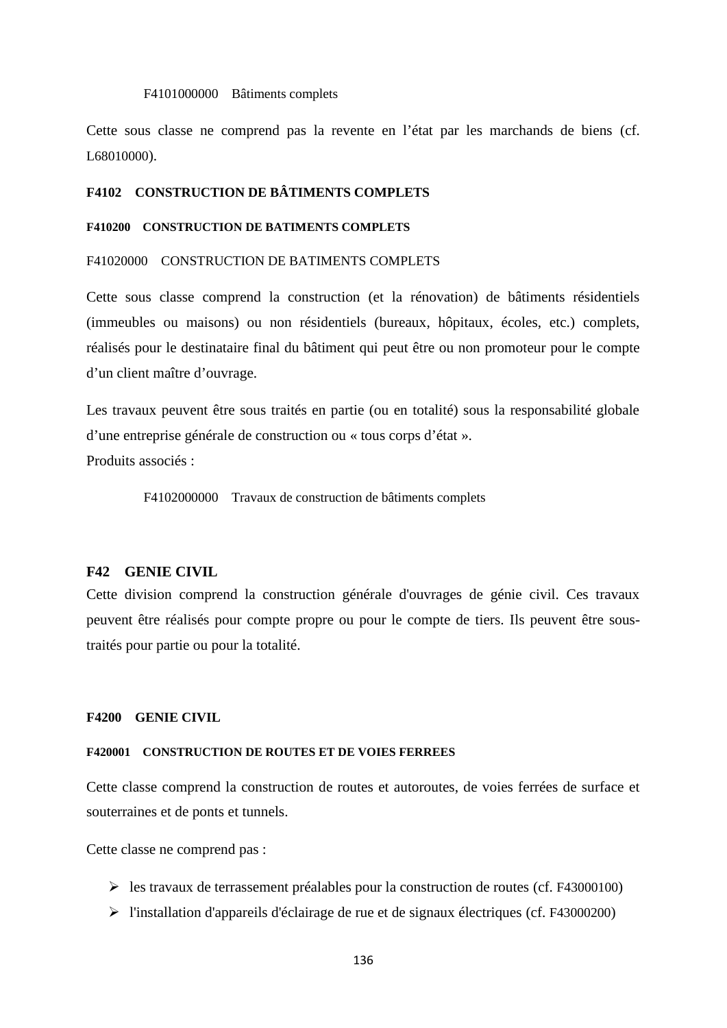F4101000000    Bâtiments complets

Cette sous classe ne comprend pas la revente en l'état par les marchands de biens (cf. L68010000).

### F4102    CONSTRUCTION DE BÂTIMENTS COMPLETS

#### F410200    CONSTRUCTION DE BATIMENTS COMPLETS

F41020000    CONSTRUCTION DE BATIMENTS COMPLETS

Cette sous classe comprend la construction (et la rénovation) de bâtiments résidentiels (immeubles ou maisons) ou non résidentiels (bureaux, hôpitaux, écoles, etc.) complets, réalisés pour le destinataire final du bâtiment qui peut être ou non promoteur pour le compte d'un client maître d'ouvrage.

Les travaux peuvent être sous traités en partie (ou en totalité) sous la responsabilité globale d'une entreprise générale de construction ou « tous corps d'état ».
Produits associés :

F4102000000    Travaux de construction de bâtiments complets

## F42    GENIE CIVIL

Cette division comprend la construction générale d'ouvrages de génie civil. Ces travaux peuvent être réalisés pour compte propre ou pour le compte de tiers. Ils peuvent être sous-traités pour partie ou pour la totalité.

### F4200    GENIE CIVIL

#### F420001    CONSTRUCTION DE ROUTES ET DE VOIES FERREES

Cette classe comprend la construction de routes et autoroutes, de voies ferrées de surface et souterraines et de ponts et tunnels.

Cette classe ne comprend pas :

- les travaux de terrassement préalables pour la construction de routes (cf. F43000100)
- l'installation d'appareils d'éclairage de rue et de signaux électriques (cf. F43000200)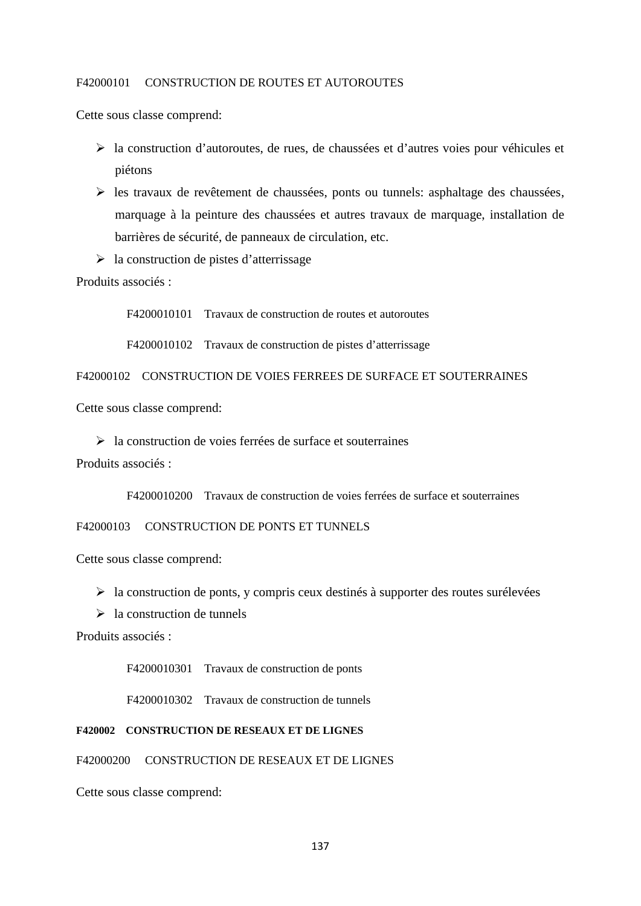F42000101 CONSTRUCTION DE ROUTES ET AUTOROUTES

Cette sous classe comprend:

- la construction d'autoroutes, de rues, de chaussées et d'autres voies pour véhicules et piétons
- les travaux de revêtement de chaussées, ponts ou tunnels: asphaltage des chaussées, marquage à la peinture des chaussées et autres travaux de marquage, installation de barrières de sécurité, de panneaux de circulation, etc.
- la construction de pistes d'atterrissage

Produits associés :

F4200010101 Travaux de construction de routes et autoroutes

F4200010102 Travaux de construction de pistes d'atterrissage

F42000102 CONSTRUCTION DE VOIES FERREES DE SURFACE ET SOUTERRAINES

Cette sous classe comprend:

- la construction de voies ferrées de surface et souterraines

Produits associés :

F4200010200 Travaux de construction de voies ferrées de surface et souterraines

F42000103 CONSTRUCTION DE PONTS ET TUNNELS

Cette sous classe comprend:

- la construction de ponts, y compris ceux destinés à supporter des routes surélevées
- la construction de tunnels

Produits associés :

F4200010301 Travaux de construction de ponts

F4200010302 Travaux de construction de tunnels

**F420002 CONSTRUCTION DE RESEAUX ET DE LIGNES**

F42000200 CONSTRUCTION DE RESEAUX ET DE LIGNES

Cette sous classe comprend: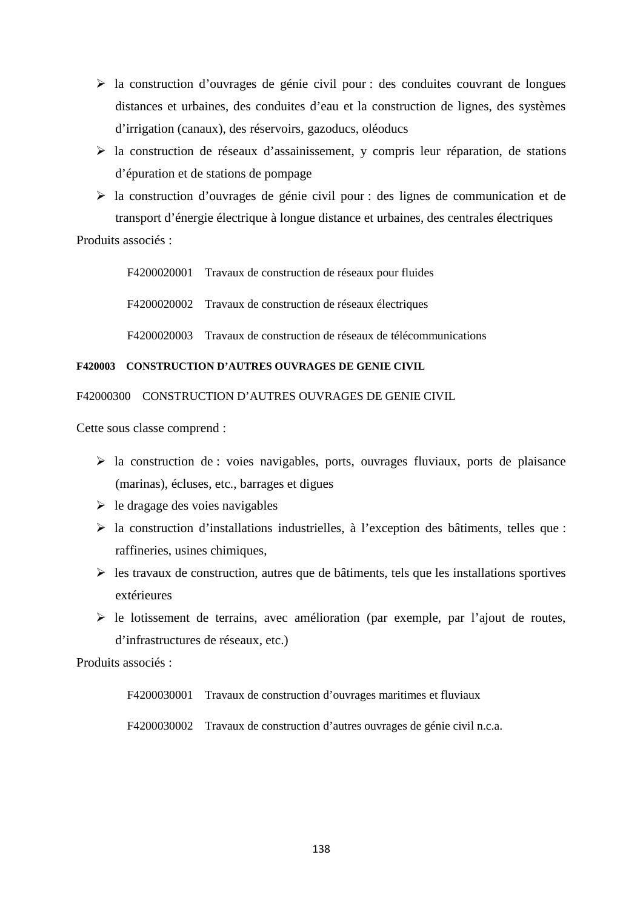- la construction d'ouvrages de génie civil pour : des conduites couvrant de longues distances et urbaines, des conduites d'eau et la construction de lignes, des systèmes d'irrigation (canaux), des réservoirs, gazoducs, oléoducs
- la construction de réseaux d'assainissement, y compris leur réparation, de stations d'épuration et de stations de pompage
- la construction d'ouvrages de génie civil pour : des lignes de communication et de transport d'énergie électrique à longue distance et urbaines, des centrales électriques

Produits associés :

F4200020001 Travaux de construction de réseaux pour fluides

F4200020002 Travaux de construction de réseaux électriques

F4200020003 Travaux de construction de réseaux de télécommunications

**F420003 CONSTRUCTION D'AUTRES OUVRAGES DE GENIE CIVIL**

F42000300 CONSTRUCTION D'AUTRES OUVRAGES DE GENIE CIVIL

Cette sous classe comprend :

- la construction de : voies navigables, ports, ouvrages fluviaux, ports de plaisance (marinas), écluses, etc., barrages et digues
- le dragage des voies navigables
- la construction d'installations industrielles, à l'exception des bâtiments, telles que : raffineries, usines chimiques,
- les travaux de construction, autres que de bâtiments, tels que les installations sportives extérieures
- le lotissement de terrains, avec amélioration (par exemple, par l'ajout de routes, d'infrastructures de réseaux, etc.)

Produits associés :

F4200030001 Travaux de construction d'ouvrages maritimes et fluviaux

F4200030002 Travaux de construction d'autres ouvrages de génie civil n.c.a.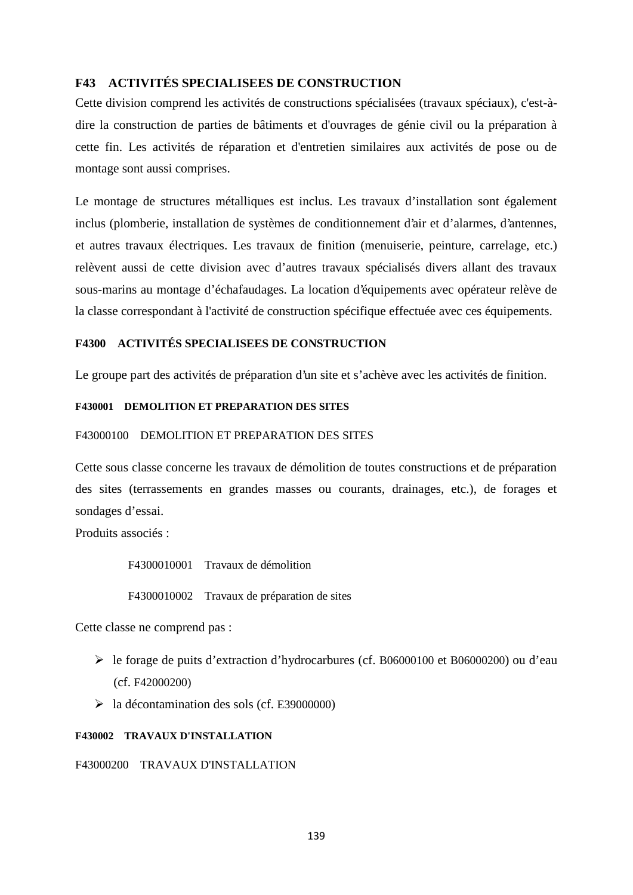## F43 ACTIVITÉS SPECIALISEES DE CONSTRUCTION

Cette division comprend les activités de constructions spécialisées (travaux spéciaux), c'est-à-dire la construction de parties de bâtiments et d'ouvrages de génie civil ou la préparation à cette fin. Les activités de réparation et d'entretien similaires aux activités de pose ou de montage sont aussi comprises.

Le montage de structures métalliques est inclus. Les travaux d'installation sont également inclus (plomberie, installation de systèmes de conditionnement d'air et d'alarmes, d'antennes, et autres travaux électriques. Les travaux de finition (menuiserie, peinture, carrelage, etc.) relèvent aussi de cette division avec d'autres travaux spécialisés divers allant des travaux sous-marins au montage d'échafaudages. La location d'équipements avec opérateur relève de la classe correspondant à l'activité de construction spécifique effectuée avec ces équipements.

### F4300 ACTIVITÉS SPECIALISEES DE CONSTRUCTION

Le groupe part des activités de préparation d'un site et s'achève avec les activités de finition.

#### F430001 DEMOLITION ET PREPARATION DES SITES

F43000100 DEMOLITION ET PREPARATION DES SITES

Cette sous classe concerne les travaux de démolition de toutes constructions et de préparation des sites (terrassements en grandes masses ou courants, drainages, etc.), de forages et sondages d'essai.

Produits associés :

F4300010001 Travaux de démolition

F4300010002 Travaux de préparation de sites

Cette classe ne comprend pas :

- le forage de puits d'extraction d'hydrocarbures (cf. B06000100 et B06000200) ou d'eau (cf. F42000200)
- la décontamination des sols (cf. E39000000)

#### F430002 TRAVAUX D'INSTALLATION

F43000200 TRAVAUX D'INSTALLATION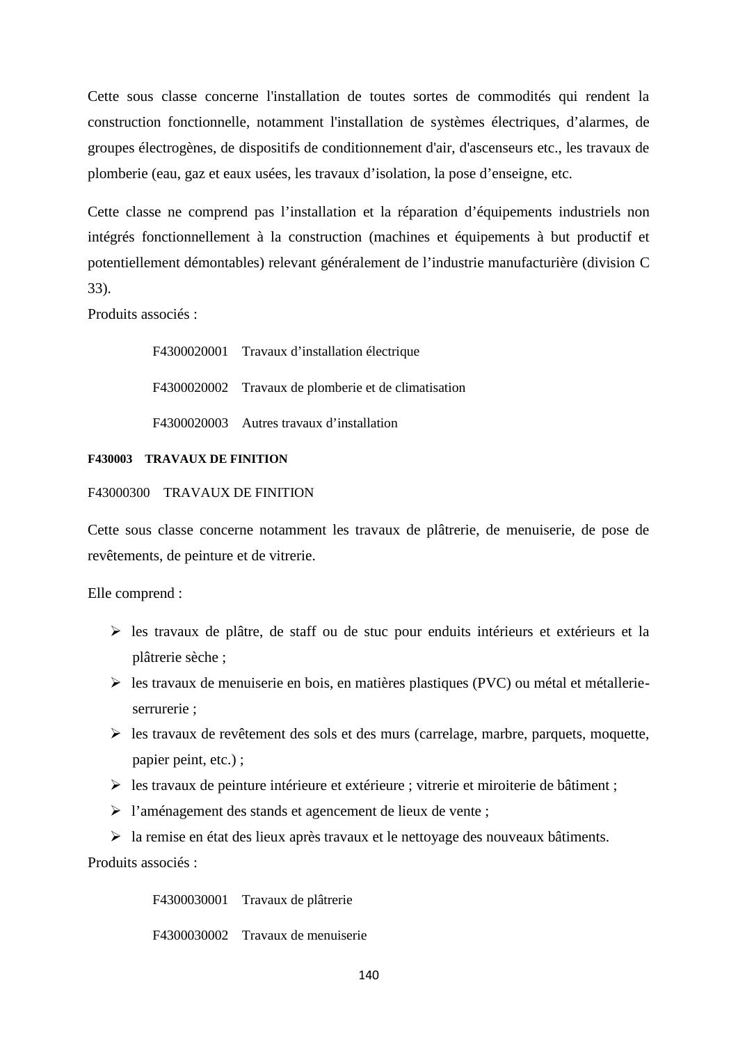Cette sous classe concerne l'installation de toutes sortes de commodités qui rendent la construction fonctionnelle, notamment l'installation de systèmes électriques, d'alarmes, de groupes électrogènes, de dispositifs de conditionnement d'air, d'ascenseurs etc., les travaux de plomberie (eau, gaz et eaux usées, les travaux d'isolation, la pose d'enseigne, etc.

Cette classe ne comprend pas l'installation et la réparation d'équipements industriels non intégrés fonctionnellement à la construction (machines et équipements à but productif et potentiellement démontables) relevant généralement de l'industrie manufacturière (division C 33).

Produits associés :

F4300020001 Travaux d'installation électrique

F4300020002 Travaux de plomberie et de climatisation

F4300020003 Autres travaux d'installation

**F430003 TRAVAUX DE FINITION**

F43000300 TRAVAUX DE FINITION

Cette sous classe concerne notamment les travaux de plâtrerie, de menuiserie, de pose de revêtements, de peinture et de vitrerie.

Elle comprend :

- les travaux de plâtre, de staff ou de stuc pour enduits intérieurs et extérieurs et la plâtrerie sèche ;
- les travaux de menuiserie en bois, en matières plastiques (PVC) ou métal et métallerie-serrurerie ;
- les travaux de revêtement des sols et des murs (carrelage, marbre, parquets, moquette, papier peint, etc.) ;
- les travaux de peinture intérieure et extérieure ; vitrerie et miroiterie de bâtiment ;
- l'aménagement des stands et agencement de lieux de vente ;
- la remise en état des lieux après travaux et le nettoyage des nouveaux bâtiments.

Produits associés :

F4300030001 Travaux de plâtrerie

F4300030002 Travaux de menuiserie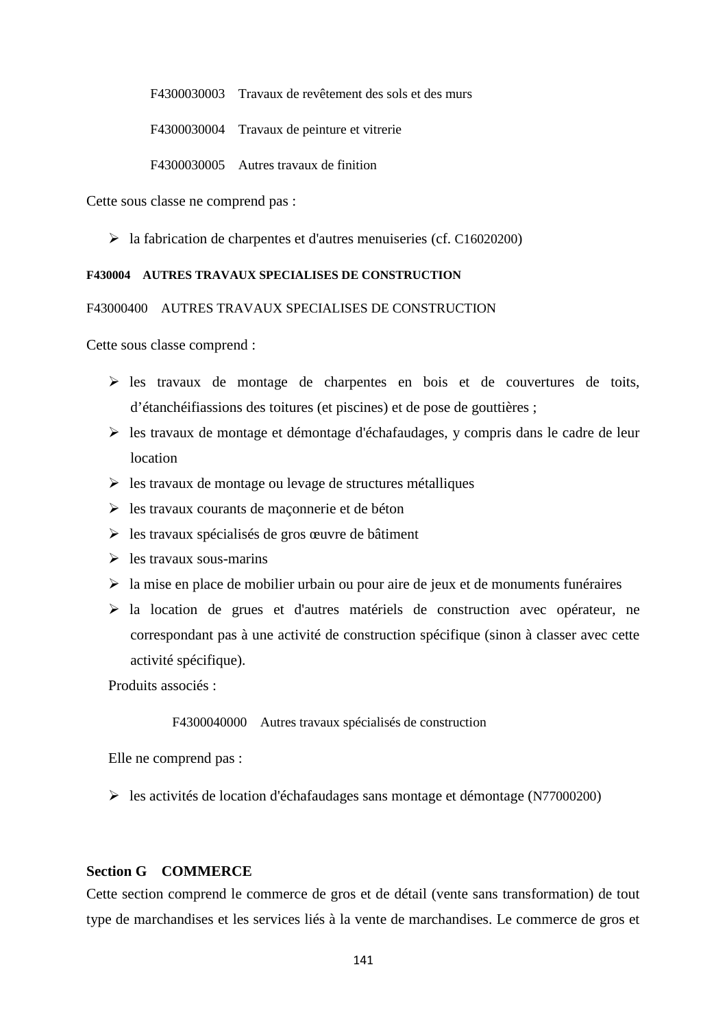F4300030003    Travaux de revêtement des sols et des murs

F4300030004    Travaux de peinture et vitrerie

F4300030005    Autres travaux de finition

Cette sous classe ne comprend pas :

- la fabrication de charpentes et d'autres menuiseries (cf. C16020200)

#### F430004    AUTRES TRAVAUX SPECIALISES DE CONSTRUCTION

F43000400    AUTRES TRAVAUX SPECIALISES DE CONSTRUCTION

Cette sous classe comprend :

- les travaux de montage de charpentes en bois et de couvertures de toits, d'étanchéifiassions des toitures (et piscines) et de pose de gouttières ;
- les travaux de montage et démontage d'échafaudages, y compris dans le cadre de leur location
- les travaux de montage ou levage de structures métalliques
- les travaux courants de maçonnerie et de béton
- les travaux spécialisés de gros œuvre de bâtiment
- les travaux sous-marins
- la mise en place de mobilier urbain ou pour aire de jeux et de monuments funéraires
- la location de grues et d'autres matériels de construction avec opérateur, ne correspondant pas à une activité de construction spécifique (sinon à classer avec cette activité spécifique).

Produits associés :

F4300040000    Autres travaux spécialisés de construction

Elle ne comprend pas :

- les activités de location d'échafaudages sans montage et démontage (N77000200)

## Section G    COMMERCE

Cette section comprend le commerce de gros et de détail (vente sans transformation) de tout type de marchandises et les services liés à la vente de marchandises. Le commerce de gros et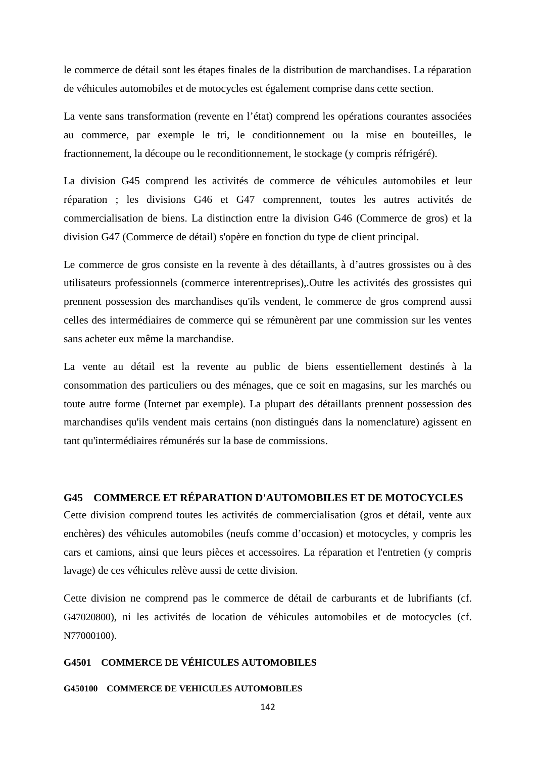le commerce de détail sont les étapes finales de la distribution de marchandises. La réparation de véhicules automobiles et de motocycles est également comprise dans cette section.

La vente sans transformation (revente en l'état) comprend les opérations courantes associées au commerce, par exemple le tri, le conditionnement ou la mise en bouteilles, le fractionnement, la découpe ou le reconditionnement, le stockage (y compris réfrigéré).

La division G45 comprend les activités de commerce de véhicules automobiles et leur réparation ; les divisions G46 et G47 comprennent, toutes les autres activités de commercialisation de biens. La distinction entre la division G46 (Commerce de gros) et la division G47 (Commerce de détail) s'opère en fonction du type de client principal.

Le commerce de gros consiste en la revente à des détaillants, à d'autres grossistes ou à des utilisateurs professionnels (commerce interentreprises),.Outre les activités des grossistes qui prennent possession des marchandises qu'ils vendent, le commerce de gros comprend aussi celles des intermédiaires de commerce qui se rémunèrent par une commission sur les ventes sans acheter eux même la marchandise.

La vente au détail est la revente au public de biens essentiellement destinés à la consommation des particuliers ou des ménages, que ce soit en magasins, sur les marchés ou toute autre forme (Internet par exemple). La plupart des détaillants prennent possession des marchandises qu'ils vendent mais certains (non distingués dans la nomenclature) agissent en tant qu'intermédiaires rémunérés sur la base de commissions.

## G45 COMMERCE ET RÉPARATION D'AUTOMOBILES ET DE MOTOCYCLES

Cette division comprend toutes les activités de commercialisation (gros et détail, vente aux enchères) des véhicules automobiles (neufs comme d'occasion) et motocycles, y compris les cars et camions, ainsi que leurs pièces et accessoires. La réparation et l'entretien (y compris lavage) de ces véhicules relève aussi de cette division.

Cette division ne comprend pas le commerce de détail de carburants et de lubrifiants (cf. G47020800), ni les activités de location de véhicules automobiles et de motocycles (cf. N77000100).

### G4501 COMMERCE DE VÉHICULES AUTOMOBILES

#### G450100 COMMERCE DE VEHICULES AUTOMOBILES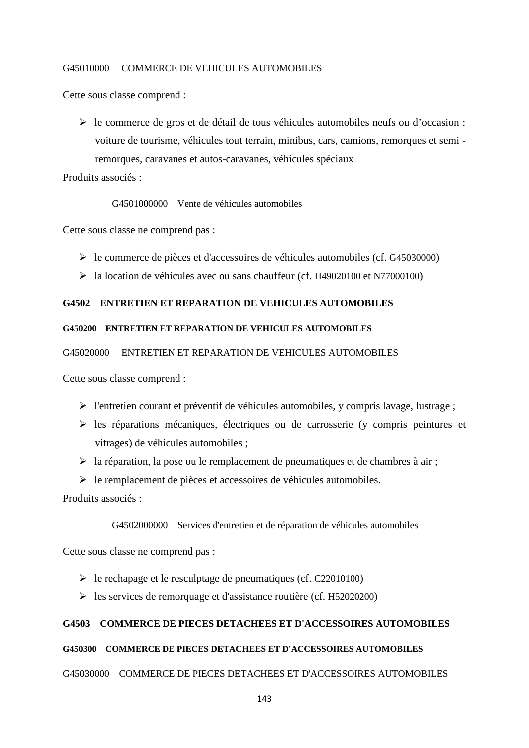G45010000 COMMERCE DE VEHICULES AUTOMOBILES

Cette sous classe comprend :

- le commerce de gros et de détail de tous véhicules automobiles neufs ou d'occasion : voiture de tourisme, véhicules tout terrain, minibus, cars, camions, remorques et semi - remorques, caravanes et autos-caravanes, véhicules spéciaux

Produits associés :

G4501000000 Vente de véhicules automobiles

Cette sous classe ne comprend pas :

- le commerce de pièces et d'accessoires de véhicules automobiles (cf. G45030000)
- la location de véhicules avec ou sans chauffeur (cf. H49020100 et N77000100)

## G4502 ENTRETIEN ET REPARATION DE VEHICULES AUTOMOBILES

### G450200 ENTRETIEN ET REPARATION DE VEHICULES AUTOMOBILES

G45020000 ENTRETIEN ET REPARATION DE VEHICULES AUTOMOBILES

Cette sous classe comprend :

- l'entretien courant et préventif de véhicules automobiles, y compris lavage, lustrage ;
- les réparations mécaniques, électriques ou de carrosserie (y compris peintures et vitrages) de véhicules automobiles ;
- la réparation, la pose ou le remplacement de pneumatiques et de chambres à air ;
- le remplacement de pièces et accessoires de véhicules automobiles.

Produits associés :

G4502000000 Services d'entretien et de réparation de véhicules automobiles

Cette sous classe ne comprend pas :

- le rechapage et le resculptage de pneumatiques (cf. C22010100)
- les services de remorquage et d'assistance routière (cf. H52020200)

## G4503 COMMERCE DE PIECES DETACHEES ET D'ACCESSOIRES AUTOMOBILES

### G450300 COMMERCE DE PIECES DETACHEES ET D'ACCESSOIRES AUTOMOBILES

G45030000 COMMERCE DE PIECES DETACHEES ET D'ACCESSOIRES AUTOMOBILES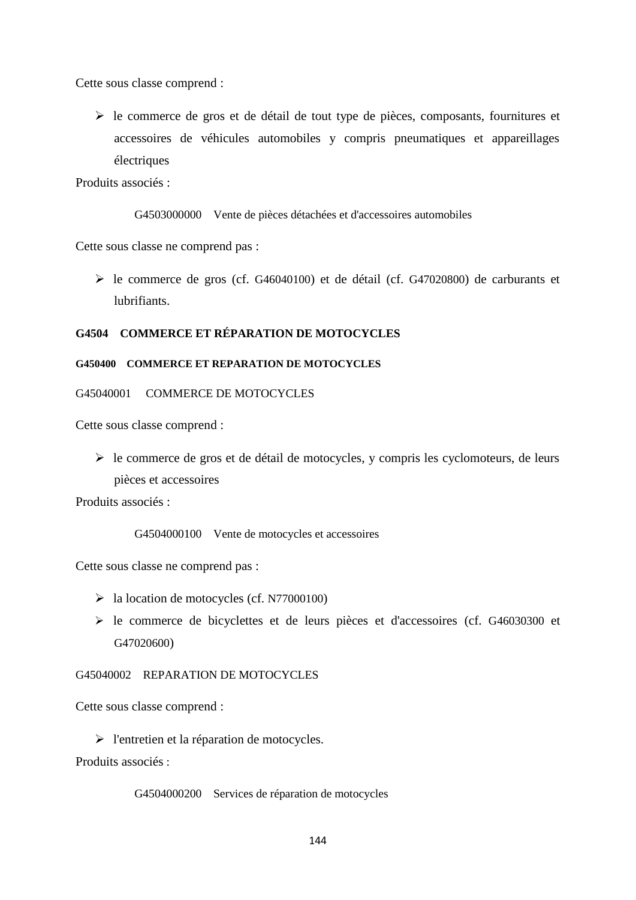Cette sous classe comprend :

- le commerce de gros et de détail de tout type de pièces, composants, fournitures et accessoires de véhicules automobiles y compris pneumatiques et appareillages électriques

Produits associés :

G4503000000 Vente de pièces détachées et d'accessoires automobiles

Cette sous classe ne comprend pas :

- le commerce de gros (cf. G46040100) et de détail (cf. G47020800) de carburants et lubrifiants.

### G4504 COMMERCE ET RÉPARATION DE MOTOCYCLES

#### G450400 COMMERCE ET REPARATION DE MOTOCYCLES

G45040001 COMMERCE DE MOTOCYCLES

Cette sous classe comprend :

- le commerce de gros et de détail de motocycles, y compris les cyclomoteurs, de leurs pièces et accessoires

Produits associés :

G4504000100 Vente de motocycles et accessoires

Cette sous classe ne comprend pas :

- la location de motocycles (cf. N77000100)
- le commerce de bicyclettes et de leurs pièces et d'accessoires (cf. G46030300 et G47020600)

G45040002 REPARATION DE MOTOCYCLES

Cette sous classe comprend :

- l'entretien et la réparation de motocycles.

Produits associés :

G4504000200 Services de réparation de motocycles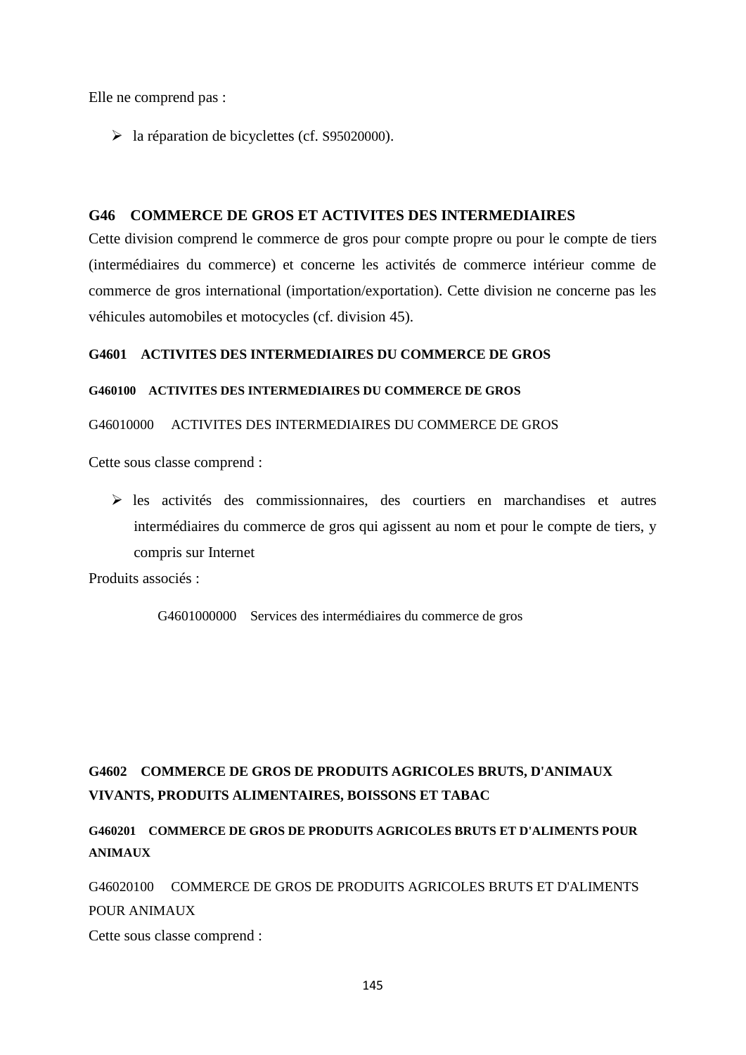Elle ne comprend pas :

- la réparation de bicyclettes (cf. S95020000).

## G46 COMMERCE DE GROS ET ACTIVITES DES INTERMEDIAIRES

Cette division comprend le commerce de gros pour compte propre ou pour le compte de tiers (intermédiaires du commerce) et concerne les activités de commerce intérieur comme de commerce de gros international (importation/exportation). Cette division ne concerne pas les véhicules automobiles et motocycles (cf. division 45).

### G4601 ACTIVITES DES INTERMEDIAIRES DU COMMERCE DE GROS

#### G460100 ACTIVITES DES INTERMEDIAIRES DU COMMERCE DE GROS

G46010000 ACTIVITES DES INTERMEDIAIRES DU COMMERCE DE GROS

Cette sous classe comprend :

- les activités des commissionnaires, des courtiers en marchandises et autres intermédiaires du commerce de gros qui agissent au nom et pour le compte de tiers, y compris sur Internet

Produits associés :

G4601000000 Services des intermédiaires du commerce de gros

### G4602 COMMERCE DE GROS DE PRODUITS AGRICOLES BRUTS, D'ANIMAUX VIVANTS, PRODUITS ALIMENTAIRES, BOISSONS ET TABAC

#### G460201 COMMERCE DE GROS DE PRODUITS AGRICOLES BRUTS ET D'ALIMENTS POUR ANIMAUX

G46020100 COMMERCE DE GROS DE PRODUITS AGRICOLES BRUTS ET D'ALIMENTS POUR ANIMAUX

Cette sous classe comprend :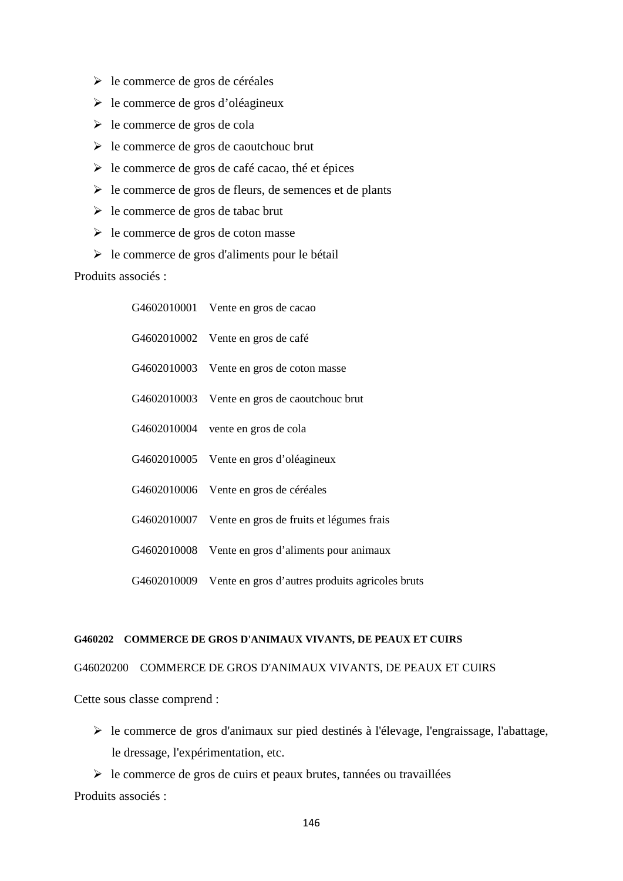- le commerce de gros de céréales
- le commerce de gros d’oléagineux
- le commerce de gros de cola
- le commerce de gros de caoutchouc brut
- le commerce de gros de café cacao, thé et épices
- le commerce de gros de fleurs, de semences et de plants
- le commerce de gros de tabac brut
- le commerce de gros de coton masse
- le commerce de gros d'aliments pour le bétail

Produits associés :

| | |
|---|---|
| G4602010001 | Vente en gros de cacao |
| G4602010002 | Vente en gros de café |
| G4602010003 | Vente en gros de coton masse |
| G4602010003 | Vente en gros de caoutchouc brut |
| G4602010004 | vente en gros de cola |
| G4602010005 | Vente en gros d’oléagineux |
| G4602010006 | Vente en gros de céréales |
| G4602010007 | Vente en gros de fruits et légumes frais |
| G4602010008 | Vente en gros d’aliments pour animaux |
| G4602010009 | Vente en gros d’autres produits agricoles bruts |

#### G460202 COMMERCE DE GROS D'ANIMAUX VIVANTS, DE PEAUX ET CUIRS

G46020200 COMMERCE DE GROS D'ANIMAUX VIVANTS, DE PEAUX ET CUIRS

Cette sous classe comprend :

- le commerce de gros d'animaux sur pied destinés à l'élevage, l'engraissage, l'abattage, le dressage, l'expérimentation, etc.
- le commerce de gros de cuirs et peaux brutes, tannées ou travaillées

Produits associés :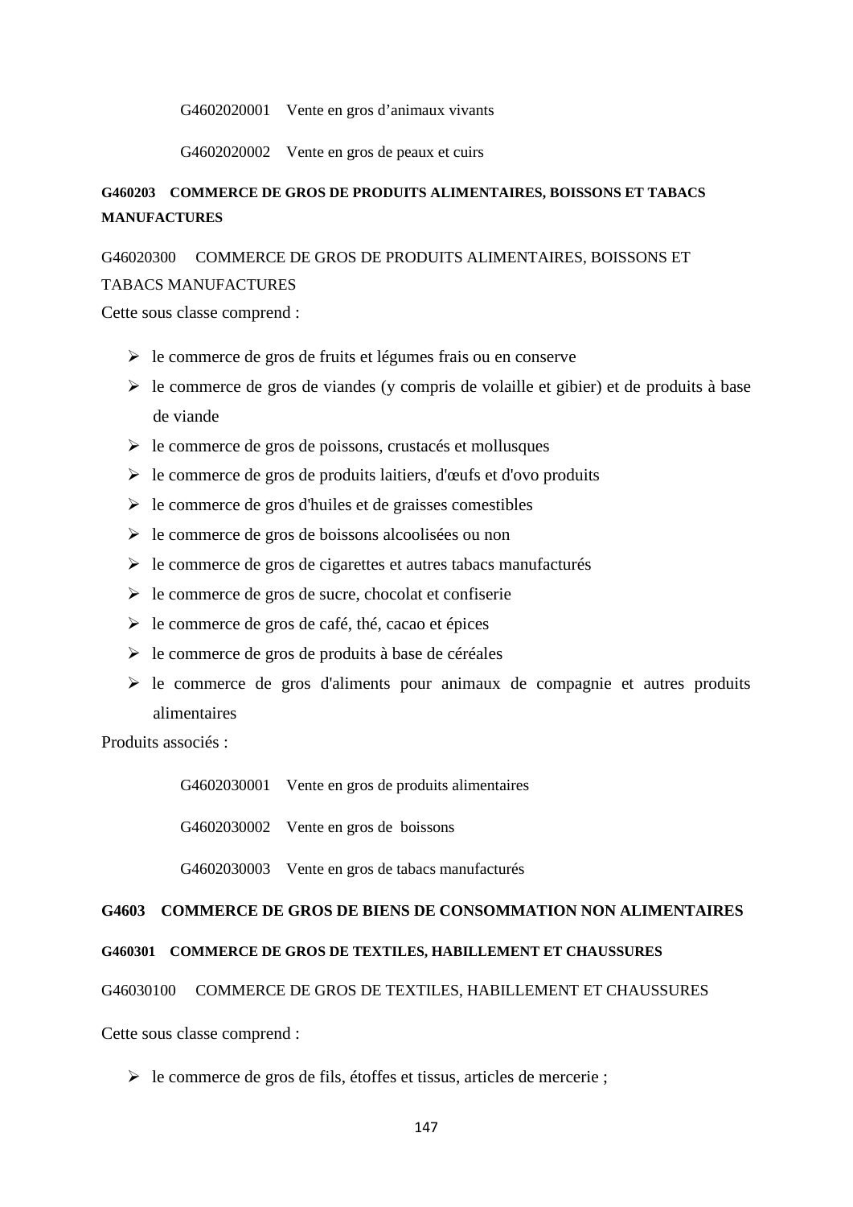G4602020001 Vente en gros d'animaux vivants

G4602020002 Vente en gros de peaux et cuirs

**G460203 COMMERCE DE GROS DE PRODUITS ALIMENTAIRES, BOISSONS ET TABACS MANUFACTURES**

G46020300 COMMERCE DE GROS DE PRODUITS ALIMENTAIRES, BOISSONS ET TABACS MANUFACTURES

Cette sous classe comprend :

- le commerce de gros de fruits et légumes frais ou en conserve
- le commerce de gros de viandes (y compris de volaille et gibier) et de produits à base de viande
- le commerce de gros de poissons, crustacés et mollusques
- le commerce de gros de produits laitiers, d'œufs et d'ovo produits
- le commerce de gros d'huiles et de graisses comestibles
- le commerce de gros de boissons alcoolisées ou non
- le commerce de gros de cigarettes et autres tabacs manufacturés
- le commerce de gros de sucre, chocolat et confiserie
- le commerce de gros de café, thé, cacao et épices
- le commerce de gros de produits à base de céréales
- le commerce de gros d'aliments pour animaux de compagnie et autres produits alimentaires

Produits associés :

G4602030001 Vente en gros de produits alimentaires

G4602030002 Vente en gros de boissons

G4602030003 Vente en gros de tabacs manufacturés

**G4603 COMMERCE DE GROS DE BIENS DE CONSOMMATION NON ALIMENTAIRES**

**G460301 COMMERCE DE GROS DE TEXTILES, HABILLEMENT ET CHAUSSURES**

G46030100 COMMERCE DE GROS DE TEXTILES, HABILLEMENT ET CHAUSSURES

Cette sous classe comprend :

- le commerce de gros de fils, étoffes et tissus, articles de mercerie ;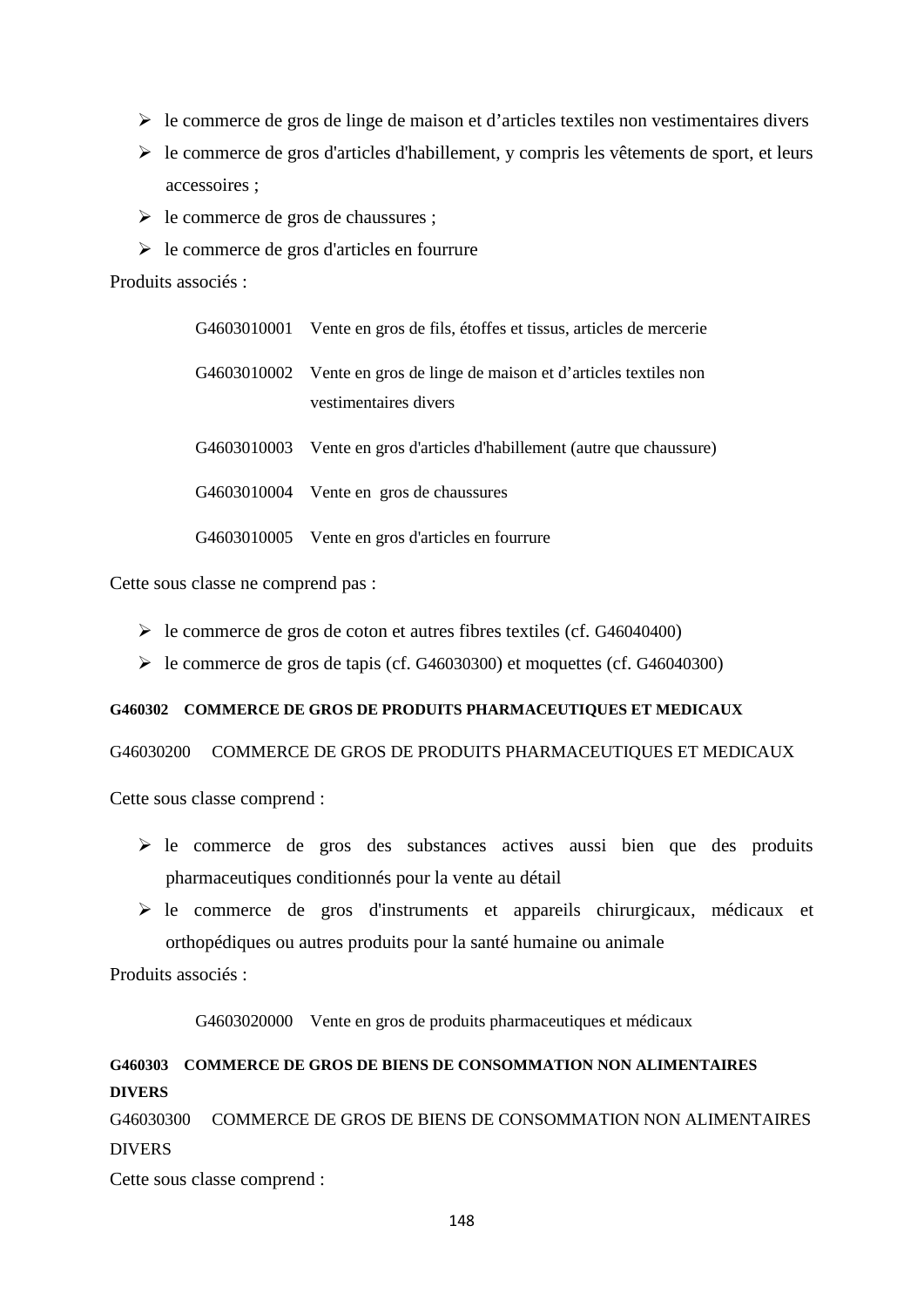- le commerce de gros de linge de maison et d'articles textiles non vestimentaires divers
- le commerce de gros d'articles d'habillement, y compris les vêtements de sport, et leurs accessoires ;
- le commerce de gros de chaussures ;
- le commerce de gros d'articles en fourrure

Produits associés :

| | |
|---|---|
| G4603010001 | Vente en gros de fils, étoffes et tissus, articles de mercerie |
| G4603010002 | Vente en gros de linge de maison et d'articles textiles non vestimentaires divers |
| G4603010003 | Vente en gros d'articles d'habillement (autre que chaussure) |
| G4603010004 | Vente en gros de chaussures |
| G4603010005 | Vente en gros d'articles en fourrure |

Cette sous classe ne comprend pas :

- le commerce de gros de coton et autres fibres textiles (cf. G46040400)
- le commerce de gros de tapis (cf. G46030300) et moquettes (cf. G46040300)

**G460302 COMMERCE DE GROS DE PRODUITS PHARMACEUTIQUES ET MEDICAUX**

G46030200 COMMERCE DE GROS DE PRODUITS PHARMACEUTIQUES ET MEDICAUX

Cette sous classe comprend :

- le commerce de gros des substances actives aussi bien que des produits pharmaceutiques conditionnés pour la vente au détail
- le commerce de gros d'instruments et appareils chirurgicaux, médicaux et orthopédiques ou autres produits pour la santé humaine ou animale

Produits associés :

| | |
|---|---|
| G4603020000 | Vente en gros de produits pharmaceutiques et médicaux |

**G460303 COMMERCE DE GROS DE BIENS DE CONSOMMATION NON ALIMENTAIRES DIVERS**

G46030300 COMMERCE DE GROS DE BIENS DE CONSOMMATION NON ALIMENTAIRES DIVERS

Cette sous classe comprend :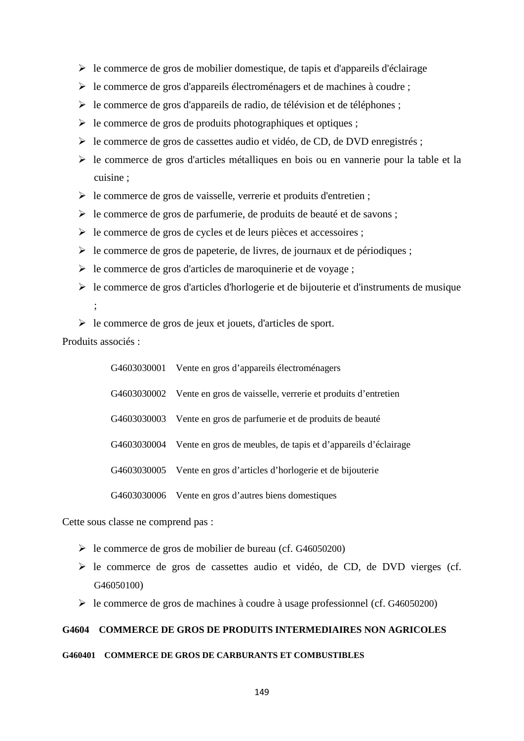- le commerce de gros de mobilier domestique, de tapis et d'appareils d'éclairage
- le commerce de gros d'appareils électroménagers et de machines à coudre ;
- le commerce de gros d'appareils de radio, de télévision et de téléphones ;
- le commerce de gros de produits photographiques et optiques ;
- le commerce de gros de cassettes audio et vidéo, de CD, de DVD enregistrés ;
- le commerce de gros d'articles métalliques en bois ou en vannerie pour la table et la cuisine ;
- le commerce de gros de vaisselle, verrerie et produits d'entretien ;
- le commerce de gros de parfumerie, de produits de beauté et de savons ;
- le commerce de gros de cycles et de leurs pièces et accessoires ;
- le commerce de gros de papeterie, de livres, de journaux et de périodiques ;
- le commerce de gros d'articles de maroquinerie et de voyage ;
- le commerce de gros d'articles d'horlogerie et de bijouterie et d'instruments de musique ;
- le commerce de gros de jeux et jouets, d'articles de sport.

Produits associés :

| | |
|---|---|
| G4603030001 | Vente en gros d'appareils électroménagers |
| G4603030002 | Vente en gros de vaisselle, verrerie et produits d'entretien |
| G4603030003 | Vente en gros de parfumerie et de produits de beauté |
| G4603030004 | Vente en gros de meubles, de tapis et d'appareils d'éclairage |
| G4603030005 | Vente en gros d'articles d'horlogerie et de bijouterie |
| G4603030006 | Vente en gros d'autres biens domestiques |

Cette sous classe ne comprend pas :

- le commerce de gros de mobilier de bureau (cf. G46050200)
- le commerce de gros de cassettes audio et vidéo, de CD, de DVD vierges (cf. G46050100)
- le commerce de gros de machines à coudre à usage professionnel (cf. G46050200)

## G4604 COMMERCE DE GROS DE PRODUITS INTERMEDIAIRES NON AGRICOLES

### G460401 COMMERCE DE GROS DE CARBURANTS ET COMBUSTIBLES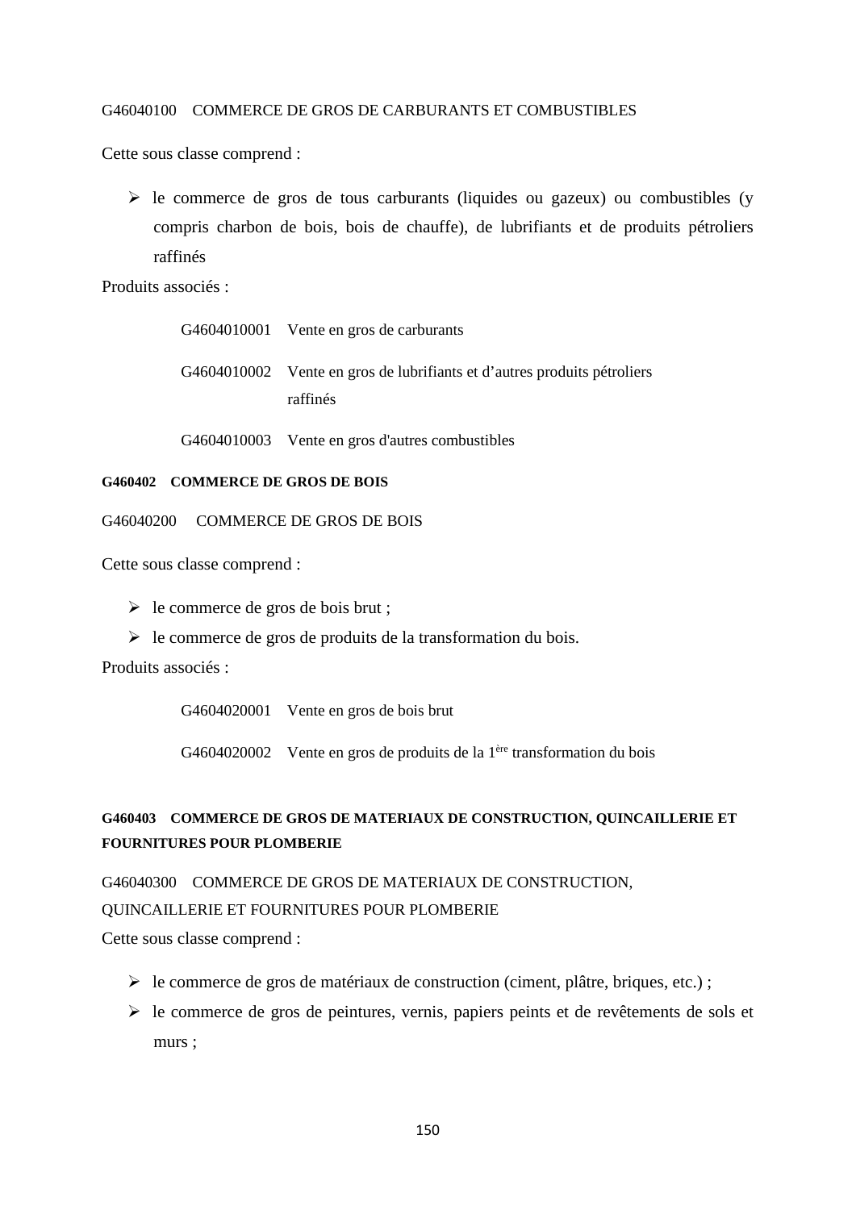G46040100 COMMERCE DE GROS DE CARBURANTS ET COMBUSTIBLES

Cette sous classe comprend :

- le commerce de gros de tous carburants (liquides ou gazeux) ou combustibles (y compris charbon de bois, bois de chauffe), de lubrifiants et de produits pétroliers raffinés

Produits associés :

G4604010001 Vente en gros de carburants

G4604010002 Vente en gros de lubrifiants et d'autres produits pétroliers raffinés

G4604010003 Vente en gros d'autres combustibles

**G460402 COMMERCE DE GROS DE BOIS**

G46040200 COMMERCE DE GROS DE BOIS

Cette sous classe comprend :

- le commerce de gros de bois brut ;
- le commerce de gros de produits de la transformation du bois.

Produits associés :

G4604020001 Vente en gros de bois brut

G4604020002 Vente en gros de produits de la 1ère transformation du bois

**G460403 COMMERCE DE GROS DE MATERIAUX DE CONSTRUCTION, QUINCAILLERIE ET FOURNITURES POUR PLOMBERIE**

G46040300 COMMERCE DE GROS DE MATERIAUX DE CONSTRUCTION, QUINCAILLERIE ET FOURNITURES POUR PLOMBERIE

Cette sous classe comprend :

- le commerce de gros de matériaux de construction (ciment, plâtre, briques, etc.) ;
- le commerce de gros de peintures, vernis, papiers peints et de revêtements de sols et murs ;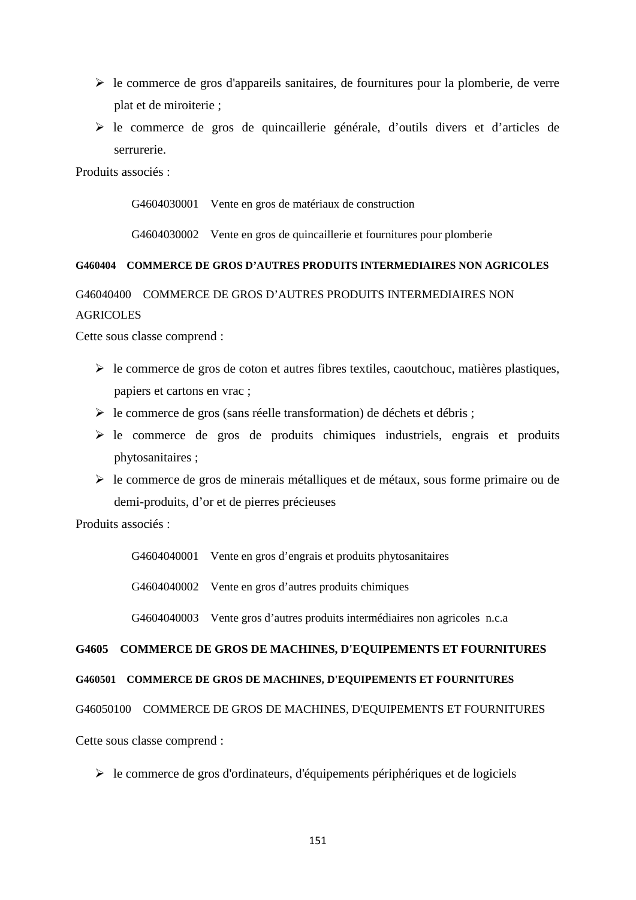- le commerce de gros d'appareils sanitaires, de fournitures pour la plomberie, de verre plat et de miroiterie ;
- le commerce de gros de quincaillerie générale, d'outils divers et d'articles de serrurerie.

Produits associés :

G4604030001 Vente en gros de matériaux de construction

G4604030002 Vente en gros de quincaillerie et fournitures pour plomberie

#### G460404 COMMERCE DE GROS D'AUTRES PRODUITS INTERMEDIAIRES NON AGRICOLES

G46040400 COMMERCE DE GROS D'AUTRES PRODUITS INTERMEDIAIRES NON AGRICOLES

Cette sous classe comprend :

- le commerce de gros de coton et autres fibres textiles, caoutchouc, matières plastiques, papiers et cartons en vrac ;
- le commerce de gros (sans réelle transformation) de déchets et débris ;
- le commerce de gros de produits chimiques industriels, engrais et produits phytosanitaires ;
- le commerce de gros de minerais métalliques et de métaux, sous forme primaire ou de demi-produits, d'or et de pierres précieuses

Produits associés :

G4604040001 Vente en gros d'engrais et produits phytosanitaires

G4604040002 Vente en gros d'autres produits chimiques

G4604040003 Vente gros d'autres produits intermédiaires non agricoles n.c.a

### G4605 COMMERCE DE GROS DE MACHINES, D'EQUIPEMENTS ET FOURNITURES

#### G460501 COMMERCE DE GROS DE MACHINES, D'EQUIPEMENTS ET FOURNITURES

G46050100 COMMERCE DE GROS DE MACHINES, D'EQUIPEMENTS ET FOURNITURES

Cette sous classe comprend :

- le commerce de gros d'ordinateurs, d'équipements périphériques et de logiciels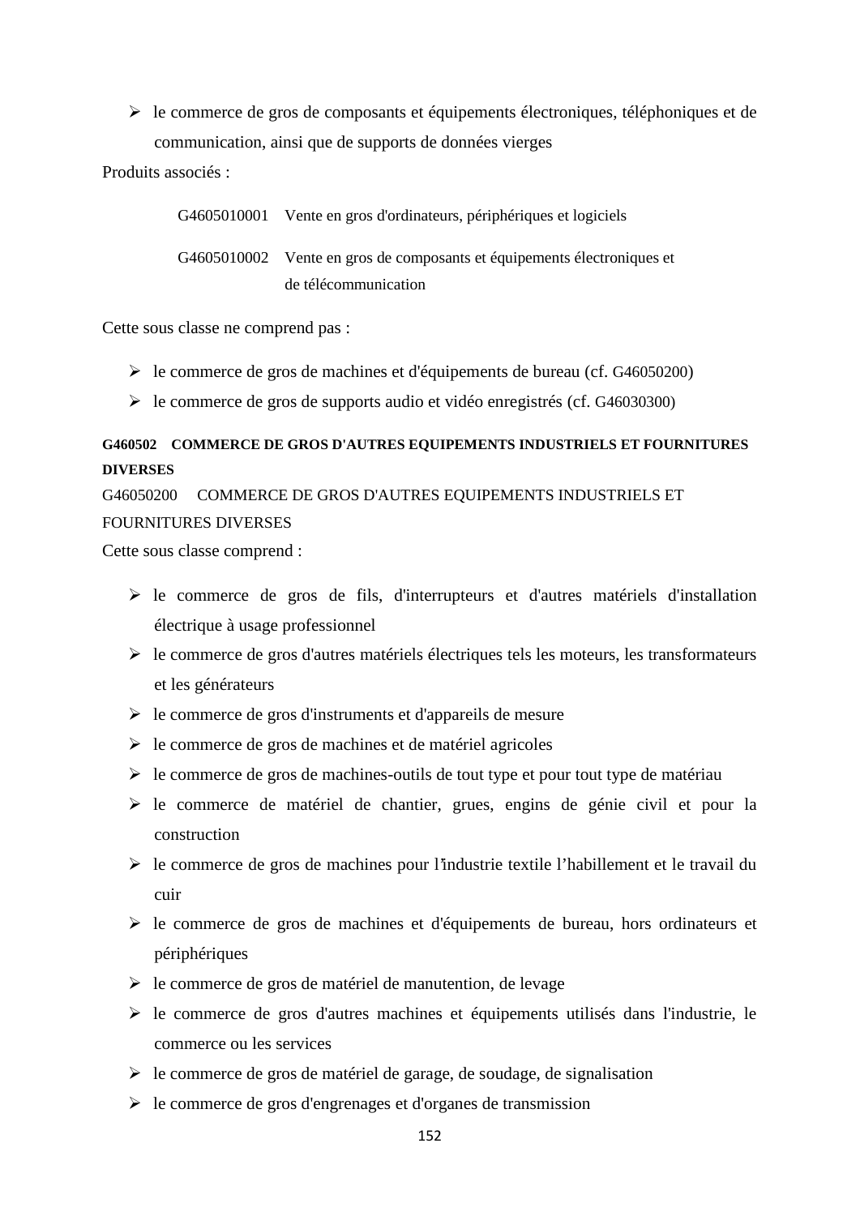- le commerce de gros de composants et équipements électroniques, téléphoniques et de communication, ainsi que de supports de données vierges

Produits associés :

G4605010001 Vente en gros d'ordinateurs, périphériques et logiciels

G4605010002 Vente en gros de composants et équipements électroniques et de télécommunication

Cette sous classe ne comprend pas :

- le commerce de gros de machines et d'équipements de bureau (cf. G46050200)
- le commerce de gros de supports audio et vidéo enregistrés (cf. G46030300)

**G460502 COMMERCE DE GROS D'AUTRES EQUIPEMENTS INDUSTRIELS ET FOURNITURES DIVERSES**

G46050200 COMMERCE DE GROS D'AUTRES EQUIPEMENTS INDUSTRIELS ET FOURNITURES DIVERSES

Cette sous classe comprend :

- le commerce de gros de fils, d'interrupteurs et d'autres matériels d'installation électrique à usage professionnel
- le commerce de gros d'autres matériels électriques tels les moteurs, les transformateurs et les générateurs
- le commerce de gros d'instruments et d'appareils de mesure
- le commerce de gros de machines et de matériel agricoles
- le commerce de gros de machines-outils de tout type et pour tout type de matériau
- le commerce de matériel de chantier, grues, engins de génie civil et pour la construction
- le commerce de gros de machines pour l'industrie textile l'habillement et le travail du cuir
- le commerce de gros de machines et d'équipements de bureau, hors ordinateurs et périphériques
- le commerce de gros de matériel de manutention, de levage
- le commerce de gros d'autres machines et équipements utilisés dans l'industrie, le commerce ou les services
- le commerce de gros de matériel de garage, de soudage, de signalisation
- le commerce de gros d'engrenages et d'organes de transmission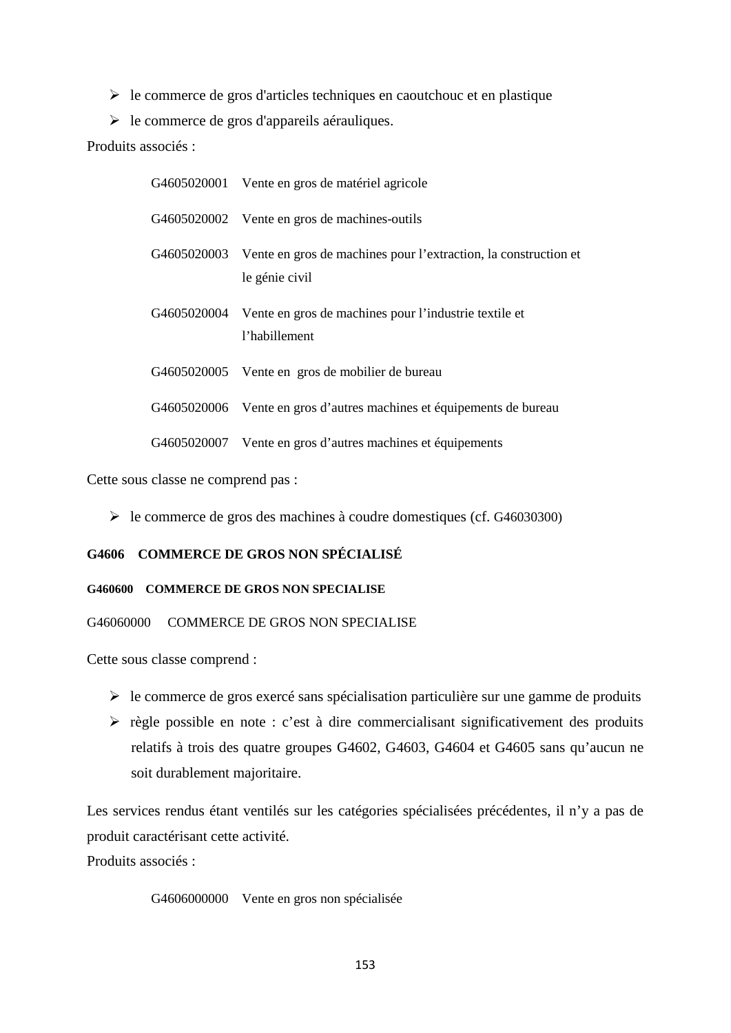- le commerce de gros d'articles techniques en caoutchouc et en plastique
- le commerce de gros d'appareils aérauliques.

Produits associés :

| | |
|---|---|
| G4605020001 | Vente en gros de matériel agricole |
| G4605020002 | Vente en gros de machines-outils |
| G4605020003 | Vente en gros de machines pour l’extraction, la construction et le génie civil |
| G4605020004 | Vente en gros de machines pour l’industrie textile et l’habillement |
| G4605020005 | Vente en gros de mobilier de bureau |
| G4605020006 | Vente en gros d’autres machines et équipements de bureau |
| G4605020007 | Vente en gros d’autres machines et équipements |

Cette sous classe ne comprend pas :

- le commerce de gros des machines à coudre domestiques (cf. G46030300)

### G4606 COMMERCE DE GROS NON SPÉCIALISÉ

#### G460600 COMMERCE DE GROS NON SPECIALISE

G46060000 COMMERCE DE GROS NON SPECIALISE

Cette sous classe comprend :

- le commerce de gros exercé sans spécialisation particulière sur une gamme de produits
- règle possible en note : c’est à dire commercialisant significativement des produits relatifs à trois des quatre groupes G4602, G4603, G4604 et G4605 sans qu’aucun ne soit durablement majoritaire.

Les services rendus étant ventilés sur les catégories spécialisées précédentes, il n’y a pas de produit caractérisant cette activité.

Produits associés :

| | |
|---|---|
| G4606000000 | Vente en gros non spécialisée |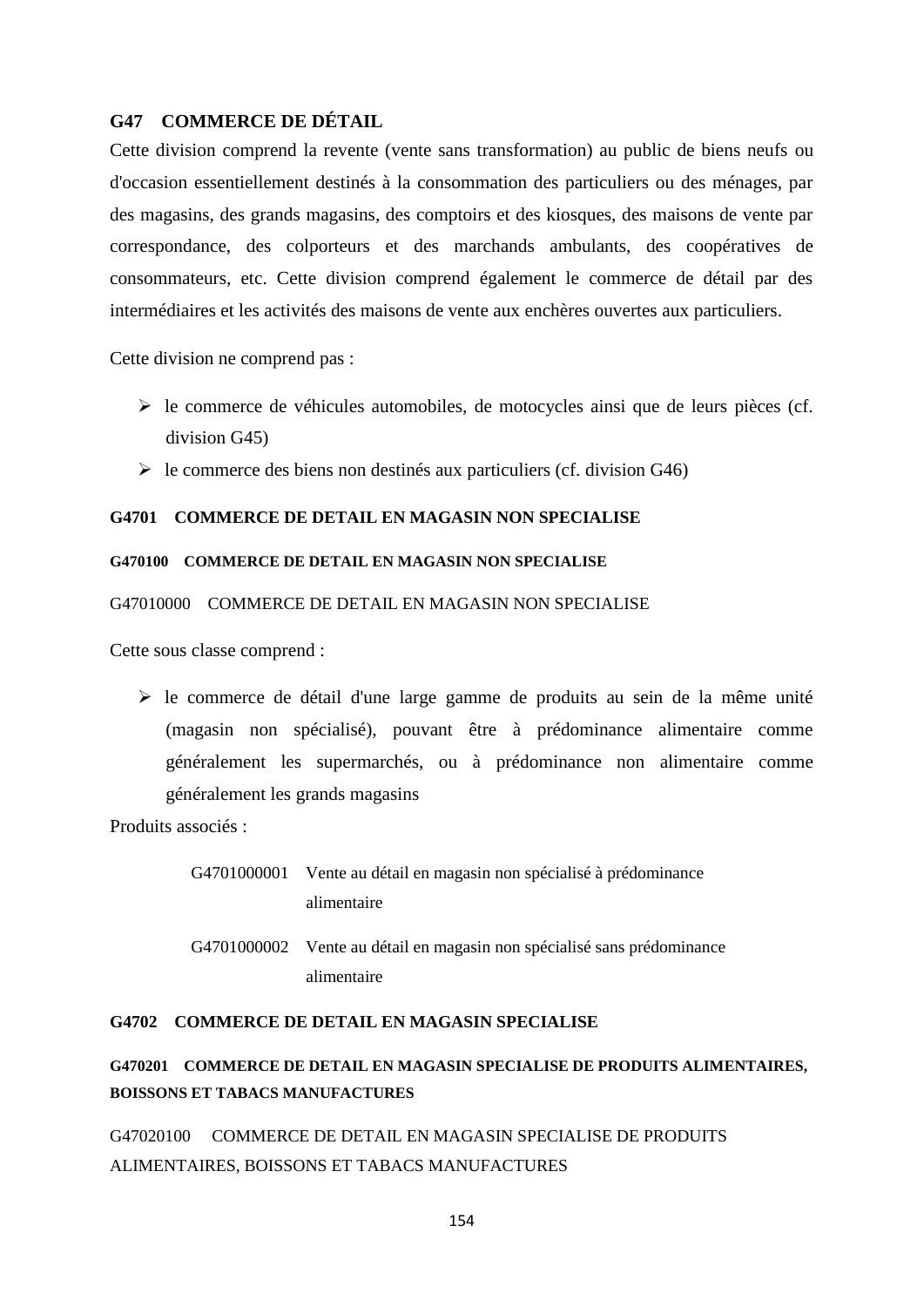## G47 COMMERCE DE DÉTAIL

Cette division comprend la revente (vente sans transformation) au public de biens neufs ou d'occasion essentiellement destinés à la consommation des particuliers ou des ménages, par des magasins, des grands magasins, des comptoirs et des kiosques, des maisons de vente par correspondance, des colporteurs et des marchands ambulants, des coopératives de consommateurs, etc. Cette division comprend également le commerce de détail par des intermédiaires et les activités des maisons de vente aux enchères ouvertes aux particuliers.

Cette division ne comprend pas :

- le commerce de véhicules automobiles, de motocycles ainsi que de leurs pièces (cf. division G45)
- le commerce des biens non destinés aux particuliers (cf. division G46)

### G4701 COMMERCE DE DETAIL EN MAGASIN NON SPECIALISE

#### G470100 COMMERCE DE DETAIL EN MAGASIN NON SPECIALISE

G47010000 COMMERCE DE DETAIL EN MAGASIN NON SPECIALISE

Cette sous classe comprend :

- le commerce de détail d'une large gamme de produits au sein de la même unité (magasin non spécialisé), pouvant être à prédominance alimentaire comme généralement les supermarchés, ou à prédominance non alimentaire comme généralement les grands magasins

Produits associés :

G4701000001 Vente au détail en magasin non spécialisé à prédominance alimentaire

G4701000002 Vente au détail en magasin non spécialisé sans prédominance alimentaire

### G4702 COMMERCE DE DETAIL EN MAGASIN SPECIALISE

#### G470201 COMMERCE DE DETAIL EN MAGASIN SPECIALISE DE PRODUITS ALIMENTAIRES, BOISSONS ET TABACS MANUFACTURES

G47020100 COMMERCE DE DETAIL EN MAGASIN SPECIALISE DE PRODUITS ALIMENTAIRES, BOISSONS ET TABACS MANUFACTURES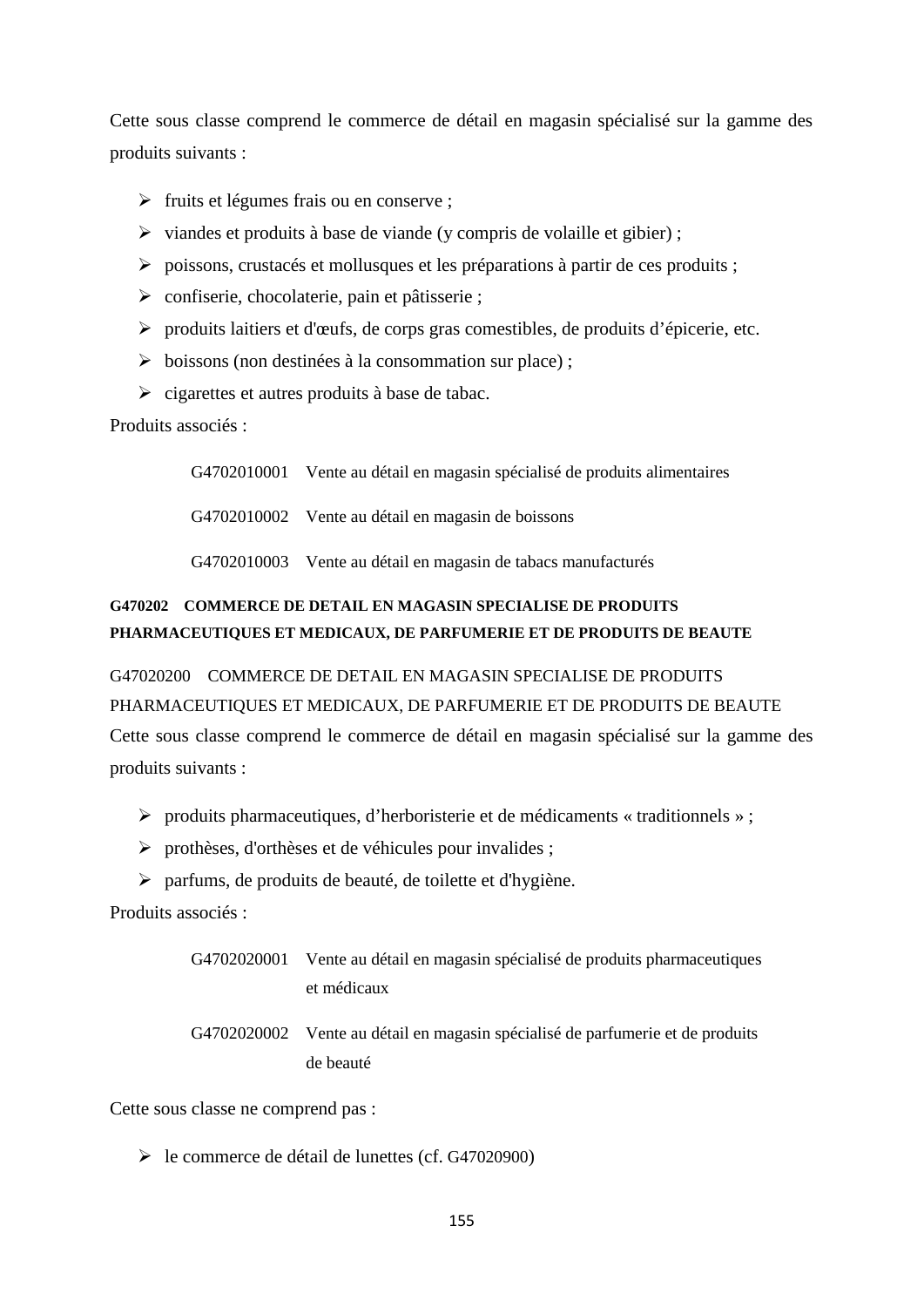Cette sous classe comprend le commerce de détail en magasin spécialisé sur la gamme des produits suivants :

- fruits et légumes frais ou en conserve ;
- viandes et produits à base de viande (y compris de volaille et gibier) ;
- poissons, crustacés et mollusques et les préparations à partir de ces produits ;
- confiserie, chocolaterie, pain et pâtisserie ;
- produits laitiers et d'œufs, de corps gras comestibles, de produits d'épicerie, etc.
- boissons (non destinées à la consommation sur place) ;
- cigarettes et autres produits à base de tabac.

Produits associés :

G4702010001 Vente au détail en magasin spécialisé de produits alimentaires

G4702010002 Vente au détail en magasin de boissons

G4702010003 Vente au détail en magasin de tabacs manufacturés

**G470202 COMMERCE DE DETAIL EN MAGASIN SPECIALISE DE PRODUITS PHARMACEUTIQUES ET MEDICAUX, DE PARFUMERIE ET DE PRODUITS DE BEAUTE**

G47020200 COMMERCE DE DETAIL EN MAGASIN SPECIALISE DE PRODUITS PHARMACEUTIQUES ET MEDICAUX, DE PARFUMERIE ET DE PRODUITS DE BEAUTE

Cette sous classe comprend le commerce de détail en magasin spécialisé sur la gamme des produits suivants :

- produits pharmaceutiques, d'herboristerie et de médicaments « traditionnels » ;
- prothèses, d'orthèses et de véhicules pour invalides ;
- parfums, de produits de beauté, de toilette et d'hygiène.

Produits associés :

G4702020001 Vente au détail en magasin spécialisé de produits pharmaceutiques et médicaux

G4702020002 Vente au détail en magasin spécialisé de parfumerie et de produits de beauté

Cette sous classe ne comprend pas :

- le commerce de détail de lunettes (cf. G47020900)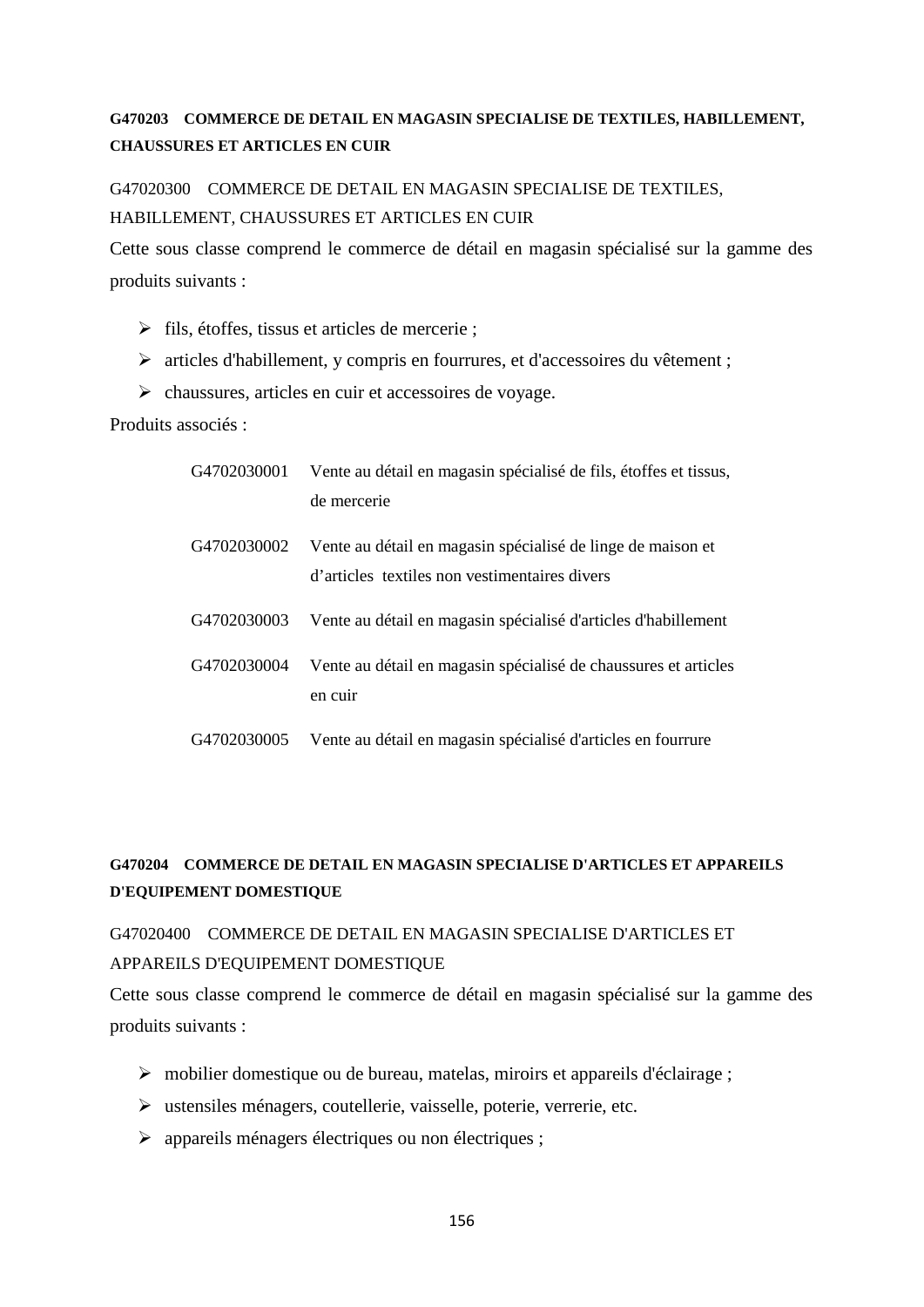**G470203 COMMERCE DE DETAIL EN MAGASIN SPECIALISE DE TEXTILES, HABILLEMENT, CHAUSSURES ET ARTICLES EN CUIR**

G47020300 COMMERCE DE DETAIL EN MAGASIN SPECIALISE DE TEXTILES, HABILLEMENT, CHAUSSURES ET ARTICLES EN CUIR

Cette sous classe comprend le commerce de détail en magasin spécialisé sur la gamme des produits suivants :

- fils, étoffes, tissus et articles de mercerie ;
- articles d'habillement, y compris en fourrures, et d'accessoires du vêtement ;
- chaussures, articles en cuir et accessoires de voyage.

Produits associés :

| | |
|---|---|
| G4702030001 | Vente au détail en magasin spécialisé de fils, étoffes et tissus, de mercerie |
| G4702030002 | Vente au détail en magasin spécialisé de linge de maison et d'articles textiles non vestimentaires divers |
| G4702030003 | Vente au détail en magasin spécialisé d'articles d'habillement |
| G4702030004 | Vente au détail en magasin spécialisé de chaussures et articles en cuir |
| G4702030005 | Vente au détail en magasin spécialisé d'articles en fourrure |

**G470204 COMMERCE DE DETAIL EN MAGASIN SPECIALISE D'ARTICLES ET APPAREILS D'EQUIPEMENT DOMESTIQUE**

G47020400 COMMERCE DE DETAIL EN MAGASIN SPECIALISE D'ARTICLES ET APPAREILS D'EQUIPEMENT DOMESTIQUE

Cette sous classe comprend le commerce de détail en magasin spécialisé sur la gamme des produits suivants :

- mobilier domestique ou de bureau, matelas, miroirs et appareils d'éclairage ;
- ustensiles ménagers, coutellerie, vaisselle, poterie, verrerie, etc.
- appareils ménagers électriques ou non électriques ;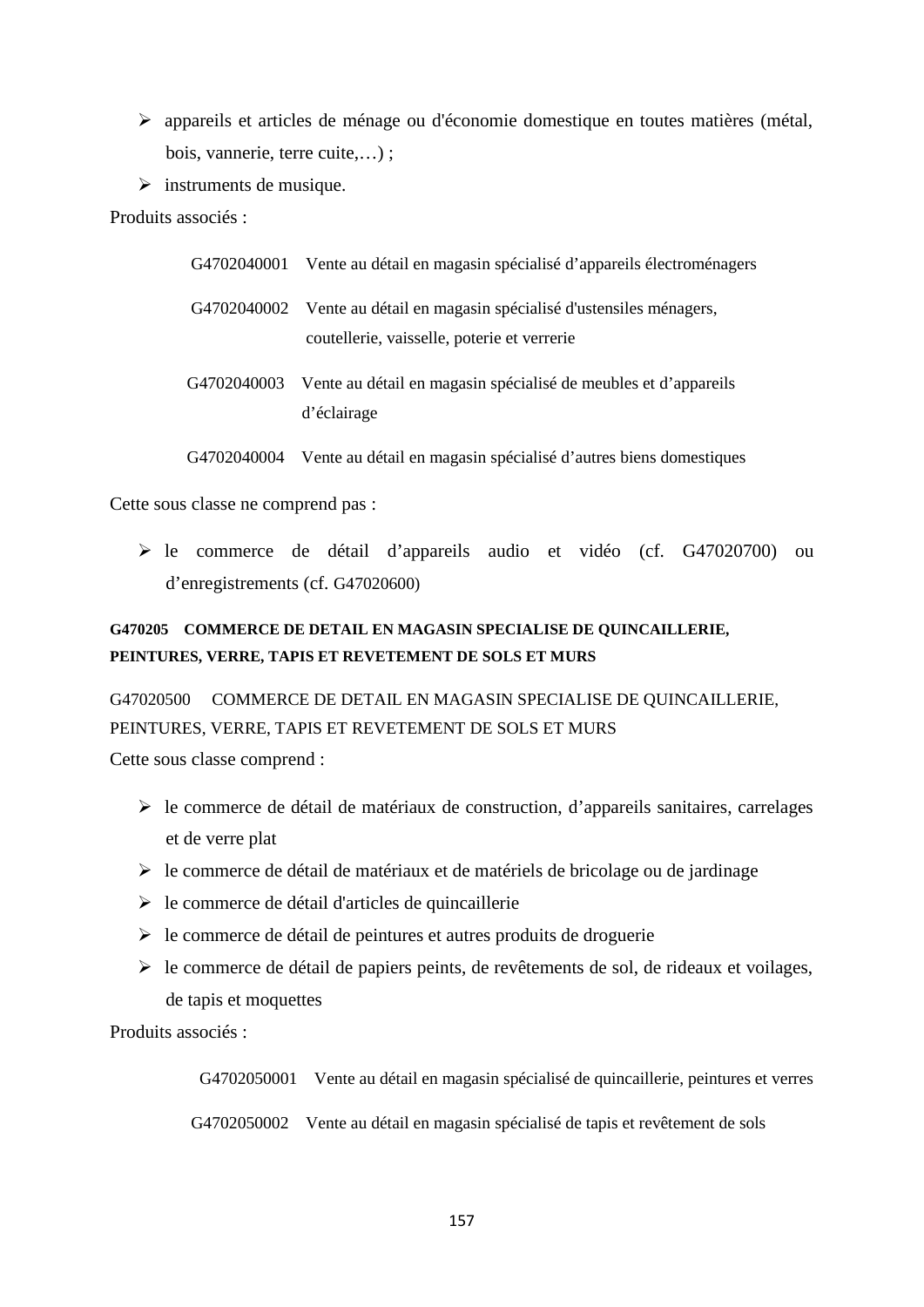- appareils et articles de ménage ou d'économie domestique en toutes matières (métal, bois, vannerie, terre cuite,…) ;
- instruments de musique.

Produits associés :

G4702040001 Vente au détail en magasin spécialisé d'appareils électroménagers

G4702040002 Vente au détail en magasin spécialisé d'ustensiles ménagers, coutellerie, vaisselle, poterie et verrerie

G4702040003 Vente au détail en magasin spécialisé de meubles et d'appareils d'éclairage

G4702040004 Vente au détail en magasin spécialisé d'autres biens domestiques

Cette sous classe ne comprend pas :

- le commerce de détail d'appareils audio et vidéo (cf. G47020700) ou d'enregistrements (cf. G47020600)

#### G470205 COMMERCE DE DETAIL EN MAGASIN SPECIALISE DE QUINCAILLERIE, PEINTURES, VERRE, TAPIS ET REVETEMENT DE SOLS ET MURS

G47020500 COMMERCE DE DETAIL EN MAGASIN SPECIALISE DE QUINCAILLERIE, PEINTURES, VERRE, TAPIS ET REVETEMENT DE SOLS ET MURS

Cette sous classe comprend :

- le commerce de détail de matériaux de construction, d'appareils sanitaires, carrelages et de verre plat
- le commerce de détail de matériaux et de matériels de bricolage ou de jardinage
- le commerce de détail d'articles de quincaillerie
- le commerce de détail de peintures et autres produits de droguerie
- le commerce de détail de papiers peints, de revêtements de sol, de rideaux et voilages, de tapis et moquettes

Produits associés :

G4702050001 Vente au détail en magasin spécialisé de quincaillerie, peintures et verres

G4702050002 Vente au détail en magasin spécialisé de tapis et revêtement de sols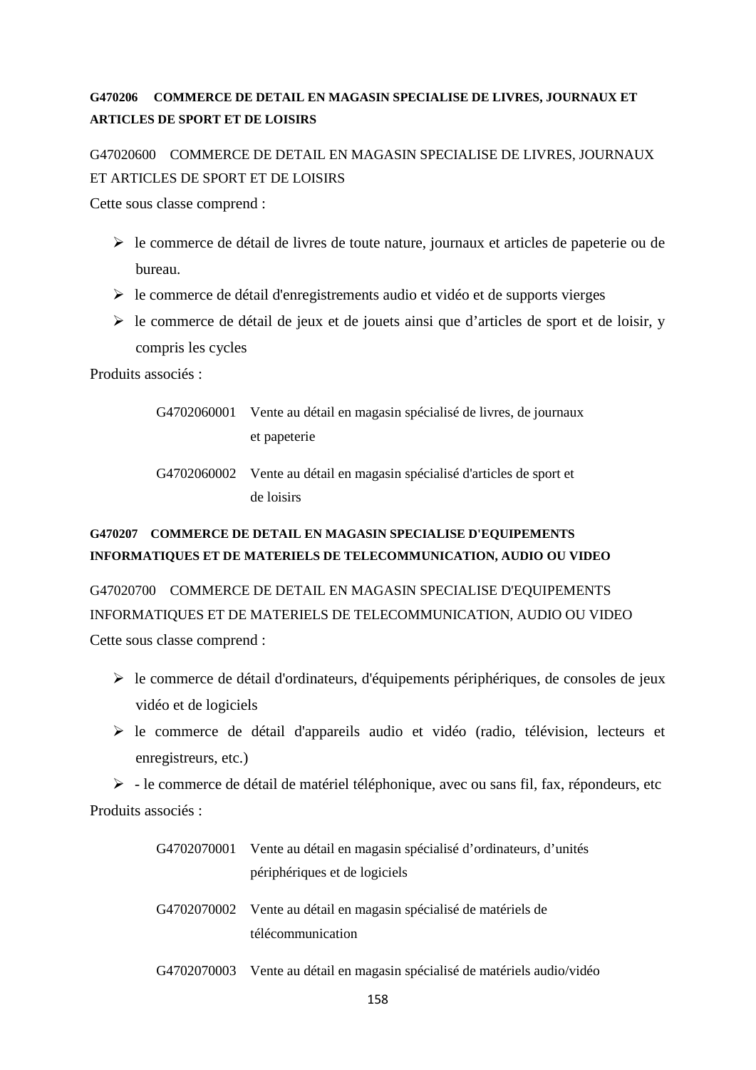### G470206 COMMERCE DE DETAIL EN MAGASIN SPECIALISE DE LIVRES, JOURNAUX ET ARTICLES DE SPORT ET DE LOISIRS

G47020600 COMMERCE DE DETAIL EN MAGASIN SPECIALISE DE LIVRES, JOURNAUX ET ARTICLES DE SPORT ET DE LOISIRS

Cette sous classe comprend :

- le commerce de détail de livres de toute nature, journaux et articles de papeterie ou de bureau.
- le commerce de détail d'enregistrements audio et vidéo et de supports vierges
- le commerce de détail de jeux et de jouets ainsi que d'articles de sport et de loisir, y compris les cycles

Produits associés :

| | |
|---|---|
| G4702060001 | Vente au détail en magasin spécialisé de livres, de journaux et papeterie |
| G4702060002 | Vente au détail en magasin spécialisé d'articles de sport et de loisirs |

### G470207 COMMERCE DE DETAIL EN MAGASIN SPECIALISE D'EQUIPEMENTS INFORMATIQUES ET DE MATERIELS DE TELECOMMUNICATION, AUDIO OU VIDEO

G47020700 COMMERCE DE DETAIL EN MAGASIN SPECIALISE D'EQUIPEMENTS INFORMATIQUES ET DE MATERIELS DE TELECOMMUNICATION, AUDIO OU VIDEO

Cette sous classe comprend :

- le commerce de détail d'ordinateurs, d'équipements périphériques, de consoles de jeux vidéo et de logiciels
- le commerce de détail d'appareils audio et vidéo (radio, télévision, lecteurs et enregistreurs, etc.)
- - le commerce de détail de matériel téléphonique, avec ou sans fil, fax, répondeurs, etc

Produits associés :

| | |
|---|---|
| G4702070001 | Vente au détail en magasin spécialisé d'ordinateurs, d'unités périphériques et de logiciels |
| G4702070002 | Vente au détail en magasin spécialisé de matériels de télécommunication |
| G4702070003 | Vente au détail en magasin spécialisé de matériels audio/vidéo |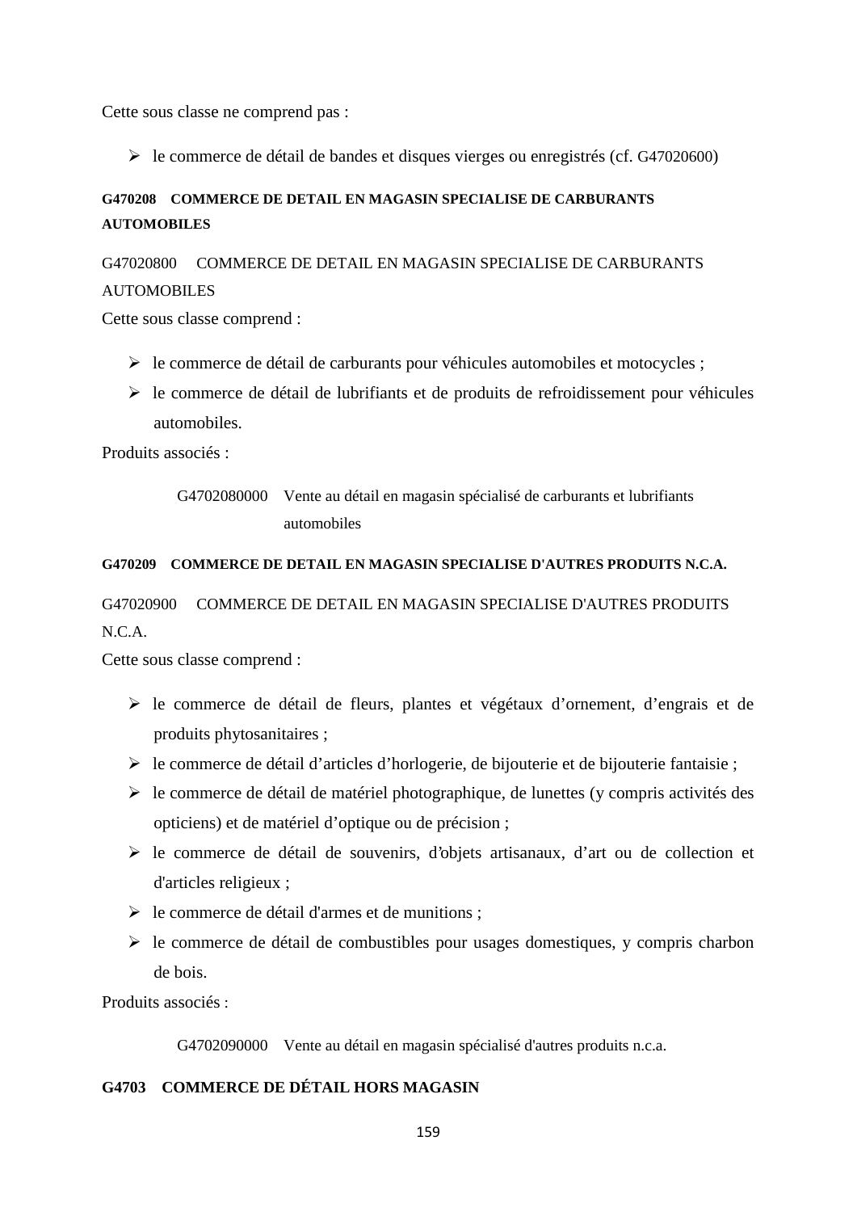Cette sous classe ne comprend pas :

- le commerce de détail de bandes et disques vierges ou enregistrés (cf. G47020600)

#### G470208 COMMERCE DE DETAIL EN MAGASIN SPECIALISE DE CARBURANTS AUTOMOBILES

G47020800 COMMERCE DE DETAIL EN MAGASIN SPECIALISE DE CARBURANTS AUTOMOBILES

Cette sous classe comprend :

- le commerce de détail de carburants pour véhicules automobiles et motocycles ;
- le commerce de détail de lubrifiants et de produits de refroidissement pour véhicules automobiles.

Produits associés :

G4702080000 Vente au détail en magasin spécialisé de carburants et lubrifiants automobiles

#### G470209 COMMERCE DE DETAIL EN MAGASIN SPECIALISE D'AUTRES PRODUITS N.C.A.

G47020900 COMMERCE DE DETAIL EN MAGASIN SPECIALISE D'AUTRES PRODUITS N.C.A.

Cette sous classe comprend :

- le commerce de détail de fleurs, plantes et végétaux d'ornement, d'engrais et de produits phytosanitaires ;
- le commerce de détail d'articles d'horlogerie, de bijouterie et de bijouterie fantaisie ;
- le commerce de détail de matériel photographique, de lunettes (y compris activités des opticiens) et de matériel d'optique ou de précision ;
- le commerce de détail de souvenirs, d'objets artisanaux, d'art ou de collection et d'articles religieux ;
- le commerce de détail d'armes et de munitions ;
- le commerce de détail de combustibles pour usages domestiques, y compris charbon de bois.

Produits associés :

G4702090000 Vente au détail en magasin spécialisé d'autres produits n.c.a.

### G4703 COMMERCE DE DÉTAIL HORS MAGASIN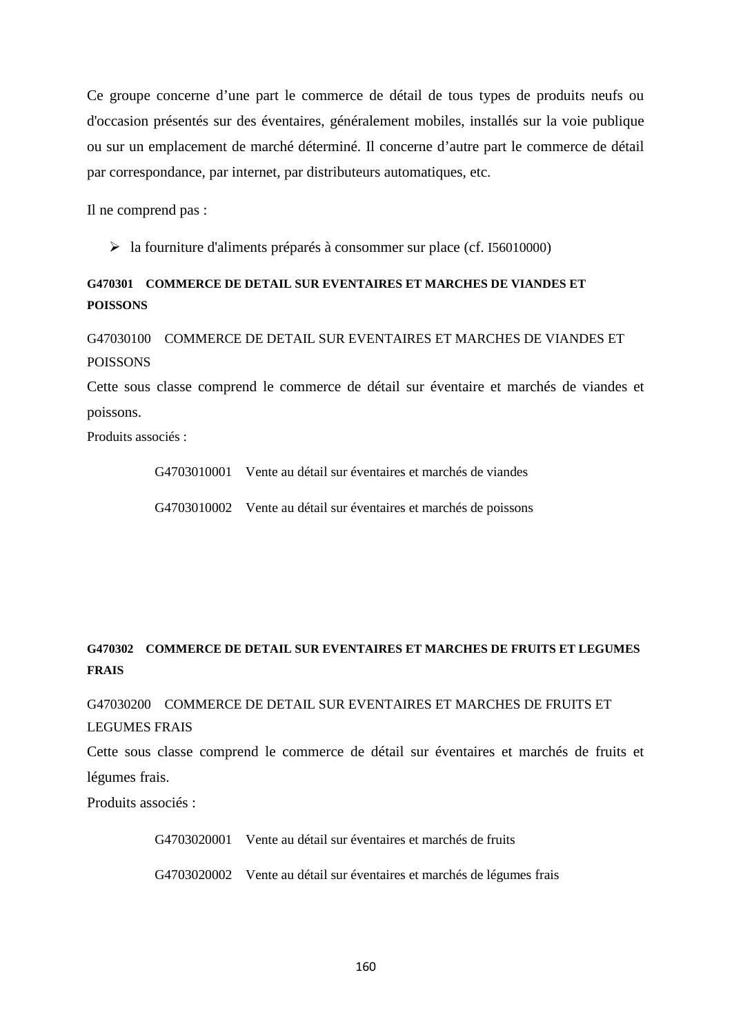Ce groupe concerne d'une part le commerce de détail de tous types de produits neufs ou d'occasion présentés sur des éventaires, généralement mobiles, installés sur la voie publique ou sur un emplacement de marché déterminé. Il concerne d'autre part le commerce de détail par correspondance, par internet, par distributeurs automatiques, etc.

Il ne comprend pas :

- la fourniture d'aliments préparés à consommer sur place (cf. I56010000)

**G470301 COMMERCE DE DETAIL SUR EVENTAIRES ET MARCHES DE VIANDES ET POISSONS**

G47030100 COMMERCE DE DETAIL SUR EVENTAIRES ET MARCHES DE VIANDES ET POISSONS

Cette sous classe comprend le commerce de détail sur éventaire et marchés de viandes et poissons.

Produits associés :

G4703010001 Vente au détail sur éventaires et marchés de viandes

G4703010002 Vente au détail sur éventaires et marchés de poissons

**G470302 COMMERCE DE DETAIL SUR EVENTAIRES ET MARCHES DE FRUITS ET LEGUMES FRAIS**

G47030200 COMMERCE DE DETAIL SUR EVENTAIRES ET MARCHES DE FRUITS ET LEGUMES FRAIS

Cette sous classe comprend le commerce de détail sur éventaires et marchés de fruits et légumes frais.

Produits associés :

G4703020001 Vente au détail sur éventaires et marchés de fruits

G4703020002 Vente au détail sur éventaires et marchés de légumes frais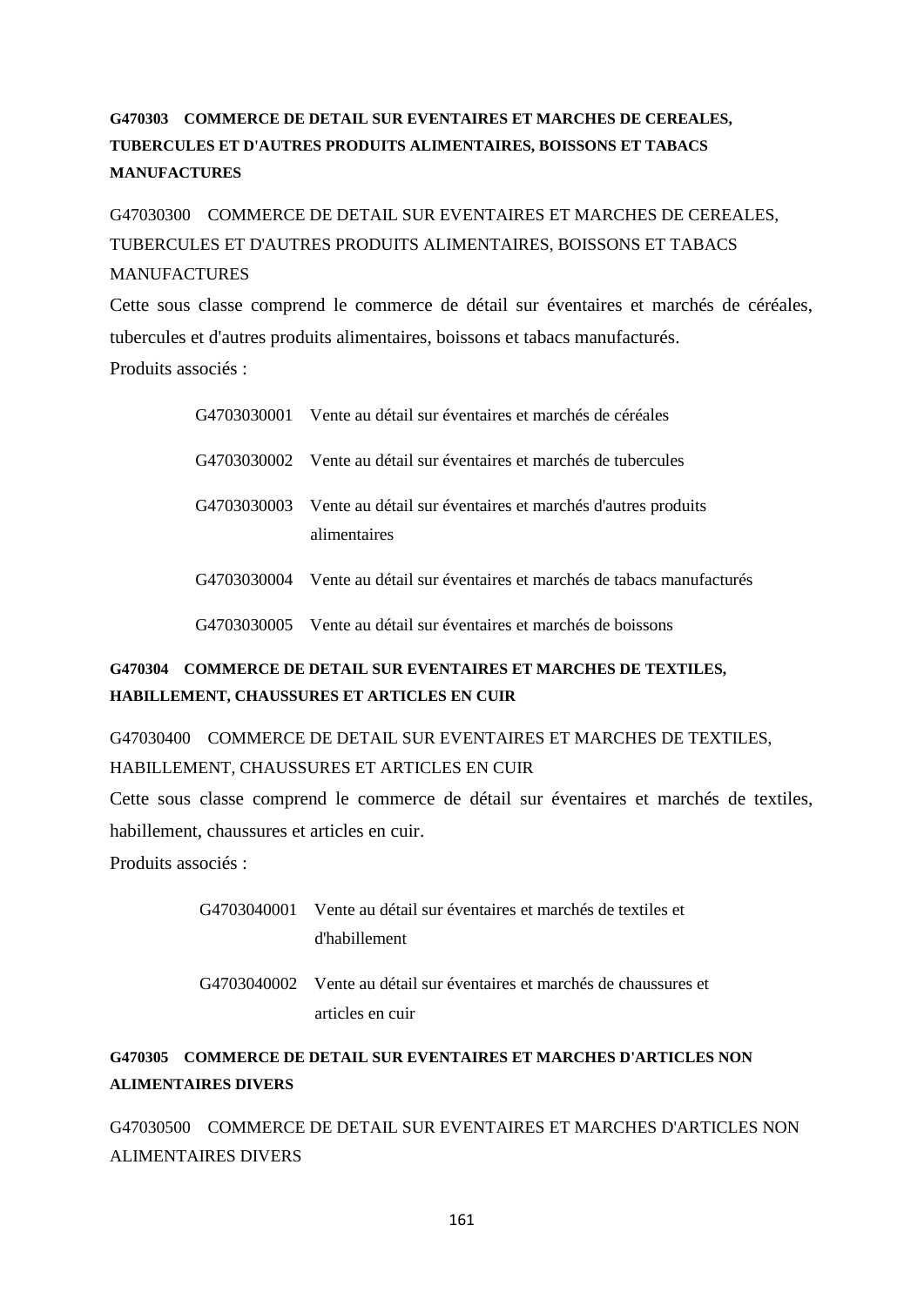### G470303 COMMERCE DE DETAIL SUR EVENTAIRES ET MARCHES DE CEREALES, TUBERCULES ET D'AUTRES PRODUITS ALIMENTAIRES, BOISSONS ET TABACS MANUFACTURES

G47030300 COMMERCE DE DETAIL SUR EVENTAIRES ET MARCHES DE CEREALES, TUBERCULES ET D'AUTRES PRODUITS ALIMENTAIRES, BOISSONS ET TABACS MANUFACTURES

Cette sous classe comprend le commerce de détail sur éventaires et marchés de céréales, tubercules et d'autres produits alimentaires, boissons et tabacs manufacturés.

Produits associés :

- G4703030001 Vente au détail sur éventaires et marchés de céréales
- G4703030002 Vente au détail sur éventaires et marchés de tubercules
- G4703030003 Vente au détail sur éventaires et marchés d'autres produits alimentaires
- G4703030004 Vente au détail sur éventaires et marchés de tabacs manufacturés
- G4703030005 Vente au détail sur éventaires et marchés de boissons

### G470304 COMMERCE DE DETAIL SUR EVENTAIRES ET MARCHES DE TEXTILES, HABILLEMENT, CHAUSSURES ET ARTICLES EN CUIR

G47030400 COMMERCE DE DETAIL SUR EVENTAIRES ET MARCHES DE TEXTILES, HABILLEMENT, CHAUSSURES ET ARTICLES EN CUIR

Cette sous classe comprend le commerce de détail sur éventaires et marchés de textiles, habillement, chaussures et articles en cuir.

Produits associés :

- G4703040001 Vente au détail sur éventaires et marchés de textiles et d'habillement
- G4703040002 Vente au détail sur éventaires et marchés de chaussures et articles en cuir

### G470305 COMMERCE DE DETAIL SUR EVENTAIRES ET MARCHES D'ARTICLES NON ALIMENTAIRES DIVERS

G47030500 COMMERCE DE DETAIL SUR EVENTAIRES ET MARCHES D'ARTICLES NON ALIMENTAIRES DIVERS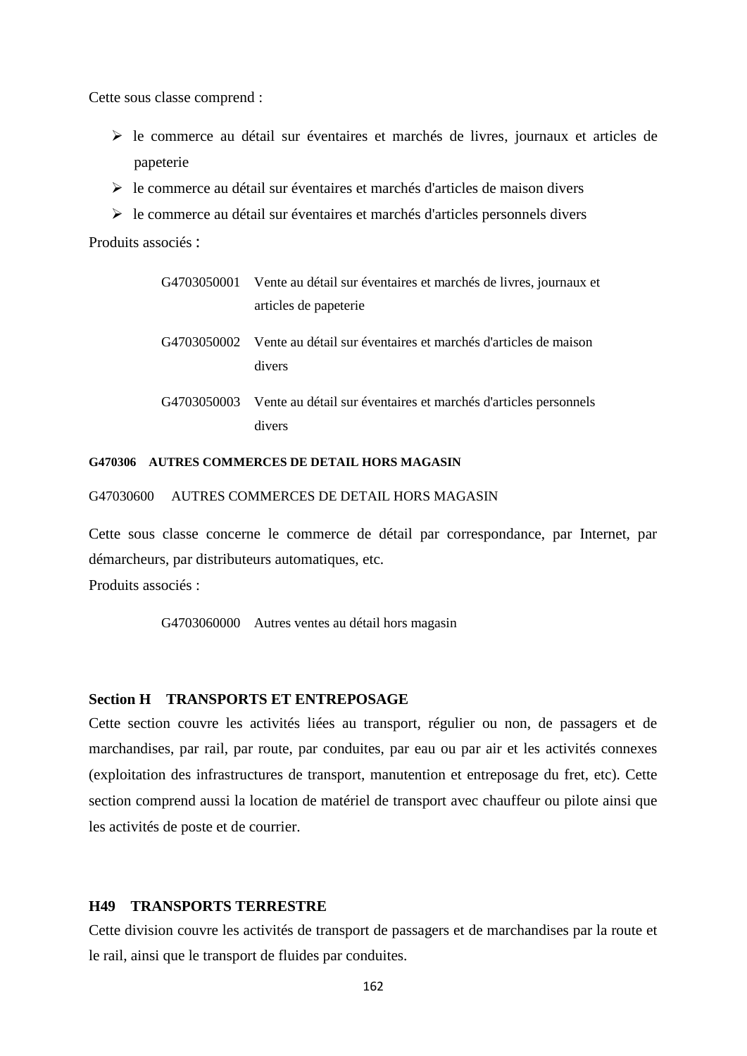Cette sous classe comprend :

- le commerce au détail sur éventaires et marchés de livres, journaux et articles de papeterie
- le commerce au détail sur éventaires et marchés d'articles de maison divers
- le commerce au détail sur éventaires et marchés d'articles personnels divers

Produits associés :

G4703050001 Vente au détail sur éventaires et marchés de livres, journaux et articles de papeterie

G4703050002 Vente au détail sur éventaires et marchés d'articles de maison divers

G4703050003 Vente au détail sur éventaires et marchés d'articles personnels divers

#### G470306 AUTRES COMMERCES DE DETAIL HORS MAGASIN

G47030600 AUTRES COMMERCES DE DETAIL HORS MAGASIN

Cette sous classe concerne le commerce de détail par correspondance, par Internet, par démarcheurs, par distributeurs automatiques, etc.

Produits associés :

G4703060000 Autres ventes au détail hors magasin

## Section H TRANSPORTS ET ENTREPOSAGE

Cette section couvre les activités liées au transport, régulier ou non, de passagers et de marchandises, par rail, par route, par conduites, par eau ou par air et les activités connexes (exploitation des infrastructures de transport, manutention et entreposage du fret, etc). Cette section comprend aussi la location de matériel de transport avec chauffeur ou pilote ainsi que les activités de poste et de courrier.

### H49 TRANSPORTS TERRESTRE

Cette division couvre les activités de transport de passagers et de marchandises par la route et le rail, ainsi que le transport de fluides par conduites.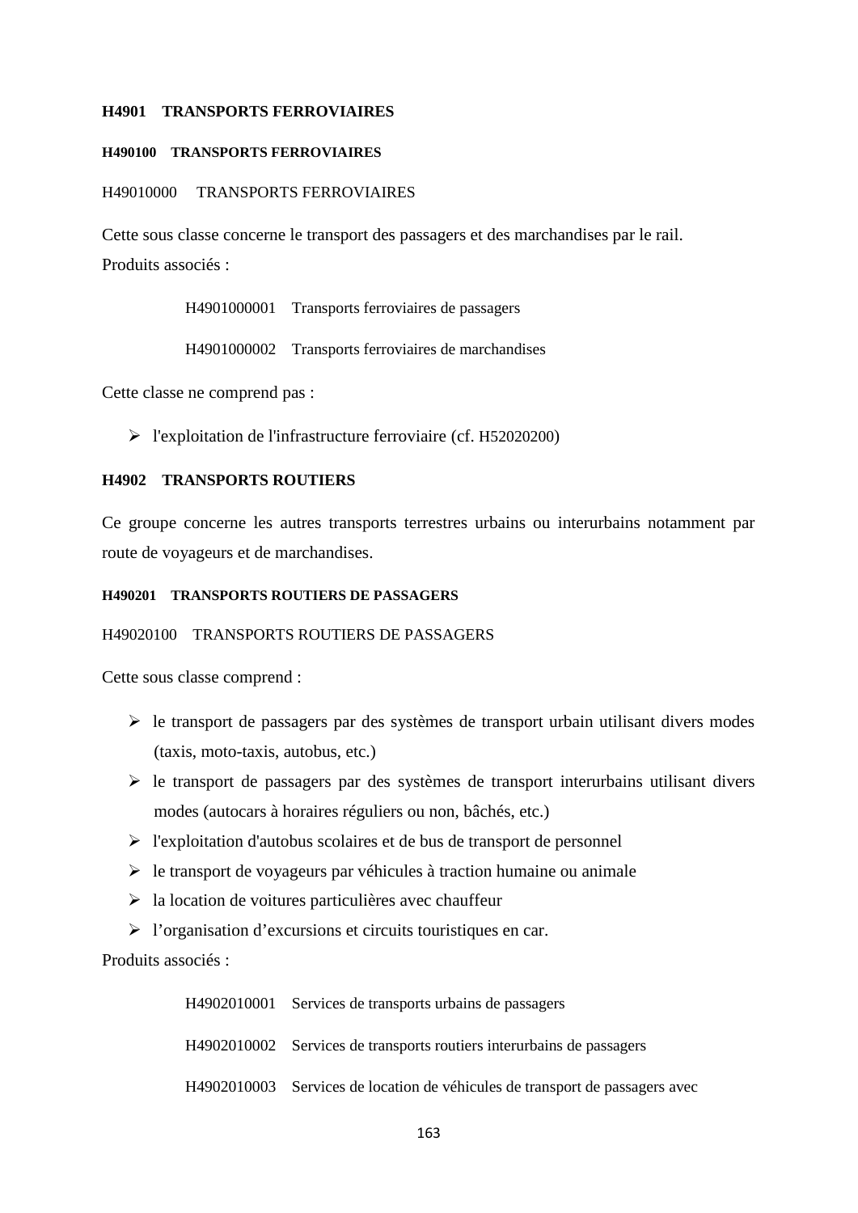### H4901 TRANSPORTS FERROVIAIRES

#### H490100 TRANSPORTS FERROVIAIRES

H49010000 TRANSPORTS FERROVIAIRES

Cette sous classe concerne le transport des passagers et des marchandises par le rail.
Produits associés :

> H4901000001 Transports ferroviaires de passagers
>
> H4901000002 Transports ferroviaires de marchandises

Cette classe ne comprend pas :

- l'exploitation de l'infrastructure ferroviaire (cf. H52020200)

### H4902 TRANSPORTS ROUTIERS

Ce groupe concerne les autres transports terrestres urbains ou interurbains notamment par route de voyageurs et de marchandises.

#### H490201 TRANSPORTS ROUTIERS DE PASSAGERS

H49020100 TRANSPORTS ROUTIERS DE PASSAGERS

Cette sous classe comprend :

- le transport de passagers par des systèmes de transport urbain utilisant divers modes (taxis, moto-taxis, autobus, etc.)
- le transport de passagers par des systèmes de transport interurbains utilisant divers modes (autocars à horaires réguliers ou non, bâchés, etc.)
- l'exploitation d'autobus scolaires et de bus de transport de personnel
- le transport de voyageurs par véhicules à traction humaine ou animale
- la location de voitures particulières avec chauffeur
- l'organisation d'excursions et circuits touristiques en car.

Produits associés :

> H4902010001 Services de transports urbains de passagers
>
> H4902010002 Services de transports routiers interurbains de passagers
>
> H4902010003 Services de location de véhicules de transport de passagers avec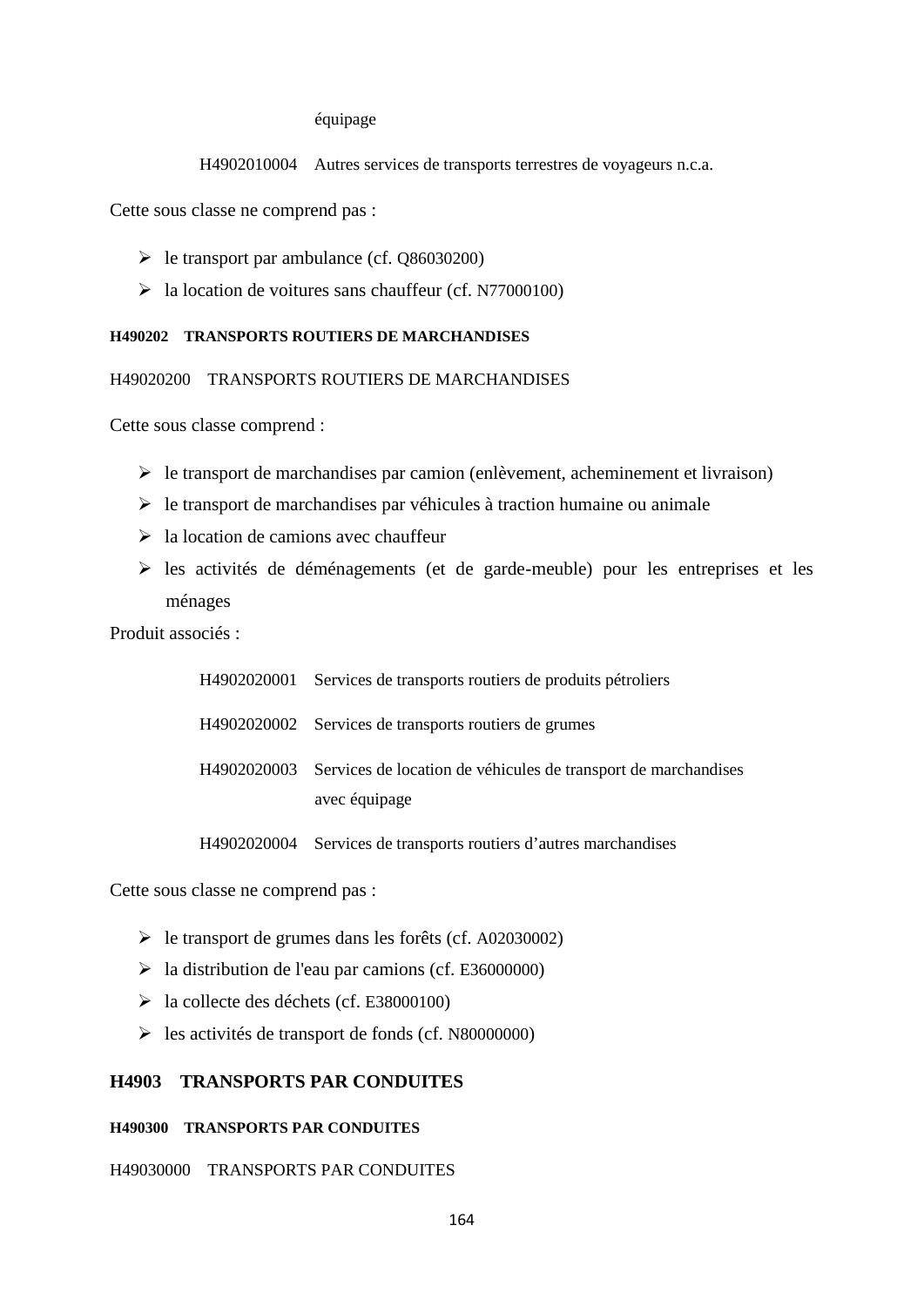équipage

H4902010004 Autres services de transports terrestres de voyageurs n.c.a.

Cette sous classe ne comprend pas :

- le transport par ambulance (cf. Q86030200)
- la location de voitures sans chauffeur (cf. N77000100)

#### H490202 TRANSPORTS ROUTIERS DE MARCHANDISES

H49020200 TRANSPORTS ROUTIERS DE MARCHANDISES

Cette sous classe comprend :

- le transport de marchandises par camion (enlèvement, acheminement et livraison)
- le transport de marchandises par véhicules à traction humaine ou animale
- la location de camions avec chauffeur
- les activités de déménagements (et de garde-meuble) pour les entreprises et les ménages

Produit associés :

H4902020001 Services de transports routiers de produits pétroliers

H4902020002 Services de transports routiers de grumes

H4902020003 Services de location de véhicules de transport de marchandises avec équipage

H4902020004 Services de transports routiers d'autres marchandises

Cette sous classe ne comprend pas :

- le transport de grumes dans les forêts (cf. A02030002)
- la distribution de l'eau par camions (cf. E36000000)
- la collecte des déchets (cf. E38000100)
- les activités de transport de fonds (cf. N80000000)

### H4903 TRANSPORTS PAR CONDUITES

#### H490300 TRANSPORTS PAR CONDUITES

H49030000 TRANSPORTS PAR CONDUITES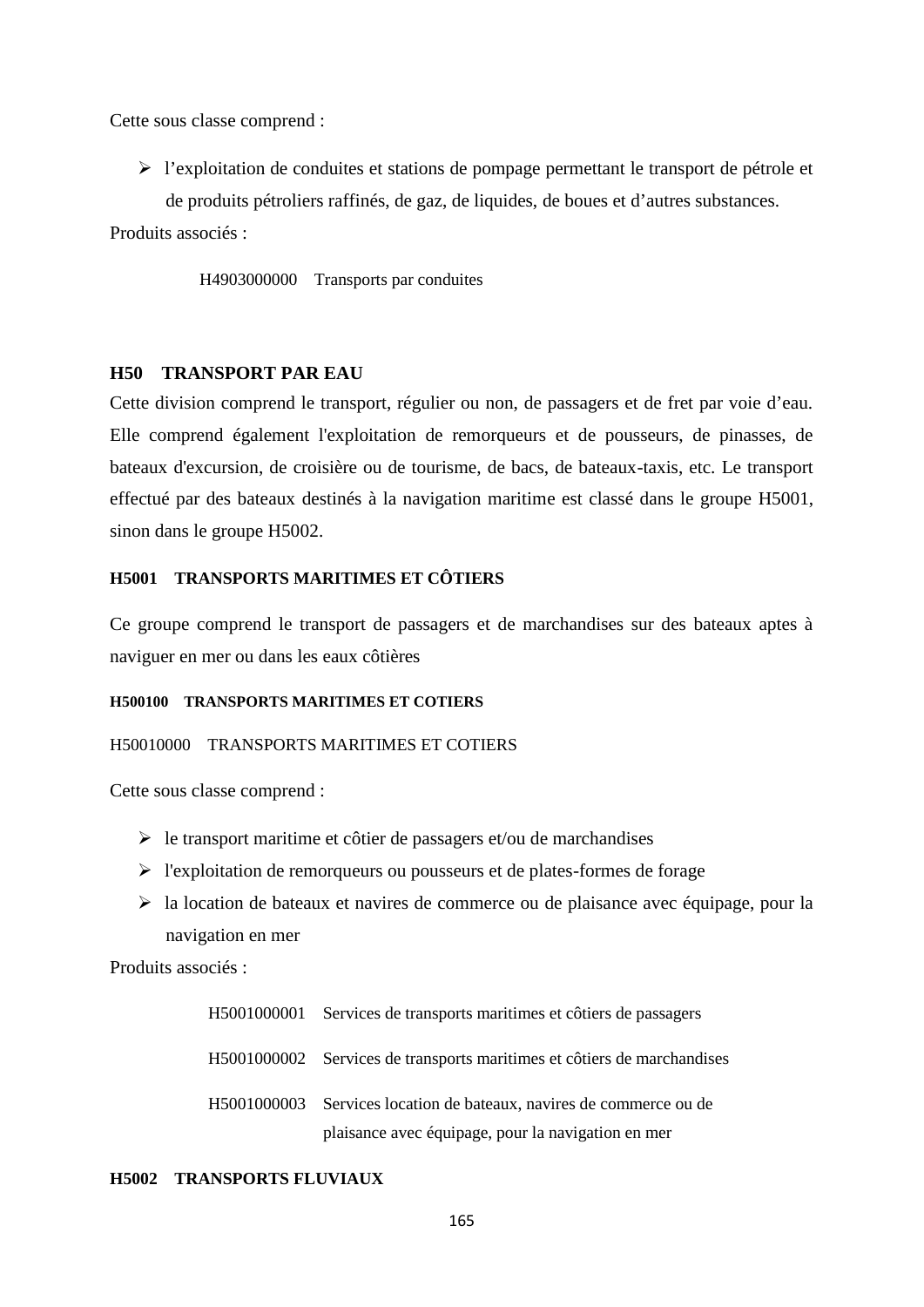Cette sous classe comprend :

- l'exploitation de conduites et stations de pompage permettant le transport de pétrole et de produits pétroliers raffinés, de gaz, de liquides, de boues et d'autres substances.

Produits associés :

H4903000000 Transports par conduites

## H50 TRANSPORT PAR EAU

Cette division comprend le transport, régulier ou non, de passagers et de fret par voie d'eau. Elle comprend également l'exploitation de remorqueurs et de pousseurs, de pinasses, de bateaux d'excursion, de croisière ou de tourisme, de bacs, de bateaux-taxis, etc. Le transport effectué par des bateaux destinés à la navigation maritime est classé dans le groupe H5001, sinon dans le groupe H5002.

### H5001 TRANSPORTS MARITIMES ET CÔTIERS

Ce groupe comprend le transport de passagers et de marchandises sur des bateaux aptes à naviguer en mer ou dans les eaux côtières

#### H500100 TRANSPORTS MARITIMES ET COTIERS

H50010000 TRANSPORTS MARITIMES ET COTIERS

Cette sous classe comprend :

- le transport maritime et côtier de passagers et/ou de marchandises
- l'exploitation de remorqueurs ou pousseurs et de plates-formes de forage
- la location de bateaux et navires de commerce ou de plaisance avec équipage, pour la navigation en mer

Produits associés :

H5001000001 Services de transports maritimes et côtiers de passagers

H5001000002 Services de transports maritimes et côtiers de marchandises

H5001000003 Services location de bateaux, navires de commerce ou de plaisance avec équipage, pour la navigation en mer

### H5002 TRANSPORTS FLUVIAUX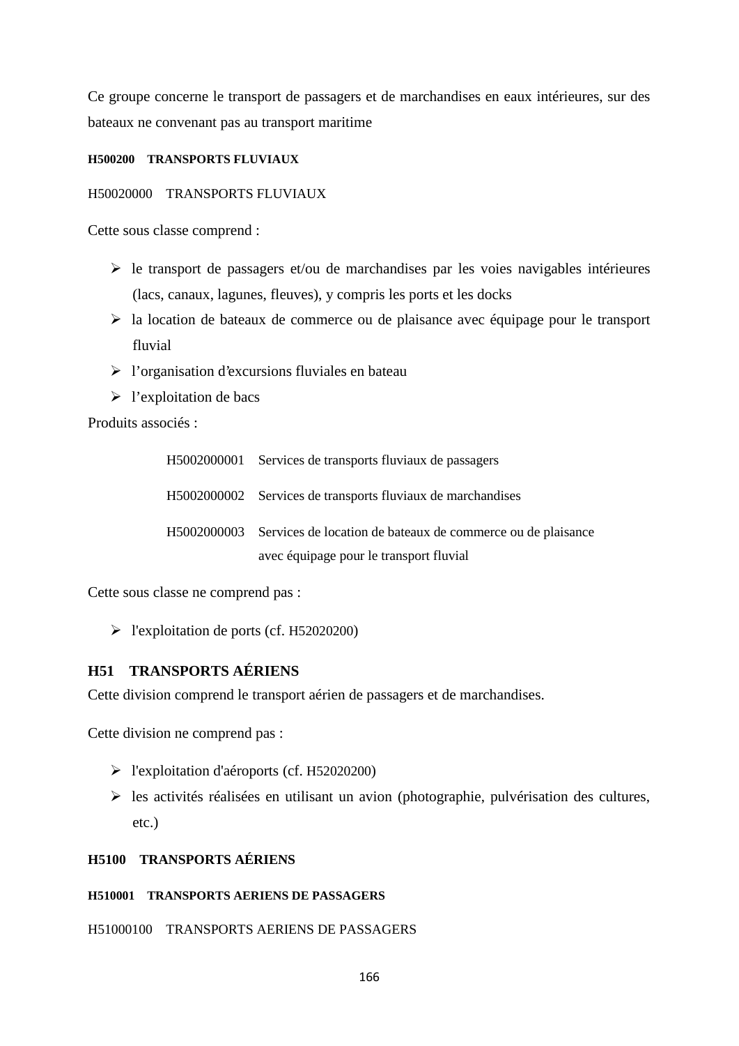Ce groupe concerne le transport de passagers et de marchandises en eaux intérieures, sur des bateaux ne convenant pas au transport maritime

#### H500200 TRANSPORTS FLUVIAUX

H50020000 TRANSPORTS FLUVIAUX

Cette sous classe comprend :

- le transport de passagers et/ou de marchandises par les voies navigables intérieures (lacs, canaux, lagunes, fleuves), y compris les ports et les docks
- la location de bateaux de commerce ou de plaisance avec équipage pour le transport fluvial
- l'organisation d'excursions fluviales en bateau
- l'exploitation de bacs

Produits associés :

| | |
|---|---|
| H5002000001 | Services de transports fluviaux de passagers |
| H5002000002 | Services de transports fluviaux de marchandises |
| H5002000003 | Services de location de bateaux de commerce ou de plaisance avec équipage pour le transport fluvial |

Cette sous classe ne comprend pas :

- l'exploitation de ports (cf. H52020200)

## H51 TRANSPORTS AÉRIENS

Cette division comprend le transport aérien de passagers et de marchandises.

Cette division ne comprend pas :

- l'exploitation d'aéroports (cf. H52020200)
- les activités réalisées en utilisant un avion (photographie, pulvérisation des cultures, etc.)

### H5100 TRANSPORTS AÉRIENS

#### H510001 TRANSPORTS AERIENS DE PASSAGERS

H51000100 TRANSPORTS AERIENS DE PASSAGERS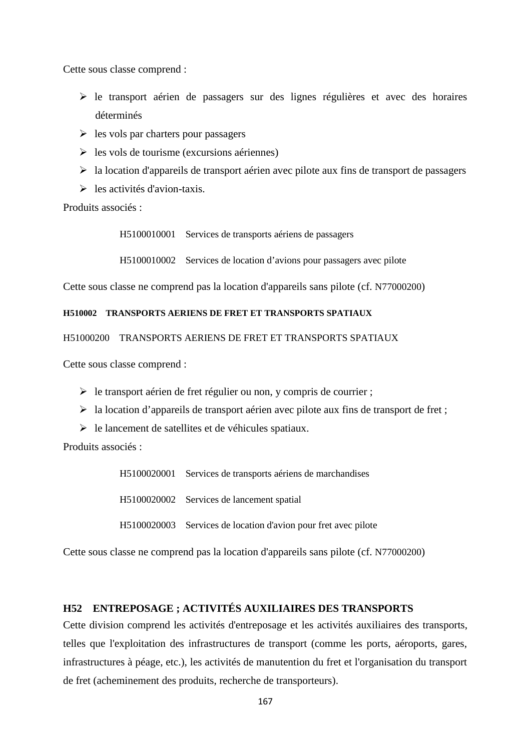Cette sous classe comprend :

- le transport aérien de passagers sur des lignes régulières et avec des horaires déterminés
- les vols par charters pour passagers
- les vols de tourisme (excursions aériennes)
- la location d'appareils de transport aérien avec pilote aux fins de transport de passagers
- les activités d'avion-taxis.

Produits associés :

H5100010001 Services de transports aériens de passagers

H5100010002 Services de location d'avions pour passagers avec pilote

Cette sous classe ne comprend pas la location d'appareils sans pilote (cf. N77000200)

**H510002 TRANSPORTS AERIENS DE FRET ET TRANSPORTS SPATIAUX**

H51000200 TRANSPORTS AERIENS DE FRET ET TRANSPORTS SPATIAUX

Cette sous classe comprend :

- le transport aérien de fret régulier ou non, y compris de courrier ;
- la location d'appareils de transport aérien avec pilote aux fins de transport de fret ;
- le lancement de satellites et de véhicules spatiaux.

Produits associés :

H5100020001 Services de transports aériens de marchandises

H5100020002 Services de lancement spatial

H5100020003 Services de location d'avion pour fret avec pilote

Cette sous classe ne comprend pas la location d'appareils sans pilote (cf. N77000200)

## H52 ENTREPOSAGE ; ACTIVITÉS AUXILIAIRES DES TRANSPORTS

Cette division comprend les activités d'entreposage et les activités auxiliaires des transports, telles que l'exploitation des infrastructures de transport (comme les ports, aéroports, gares, infrastructures à péage, etc.), les activités de manutention du fret et l'organisation du transport de fret (acheminement des produits, recherche de transporteurs).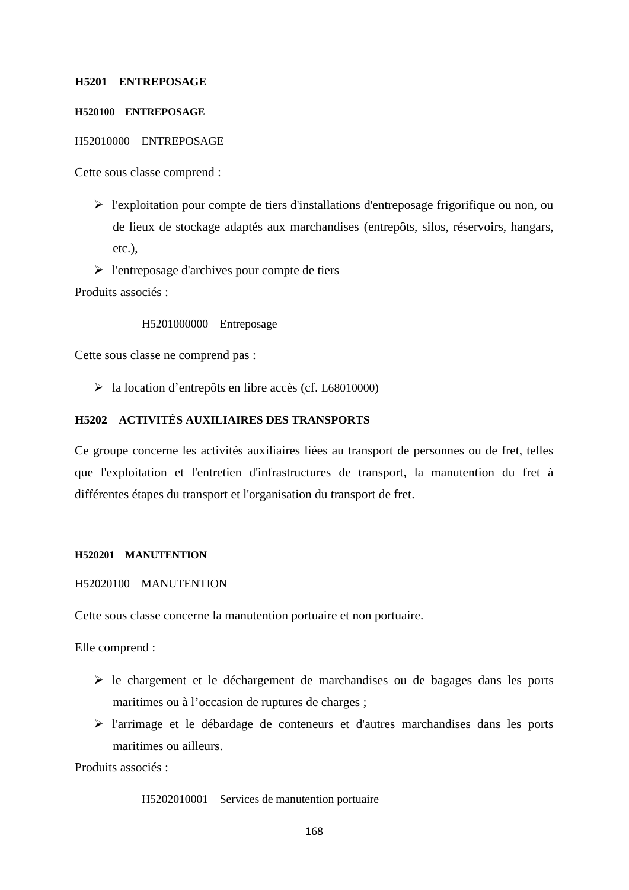**H5201 ENTREPOSAGE**

**H520100 ENTREPOSAGE**

H52010000 ENTREPOSAGE

Cette sous classe comprend :

- l'exploitation pour compte de tiers d'installations d'entreposage frigorifique ou non, ou de lieux de stockage adaptés aux marchandises (entrepôts, silos, réservoirs, hangars, etc.),
- l'entreposage d'archives pour compte de tiers

Produits associés :

H5201000000 Entreposage

Cette sous classe ne comprend pas :

- la location d'entrepôts en libre accès (cf. L68010000)

**H5202 ACTIVITÉS AUXILIAIRES DES TRANSPORTS**

Ce groupe concerne les activités auxiliaires liées au transport de personnes ou de fret, telles que l'exploitation et l'entretien d'infrastructures de transport, la manutention du fret à différentes étapes du transport et l'organisation du transport de fret.

**H520201 MANUTENTION**

H52020100 MANUTENTION

Cette sous classe concerne la manutention portuaire et non portuaire.

Elle comprend :

- le chargement et le déchargement de marchandises ou de bagages dans les ports maritimes ou à l'occasion de ruptures de charges ;
- l'arrimage et le débardage de conteneurs et d'autres marchandises dans les ports maritimes ou ailleurs.

Produits associés :

H5202010001 Services de manutention portuaire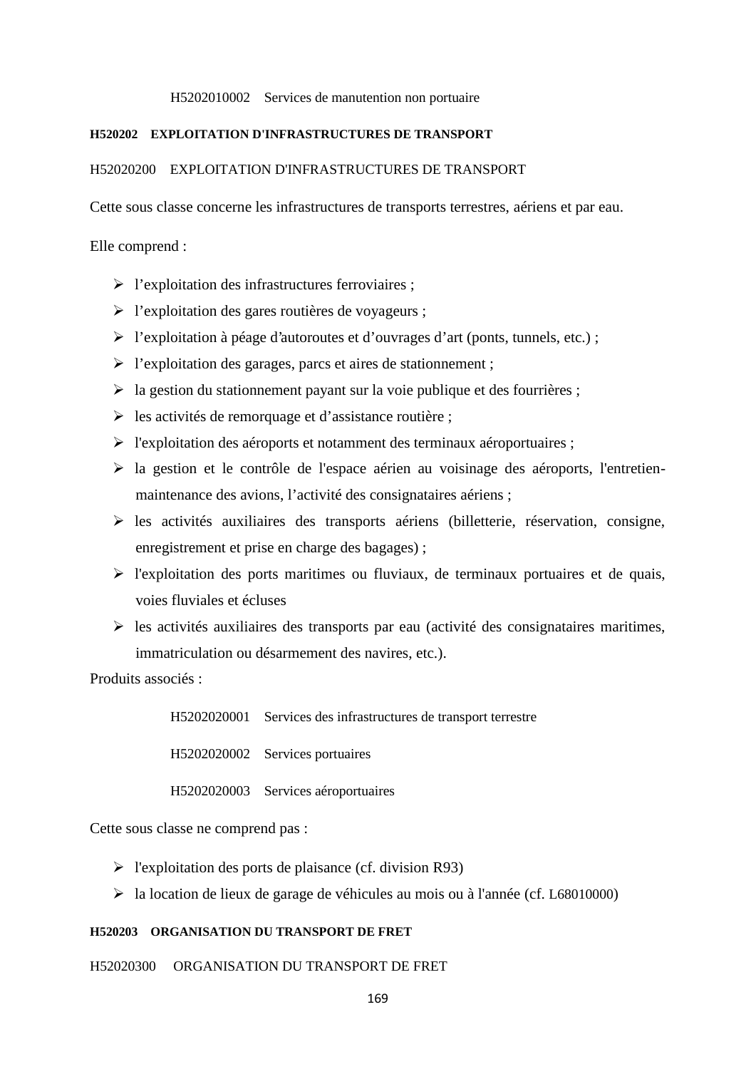H5202010002    Services de manutention non portuaire

**H520202    EXPLOITATION D'INFRASTRUCTURES DE TRANSPORT**

H52020200    EXPLOITATION D'INFRASTRUCTURES DE TRANSPORT

Cette sous classe concerne les infrastructures de transports terrestres, aériens et par eau.

Elle comprend :

- l'exploitation des infrastructures ferroviaires ;
- l'exploitation des gares routières de voyageurs ;
- l'exploitation à péage d'autoroutes et d'ouvrages d'art (ponts, tunnels, etc.) ;
- l'exploitation des garages, parcs et aires de stationnement ;
- la gestion du stationnement payant sur la voie publique et des fourrières ;
- les activités de remorquage et d'assistance routière ;
- l'exploitation des aéroports et notamment des terminaux aéroportuaires ;
- la gestion et le contrôle de l'espace aérien au voisinage des aéroports, l'entretien-maintenance des avions, l'activité des consignataires aériens ;
- les activités auxiliaires des transports aériens (billetterie, réservation, consigne, enregistrement et prise en charge des bagages) ;
- l'exploitation des ports maritimes ou fluviaux, de terminaux portuaires et de quais, voies fluviales et écluses
- les activités auxiliaires des transports par eau (activité des consignataires maritimes, immatriculation ou désarmement des navires, etc.).

Produits associés :

H5202020001    Services des infrastructures de transport terrestre

H5202020002    Services portuaires

H5202020003    Services aéroportuaires

Cette sous classe ne comprend pas :

- l'exploitation des ports de plaisance (cf. division R93)
- la location de lieux de garage de véhicules au mois ou à l'année (cf. L68010000)

**H520203    ORGANISATION DU TRANSPORT DE FRET**

H52020300    ORGANISATION DU TRANSPORT DE FRET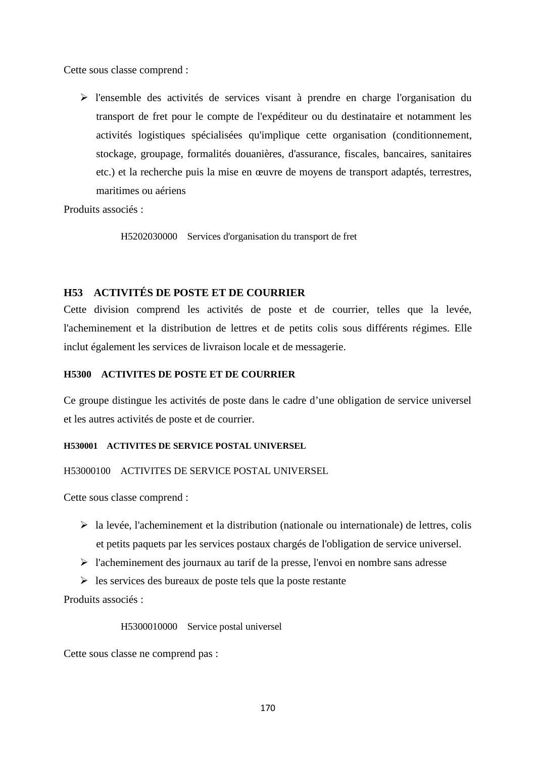Cette sous classe comprend :

- l'ensemble des activités de services visant à prendre en charge l'organisation du transport de fret pour le compte de l'expéditeur ou du destinataire et notamment les activités logistiques spécialisées qu'implique cette organisation (conditionnement, stockage, groupage, formalités douanières, d'assurance, fiscales, bancaires, sanitaires etc.) et la recherche puis la mise en œuvre de moyens de transport adaptés, terrestres, maritimes ou aériens

Produits associés :

H5202030000 Services d'organisation du transport de fret

## H53 ACTIVITÉS DE POSTE ET DE COURRIER

Cette division comprend les activités de poste et de courrier, telles que la levée, l'acheminement et la distribution de lettres et de petits colis sous différents régimes. Elle inclut également les services de livraison locale et de messagerie.

### H5300 ACTIVITES DE POSTE ET DE COURRIER

Ce groupe distingue les activités de poste dans le cadre d'une obligation de service universel et les autres activités de poste et de courrier.

#### H530001 ACTIVITES DE SERVICE POSTAL UNIVERSEL

H53000100 ACTIVITES DE SERVICE POSTAL UNIVERSEL

Cette sous classe comprend :

- la levée, l'acheminement et la distribution (nationale ou internationale) de lettres, colis et petits paquets par les services postaux chargés de l'obligation de service universel.
- l'acheminement des journaux au tarif de la presse, l'envoi en nombre sans adresse
- les services des bureaux de poste tels que la poste restante

Produits associés :

H5300010000 Service postal universel

Cette sous classe ne comprend pas :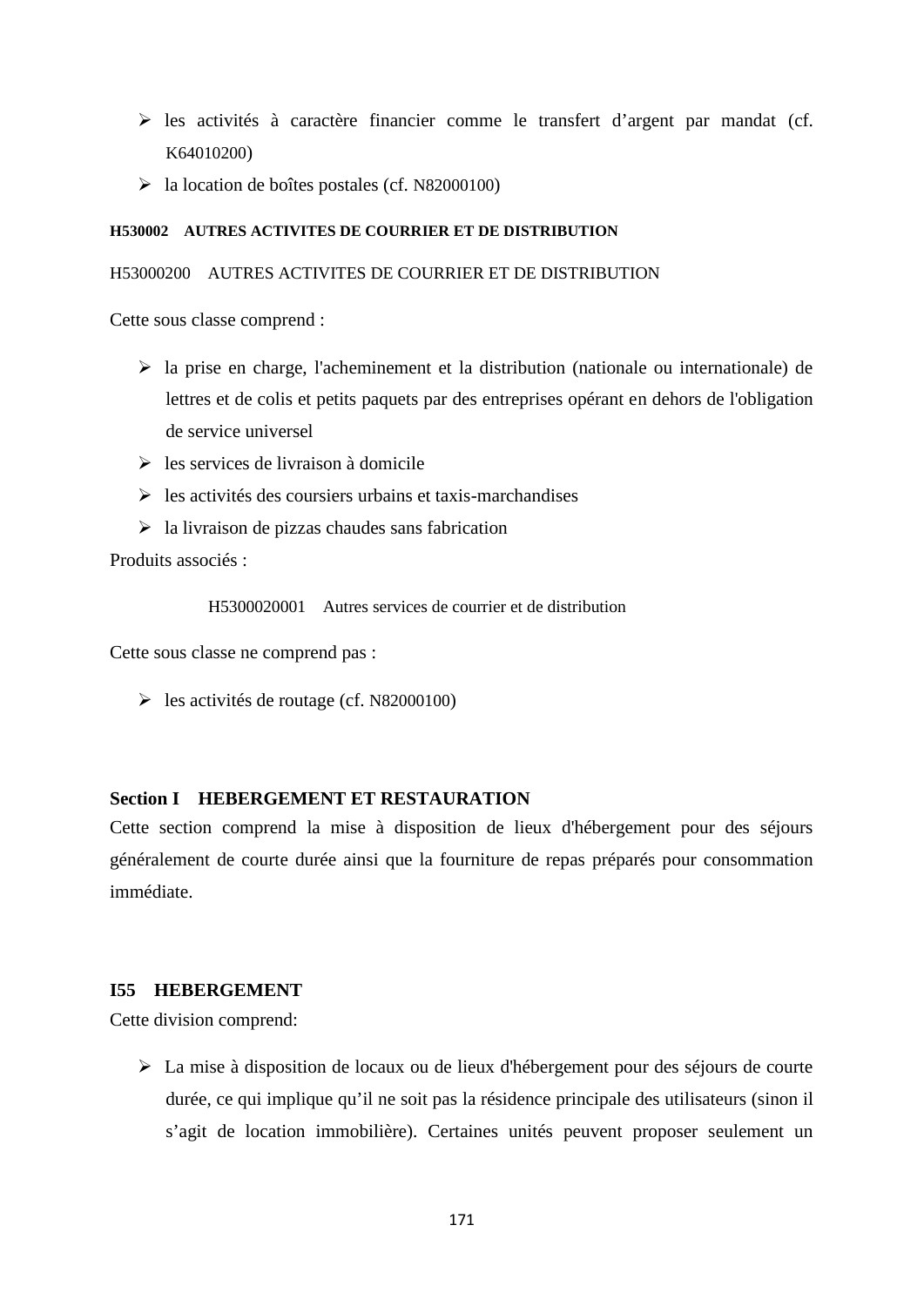- les activités à caractère financier comme le transfert d'argent par mandat (cf. K64010200)
- la location de boîtes postales (cf. N82000100)

**H530002 AUTRES ACTIVITES DE COURRIER ET DE DISTRIBUTION**

H53000200 AUTRES ACTIVITES DE COURRIER ET DE DISTRIBUTION

Cette sous classe comprend :

- la prise en charge, l'acheminement et la distribution (nationale ou internationale) de lettres et de colis et petits paquets par des entreprises opérant en dehors de l'obligation de service universel
- les services de livraison à domicile
- les activités des coursiers urbains et taxis-marchandises
- la livraison de pizzas chaudes sans fabrication

Produits associés :

H5300020001 Autres services de courrier et de distribution

Cette sous classe ne comprend pas :

- les activités de routage (cf. N82000100)

## Section I HEBERGEMENT ET RESTAURATION

Cette section comprend la mise à disposition de lieux d'hébergement pour des séjours généralement de courte durée ainsi que la fourniture de repas préparés pour consommation immédiate.

### I55 HEBERGEMENT

Cette division comprend:

- La mise à disposition de locaux ou de lieux d'hébergement pour des séjours de courte durée, ce qui implique qu'il ne soit pas la résidence principale des utilisateurs (sinon il s'agit de location immobilière). Certaines unités peuvent proposer seulement un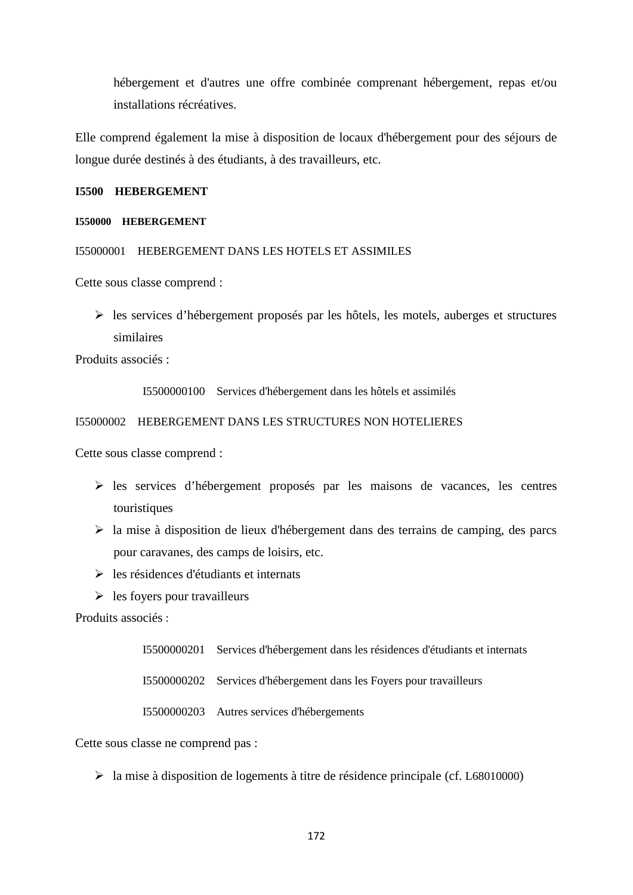hébergement et d'autres une offre combinée comprenant hébergement, repas et/ou installations récréatives.

Elle comprend également la mise à disposition de locaux d'hébergement pour des séjours de longue durée destinés à des étudiants, à des travailleurs, etc.

## I5500 HEBERGEMENT

### I550000 HEBERGEMENT

I55000001 HEBERGEMENT DANS LES HOTELS ET ASSIMILES

Cette sous classe comprend :

- les services d'hébergement proposés par les hôtels, les motels, auberges et structures similaires

Produits associés :

I5500000100 Services d'hébergement dans les hôtels et assimilés

I55000002 HEBERGEMENT DANS LES STRUCTURES NON HOTELIERES

Cette sous classe comprend :

- les services d'hébergement proposés par les maisons de vacances, les centres touristiques
- la mise à disposition de lieux d'hébergement dans des terrains de camping, des parcs pour caravanes, des camps de loisirs, etc.
- les résidences d'étudiants et internats
- les foyers pour travailleurs

Produits associés :

I5500000201 Services d'hébergement dans les résidences d'étudiants et internats

I5500000202 Services d'hébergement dans les Foyers pour travailleurs

I5500000203 Autres services d'hébergements

Cette sous classe ne comprend pas :

- la mise à disposition de logements à titre de résidence principale (cf. L68010000)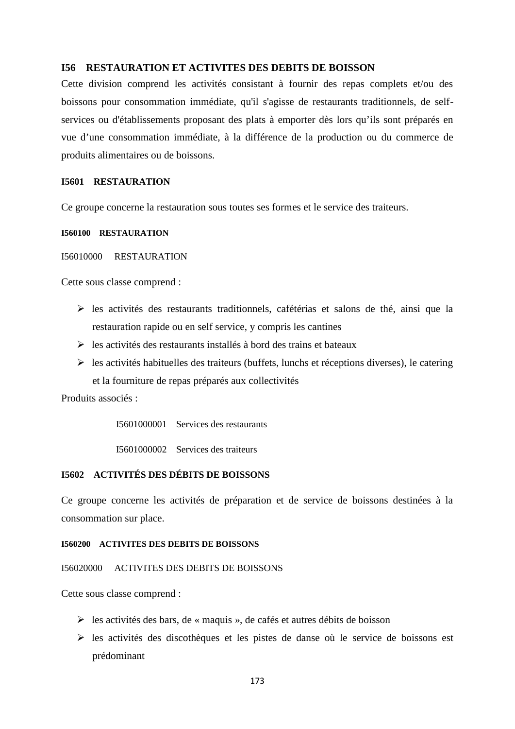## I56 RESTAURATION ET ACTIVITES DES DEBITS DE BOISSON

Cette division comprend les activités consistant à fournir des repas complets et/ou des boissons pour consommation immédiate, qu'il s'agisse de restaurants traditionnels, de self-services ou d'établissements proposant des plats à emporter dès lors qu'ils sont préparés en vue d'une consommation immédiate, à la différence de la production ou du commerce de produits alimentaires ou de boissons.

### I5601 RESTAURATION

Ce groupe concerne la restauration sous toutes ses formes et le service des traiteurs.

#### I560100 RESTAURATION

I56010000 RESTAURATION

Cette sous classe comprend :

- les activités des restaurants traditionnels, cafétérias et salons de thé, ainsi que la restauration rapide ou en self service, y compris les cantines
- les activités des restaurants installés à bord des trains et bateaux
- les activités habituelles des traiteurs (buffets, lunchs et réceptions diverses), le catering et la fourniture de repas préparés aux collectivités

Produits associés :

I5601000001 Services des restaurants

I5601000002 Services des traiteurs

### I5602 ACTIVITÉS DES DÉBITS DE BOISSONS

Ce groupe concerne les activités de préparation et de service de boissons destinées à la consommation sur place.

#### I560200 ACTIVITES DES DEBITS DE BOISSONS

I56020000 ACTIVITES DES DEBITS DE BOISSONS

Cette sous classe comprend :

- les activités des bars, de « maquis », de cafés et autres débits de boisson
- les activités des discothèques et les pistes de danse où le service de boissons est prédominant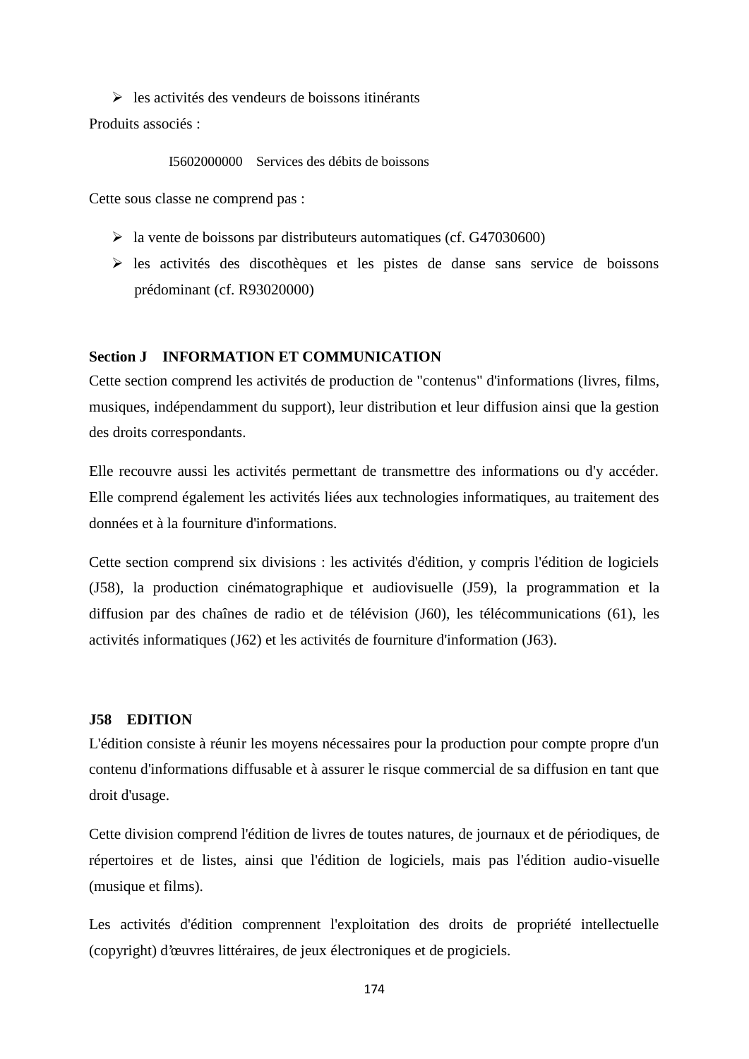- les activités des vendeurs de boissons itinérants

Produits associés :

I5602000000 Services des débits de boissons

Cette sous classe ne comprend pas :

- la vente de boissons par distributeurs automatiques (cf. G47030600)
- les activités des discothèques et les pistes de danse sans service de boissons prédominant (cf. R93020000)

## Section J INFORMATION ET COMMUNICATION

Cette section comprend les activités de production de "contenus" d'informations (livres, films, musiques, indépendamment du support), leur distribution et leur diffusion ainsi que la gestion des droits correspondants.

Elle recouvre aussi les activités permettant de transmettre des informations ou d'y accéder. Elle comprend également les activités liées aux technologies informatiques, au traitement des données et à la fourniture d'informations.

Cette section comprend six divisions : les activités d'édition, y compris l'édition de logiciels (J58), la production cinématographique et audiovisuelle (J59), la programmation et la diffusion par des chaînes de radio et de télévision (J60), les télécommunications (61), les activités informatiques (J62) et les activités de fourniture d'information (J63).

### J58 EDITION

L'édition consiste à réunir les moyens nécessaires pour la production pour compte propre d'un contenu d'informations diffusable et à assurer le risque commercial de sa diffusion en tant que droit d'usage.

Cette division comprend l'édition de livres de toutes natures, de journaux et de périodiques, de répertoires et de listes, ainsi que l'édition de logiciels, mais pas l'édition audio-visuelle (musique et films).

Les activités d'édition comprennent l'exploitation des droits de propriété intellectuelle (copyright) d’œuvres littéraires, de jeux électroniques et de progiciels.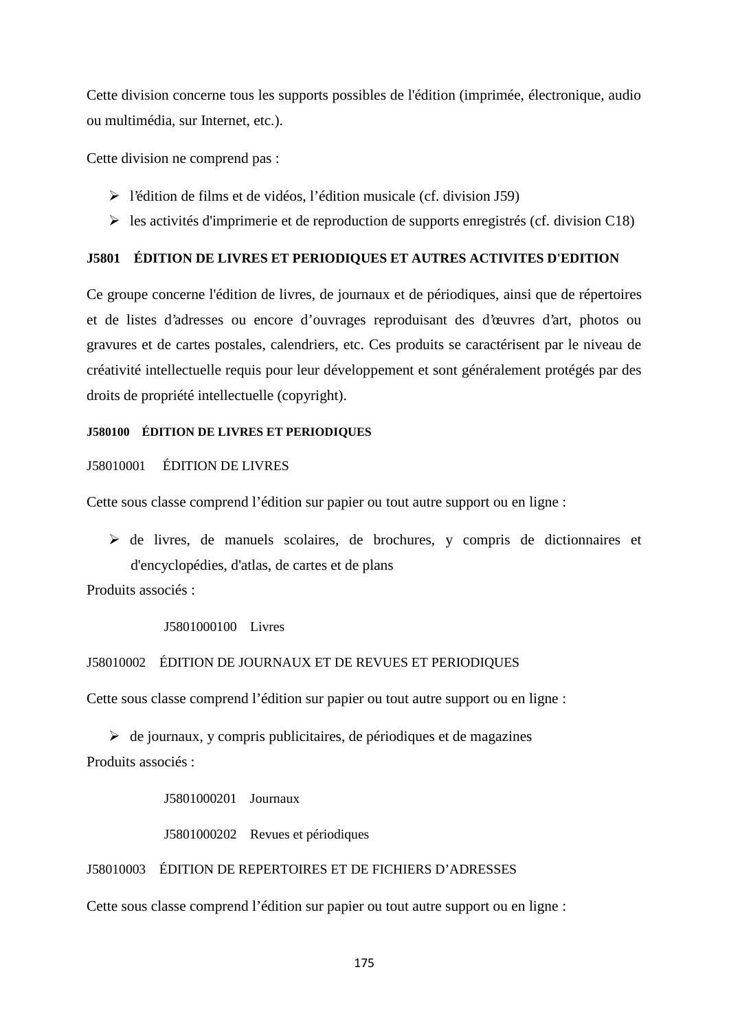Cette division concerne tous les supports possibles de l'édition (imprimée, électronique, audio ou multimédia, sur Internet, etc.).

Cette division ne comprend pas :

- l'édition de films et de vidéos, l'édition musicale (cf. division J59)
- les activités d'imprimerie et de reproduction de supports enregistrés (cf. division C18)

### J5801 ÉDITION DE LIVRES ET PERIODIQUES ET AUTRES ACTIVITES D'EDITION

Ce groupe concerne l'édition de livres, de journaux et de périodiques, ainsi que de répertoires et de listes d'adresses ou encore d'ouvrages reproduisant des d'œuvres d'art, photos ou gravures et de cartes postales, calendriers, etc. Ces produits se caractérisent par le niveau de créativité intellectuelle requis pour leur développement et sont généralement protégés par des droits de propriété intellectuelle (copyright).

#### J580100 ÉDITION DE LIVRES ET PERIODIQUES

J58010001 ÉDITION DE LIVRES

Cette sous classe comprend l'édition sur papier ou tout autre support ou en ligne :

- de livres, de manuels scolaires, de brochures, y compris de dictionnaires et d'encyclopédies, d'atlas, de cartes et de plans

Produits associés :

J5801000100 Livres

J58010002 ÉDITION DE JOURNAUX ET DE REVUES ET PERIODIQUES

Cette sous classe comprend l'édition sur papier ou tout autre support ou en ligne :

- de journaux, y compris publicitaires, de périodiques et de magazines

Produits associés :

J5801000201 Journaux

J5801000202 Revues et périodiques

J58010003 ÉDITION DE REPERTOIRES ET DE FICHIERS D'ADRESSES

Cette sous classe comprend l'édition sur papier ou tout autre support ou en ligne :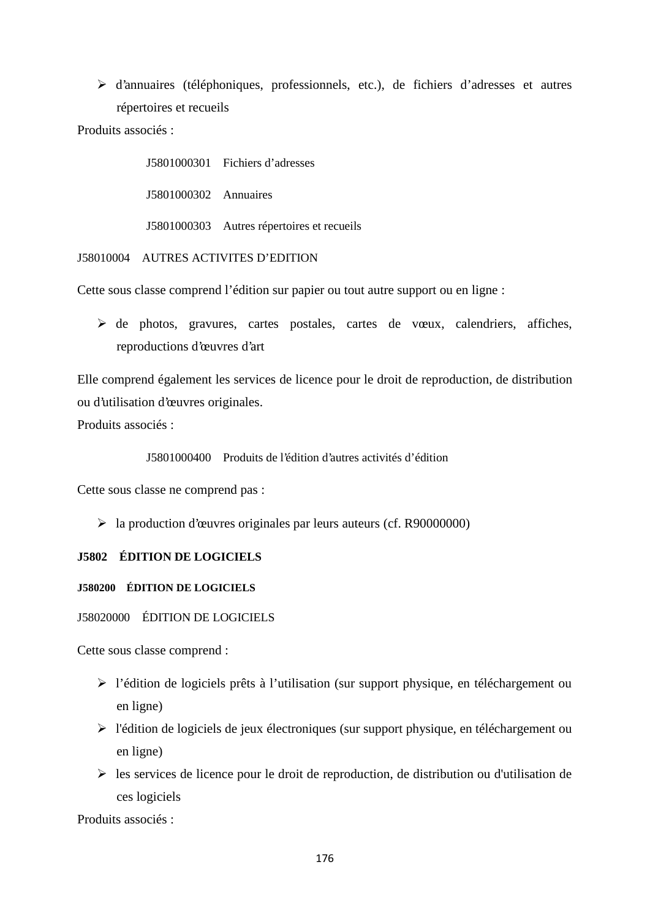- d'annuaires (téléphoniques, professionnels, etc.), de fichiers d'adresses et autres répertoires et recueils

Produits associés :

J5801000301 Fichiers d'adresses

J5801000302 Annuaires

J5801000303 Autres répertoires et recueils

J58010004 AUTRES ACTIVITES D'EDITION

Cette sous classe comprend l'édition sur papier ou tout autre support ou en ligne :

- de photos, gravures, cartes postales, cartes de vœux, calendriers, affiches, reproductions d'œuvres d'art

Elle comprend également les services de licence pour le droit de reproduction, de distribution ou d'utilisation d'œuvres originales.

Produits associés :

J5801000400 Produits de l'édition d'autres activités d'édition

Cette sous classe ne comprend pas :

- la production d'œuvres originales par leurs auteurs (cf. R90000000)

**J5802 ÉDITION DE LOGICIELS**

**J580200 ÉDITION DE LOGICIELS**

J58020000 ÉDITION DE LOGICIELS

Cette sous classe comprend :

- l'édition de logiciels prêts à l'utilisation (sur support physique, en téléchargement ou en ligne)
- l'édition de logiciels de jeux électroniques (sur support physique, en téléchargement ou en ligne)
- les services de licence pour le droit de reproduction, de distribution ou d'utilisation de ces logiciels

Produits associés :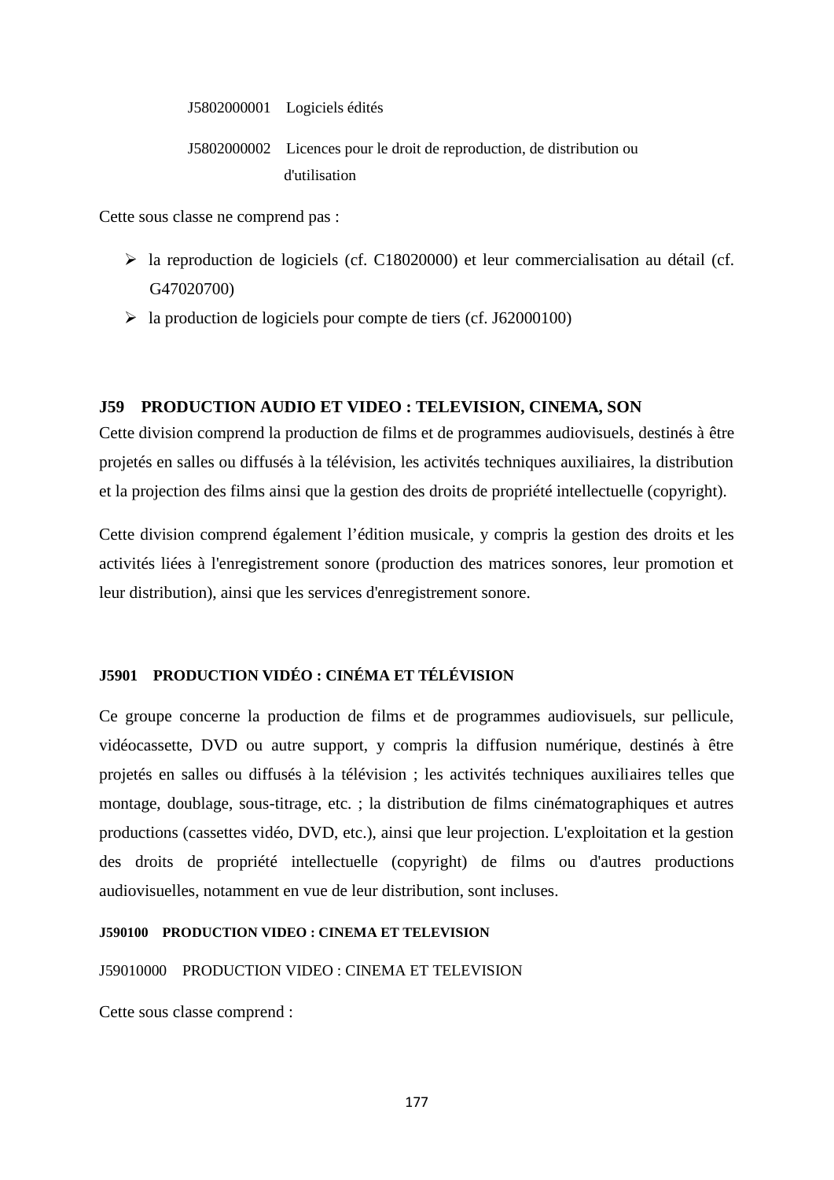J5802000001 Logiciels édités

J5802000002 Licences pour le droit de reproduction, de distribution ou d'utilisation

Cette sous classe ne comprend pas :

- la reproduction de logiciels (cf. C18020000) et leur commercialisation au détail (cf. G47020700)
- la production de logiciels pour compte de tiers (cf. J62000100)

## J59 PRODUCTION AUDIO ET VIDEO : TELEVISION, CINEMA, SON

Cette division comprend la production de films et de programmes audiovisuels, destinés à être projetés en salles ou diffusés à la télévision, les activités techniques auxiliaires, la distribution et la projection des films ainsi que la gestion des droits de propriété intellectuelle (copyright).

Cette division comprend également l'édition musicale, y compris la gestion des droits et les activités liées à l'enregistrement sonore (production des matrices sonores, leur promotion et leur distribution), ainsi que les services d'enregistrement sonore.

### J5901 PRODUCTION VIDÉO : CINÉMA ET TÉLÉVISION

Ce groupe concerne la production de films et de programmes audiovisuels, sur pellicule, vidéocassette, DVD ou autre support, y compris la diffusion numérique, destinés à être projetés en salles ou diffusés à la télévision ; les activités techniques auxiliaires telles que montage, doublage, sous-titrage, etc. ; la distribution de films cinématographiques et autres productions (cassettes vidéo, DVD, etc.), ainsi que leur projection. L'exploitation et la gestion des droits de propriété intellectuelle (copyright) de films ou d'autres productions audiovisuelles, notamment en vue de leur distribution, sont incluses.

#### J590100 PRODUCTION VIDEO : CINEMA ET TELEVISION

J59010000 PRODUCTION VIDEO : CINEMA ET TELEVISION

Cette sous classe comprend :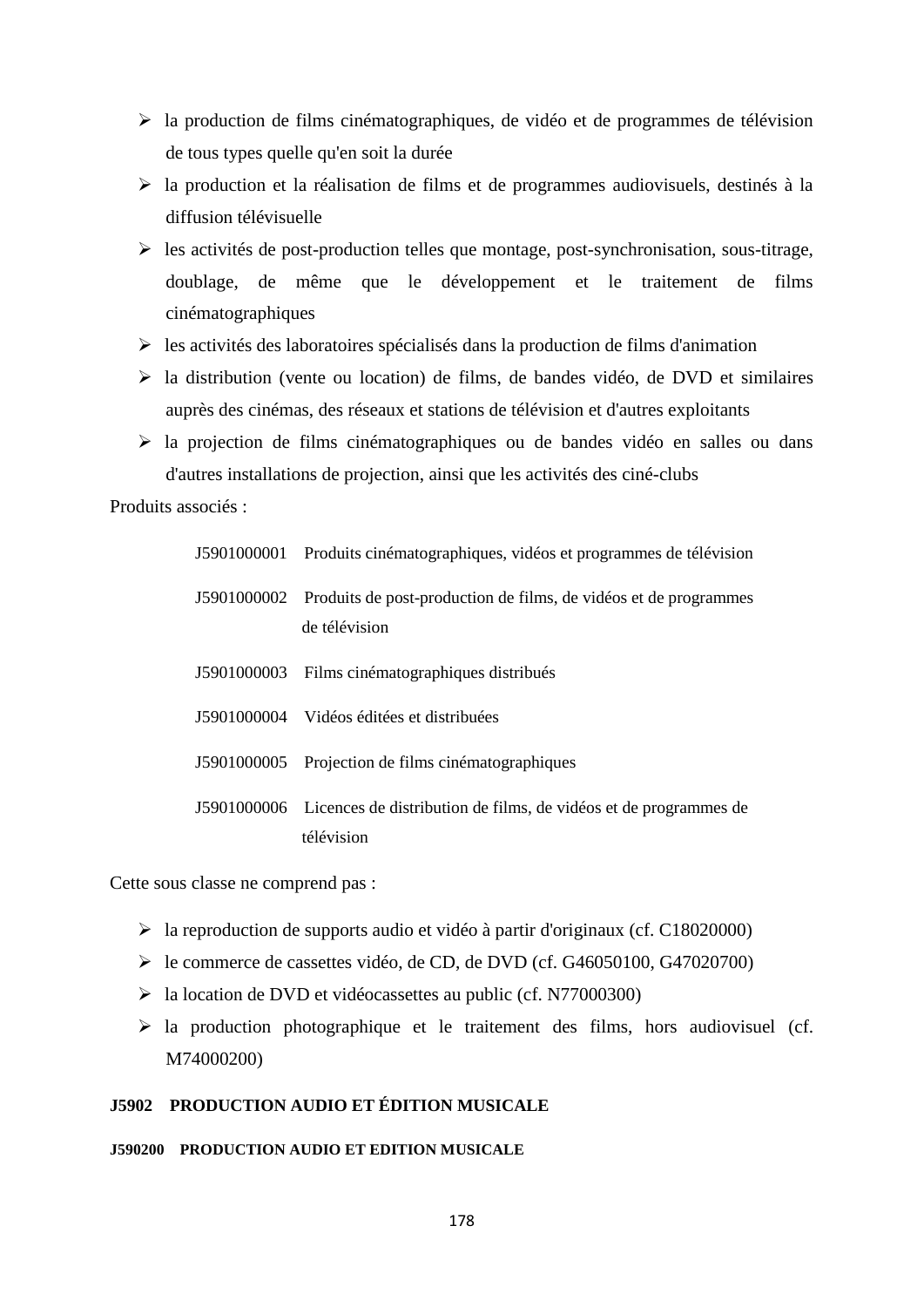- la production de films cinématographiques, de vidéo et de programmes de télévision de tous types quelle qu'en soit la durée
- la production et la réalisation de films et de programmes audiovisuels, destinés à la diffusion télévisuelle
- les activités de post-production telles que montage, post-synchronisation, sous-titrage, doublage, de même que le développement et le traitement de films cinématographiques
- les activités des laboratoires spécialisés dans la production de films d'animation
- la distribution (vente ou location) de films, de bandes vidéo, de DVD et similaires auprès des cinémas, des réseaux et stations de télévision et d'autres exploitants
- la projection de films cinématographiques ou de bandes vidéo en salles ou dans d'autres installations de projection, ainsi que les activités des ciné-clubs

Produits associés :

| | |
|---|---|
| J5901000001 | Produits cinématographiques, vidéos et programmes de télévision |
| J5901000002 | Produits de post-production de films, de vidéos et de programmes de télévision |
| J5901000003 | Films cinématographiques distribués |
| J5901000004 | Vidéos éditées et distribuées |
| J5901000005 | Projection de films cinématographiques |
| J5901000006 | Licences de distribution de films, de vidéos et de programmes de télévision |

Cette sous classe ne comprend pas :

- la reproduction de supports audio et vidéo à partir d'originaux (cf. C18020000)
- le commerce de cassettes vidéo, de CD, de DVD (cf. G46050100, G47020700)
- la location de DVD et vidéocassettes au public (cf. N77000300)
- la production photographique et le traitement des films, hors audiovisuel (cf. M74000200)

### J5902 PRODUCTION AUDIO ET ÉDITION MUSICALE

#### J590200 PRODUCTION AUDIO ET EDITION MUSICALE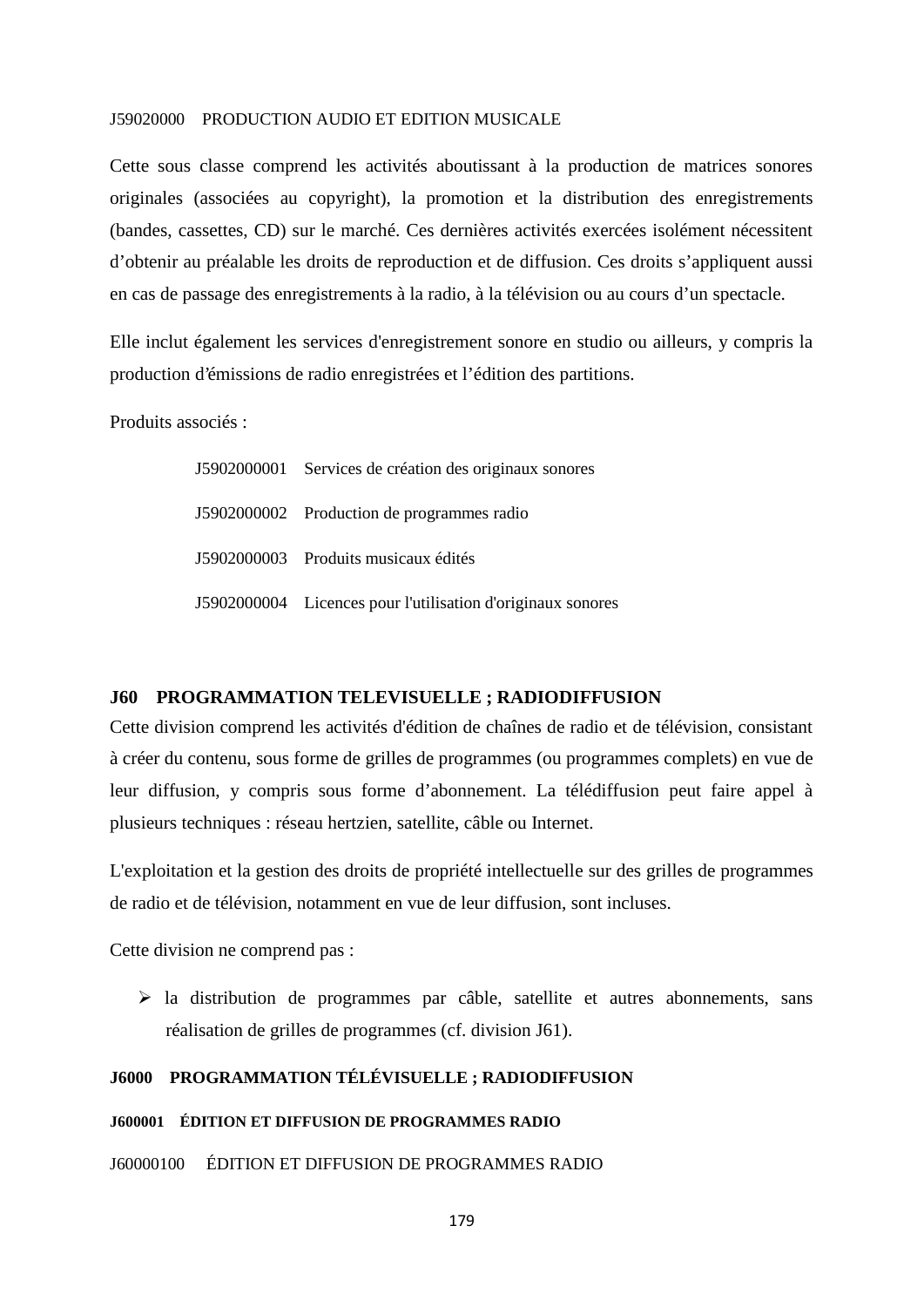J59020000 PRODUCTION AUDIO ET EDITION MUSICALE

Cette sous classe comprend les activités aboutissant à la production de matrices sonores originales (associées au copyright), la promotion et la distribution des enregistrements (bandes, cassettes, CD) sur le marché. Ces dernières activités exercées isolément nécessitent d'obtenir au préalable les droits de reproduction et de diffusion. Ces droits s'appliquent aussi en cas de passage des enregistrements à la radio, à la télévision ou au cours d'un spectacle.

Elle inclut également les services d'enregistrement sonore en studio ou ailleurs, y compris la production d'émissions de radio enregistrées et l'édition des partitions.

Produits associés :

J5902000001 Services de création des originaux sonores

J5902000002 Production de programmes radio

J5902000003 Produits musicaux édités

J5902000004 Licences pour l'utilisation d'originaux sonores

## J60 PROGRAMMATION TELEVISUELLE ; RADIODIFFUSION

Cette division comprend les activités d'édition de chaînes de radio et de télévision, consistant à créer du contenu, sous forme de grilles de programmes (ou programmes complets) en vue de leur diffusion, y compris sous forme d'abonnement. La télédiffusion peut faire appel à plusieurs techniques : réseau hertzien, satellite, câble ou Internet.

L'exploitation et la gestion des droits de propriété intellectuelle sur des grilles de programmes de radio et de télévision, notamment en vue de leur diffusion, sont incluses.

Cette division ne comprend pas :

- la distribution de programmes par câble, satellite et autres abonnements, sans réalisation de grilles de programmes (cf. division J61).

### J6000 PROGRAMMATION TÉLÉVISUELLE ; RADIODIFFUSION

#### J600001 ÉDITION ET DIFFUSION DE PROGRAMMES RADIO

J60000100 ÉDITION ET DIFFUSION DE PROGRAMMES RADIO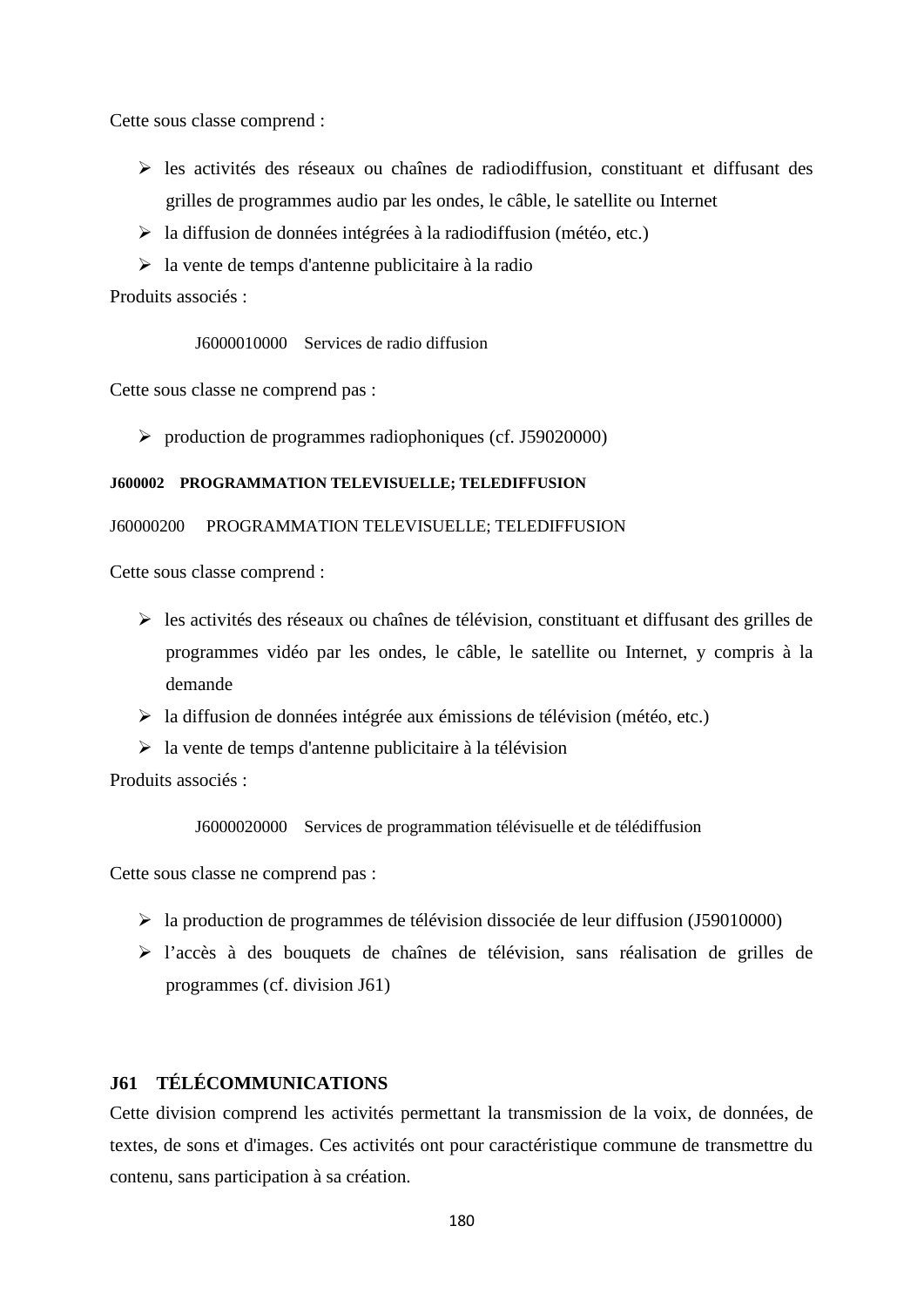Cette sous classe comprend :

- les activités des réseaux ou chaînes de radiodiffusion, constituant et diffusant des grilles de programmes audio par les ondes, le câble, le satellite ou Internet
- la diffusion de données intégrées à la radiodiffusion (météo, etc.)
- la vente de temps d'antenne publicitaire à la radio

Produits associés :

J6000010000 Services de radio diffusion

Cette sous classe ne comprend pas :

- production de programmes radiophoniques (cf. J59020000)

#### J600002 PROGRAMMATION TELEVISUELLE; TELEDIFFUSION

J60000200 PROGRAMMATION TELEVISUELLE; TELEDIFFUSION

Cette sous classe comprend :

- les activités des réseaux ou chaînes de télévision, constituant et diffusant des grilles de programmes vidéo par les ondes, le câble, le satellite ou Internet, y compris à la demande
- la diffusion de données intégrée aux émissions de télévision (météo, etc.)
- la vente de temps d'antenne publicitaire à la télévision

Produits associés :

J6000020000 Services de programmation télévisuelle et de télédiffusion

Cette sous classe ne comprend pas :

- la production de programmes de télévision dissociée de leur diffusion (J59010000)
- l'accès à des bouquets de chaînes de télévision, sans réalisation de grilles de programmes (cf. division J61)

## J61 TÉLÉCOMMUNICATIONS

Cette division comprend les activités permettant la transmission de la voix, de données, de textes, de sons et d'images. Ces activités ont pour caractéristique commune de transmettre du contenu, sans participation à sa création.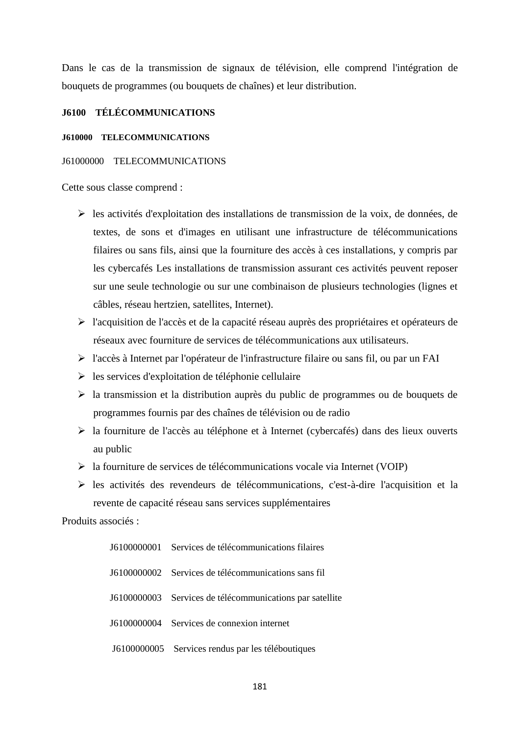Dans le cas de la transmission de signaux de télévision, elle comprend l'intégration de bouquets de programmes (ou bouquets de chaînes) et leur distribution.

### J6100 TÉLÉCOMMUNICATIONS

#### J610000 TELECOMMUNICATIONS

J61000000 TELECOMMUNICATIONS

Cette sous classe comprend :

- les activités d'exploitation des installations de transmission de la voix, de données, de textes, de sons et d'images en utilisant une infrastructure de télécommunications filaires ou sans fils, ainsi que la fourniture des accès à ces installations, y compris par les cybercafés Les installations de transmission assurant ces activités peuvent reposer sur une seule technologie ou sur une combinaison de plusieurs technologies (lignes et câbles, réseau hertzien, satellites, Internet).
- l'acquisition de l'accès et de la capacité réseau auprès des propriétaires et opérateurs de réseaux avec fourniture de services de télécommunications aux utilisateurs.
- l'accès à Internet par l'opérateur de l'infrastructure filaire ou sans fil, ou par un FAI
- les services d'exploitation de téléphonie cellulaire
- la transmission et la distribution auprès du public de programmes ou de bouquets de programmes fournis par des chaînes de télévision ou de radio
- la fourniture de l'accès au téléphone et à Internet (cybercafés) dans des lieux ouverts au public
- la fourniture de services de télécommunications vocale via Internet (VOIP)
- les activités des revendeurs de télécommunications, c'est-à-dire l'acquisition et la revente de capacité réseau sans services supplémentaires

Produits associés :

J6100000001 Services de télécommunications filaires

J6100000002 Services de télécommunications sans fil

J6100000003 Services de télécommunications par satellite

J6100000004 Services de connexion internet

J6100000005 Services rendus par les téléboutiques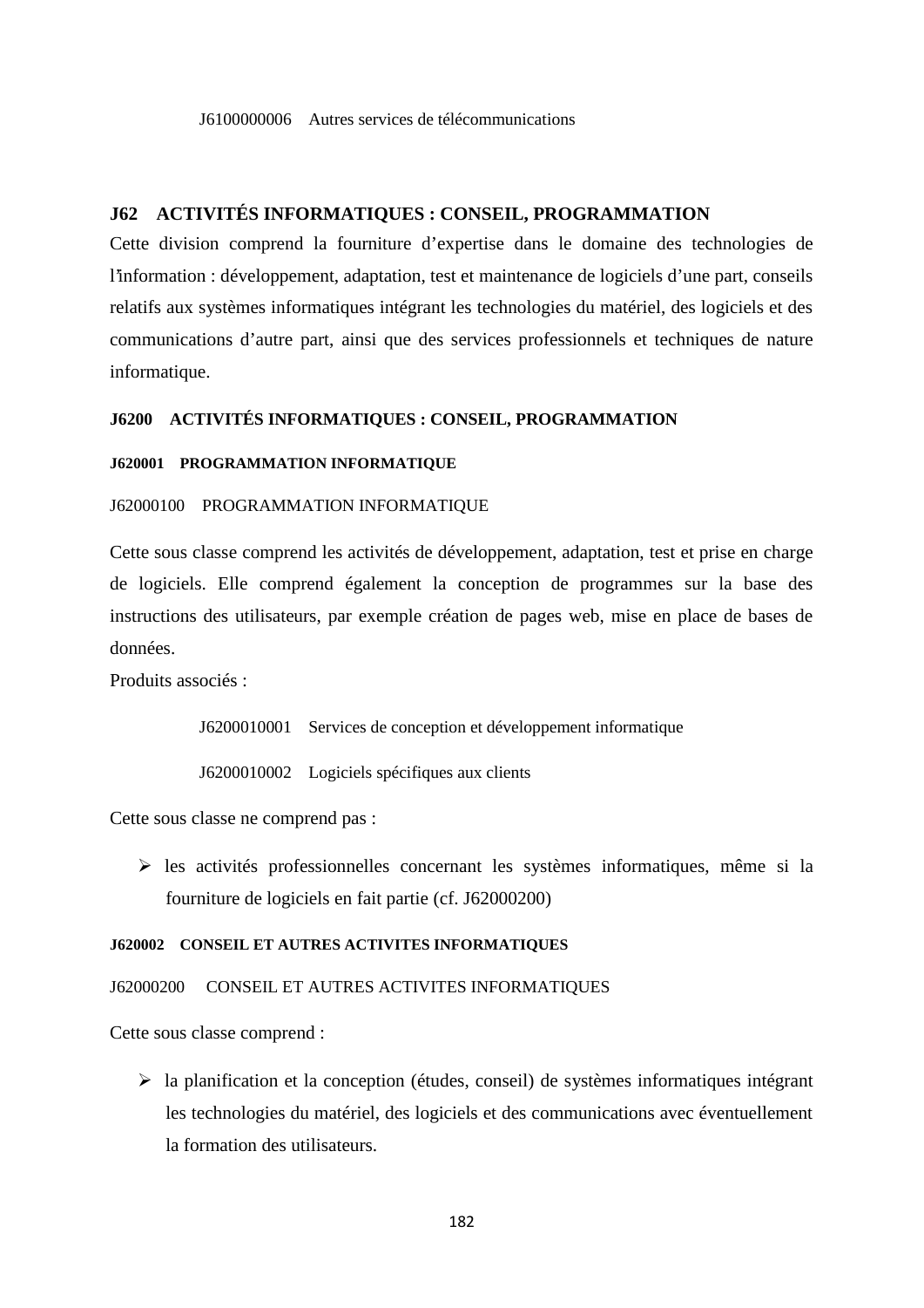J6100000006 Autres services de télécommunications

## J62 ACTIVITÉS INFORMATIQUES : CONSEIL, PROGRAMMATION

Cette division comprend la fourniture d'expertise dans le domaine des technologies de l'information : développement, adaptation, test et maintenance de logiciels d'une part, conseils relatifs aux systèmes informatiques intégrant les technologies du matériel, des logiciels et des communications d'autre part, ainsi que des services professionnels et techniques de nature informatique.

### J6200 ACTIVITÉS INFORMATIQUES : CONSEIL, PROGRAMMATION

#### J620001 PROGRAMMATION INFORMATIQUE

J62000100 PROGRAMMATION INFORMATIQUE

Cette sous classe comprend les activités de développement, adaptation, test et prise en charge de logiciels. Elle comprend également la conception de programmes sur la base des instructions des utilisateurs, par exemple création de pages web, mise en place de bases de données.

Produits associés :

J6200010001 Services de conception et développement informatique

J6200010002 Logiciels spécifiques aux clients

Cette sous classe ne comprend pas :

- les activités professionnelles concernant les systèmes informatiques, même si la fourniture de logiciels en fait partie (cf. J62000200)

#### J620002 CONSEIL ET AUTRES ACTIVITES INFORMATIQUES

J62000200 CONSEIL ET AUTRES ACTIVITES INFORMATIQUES

Cette sous classe comprend :

- la planification et la conception (études, conseil) de systèmes informatiques intégrant les technologies du matériel, des logiciels et des communications avec éventuellement la formation des utilisateurs.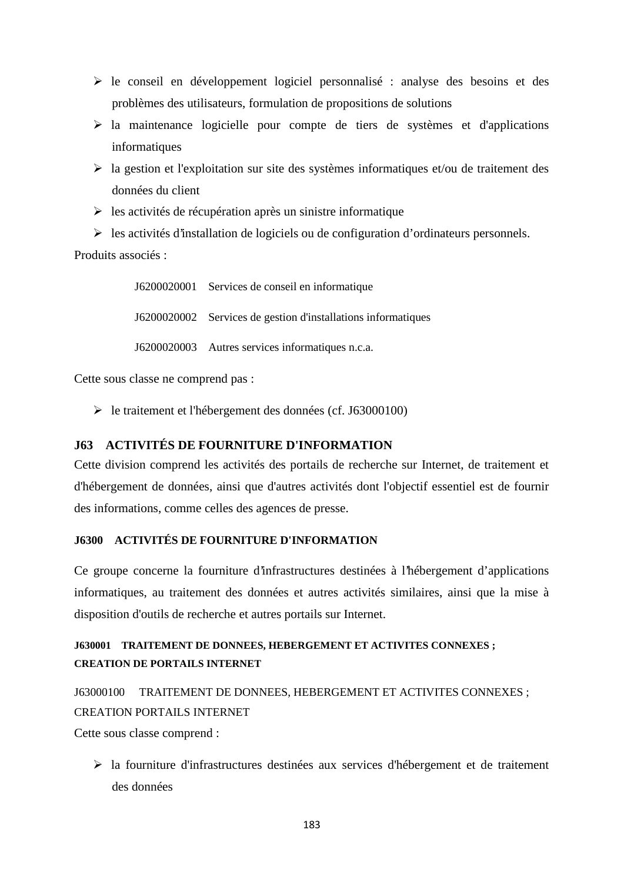- le conseil en développement logiciel personnalisé : analyse des besoins et des problèmes des utilisateurs, formulation de propositions de solutions
- la maintenance logicielle pour compte de tiers de systèmes et d'applications informatiques
- la gestion et l'exploitation sur site des systèmes informatiques et/ou de traitement des données du client
- les activités de récupération après un sinistre informatique
- les activités d'installation de logiciels ou de configuration d'ordinateurs personnels.

Produits associés :

J6200020001 Services de conseil en informatique

J6200020002 Services de gestion d'installations informatiques

J6200020003 Autres services informatiques n.c.a.

Cette sous classe ne comprend pas :

- le traitement et l'hébergement des données (cf. J63000100)

## J63 ACTIVITÉS DE FOURNITURE D'INFORMATION

Cette division comprend les activités des portails de recherche sur Internet, de traitement et d'hébergement de données, ainsi que d'autres activités dont l'objectif essentiel est de fournir des informations, comme celles des agences de presse.

### J6300 ACTIVITÉS DE FOURNITURE D'INFORMATION

Ce groupe concerne la fourniture d'infrastructures destinées à l'hébergement d'applications informatiques, au traitement des données et autres activités similaires, ainsi que la mise à disposition d'outils de recherche et autres portails sur Internet.

#### J630001 TRAITEMENT DE DONNEES, HEBERGEMENT ET ACTIVITES CONNEXES ; CREATION DE PORTAILS INTERNET

J63000100 TRAITEMENT DE DONNEES, HEBERGEMENT ET ACTIVITES CONNEXES ; CREATION PORTAILS INTERNET

Cette sous classe comprend :

- la fourniture d'infrastructures destinées aux services d'hébergement et de traitement des données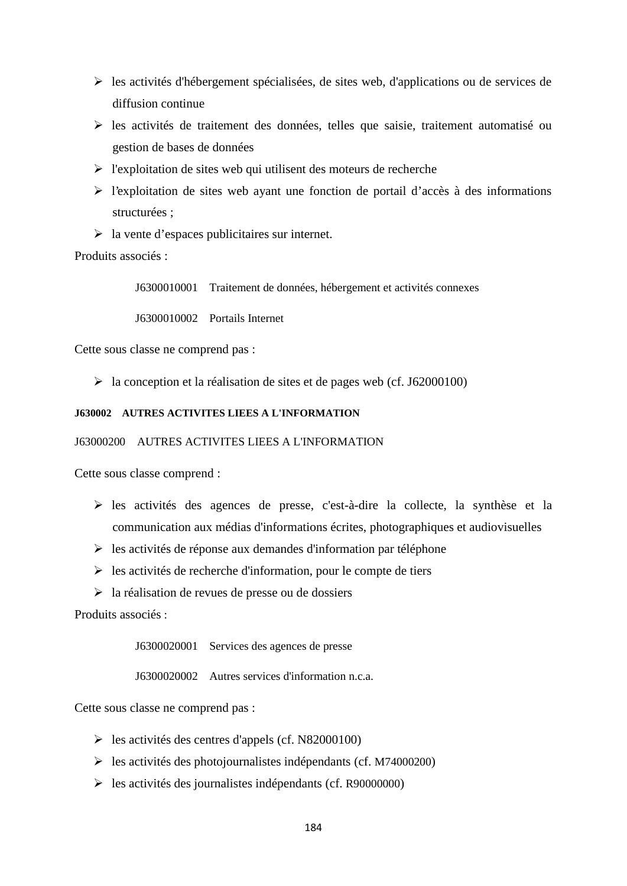- les activités d'hébergement spécialisées, de sites web, d'applications ou de services de diffusion continue
- les activités de traitement des données, telles que saisie, traitement automatisé ou gestion de bases de données
- l'exploitation de sites web qui utilisent des moteurs de recherche
- l'exploitation de sites web ayant une fonction de portail d'accès à des informations structurées ;
- la vente d'espaces publicitaires sur internet.

Produits associés :

J6300010001 Traitement de données, hébergement et activités connexes

J6300010002 Portails Internet

Cette sous classe ne comprend pas :

- la conception et la réalisation de sites et de pages web (cf. J62000100)

**J630002 AUTRES ACTIVITES LIEES A L'INFORMATION**

J63000200 AUTRES ACTIVITES LIEES A L'INFORMATION

Cette sous classe comprend :

- les activités des agences de presse, c'est-à-dire la collecte, la synthèse et la communication aux médias d'informations écrites, photographiques et audiovisuelles
- les activités de réponse aux demandes d'information par téléphone
- les activités de recherche d'information, pour le compte de tiers
- la réalisation de revues de presse ou de dossiers

Produits associés :

J6300020001 Services des agences de presse

J6300020002 Autres services d'information n.c.a.

Cette sous classe ne comprend pas :

- les activités des centres d'appels (cf. N82000100)
- les activités des photojournalistes indépendants (cf. M74000200)
- les activités des journalistes indépendants (cf. R90000000)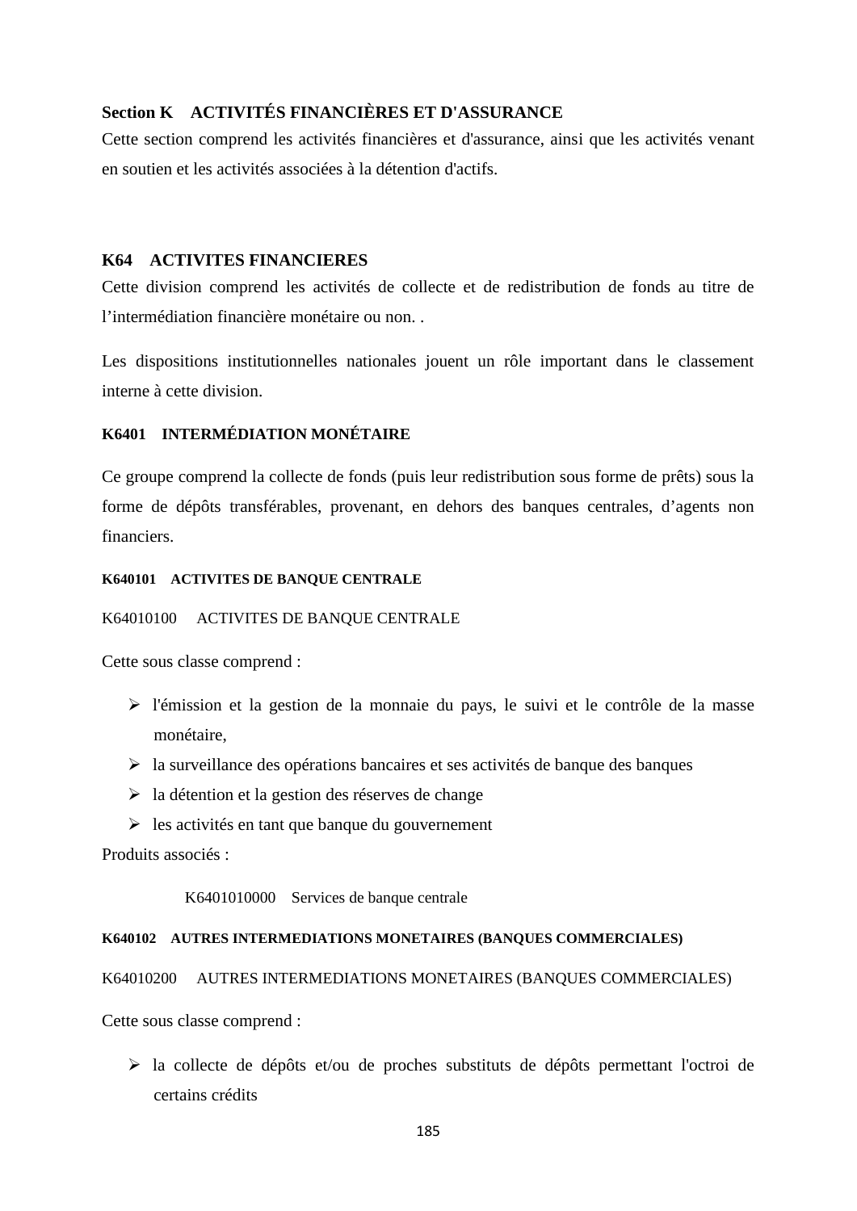## Section K ACTIVITÉS FINANCIÈRES ET D'ASSURANCE

Cette section comprend les activités financières et d'assurance, ainsi que les activités venant en soutien et les activités associées à la détention d'actifs.

### K64 ACTIVITES FINANCIERES

Cette division comprend les activités de collecte et de redistribution de fonds au titre de l'intermédiation financière monétaire ou non. .

Les dispositions institutionnelles nationales jouent un rôle important dans le classement interne à cette division.

#### K6401 INTERMÉDIATION MONÉTAIRE

Ce groupe comprend la collecte de fonds (puis leur redistribution sous forme de prêts) sous la forme de dépôts transférables, provenant, en dehors des banques centrales, d'agents non financiers.

##### K640101 ACTIVITES DE BANQUE CENTRALE

K64010100 ACTIVITES DE BANQUE CENTRALE

Cette sous classe comprend :

- l'émission et la gestion de la monnaie du pays, le suivi et le contrôle de la masse monétaire,
- la surveillance des opérations bancaires et ses activités de banque des banques
- la détention et la gestion des réserves de change
- les activités en tant que banque du gouvernement

Produits associés :

K6401010000 Services de banque centrale

##### K640102 AUTRES INTERMEDIATIONS MONETAIRES (BANQUES COMMERCIALES)

K64010200 AUTRES INTERMEDIATIONS MONETAIRES (BANQUES COMMERCIALES)

Cette sous classe comprend :

- la collecte de dépôts et/ou de proches substituts de dépôts permettant l'octroi de certains crédits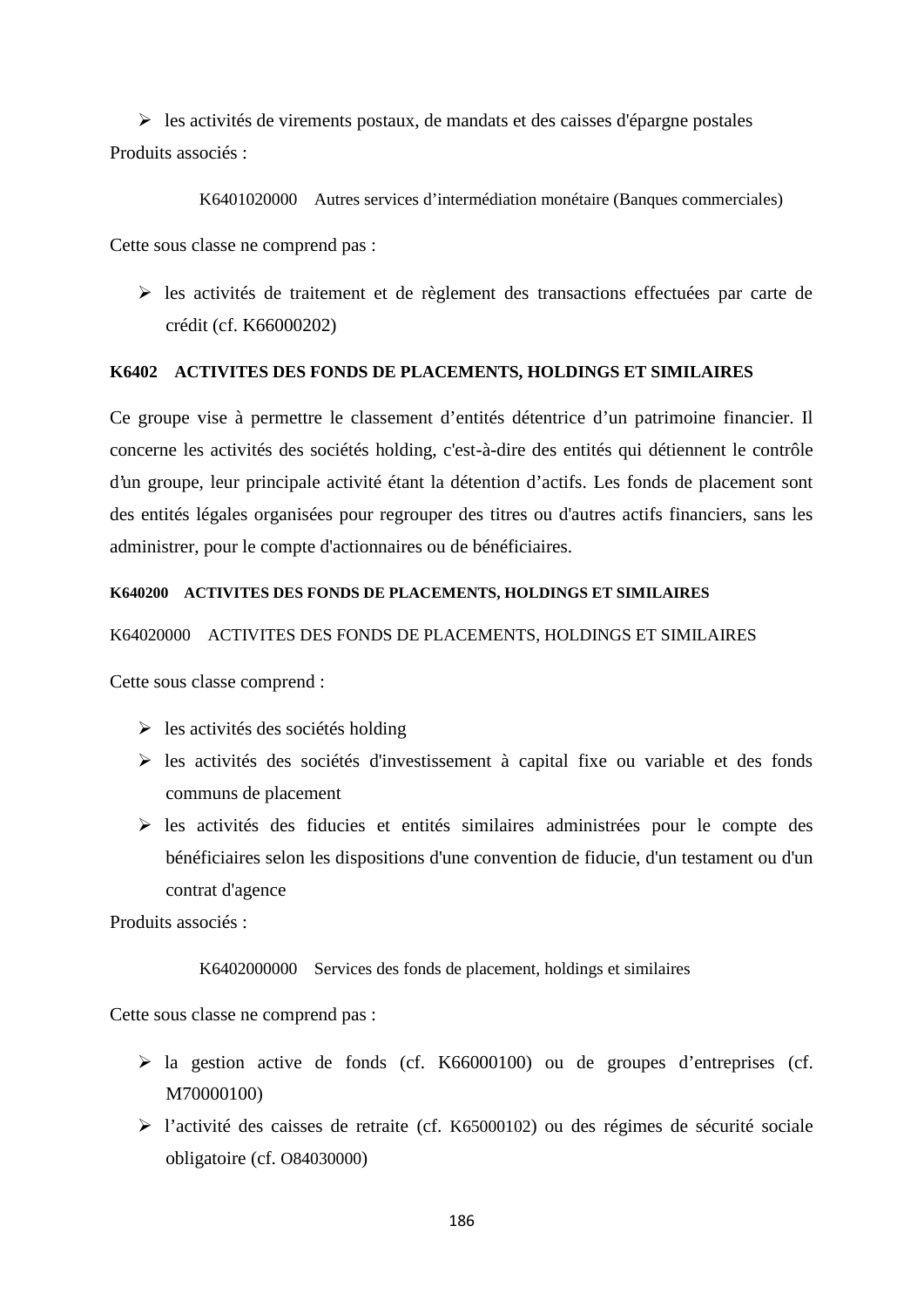- les activités de virements postaux, de mandats et des caisses d'épargne postales

Produits associés :

K6401020000 Autres services d'intermédiation monétaire (Banques commerciales)

Cette sous classe ne comprend pas :

- les activités de traitement et de règlement des transactions effectuées par carte de crédit (cf. K66000202)

### K6402 ACTIVITES DES FONDS DE PLACEMENTS, HOLDINGS ET SIMILAIRES

Ce groupe vise à permettre le classement d'entités détentrice d'un patrimoine financier. Il concerne les activités des sociétés holding, c'est-à-dire des entités qui détiennent le contrôle d'un groupe, leur principale activité étant la détention d'actifs. Les fonds de placement sont des entités légales organisées pour regrouper des titres ou d'autres actifs financiers, sans les administrer, pour le compte d'actionnaires ou de bénéficiaires.

#### K640200 ACTIVITES DES FONDS DE PLACEMENTS, HOLDINGS ET SIMILAIRES

K64020000 ACTIVITES DES FONDS DE PLACEMENTS, HOLDINGS ET SIMILAIRES

Cette sous classe comprend :

- les activités des sociétés holding
- les activités des sociétés d'investissement à capital fixe ou variable et des fonds communs de placement
- les activités des fiducies et entités similaires administrées pour le compte des bénéficiaires selon les dispositions d'une convention de fiducie, d'un testament ou d'un contrat d'agence

Produits associés :

K6402000000 Services des fonds de placement, holdings et similaires

Cette sous classe ne comprend pas :

- la gestion active de fonds (cf. K66000100) ou de groupes d'entreprises (cf. M70000100)
- l'activité des caisses de retraite (cf. K65000102) ou des régimes de sécurité sociale obligatoire (cf. O84030000)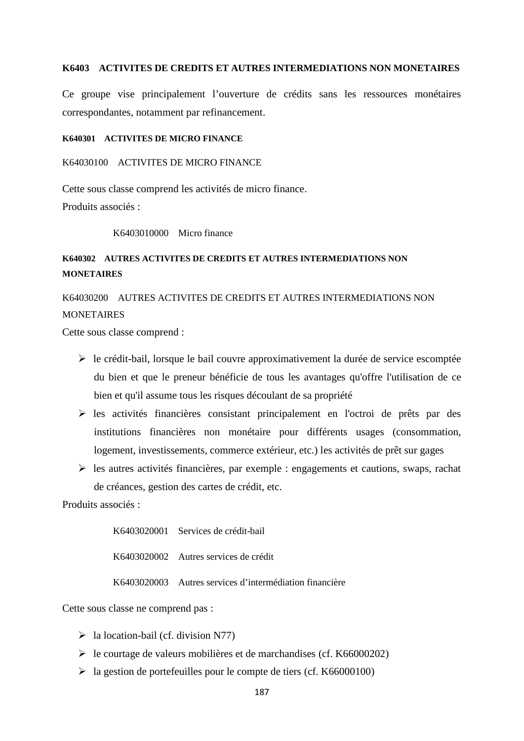**K6403 ACTIVITES DE CREDITS ET AUTRES INTERMEDIATIONS NON MONETAIRES**

Ce groupe vise principalement l'ouverture de crédits sans les ressources monétaires correspondantes, notamment par refinancement.

**K640301 ACTIVITES DE MICRO FINANCE**

K64030100 ACTIVITES DE MICRO FINANCE

Cette sous classe comprend les activités de micro finance.
Produits associés :

K6403010000 Micro finance

**K640302 AUTRES ACTIVITES DE CREDITS ET AUTRES INTERMEDIATIONS NON MONETAIRES**

K64030200 AUTRES ACTIVITES DE CREDITS ET AUTRES INTERMEDIATIONS NON MONETAIRES

Cette sous classe comprend :

- le crédit-bail, lorsque le bail couvre approximativement la durée de service escomptée du bien et que le preneur bénéficie de tous les avantages qu'offre l'utilisation de ce bien et qu'il assume tous les risques découlant de sa propriété
- les activités financières consistant principalement en l'octroi de prêts par des institutions financières non monétaire pour différents usages (consommation, logement, investissements, commerce extérieur, etc.) les activités de prêt sur gages
- les autres activités financières, par exemple : engagements et cautions, swaps, rachat de créances, gestion des cartes de crédit, etc.

Produits associés :

K6403020001 Services de crédit-bail

K6403020002 Autres services de crédit

K6403020003 Autres services d'intermédiation financière

Cette sous classe ne comprend pas :

- la location-bail (cf. division N77)
- le courtage de valeurs mobilières et de marchandises (cf. K66000202)
- la gestion de portefeuilles pour le compte de tiers (cf. K66000100)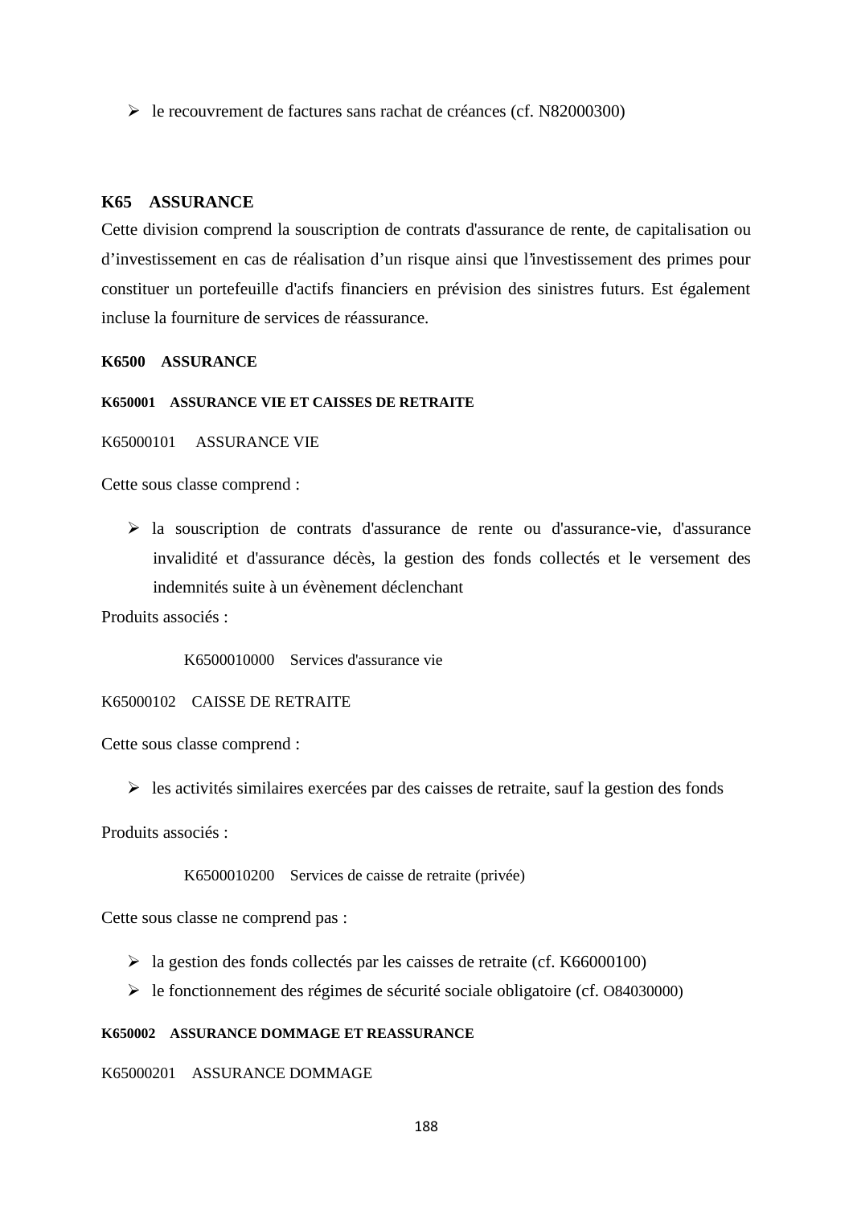- le recouvrement de factures sans rachat de créances (cf. N82000300)

## K65 ASSURANCE

Cette division comprend la souscription de contrats d'assurance de rente, de capitalisation ou d'investissement en cas de réalisation d'un risque ainsi que l'investissement des primes pour constituer un portefeuille d'actifs financiers en prévision des sinistres futurs. Est également incluse la fourniture de services de réassurance.

### K6500 ASSURANCE

#### K650001 ASSURANCE VIE ET CAISSES DE RETRAITE

K65000101 ASSURANCE VIE

Cette sous classe comprend :

- la souscription de contrats d'assurance de rente ou d'assurance-vie, d'assurance invalidité et d'assurance décès, la gestion des fonds collectés et le versement des indemnités suite à un évènement déclenchant

Produits associés :

K6500010000 Services d'assurance vie

K65000102 CAISSE DE RETRAITE

Cette sous classe comprend :

- les activités similaires exercées par des caisses de retraite, sauf la gestion des fonds

Produits associés :

K6500010200 Services de caisse de retraite (privée)

Cette sous classe ne comprend pas :

- la gestion des fonds collectés par les caisses de retraite (cf. K66000100)
- le fonctionnement des régimes de sécurité sociale obligatoire (cf. O84030000)

#### K650002 ASSURANCE DOMMAGE ET REASSURANCE

K65000201 ASSURANCE DOMMAGE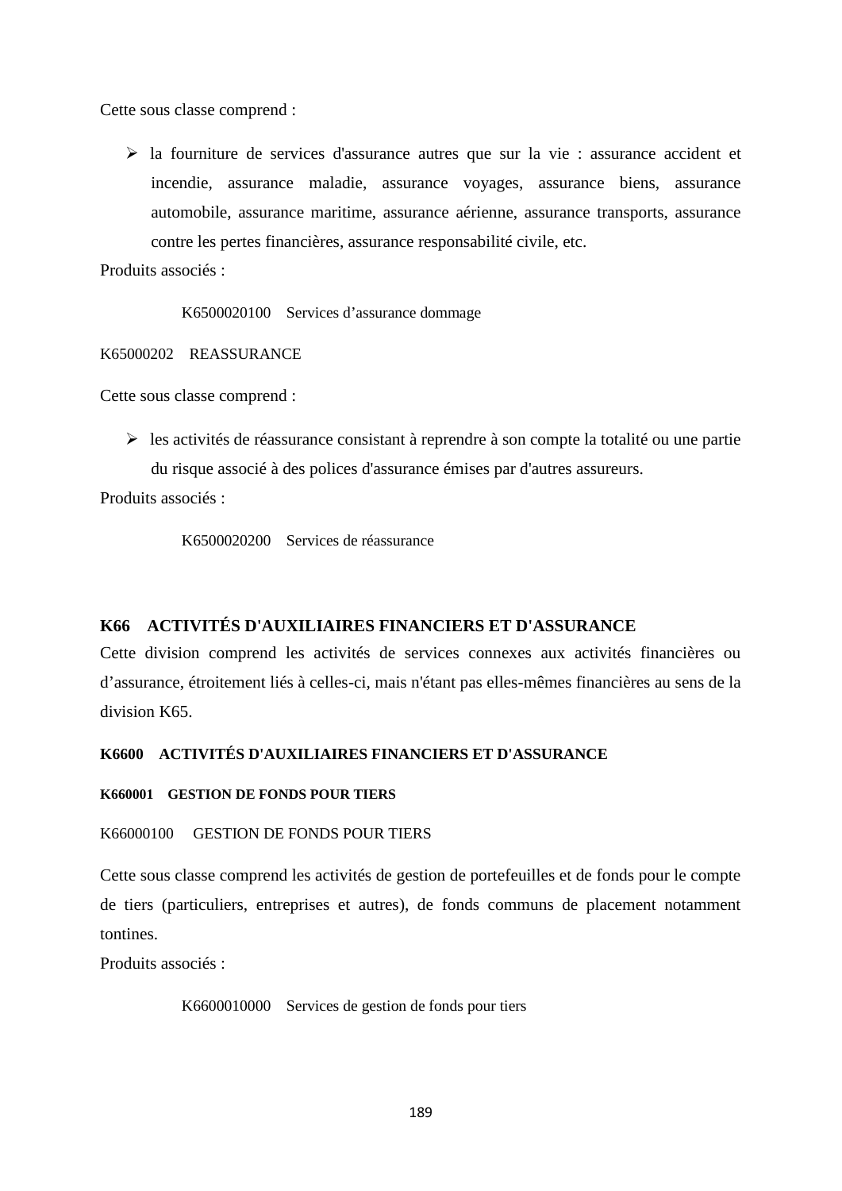Cette sous classe comprend :

- la fourniture de services d'assurance autres que sur la vie : assurance accident et incendie, assurance maladie, assurance voyages, assurance biens, assurance automobile, assurance maritime, assurance aérienne, assurance transports, assurance contre les pertes financières, assurance responsabilité civile, etc.

Produits associés :

K6500020100 Services d'assurance dommage

K65000202 REASSURANCE

Cette sous classe comprend :

- les activités de réassurance consistant à reprendre à son compte la totalité ou une partie du risque associé à des polices d'assurance émises par d'autres assureurs.

Produits associés :

K6500020200 Services de réassurance

## K66 ACTIVITÉS D'AUXILIAIRES FINANCIERS ET D'ASSURANCE

Cette division comprend les activités de services connexes aux activités financières ou d'assurance, étroitement liés à celles-ci, mais n'étant pas elles-mêmes financières au sens de la division K65.

### K6600 ACTIVITÉS D'AUXILIAIRES FINANCIERS ET D'ASSURANCE

#### K660001 GESTION DE FONDS POUR TIERS

K66000100 GESTION DE FONDS POUR TIERS

Cette sous classe comprend les activités de gestion de portefeuilles et de fonds pour le compte de tiers (particuliers, entreprises et autres), de fonds communs de placement notamment tontines.

Produits associés :

K6600010000 Services de gestion de fonds pour tiers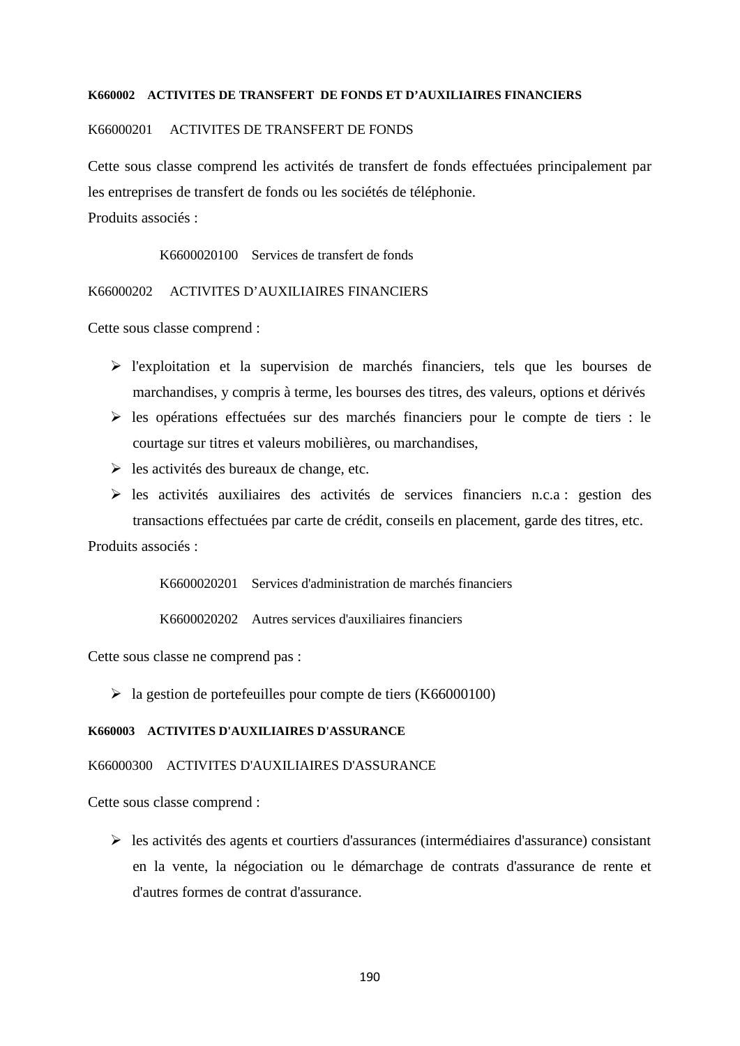**K660002 ACTIVITES DE TRANSFERT DE FONDS ET D'AUXILIAIRES FINANCIERS**

K66000201 ACTIVITES DE TRANSFERT DE FONDS

Cette sous classe comprend les activités de transfert de fonds effectuées principalement par les entreprises de transfert de fonds ou les sociétés de téléphonie.
Produits associés :

K6600020100 Services de transfert de fonds

K66000202 ACTIVITES D'AUXILIAIRES FINANCIERS

Cette sous classe comprend :

- l'exploitation et la supervision de marchés financiers, tels que les bourses de marchandises, y compris à terme, les bourses des titres, des valeurs, options et dérivés
- les opérations effectuées sur des marchés financiers pour le compte de tiers : le courtage sur titres et valeurs mobilières, ou marchandises,
- les activités des bureaux de change, etc.
- les activités auxiliaires des activités de services financiers n.c.a : gestion des transactions effectuées par carte de crédit, conseils en placement, garde des titres, etc.

Produits associés :

K6600020201 Services d'administration de marchés financiers

K6600020202 Autres services d'auxiliaires financiers

Cette sous classe ne comprend pas :

- la gestion de portefeuilles pour compte de tiers (K66000100)

**K660003 ACTIVITES D'AUXILIAIRES D'ASSURANCE**

K66000300 ACTIVITES D'AUXILIAIRES D'ASSURANCE

Cette sous classe comprend :

- les activités des agents et courtiers d'assurances (intermédiaires d'assurance) consistant en la vente, la négociation ou le démarchage de contrats d'assurance de rente et d'autres formes de contrat d'assurance.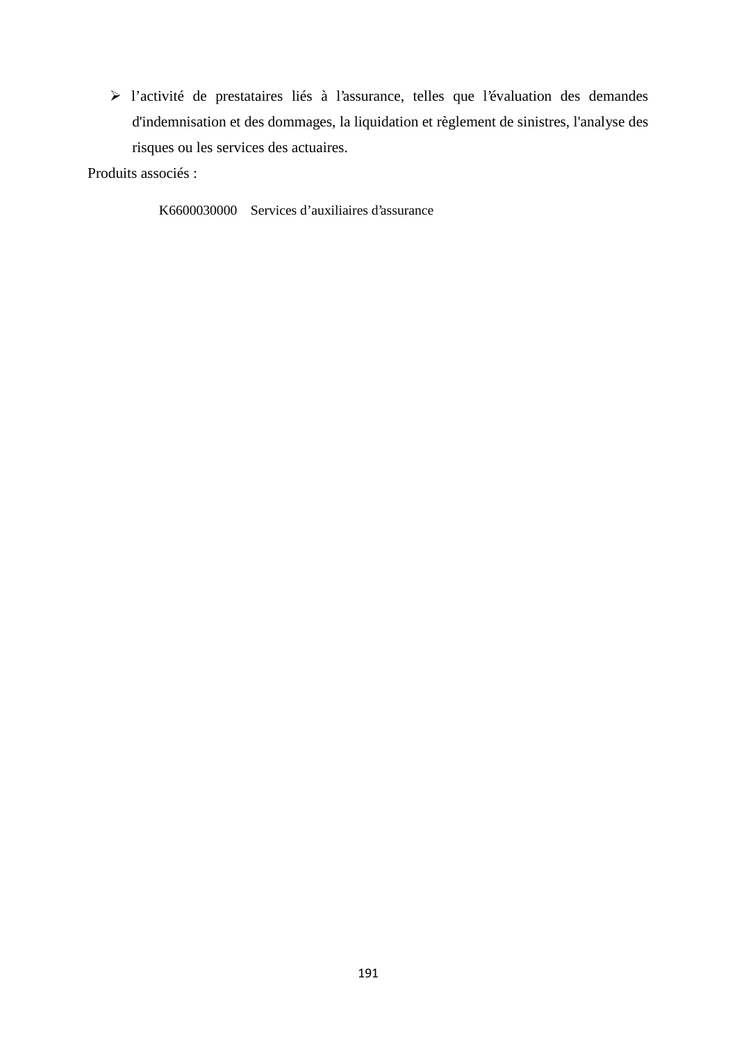- l’activité de prestataires liés à l’assurance, telles que l’évaluation des demandes d'indemnisation et des dommages, la liquidation et règlement de sinistres, l'analyse des risques ou les services des actuaires.

Produits associés :

K6600030000 Services d’auxiliaires d’assurance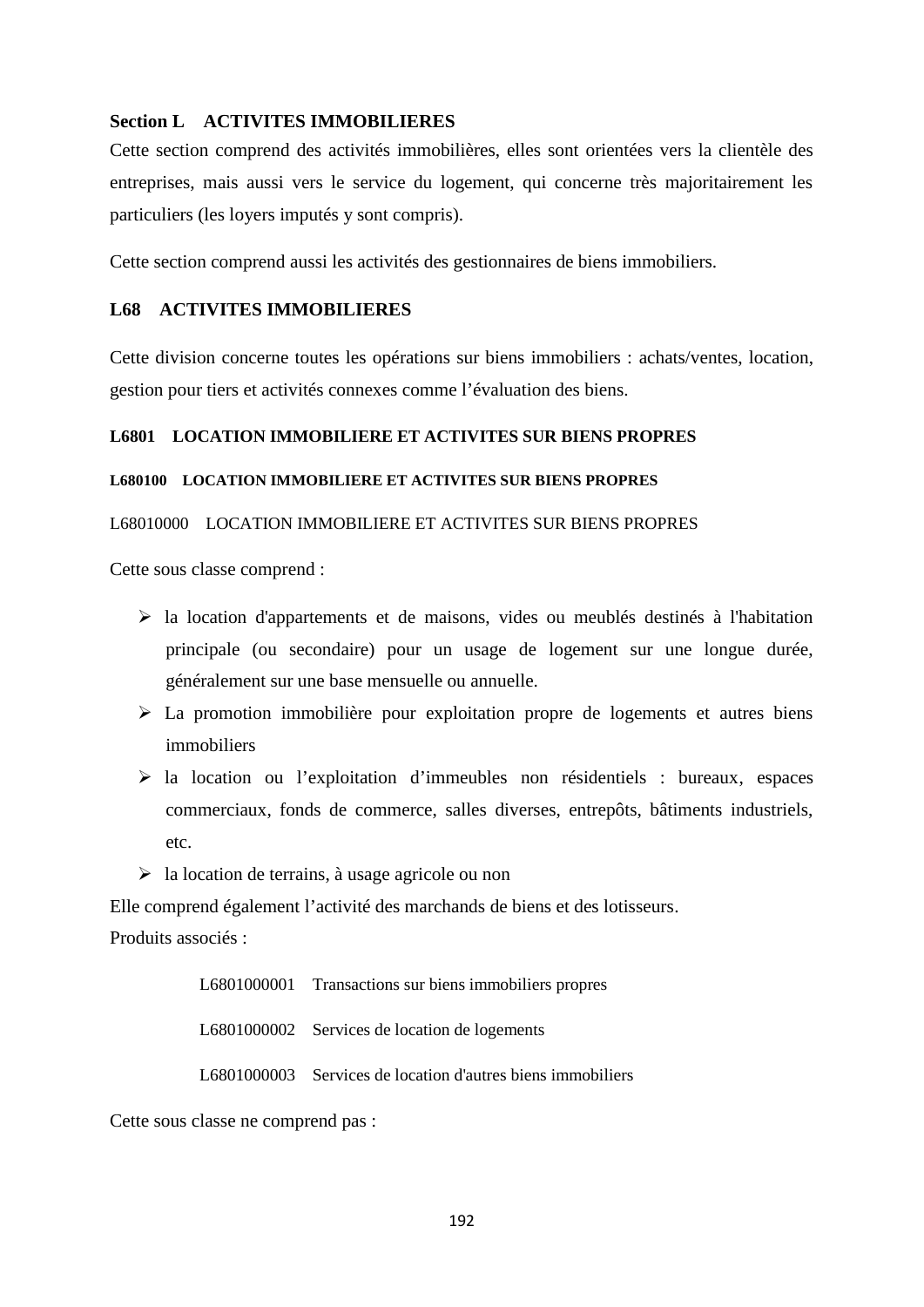## Section L    ACTIVITES IMMOBILIERES

Cette section comprend des activités immobilières, elles sont orientées vers la clientèle des entreprises, mais aussi vers le service du logement, qui concerne très majoritairement les particuliers (les loyers imputés y sont compris).

Cette section comprend aussi les activités des gestionnaires de biens immobiliers.

### L68    ACTIVITES IMMOBILIERES

Cette division concerne toutes les opérations sur biens immobiliers : achats/ventes, location, gestion pour tiers et activités connexes comme l'évaluation des biens.

#### L6801    LOCATION IMMOBILIERE ET ACTIVITES SUR BIENS PROPRES

##### L680100    LOCATION IMMOBILIERE ET ACTIVITES SUR BIENS PROPRES

L68010000    LOCATION IMMOBILIERE ET ACTIVITES SUR BIENS PROPRES

Cette sous classe comprend :

- la location d'appartements et de maisons, vides ou meublés destinés à l'habitation principale (ou secondaire) pour un usage de logement sur une longue durée, généralement sur une base mensuelle ou annuelle.
- La promotion immobilière pour exploitation propre de logements et autres biens immobiliers
- la location ou l'exploitation d'immeubles non résidentiels : bureaux, espaces commerciaux, fonds de commerce, salles diverses, entrepôts, bâtiments industriels, etc.
- la location de terrains, à usage agricole ou non

Elle comprend également l'activité des marchands de biens et des lotisseurs.

Produits associés :

L6801000001    Transactions sur biens immobiliers propres

L6801000002    Services de location de logements

L6801000003    Services de location d'autres biens immobiliers

Cette sous classe ne comprend pas :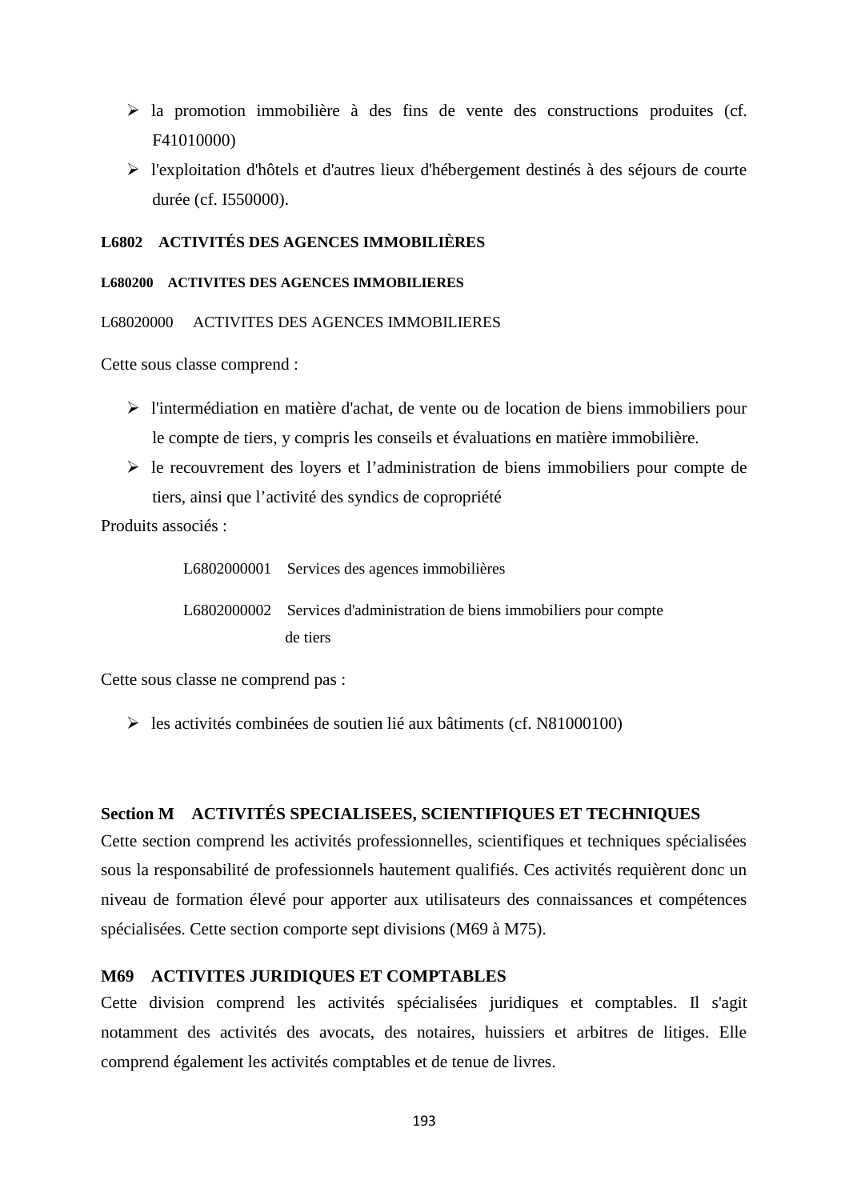- la promotion immobilière à des fins de vente des constructions produites (cf. F41010000)
- l'exploitation d'hôtels et d'autres lieux d'hébergement destinés à des séjours de courte durée (cf. I550000).

**L6802 ACTIVITÉS DES AGENCES IMMOBILIÈRES**

**L680200 ACTIVITES DES AGENCES IMMOBILIERES**

L68020000 ACTIVITES DES AGENCES IMMOBILIERES

Cette sous classe comprend :

- l'intermédiation en matière d'achat, de vente ou de location de biens immobiliers pour le compte de tiers, y compris les conseils et évaluations en matière immobilière.
- le recouvrement des loyers et l'administration de biens immobiliers pour compte de tiers, ainsi que l'activité des syndics de copropriété

Produits associés :

L6802000001 Services des agences immobilières

L6802000002 Services d'administration de biens immobiliers pour compte de tiers

Cette sous classe ne comprend pas :

- les activités combinées de soutien lié aux bâtiments (cf. N81000100)

## Section M ACTIVITÉS SPECIALISEES, SCIENTIFIQUES ET TECHNIQUES

Cette section comprend les activités professionnelles, scientifiques et techniques spécialisées sous la responsabilité de professionnels hautement qualifiés. Ces activités requièrent donc un niveau de formation élevé pour apporter aux utilisateurs des connaissances et compétences spécialisées. Cette section comporte sept divisions (M69 à M75).

### M69 ACTIVITES JURIDIQUES ET COMPTABLES

Cette division comprend les activités spécialisées juridiques et comptables. Il s'agit notamment des activités des avocats, des notaires, huissiers et arbitres de litiges. Elle comprend également les activités comptables et de tenue de livres.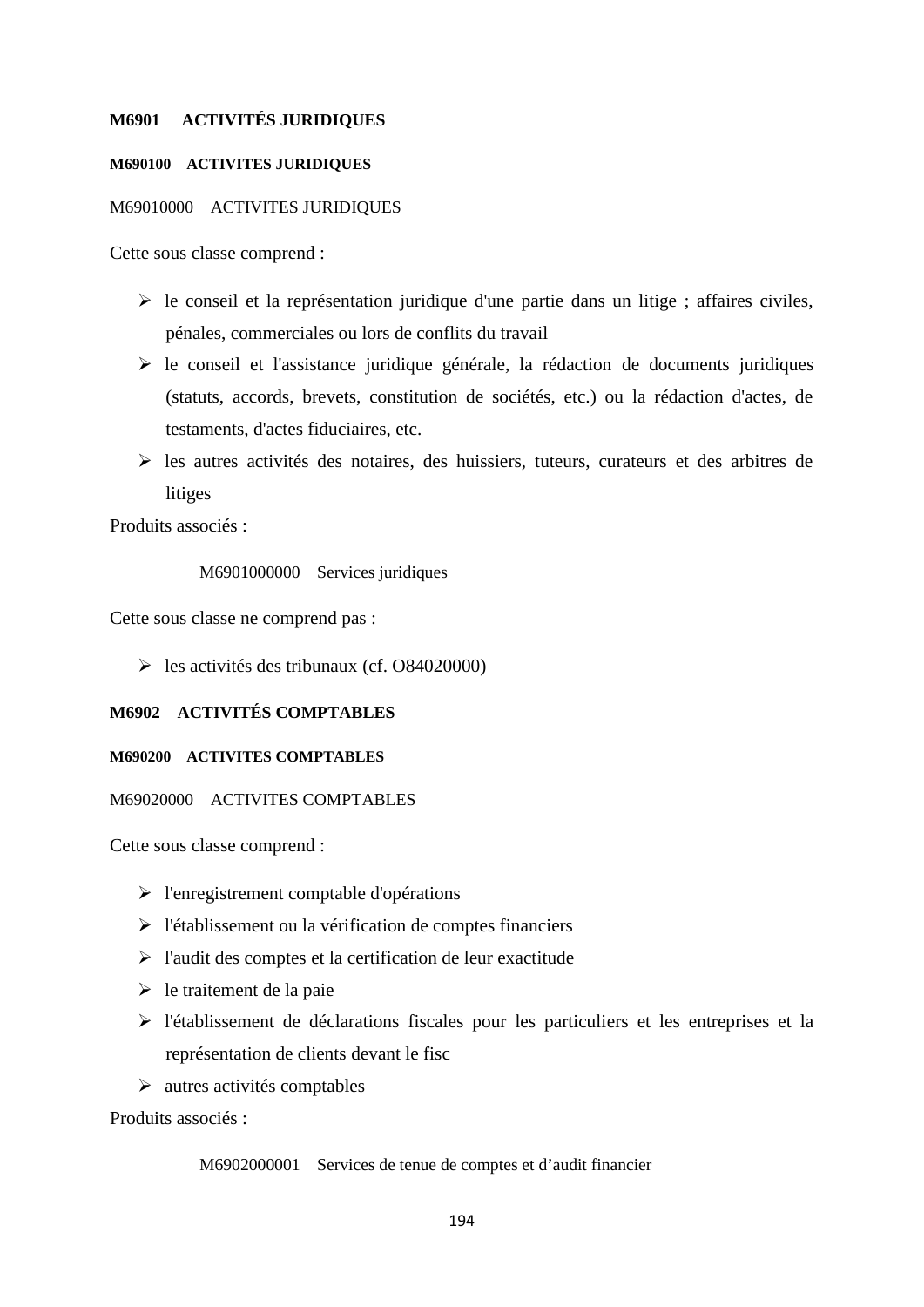**M6901 ACTIVITÉS JURIDIQUES**

**M690100 ACTIVITES JURIDIQUES**

M69010000 ACTIVITES JURIDIQUES

Cette sous classe comprend :

- le conseil et la représentation juridique d'une partie dans un litige ; affaires civiles, pénales, commerciales ou lors de conflits du travail
- le conseil et l'assistance juridique générale, la rédaction de documents juridiques (statuts, accords, brevets, constitution de sociétés, etc.) ou la rédaction d'actes, de testaments, d'actes fiduciaires, etc.
- les autres activités des notaires, des huissiers, tuteurs, curateurs et des arbitres de litiges

Produits associés :

M6901000000 Services juridiques

Cette sous classe ne comprend pas :

- les activités des tribunaux (cf. O84020000)

**M6902 ACTIVITÉS COMPTABLES**

**M690200 ACTIVITES COMPTABLES**

M69020000 ACTIVITES COMPTABLES

Cette sous classe comprend :

- l'enregistrement comptable d'opérations
- l'établissement ou la vérification de comptes financiers
- l'audit des comptes et la certification de leur exactitude
- le traitement de la paie
- l'établissement de déclarations fiscales pour les particuliers et les entreprises et la représentation de clients devant le fisc
- autres activités comptables

Produits associés :

M6902000001 Services de tenue de comptes et d'audit financier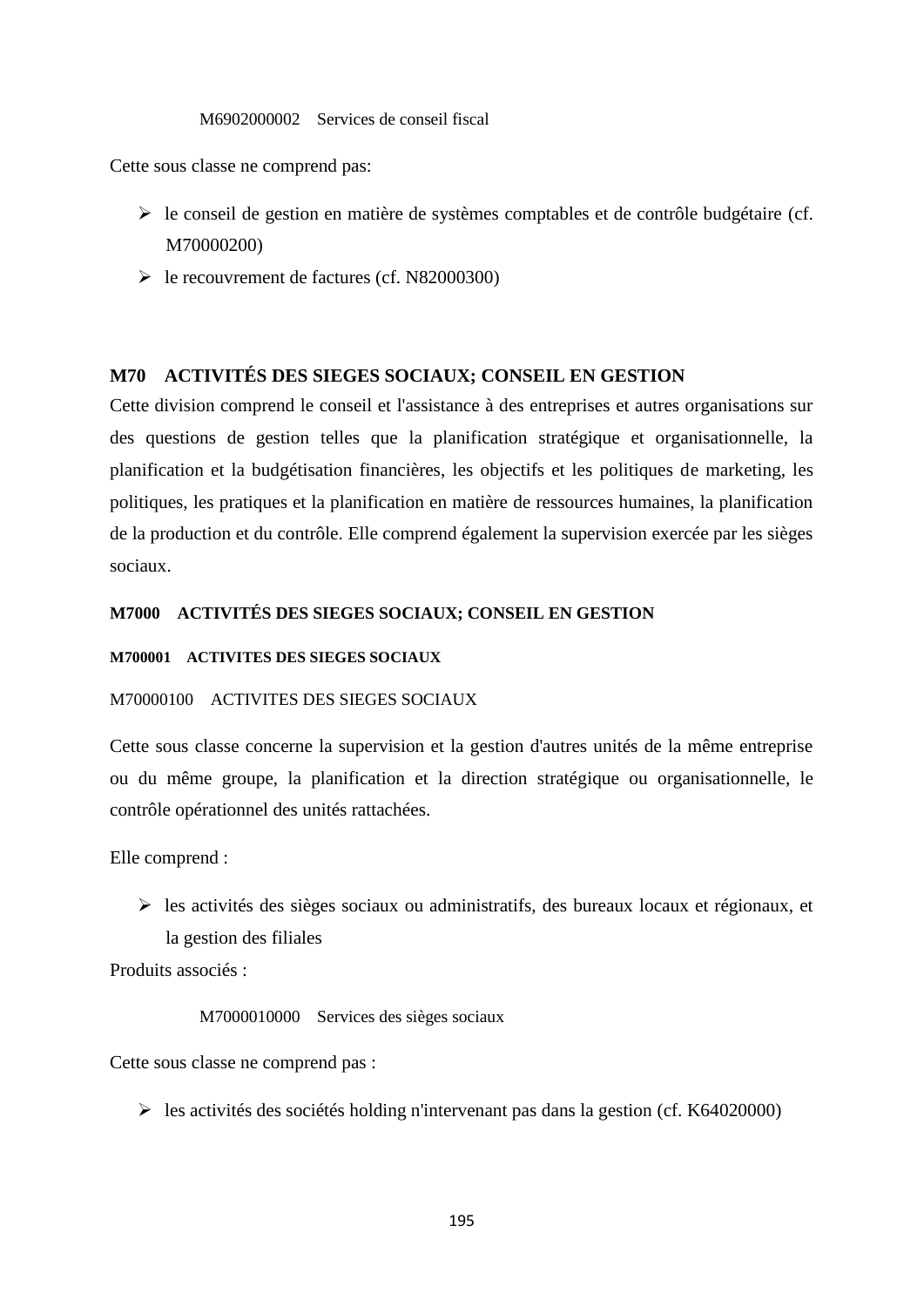M6902000002    Services de conseil fiscal

Cette sous classe ne comprend pas:

- le conseil de gestion en matière de systèmes comptables et de contrôle budgétaire (cf. M70000200)
- le recouvrement de factures (cf. N82000300)

## M70    ACTIVITÉS DES SIEGES SOCIAUX; CONSEIL EN GESTION

Cette division comprend le conseil et l'assistance à des entreprises et autres organisations sur des questions de gestion telles que la planification stratégique et organisationnelle, la planification et la budgétisation financières, les objectifs et les politiques de marketing, les politiques, les pratiques et la planification en matière de ressources humaines, la planification de la production et du contrôle. Elle comprend également la supervision exercée par les sièges sociaux.

### M7000    ACTIVITÉS DES SIEGES SOCIAUX; CONSEIL EN GESTION

#### M700001    ACTIVITES DES SIEGES SOCIAUX

M70000100    ACTIVITES DES SIEGES SOCIAUX

Cette sous classe concerne la supervision et la gestion d'autres unités de la même entreprise ou du même groupe, la planification et la direction stratégique ou organisationnelle, le contrôle opérationnel des unités rattachées.

Elle comprend :

- les activités des sièges sociaux ou administratifs, des bureaux locaux et régionaux, et la gestion des filiales

Produits associés :

M7000010000    Services des sièges sociaux

Cette sous classe ne comprend pas :

- les activités des sociétés holding n'intervenant pas dans la gestion (cf. K64020000)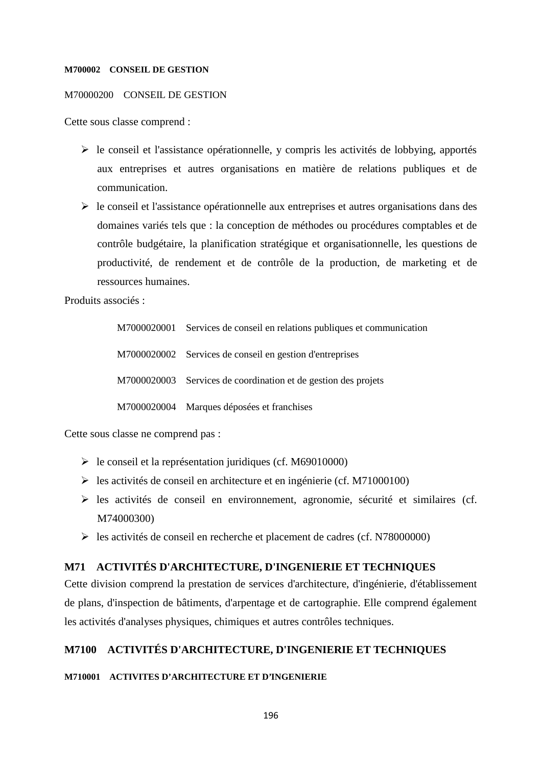**M700002 CONSEIL DE GESTION**

M70000200 CONSEIL DE GESTION

Cette sous classe comprend :

- le conseil et l'assistance opérationnelle, y compris les activités de lobbying, apportés aux entreprises et autres organisations en matière de relations publiques et de communication.
- le conseil et l'assistance opérationnelle aux entreprises et autres organisations dans des domaines variés tels que : la conception de méthodes ou procédures comptables et de contrôle budgétaire, la planification stratégique et organisationnelle, les questions de productivité, de rendement et de contrôle de la production, de marketing et de ressources humaines.

Produits associés :

M7000020001 Services de conseil en relations publiques et communication

M7000020002 Services de conseil en gestion d'entreprises

M7000020003 Services de coordination et de gestion des projets

M7000020004 Marques déposées et franchises

Cette sous classe ne comprend pas :

- le conseil et la représentation juridiques (cf. M69010000)
- les activités de conseil en architecture et en ingénierie (cf. M71000100)
- les activités de conseil en environnement, agronomie, sécurité et similaires (cf. M74000300)
- les activités de conseil en recherche et placement de cadres (cf. N78000000)

## M71 ACTIVITÉS D'ARCHITECTURE, D'INGENIERIE ET TECHNIQUES

Cette division comprend la prestation de services d'architecture, d'ingénierie, d'établissement de plans, d'inspection de bâtiments, d'arpentage et de cartographie. Elle comprend également les activités d'analyses physiques, chimiques et autres contrôles techniques.

## M7100 ACTIVITÉS D'ARCHITECTURE, D'INGENIERIE ET TECHNIQUES

**M710001 ACTIVITES D'ARCHITECTURE ET D'INGENIERIE**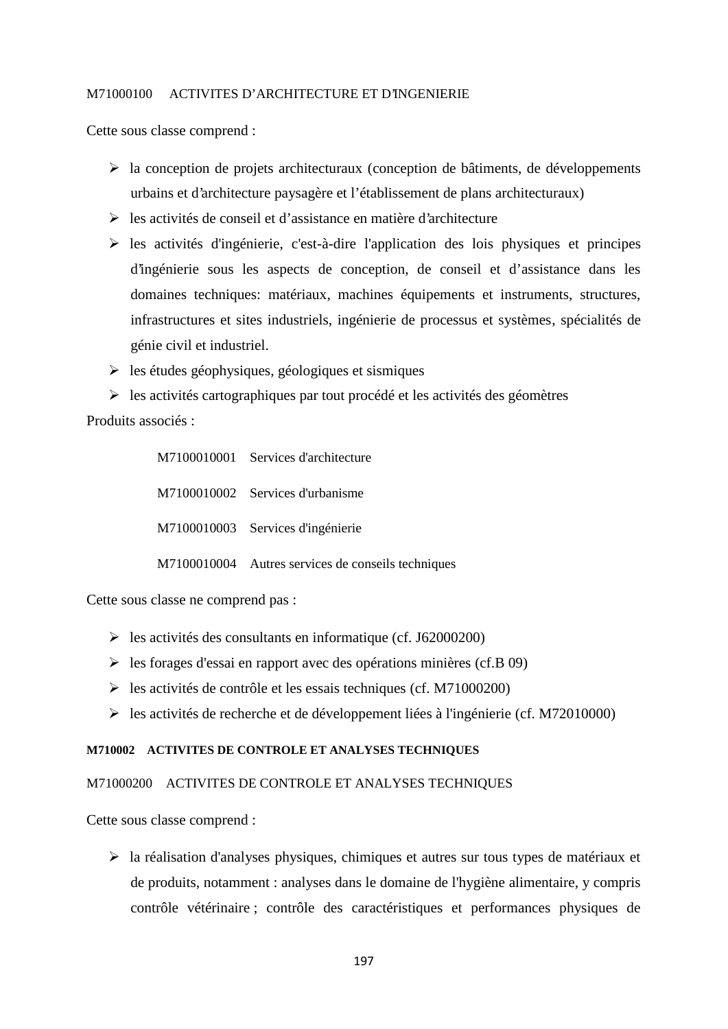M71000100 ACTIVITES D'ARCHITECTURE ET D'INGENIERIE

Cette sous classe comprend :

- la conception de projets architecturaux (conception de bâtiments, de développements urbains et d'architecture paysagère et l'établissement de plans architecturaux)
- les activités de conseil et d'assistance en matière d'architecture
- les activités d'ingénierie, c'est-à-dire l'application des lois physiques et principes d'ingénierie sous les aspects de conception, de conseil et d'assistance dans les domaines techniques: matériaux, machines équipements et instruments, structures, infrastructures et sites industriels, ingénierie de processus et systèmes, spécialités de génie civil et industriel.
- les études géophysiques, géologiques et sismiques
- les activités cartographiques par tout procédé et les activités des géomètres

Produits associés :

M7100010001 Services d'architecture

M7100010002 Services d'urbanisme

M7100010003 Services d'ingénierie

M7100010004 Autres services de conseils techniques

Cette sous classe ne comprend pas :

- les activités des consultants en informatique (cf. J62000200)
- les forages d'essai en rapport avec des opérations minières (cf.B 09)
- les activités de contrôle et les essais techniques (cf. M71000200)
- les activités de recherche et de développement liées à l'ingénierie (cf. M72010000)

**M710002 ACTIVITES DE CONTROLE ET ANALYSES TECHNIQUES**

M71000200 ACTIVITES DE CONTROLE ET ANALYSES TECHNIQUES

Cette sous classe comprend :

- la réalisation d'analyses physiques, chimiques et autres sur tous types de matériaux et de produits, notamment : analyses dans le domaine de l'hygiène alimentaire, y compris contrôle vétérinaire ; contrôle des caractéristiques et performances physiques de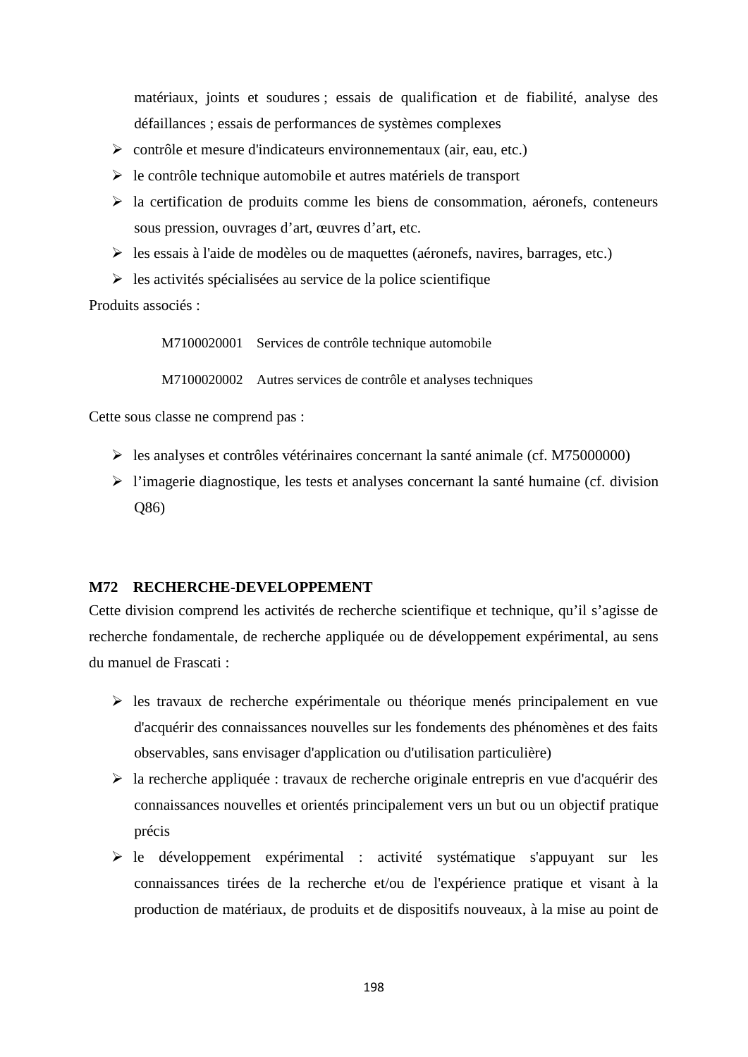matériaux, joints et soudures ; essais de qualification et de fiabilité, analyse des défaillances ; essais de performances de systèmes complexes

- contrôle et mesure d'indicateurs environnementaux (air, eau, etc.)
- le contrôle technique automobile et autres matériels de transport
- la certification de produits comme les biens de consommation, aéronefs, conteneurs sous pression, ouvrages d'art, œuvres d'art, etc.
- les essais à l'aide de modèles ou de maquettes (aéronefs, navires, barrages, etc.)
- les activités spécialisées au service de la police scientifique

Produits associés :

M7100020001 Services de contrôle technique automobile

M7100020002 Autres services de contrôle et analyses techniques

Cette sous classe ne comprend pas :

- les analyses et contrôles vétérinaires concernant la santé animale (cf. M75000000)
- l'imagerie diagnostique, les tests et analyses concernant la santé humaine (cf. division Q86)

**M72 RECHERCHE-DEVELOPPEMENT**

Cette division comprend les activités de recherche scientifique et technique, qu'il s'agisse de recherche fondamentale, de recherche appliquée ou de développement expérimental, au sens du manuel de Frascati :

- les travaux de recherche expérimentale ou théorique menés principalement en vue d'acquérir des connaissances nouvelles sur les fondements des phénomènes et des faits observables, sans envisager d'application ou d'utilisation particulière)
- la recherche appliquée : travaux de recherche originale entrepris en vue d'acquérir des connaissances nouvelles et orientés principalement vers un but ou un objectif pratique précis
- le développement expérimental : activité systématique s'appuyant sur les connaissances tirées de la recherche et/ou de l'expérience pratique et visant à la production de matériaux, de produits et de dispositifs nouveaux, à la mise au point de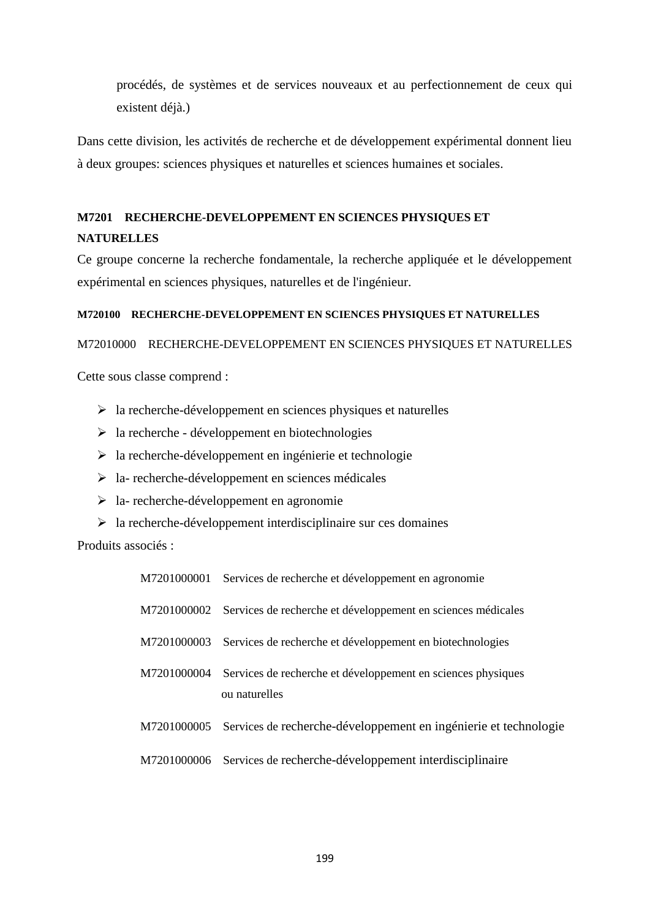procédés, de systèmes et de services nouveaux et au perfectionnement de ceux qui existent déjà.)

Dans cette division, les activités de recherche et de développement expérimental donnent lieu à deux groupes: sciences physiques et naturelles et sciences humaines et sociales.

### M7201 RECHERCHE-DEVELOPPEMENT EN SCIENCES PHYSIQUES ET NATURELLES

Ce groupe concerne la recherche fondamentale, la recherche appliquée et le développement expérimental en sciences physiques, naturelles et de l'ingénieur.

#### M720100 RECHERCHE-DEVELOPPEMENT EN SCIENCES PHYSIQUES ET NATURELLES

M72010000 RECHERCHE-DEVELOPPEMENT EN SCIENCES PHYSIQUES ET NATURELLES

Cette sous classe comprend :

- la recherche-développement en sciences physiques et naturelles
- la recherche - développement en biotechnologies
- la recherche-développement en ingénierie et technologie
- la- recherche-développement en sciences médicales
- la- recherche-développement en agronomie
- la recherche-développement interdisciplinaire sur ces domaines

Produits associés :

M7201000001 Services de recherche et développement en agronomie

M7201000002 Services de recherche et développement en sciences médicales

M7201000003 Services de recherche et développement en biotechnologies

M7201000004 Services de recherche et développement en sciences physiques ou naturelles

M7201000005 Services de recherche-développement en ingénierie et technologie

M7201000006 Services de recherche-développement interdisciplinaire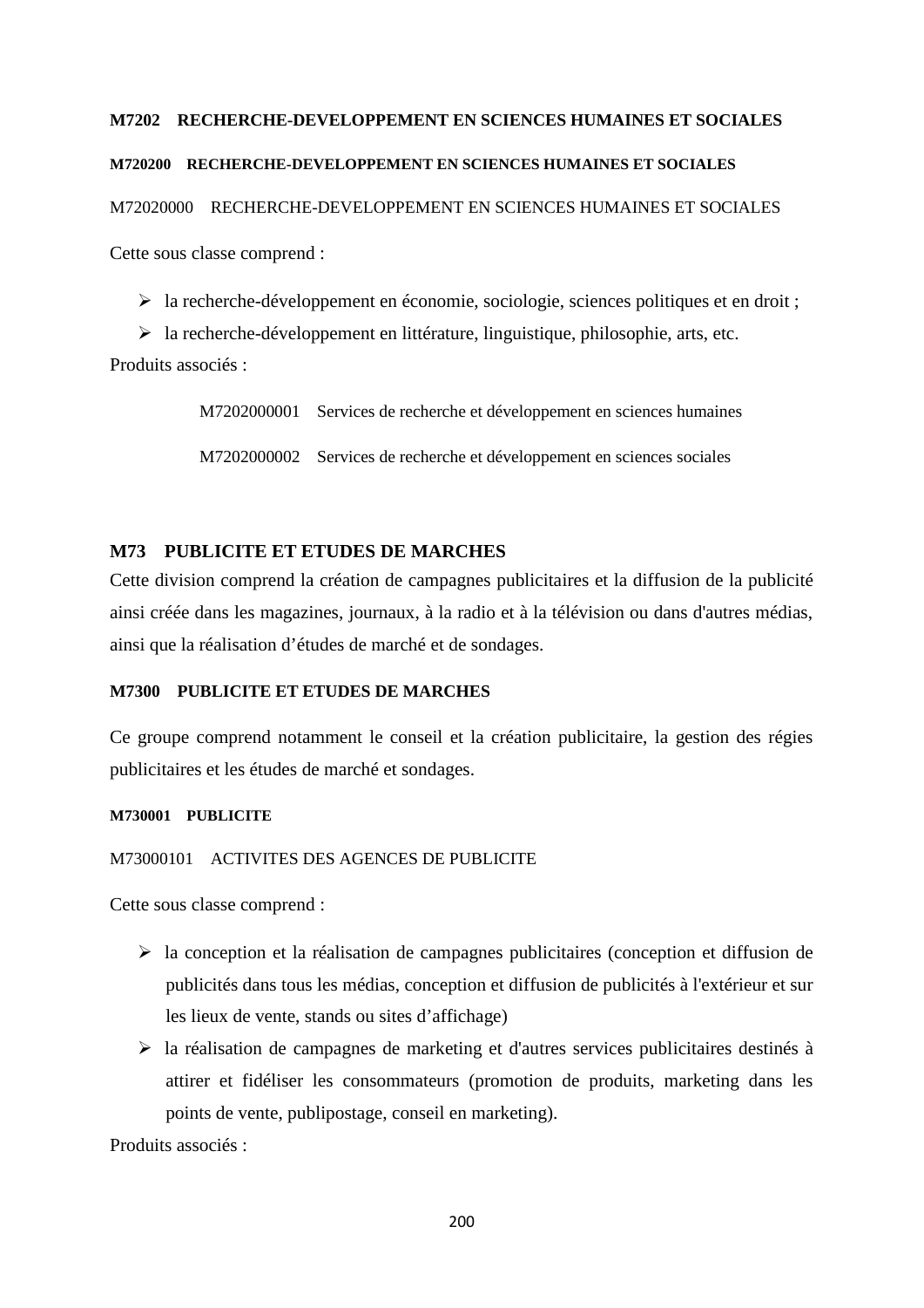**M7202 RECHERCHE-DEVELOPPEMENT EN SCIENCES HUMAINES ET SOCIALES**

**M720200 RECHERCHE-DEVELOPPEMENT EN SCIENCES HUMAINES ET SOCIALES**

M72020000 RECHERCHE-DEVELOPPEMENT EN SCIENCES HUMAINES ET SOCIALES

Cette sous classe comprend :

- la recherche-développement en économie, sociologie, sciences politiques et en droit ;
- la recherche-développement en littérature, linguistique, philosophie, arts, etc.

Produits associés :

M7202000001 Services de recherche et développement en sciences humaines

M7202000002 Services de recherche et développement en sciences sociales

## M73 PUBLICITE ET ETUDES DE MARCHES

Cette division comprend la création de campagnes publicitaires et la diffusion de la publicité ainsi créée dans les magazines, journaux, à la radio et à la télévision ou dans d'autres médias, ainsi que la réalisation d'études de marché et de sondages.

**M7300 PUBLICITE ET ETUDES DE MARCHES**

Ce groupe comprend notamment le conseil et la création publicitaire, la gestion des régies publicitaires et les études de marché et sondages.

**M730001 PUBLICITE**

M73000101 ACTIVITES DES AGENCES DE PUBLICITE

Cette sous classe comprend :

- la conception et la réalisation de campagnes publicitaires (conception et diffusion de publicités dans tous les médias, conception et diffusion de publicités à l'extérieur et sur les lieux de vente, stands ou sites d'affichage)
- la réalisation de campagnes de marketing et d'autres services publicitaires destinés à attirer et fidéliser les consommateurs (promotion de produits, marketing dans les points de vente, publipostage, conseil en marketing).

Produits associés :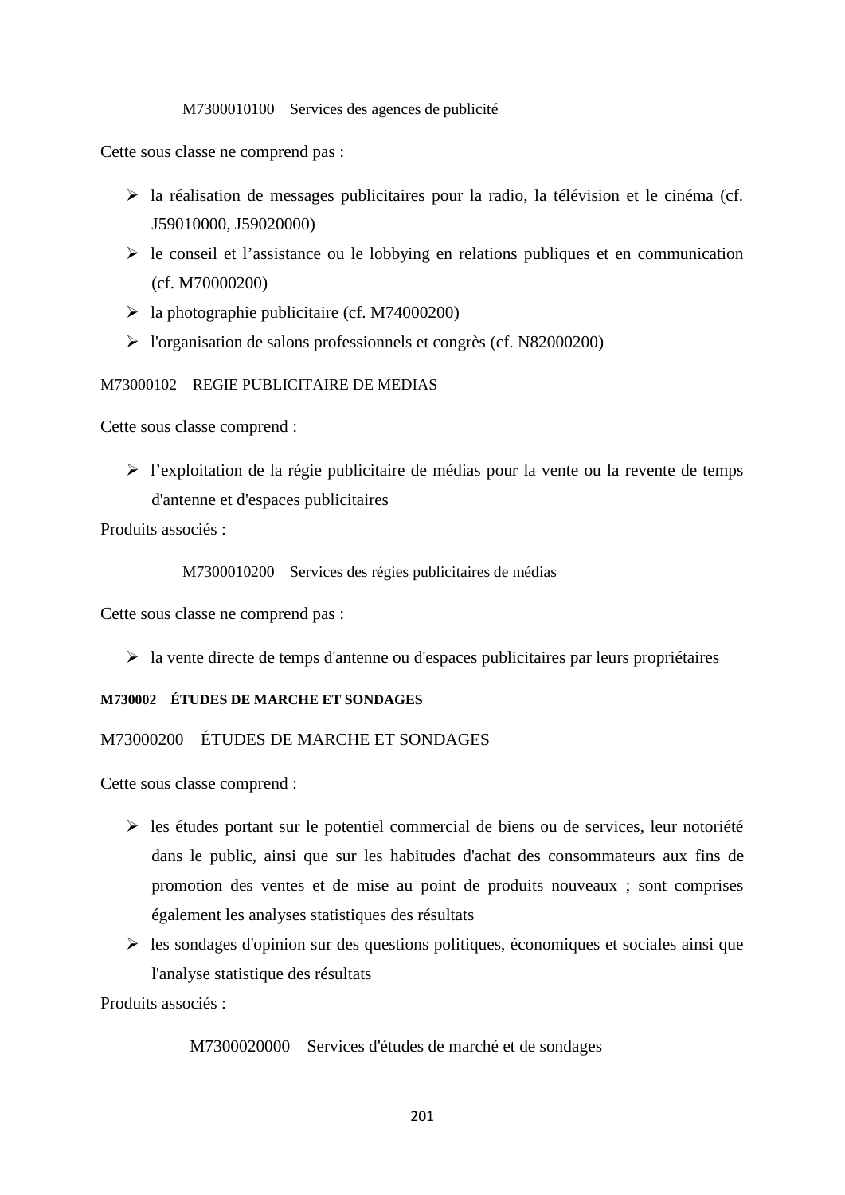M7300010100 Services des agences de publicité

Cette sous classe ne comprend pas :

- la réalisation de messages publicitaires pour la radio, la télévision et le cinéma (cf. J59010000, J59020000)
- le conseil et l'assistance ou le lobbying en relations publiques et en communication (cf. M70000200)
- la photographie publicitaire (cf. M74000200)
- l'organisation de salons professionnels et congrès (cf. N82000200)

M73000102 REGIE PUBLICITAIRE DE MEDIAS

Cette sous classe comprend :

- l'exploitation de la régie publicitaire de médias pour la vente ou la revente de temps d'antenne et d'espaces publicitaires

Produits associés :

M7300010200 Services des régies publicitaires de médias

Cette sous classe ne comprend pas :

- la vente directe de temps d'antenne ou d'espaces publicitaires par leurs propriétaires

**M730002 ÉTUDES DE MARCHE ET SONDAGES**

M73000200 ÉTUDES DE MARCHE ET SONDAGES

Cette sous classe comprend :

- les études portant sur le potentiel commercial de biens ou de services, leur notoriété dans le public, ainsi que sur les habitudes d'achat des consommateurs aux fins de promotion des ventes et de mise au point de produits nouveaux ; sont comprises également les analyses statistiques des résultats
- les sondages d'opinion sur des questions politiques, économiques et sociales ainsi que l'analyse statistique des résultats

Produits associés :

M7300020000 Services d'études de marché et de sondages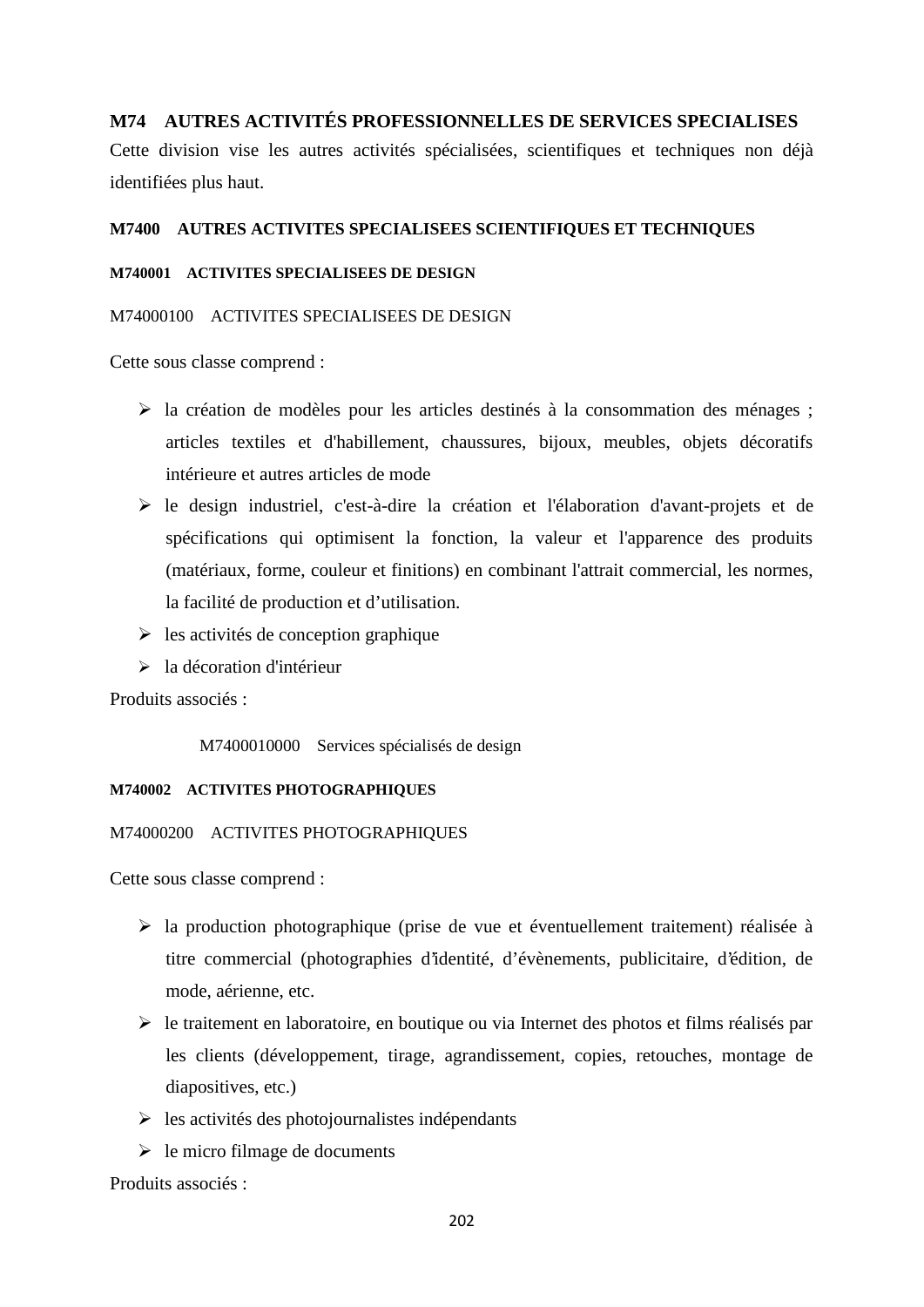## M74 AUTRES ACTIVITÉS PROFESSIONNELLES DE SERVICES SPECIALISES

Cette division vise les autres activités spécialisées, scientifiques et techniques non déjà identifiées plus haut.

### M7400 AUTRES ACTIVITES SPECIALISEES SCIENTIFIQUES ET TECHNIQUES

#### M740001 ACTIVITES SPECIALISEES DE DESIGN

M74000100 ACTIVITES SPECIALISEES DE DESIGN

Cette sous classe comprend :

- la création de modèles pour les articles destinés à la consommation des ménages ; articles textiles et d'habillement, chaussures, bijoux, meubles, objets décoratifs intérieure et autres articles de mode
- le design industriel, c'est-à-dire la création et l'élaboration d'avant-projets et de spécifications qui optimisent la fonction, la valeur et l'apparence des produits (matériaux, forme, couleur et finitions) en combinant l'attrait commercial, les normes, la facilité de production et d'utilisation.
- les activités de conception graphique
- la décoration d'intérieur

Produits associés :

M7400010000 Services spécialisés de design

#### M740002 ACTIVITES PHOTOGRAPHIQUES

M74000200 ACTIVITES PHOTOGRAPHIQUES

Cette sous classe comprend :

- la production photographique (prise de vue et éventuellement traitement) réalisée à titre commercial (photographies d'identité, d'évènements, publicitaire, d'édition, de mode, aérienne, etc.
- le traitement en laboratoire, en boutique ou via Internet des photos et films réalisés par les clients (développement, tirage, agrandissement, copies, retouches, montage de diapositives, etc.)
- les activités des photojournalistes indépendants
- le micro filmage de documents

Produits associés :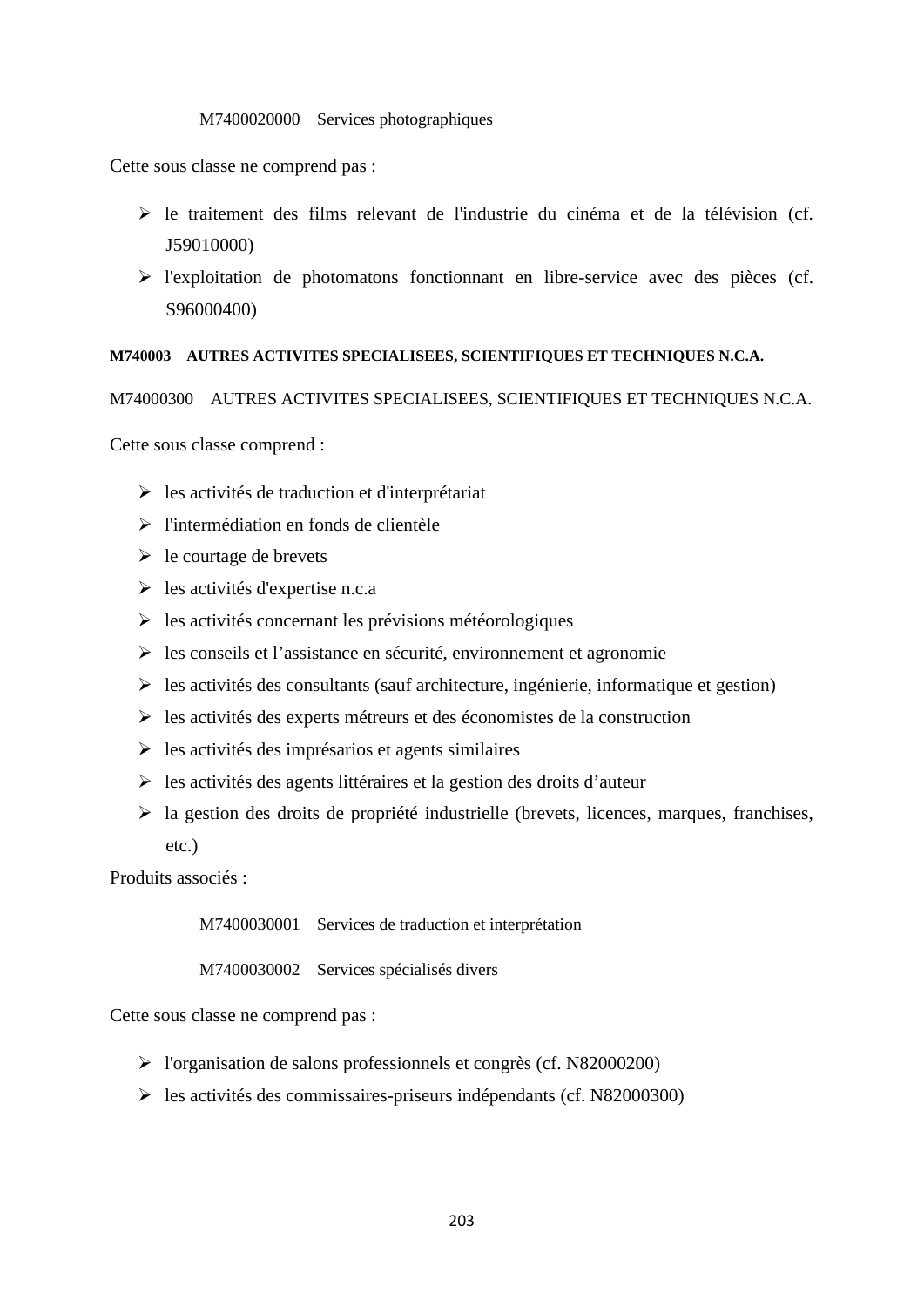M7400020000    Services photographiques

Cette sous classe ne comprend pas :

- le traitement des films relevant de l'industrie du cinéma et de la télévision (cf. J59010000)
- l'exploitation de photomatons fonctionnant en libre-service avec des pièces (cf. S96000400)

**M740003    AUTRES ACTIVITES SPECIALISEES, SCIENTIFIQUES ET TECHNIQUES N.C.A.**

M74000300    AUTRES ACTIVITES SPECIALISEES, SCIENTIFIQUES ET TECHNIQUES N.C.A.

Cette sous classe comprend :

- les activités de traduction et d'interprétariat
- l'intermédiation en fonds de clientèle
- le courtage de brevets
- les activités d'expertise n.c.a
- les activités concernant les prévisions météorologiques
- les conseils et l'assistance en sécurité, environnement et agronomie
- les activités des consultants (sauf architecture, ingénierie, informatique et gestion)
- les activités des experts métreurs et des économistes de la construction
- les activités des imprésarios et agents similaires
- les activités des agents littéraires et la gestion des droits d'auteur
- la gestion des droits de propriété industrielle (brevets, licences, marques, franchises, etc.)

Produits associés :

M7400030001    Services de traduction et interprétation

M7400030002    Services spécialisés divers

Cette sous classe ne comprend pas :

- l'organisation de salons professionnels et congrès (cf. N82000200)
- les activités des commissaires-priseurs indépendants (cf. N82000300)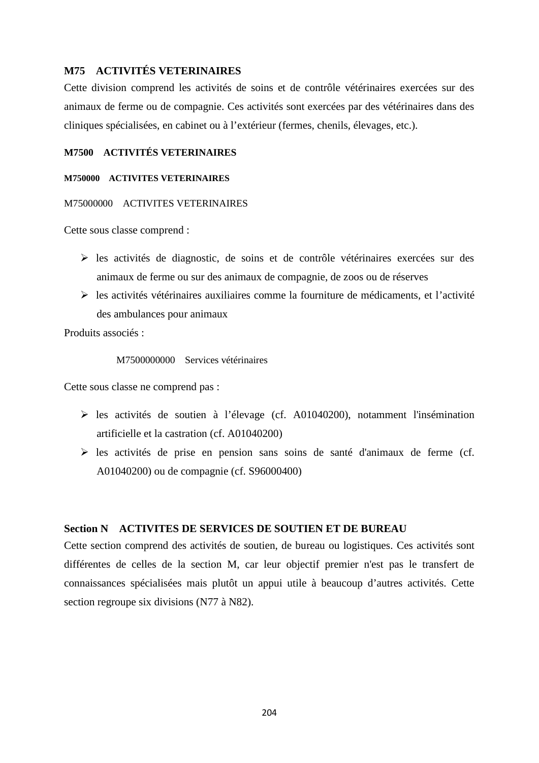## M75 ACTIVITÉS VETERINAIRES

Cette division comprend les activités de soins et de contrôle vétérinaires exercées sur des animaux de ferme ou de compagnie. Ces activités sont exercées par des vétérinaires dans des cliniques spécialisées, en cabinet ou à l'extérieur (fermes, chenils, élevages, etc.).

### M7500 ACTIVITÉS VETERINAIRES

#### M750000 ACTIVITES VETERINAIRES

M75000000 ACTIVITES VETERINAIRES

Cette sous classe comprend :

- les activités de diagnostic, de soins et de contrôle vétérinaires exercées sur des animaux de ferme ou sur des animaux de compagnie, de zoos ou de réserves
- les activités vétérinaires auxiliaires comme la fourniture de médicaments, et l'activité des ambulances pour animaux

Produits associés :

M7500000000 Services vétérinaires

Cette sous classe ne comprend pas :

- les activités de soutien à l'élevage (cf. A01040200), notamment l'insémination artificielle et la castration (cf. A01040200)
- les activités de prise en pension sans soins de santé d'animaux de ferme (cf. A01040200) ou de compagnie (cf. S96000400)

## Section N ACTIVITES DE SERVICES DE SOUTIEN ET DE BUREAU

Cette section comprend des activités de soutien, de bureau ou logistiques. Ces activités sont différentes de celles de la section M, car leur objectif premier n'est pas le transfert de connaissances spécialisées mais plutôt un appui utile à beaucoup d'autres activités. Cette section regroupe six divisions (N77 à N82).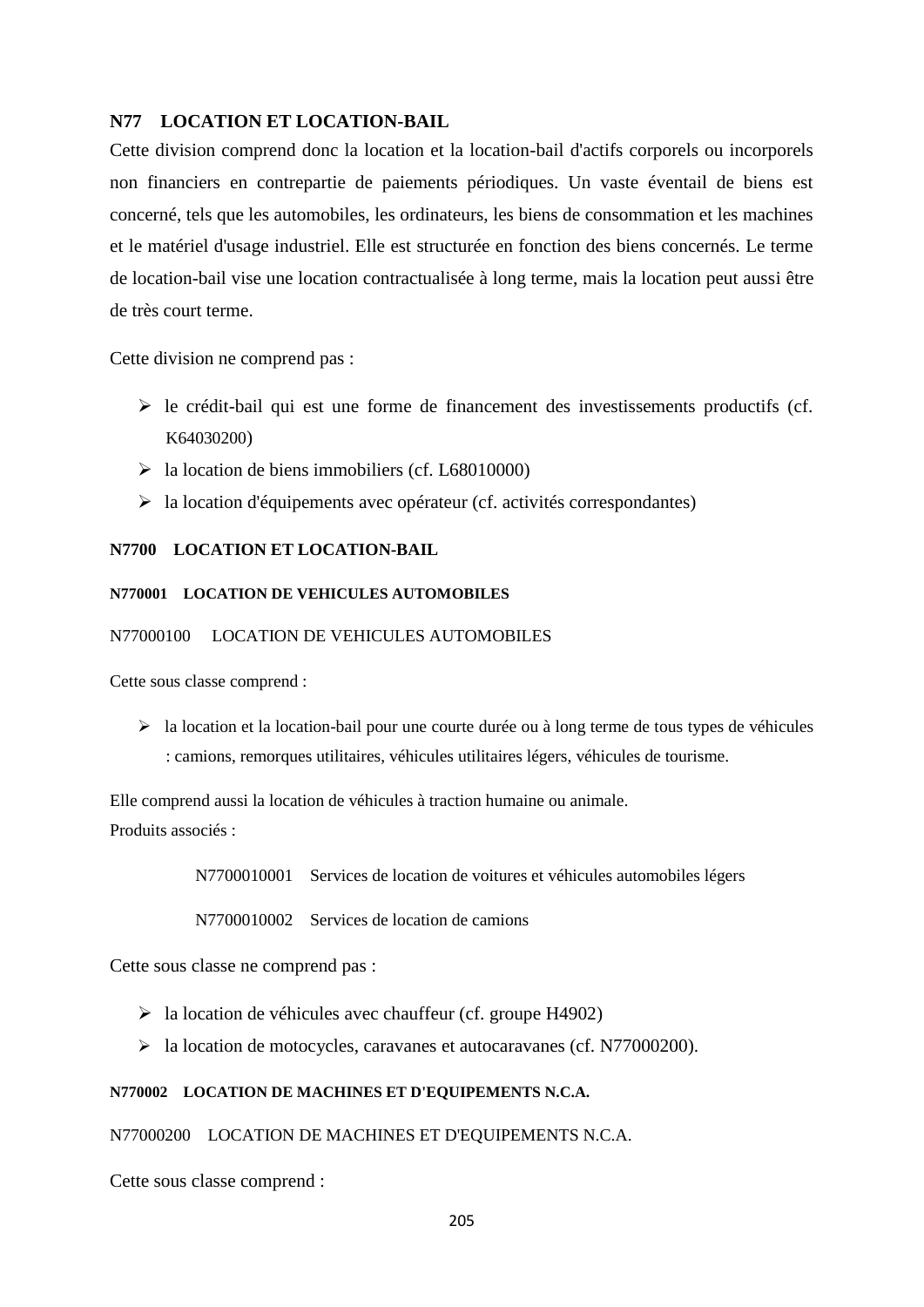## N77 LOCATION ET LOCATION-BAIL

Cette division comprend donc la location et la location-bail d'actifs corporels ou incorporels non financiers en contrepartie de paiements périodiques. Un vaste éventail de biens est concerné, tels que les automobiles, les ordinateurs, les biens de consommation et les machines et le matériel d'usage industriel. Elle est structurée en fonction des biens concernés. Le terme de location-bail vise une location contractualisée à long terme, mais la location peut aussi être de très court terme.

Cette division ne comprend pas :

- le crédit-bail qui est une forme de financement des investissements productifs (cf. K64030200)
- la location de biens immobiliers (cf. L68010000)
- la location d'équipements avec opérateur (cf. activités correspondantes)

### N7700 LOCATION ET LOCATION-BAIL

#### N770001 LOCATION DE VEHICULES AUTOMOBILES

N77000100 LOCATION DE VEHICULES AUTOMOBILES

Cette sous classe comprend :

- la location et la location-bail pour une courte durée ou à long terme de tous types de véhicules : camions, remorques utilitaires, véhicules utilitaires légers, véhicules de tourisme.

Elle comprend aussi la location de véhicules à traction humaine ou animale.
Produits associés :

N7700010001 Services de location de voitures et véhicules automobiles légers

N7700010002 Services de location de camions

Cette sous classe ne comprend pas :

- la location de véhicules avec chauffeur (cf. groupe H4902)
- la location de motocycles, caravanes et autocaravanes (cf. N77000200).

#### N770002 LOCATION DE MACHINES ET D'EQUIPEMENTS N.C.A.

N77000200 LOCATION DE MACHINES ET D'EQUIPEMENTS N.C.A.

Cette sous classe comprend :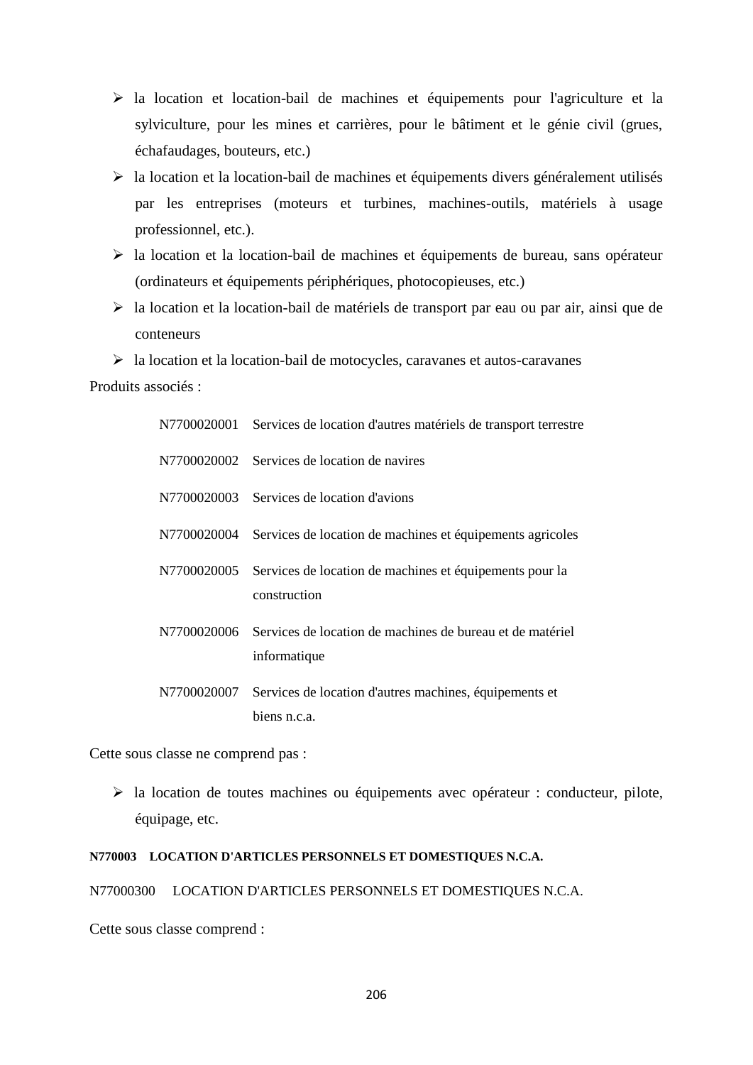- la location et location-bail de machines et équipements pour l'agriculture et la sylviculture, pour les mines et carrières, pour le bâtiment et le génie civil (grues, échafaudages, bouteurs, etc.)
- la location et la location-bail de machines et équipements divers généralement utilisés par les entreprises (moteurs et turbines, machines-outils, matériels à usage professionnel, etc.).
- la location et la location-bail de machines et équipements de bureau, sans opérateur (ordinateurs et équipements périphériques, photocopieuses, etc.)
- la location et la location-bail de matériels de transport par eau ou par air, ainsi que de conteneurs
- la location et la location-bail de motocycles, caravanes et autos-caravanes

Produits associés :

| | |
|---|---|
| N7700020001 | Services de location d'autres matériels de transport terrestre |
| N7700020002 | Services de location de navires |
| N7700020003 | Services de location d'avions |
| N7700020004 | Services de location de machines et équipements agricoles |
| N7700020005 | Services de location de machines et équipements pour la construction |
| N7700020006 | Services de location de machines de bureau et de matériel informatique |
| N7700020007 | Services de location d'autres machines, équipements et biens n.c.a. |

Cette sous classe ne comprend pas :

- la location de toutes machines ou équipements avec opérateur : conducteur, pilote, équipage, etc.

**N770003 LOCATION D'ARTICLES PERSONNELS ET DOMESTIQUES N.C.A.**

N77000300 LOCATION D'ARTICLES PERSONNELS ET DOMESTIQUES N.C.A.

Cette sous classe comprend :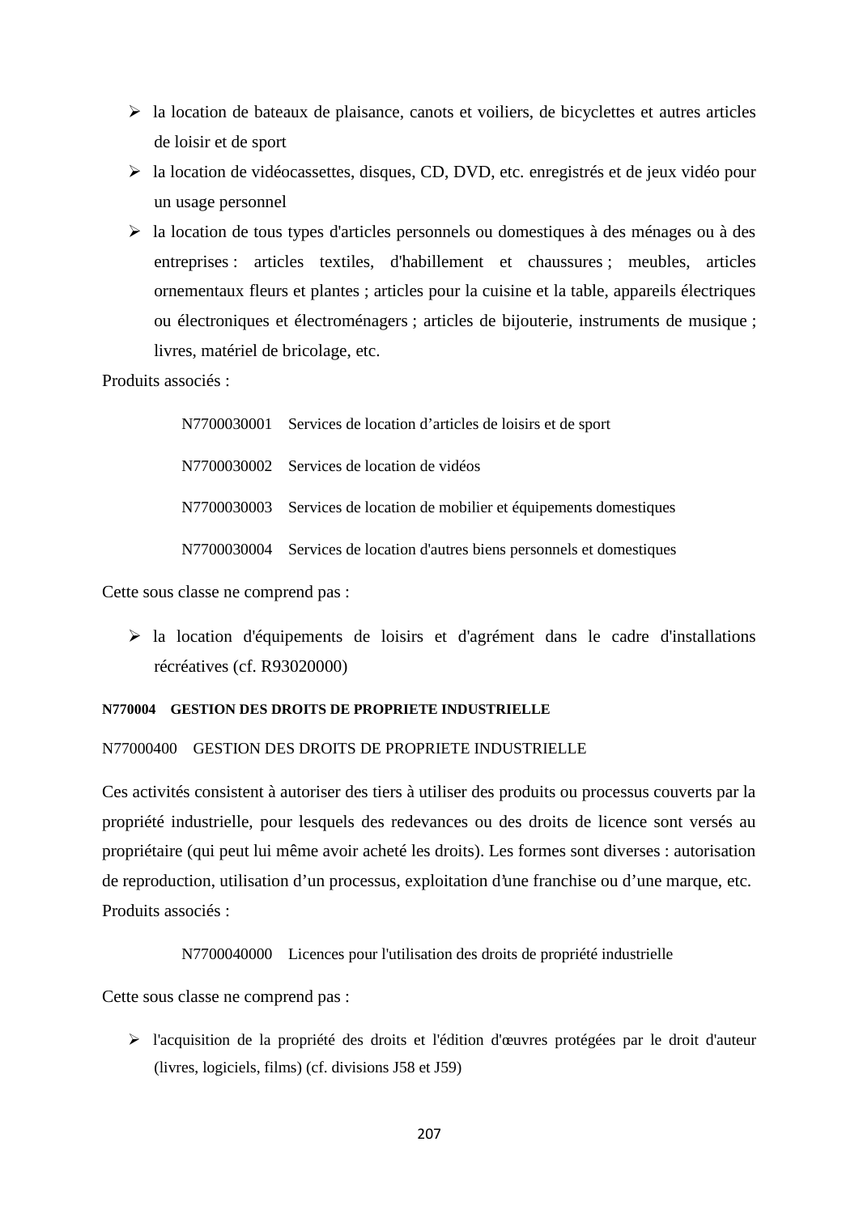- la location de bateaux de plaisance, canots et voiliers, de bicyclettes et autres articles de loisir et de sport
- la location de vidéocassettes, disques, CD, DVD, etc. enregistrés et de jeux vidéo pour un usage personnel
- la location de tous types d'articles personnels ou domestiques à des ménages ou à des entreprises : articles textiles, d'habillement et chaussures ; meubles, articles ornementaux fleurs et plantes ; articles pour la cuisine et la table, appareils électriques ou électroniques et électroménagers ; articles de bijouterie, instruments de musique ; livres, matériel de bricolage, etc.

Produits associés :

N7700030001 Services de location d'articles de loisirs et de sport

N7700030002 Services de location de vidéos

N7700030003 Services de location de mobilier et équipements domestiques

N7700030004 Services de location d'autres biens personnels et domestiques

Cette sous classe ne comprend pas :

- la location d'équipements de loisirs et d'agrément dans le cadre d'installations récréatives (cf. R93020000)

**N770004 GESTION DES DROITS DE PROPRIETE INDUSTRIELLE**

N77000400 GESTION DES DROITS DE PROPRIETE INDUSTRIELLE

Ces activités consistent à autoriser des tiers à utiliser des produits ou processus couverts par la propriété industrielle, pour lesquels des redevances ou des droits de licence sont versés au propriétaire (qui peut lui même avoir acheté les droits). Les formes sont diverses : autorisation de reproduction, utilisation d'un processus, exploitation d'une franchise ou d'une marque, etc.

Produits associés :

N7700040000 Licences pour l'utilisation des droits de propriété industrielle

Cette sous classe ne comprend pas :

- l'acquisition de la propriété des droits et l'édition d'œuvres protégées par le droit d'auteur (livres, logiciels, films) (cf. divisions J58 et J59)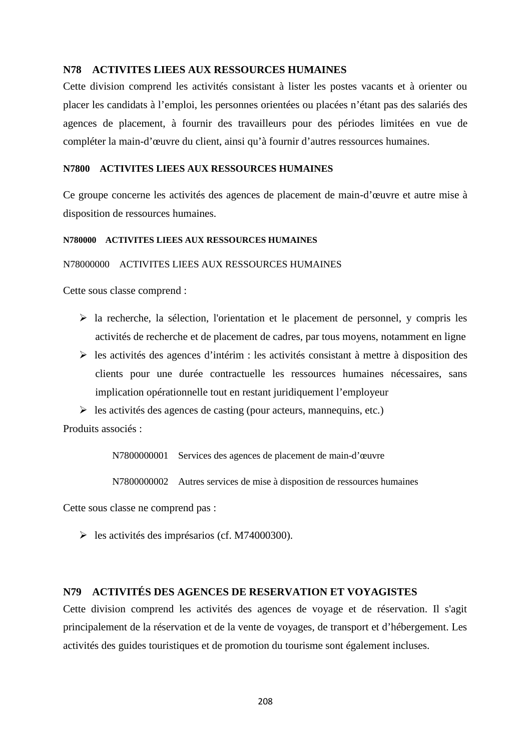## N78 ACTIVITES LIEES AUX RESSOURCES HUMAINES

Cette division comprend les activités consistant à lister les postes vacants et à orienter ou placer les candidats à l'emploi, les personnes orientées ou placées n'étant pas des salariés des agences de placement, à fournir des travailleurs pour des périodes limitées en vue de compléter la main-d'œuvre du client, ainsi qu'à fournir d'autres ressources humaines.

### N7800 ACTIVITES LIEES AUX RESSOURCES HUMAINES

Ce groupe concerne les activités des agences de placement de main-d'œuvre et autre mise à disposition de ressources humaines.

#### N780000 ACTIVITES LIEES AUX RESSOURCES HUMAINES

N78000000 ACTIVITES LIEES AUX RESSOURCES HUMAINES

Cette sous classe comprend :

- la recherche, la sélection, l'orientation et le placement de personnel, y compris les activités de recherche et de placement de cadres, par tous moyens, notamment en ligne
- les activités des agences d'intérim : les activités consistant à mettre à disposition des clients pour une durée contractuelle les ressources humaines nécessaires, sans implication opérationnelle tout en restant juridiquement l'employeur
- les activités des agences de casting (pour acteurs, mannequins, etc.)

Produits associés :

N7800000001 Services des agences de placement de main-d'œuvre

N7800000002 Autres services de mise à disposition de ressources humaines

Cette sous classe ne comprend pas :

- les activités des imprésarios (cf. M74000300).

## N79 ACTIVITÉS DES AGENCES DE RESERVATION ET VOYAGISTES

Cette division comprend les activités des agences de voyage et de réservation. Il s'agit principalement de la réservation et de la vente de voyages, de transport et d'hébergement. Les activités des guides touristiques et de promotion du tourisme sont également incluses.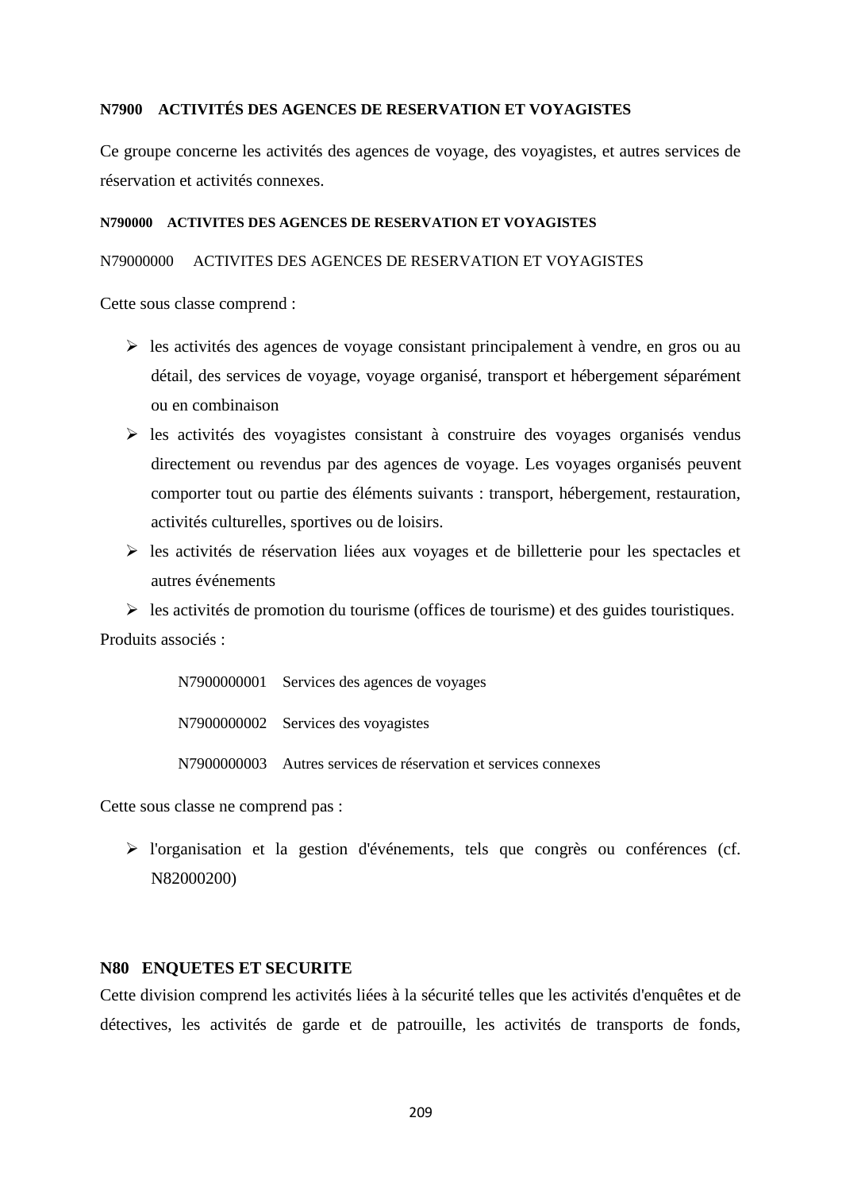### N7900 ACTIVITÉS DES AGENCES DE RESERVATION ET VOYAGISTES

Ce groupe concerne les activités des agences de voyage, des voyagistes, et autres services de réservation et activités connexes.

#### N790000 ACTIVITES DES AGENCES DE RESERVATION ET VOYAGISTES

N79000000 ACTIVITES DES AGENCES DE RESERVATION ET VOYAGISTES

Cette sous classe comprend :

- les activités des agences de voyage consistant principalement à vendre, en gros ou au détail, des services de voyage, voyage organisé, transport et hébergement séparément ou en combinaison
- les activités des voyagistes consistant à construire des voyages organisés vendus directement ou revendus par des agences de voyage. Les voyages organisés peuvent comporter tout ou partie des éléments suivants : transport, hébergement, restauration, activités culturelles, sportives ou de loisirs.
- les activités de réservation liées aux voyages et de billetterie pour les spectacles et autres événements
- les activités de promotion du tourisme (offices de tourisme) et des guides touristiques.

Produits associés :

N7900000001 Services des agences de voyages

N7900000002 Services des voyagistes

N7900000003 Autres services de réservation et services connexes

Cette sous classe ne comprend pas :

- l'organisation et la gestion d'événements, tels que congrès ou conférences (cf. N82000200)

## N80 ENQUETES ET SECURITE

Cette division comprend les activités liées à la sécurité telles que les activités d'enquêtes et de détectives, les activités de garde et de patrouille, les activités de transports de fonds,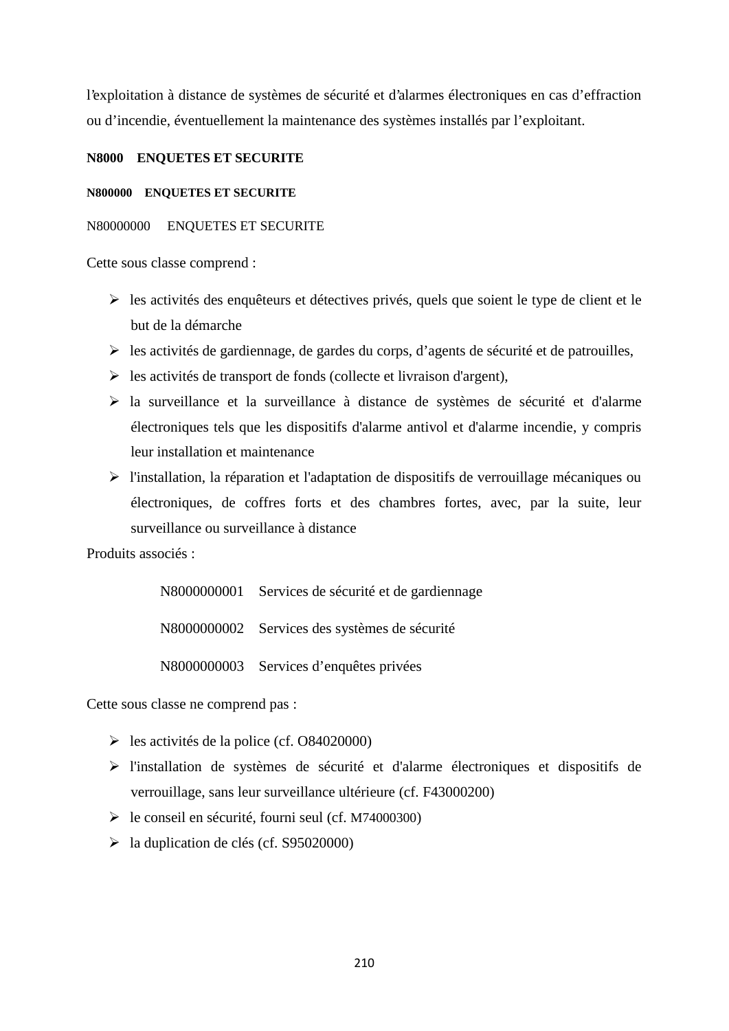l'exploitation à distance de systèmes de sécurité et d'alarmes électroniques en cas d'effraction ou d'incendie, éventuellement la maintenance des systèmes installés par l'exploitant.

### N8000 ENQUETES ET SECURITE

#### N800000 ENQUETES ET SECURITE

N80000000 ENQUETES ET SECURITE

Cette sous classe comprend :

- les activités des enquêteurs et détectives privés, quels que soient le type de client et le but de la démarche
- les activités de gardiennage, de gardes du corps, d'agents de sécurité et de patrouilles,
- les activités de transport de fonds (collecte et livraison d'argent),
- la surveillance et la surveillance à distance de systèmes de sécurité et d'alarme électroniques tels que les dispositifs d'alarme antivol et d'alarme incendie, y compris leur installation et maintenance
- l'installation, la réparation et l'adaptation de dispositifs de verrouillage mécaniques ou électroniques, de coffres forts et des chambres fortes, avec, par la suite, leur surveillance ou surveillance à distance

Produits associés :

N8000000001 Services de sécurité et de gardiennage

N8000000002 Services des systèmes de sécurité

N8000000003 Services d'enquêtes privées

Cette sous classe ne comprend pas :

- les activités de la police (cf. O84020000)
- l'installation de systèmes de sécurité et d'alarme électroniques et dispositifs de verrouillage, sans leur surveillance ultérieure (cf. F43000200)
- le conseil en sécurité, fourni seul (cf. M74000300)
- la duplication de clés (cf. S95020000)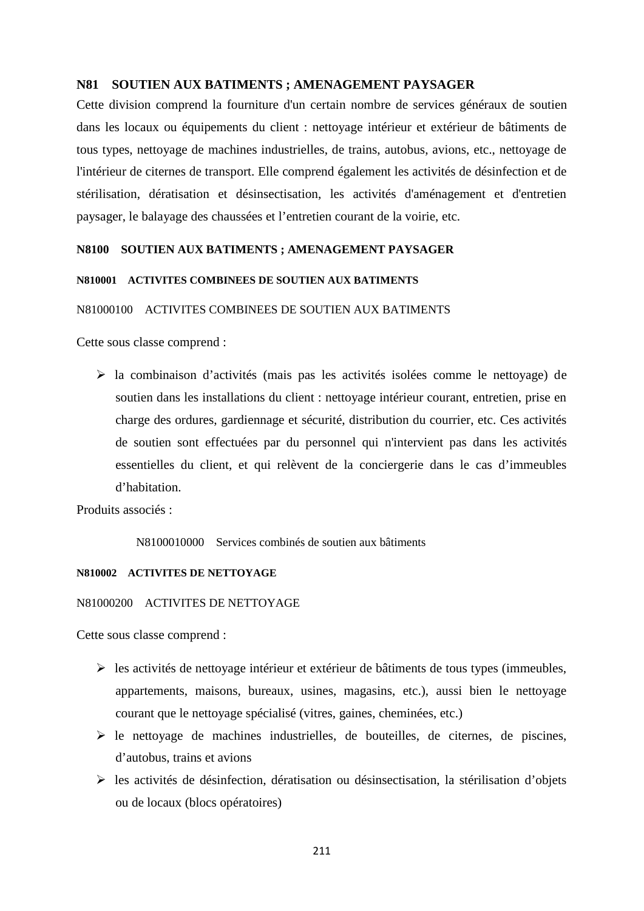## N81 SOUTIEN AUX BATIMENTS ; AMENAGEMENT PAYSAGER

Cette division comprend la fourniture d'un certain nombre de services généraux de soutien dans les locaux ou équipements du client : nettoyage intérieur et extérieur de bâtiments de tous types, nettoyage de machines industrielles, de trains, autobus, avions, etc., nettoyage de l'intérieur de citernes de transport. Elle comprend également les activités de désinfection et de stérilisation, dératisation et désinsectisation, les activités d'aménagement et d'entretien paysager, le balayage des chaussées et l'entretien courant de la voirie, etc.

### N8100 SOUTIEN AUX BATIMENTS ; AMENAGEMENT PAYSAGER

#### N810001 ACTIVITES COMBINEES DE SOUTIEN AUX BATIMENTS

N81000100 ACTIVITES COMBINEES DE SOUTIEN AUX BATIMENTS

Cette sous classe comprend :

- la combinaison d'activités (mais pas les activités isolées comme le nettoyage) de soutien dans les installations du client : nettoyage intérieur courant, entretien, prise en charge des ordures, gardiennage et sécurité, distribution du courrier, etc. Ces activités de soutien sont effectuées par du personnel qui n'intervient pas dans les activités essentielles du client, et qui relèvent de la conciergerie dans le cas d'immeubles d'habitation.

Produits associés :

N8100010000 Services combinés de soutien aux bâtiments

#### N810002 ACTIVITES DE NETTOYAGE

N81000200 ACTIVITES DE NETTOYAGE

Cette sous classe comprend :

- les activités de nettoyage intérieur et extérieur de bâtiments de tous types (immeubles, appartements, maisons, bureaux, usines, magasins, etc.), aussi bien le nettoyage courant que le nettoyage spécialisé (vitres, gaines, cheminées, etc.)
- le nettoyage de machines industrielles, de bouteilles, de citernes, de piscines, d'autobus, trains et avions
- les activités de désinfection, dératisation ou désinsectisation, la stérilisation d'objets ou de locaux (blocs opératoires)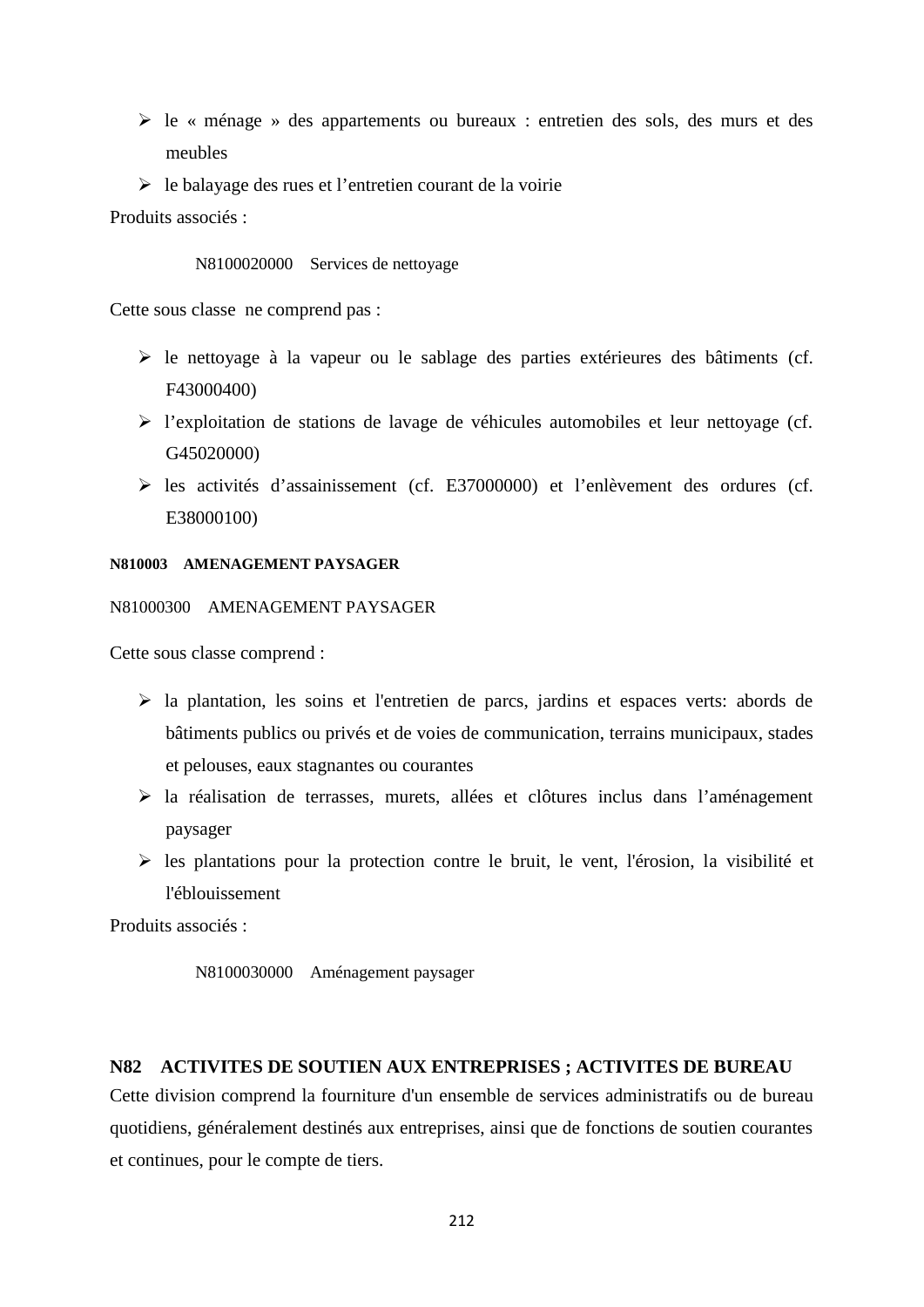- le « ménage » des appartements ou bureaux : entretien des sols, des murs et des meubles
- le balayage des rues et l'entretien courant de la voirie

Produits associés :

N8100020000 Services de nettoyage

Cette sous classe ne comprend pas :

- le nettoyage à la vapeur ou le sablage des parties extérieures des bâtiments (cf. F43000400)
- l'exploitation de stations de lavage de véhicules automobiles et leur nettoyage (cf. G45020000)
- les activités d'assainissement (cf. E37000000) et l'enlèvement des ordures (cf. E38000100)

#### N810003 AMENAGEMENT PAYSAGER

N81000300 AMENAGEMENT PAYSAGER

Cette sous classe comprend :

- la plantation, les soins et l'entretien de parcs, jardins et espaces verts: abords de bâtiments publics ou privés et de voies de communication, terrains municipaux, stades et pelouses, eaux stagnantes ou courantes
- la réalisation de terrasses, murets, allées et clôtures inclus dans l'aménagement paysager
- les plantations pour la protection contre le bruit, le vent, l'érosion, la visibilité et l'éblouissement

Produits associés :

N8100030000 Aménagement paysager

### N82 ACTIVITES DE SOUTIEN AUX ENTREPRISES ; ACTIVITES DE BUREAU

Cette division comprend la fourniture d'un ensemble de services administratifs ou de bureau quotidiens, généralement destinés aux entreprises, ainsi que de fonctions de soutien courantes et continues, pour le compte de tiers.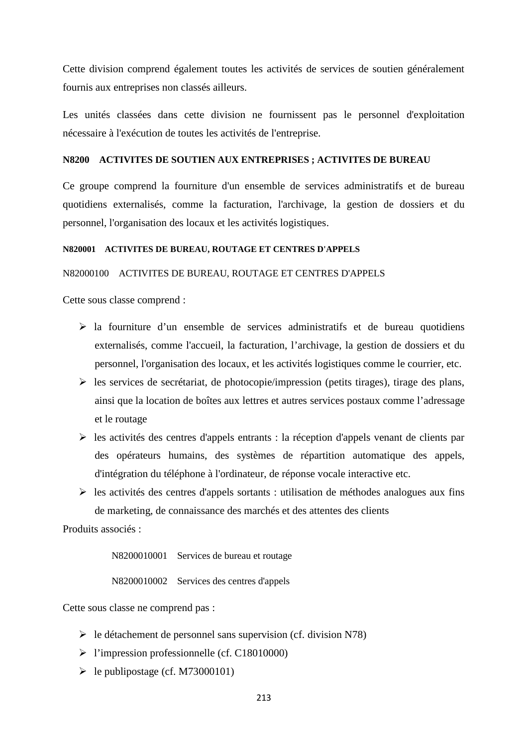Cette division comprend également toutes les activités de services de soutien généralement fournis aux entreprises non classés ailleurs.

Les unités classées dans cette division ne fournissent pas le personnel d'exploitation nécessaire à l'exécution de toutes les activités de l'entreprise.

### N8200 ACTIVITES DE SOUTIEN AUX ENTREPRISES ; ACTIVITES DE BUREAU

Ce groupe comprend la fourniture d'un ensemble de services administratifs et de bureau quotidiens externalisés, comme la facturation, l'archivage, la gestion de dossiers et du personnel, l'organisation des locaux et les activités logistiques.

#### N820001 ACTIVITES DE BUREAU, ROUTAGE ET CENTRES D'APPELS

N82000100 ACTIVITES DE BUREAU, ROUTAGE ET CENTRES D'APPELS

Cette sous classe comprend :

- la fourniture d'un ensemble de services administratifs et de bureau quotidiens externalisés, comme l'accueil, la facturation, l'archivage, la gestion de dossiers et du personnel, l'organisation des locaux, et les activités logistiques comme le courrier, etc.
- les services de secrétariat, de photocopie/impression (petits tirages), tirage des plans, ainsi que la location de boîtes aux lettres et autres services postaux comme l'adressage et le routage
- les activités des centres d'appels entrants : la réception d'appels venant de clients par des opérateurs humains, des systèmes de répartition automatique des appels, d'intégration du téléphone à l'ordinateur, de réponse vocale interactive etc.
- les activités des centres d'appels sortants : utilisation de méthodes analogues aux fins de marketing, de connaissance des marchés et des attentes des clients

Produits associés :

N8200010001 Services de bureau et routage

N8200010002 Services des centres d'appels

Cette sous classe ne comprend pas :

- le détachement de personnel sans supervision (cf. division N78)
- l'impression professionnelle (cf. C18010000)
- le publipostage (cf. M73000101)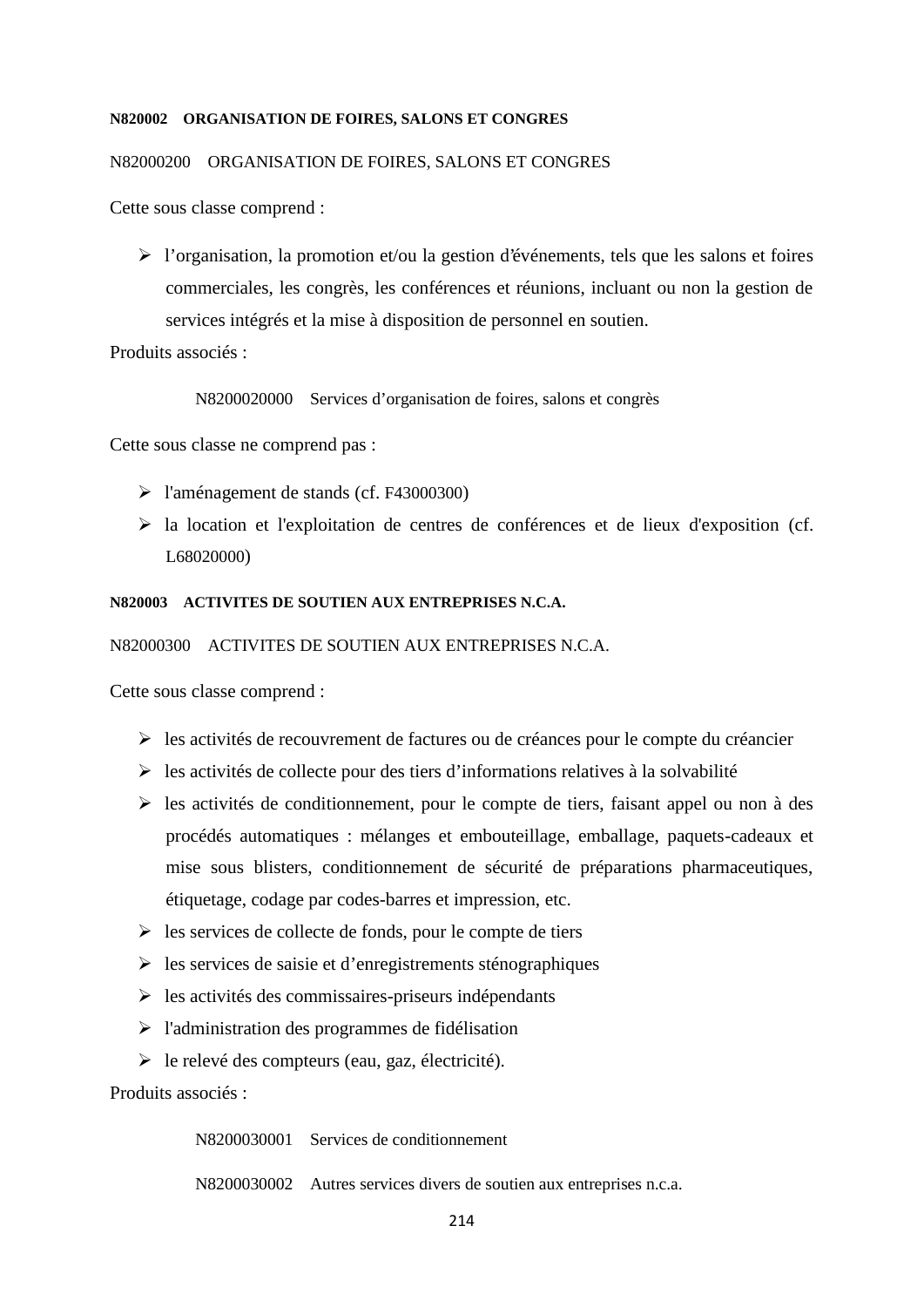**N820002 ORGANISATION DE FOIRES, SALONS ET CONGRES**

N82000200 ORGANISATION DE FOIRES, SALONS ET CONGRES

Cette sous classe comprend :

- l'organisation, la promotion et/ou la gestion d'événements, tels que les salons et foires commerciales, les congrès, les conférences et réunions, incluant ou non la gestion de services intégrés et la mise à disposition de personnel en soutien.

Produits associés :

N8200020000 Services d'organisation de foires, salons et congrès

Cette sous classe ne comprend pas :

- l'aménagement de stands (cf. F43000300)
- la location et l'exploitation de centres de conférences et de lieux d'exposition (cf. L68020000)

**N820003 ACTIVITES DE SOUTIEN AUX ENTREPRISES N.C.A.**

N82000300 ACTIVITES DE SOUTIEN AUX ENTREPRISES N.C.A.

Cette sous classe comprend :

- les activités de recouvrement de factures ou de créances pour le compte du créancier
- les activités de collecte pour des tiers d'informations relatives à la solvabilité
- les activités de conditionnement, pour le compte de tiers, faisant appel ou non à des procédés automatiques : mélanges et embouteillage, emballage, paquets-cadeaux et mise sous blisters, conditionnement de sécurité de préparations pharmaceutiques, étiquetage, codage par codes-barres et impression, etc.
- les services de collecte de fonds, pour le compte de tiers
- les services de saisie et d'enregistrements sténographiques
- les activités des commissaires-priseurs indépendants
- l'administration des programmes de fidélisation
- le relevé des compteurs (eau, gaz, électricité).

Produits associés :

N8200030001 Services de conditionnement

N8200030002 Autres services divers de soutien aux entreprises n.c.a.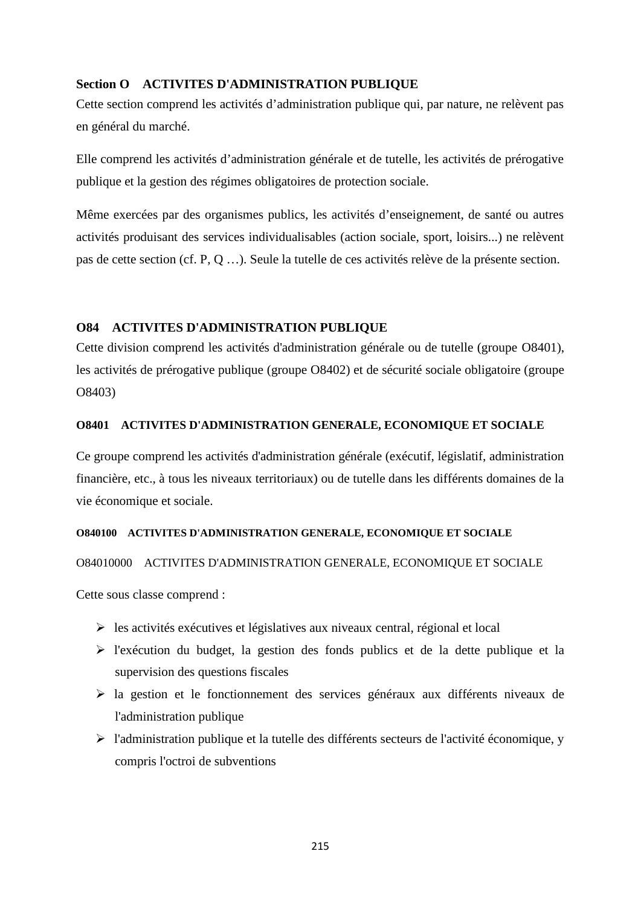## Section O ACTIVITES D'ADMINISTRATION PUBLIQUE

Cette section comprend les activités d'administration publique qui, par nature, ne relèvent pas en général du marché.

Elle comprend les activités d'administration générale et de tutelle, les activités de prérogative publique et la gestion des régimes obligatoires de protection sociale.

Même exercées par des organismes publics, les activités d'enseignement, de santé ou autres activités produisant des services individualisables (action sociale, sport, loisirs...) ne relèvent pas de cette section (cf. P, Q …). Seule la tutelle de ces activités relève de la présente section.

### O84 ACTIVITES D'ADMINISTRATION PUBLIQUE

Cette division comprend les activités d'administration générale ou de tutelle (groupe O8401), les activités de prérogative publique (groupe O8402) et de sécurité sociale obligatoire (groupe O8403)

#### O8401 ACTIVITES D'ADMINISTRATION GENERALE, ECONOMIQUE ET SOCIALE

Ce groupe comprend les activités d'administration générale (exécutif, législatif, administration financière, etc., à tous les niveaux territoriaux) ou de tutelle dans les différents domaines de la vie économique et sociale.

##### O840100 ACTIVITES D'ADMINISTRATION GENERALE, ECONOMIQUE ET SOCIALE

O84010000 ACTIVITES D'ADMINISTRATION GENERALE, ECONOMIQUE ET SOCIALE

Cette sous classe comprend :

- les activités exécutives et législatives aux niveaux central, régional et local
- l'exécution du budget, la gestion des fonds publics et de la dette publique et la supervision des questions fiscales
- la gestion et le fonctionnement des services généraux aux différents niveaux de l'administration publique
- l'administration publique et la tutelle des différents secteurs de l'activité économique, y compris l'octroi de subventions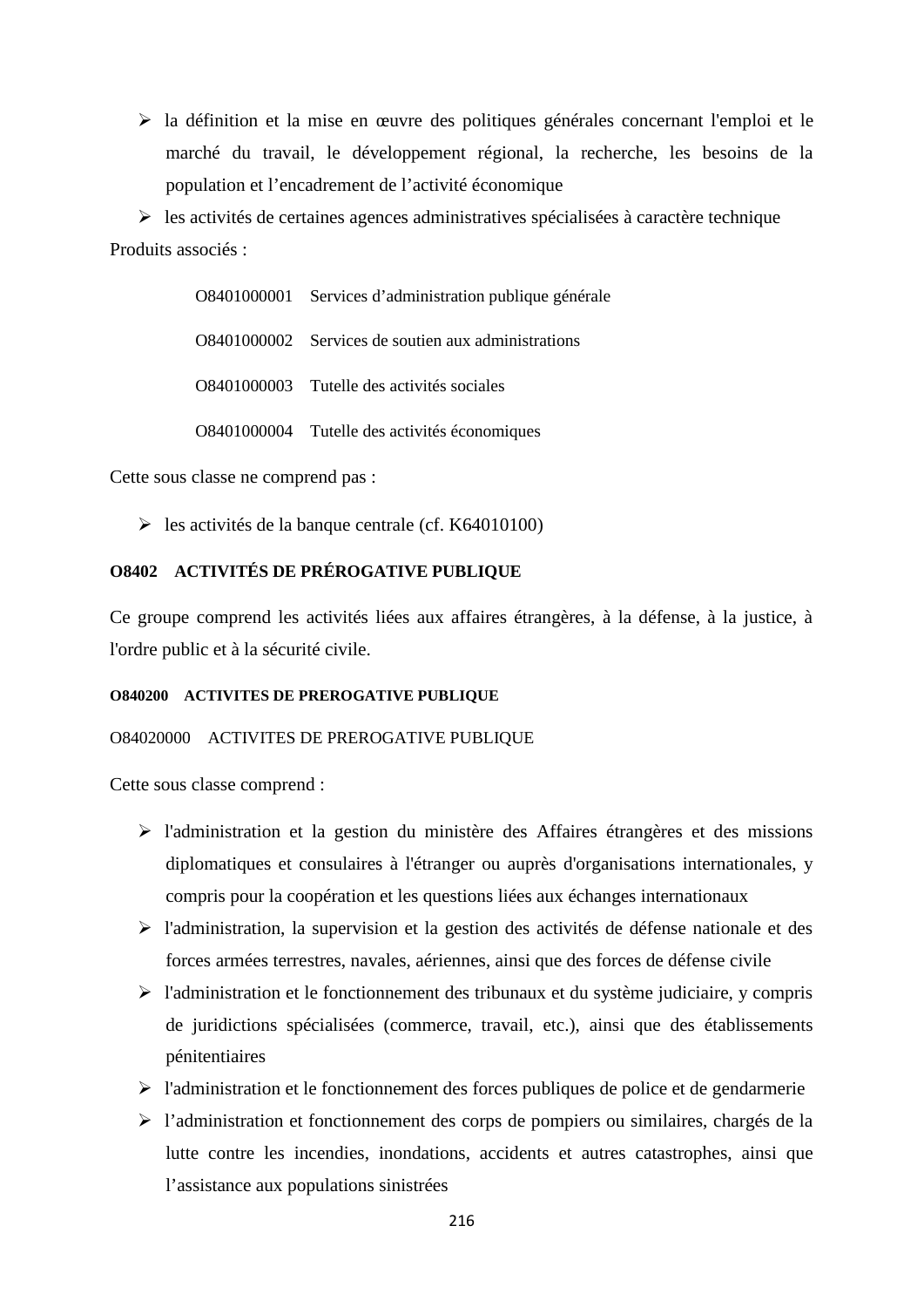- la définition et la mise en œuvre des politiques générales concernant l'emploi et le marché du travail, le développement régional, la recherche, les besoins de la population et l'encadrement de l'activité économique
- les activités de certaines agences administratives spécialisées à caractère technique

Produits associés :

O8401000001 Services d'administration publique générale

O8401000002 Services de soutien aux administrations

O8401000003 Tutelle des activités sociales

O8401000004 Tutelle des activités économiques

Cette sous classe ne comprend pas :

- les activités de la banque centrale (cf. K64010100)

### O8402 ACTIVITÉS DE PRÉROGATIVE PUBLIQUE

Ce groupe comprend les activités liées aux affaires étrangères, à la défense, à la justice, à l'ordre public et à la sécurité civile.

#### O840200 ACTIVITES DE PREROGATIVE PUBLIQUE

O84020000 ACTIVITES DE PREROGATIVE PUBLIQUE

Cette sous classe comprend :

- l'administration et la gestion du ministère des Affaires étrangères et des missions diplomatiques et consulaires à l'étranger ou auprès d'organisations internationales, y compris pour la coopération et les questions liées aux échanges internationaux
- l'administration, la supervision et la gestion des activités de défense nationale et des forces armées terrestres, navales, aériennes, ainsi que des forces de défense civile
- l'administration et le fonctionnement des tribunaux et du système judiciaire, y compris de juridictions spécialisées (commerce, travail, etc.), ainsi que des établissements pénitentiaires
- l'administration et le fonctionnement des forces publiques de police et de gendarmerie
- l'administration et fonctionnement des corps de pompiers ou similaires, chargés de la lutte contre les incendies, inondations, accidents et autres catastrophes, ainsi que l'assistance aux populations sinistrées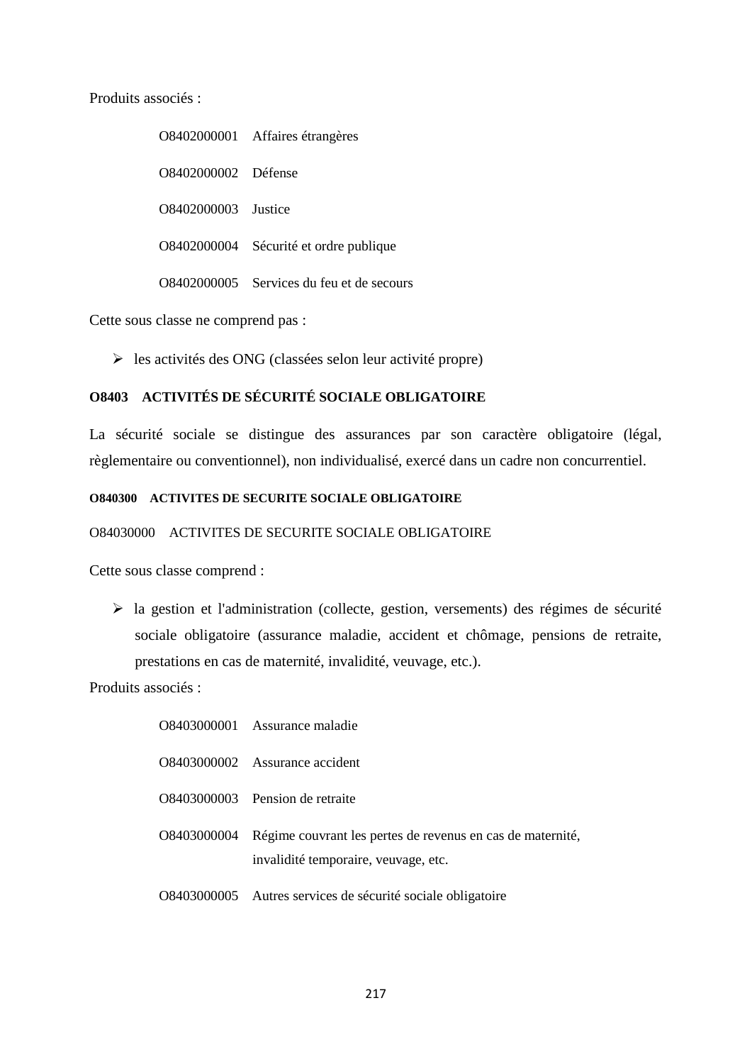Produits associés :

O8402000001 Affaires étrangères

O8402000002 Défense

O8402000003 Justice

O8402000004 Sécurité et ordre publique

O8402000005 Services du feu et de secours

Cette sous classe ne comprend pas :

- les activités des ONG (classées selon leur activité propre)

### O8403 ACTIVITÉS DE SÉCURITÉ SOCIALE OBLIGATOIRE

La sécurité sociale se distingue des assurances par son caractère obligatoire (légal, règlementaire ou conventionnel), non individualisé, exercé dans un cadre non concurrentiel.

#### O840300 ACTIVITES DE SECURITE SOCIALE OBLIGATOIRE

O84030000 ACTIVITES DE SECURITE SOCIALE OBLIGATOIRE

Cette sous classe comprend :

- la gestion et l'administration (collecte, gestion, versements) des régimes de sécurité sociale obligatoire (assurance maladie, accident et chômage, pensions de retraite, prestations en cas de maternité, invalidité, veuvage, etc.).

Produits associés :

O8403000001 Assurance maladie

O8403000002 Assurance accident

O8403000003 Pension de retraite

O8403000004 Régime couvrant les pertes de revenus en cas de maternité, invalidité temporaire, veuvage, etc.

O8403000005 Autres services de sécurité sociale obligatoire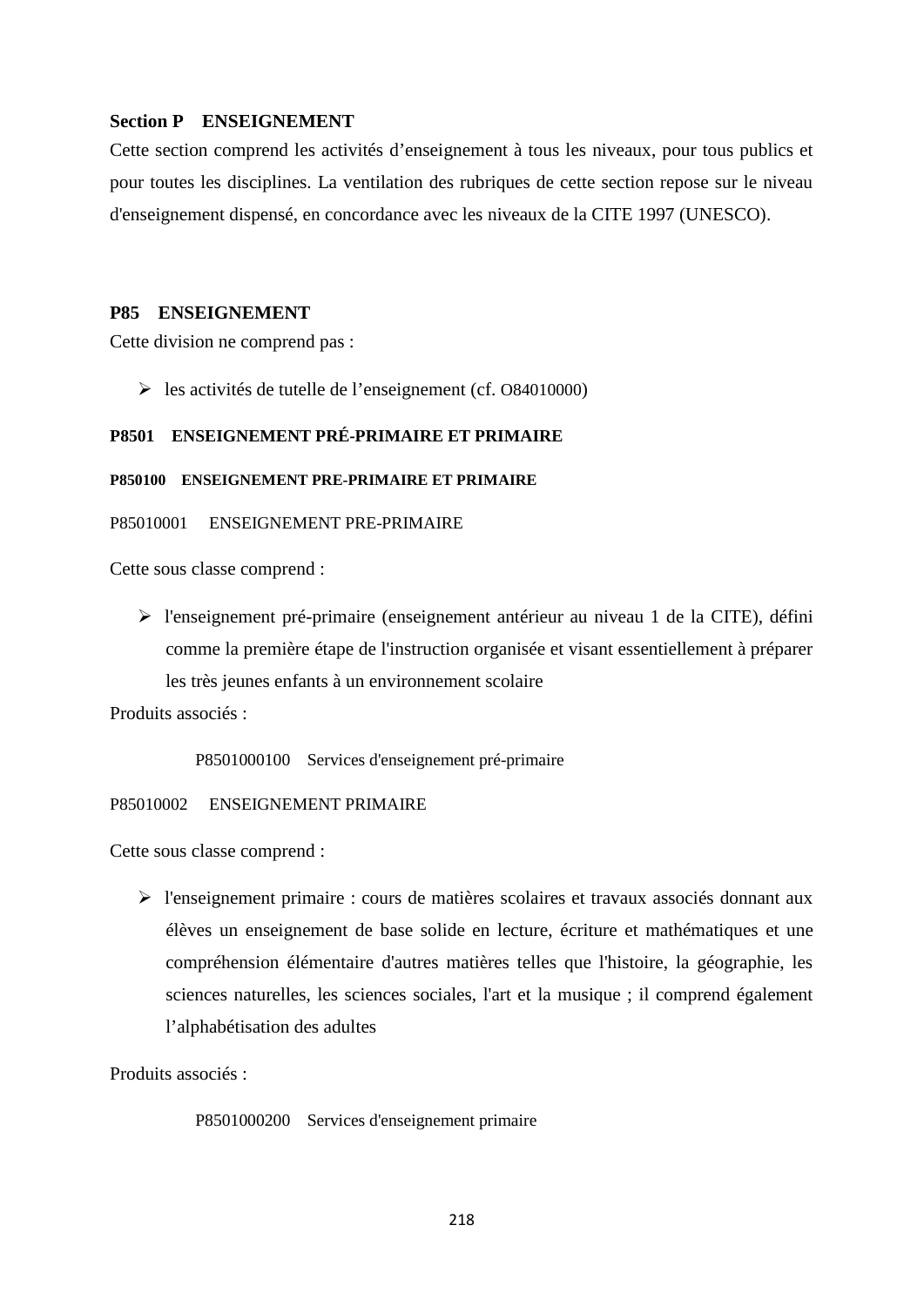## Section P ENSEIGNEMENT

Cette section comprend les activités d'enseignement à tous les niveaux, pour tous publics et pour toutes les disciplines. La ventilation des rubriques de cette section repose sur le niveau d'enseignement dispensé, en concordance avec les niveaux de la CITE 1997 (UNESCO).

### P85 ENSEIGNEMENT

Cette division ne comprend pas :

- les activités de tutelle de l'enseignement (cf. O84010000)

#### P8501 ENSEIGNEMENT PRÉ-PRIMAIRE ET PRIMAIRE

##### P850100 ENSEIGNEMENT PRE-PRIMAIRE ET PRIMAIRE

P85010001 ENSEIGNEMENT PRE-PRIMAIRE

Cette sous classe comprend :

- l'enseignement pré-primaire (enseignement antérieur au niveau 1 de la CITE), défini comme la première étape de l'instruction organisée et visant essentiellement à préparer les très jeunes enfants à un environnement scolaire

Produits associés :

P8501000100 Services d'enseignement pré-primaire

P85010002 ENSEIGNEMENT PRIMAIRE

Cette sous classe comprend :

- l'enseignement primaire : cours de matières scolaires et travaux associés donnant aux élèves un enseignement de base solide en lecture, écriture et mathématiques et une compréhension élémentaire d'autres matières telles que l'histoire, la géographie, les sciences naturelles, les sciences sociales, l'art et la musique ; il comprend également l'alphabétisation des adultes

Produits associés :

P8501000200 Services d'enseignement primaire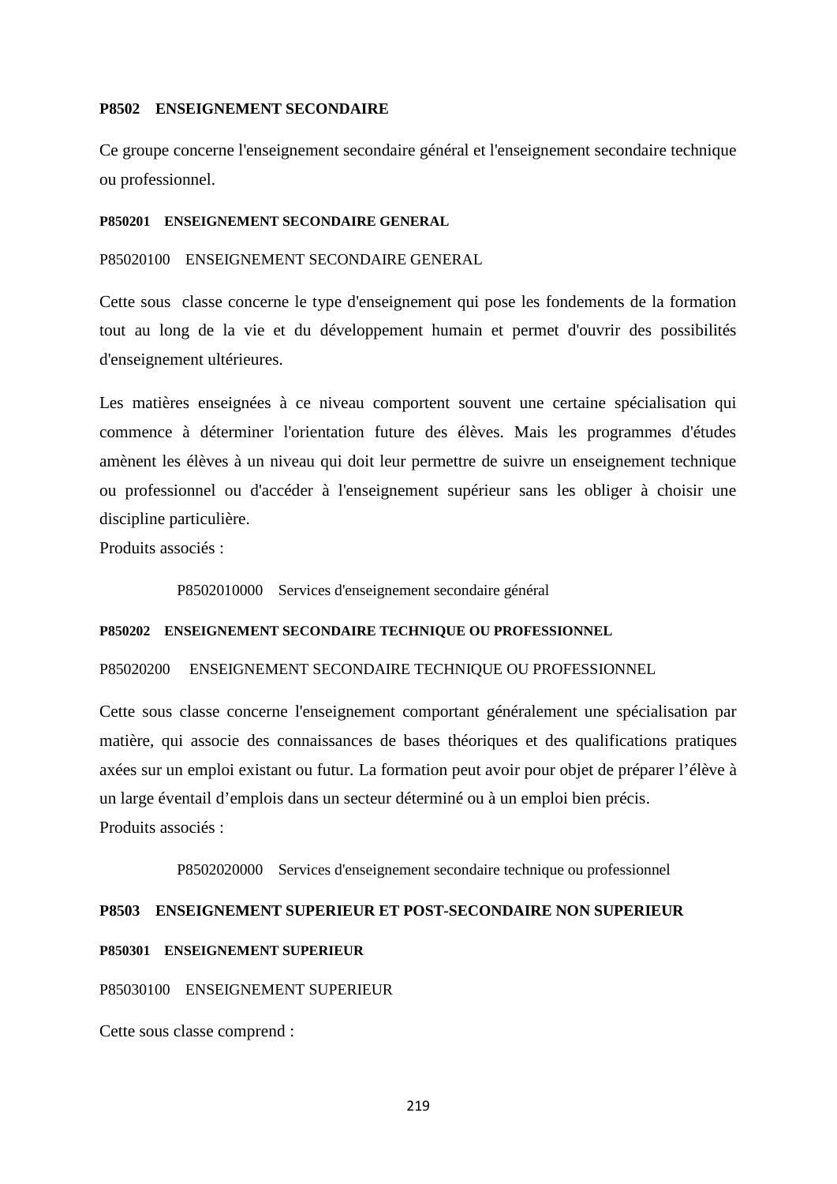**P8502 ENSEIGNEMENT SECONDAIRE**

Ce groupe concerne l'enseignement secondaire général et l'enseignement secondaire technique ou professionnel.

**P850201 ENSEIGNEMENT SECONDAIRE GENERAL**

P85020100 ENSEIGNEMENT SECONDAIRE GENERAL

Cette sous classe concerne le type d'enseignement qui pose les fondements de la formation tout au long de la vie et du développement humain et permet d'ouvrir des possibilités d'enseignement ultérieures.

Les matières enseignées à ce niveau comportent souvent une certaine spécialisation qui commence à déterminer l'orientation future des élèves. Mais les programmes d'études amènent les élèves à un niveau qui doit leur permettre de suivre un enseignement technique ou professionnel ou d'accéder à l'enseignement supérieur sans les obliger à choisir une discipline particulière.

Produits associés :

P8502010000 Services d'enseignement secondaire général

**P850202 ENSEIGNEMENT SECONDAIRE TECHNIQUE OU PROFESSIONNEL**

P85020200 ENSEIGNEMENT SECONDAIRE TECHNIQUE OU PROFESSIONNEL

Cette sous classe concerne l'enseignement comportant généralement une spécialisation par matière, qui associe des connaissances de bases théoriques et des qualifications pratiques axées sur un emploi existant ou futur. La formation peut avoir pour objet de préparer l'élève à un large éventail d'emplois dans un secteur déterminé ou à un emploi bien précis.

Produits associés :

P8502020000 Services d'enseignement secondaire technique ou professionnel

**P8503 ENSEIGNEMENT SUPERIEUR ET POST-SECONDAIRE NON SUPERIEUR**

**P850301 ENSEIGNEMENT SUPERIEUR**

P85030100 ENSEIGNEMENT SUPERIEUR

Cette sous classe comprend :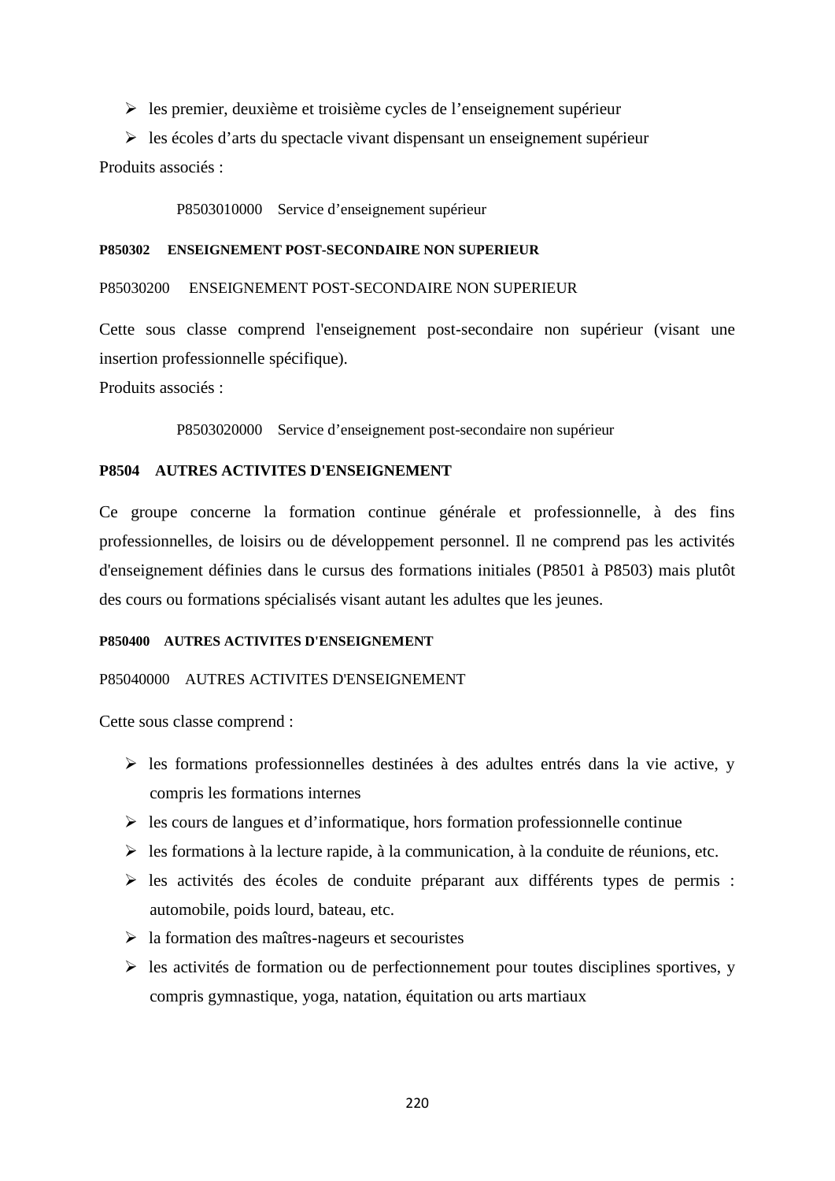- les premier, deuxième et troisième cycles de l'enseignement supérieur
- les écoles d'arts du spectacle vivant dispensant un enseignement supérieur

Produits associés :

P8503010000 Service d'enseignement supérieur

**P850302 ENSEIGNEMENT POST-SECONDAIRE NON SUPERIEUR**

P85030200 ENSEIGNEMENT POST-SECONDAIRE NON SUPERIEUR

Cette sous classe comprend l'enseignement post-secondaire non supérieur (visant une insertion professionnelle spécifique).

Produits associés :

P8503020000 Service d'enseignement post-secondaire non supérieur

**P8504 AUTRES ACTIVITES D'ENSEIGNEMENT**

Ce groupe concerne la formation continue générale et professionnelle, à des fins professionnelles, de loisirs ou de développement personnel. Il ne comprend pas les activités d'enseignement définies dans le cursus des formations initiales (P8501 à P8503) mais plutôt des cours ou formations spécialisés visant autant les adultes que les jeunes.

**P850400 AUTRES ACTIVITES D'ENSEIGNEMENT**

P85040000 AUTRES ACTIVITES D'ENSEIGNEMENT

Cette sous classe comprend :

- les formations professionnelles destinées à des adultes entrés dans la vie active, y compris les formations internes
- les cours de langues et d'informatique, hors formation professionnelle continue
- les formations à la lecture rapide, à la communication, à la conduite de réunions, etc.
- les activités des écoles de conduite préparant aux différents types de permis : automobile, poids lourd, bateau, etc.
- la formation des maîtres-nageurs et secouristes
- les activités de formation ou de perfectionnement pour toutes disciplines sportives, y compris gymnastique, yoga, natation, équitation ou arts martiaux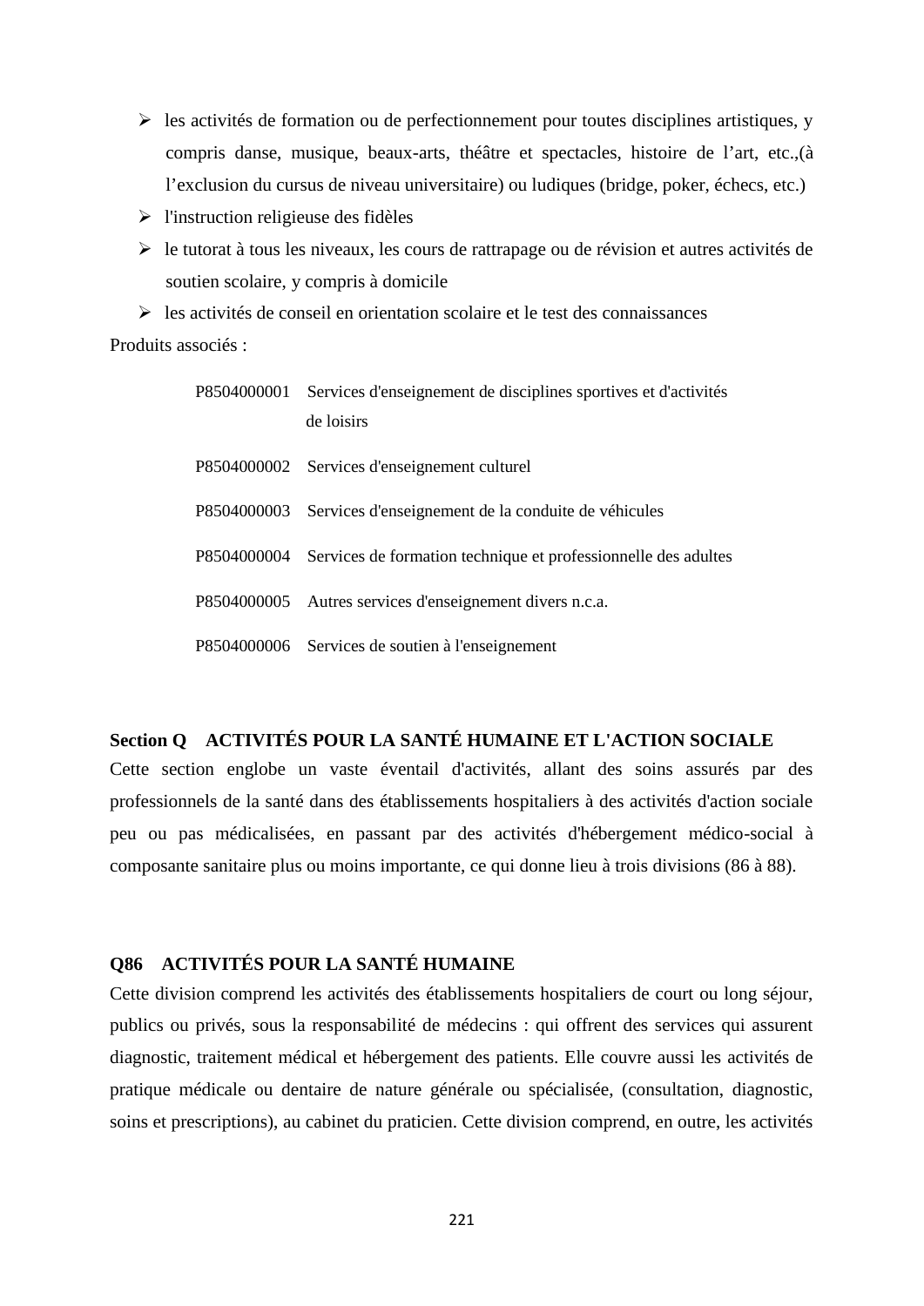- les activités de formation ou de perfectionnement pour toutes disciplines artistiques, y compris danse, musique, beaux-arts, théâtre et spectacles, histoire de l'art, etc.,(à l'exclusion du cursus de niveau universitaire) ou ludiques (bridge, poker, échecs, etc.)
- l'instruction religieuse des fidèles
- le tutorat à tous les niveaux, les cours de rattrapage ou de révision et autres activités de soutien scolaire, y compris à domicile
- les activités de conseil en orientation scolaire et le test des connaissances

Produits associés :

| | |
|---|---|
| P8504000001 | Services d'enseignement de disciplines sportives et d'activités de loisirs |
| P8504000002 | Services d'enseignement culturel |
| P8504000003 | Services d'enseignement de la conduite de véhicules |
| P8504000004 | Services de formation technique et professionnelle des adultes |
| P8504000005 | Autres services d'enseignement divers n.c.a. |
| P8504000006 | Services de soutien à l'enseignement |

## Section Q ACTIVITÉS POUR LA SANTÉ HUMAINE ET L'ACTION SOCIALE

Cette section englobe un vaste éventail d'activités, allant des soins assurés par des professionnels de la santé dans des établissements hospitaliers à des activités d'action sociale peu ou pas médicalisées, en passant par des activités d'hébergement médico-social à composante sanitaire plus ou moins importante, ce qui donne lieu à trois divisions (86 à 88).

### Q86 ACTIVITÉS POUR LA SANTÉ HUMAINE

Cette division comprend les activités des établissements hospitaliers de court ou long séjour, publics ou privés, sous la responsabilité de médecins : qui offrent des services qui assurent diagnostic, traitement médical et hébergement des patients. Elle couvre aussi les activités de pratique médicale ou dentaire de nature générale ou spécialisée, (consultation, diagnostic, soins et prescriptions), au cabinet du praticien. Cette division comprend, en outre, les activités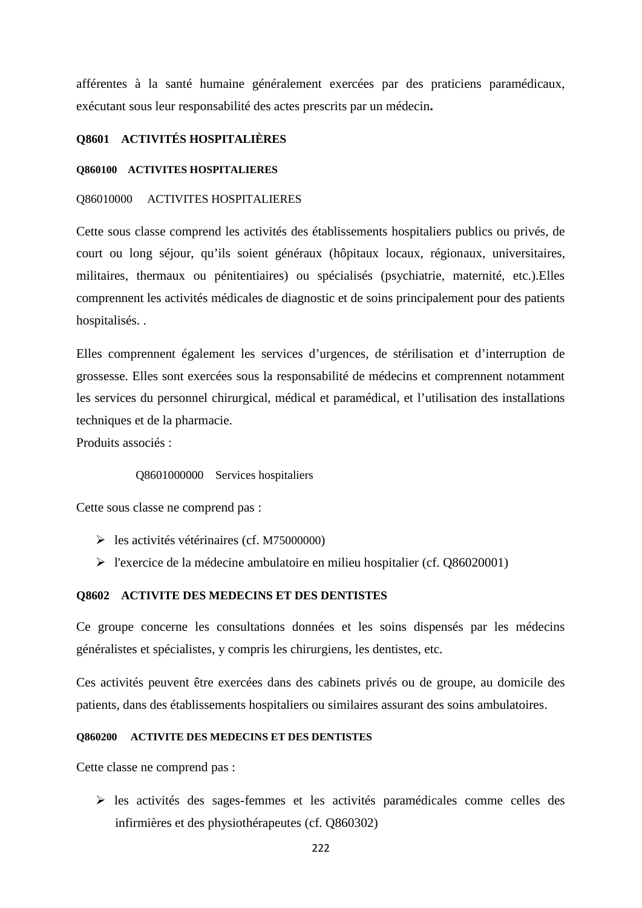afférentes à la santé humaine généralement exercées par des praticiens paramédicaux, exécutant sous leur responsabilité des actes prescrits par un médecin**.**

## Q8601 ACTIVITÉS HOSPITALIÈRES

### Q860100 ACTIVITES HOSPITALIERES

Q86010000 ACTIVITES HOSPITALIERES

Cette sous classe comprend les activités des établissements hospitaliers publics ou privés, de court ou long séjour, qu'ils soient généraux (hôpitaux locaux, régionaux, universitaires, militaires, thermaux ou pénitentiaires) ou spécialisés (psychiatrie, maternité, etc.).Elles comprennent les activités médicales de diagnostic et de soins principalement pour des patients hospitalisés. .

Elles comprennent également les services d'urgences, de stérilisation et d'interruption de grossesse. Elles sont exercées sous la responsabilité de médecins et comprennent notamment les services du personnel chirurgical, médical et paramédical, et l'utilisation des installations techniques et de la pharmacie.
Produits associés :

Q8601000000 Services hospitaliers

Cette sous classe ne comprend pas :

- les activités vétérinaires (cf. M75000000)
- l'exercice de la médecine ambulatoire en milieu hospitalier (cf. Q86020001)

## Q8602 ACTIVITE DES MEDECINS ET DES DENTISTES

Ce groupe concerne les consultations données et les soins dispensés par les médecins généralistes et spécialistes, y compris les chirurgiens, les dentistes, etc.

Ces activités peuvent être exercées dans des cabinets privés ou de groupe, au domicile des patients, dans des établissements hospitaliers ou similaires assurant des soins ambulatoires.

### Q860200 ACTIVITE DES MEDECINS ET DES DENTISTES

Cette classe ne comprend pas :

- les activités des sages-femmes et les activités paramédicales comme celles des infirmières et des physiothérapeutes (cf. Q860302)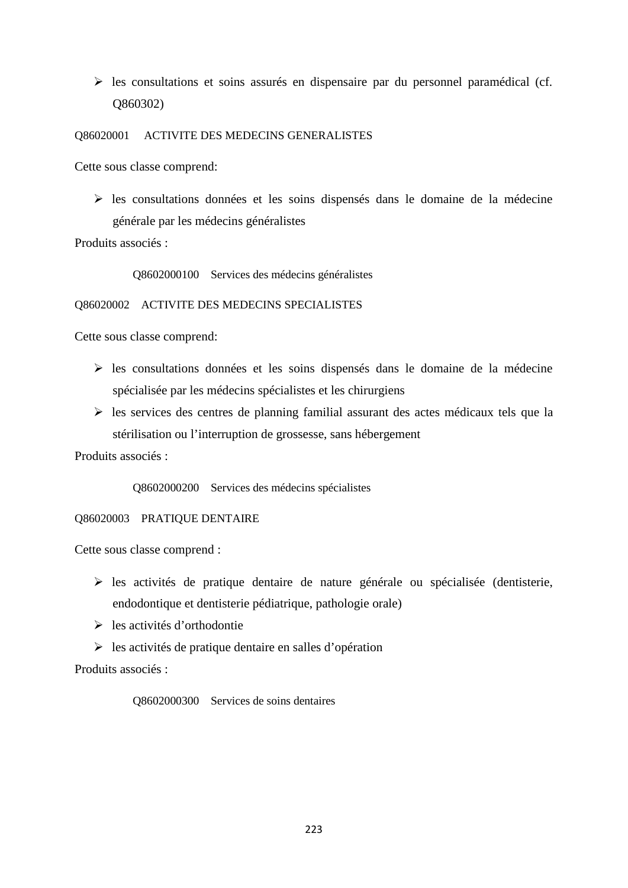- les consultations et soins assurés en dispensaire par du personnel paramédical (cf. Q860302)

Q86020001 ACTIVITE DES MEDECINS GENERALISTES

Cette sous classe comprend:

- les consultations données et les soins dispensés dans le domaine de la médecine générale par les médecins généralistes

Produits associés :

Q8602000100 Services des médecins généralistes

Q86020002 ACTIVITE DES MEDECINS SPECIALISTES

Cette sous classe comprend:

- les consultations données et les soins dispensés dans le domaine de la médecine spécialisée par les médecins spécialistes et les chirurgiens
- les services des centres de planning familial assurant des actes médicaux tels que la stérilisation ou l'interruption de grossesse, sans hébergement

Produits associés :

Q8602000200 Services des médecins spécialistes

Q86020003 PRATIQUE DENTAIRE

Cette sous classe comprend :

- les activités de pratique dentaire de nature générale ou spécialisée (dentisterie, endodontique et dentisterie pédiatrique, pathologie orale)
- les activités d'orthodontie
- les activités de pratique dentaire en salles d'opération

Produits associés :

Q8602000300 Services de soins dentaires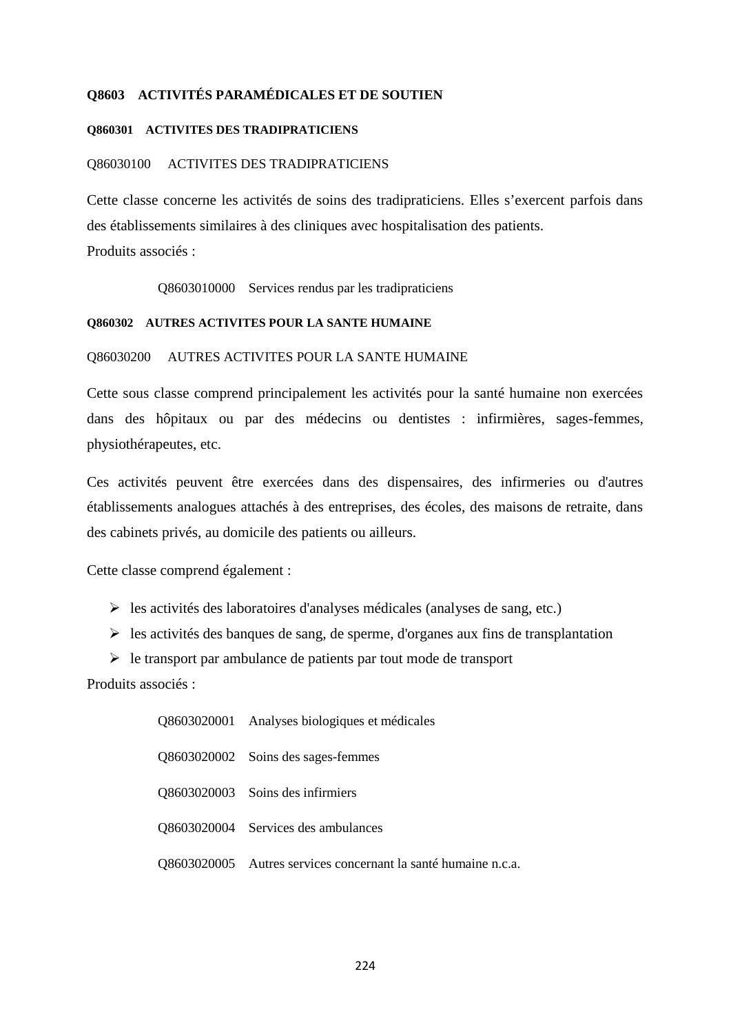### Q8603 ACTIVITÉS PARAMÉDICALES ET DE SOUTIEN

#### Q860301 ACTIVITES DES TRADIPRATICIENS

Q86030100 ACTIVITES DES TRADIPRATICIENS

Cette classe concerne les activités de soins des tradipraticiens. Elles s'exercent parfois dans des établissements similaires à des cliniques avec hospitalisation des patients.
Produits associés :

Q8603010000 Services rendus par les tradipraticiens

#### Q860302 AUTRES ACTIVITES POUR LA SANTE HUMAINE

Q86030200 AUTRES ACTIVITES POUR LA SANTE HUMAINE

Cette sous classe comprend principalement les activités pour la santé humaine non exercées dans des hôpitaux ou par des médecins ou dentistes : infirmières, sages-femmes, physiothérapeutes, etc.

Ces activités peuvent être exercées dans des dispensaires, des infirmeries ou d'autres établissements analogues attachés à des entreprises, des écoles, des maisons de retraite, dans des cabinets privés, au domicile des patients ou ailleurs.

Cette classe comprend également :

- les activités des laboratoires d'analyses médicales (analyses de sang, etc.)
- les activités des banques de sang, de sperme, d'organes aux fins de transplantation
- le transport par ambulance de patients par tout mode de transport

Produits associés :

Q8603020001 Analyses biologiques et médicales

Q8603020002 Soins des sages-femmes

Q8603020003 Soins des infirmiers

Q8603020004 Services des ambulances

Q8603020005 Autres services concernant la santé humaine n.c.a.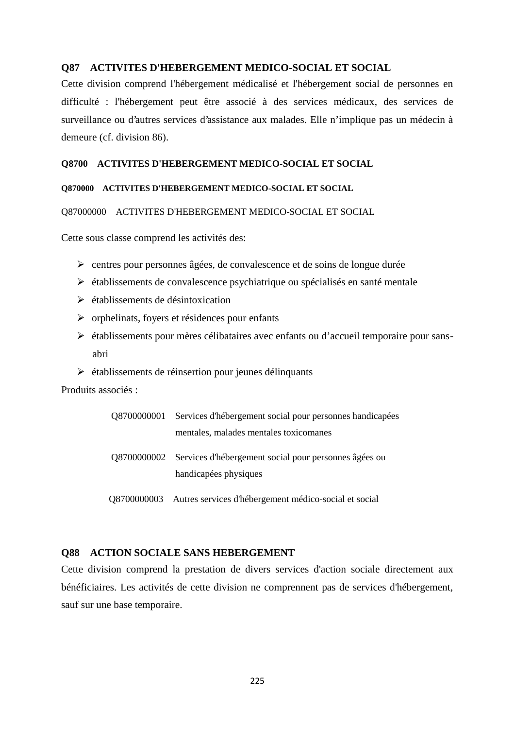## Q87 ACTIVITES D'HEBERGEMENT MEDICO-SOCIAL ET SOCIAL

Cette division comprend l'hébergement médicalisé et l'hébergement social de personnes en difficulté : l'hébergement peut être associé à des services médicaux, des services de surveillance ou d’autres services d’assistance aux malades. Elle n’implique pas un médecin à demeure (cf. division 86).

### Q8700 ACTIVITES D'HEBERGEMENT MEDICO-SOCIAL ET SOCIAL

#### Q870000 ACTIVITES D'HEBERGEMENT MEDICO-SOCIAL ET SOCIAL

Q87000000 ACTIVITES D'HEBERGEMENT MEDICO-SOCIAL ET SOCIAL

Cette sous classe comprend les activités des:

- centres pour personnes âgées, de convalescence et de soins de longue durée
- établissements de convalescence psychiatrique ou spécialisés en santé mentale
- établissements de désintoxication
- orphelinats, foyers et résidences pour enfants
- établissements pour mères célibataires avec enfants ou d’accueil temporaire pour sans-abri
- établissements de réinsertion pour jeunes délinquants

Produits associés :

Q8700000001 Services d'hébergement social pour personnes handicapées mentales, malades mentales toxicomanes

Q8700000002 Services d'hébergement social pour personnes âgées ou handicapées physiques

Q8700000003 Autres services d'hébergement médico-social et social

## Q88 ACTION SOCIALE SANS HEBERGEMENT

Cette division comprend la prestation de divers services d'action sociale directement aux bénéficiaires. Les activités de cette division ne comprennent pas de services d'hébergement, sauf sur une base temporaire.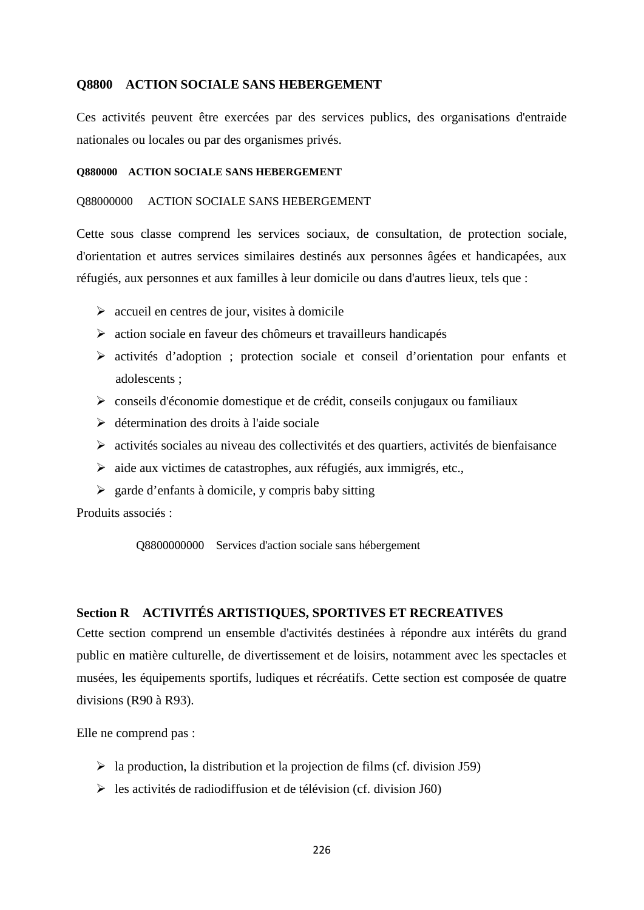### Q8800 ACTION SOCIALE SANS HEBERGEMENT

Ces activités peuvent être exercées par des services publics, des organisations d'entraide nationales ou locales ou par des organismes privés.

#### Q880000 ACTION SOCIALE SANS HEBERGEMENT

Q88000000 ACTION SOCIALE SANS HEBERGEMENT

Cette sous classe comprend les services sociaux, de consultation, de protection sociale, d'orientation et autres services similaires destinés aux personnes âgées et handicapées, aux réfugiés, aux personnes et aux familles à leur domicile ou dans d'autres lieux, tels que :

- accueil en centres de jour, visites à domicile
- action sociale en faveur des chômeurs et travailleurs handicapés
- activités d'adoption ; protection sociale et conseil d'orientation pour enfants et adolescents ;
- conseils d'économie domestique et de crédit, conseils conjugaux ou familiaux
- détermination des droits à l'aide sociale
- activités sociales au niveau des collectivités et des quartiers, activités de bienfaisance
- aide aux victimes de catastrophes, aux réfugiés, aux immigrés, etc.,
- garde d'enfants à domicile, y compris baby sitting

Produits associés :

Q8800000000 Services d'action sociale sans hébergement

## Section R ACTIVITÉS ARTISTIQUES, SPORTIVES ET RECREATIVES

Cette section comprend un ensemble d'activités destinées à répondre aux intérêts du grand public en matière culturelle, de divertissement et de loisirs, notamment avec les spectacles et musées, les équipements sportifs, ludiques et récréatifs. Cette section est composée de quatre divisions (R90 à R93).

Elle ne comprend pas :

- la production, la distribution et la projection de films (cf. division J59)
- les activités de radiodiffusion et de télévision (cf. division J60)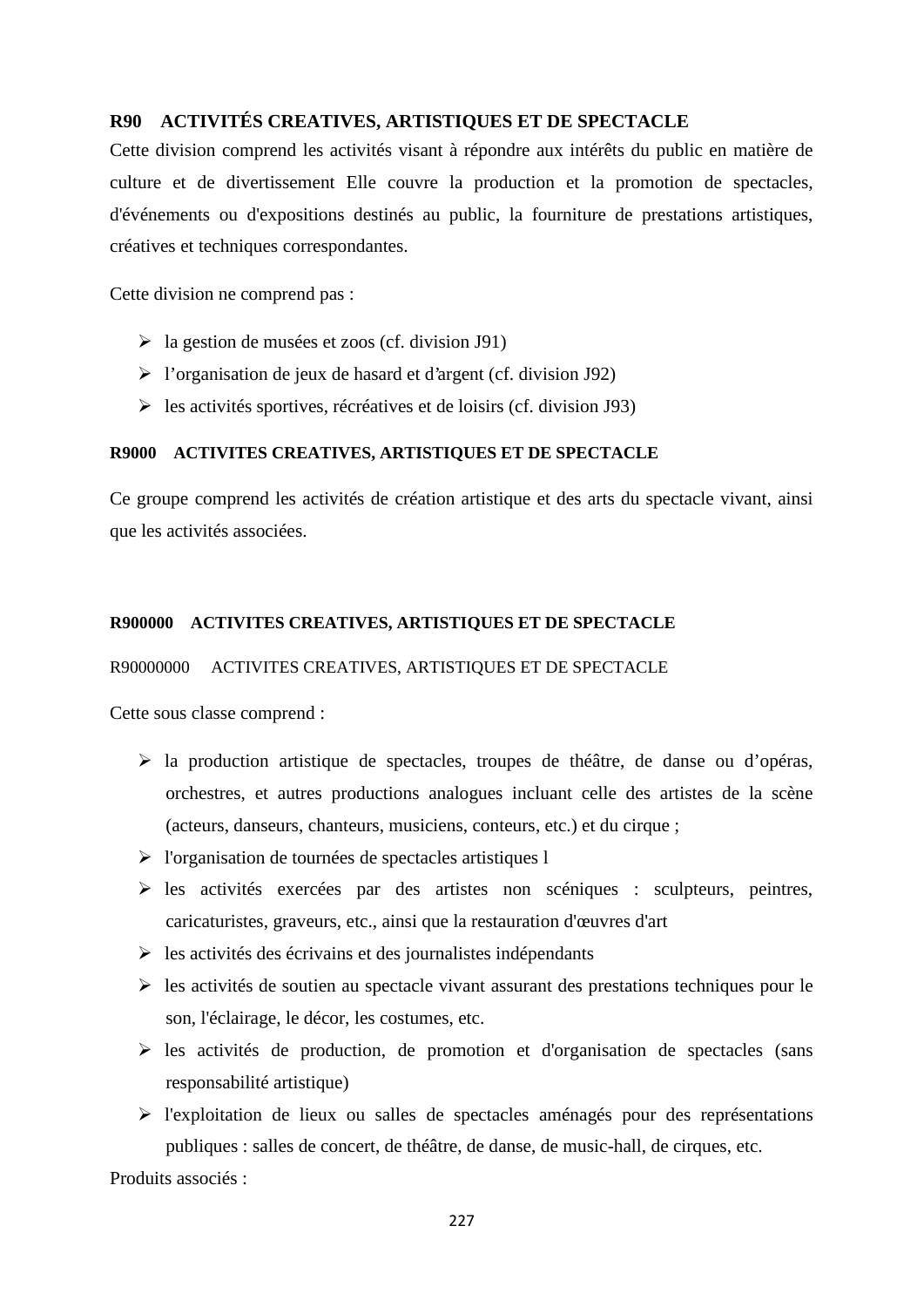## R90 ACTIVITÉS CREATIVES, ARTISTIQUES ET DE SPECTACLE

Cette division comprend les activités visant à répondre aux intérêts du public en matière de culture et de divertissement Elle couvre la production et la promotion de spectacles, d'événements ou d'expositions destinés au public, la fourniture de prestations artistiques, créatives et techniques correspondantes.

Cette division ne comprend pas :

- la gestion de musées et zoos (cf. division J91)
- l'organisation de jeux de hasard et d'argent (cf. division J92)
- les activités sportives, récréatives et de loisirs (cf. division J93)

### R9000 ACTIVITES CREATIVES, ARTISTIQUES ET DE SPECTACLE

Ce groupe comprend les activités de création artistique et des arts du spectacle vivant, ainsi que les activités associées.

#### R900000 ACTIVITES CREATIVES, ARTISTIQUES ET DE SPECTACLE

R90000000 ACTIVITES CREATIVES, ARTISTIQUES ET DE SPECTACLE

Cette sous classe comprend :

- la production artistique de spectacles, troupes de théâtre, de danse ou d'opéras, orchestres, et autres productions analogues incluant celle des artistes de la scène (acteurs, danseurs, chanteurs, musiciens, conteurs, etc.) et du cirque ;
- l'organisation de tournées de spectacles artistiques l
- les activités exercées par des artistes non scéniques : sculpteurs, peintres, caricaturistes, graveurs, etc., ainsi que la restauration d'œuvres d'art
- les activités des écrivains et des journalistes indépendants
- les activités de soutien au spectacle vivant assurant des prestations techniques pour le son, l'éclairage, le décor, les costumes, etc.
- les activités de production, de promotion et d'organisation de spectacles (sans responsabilité artistique)
- l'exploitation de lieux ou salles de spectacles aménagés pour des représentations publiques : salles de concert, de théâtre, de danse, de music-hall, de cirques, etc.

Produits associés :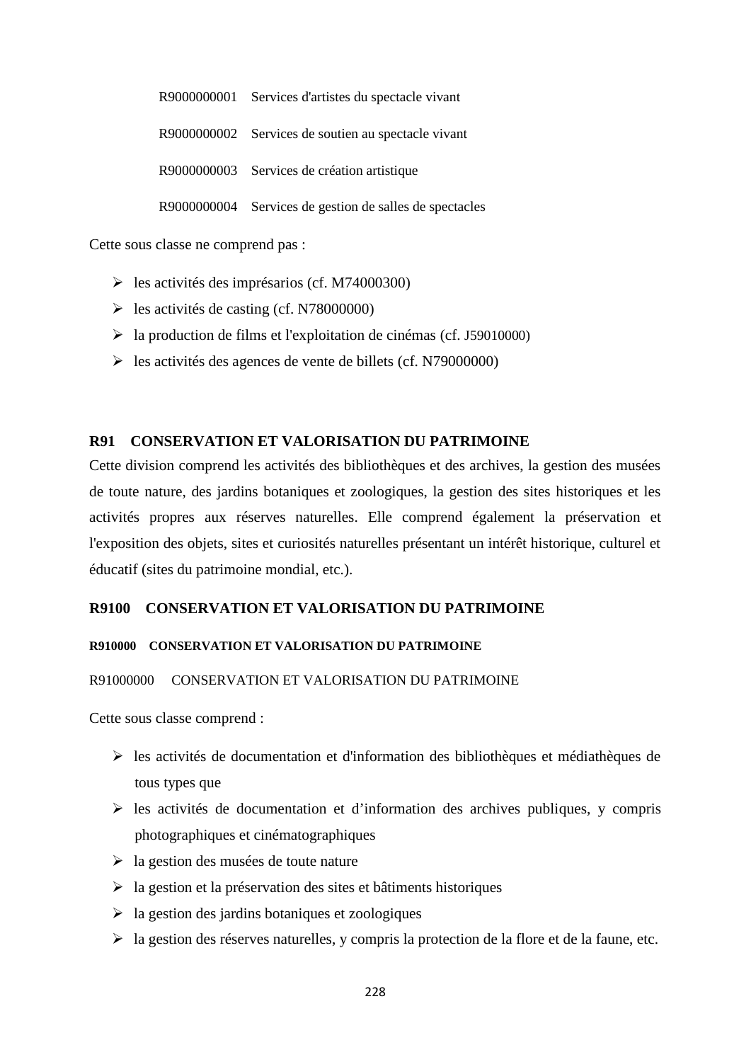R9000000001 Services d'artistes du spectacle vivant

R9000000002 Services de soutien au spectacle vivant

R9000000003 Services de création artistique

R9000000004 Services de gestion de salles de spectacles

Cette sous classe ne comprend pas :

- les activités des imprésarios (cf. M74000300)
- les activités de casting (cf. N78000000)
- la production de films et l'exploitation de cinémas (cf. J59010000)
- les activités des agences de vente de billets (cf. N79000000)

## R91 CONSERVATION ET VALORISATION DU PATRIMOINE

Cette division comprend les activités des bibliothèques et des archives, la gestion des musées de toute nature, des jardins botaniques et zoologiques, la gestion des sites historiques et les activités propres aux réserves naturelles. Elle comprend également la préservation et l'exposition des objets, sites et curiosités naturelles présentant un intérêt historique, culturel et éducatif (sites du patrimoine mondial, etc.).

### R9100 CONSERVATION ET VALORISATION DU PATRIMOINE

#### R910000 CONSERVATION ET VALORISATION DU PATRIMOINE

R91000000 CONSERVATION ET VALORISATION DU PATRIMOINE

Cette sous classe comprend :

- les activités de documentation et d'information des bibliothèques et médiathèques de tous types que
- les activités de documentation et d’information des archives publiques, y compris photographiques et cinématographiques
- la gestion des musées de toute nature
- la gestion et la préservation des sites et bâtiments historiques
- la gestion des jardins botaniques et zoologiques
- la gestion des réserves naturelles, y compris la protection de la flore et de la faune, etc.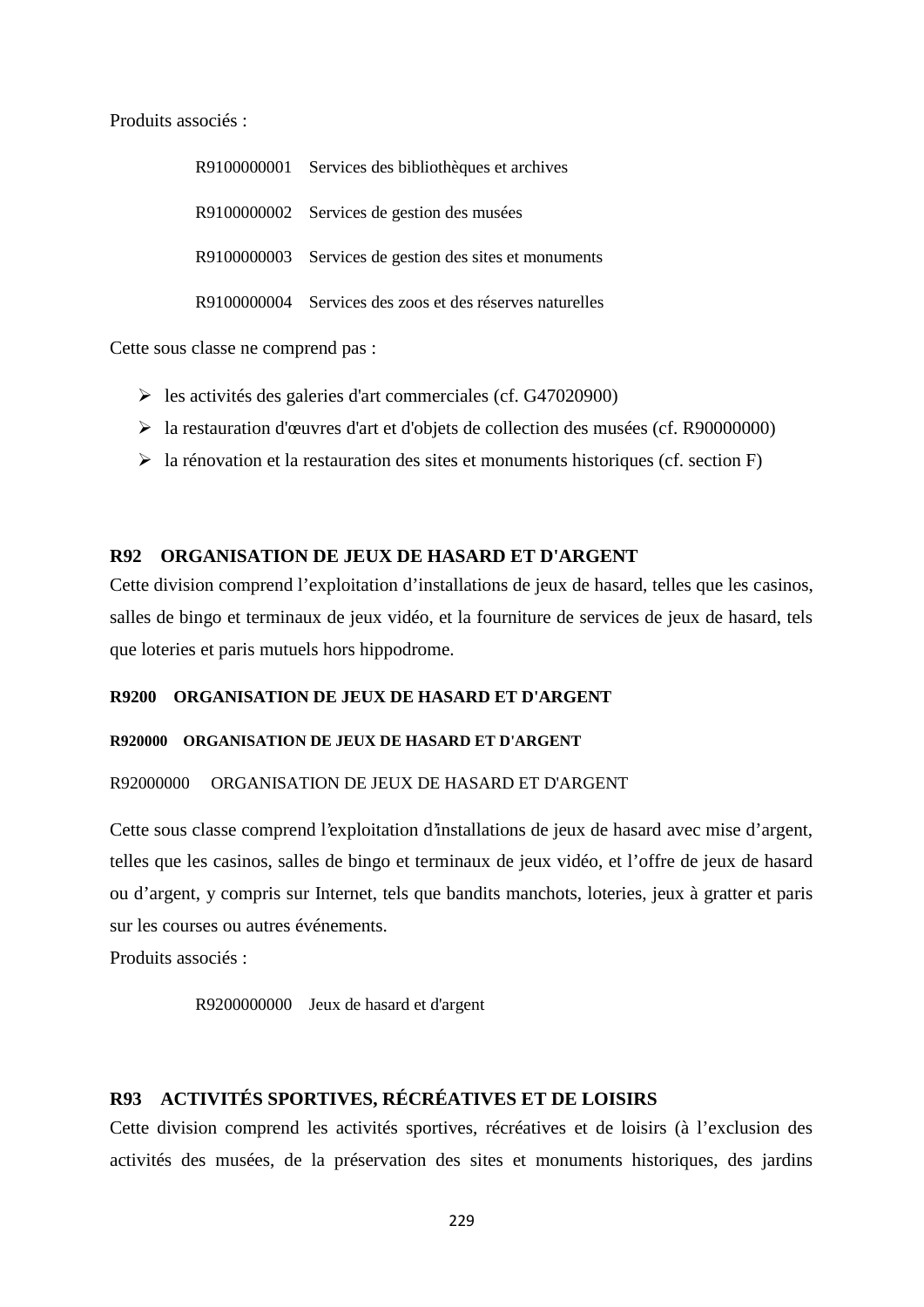Produits associés :

R9100000001 Services des bibliothèques et archives

R9100000002 Services de gestion des musées

R9100000003 Services de gestion des sites et monuments

R9100000004 Services des zoos et des réserves naturelles

Cette sous classe ne comprend pas :

- les activités des galeries d'art commerciales (cf. G47020900)
- la restauration d'œuvres d'art et d'objets de collection des musées (cf. R90000000)
- la rénovation et la restauration des sites et monuments historiques (cf. section F)

## R92 ORGANISATION DE JEUX DE HASARD ET D'ARGENT

Cette division comprend l’exploitation d’installations de jeux de hasard, telles que les casinos, salles de bingo et terminaux de jeux vidéo, et la fourniture de services de jeux de hasard, tels que loteries et paris mutuels hors hippodrome.

### R9200 ORGANISATION DE JEUX DE HASARD ET D'ARGENT

#### R920000 ORGANISATION DE JEUX DE HASARD ET D'ARGENT

R92000000 ORGANISATION DE JEUX DE HASARD ET D'ARGENT

Cette sous classe comprend l’exploitation d’installations de jeux de hasard avec mise d’argent, telles que les casinos, salles de bingo et terminaux de jeux vidéo, et l’offre de jeux de hasard ou d’argent, y compris sur Internet, tels que bandits manchots, loteries, jeux à gratter et paris sur les courses ou autres événements.

Produits associés :

R9200000000 Jeux de hasard et d'argent

## R93 ACTIVITÉS SPORTIVES, RÉCRÉATIVES ET DE LOISIRS

Cette division comprend les activités sportives, récréatives et de loisirs (à l’exclusion des activités des musées, de la préservation des sites et monuments historiques, des jardins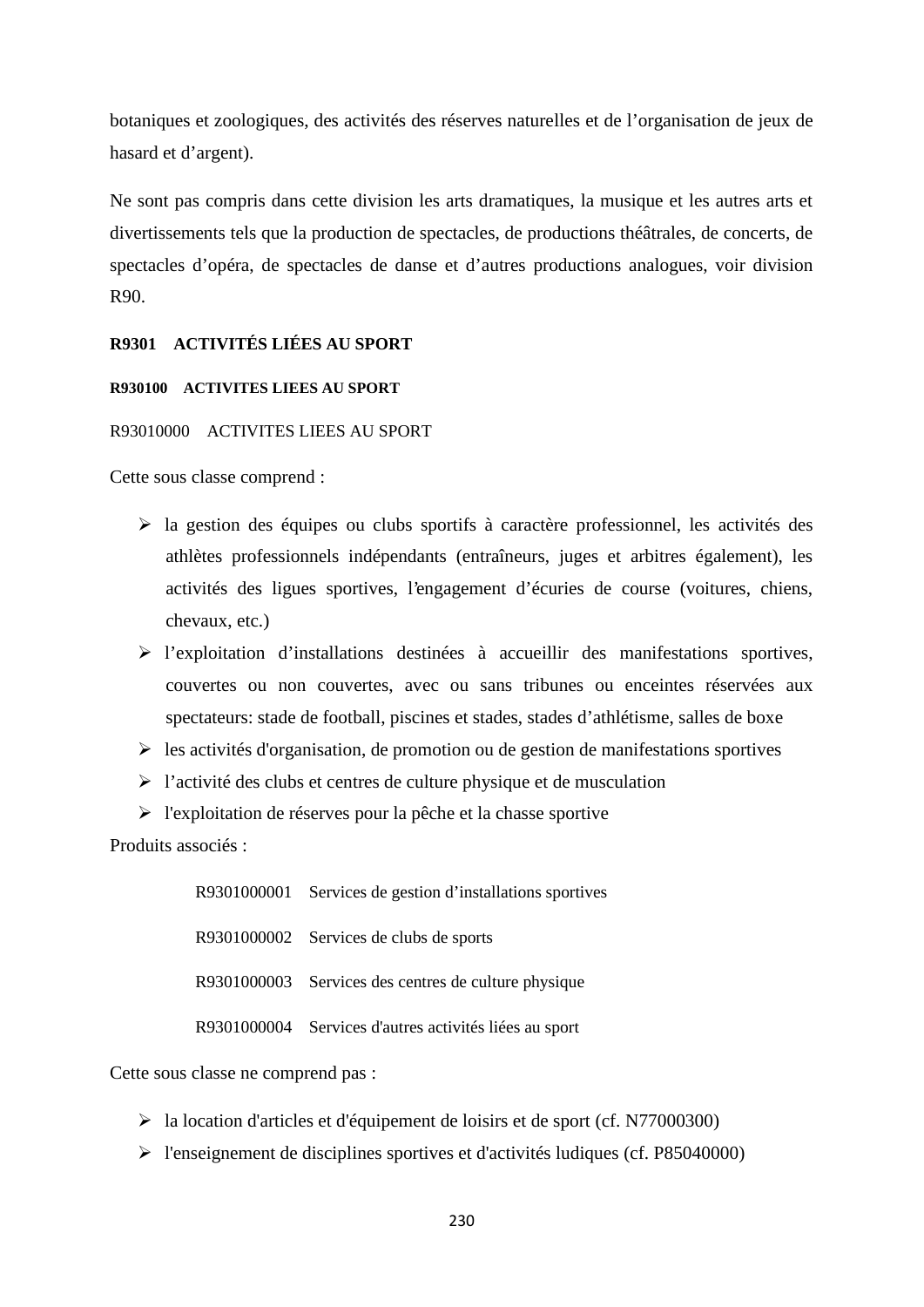botaniques et zoologiques, des activités des réserves naturelles et de l'organisation de jeux de hasard et d'argent).

Ne sont pas compris dans cette division les arts dramatiques, la musique et les autres arts et divertissements tels que la production de spectacles, de productions théâtrales, de concerts, de spectacles d'opéra, de spectacles de danse et d'autres productions analogues, voir division R90.

### R9301 ACTIVITÉS LIÉES AU SPORT

#### R930100 ACTIVITES LIEES AU SPORT

R93010000 ACTIVITES LIEES AU SPORT

Cette sous classe comprend :

- la gestion des équipes ou clubs sportifs à caractère professionnel, les activités des athlètes professionnels indépendants (entraîneurs, juges et arbitres également), les activités des ligues sportives, l'engagement d'écuries de course (voitures, chiens, chevaux, etc.)
- l'exploitation d'installations destinées à accueillir des manifestations sportives, couvertes ou non couvertes, avec ou sans tribunes ou enceintes réservées aux spectateurs: stade de football, piscines et stades, stades d'athlétisme, salles de boxe
- les activités d'organisation, de promotion ou de gestion de manifestations sportives
- l'activité des clubs et centres de culture physique et de musculation
- l'exploitation de réserves pour la pêche et la chasse sportive

Produits associés :

R9301000001 Services de gestion d'installations sportives

R9301000002 Services de clubs de sports

R9301000003 Services des centres de culture physique

R9301000004 Services d'autres activités liées au sport

Cette sous classe ne comprend pas :

- la location d'articles et d'équipement de loisirs et de sport (cf. N77000300)
- l'enseignement de disciplines sportives et d'activités ludiques (cf. P85040000)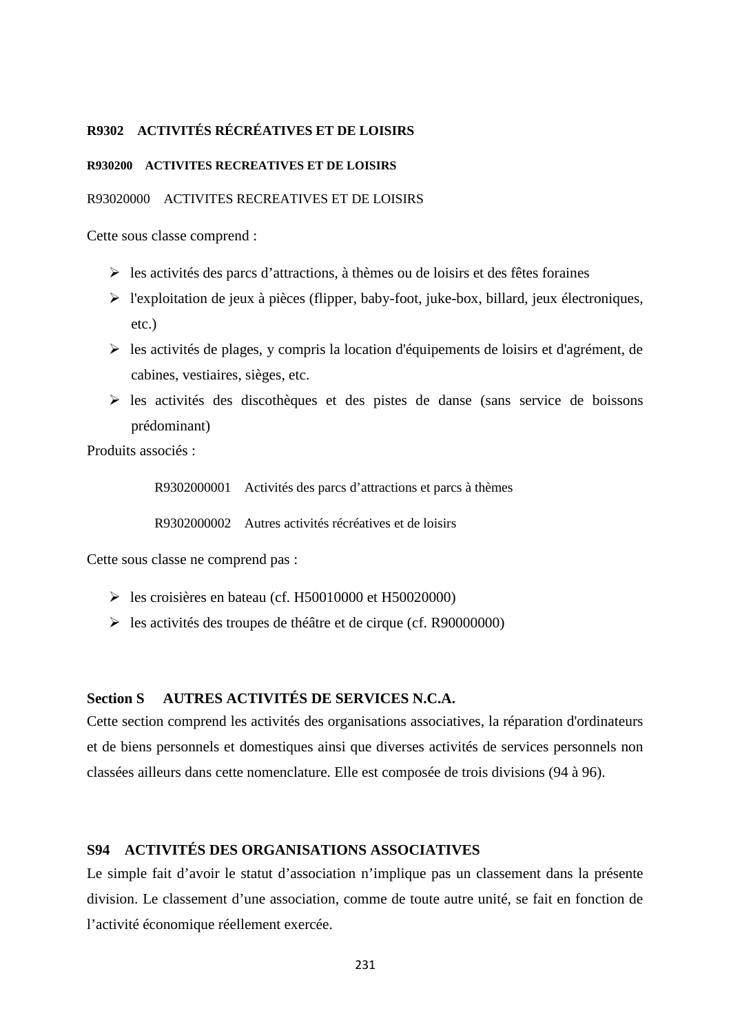**R9302 ACTIVITÉS RÉCRÉATIVES ET DE LOISIRS**

**R930200 ACTIVITES RECREATIVES ET DE LOISIRS**

R93020000 ACTIVITES RECREATIVES ET DE LOISIRS

Cette sous classe comprend :

- les activités des parcs d'attractions, à thèmes ou de loisirs et des fêtes foraines
- l'exploitation de jeux à pièces (flipper, baby-foot, juke-box, billard, jeux électroniques, etc.)
- les activités de plages, y compris la location d'équipements de loisirs et d'agrément, de cabines, vestiaires, sièges, etc.
- les activités des discothèques et des pistes de danse (sans service de boissons prédominant)

Produits associés :

> R9302000001 Activités des parcs d'attractions et parcs à thèmes
>
> R9302000002 Autres activités récréatives et de loisirs

Cette sous classe ne comprend pas :

- les croisières en bateau (cf. H50010000 et H50020000)
- les activités des troupes de théâtre et de cirque (cf. R90000000)

## Section S AUTRES ACTIVITÉS DE SERVICES N.C.A.

Cette section comprend les activités des organisations associatives, la réparation d'ordinateurs et de biens personnels et domestiques ainsi que diverses activités de services personnels non classées ailleurs dans cette nomenclature. Elle est composée de trois divisions (94 à 96).

### S94 ACTIVITÉS DES ORGANISATIONS ASSOCIATIVES

Le simple fait d'avoir le statut d'association n'implique pas un classement dans la présente division. Le classement d'une association, comme de toute autre unité, se fait en fonction de l'activité économique réellement exercée.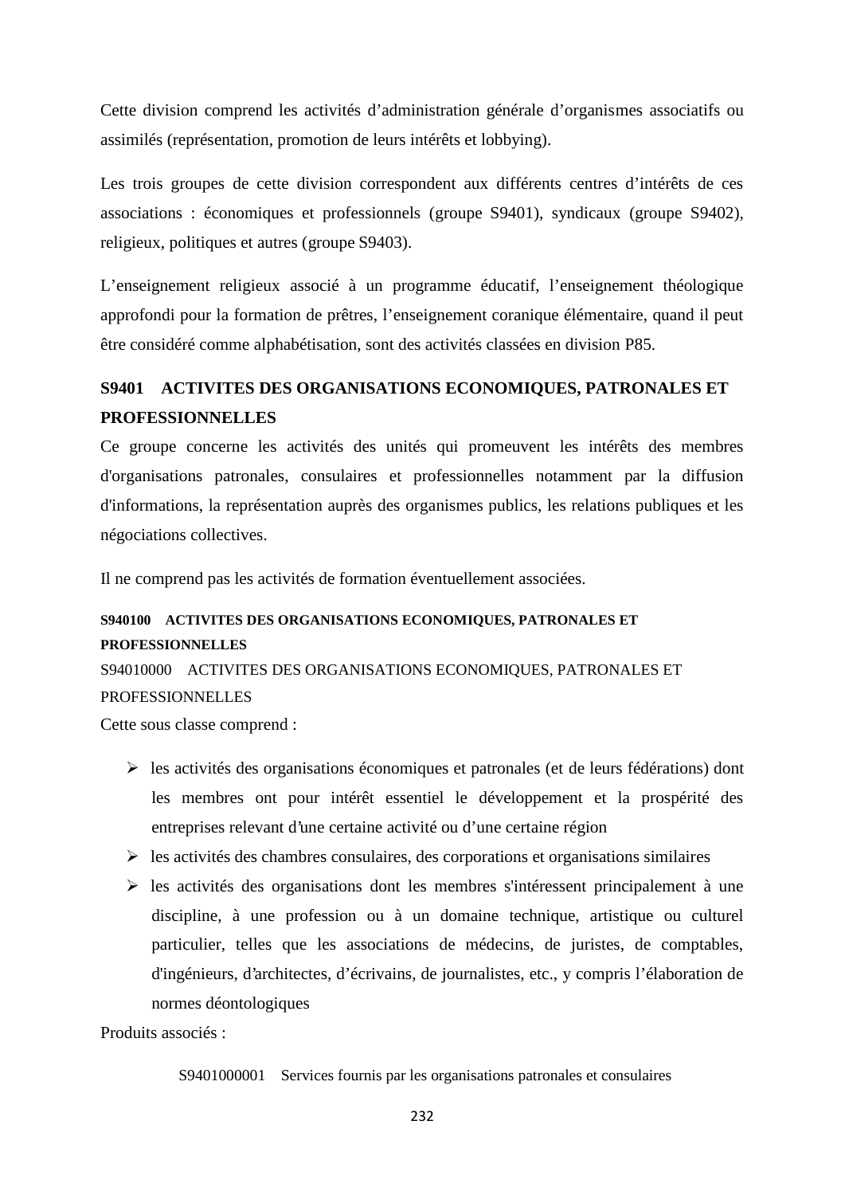Cette division comprend les activités d'administration générale d'organismes associatifs ou assimilés (représentation, promotion de leurs intérêts et lobbying).

Les trois groupes de cette division correspondent aux différents centres d'intérêts de ces associations : économiques et professionnels (groupe S9401), syndicaux (groupe S9402), religieux, politiques et autres (groupe S9403).

L'enseignement religieux associé à un programme éducatif, l'enseignement théologique approfondi pour la formation de prêtres, l'enseignement coranique élémentaire, quand il peut être considéré comme alphabétisation, sont des activités classées en division P85.

## S9401 ACTIVITES DES ORGANISATIONS ECONOMIQUES, PATRONALES ET PROFESSIONNELLES

Ce groupe concerne les activités des unités qui promeuvent les intérêts des membres d'organisations patronales, consulaires et professionnelles notamment par la diffusion d'informations, la représentation auprès des organismes publics, les relations publiques et les négociations collectives.

Il ne comprend pas les activités de formation éventuellement associées.

### S940100 ACTIVITES DES ORGANISATIONS ECONOMIQUES, PATRONALES ET PROFESSIONNELLES

S94010000 ACTIVITES DES ORGANISATIONS ECONOMIQUES, PATRONALES ET PROFESSIONNELLES

Cette sous classe comprend :

- les activités des organisations économiques et patronales (et de leurs fédérations) dont les membres ont pour intérêt essentiel le développement et la prospérité des entreprises relevant d'une certaine activité ou d'une certaine région
- les activités des chambres consulaires, des corporations et organisations similaires
- les activités des organisations dont les membres s'intéressent principalement à une discipline, à une profession ou à un domaine technique, artistique ou culturel particulier, telles que les associations de médecins, de juristes, de comptables, d'ingénieurs, d'architectes, d'écrivains, de journalistes, etc., y compris l'élaboration de normes déontologiques

Produits associés :

S9401000001 Services fournis par les organisations patronales et consulaires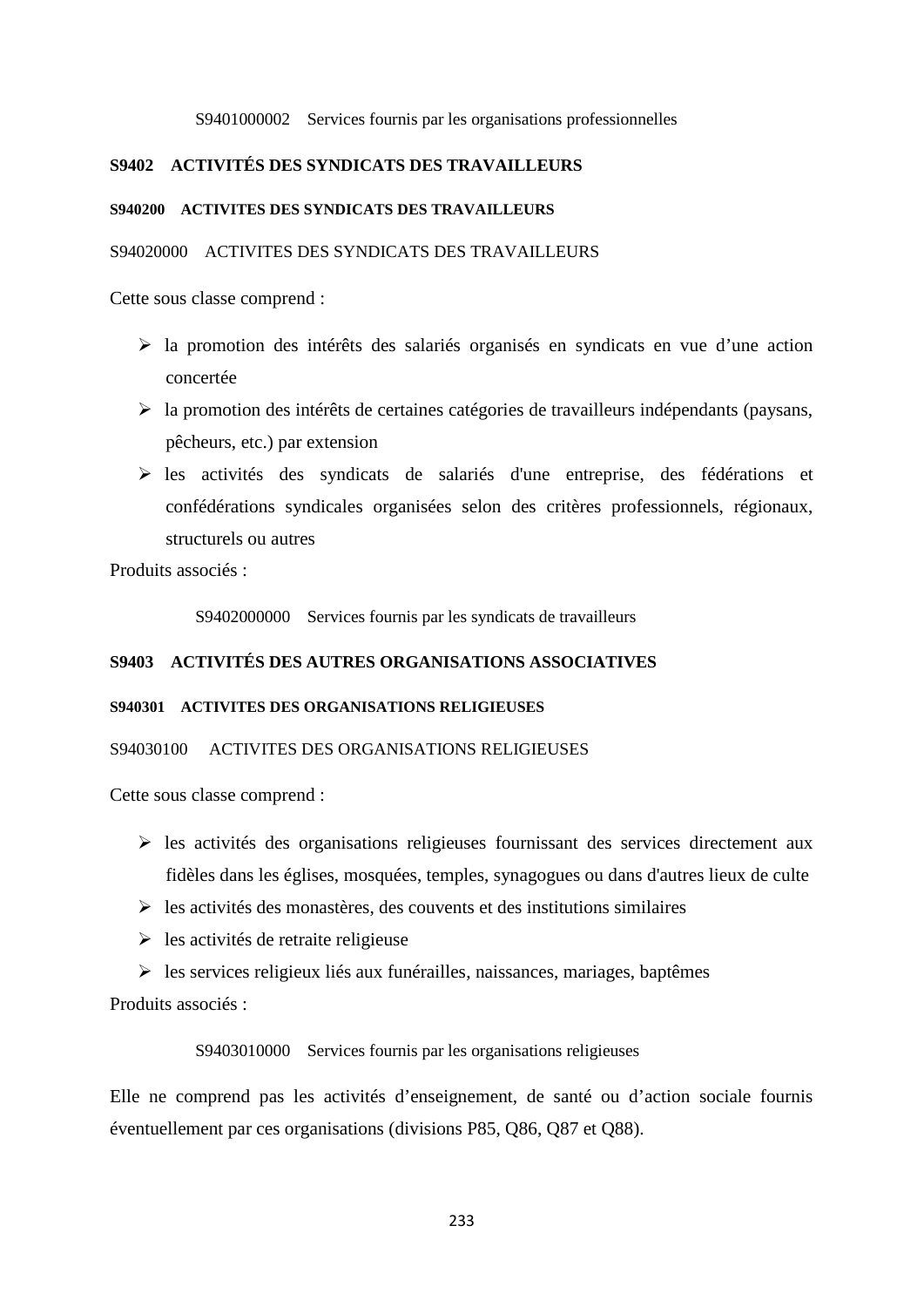S9401000002 Services fournis par les organisations professionnelles

## S9402 ACTIVITÉS DES SYNDICATS DES TRAVAILLEURS

### S940200 ACTIVITES DES SYNDICATS DES TRAVAILLEURS

S94020000 ACTIVITES DES SYNDICATS DES TRAVAILLEURS

Cette sous classe comprend :

- la promotion des intérêts des salariés organisés en syndicats en vue d'une action concertée
- la promotion des intérêts de certaines catégories de travailleurs indépendants (paysans, pêcheurs, etc.) par extension
- les activités des syndicats de salariés d'une entreprise, des fédérations et confédérations syndicales organisées selon des critères professionnels, régionaux, structurels ou autres

Produits associés :

S9402000000 Services fournis par les syndicats de travailleurs

## S9403 ACTIVITÉS DES AUTRES ORGANISATIONS ASSOCIATIVES

### S940301 ACTIVITES DES ORGANISATIONS RELIGIEUSES

S94030100 ACTIVITES DES ORGANISATIONS RELIGIEUSES

Cette sous classe comprend :

- les activités des organisations religieuses fournissant des services directement aux fidèles dans les églises, mosquées, temples, synagogues ou dans d'autres lieux de culte
- les activités des monastères, des couvents et des institutions similaires
- les activités de retraite religieuse
- les services religieux liés aux funérailles, naissances, mariages, baptêmes

Produits associés :

S9403010000 Services fournis par les organisations religieuses

Elle ne comprend pas les activités d'enseignement, de santé ou d'action sociale fournis éventuellement par ces organisations (divisions P85, Q86, Q87 et Q88).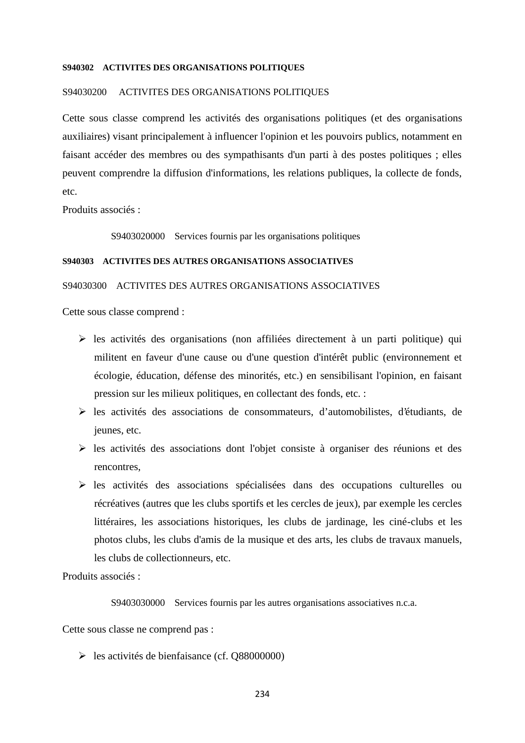**S940302 ACTIVITES DES ORGANISATIONS POLITIQUES**

S94030200 ACTIVITES DES ORGANISATIONS POLITIQUES

Cette sous classe comprend les activités des organisations politiques (et des organisations auxiliaires) visant principalement à influencer l'opinion et les pouvoirs publics, notamment en faisant accéder des membres ou des sympathisants d'un parti à des postes politiques ; elles peuvent comprendre la diffusion d'informations, les relations publiques, la collecte de fonds, etc.

Produits associés :

S9403020000 Services fournis par les organisations politiques

**S940303 ACTIVITES DES AUTRES ORGANISATIONS ASSOCIATIVES**

S94030300 ACTIVITES DES AUTRES ORGANISATIONS ASSOCIATIVES

Cette sous classe comprend :

- les activités des organisations (non affiliées directement à un parti politique) qui militent en faveur d'une cause ou d'une question d'intérêt public (environnement et écologie, éducation, défense des minorités, etc.) en sensibilisant l'opinion, en faisant pression sur les milieux politiques, en collectant des fonds, etc. :
- les activités des associations de consommateurs, d'automobilistes, d'étudiants, de jeunes, etc.
- les activités des associations dont l'objet consiste à organiser des réunions et des rencontres,
- les activités des associations spécialisées dans des occupations culturelles ou récréatives (autres que les clubs sportifs et les cercles de jeux), par exemple les cercles littéraires, les associations historiques, les clubs de jardinage, les ciné-clubs et les photos clubs, les clubs d'amis de la musique et des arts, les clubs de travaux manuels, les clubs de collectionneurs, etc.

Produits associés :

S9403030000 Services fournis par les autres organisations associatives n.c.a.

Cette sous classe ne comprend pas :

- les activités de bienfaisance (cf. Q88000000)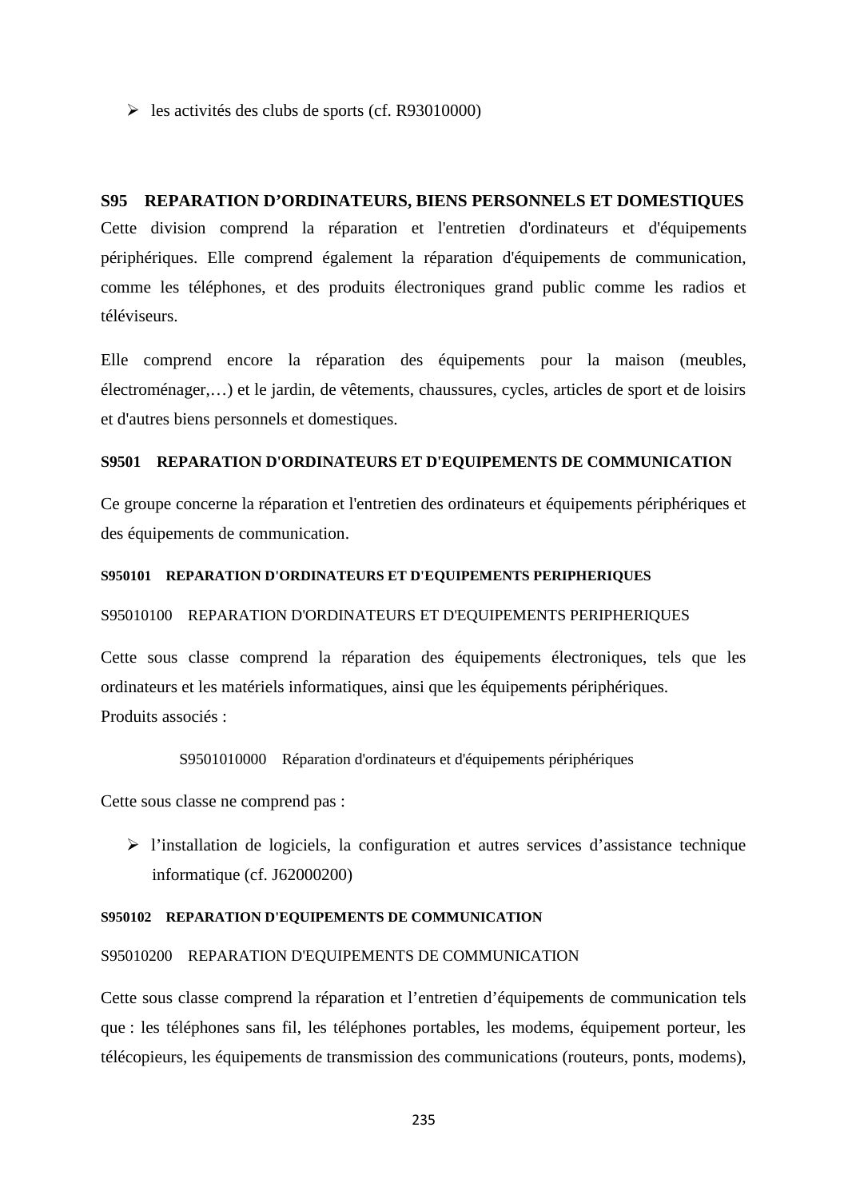- les activités des clubs de sports (cf. R93010000)

## S95 REPARATION D’ORDINATEURS, BIENS PERSONNELS ET DOMESTIQUES

Cette division comprend la réparation et l'entretien d'ordinateurs et d'équipements périphériques. Elle comprend également la réparation d'équipements de communication, comme les téléphones, et des produits électroniques grand public comme les radios et téléviseurs.

Elle comprend encore la réparation des équipements pour la maison (meubles, électroménager,…) et le jardin, de vêtements, chaussures, cycles, articles de sport et de loisirs et d'autres biens personnels et domestiques.

### S9501 REPARATION D'ORDINATEURS ET D'EQUIPEMENTS DE COMMUNICATION

Ce groupe concerne la réparation et l'entretien des ordinateurs et équipements périphériques et des équipements de communication.

#### S950101 REPARATION D'ORDINATEURS ET D'EQUIPEMENTS PERIPHERIQUES

S95010100 REPARATION D'ORDINATEURS ET D'EQUIPEMENTS PERIPHERIQUES

Cette sous classe comprend la réparation des équipements électroniques, tels que les ordinateurs et les matériels informatiques, ainsi que les équipements périphériques.
Produits associés :

S9501010000 Réparation d'ordinateurs et d'équipements périphériques

Cette sous classe ne comprend pas :

- l’installation de logiciels, la configuration et autres services d’assistance technique informatique (cf. J62000200)

#### S950102 REPARATION D'EQUIPEMENTS DE COMMUNICATION

S95010200 REPARATION D'EQUIPEMENTS DE COMMUNICATION

Cette sous classe comprend la réparation et l’entretien d’équipements de communication tels que : les téléphones sans fil, les téléphones portables, les modems, équipement porteur, les télécopieurs, les équipements de transmission des communications (routeurs, ponts, modems),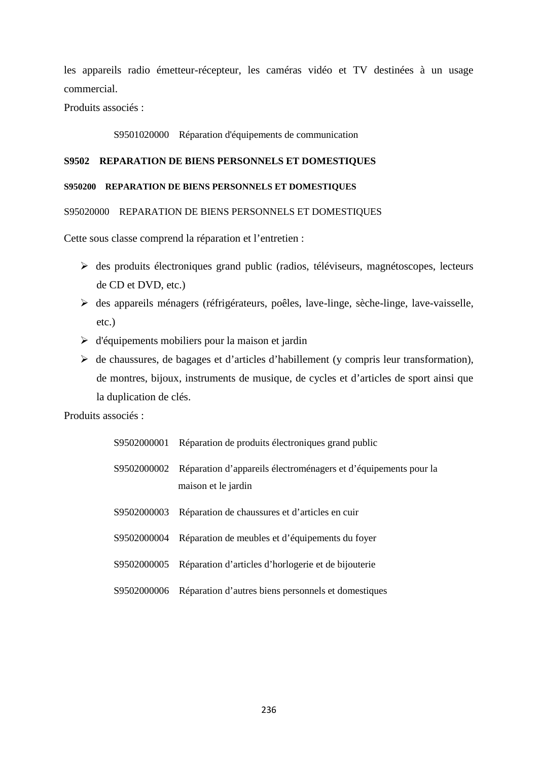les appareils radio émetteur-récepteur, les caméras vidéo et TV destinées à un usage commercial.

Produits associés :

S9501020000 Réparation d'équipements de communication

### S9502 REPARATION DE BIENS PERSONNELS ET DOMESTIQUES

#### S950200 REPARATION DE BIENS PERSONNELS ET DOMESTIQUES

S95020000 REPARATION DE BIENS PERSONNELS ET DOMESTIQUES

Cette sous classe comprend la réparation et l’entretien :

- des produits électroniques grand public (radios, téléviseurs, magnétoscopes, lecteurs de CD et DVD, etc.)
- des appareils ménagers (réfrigérateurs, poêles, lave-linge, sèche-linge, lave-vaisselle, etc.)
- d'équipements mobiliers pour la maison et jardin
- de chaussures, de bagages et d’articles d’habillement (y compris leur transformation), de montres, bijoux, instruments de musique, de cycles et d’articles de sport ainsi que la duplication de clés.

Produits associés :

S9502000001 Réparation de produits électroniques grand public

S9502000002 Réparation d’appareils électroménagers et d’équipements pour la maison et le jardin

S9502000003 Réparation de chaussures et d’articles en cuir

S9502000004 Réparation de meubles et d’équipements du foyer

S9502000005 Réparation d’articles d’horlogerie et de bijouterie

S9502000006 Réparation d’autres biens personnels et domestiques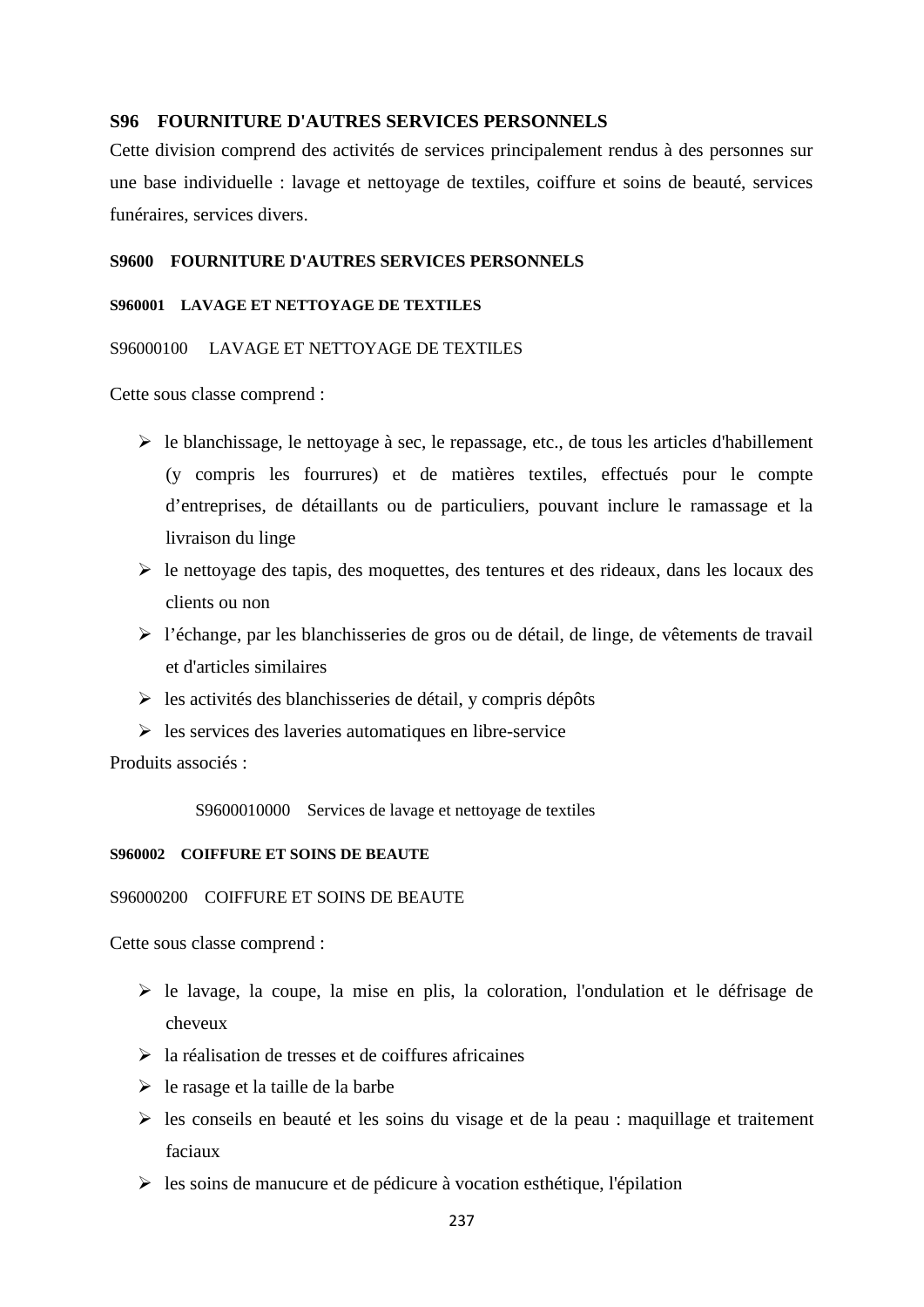## S96 FOURNITURE D'AUTRES SERVICES PERSONNELS

Cette division comprend des activités de services principalement rendus à des personnes sur une base individuelle : lavage et nettoyage de textiles, coiffure et soins de beauté, services funéraires, services divers.

### S9600 FOURNITURE D'AUTRES SERVICES PERSONNELS

#### S960001 LAVAGE ET NETTOYAGE DE TEXTILES

S96000100 LAVAGE ET NETTOYAGE DE TEXTILES

Cette sous classe comprend :

- le blanchissage, le nettoyage à sec, le repassage, etc., de tous les articles d'habillement (y compris les fourrures) et de matières textiles, effectués pour le compte d'entreprises, de détaillants ou de particuliers, pouvant inclure le ramassage et la livraison du linge
- le nettoyage des tapis, des moquettes, des tentures et des rideaux, dans les locaux des clients ou non
- l'échange, par les blanchisseries de gros ou de détail, de linge, de vêtements de travail et d'articles similaires
- les activités des blanchisseries de détail, y compris dépôts
- les services des laveries automatiques en libre-service

Produits associés :

S9600010000 Services de lavage et nettoyage de textiles

#### S960002 COIFFURE ET SOINS DE BEAUTE

S96000200 COIFFURE ET SOINS DE BEAUTE

Cette sous classe comprend :

- le lavage, la coupe, la mise en plis, la coloration, l'ondulation et le défrisage de cheveux
- la réalisation de tresses et de coiffures africaines
- le rasage et la taille de la barbe
- les conseils en beauté et les soins du visage et de la peau : maquillage et traitement faciaux
- les soins de manucure et de pédicure à vocation esthétique, l'épilation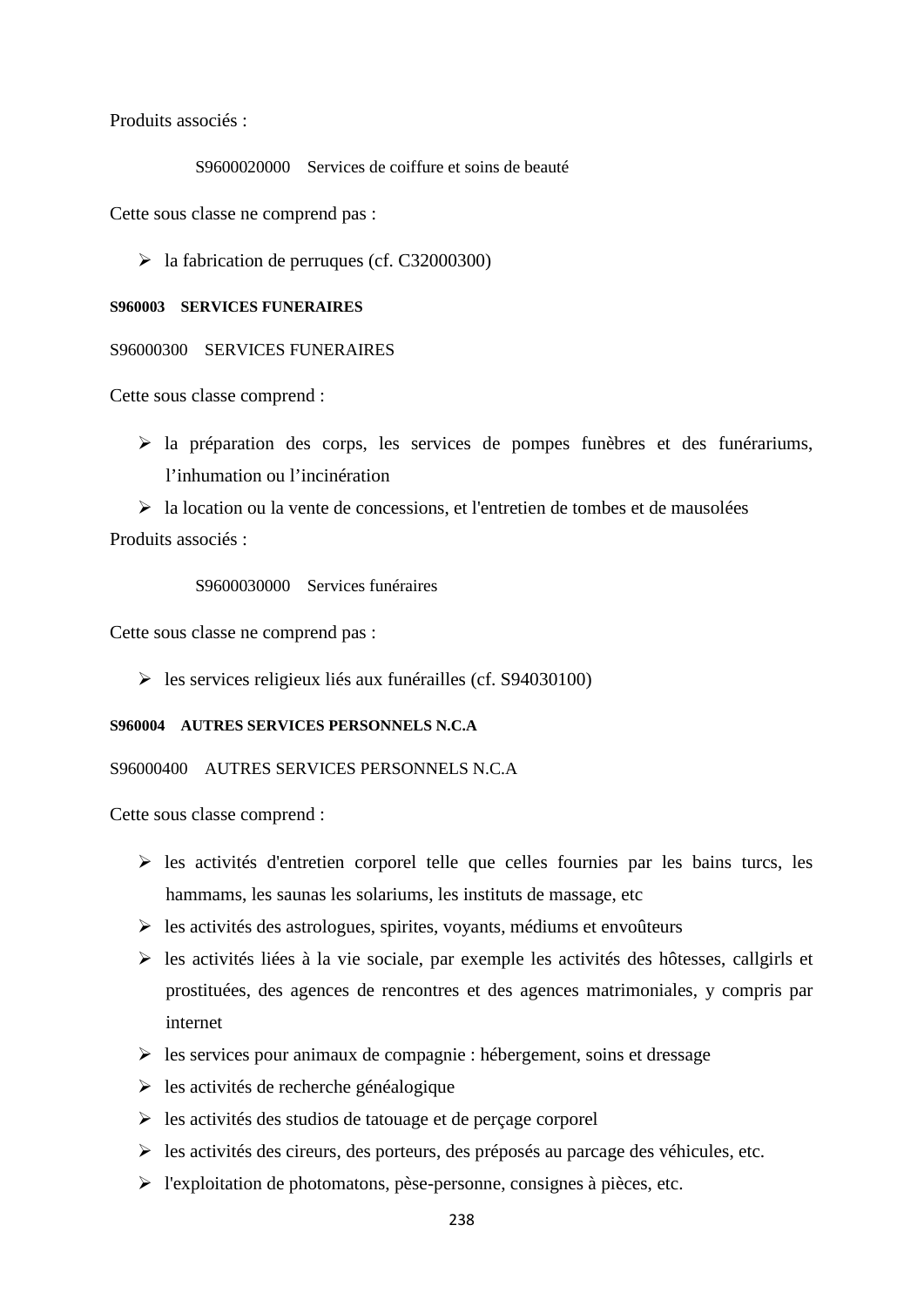Produits associés :

S9600020000 Services de coiffure et soins de beauté

Cette sous classe ne comprend pas :

- la fabrication de perruques (cf. C32000300)

#### S960003 SERVICES FUNERAIRES

S96000300 SERVICES FUNERAIRES

Cette sous classe comprend :

- la préparation des corps, les services de pompes funèbres et des funérariums, l'inhumation ou l'incinération
- la location ou la vente de concessions, et l'entretien de tombes et de mausolées

Produits associés :

S9600030000 Services funéraires

Cette sous classe ne comprend pas :

- les services religieux liés aux funérailles (cf. S94030100)

#### S960004 AUTRES SERVICES PERSONNELS N.C.A

S96000400 AUTRES SERVICES PERSONNELS N.C.A

Cette sous classe comprend :

- les activités d'entretien corporel telle que celles fournies par les bains turcs, les hammams, les saunas les solariums, les instituts de massage, etc
- les activités des astrologues, spirites, voyants, médiums et envoûteurs
- les activités liées à la vie sociale, par exemple les activités des hôtesses, callgirls et prostituées, des agences de rencontres et des agences matrimoniales, y compris par internet
- les services pour animaux de compagnie : hébergement, soins et dressage
- les activités de recherche généalogique
- les activités des studios de tatouage et de perçage corporel
- les activités des cireurs, des porteurs, des préposés au parcage des véhicules, etc.
- l'exploitation de photomatons, pèse-personne, consignes à pièces, etc.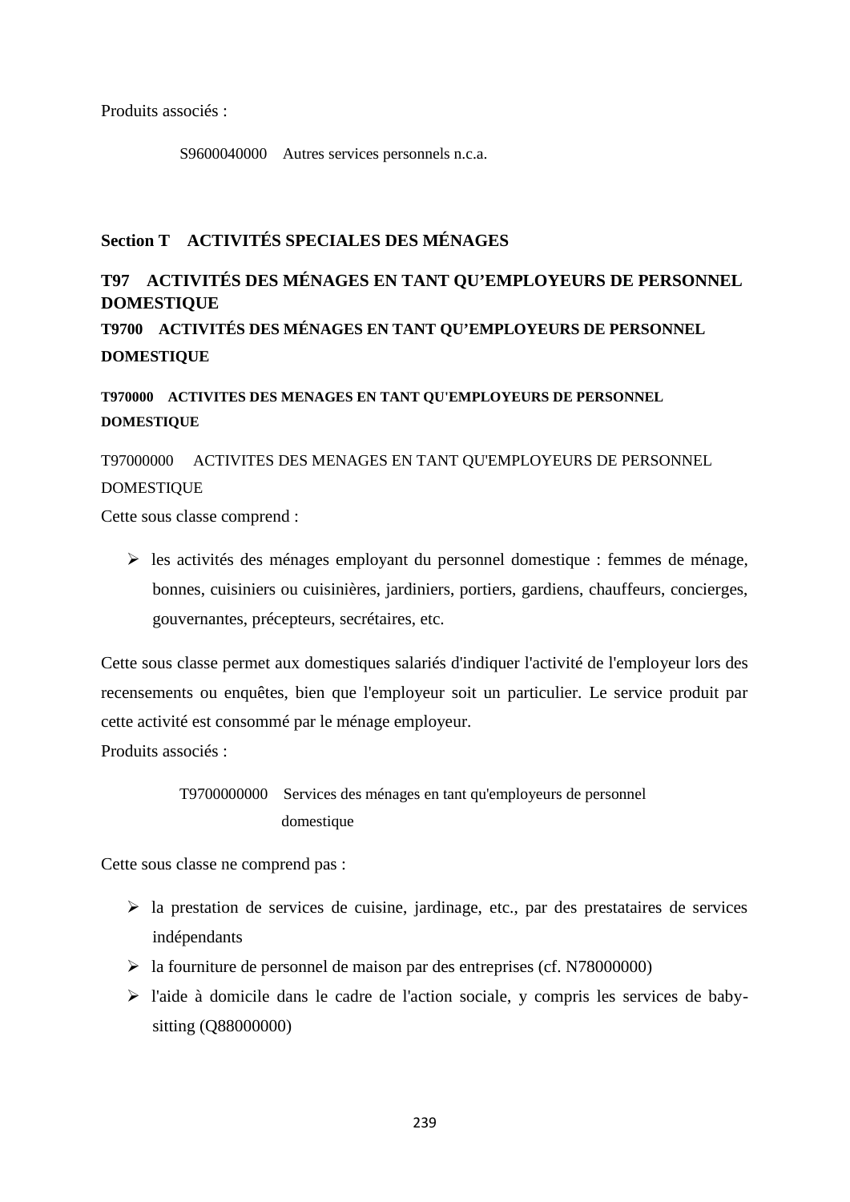Produits associés :

S9600040000 Autres services personnels n.c.a.

# Section T ACTIVITÉS SPECIALES DES MÉNAGES

## T97 ACTIVITÉS DES MÉNAGES EN TANT QU'EMPLOYEURS DE PERSONNEL DOMESTIQUE

### T9700 ACTIVITÉS DES MÉNAGES EN TANT QU'EMPLOYEURS DE PERSONNEL DOMESTIQUE

#### T970000 ACTIVITES DES MENAGES EN TANT QU'EMPLOYEURS DE PERSONNEL DOMESTIQUE

T97000000 ACTIVITES DES MENAGES EN TANT QU'EMPLOYEURS DE PERSONNEL DOMESTIQUE

Cette sous classe comprend :

- les activités des ménages employant du personnel domestique : femmes de ménage, bonnes, cuisiniers ou cuisinières, jardiniers, portiers, gardiens, chauffeurs, concierges, gouvernantes, précepteurs, secrétaires, etc.

Cette sous classe permet aux domestiques salariés d'indiquer l'activité de l'employeur lors des recensements ou enquêtes, bien que l'employeur soit un particulier. Le service produit par cette activité est consommé par le ménage employeur.

Produits associés :

T9700000000 Services des ménages en tant qu'employeurs de personnel domestique

Cette sous classe ne comprend pas :

- la prestation de services de cuisine, jardinage, etc., par des prestataires de services indépendants
- la fourniture de personnel de maison par des entreprises (cf. N78000000)
- l'aide à domicile dans le cadre de l'action sociale, y compris les services de baby-sitting (Q88000000)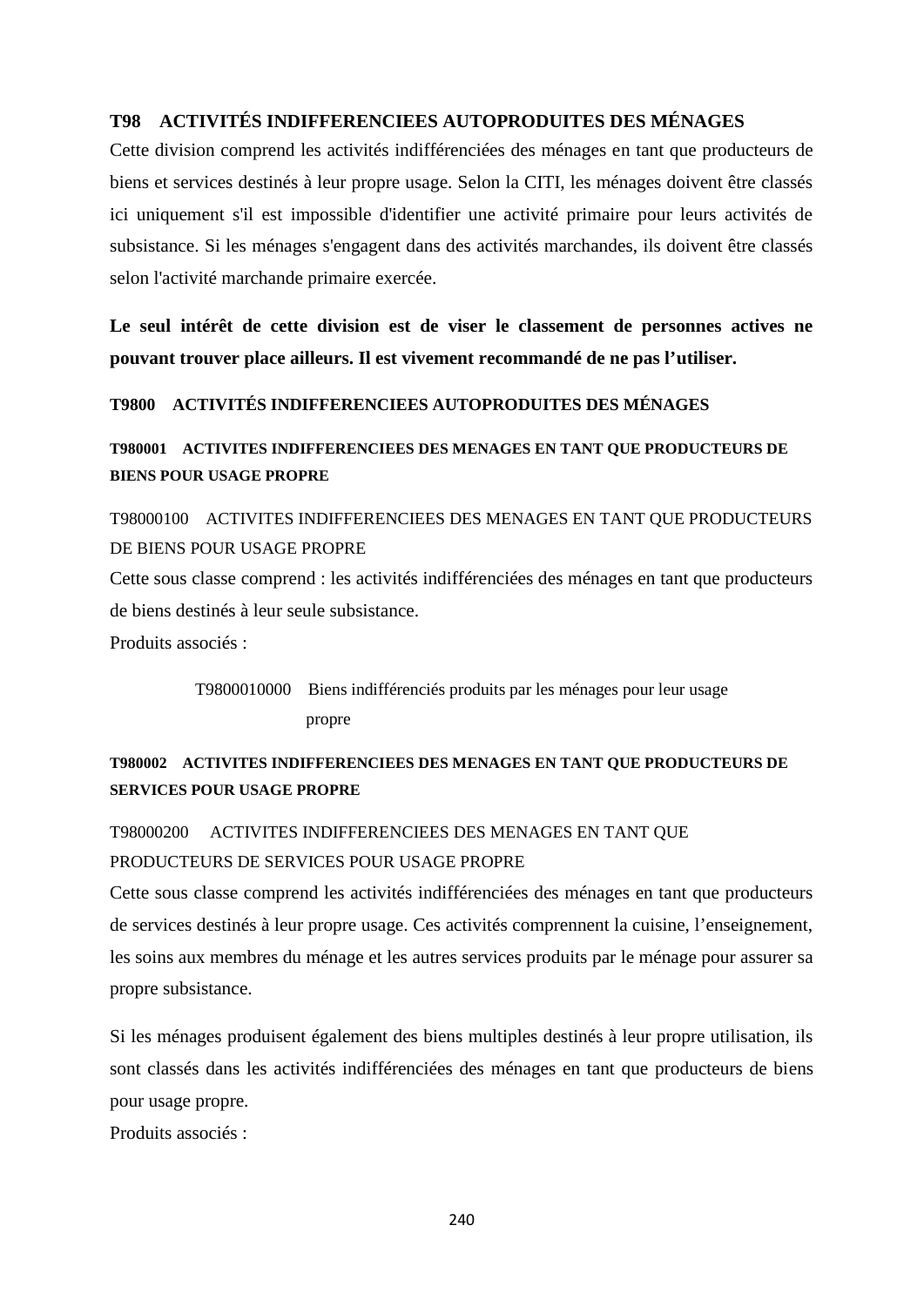## T98 ACTIVITÉS INDIFFERENCIEES AUTOPRODUITES DES MÉNAGES

Cette division comprend les activités indifférenciées des ménages en tant que producteurs de biens et services destinés à leur propre usage. Selon la CITI, les ménages doivent être classés ici uniquement s'il est impossible d'identifier une activité primaire pour leurs activités de subsistance. Si les ménages s'engagent dans des activités marchandes, ils doivent être classés selon l'activité marchande primaire exercée.

**Le seul intérêt de cette division est de viser le classement de personnes actives ne pouvant trouver place ailleurs. Il est vivement recommandé de ne pas l'utiliser.**

### T9800 ACTIVITÉS INDIFFERENCIEES AUTOPRODUITES DES MÉNAGES

#### T980001 ACTIVITES INDIFFERENCIEES DES MENAGES EN TANT QUE PRODUCTEURS DE BIENS POUR USAGE PROPRE

T98000100 ACTIVITES INDIFFERENCIEES DES MENAGES EN TANT QUE PRODUCTEURS DE BIENS POUR USAGE PROPRE

Cette sous classe comprend : les activités indifférenciées des ménages en tant que producteurs de biens destinés à leur seule subsistance.

Produits associés :

> T9800010000 Biens indifférenciés produits par les ménages pour leur usage propre

#### T980002 ACTIVITES INDIFFERENCIEES DES MENAGES EN TANT QUE PRODUCTEURS DE SERVICES POUR USAGE PROPRE

T98000200 ACTIVITES INDIFFERENCIEES DES MENAGES EN TANT QUE PRODUCTEURS DE SERVICES POUR USAGE PROPRE

Cette sous classe comprend les activités indifférenciées des ménages en tant que producteurs de services destinés à leur propre usage. Ces activités comprennent la cuisine, l'enseignement, les soins aux membres du ménage et les autres services produits par le ménage pour assurer sa propre subsistance.

Si les ménages produisent également des biens multiples destinés à leur propre utilisation, ils sont classés dans les activités indifférenciées des ménages en tant que producteurs de biens pour usage propre.

Produits associés :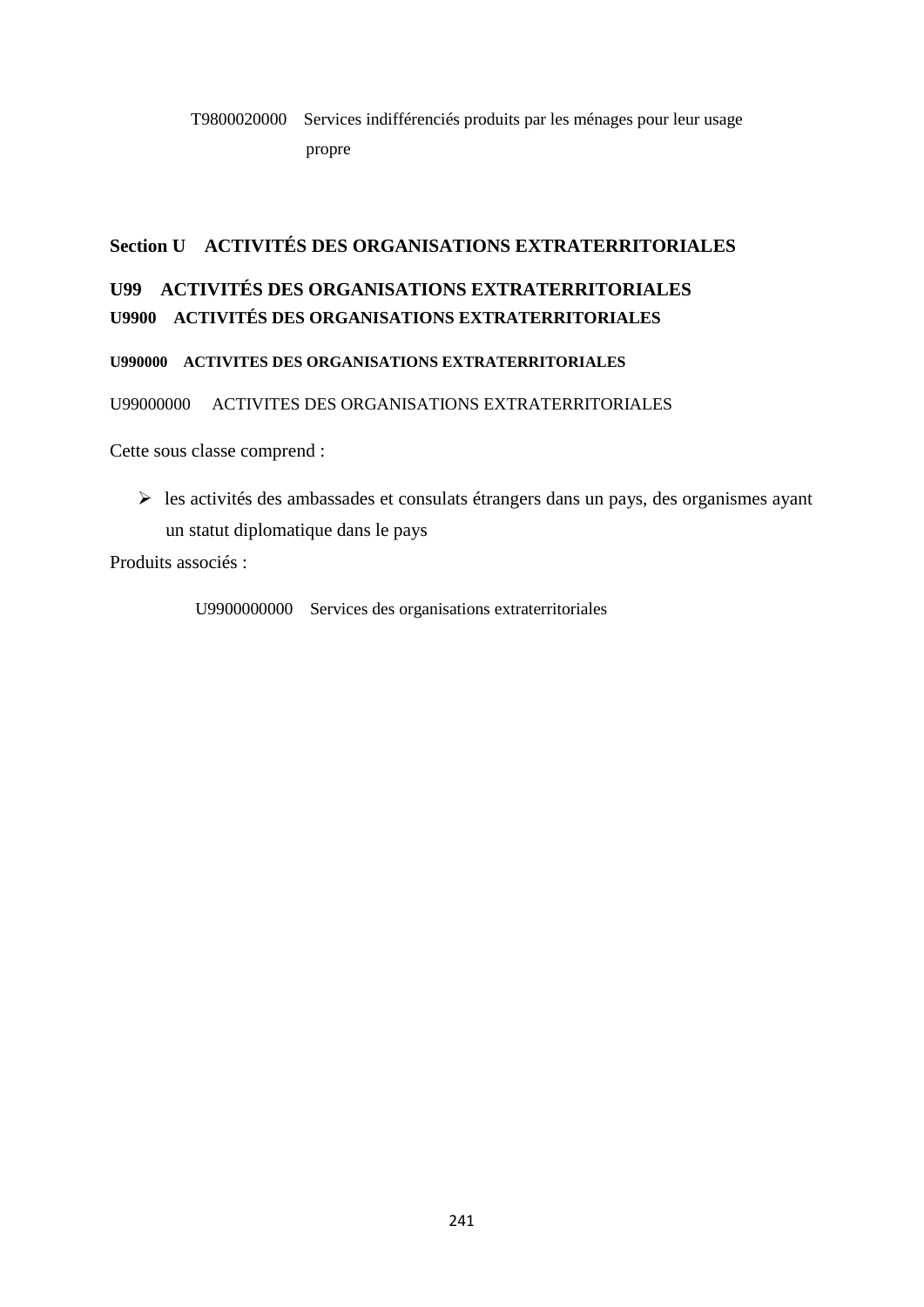T9800020000 Services indifférenciés produits par les ménages pour leur usage propre

# Section U ACTIVITÉS DES ORGANISATIONS EXTRATERRITORIALES

## U99 ACTIVITÉS DES ORGANISATIONS EXTRATERRITORIALES

### U9900 ACTIVITÉS DES ORGANISATIONS EXTRATERRITORIALES

#### U990000 ACTIVITES DES ORGANISATIONS EXTRATERRITORIALES

U99000000 ACTIVITES DES ORGANISATIONS EXTRATERRITORIALES

Cette sous classe comprend :

- les activités des ambassades et consulats étrangers dans un pays, des organismes ayant un statut diplomatique dans le pays

Produits associés :

U9900000000 Services des organisations extraterritoriales